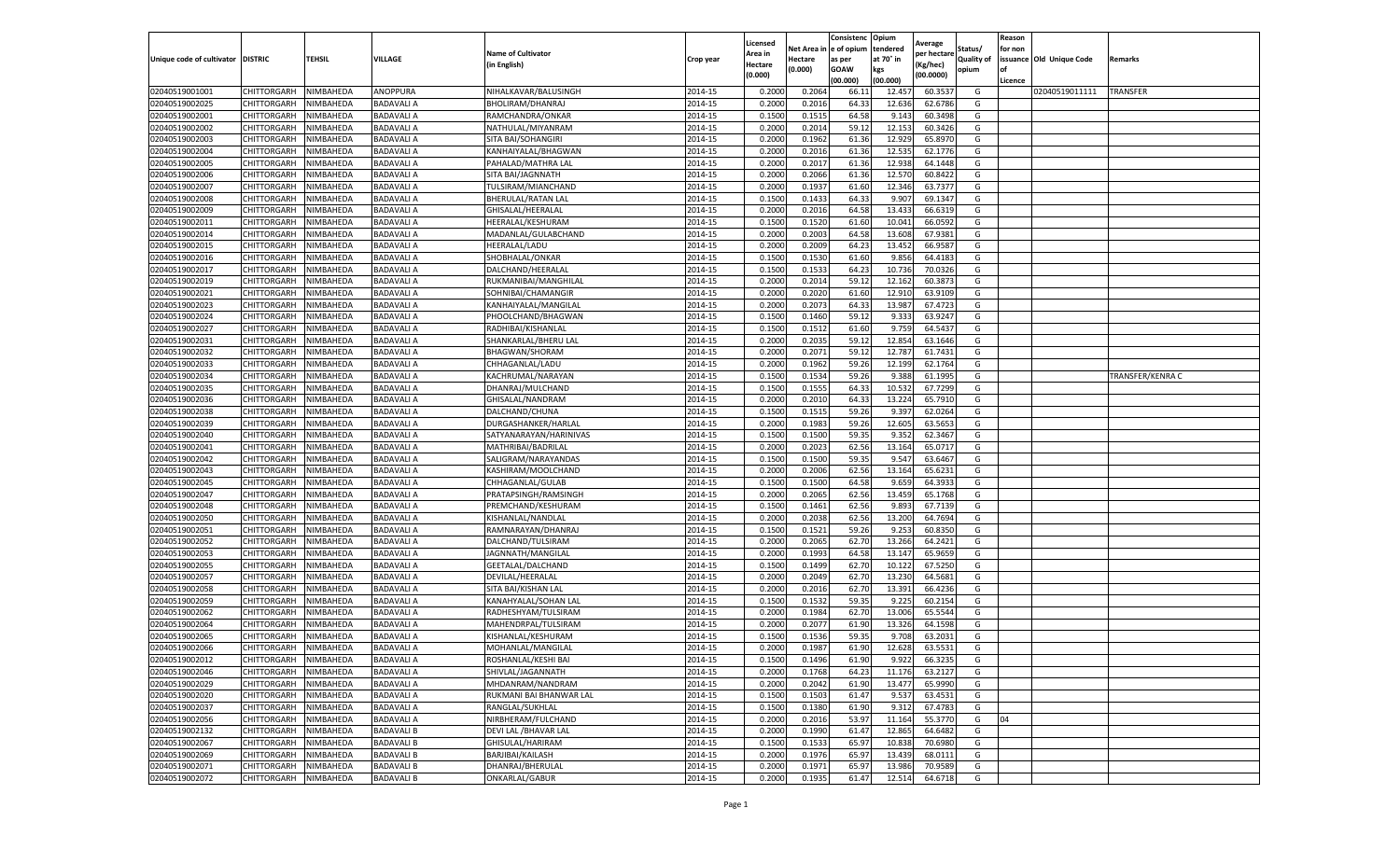| Unique code of cultivator | DISTRIC | TEHSIL | VILLAGE | Name of Cultivator (in English) | Crop year | Licensed Area in Hectare (0.000) | Net Area in Hectare (0.000) | Consistenc e of opium as per GOAW (00.000) | Opium tendered at 70˚ in kgs (00.000) | Average per hectare (Kg/hec) (00.0000) | Status/ Quality of opium | Reason for non issuance of Licence | Old Unique Code | Remarks |
|---|---|---|---|---|---|---|---|---|---|---|---|---|---|---|
| 02040519001001 | CHITTORGARH | NIMBAHEDA | ANOPPURA | NIHALKAVAR/BALUSINGH | 2014-15 | 0.2000 | 0.2064 | 66.11 | 12.457 | 60.3537 | G | | 02040519011111 | TRANSFER |
| 02040519002025 | CHITTORGARH | NIMBAHEDA | BADAVALI A | BHOLIRAM/DHANRAJ | 2014-15 | 0.2000 | 0.2016 | 64.33 | 12.636 | 62.6786 | G | | | |
| 02040519002001 | CHITTORGARH | NIMBAHEDA | BADAVALI A | RAMCHANDRA/ONKAR | 2014-15 | 0.1500 | 0.1515 | 64.58 | 9.143 | 60.3498 | G | | | |
| 02040519002002 | CHITTORGARH | NIMBAHEDA | BADAVALI A | NATHULAL/MIYANRAM | 2014-15 | 0.2000 | 0.2014 | 59.12 | 12.153 | 60.3426 | G | | | |
| 02040519002003 | CHITTORGARH | NIMBAHEDA | BADAVALI A | SITA BAI/SOHANGIRI | 2014-15 | 0.2000 | 0.1962 | 61.36 | 12.929 | 65.8970 | G | | | |
| 02040519002004 | CHITTORGARH | NIMBAHEDA | BADAVALI A | KANHAIYALAL/BHAGWAN | 2014-15 | 0.2000 | 0.2016 | 61.36 | 12.535 | 62.1776 | G | | | |
| 02040519002005 | CHITTORGARH | NIMBAHEDA | BADAVALI A | PAHALAD/MATHRA LAL | 2014-15 | 0.2000 | 0.2017 | 61.36 | 12.938 | 64.1448 | G | | | |
| 02040519002006 | CHITTORGARH | NIMBAHEDA | BADAVALI A | SITA BAI/JAGNNATH | 2014-15 | 0.2000 | 0.2066 | 61.36 | 12.570 | 60.8422 | G | | | |
| 02040519002007 | CHITTORGARH | NIMBAHEDA | BADAVALI A | TULSIRAM/MIANCHAND | 2014-15 | 0.2000 | 0.1937 | 61.60 | 12.346 | 63.7377 | G | | | |
| 02040519002008 | CHITTORGARH | NIMBAHEDA | BADAVALI A | BHERULAL/RATAN LAL | 2014-15 | 0.1500 | 0.1433 | 64.33 | 9.907 | 69.1347 | G | | | |
| 02040519002009 | CHITTORGARH | NIMBAHEDA | BADAVALI A | GHISALAL/HEERALAL | 2014-15 | 0.2000 | 0.2016 | 64.58 | 13.433 | 66.6319 | G | | | |
| 02040519002011 | CHITTORGARH | NIMBAHEDA | BADAVALI A | HEERALAL/KESHURAM | 2014-15 | 0.1500 | 0.1520 | 61.60 | 10.041 | 66.0592 | G | | | |
| 02040519002014 | CHITTORGARH | NIMBAHEDA | BADAVALI A | MADANLAL/GULABCHAND | 2014-15 | 0.2000 | 0.2003 | 64.58 | 13.608 | 67.9381 | G | | | |
| 02040519002015 | CHITTORGARH | NIMBAHEDA | BADAVALI A | HEERALAL/LADU | 2014-15 | 0.2000 | 0.2009 | 64.23 | 13.452 | 66.9587 | G | | | |
| 02040519002016 | CHITTORGARH | NIMBAHEDA | BADAVALI A | SHOBHALAL/ONKAR | 2014-15 | 0.1500 | 0.1530 | 61.60 | 9.856 | 64.4183 | G | | | |
| 02040519002017 | CHITTORGARH | NIMBAHEDA | BADAVALI A | DALCHAND/HEERALAL | 2014-15 | 0.1500 | 0.1533 | 64.23 | 10.736 | 70.0326 | G | | | |
| 02040519002019 | CHITTORGARH | NIMBAHEDA | BADAVALI A | RUKMANIBAI/MANGHILAL | 2014-15 | 0.2000 | 0.2014 | 59.12 | 12.162 | 60.3873 | G | | | |
| 02040519002021 | CHITTORGARH | NIMBAHEDA | BADAVALI A | SOHNIBAI/CHAMANGIR | 2014-15 | 0.2000 | 0.2020 | 61.60 | 12.910 | 63.9109 | G | | | |
| 02040519002023 | CHITTORGARH | NIMBAHEDA | BADAVALI A | KANHAIYALAL/MANGILAL | 2014-15 | 0.2000 | 0.2073 | 64.33 | 13.987 | 67.4723 | G | | | |
| 02040519002024 | CHITTORGARH | NIMBAHEDA | BADAVALI A | PHOOLCHAND/BHAGWAN | 2014-15 | 0.1500 | 0.1460 | 59.12 | 9.333 | 63.9247 | G | | | |
| 02040519002027 | CHITTORGARH | NIMBAHEDA | BADAVALI A | RADHIBAI/KISHANLAL | 2014-15 | 0.1500 | 0.1512 | 61.60 | 9.759 | 64.5437 | G | | | |
| 02040519002031 | CHITTORGARH | NIMBAHEDA | BADAVALI A | SHANKARLAL/BHERU LAL | 2014-15 | 0.2000 | 0.2035 | 59.12 | 12.854 | 63.1646 | G | | | |
| 02040519002032 | CHITTORGARH | NIMBAHEDA | BADAVALI A | BHAGWAN/SHORAM | 2014-15 | 0.2000 | 0.2071 | 59.12 | 12.787 | 61.7431 | G | | | |
| 02040519002033 | CHITTORGARH | NIMBAHEDA | BADAVALI A | CHHAGANLAL/LADU | 2014-15 | 0.2000 | 0.1962 | 59.26 | 12.199 | 62.1764 | G | | | |
| 02040519002034 | CHITTORGARH | NIMBAHEDA | BADAVALI A | KACHRUMAL/NARAYAN | 2014-15 | 0.1500 | 0.1534 | 59.26 | 9.388 | 61.1995 | G | | | TRANSFER/KENRA C |
| 02040519002035 | CHITTORGARH | NIMBAHEDA | BADAVALI A | DHANRAJ/MULCHAND | 2014-15 | 0.1500 | 0.1555 | 64.33 | 10.532 | 67.7299 | G | | | |
| 02040519002036 | CHITTORGARH | NIMBAHEDA | BADAVALI A | GHISALAL/NANDRAM | 2014-15 | 0.2000 | 0.2010 | 64.33 | 13.224 | 65.7910 | G | | | |
| 02040519002038 | CHITTORGARH | NIMBAHEDA | BADAVALI A | DALCHAND/CHUNA | 2014-15 | 0.1500 | 0.1515 | 59.26 | 9.397 | 62.0264 | G | | | |
| 02040519002039 | CHITTORGARH | NIMBAHEDA | BADAVALI A | DURGASHANKER/HARLAL | 2014-15 | 0.2000 | 0.1983 | 59.26 | 12.605 | 63.5653 | G | | | |
| 02040519002040 | CHITTORGARH | NIMBAHEDA | BADAVALI A | SATYANARAYAN/HARINIVAS | 2014-15 | 0.1500 | 0.1500 | 59.35 | 9.352 | 62.3467 | G | | | |
| 02040519002041 | CHITTORGARH | NIMBAHEDA | BADAVALI A | MATHRIBAI/BADRILAL | 2014-15 | 0.2000 | 0.2023 | 62.56 | 13.164 | 65.0717 | G | | | |
| 02040519002042 | CHITTORGARH | NIMBAHEDA | BADAVALI A | SALIGRAM/NARAYANDAS | 2014-15 | 0.1500 | 0.1500 | 59.35 | 9.547 | 63.6467 | G | | | |
| 02040519002044 | CHITTORGARH | NIMBAHEDA | BADAVALI A | KASHIRAM/MOOLCHAND | 2014-15 | 0.2000 | 0.2006 | 62.56 | 13.164 | 65.6231 | G | | | |
| 02040519002045 | CHITTORGARH | NIMBAHEDA | BADAVALI A | CHHAGANLAL/GULAB | 2014-15 | 0.1500 | 0.1500 | 64.58 | 9.659 | 64.3933 | G | | | |
| 02040519002047 | CHITTORGARH | NIMBAHEDA | BADAVALI A | PRATAPSINGH/RAMSINGH | 2014-15 | 0.2000 | 0.2065 | 62.56 | 13.459 | 65.1768 | G | | | |
| 02040519002048 | CHITTORGARH | NIMBAHEDA | BADAVALI A | PREMCHAND/KESHURAM | 2014-15 | 0.1500 | 0.1461 | 62.56 | 9.893 | 67.7139 | G | | | |
| 02040519002050 | CHITTORGARH | NIMBAHEDA | BADAVALI A | KISHANLAL/NANDLAL | 2014-15 | 0.2000 | 0.2038 | 62.56 | 13.200 | 64.7694 | G | | | |
| 02040519002051 | CHITTORGARH | NIMBAHEDA | BADAVALI A | RAMNARAYAN/DHANRAJ | 2014-15 | 0.1500 | 0.1521 | 59.26 | 9.253 | 60.8350 | G | | | |
| 02040519002052 | CHITTORGARH | NIMBAHEDA | BADAVALI A | DALCHAND/TULSIRAM | 2014-15 | 0.2000 | 0.2065 | 62.70 | 13.266 | 64.2421 | G | | | |
| 02040519002053 | CHITTORGARH | NIMBAHEDA | BADAVALI A | JAGNNATH/MANGILAL | 2014-15 | 0.2000 | 0.1993 | 64.58 | 13.147 | 65.9659 | G | | | |
| 02040519002055 | CHITTORGARH | NIMBAHEDA | BADAVALI A | GEETALAL/DALCHAND | 2014-15 | 0.1500 | 0.1499 | 62.70 | 10.122 | 67.5250 | G | | | |
| 02040519002057 | CHITTORGARH | NIMBAHEDA | BADAVALI A | DEVILAL/HEERALAL | 2014-15 | 0.2000 | 0.2049 | 62.70 | 13.230 | 64.5681 | G | | | |
| 02040519002058 | CHITTORGARH | NIMBAHEDA | BADAVALI A | SITA BAI/KISHAN LAL | 2014-15 | 0.2000 | 0.2016 | 62.70 | 13.391 | 66.4236 | G | | | |
| 02040519002059 | CHITTORGARH | NIMBAHEDA | BADAVALI A | KANAHYALAL/SOHAN LAL | 2014-15 | 0.1500 | 0.1532 | 59.35 | 9.225 | 60.2154 | G | | | |
| 02040519002062 | CHITTORGARH | NIMBAHEDA | BADAVALI A | RADHESHYAM/TULSIRAM | 2014-15 | 0.2000 | 0.1984 | 62.70 | 13.006 | 65.5544 | G | | | |
| 02040519002064 | CHITTORGARH | NIMBAHEDA | BADAVALI A | MAHENDRPAL/TULSIRAM | 2014-15 | 0.2000 | 0.2077 | 61.90 | 13.326 | 64.1598 | G | | | |
| 02040519002065 | CHITTORGARH | NIMBAHEDA | BADAVALI A | KISHANLAL/KESHURAM | 2014-15 | 0.1500 | 0.1536 | 59.35 | 9.708 | 63.2031 | G | | | |
| 02040519002066 | CHITTORGARH | NIMBAHEDA | BADAVALI A | MOHANLAL/MANGILAL | 2014-15 | 0.2000 | 0.1987 | 61.90 | 12.628 | 63.5531 | G | | | |
| 02040519002012 | CHITTORGARH | NIMBAHEDA | BADAVALI A | ROSHANLAL/KESHI BAI | 2014-15 | 0.1500 | 0.1496 | 61.90 | 9.922 | 66.3235 | G | | | |
| 02040519002046 | CHITTORGARH | NIMBAHEDA | BADAVALI A | SHIVLAL/JAGANNATH | 2014-15 | 0.2000 | 0.1768 | 64.23 | 11.176 | 63.2127 | G | | | |
| 02040519002029 | CHITTORGARH | NIMBAHEDA | BADAVALI A | MHDANRAM/NANDRAM | 2014-15 | 0.2000 | 0.2042 | 61.90 | 13.477 | 65.9990 | G | | | |
| 02040519002020 | CHITTORGARH | NIMBAHEDA | BADAVALI A | RUKMANI BAI BHANWAR LAL | 2014-15 | 0.1500 | 0.1503 | 61.47 | 9.537 | 63.4531 | G | | | |
| 02040519002037 | CHITTORGARH | NIMBAHEDA | BADAVALI A | RANGLAL/SUKHLAL | 2014-15 | 0.1500 | 0.1380 | 61.90 | 9.312 | 67.4783 | G | | | |
| 02040519002056 | CHITTORGARH | NIMBAHEDA | BADAVALI A | NIRBHERAM/FULCHAND | 2014-15 | 0.2000 | 0.2016 | 53.97 | 11.164 | 55.3770 | G | 04 | | |
| 02040519002132 | CHITTORGARH | NIMBAHEDA | BADAVALI B | DEVI LAL /BHAVAR LAL | 2014-15 | 0.2000 | 0.1990 | 61.47 | 12.865 | 64.6482 | G | | | |
| 02040519002067 | CHITTORGARH | NIMBAHEDA | BADAVALI B | GHISULAL/HARIRAM | 2014-15 | 0.1500 | 0.1533 | 65.97 | 10.838 | 70.6980 | G | | | |
| 02040519002069 | CHITTORGARH | NIMBAHEDA | BADAVALI B | BARJIBAI/KAILASH | 2014-15 | 0.2000 | 0.1976 | 65.97 | 13.439 | 68.0111 | G | | | |
| 02040519002071 | CHITTORGARH | NIMBAHEDA | BADAVALI B | DHANRAJ/BHERULAL | 2014-15 | 0.2000 | 0.1971 | 65.97 | 13.986 | 70.9589 | G | | | |
| 02040519002072 | CHITTORGARH | NIMBAHEDA | BADAVALI B | ONKARLAL/GABUR | 2014-15 | 0.2000 | 0.1935 | 61.47 | 12.514 | 64.6718 | G | | | |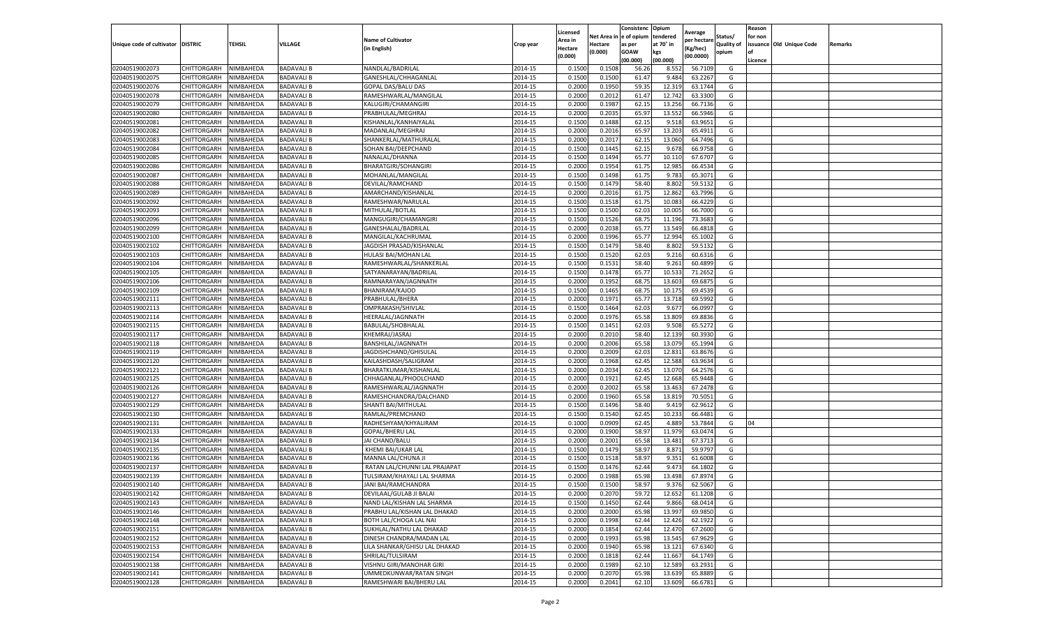| Unique code of cultivator | DISTRIC | TEHSIL | VILLAGE | Name of Cultivator (in English) | Crop year | Licensed Area in Hectare (0.000) | Net Area in Hectare (0.000) | Consistence of opium as per GOAW (00.000) | Opium tendered at 70˚ in kgs (00.000) | Average per hectare (Kg/hec) (00.0000) | Status/ Quality of opium | Reason for non issuance of Licence | Old Unique Code | Remarks |
|---|---|---|---|---|---|---|---|---|---|---|---|---|---|---|
| 02040519002073 | CHITTORGARH | NIMBAHEDA | BADAVALI B | NANDLAL/BADRILAL | 2014-15 | 0.1500 | 0.1508 | 56.26 | 8.552 | 56.7109 | G | | | |
| 02040519002075 | CHITTORGARH | NIMBAHEDA | BADAVALI B | GANESHLAL/CHHAGANLAL | 2014-15 | 0.1500 | 0.1500 | 61.47 | 9.484 | 63.2267 | G | | | |
| 02040519002076 | CHITTORGARH | NIMBAHEDA | BADAVALI B | GOPAL DAS/BALU DAS | 2014-15 | 0.2000 | 0.1950 | 59.35 | 12.319 | 63.1744 | G | | | |
| 02040519002078 | CHITTORGARH | NIMBAHEDA | BADAVALI B | RAMESHWARLAL/MANGILAL | 2014-15 | 0.2000 | 0.2012 | 61.47 | 12.742 | 63.3300 | G | | | |
| 02040519002079 | CHITTORGARH | NIMBAHEDA | BADAVALI B | KALUGIRI/CHAMANGIRI | 2014-15 | 0.2000 | 0.1987 | 62.15 | 13.256 | 66.7136 | G | | | |
| 02040519002080 | CHITTORGARH | NIMBAHEDA | BADAVALI B | PRABHULAL/MEGHRAJ | 2014-15 | 0.2000 | 0.2035 | 65.97 | 13.552 | 66.5946 | G | | | |
| 02040519002081 | CHITTORGARH | NIMBAHEDA | BADAVALI B | KISHANLAL/KANHAIYALAL | 2014-15 | 0.1500 | 0.1488 | 62.15 | 9.518 | 63.9651 | G | | | |
| 02040519002082 | CHITTORGARH | NIMBAHEDA | BADAVALI B | MADANLAL/MEGHRAJ | 2014-15 | 0.2000 | 0.2016 | 65.97 | 13.203 | 65.4911 | G | | | |
| 02040519002083 | CHITTORGARH | NIMBAHEDA | BADAVALI B | SHANKERLAL/MATHURALAL | 2014-15 | 0.2000 | 0.2017 | 62.15 | 13.060 | 64.7496 | G | | | |
| 02040519002084 | CHITTORGARH | NIMBAHEDA | BADAVALI B | SOHAN BAI/DEEPCHAND | 2014-15 | 0.1500 | 0.1445 | 62.15 | 9.678 | 66.9758 | G | | | |
| 02040519002085 | CHITTORGARH | NIMBAHEDA | BADAVALI B | NANALAL/DHANNA | 2014-15 | 0.1500 | 0.1494 | 65.77 | 10.110 | 67.6707 | G | | | |
| 02040519002086 | CHITTORGARH | NIMBAHEDA | BADAVALI B | BHARATGIRI/SOHANGIRI | 2014-15 | 0.2000 | 0.1954 | 61.75 | 12.985 | 66.4534 | G | | | |
| 02040519002087 | CHITTORGARH | NIMBAHEDA | BADAVALI B | MOHANLAL/MANGILAL | 2014-15 | 0.1500 | 0.1498 | 61.75 | 9.783 | 65.3071 | G | | | |
| 02040519002088 | CHITTORGARH | NIMBAHEDA | BADAVALI B | DEVILAL/RAMCHAND | 2014-15 | 0.1500 | 0.1479 | 58.40 | 8.802 | 59.5132 | G | | | |
| 02040519002089 | CHITTORGARH | NIMBAHEDA | BADAVALI B | AMARCHAND/KISHANLAL | 2014-15 | 0.2000 | 0.2016 | 61.75 | 12.862 | 63.7996 | G | | | |
| 02040519002092 | CHITTORGARH | NIMBAHEDA | BADAVALI B | RAMESHWAR/NARULAL | 2014-15 | 0.1500 | 0.1518 | 61.75 | 10.083 | 66.4229 | G | | | |
| 02040519002093 | CHITTORGARH | NIMBAHEDA | BADAVALI B | MITHULAL/BOTLAL | 2014-15 | 0.1500 | 0.1500 | 62.03 | 10.005 | 66.7000 | G | | | |
| 02040519002096 | CHITTORGARH | NIMBAHEDA | BADAVALI B | MANGUGIRI/CHAMANGIRI | 2014-15 | 0.1500 | 0.1526 | 68.75 | 11.196 | 73.3683 | G | | | |
| 02040519002099 | CHITTORGARH | NIMBAHEDA | BADAVALI B | GANESHALAL/BADRILAL | 2014-15 | 0.2000 | 0.2038 | 65.77 | 13.549 | 66.4818 | G | | | |
| 02040519002100 | CHITTORGARH | NIMBAHEDA | BADAVALI B | MANGILAL/KACHRUMAL | 2014-15 | 0.2000 | 0.1996 | 65.77 | 12.994 | 65.1002 | G | | | |
| 02040519002102 | CHITTORGARH | NIMBAHEDA | BADAVALI B | JAGDISH PRASAD/KISHANLAL | 2014-15 | 0.1500 | 0.1479 | 58.40 | 8.802 | 59.5132 | G | | | |
| 02040519002103 | CHITTORGARH | NIMBAHEDA | BADAVALI B | HULASI BAI/MOHAN LAL | 2014-15 | 0.1500 | 0.1520 | 62.03 | 9.216 | 60.6316 | G | | | |
| 02040519002104 | CHITTORGARH | NIMBAHEDA | BADAVALI B | RAMESHWARLAL/SHANKERLAL | 2014-15 | 0.1500 | 0.1531 | 58.40 | 9.261 | 60.4899 | G | | | |
| 02040519002105 | CHITTORGARH | NIMBAHEDA | BADAVALI B | SATYANARAYAN/BADRILAL | 2014-15 | 0.1500 | 0.1478 | 65.77 | 10.533 | 71.2652 | G | | | |
| 02040519002106 | CHITTORGARH | NIMBAHEDA | BADAVALI B | RAMNARAYAN/JAGNNATH | 2014-15 | 0.2000 | 0.1952 | 68.75 | 13.603 | 69.6875 | G | | | |
| 02040519002109 | CHITTORGARH | NIMBAHEDA | BADAVALI B | BHANIRAM/KAJOD | 2014-15 | 0.1500 | 0.1465 | 68.75 | 10.175 | 69.4539 | G | | | |
| 02040519002111 | CHITTORGARH | NIMBAHEDA | BADAVALI B | PRABHULAL/BHERA | 2014-15 | 0.2000 | 0.1971 | 65.77 | 13.718 | 69.5992 | G | | | |
| 02040519002113 | CHITTORGARH | NIMBAHEDA | BADAVALI B | OMPRAKASH/SHIVLAL | 2014-15 | 0.1500 | 0.1464 | 62.03 | 9.677 | 66.0997 | G | | | |
| 02040519002114 | CHITTORGARH | NIMBAHEDA | BADAVALI B | HEERALAL/JAGNNATH | 2014-15 | 0.2000 | 0.1976 | 65.58 | 13.809 | 69.8836 | G | | | |
| 02040519002115 | CHITTORGARH | NIMBAHEDA | BADAVALI B | BABULAL/SHOBHALAL | 2014-15 | 0.1500 | 0.1451 | 62.03 | 9.508 | 65.5272 | G | | | |
| 02040519002117 | CHITTORGARH | NIMBAHEDA | BADAVALI B | KHEMRAJ/JASRAJ | 2014-15 | 0.2000 | 0.2010 | 58.40 | 12.139 | 60.3930 | G | | | |
| 02040519002118 | CHITTORGARH | NIMBAHEDA | BADAVALI B | BANSHILAL/JAGNNATH | 2014-15 | 0.2000 | 0.2006 | 65.58 | 13.079 | 65.1994 | G | | | |
| 02040519002119 | CHITTORGARH | NIMBAHEDA | BADAVALI B | JAGDISHCHAND/GHISULAL | 2014-15 | 0.2000 | 0.2009 | 62.03 | 12.831 | 63.8676 | G | | | |
| 02040519002120 | CHITTORGARH | NIMBAHEDA | BADAVALI B | KAILASHDASH/SALIGRAM | 2014-15 | 0.2000 | 0.1968 | 62.45 | 12.588 | 63.9634 | G | | | |
| 02040519002121 | CHITTORGARH | NIMBAHEDA | BADAVALI B | BHARATKUMAR/KISHANLAL | 2014-15 | 0.2000 | 0.2034 | 62.45 | 13.070 | 64.2576 | G | | | |
| 02040519002125 | CHITTORGARH | NIMBAHEDA | BADAVALI B | CHHAGANLAL/PHOOLCHAND | 2014-15 | 0.2000 | 0.1921 | 62.45 | 12.668 | 65.9448 | G | | | |
| 02040519002126 | CHITTORGARH | NIMBAHEDA | BADAVALI B | RAMESHWARLAL/JAGNNATH | 2014-15 | 0.2000 | 0.2002 | 65.58 | 13.463 | 67.2478 | G | | | |
| 02040519002127 | CHITTORGARH | NIMBAHEDA | BADAVALI B | RAMESHCHANDRA/DALCHAND | 2014-15 | 0.2000 | 0.1960 | 65.58 | 13.819 | 70.5051 | G | | | |
| 02040519002129 | CHITTORGARH | NIMBAHEDA | BADAVALI B | SHANTI BAI/MITHULAL | 2014-15 | 0.1500 | 0.1496 | 58.40 | 9.419 | 62.9612 | G | | | |
| 02040519002130 | CHITTORGARH | NIMBAHEDA | BADAVALI B | RAMLAL/PREMCHAND | 2014-15 | 0.1500 | 0.1540 | 62.45 | 10.233 | 66.4481 | G | | | |
| 02040519002131 | CHITTORGARH | NIMBAHEDA | BADAVALI B | RADHESHYAM/KHYALIRAM | 2014-15 | 0.1000 | 0.0909 | 62.45 | 4.889 | 53.7844 | G | 04 | | |
| 02040519002133 | CHITTORGARH | NIMBAHEDA | BADAVALI B | GOPAL/BHERU LAL | 2014-15 | 0.2000 | 0.1900 | 58.97 | 11.979 | 63.0474 | G | | | |
| 02040519002134 | CHITTORGARH | NIMBAHEDA | BADAVALI B | JAI CHAND/BALU | 2014-15 | 0.2000 | 0.2001 | 65.58 | 13.481 | 67.3713 | G | | | |
| 02040519002135 | CHITTORGARH | NIMBAHEDA | BADAVALI B | KHEMI BAI/UKAR LAL | 2014-15 | 0.1500 | 0.1479 | 58.97 | 8.871 | 59.9797 | G | | | |
| 02040519002136 | CHITTORGARH | NIMBAHEDA | BADAVALI B | MANNA LAL/CHUNA JI | 2014-15 | 0.1500 | 0.1518 | 58.97 | 9.351 | 61.6008 | G | | | |
| 02040519002137 | CHITTORGARH | NIMBAHEDA | BADAVALI B | RATAN LAL/CHUNNI LAL PRAJAPAT | 2014-15 | 0.1500 | 0.1476 | 62.44 | 9.473 | 64.1802 | G | | | |
| 02040519002139 | CHITTORGARH | NIMBAHEDA | BADAVALI B | TULSIRAM/KHAYALI LAL SHARMA | 2014-15 | 0.2000 | 0.1988 | 65.98 | 13.498 | 67.8974 | G | | | |
| 02040519002140 | CHITTORGARH | NIMBAHEDA | BADAVALI B | JANI BAI/RAMCHANDRA | 2014-15 | 0.1500 | 0.1500 | 58.97 | 9.376 | 62.5067 | G | | | |
| 02040519002142 | CHITTORGARH | NIMBAHEDA | BADAVALI B | DEVILAAL/GULAB JI BALAI | 2014-15 | 0.2000 | 0.2070 | 59.72 | 12.652 | 61.1208 | G | | | |
| 02040519002143 | CHITTORGARH | NIMBAHEDA | BADAVALI B | NAND LAL/KISHAN LAL SHARMA | 2014-15 | 0.1500 | 0.1450 | 62.44 | 9.866 | 68.0414 | G | | | |
| 02040519002146 | CHITTORGARH | NIMBAHEDA | BADAVALI B | PRABHU LAL/KISHAN LAL DHAKAD | 2014-15 | 0.2000 | 0.2000 | 65.98 | 13.997 | 69.9850 | G | | | |
| 02040519002148 | CHITTORGARH | NIMBAHEDA | BADAVALI B | BOTH LAL/CHOGA LAL NAI | 2014-15 | 0.2000 | 0.1998 | 62.44 | 12.426 | 62.1922 | G | | | |
| 02040519002151 | CHITTORGARH | NIMBAHEDA | BADAVALI B | SUKHLAL/NATHU LAL DHAKAD | 2014-15 | 0.2000 | 0.1854 | 62.44 | 12.470 | 67.2600 | G | | | |
| 02040519002152 | CHITTORGARH | NIMBAHEDA | BADAVALI B | DINESH CHANDRA/MADAN LAL | 2014-15 | 0.2000 | 0.1993 | 65.98 | 13.545 | 67.9629 | G | | | |
| 02040519002153 | CHITTORGARH | NIMBAHEDA | BADAVALI B | LILA SHANKAR/GHISU LAL DHAKAD | 2014-15 | 0.2000 | 0.1940 | 65.98 | 13.121 | 67.6340 | G | | | |
| 02040519002154 | CHITTORGARH | NIMBAHEDA | BADAVALI B | SHRILAL/TULSIRAM | 2014-15 | 0.2000 | 0.1818 | 62.44 | 11.667 | 64.1749 | G | | | |
| 02040519002138 | CHITTORGARH | NIMBAHEDA | BADAVALI B | VISHNU GIRI/MANOHAR GIRI | 2014-15 | 0.2000 | 0.1989 | 62.10 | 12.589 | 63.2931 | G | | | |
| 02040519002141 | CHITTORGARH | NIMBAHEDA | BADAVALI B | UMMEDKUNWAR/RATAN SINGH | 2014-15 | 0.2000 | 0.2070 | 65.98 | 13.639 | 65.8889 | G | | | |
| 02040519002128 | CHITTORGARH | NIMBAHEDA | BADAVALI B | RAMESHWARI BAI/BHERU LAL | 2014-15 | 0.2000 | 0.2041 | 62.10 | 13.609 | 66.6781 | G | | | |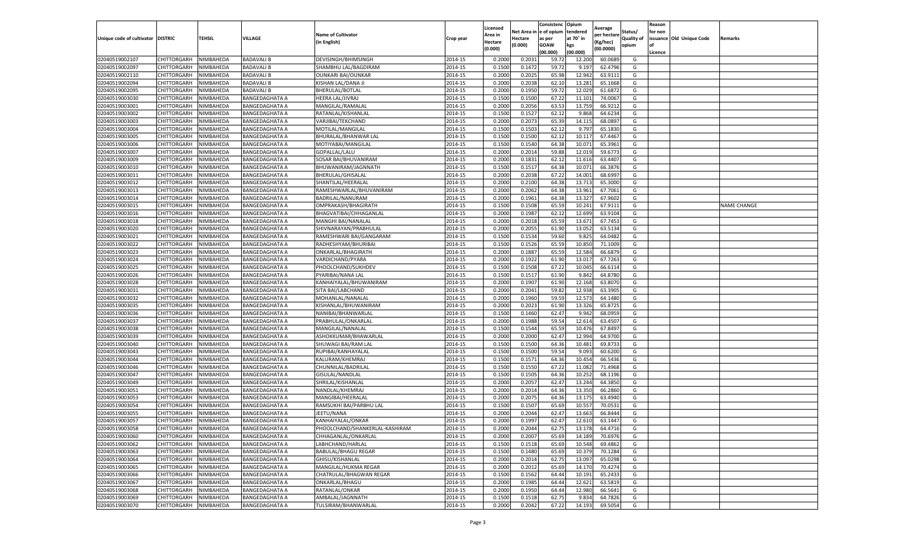| Unique code of cultivator | DISTRIC | TEHSIL | VILLAGE | Name of Cultivator (in English) | Crop year | Licensed Area in Hectare (0.000) | Net Area in Hectare (0.000) | Consistenc e of opium as per GOAW (00.000) | Opium tendered at 70° in kgs (00.000) | Average per hectare (Kg/hec) (00.0000) | Status/ Quality of opium | Reason for non issuance of Licence | Old Unique Code | Remarks |
|---|---|---|---|---|---|---|---|---|---|---|---|---|---|---|
| 02040519002107 | CHITTORGARH | NIMBAHEDA | BADAVALI B | DEVISINGH/BHIMSINGH | 2014-15 | 0.2000 | 0.2031 | 59.72 | 12.200 | 60.0689 | G | | | |
| 02040519002097 | CHITTORGARH | NIMBAHEDA | BADAVALI B | SHAMBHU LAL/BAGDIRAM | 2014-15 | 0.1500 | 0.1472 | 59.72 | 9.197 | 62.4796 | G | | | |
| 02040519002110 | CHITTORGARH | NIMBAHEDA | BADAVALI B | OUNKARI BAI/OUNKAR | 2014-15 | 0.2000 | 0.2025 | 65.98 | 12.942 | 63.9111 | G | | | |
| 02040519002094 | CHITTORGARH | NIMBAHEDA | BADAVALI B | KISHAN LAL/DANA JI | 2014-15 | 0.2000 | 0.2038 | 62.10 | 13.281 | 65.1668 | G | | | |
| 02040519002095 | CHITTORGARH | NIMBAHEDA | BADAVALI B | BHERULAL/BOTLAL | 2014-15 | 0.2000 | 0.1950 | 59.72 | 12.029 | 61.6872 | G | | | |
| 02040519003030 | CHITTORGARH | NIMBAHEDA | BANGEDAGHATA A | HEERA LAL/JIVRAJ | 2014-15 | 0.1500 | 0.1500 | 67.22 | 11.101 | 74.0067 | G | | | |
| 02040519003001 | CHITTORGARH | NIMBAHEDA | BANGEDAGHATA A | MANGILAL/RAMALAL | 2014-15 | 0.2000 | 0.2056 | 63.53 | 13.759 | 66.9212 | G | | | |
| 02040519003002 | CHITTORGARH | NIMBAHEDA | BANGEDAGHATA A | RATANLAL/KISHANLAL | 2014-15 | 0.1500 | 0.1527 | 62.12 | 9.868 | 64.6234 | G | | | |
| 02040519003003 | CHITTORGARH | NIMBAHEDA | BANGEDAGHATA A | VARJIBAI/TEKCHAND | 2014-15 | 0.2000 | 0.2073 | 65.39 | 14.115 | 68.0897 | G | | | |
| 02040519003004 | CHITTORGARH | NIMBAHEDA | BANGEDAGHATA A | MOTILAL/MANGILAL | 2014-15 | 0.1500 | 0.1503 | 62.12 | 9.797 | 65.1830 | G | | | |
| 02040519003005 | CHITTORGARH | NIMBAHEDA | BANGEDAGHATA A | BHURALAL/BHANWAR LAL | 2014-15 | 0.1500 | 0.1500 | 62.12 | 10.117 | 67.4467 | G | | | |
| 02040519003006 | CHITTORGARH | NIMBAHEDA | BANGEDAGHATA A | MOTIYABAI/MANGILAL | 2014-15 | 0.1500 | 0.1540 | 64.38 | 10.071 | 65.3961 | G | | | |
| 02040519003007 | CHITTORGARH | NIMBAHEDA | BANGEDAGHATA A | GOPALLAL/LALU | 2014-15 | 0.2000 | 0.2014 | 59.88 | 12.019 | 59.6773 | G | | | |
| 02040519003009 | CHITTORGARH | NIMBAHEDA | BANGEDAGHATA A | SOSAR BAI/BHUVANIRAM | 2014-15 | 0.2000 | 0.1831 | 62.12 | 11.616 | 63.4407 | G | | | |
| 02040519003010 | CHITTORGARH | NIMBAHEDA | BANGEDAGHATA A | BHUWANIRAM/JAGNNATH | 2014-15 | 0.1500 | 0.1517 | 64.38 | 10.071 | 66.3876 | G | | | |
| 02040519003011 | CHITTORGARH | NIMBAHEDA | BANGEDAGHATA A | BHERULAL/GHISALAL | 2014-15 | 0.2000 | 0.2038 | 67.22 | 14.001 | 68.6997 | G | | | |
| 02040519003012 | CHITTORGARH | NIMBAHEDA | BANGEDAGHATA A | SHANTILAL/HEERALAL | 2014-15 | 0.2000 | 0.2100 | 64.38 | 13.713 | 65.3000 | G | | | |
| 02040519003013 | CHITTORGARH | NIMBAHEDA | BANGEDAGHATA A | RAMESHWARLAL/BHUVANIRAM | 2014-15 | 0.2000 | 0.2062 | 64.38 | 13.961 | 67.7061 | G | | | |
| 02040519003014 | CHITTORGARH | NIMBAHEDA | BANGEDAGHATA A | BADRILAL/NANURAM | 2014-15 | 0.2000 | 0.1961 | 64.38 | 13.327 | 67.9602 | G | | | |
| 02040519003015 | CHITTORGARH | NIMBAHEDA | BANGEDAGHATA A | OMPRAKASH/BHAGIRATH | 2014-15 | 0.1500 | 0.1508 | 65.59 | 10.241 | 67.9111 | G | | | NAME CHANGE |
| 02040519003016 | CHITTORGARH | NIMBAHEDA | BANGEDAGHATA A | BHAGVATIBAI/CHHAGANLAL | 2014-15 | 0.2000 | 0.1987 | 62.12 | 12.699 | 63.9104 | G | | | |
| 02040519003018 | CHITTORGARH | NIMBAHEDA | BANGEDAGHATA A | MANGHI BAI/NANALAL | 2014-15 | 0.2000 | 0.2018 | 65.59 | 13.671 | 67.7453 | G | | | |
| 02040519003020 | CHITTORGARH | NIMBAHEDA | BANGEDAGHATA A | SHIVNARAYAN/PRABHULAL | 2014-15 | 0.2000 | 0.2055 | 61.90 | 13.052 | 63.5134 | G | | | |
| 02040519003021 | CHITTORGARH | NIMBAHEDA | BANGEDAGHATA A | RAMESHWARI BAI/GANGARAM | 2014-15 | 0.1500 | 0.1534 | 59.60 | 9.825 | 64.0482 | G | | | |
| 02040519003022 | CHITTORGARH | NIMBAHEDA | BANGEDAGHATA A | RADHESHYAM/BHURIBAI | 2014-15 | 0.1500 | 0.1526 | 65.59 | 10.850 | 71.1009 | G | | | |
| 02040519003023 | CHITTORGARH | NIMBAHEDA | BANGEDAGHATA A | ONKARLAL/BHAGIRATH | 2014-15 | 0.2000 | 0.1887 | 65.59 | 12.584 | 66.6879 | G | | | |
| 02040519003024 | CHITTORGARH | NIMBAHEDA | BANGEDAGHATA A | VARDICHAND/PYARA | 2014-15 | 0.2000 | 0.1922 | 61.90 | 13.017 | 67.7263 | G | | | |
| 02040519003025 | CHITTORGARH | NIMBAHEDA | BANGEDAGHATA A | PHOOLCHAND/SUKHDEV | 2014-15 | 0.1500 | 0.1508 | 67.22 | 10.045 | 66.6114 | G | | | |
| 02040519003026 | CHITTORGARH | NIMBAHEDA | BANGEDAGHATA A | PYARIBAI/NANA LAL | 2014-15 | 0.1500 | 0.1517 | 61.90 | 9.842 | 64.8780 | G | | | |
| 02040519003028 | CHITTORGARH | NIMBAHEDA | BANGEDAGHATA A | KANHAIYALAL/BHUWANIRAM | 2014-15 | 0.2000 | 0.1907 | 61.90 | 12.168 | 63.8070 | G | | | |
| 02040519003031 | CHITTORGARH | NIMBAHEDA | BANGEDAGHATA A | SITA BAI/LABCHAND | 2014-15 | 0.2000 | 0.2041 | 59.82 | 12.938 | 63.3905 | G | | | |
| 02040519003032 | CHITTORGARH | NIMBAHEDA | BANGEDAGHATA A | MOHANLAL/NANALAL | 2014-15 | 0.2000 | 0.1960 | 59.59 | 12.573 | 64.1480 | G | | | |
| 02040519003035 | CHITTORGARH | NIMBAHEDA | BANGEDAGHATA A | KISHANLAL/BHUWANIRAM | 2014-15 | 0.2000 | 0.2023 | 61.90 | 13.326 | 65.8725 | G | | | |
| 02040519003036 | CHITTORGARH | NIMBAHEDA | BANGEDAGHATA A | NANIBAI/BHANWARLAL | 2014-15 | 0.1500 | 0.1460 | 62.47 | 9.942 | 68.0959 | G | | | |
| 02040519003037 | CHITTORGARH | NIMBAHEDA | BANGEDAGHATA A | PRABHULAL/ONKARLAL | 2014-15 | 0.2000 | 0.1988 | 59.54 | 12.614 | 63.4507 | G | | | |
| 02040519003038 | CHITTORGARH | NIMBAHEDA | BANGEDAGHATA A | MANGILAL/NANALAL | 2014-15 | 0.1500 | 0.1544 | 65.59 | 10.476 | 67.8497 | G | | | |
| 02040519003039 | CHITTORGARH | NIMBAHEDA | BANGEDAGHATA A | ASHOKKUMAR/BHAWARLAL | 2014-15 | 0.2000 | 0.2000 | 62.47 | 12.994 | 64.9700 | G | | | |
| 02040519003040 | CHITTORGARH | NIMBAHEDA | BANGEDAGHATA A | SHUWAGI BAI/RAM LAL | 2014-15 | 0.1500 | 0.1500 | 64.36 | 10.481 | 69.8733 | G | | | |
| 02040519003043 | CHITTORGARH | NIMBAHEDA | BANGEDAGHATA A | RUPIBAI/KANHAYALAL | 2014-15 | 0.1500 | 0.1500 | 59.54 | 9.093 | 60.6200 | G | | | |
| 02040519003044 | CHITTORGARH | NIMBAHEDA | BANGEDAGHATA A | KALURAM/KHEMRAJ | 2014-15 | 0.1500 | 0.1571 | 64.36 | 10.454 | 66.5436 | G | | | |
| 02040519003046 | CHITTORGARH | NIMBAHEDA | BANGEDAGHATA A | CHUNNILAL/BADRILAL | 2014-15 | 0.1500 | 0.1550 | 67.22 | 11.082 | 71.4968 | G | | | |
| 02040519003047 | CHITTORGARH | NIMBAHEDA | BANGEDAGHATA A | GISULAL/NANDLAL | 2014-15 | 0.1500 | 0.1505 | 64.36 | 10.252 | 68.1196 | G | | | |
| 02040519003049 | CHITTORGARH | NIMBAHEDA | BANGEDAGHATA A | SHRILAL/KISHANLAL | 2014-15 | 0.2000 | 0.2057 | 62.47 | 13.244 | 64.3850 | G | | | |
| 02040519003051 | CHITTORGARH | NIMBAHEDA | BANGEDAGHATA A | NANDLAL/KHEMRAJ | 2014-15 | 0.2000 | 0.2014 | 64.36 | 13.350 | 66.2860 | G | | | |
| 02040519003053 | CHITTORGARH | NIMBAHEDA | BANGEDAGHATA A | MANGIBAI/HEERALAL | 2014-15 | 0.2000 | 0.2075 | 64.36 | 13.175 | 63.4940 | G | | | |
| 02040519003054 | CHITTORGARH | NIMBAHEDA | BANGEDAGHATA A | RAMSUKHI BAI/PARBHU LAL | 2014-15 | 0.1500 | 0.1507 | 65.69 | 10.557 | 70.0531 | G | | | |
| 02040519003055 | CHITTORGARH | NIMBAHEDA | BANGEDAGHATA A | JEETU/NANA | 2014-15 | 0.2000 | 0.2044 | 62.47 | 13.663 | 66.8444 | G | | | |
| 02040519003057 | CHITTORGARH | NIMBAHEDA | BANGEDAGHATA A | KANHAIYALAL/ONKAR | 2014-15 | 0.2000 | 0.1997 | 62.47 | 12.610 | 63.1447 | G | | | |
| 02040519003058 | CHITTORGARH | NIMBAHEDA | BANGEDAGHATA A | PHOOLCHAND/SHANKERLAL-KASHIRAM | 2014-15 | 0.2000 | 0.2044 | 62.75 | 13.178 | 64.4716 | G | | | |
| 02040519003060 | CHITTORGARH | NIMBAHEDA | BANGEDAGHATA A | CHHAGANLAL/ONKARLAL | 2014-15 | 0.2000 | 0.2007 | 65.69 | 14.189 | 70.6976 | G | | | |
| 02040519003062 | CHITTORGARH | NIMBAHEDA | BANGEDAGHATA A | LABHCHAND/HARLAL | 2014-15 | 0.1500 | 0.1518 | 65.69 | 10.548 | 69.4862 | G | | | |
| 02040519003063 | CHITTORGARH | NIMBAHEDA | BANGEDAGHATA A | BABULAL/BHAGU REGAR | 2014-15 | 0.1500 | 0.1480 | 65.69 | 10.379 | 70.1284 | G | | | |
| 02040519003064 | CHITTORGARH | NIMBAHEDA | BANGEDAGHATA A | GHISU/KISHANLAL | 2014-15 | 0.2000 | 0.2014 | 62.75 | 13.097 | 65.0298 | G | | | |
| 02040519003065 | CHITTORGARH | NIMBAHEDA | BANGEDAGHATA A | MANGILAL/HUKMA REGAR | 2014-15 | 0.2000 | 0.2012 | 65.69 | 14.170 | 70.4274 | G | | | |
| 02040519003066 | CHITTORGARH | NIMBAHEDA | BANGEDAGHATA A | CHATRULAL/BHAGWAN REGAR | 2014-15 | 0.1500 | 0.1562 | 64.44 | 10.191 | 65.2433 | G | | | |
| 02040519003067 | CHITTORGARH | NIMBAHEDA | BANGEDAGHATA A | ONKARLAL/BHAGU | 2014-15 | 0.2000 | 0.1985 | 64.44 | 12.621 | 63.5819 | G | | | |
| 02040519003068 | CHITTORGARH | NIMBAHEDA | BANGEDAGHATA A | RATANLAL/ONKAR | 2014-15 | 0.2000 | 0.1950 | 64.44 | 12.980 | 66.5641 | G | | | |
| 02040519003069 | CHITTORGARH | NIMBAHEDA | BANGEDAGHATA A | AMBALAL/JAGNNATH | 2014-15 | 0.1500 | 0.1518 | 62.75 | 9.834 | 64.7826 | G | | | |
| 02040519003070 | CHITTORGARH | NIMBAHEDA | BANGEDAGHATA A | TULSIRAM/BHANWARLAL | 2014-15 | 0.2000 | 0.2042 | 67.22 | 14.193 | 69.5054 | G | | | |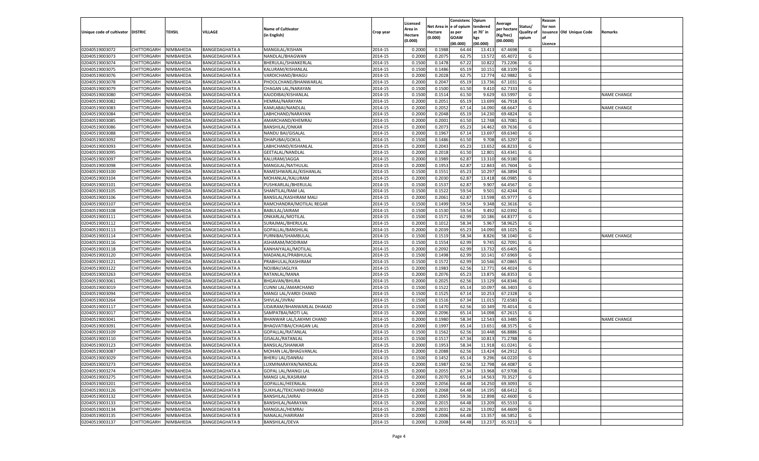| Unique code of cultivator | DISTRIC | TEHSIL | VILLAGE | Name of Cultivator (in English) | Crop year | Licensed Area in Hectare (0.000) | Net Area in Hectare (0.000) | Consistence of opium as per GOAW (00.000) | Opium tendered at 70° in kgs (00.000) | Average per hectare (Kg/hec) (00.0000) | Status/ Quality of opium | Reason for non issuance of Licence | Old Unique Code | Remarks |
|---|---|---|---|---|---|---|---|---|---|---|---|---|---|---|
| 02040519003072 | CHITTORGARH | NIMBAHEDA | BANGEDAGHATA A | MANGILAL/KISHAN | 2014-15 | 0.2000 | 0.1988 | 64.44 | 13.413 | 67.4698 | G | | | |
| 02040519003073 | CHITTORGARH | NIMBAHEDA | BANGEDAGHATA A | NANDLAL/BHAGWAN | 2014-15 | 0.2000 | 0.2075 | 62.75 | 13.572 | 65.4072 | G | | | |
| 02040519003074 | CHITTORGARH | NIMBAHEDA | BANGEDAGHATA A | BHERULAL/SHANKERLAL | 2014-15 | 0.1500 | 0.1478 | 67.22 | 10.822 | 73.2206 | G | | | |
| 02040519003075 | CHITTORGARH | NIMBAHEDA | BANGEDAGHATA A | KALURAM/KISHANLAL | 2014-15 | 0.1500 | 0.1486 | 65.19 | 10.151 | 68.3109 | G | | | |
| 02040519003076 | CHITTORGARH | NIMBAHEDA | BANGEDAGHATA A | VARDICHAND/BHAGU | 2014-15 | 0.2000 | 0.2028 | 62.75 | 12.774 | 62.9882 | G | | | |
| 02040519003078 | CHITTORGARH | NIMBAHEDA | BANGEDAGHATA A | PHOOLCHAND/BHANWARLAL | 2014-15 | 0.2000 | 0.2047 | 65.19 | 13.736 | 67.1031 | G | | | |
| 02040519003079 | CHITTORGARH | NIMBAHEDA | BANGEDAGHATA A | CHAGAN LAL/NARAYAN | 2014-15 | 0.1500 | 0.1500 | 61.50 | 9.410 | 62.7333 | G | | | |
| 02040519003080 | CHITTORGARH | NIMBAHEDA | BANGEDAGHATA A | KAJODIBAI/KISHANLAL | 2014-15 | 0.1500 | 0.1514 | 61.50 | 9.629 | 63.5997 | G | | | NAME CHANGE |
| 02040519003082 | CHITTORGARH | NIMBAHEDA | BANGEDAGHATA A | HEMRAJ/NARAYAN | 2014-15 | 0.2000 | 0.2051 | 65.19 | 13.699 | 66.7918 | G | | | |
| 02040519003083 | CHITTORGARH | NIMBAHEDA | BANGEDAGHATA A | KAMLABAI/NANDLAL | 2014-15 | 0.2000 | 0.2052 | 67.14 | 14.090 | 68.6647 | G | | | NAME CHANGE |
| 02040519003084 | CHITTORGARH | NIMBAHEDA | BANGEDAGHATA A | LABHCHAND/NARAYAN | 2014-15 | 0.2000 | 0.2048 | 65.19 | 14.230 | 69.4824 | G | | | |
| 02040519003085 | CHITTORGARH | NIMBAHEDA | BANGEDAGHATA A | AMARCHAND/KHEMRAJ | 2014-15 | 0.2000 | 0.2001 | 61.50 | 12.748 | 63.7081 | G | | | |
| 02040519003086 | CHITTORGARH | NIMBAHEDA | BANGEDAGHATA A | BANSHILAL/ONKAR | 2014-15 | 0.2000 | 0.2073 | 65.23 | 14.462 | 69.7636 | G | | | |
| 02040519003088 | CHITTORGARH | NIMBAHEDA | BANGEDAGHATA A | NANDU BAI/GISALAL | 2014-15 | 0.2000 | 0.1967 | 67.14 | 13.697 | 69.6340 | G | | | |
| 02040519003092 | CHITTORGARH | NIMBAHEDA | BANGEDAGHATA A | DHAPUBAI/GOKUL | 2014-15 | 0.1500 | 0.1486 | 61.50 | 9.708 | 65.3297 | G | | | |
| 02040519003093 | CHITTORGARH | NIMBAHEDA | BANGEDAGHATA A | LABHCHAND/KISHANLAL | 2014-15 | 0.2000 | 0.2043 | 65.23 | 13.652 | 66.8233 | G | | | |
| 02040519003095 | CHITTORGARH | NIMBAHEDA | BANGEDAGHATA A | GEETALAL/NANDLAL | 2014-15 | 0.2000 | 0.2018 | 61.50 | 12.801 | 63.4341 | G | | | |
| 02040519003097 | CHITTORGARH | NIMBAHEDA | BANGEDAGHATA A | KALURAM/JAGGA | 2014-15 | 0.2000 | 0.1989 | 62.87 | 13.310 | 66.9180 | G | | | |
| 02040519003098 | CHITTORGARH | NIMBAHEDA | BANGEDAGHATA A | MANGILAL/NATHULAL | 2014-15 | 0.2000 | 0.1953 | 62.87 | 12.843 | 65.7604 | G | | | |
| 02040519003100 | CHITTORGARH | NIMBAHEDA | BANGEDAGHATA A | RAMESHWARLAL/KISHANLAL | 2014-15 | 0.1500 | 0.1551 | 65.23 | 10.297 | 66.3894 | G | | | |
| 02040519003104 | CHITTORGARH | NIMBAHEDA | BANGEDAGHATA A | MOHANLAL/KALURAM | 2014-15 | 0.2000 | 0.2030 | 62.87 | 13.418 | 66.0985 | G | | | |
| 02040519003101 | CHITTORGARH | NIMBAHEDA | BANGEDAGHATA A | PUSHKARLAL/BHERULAL | 2014-15 | 0.1500 | 0.1537 | 62.87 | 9.907 | 64.4567 | G | | | |
| 02040519003105 | CHITTORGARH | NIMBAHEDA | BANGEDAGHATA A | SHANTILAL/RAM LAL | 2014-15 | 0.1500 | 0.1522 | 59.54 | 9.501 | 62.4244 | G | | | |
| 02040519003106 | CHITTORGARH | NIMBAHEDA | BANGEDAGHATA A | BANSILAL/KASHIRAM MALI | 2014-15 | 0.2000 | 0.2061 | 62.87 | 13.598 | 65.9777 | G | | | |
| 02040519003107 | CHITTORGARH | NIMBAHEDA | BANGEDAGHATA A | RAMCHANDRA/MOTILAL REGAR | 2014-15 | 0.1500 | 0.1499 | 59.54 | 9.348 | 62.3616 | G | | | |
| 02040519003108 | CHITTORGARH | NIMBAHEDA | BANGEDAGHATA A | BABULAL/JAIRAM | 2014-15 | 0.1500 | 0.1530 | 59.54 | 9.492 | 62.0392 | G | | | |
| 02040519003111 | CHITTORGARH | NIMBAHEDA | BANGEDAGHATA A | ONKARLAL/MOTILAL | 2014-15 | 0.1500 | 0.1571 | 62.99 | 10.186 | 64.8377 | G | | | |
| 02040519003112 | CHITTORGARH | NIMBAHEDA | BANGEDAGHATA A | SURAJMAL/BHERULAL | 2014-15 | 0.2000 | 0.1012 | 58.34 | 5.967 | 58.9625 | G | | | |
| 02040519003113 | CHITTORGARH | NIMBAHEDA | BANGEDAGHATA A | GOPALLAL/BANSHILAL | 2014-15 | 0.2000 | 0.2039 | 65.23 | 14.090 | 69.1025 | G | | | |
| 02040519003114 | CHITTORGARH | NIMBAHEDA | BANGEDAGHATA A | PURNIBAI/SHAMBULAL | 2014-15 | 0.1500 | 0.1519 | 58.34 | 8.826 | 58.1040 | G | | | NAME CHANGE |
| 02040519003116 | CHITTORGARH | NIMBAHEDA | BANGEDAGHATA A | ASHARAM/MODIRAM | 2014-15 | 0.1500 | 0.1554 | 62.99 | 9.745 | 62.7091 | G | | | |
| 02040519003118 | CHITTORGARH | NIMBAHEDA | BANGEDAGHATA A | KANHAIYALAL/MOTILAL | 2014-15 | 0.2000 | 0.2092 | 62.99 | 13.732 | 65.6405 | G | | | |
| 02040519003120 | CHITTORGARH | NIMBAHEDA | BANGEDAGHATA A | MADANLAL/PRABHULAL | 2014-15 | 0.1500 | 0.1498 | 62.99 | 10.141 | 67.6969 | G | | | |
| 02040519003121 | CHITTORGARH | NIMBAHEDA | BANGEDAGHATA A | PRABHULAL/KASHIRAM | 2014-15 | 0.1500 | 0.1572 | 62.99 | 10.546 | 67.0865 | G | | | |
| 02040519003122 | CHITTORGARH | NIMBAHEDA | BANGEDAGHATA A | NOJIBAI/JAGLIYA | 2014-15 | 0.2000 | 0.1983 | 62.56 | 12.771 | 64.4024 | G | | | |
| 02040519003263 | CHITTORGARH | NIMBAHEDA | BANGEDAGHATA A | RATANLAL/MANA | 2014-15 | 0.2000 | 0.2076 | 65.23 | 13.875 | 66.8353 | G | | | |
| 02040519003061 | CHITTORGARH | NIMBAHEDA | BANGEDAGHATA A | BHGAVAN/BHURA | 2014-15 | 0.2000 | 0.2025 | 62.56 | 13.129 | 64.8346 | G | | | |
| 02040519003019 | CHITTORGARH | NIMBAHEDA | BANGEDAGHATA A | CUNNI LAL/AMARCHAND | 2014-15 | 0.1500 | 0.1522 | 65.14 | 10.097 | 66.3403 | G | | | |
| 02040519003094 | CHITTORGARH | NIMBAHEDA | BANGEDAGHATA A | MANGI LAL/VARDI CHAND | 2014-15 | 0.1500 | 0.1525 | 67.14 | 10.253 | 67.2328 | G | | | |
| 02040519003264 | CHITTORGARH | NIMBAHEDA | BANGEDAGHATA A | SHIVLAL/JIVRAJ | 2014-15 | 0.1500 | 0.1516 | 67.34 | 11.015 | 72.6583 | G | | | |
| 02040519003117 | CHITTORGARH | NIMBAHEDA | BANGEDAGHATA A | UDAIRAM/BHANWARLAL DHAKAD | 2014-15 | 0.1500 | 0.1470 | 62.56 | 10.349 | 70.4014 | G | | | |
| 02040519003017 | CHITTORGARH | NIMBAHEDA | BANGEDAGHATA A | SAMPATBAI/MOTI LAL | 2014-15 | 0.2000 | 0.2096 | 65.14 | 14.098 | 67.2615 | G | | | |
| 02040519003041 | CHITTORGARH | NIMBAHEDA | BANGEDAGHATA A | BHANWAR LAL/LAKHMI CHAND | 2014-15 | 0.2000 | 0.1980 | 58.34 | 12.543 | 63.3485 | G | | | NAME CHANGE |
| 02040519003091 | CHITTORGARH | NIMBAHEDA | BANGEDAGHATA A | BHAGVATIBAI/CHAGAN LAL | 2014-15 | 0.2000 | 0.1997 | 65.14 | 13.651 | 68.3575 | G | | | |
| 02040519003109 | CHITTORGARH | NIMBAHEDA | BANGEDAGHATA A | GOPALLAL/RATANLAL | 2014-15 | 0.1500 | 0.1562 | 62.56 | 10.448 | 66.8886 | G | | | |
| 02040519003110 | CHITTORGARH | NIMBAHEDA | BANGEDAGHATA A | GISALAL/RATANLAL | 2014-15 | 0.1500 | 0.1517 | 67.34 | 10.813 | 71.2788 | G | | | |
| 02040519003123 | CHITTORGARH | NIMBAHEDA | BANGEDAGHATA A | BANSILAL/SHANKAR | 2014-15 | 0.2000 | 0.1953 | 58.34 | 11.918 | 61.0241 | G | | | |
| 02040519003087 | CHITTORGARH | NIMBAHEDA | BANGEDAGHATA A | MOHAN LAL/BHAGVANLAL | 2014-15 | 0.2000 | 0.2088 | 62.56 | 13.424 | 64.2912 | G | | | |
| 02040519003029 | CHITTORGARH | NIMBAHEDA | BANGEDAGHATA A | BHERU LAL/DANRAJ | 2014-15 | 0.1500 | 0.1452 | 65.14 | 9.296 | 64.0220 | G | | | |
| 02040519003273 | CHITTORGARH | NIMBAHEDA | BANGEDAGHATA A | LUXMINARAYAN/NANDLAL | 2014-15 | 0.2000 | 0.1987 | 62.56 | 12.798 | 64.4087 | G | | | |
| 02040519003274 | CHITTORGARH | NIMBAHEDA | BANGEDAGHATA A | GOPAL LAL/MANGI LAL | 2014-15 | 0.2000 | 0.2055 | 67.34 | 13.968 | 67.9708 | G | | | |
| 02040519003275 | CHITTORGARH | NIMBAHEDA | BANGEDAGHATA A | MANGI LAL/KASIRAM | 2014-15 | 0.2000 | 0.2070 | 65.14 | 14.563 | 70.3527 | G | | | |
| 02040519003201 | CHITTORGARH | NIMBAHEDA | BANGEDAGHATA B | GOPALLAL/HEERALAL | 2014-15 | 0.2000 | 0.2056 | 64.48 | 14.250 | 69.3093 | G | | | |
| 02040519003126 | CHITTORGARH | NIMBAHEDA | BANGEDAGHATA B | SUKHLAL/TEKCHAND DHAKAD | 2014-15 | 0.2000 | 0.2068 | 64.48 | 14.195 | 68.6412 | G | | | |
| 02040519003132 | CHITTORGARH | NIMBAHEDA | BANGEDAGHATA B | BANSHILAL/JAIRAJ | 2014-15 | 0.2000 | 0.2065 | 59.36 | 12.898 | 62.4600 | G | | | |
| 02040519003133 | CHITTORGARH | NIMBAHEDA | BANGEDAGHATA B | BANSHILAL/NARAYAN | 2014-15 | 0.2000 | 0.2015 | 64.48 | 13.209 | 65.5533 | G | | | |
| 02040519003134 | CHITTORGARH | NIMBAHEDA | BANGEDAGHATA B | MANGILAL/HEMRAJ | 2014-15 | 0.2000 | 0.2031 | 62.26 | 13.092 | 64.4609 | G | | | |
| 02040519003135 | CHITTORGARH | NIMBAHEDA | BANGEDAGHATA B | NANALAL/HARIRAM | 2014-15 | 0.2000 | 0.2006 | 64.48 | 13.357 | 66.5852 | G | | | |
| 02040519003137 | CHITTORGARH | NIMBAHEDA | BANGEDAGHATA B | BANSHILAL/DEVA | 2014-15 | 0.2000 | 0.2008 | 64.48 | 13.237 | 65.9213 | G | | | |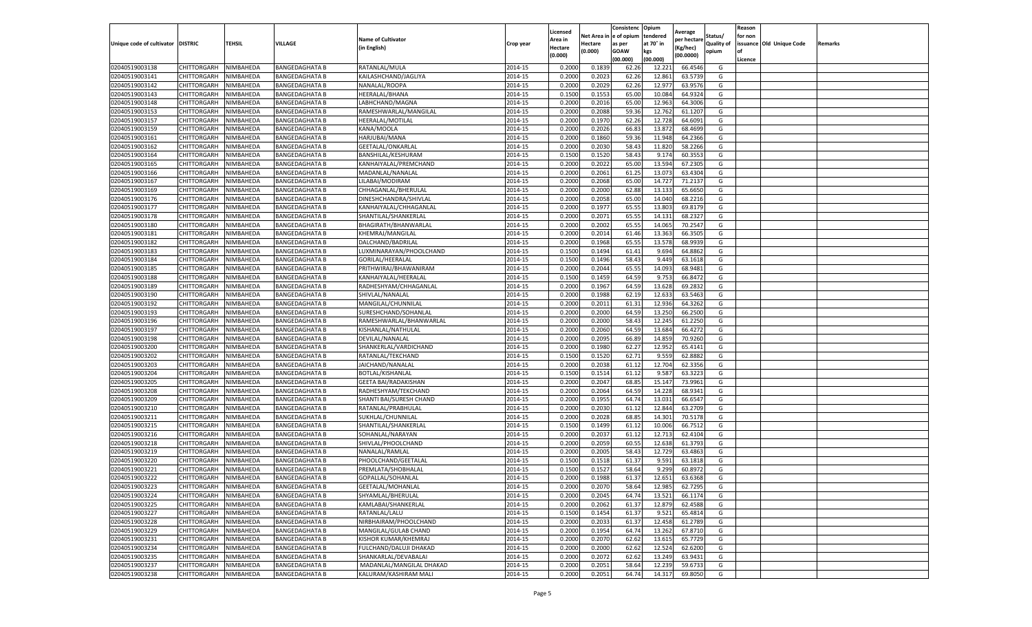| Unique code of cultivator | DISTRIC | TEHSIL | VILLAGE | Name of Cultivator (in English) | Crop year | Licensed Area in Hectare (0.000) | Net Area in Hectare (0.000) | Consistence of opium as per GOAW (00.000) | Opium tendered at 70° in kgs (00.000) | Average per hectare (Kg/hec) (00.0000) | Status/ Quality of opium | Reason for non issuance of Licence | Old Unique Code | Remarks |
|---|---|---|---|---|---|---|---|---|---|---|---|---|---|---|
| 02040519003138 | CHITTORGARH | NIMBAHEDA | BANGEDAGHATA B | RATANLAL/MULA | 2014-15 | 0.2000 | 0.1839 | 62.26 | 12.221 | 66.4546 | G | | | |
| 02040519003141 | CHITTORGARH | NIMBAHEDA | BANGEDAGHATA B | KAILASHCHAND/JAGLIYA | 2014-15 | 0.2000 | 0.2023 | 62.26 | 12.861 | 63.5739 | G | | | |
| 02040519003142 | CHITTORGARH | NIMBAHEDA | BANGEDAGHATA B | NANALAL/ROOPA | 2014-15 | 0.2000 | 0.2029 | 62.26 | 12.977 | 63.9576 | G | | | |
| 02040519003143 | CHITTORGARH | NIMBAHEDA | BANGEDAGHATA B | HEERALAL/BHANA | 2014-15 | 0.1500 | 0.1553 | 65.00 | 10.084 | 64.9324 | G | | | |
| 02040519003148 | CHITTORGARH | NIMBAHEDA | BANGEDAGHATA B | LABHCHAND/MAGNA | 2014-15 | 0.2000 | 0.2016 | 65.00 | 12.963 | 64.3006 | G | | | |
| 02040519003153 | CHITTORGARH | NIMBAHEDA | BANGEDAGHATA B | RAMESHWARLAL/MANGILAL | 2014-15 | 0.2000 | 0.2088 | 59.36 | 12.762 | 61.1207 | G | | | |
| 02040519003157 | CHITTORGARH | NIMBAHEDA | BANGEDAGHATA B | HEERALAL/MOTILAL | 2014-15 | 0.2000 | 0.1970 | 62.26 | 12.728 | 64.6091 | G | | | |
| 02040519003159 | CHITTORGARH | NIMBAHEDA | BANGEDAGHATA B | KANA/MOOLA | 2014-15 | 0.2000 | 0.2026 | 66.83 | 13.872 | 68.4699 | G | | | |
| 02040519003161 | CHITTORGARH | NIMBAHEDA | BANGEDAGHATA B | HARJUBAI/MANA | 2014-15 | 0.2000 | 0.1860 | 59.36 | 11.948 | 64.2366 | G | | | |
| 02040519003162 | CHITTORGARH | NIMBAHEDA | BANGEDAGHATA B | GEETALAL/ONKARLAL | 2014-15 | 0.2000 | 0.2030 | 58.43 | 11.820 | 58.2266 | G | | | |
| 02040519003164 | CHITTORGARH | NIMBAHEDA | BANGEDAGHATA B | BANSHILAL/KESHURAM | 2014-15 | 0.1500 | 0.1520 | 58.43 | 9.174 | 60.3553 | G | | | |
| 02040519003165 | CHITTORGARH | NIMBAHEDA | BANGEDAGHATA B | KANHAIYALAL/PREMCHAND | 2014-15 | 0.2000 | 0.2022 | 65.00 | 13.594 | 67.2305 | G | | | |
| 02040519003166 | CHITTORGARH | NIMBAHEDA | BANGEDAGHATA B | MADANLAL/NANALAL | 2014-15 | 0.2000 | 0.2061 | 61.25 | 13.073 | 63.4304 | G | | | |
| 02040519003167 | CHITTORGARH | NIMBAHEDA | BANGEDAGHATA B | LILABAI/MODIRAM | 2014-15 | 0.2000 | 0.2068 | 65.00 | 14.727 | 71.2137 | G | | | |
| 02040519003169 | CHITTORGARH | NIMBAHEDA | BANGEDAGHATA B | CHHAGANLAL/BHERULAL | 2014-15 | 0.2000 | 0.2000 | 62.88 | 13.133 | 65.6650 | G | | | |
| 02040519003176 | CHITTORGARH | NIMBAHEDA | BANGEDAGHATA B | DINESHCHANDRA/SHIVLAL | 2014-15 | 0.2000 | 0.2058 | 65.00 | 14.040 | 68.2216 | G | | | |
| 02040519003177 | CHITTORGARH | NIMBAHEDA | BANGEDAGHATA B | KANHAIYALAL/CHHAGANLAL | 2014-15 | 0.2000 | 0.1977 | 65.55 | 13.803 | 69.8179 | G | | | |
| 02040519003178 | CHITTORGARH | NIMBAHEDA | BANGEDAGHATA B | SHANTILAL/SHANKERLAL | 2014-15 | 0.2000 | 0.2071 | 65.55 | 14.131 | 68.2327 | G | | | |
| 02040519003180 | CHITTORGARH | NIMBAHEDA | BANGEDAGHATA B | BHAGIRATH/BHANWARLAL | 2014-15 | 0.2000 | 0.2002 | 65.55 | 14.065 | 70.2547 | G | | | |
| 02040519003181 | CHITTORGARH | NIMBAHEDA | BANGEDAGHATA B | KHEMRAJ/MANGILAL | 2014-15 | 0.2000 | 0.2014 | 61.46 | 13.363 | 66.3505 | G | | | |
| 02040519003182 | CHITTORGARH | NIMBAHEDA | BANGEDAGHATA B | DALCHAND/BADRILAL | 2014-15 | 0.2000 | 0.1968 | 65.55 | 13.578 | 68.9939 | G | | | |
| 02040519003183 | CHITTORGARH | NIMBAHEDA | BANGEDAGHATA B | LUXMINARAYAN/PHOOLCHAND | 2014-15 | 0.1500 | 0.1494 | 61.41 | 9.694 | 64.8862 | G | | | |
| 02040519003184 | CHITTORGARH | NIMBAHEDA | BANGEDAGHATA B | GORILAL/HEERALAL | 2014-15 | 0.1500 | 0.1496 | 58.43 | 9.449 | 63.1618 | G | | | |
| 02040519003185 | CHITTORGARH | NIMBAHEDA | BANGEDAGHATA B | PRITHWIRAJ/BHAWANIRAM | 2014-15 | 0.2000 | 0.2044 | 65.55 | 14.093 | 68.9481 | G | | | |
| 02040519003188 | CHITTORGARH | NIMBAHEDA | BANGEDAGHATA B | KANHAIYALAL/HEERALAL | 2014-15 | 0.1500 | 0.1459 | 64.59 | 9.753 | 66.8472 | G | | | |
| 02040519003189 | CHITTORGARH | NIMBAHEDA | BANGEDAGHATA B | RADHESHYAM/CHHAGANLAL | 2014-15 | 0.2000 | 0.1967 | 64.59 | 13.628 | 69.2832 | G | | | |
| 02040519003190 | CHITTORGARH | NIMBAHEDA | BANGEDAGHATA B | SHIVLAL/NANALAL | 2014-15 | 0.2000 | 0.1988 | 62.19 | 12.633 | 63.5463 | G | | | |
| 02040519003192 | CHITTORGARH | NIMBAHEDA | BANGEDAGHATA B | MANGILAL/CHUNNILAL | 2014-15 | 0.2000 | 0.2011 | 61.31 | 12.936 | 64.3262 | G | | | |
| 02040519003193 | CHITTORGARH | NIMBAHEDA | BANGEDAGHATA B | SURESHCHAND/SOHANLAL | 2014-15 | 0.2000 | 0.2000 | 64.59 | 13.250 | 66.2500 | G | | | |
| 02040519003196 | CHITTORGARH | NIMBAHEDA | BANGEDAGHATA B | RAMESHWARLAL/BHANWARLAL | 2014-15 | 0.2000 | 0.2000 | 58.43 | 12.245 | 61.2250 | G | | | |
| 02040519003197 | CHITTORGARH | NIMBAHEDA | BANGEDAGHATA B | KISHANLAL/NATHULAL | 2014-15 | 0.2000 | 0.2060 | 64.59 | 13.684 | 66.4272 | G | | | |
| 02040519003198 | CHITTORGARH | NIMBAHEDA | BANGEDAGHATA B | DEVILAL/NANALAL | 2014-15 | 0.2000 | 0.2095 | 66.89 | 14.859 | 70.9260 | G | | | |
| 02040519003200 | CHITTORGARH | NIMBAHEDA | BANGEDAGHATA B | SHANKERLAL/VARDICHAND | 2014-15 | 0.2000 | 0.1980 | 62.27 | 12.952 | 65.4141 | G | | | |
| 02040519003202 | CHITTORGARH | NIMBAHEDA | BANGEDAGHATA B | RATANLAL/TEKCHAND | 2014-15 | 0.1500 | 0.1520 | 62.71 | 9.559 | 62.8882 | G | | | |
| 02040519003203 | CHITTORGARH | NIMBAHEDA | BANGEDAGHATA B | JAICHAND/NANALAL | 2014-15 | 0.2000 | 0.2038 | 61.12 | 12.704 | 62.3356 | G | | | |
| 02040519003204 | CHITTORGARH | NIMBAHEDA | BANGEDAGHATA B | BOTLAL/KISHANLAL | 2014-15 | 0.1500 | 0.1514 | 61.12 | 9.587 | 63.3223 | G | | | |
| 02040519003205 | CHITTORGARH | NIMBAHEDA | BANGEDAGHATA B | GEETA BAI/RADAKISHAN | 2014-15 | 0.2000 | 0.2047 | 68.85 | 15.147 | 73.9961 | G | | | |
| 02040519003208 | CHITTORGARH | NIMBAHEDA | BANGEDAGHATA B | RADHESHYAM/TEKCHAND | 2014-15 | 0.2000 | 0.2064 | 64.59 | 14.228 | 68.9341 | G | | | |
| 02040519003209 | CHITTORGARH | NIMBAHEDA | BANGEDAGHATA B | SHANTI BAI/SURESH CHAND | 2014-15 | 0.2000 | 0.1955 | 64.74 | 13.031 | 66.6547 | G | | | |
| 02040519003210 | CHITTORGARH | NIMBAHEDA | BANGEDAGHATA B | RATANLAL/PRABHULAL | 2014-15 | 0.2000 | 0.2030 | 61.12 | 12.844 | 63.2709 | G | | | |
| 02040519003211 | CHITTORGARH | NIMBAHEDA | BANGEDAGHATA B | SUKHLAL/CHUNNILAL | 2014-15 | 0.2000 | 0.2028 | 68.85 | 14.301 | 70.5178 | G | | | |
| 02040519003215 | CHITTORGARH | NIMBAHEDA | BANGEDAGHATA B | SHANTILAL/SHANKERLAL | 2014-15 | 0.1500 | 0.1499 | 61.12 | 10.006 | 66.7512 | G | | | |
| 02040519003216 | CHITTORGARH | NIMBAHEDA | BANGEDAGHATA B | SOHANLAL/NARAYAN | 2014-15 | 0.2000 | 0.2037 | 61.12 | 12.713 | 62.4104 | G | | | |
| 02040519003218 | CHITTORGARH | NIMBAHEDA | BANGEDAGHATA B | SHIVLAL/PHOOLCHAND | 2014-15 | 0.2000 | 0.2059 | 60.55 | 12.638 | 61.3793 | G | | | |
| 02040519003219 | CHITTORGARH | NIMBAHEDA | BANGEDAGHATA B | NANALAL/RAMLAL | 2014-15 | 0.2000 | 0.2005 | 58.43 | 12.729 | 63.4863 | G | | | |
| 02040519003220 | CHITTORGARH | NIMBAHEDA | BANGEDAGHATA B | PHOOLCHAND/GEETALAL | 2014-15 | 0.1500 | 0.1518 | 61.37 | 9.591 | 63.1818 | G | | | |
| 02040519003221 | CHITTORGARH | NIMBAHEDA | BANGEDAGHATA B | PREMLATA/SHOBHALAL | 2014-15 | 0.1500 | 0.1527 | 58.64 | 9.299 | 60.8972 | G | | | |
| 02040519003222 | CHITTORGARH | NIMBAHEDA | BANGEDAGHATA B | GOPALLAL/SOHANLAL | 2014-15 | 0.2000 | 0.1988 | 61.37 | 12.651 | 63.6368 | G | | | |
| 02040519003223 | CHITTORGARH | NIMBAHEDA | BANGEDAGHATA B | GEETALAL/MOHANLAL | 2014-15 | 0.2000 | 0.2070 | 58.64 | 12.985 | 62.7295 | G | | | |
| 02040519003224 | CHITTORGARH | NIMBAHEDA | BANGEDAGHATA B | SHYAMLAL/BHERULAL | 2014-15 | 0.2000 | 0.2045 | 64.74 | 13.521 | 66.1174 | G | | | |
| 02040519003225 | CHITTORGARH | NIMBAHEDA | BANGEDAGHATA B | KAMLABAI/SHANKERLAL | 2014-15 | 0.2000 | 0.2062 | 61.37 | 12.879 | 62.4588 | G | | | |
| 02040519003227 | CHITTORGARH | NIMBAHEDA | BANGEDAGHATA B | RATANLAL/LALU | 2014-15 | 0.1500 | 0.1454 | 61.37 | 9.521 | 65.4814 | G | | | |
| 02040519003228 | CHITTORGARH | NIMBAHEDA | BANGEDAGHATA B | NIRBHAIRAM/PHOOLCHAND | 2014-15 | 0.2000 | 0.2033 | 61.37 | 12.458 | 61.2789 | G | | | |
| 02040519003229 | CHITTORGARH | NIMBAHEDA | BANGEDAGHATA B | MANGILAL/GULAB CHAND | 2014-15 | 0.2000 | 0.1954 | 64.74 | 13.262 | 67.8710 | G | | | |
| 02040519003231 | CHITTORGARH | NIMBAHEDA | BANGEDAGHATA B | KISHOR KUMAR/KHEMRAJ | 2014-15 | 0.2000 | 0.2070 | 62.62 | 13.615 | 65.7729 | G | | | |
| 02040519003234 | CHITTORGARH | NIMBAHEDA | BANGEDAGHATA B | FULCHAND/DALUJI DHAKAD | 2014-15 | 0.2000 | 0.2000 | 62.62 | 12.524 | 62.6200 | G | | | |
| 02040519003235 | CHITTORGARH | NIMBAHEDA | BANGEDAGHATA B | SHANKARLAL/DEVABALAI | 2014-15 | 0.2000 | 0.2072 | 62.62 | 13.249 | 63.9431 | G | | | |
| 02040519003237 | CHITTORGARH | NIMBAHEDA | BANGEDAGHATA B | MADANLAL/MANGILAL DHAKAD | 2014-15 | 0.2000 | 0.2051 | 58.64 | 12.239 | 59.6733 | G | | | |
| 02040519003238 | CHITTORGARH | NIMBAHEDA | BANGEDAGHATA B | KALURAM/KASHIRAM MALI | 2014-15 | 0.2000 | 0.2051 | 64.74 | 14.317 | 69.8050 | G | | | |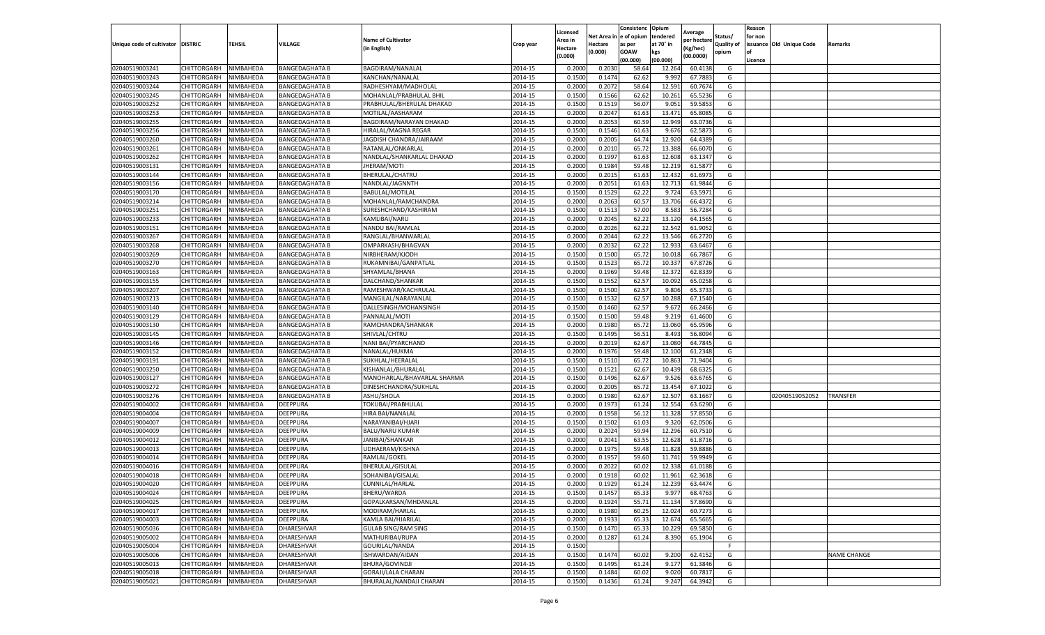| Unique code of cultivator | DISTRIC | TEHSIL | VILLAGE | Name of Cultivator (in English) | Crop year | Licensed Area in Hectare (0.000) | Net Area in Hectare (0.000) | Consistence of opium as per GOAW (00.000) | Opium tendered at 70° in kgs (00.000) | Average per hectare (Kg/hec) (00.0000) | Status/ Quality of opium | Reason for non issuance of Licence | Old Unique Code | Remarks |
|---|---|---|---|---|---|---|---|---|---|---|---|---|---|---|
| 02040519003241 | CHITTORGARH | NIMBAHEDA | BANGEDAGHATA B | BAGDIRAM/NANALAL | 2014-15 | 0.2000 | 0.2030 | 58.64 | 12.264 | 60.4138 | G | | | |
| 02040519003243 | CHITTORGARH | NIMBAHEDA | BANGEDAGHATA B | KANCHAN/NANALAL | 2014-15 | 0.1500 | 0.1474 | 62.62 | 9.992 | 67.7883 | G | | | |
| 02040519003244 | CHITTORGARH | NIMBAHEDA | BANGEDAGHATA B | RADHESHYAM/MADHOLAL | 2014-15 | 0.2000 | 0.2072 | 58.64 | 12.591 | 60.7674 | G | | | |
| 02040519003245 | CHITTORGARH | NIMBAHEDA | BANGEDAGHATA B | MOHANLAL/PRABHULAL BHIL | 2014-15 | 0.1500 | 0.1566 | 62.62 | 10.261 | 65.5236 | G | | | |
| 02040519003252 | CHITTORGARH | NIMBAHEDA | BANGEDAGHATA B | PRABHULAL/BHERULAL DHAKAD | 2014-15 | 0.1500 | 0.1519 | 56.07 | 9.051 | 59.5853 | G | | | |
| 02040519003253 | CHITTORGARH | NIMBAHEDA | BANGEDAGHATA B | MOTILAL/AASHARAM | 2014-15 | 0.2000 | 0.2047 | 61.63 | 13.471 | 65.8085 | G | | | |
| 02040519003255 | CHITTORGARH | NIMBAHEDA | BANGEDAGHATA B | BAGDIRAM/NARAYAN DHAKAD | 2014-15 | 0.2000 | 0.2053 | 60.59 | 12.949 | 63.0736 | G | | | |
| 02040519003256 | CHITTORGARH | NIMBAHEDA | BANGEDAGHATA B | HIRALAL/MAGNA REGAR | 2014-15 | 0.1500 | 0.1546 | 61.63 | 9.676 | 62.5873 | G | | | |
| 02040519003260 | CHITTORGARH | NIMBAHEDA | BANGEDAGHATA B | JAGDISH CHANDRA/JAIRAAM | 2014-15 | 0.2000 | 0.2005 | 64.74 | 12.920 | 64.4389 | G | | | |
| 02040519003261 | CHITTORGARH | NIMBAHEDA | BANGEDAGHATA B | RATANLAL/ONKARLAL | 2014-15 | 0.2000 | 0.2010 | 65.72 | 13.388 | 66.6070 | G | | | |
| 02040519003262 | CHITTORGARH | NIMBAHEDA | BANGEDAGHATA B | NANDLAL/SHANKARLAL DHAKAD | 2014-15 | 0.2000 | 0.1997 | 61.63 | 12.608 | 63.1347 | G | | | |
| 02040519003131 | CHITTORGARH | NIMBAHEDA | BANGEDAGHATA B | JHERAM/MOTI | 2014-15 | 0.2000 | 0.1984 | 59.48 | 12.219 | 61.5877 | G | | | |
| 02040519003144 | CHITTORGARH | NIMBAHEDA | BANGEDAGHATA B | BHERULAL/CHATRU | 2014-15 | 0.2000 | 0.2015 | 61.63 | 12.432 | 61.6973 | G | | | |
| 02040519003156 | CHITTORGARH | NIMBAHEDA | BANGEDAGHATA B | NANDLAL/JAGNNTH | 2014-15 | 0.2000 | 0.2051 | 61.63 | 12.713 | 61.9844 | G | | | |
| 02040519003170 | CHITTORGARH | NIMBAHEDA | BANGEDAGHATA B | BABULAL/MOTILAL | 2014-15 | 0.1500 | 0.1529 | 62.22 | 9.724 | 63.5971 | G | | | |
| 02040519003214 | CHITTORGARH | NIMBAHEDA | BANGEDAGHATA B | MOHANLAL/RAMCHANDRA | 2014-15 | 0.2000 | 0.2063 | 60.57 | 13.706 | 66.4372 | G | | | |
| 02040519003251 | CHITTORGARH | NIMBAHEDA | BANGEDAGHATA B | SURESHCHAND/KASHIRAM | 2014-15 | 0.1500 | 0.1513 | 57.00 | 8.583 | 56.7284 | G | | | |
| 02040519003233 | CHITTORGARH | NIMBAHEDA | BANGEDAGHATA B | KAMLIBAI/NARU | 2014-15 | 0.2000 | 0.2045 | 62.22 | 13.120 | 64.1565 | G | | | |
| 02040519003151 | CHITTORGARH | NIMBAHEDA | BANGEDAGHATA B | NANDU BAI/RAMLAL | 2014-15 | 0.2000 | 0.2026 | 62.22 | 12.542 | 61.9052 | G | | | |
| 02040519003267 | CHITTORGARH | NIMBAHEDA | BANGEDAGHATA B | RANGLAL/BHANWARLAL | 2014-15 | 0.2000 | 0.2044 | 62.22 | 13.546 | 66.2720 | G | | | |
| 02040519003268 | CHITTORGARH | NIMBAHEDA | BANGEDAGHATA B | OMPARKASH/BHAGVAN | 2014-15 | 0.2000 | 0.2032 | 62.22 | 12.933 | 63.6467 | G | | | |
| 02040519003269 | CHITTORGARH | NIMBAHEDA | BANGEDAGHATA B | NIRBHERAM/KJODH | 2014-15 | 0.1500 | 0.1500 | 65.72 | 10.018 | 66.7867 | G | | | |
| 02040519003270 | CHITTORGARH | NIMBAHEDA | BANGEDAGHATA B | RUKAMNIBAI/GANPATLAL | 2014-15 | 0.1500 | 0.1523 | 65.72 | 10.337 | 67.8726 | G | | | |
| 02040519003163 | CHITTORGARH | NIMBAHEDA | BANGEDAGHATA B | SHYAMLAL/BHANA | 2014-15 | 0.2000 | 0.1969 | 59.48 | 12.372 | 62.8339 | G | | | |
| 02040519003155 | CHITTORGARH | NIMBAHEDA | BANGEDAGHATA B | DALCHAND/SHANKAR | 2014-15 | 0.1500 | 0.1552 | 62.57 | 10.092 | 65.0258 | G | | | |
| 02040519003207 | CHITTORGARH | NIMBAHEDA | BANGEDAGHATA B | RAMESHWAR/KACHRULAL | 2014-15 | 0.1500 | 0.1500 | 62.57 | 9.806 | 65.3733 | G | | | |
| 02040519003213 | CHITTORGARH | NIMBAHEDA | BANGEDAGHATA B | MANGILAL/NARAYANLAL | 2014-15 | 0.1500 | 0.1532 | 62.57 | 10.288 | 67.1540 | G | | | |
| 02040519003140 | CHITTORGARH | NIMBAHEDA | BANGEDAGHATA B | DALLESINGH/MOHANSINGH | 2014-15 | 0.1500 | 0.1460 | 62.57 | 9.672 | 66.2466 | G | | | |
| 02040519003129 | CHITTORGARH | NIMBAHEDA | BANGEDAGHATA B | PANNALAL/MOTI | 2014-15 | 0.1500 | 0.1500 | 59.48 | 9.219 | 61.4600 | G | | | |
| 02040519003130 | CHITTORGARH | NIMBAHEDA | BANGEDAGHATA B | RAMCHANDRA/SHANKAR | 2014-15 | 0.2000 | 0.1980 | 65.72 | 13.060 | 65.9596 | G | | | |
| 02040519003145 | CHITTORGARH | NIMBAHEDA | BANGEDAGHATA B | SHIVLAL/CHTRU | 2014-15 | 0.1500 | 0.1495 | 56.51 | 8.493 | 56.8094 | G | | | |
| 02040519003146 | CHITTORGARH | NIMBAHEDA | BANGEDAGHATA B | NANI BAI/PYARCHAND | 2014-15 | 0.2000 | 0.2019 | 62.67 | 13.080 | 64.7845 | G | | | |
| 02040519003152 | CHITTORGARH | NIMBAHEDA | BANGEDAGHATA B | NANALAL/HUKMA | 2014-15 | 0.2000 | 0.1976 | 59.48 | 12.100 | 61.2348 | G | | | |
| 02040519003191 | CHITTORGARH | NIMBAHEDA | BANGEDAGHATA B | SUKHLAL/HEERALAL | 2014-15 | 0.1500 | 0.1510 | 65.72 | 10.863 | 71.9404 | G | | | |
| 02040519003250 | CHITTORGARH | NIMBAHEDA | BANGEDAGHATA B | KISHANLAL/BHURALAL | 2014-15 | 0.1500 | 0.1521 | 62.67 | 10.439 | 68.6325 | G | | | |
| 02040519003127 | CHITTORGARH | NIMBAHEDA | BANGEDAGHATA B | MANOHARLAL/BHAVARLAL SHARMA | 2014-15 | 0.1500 | 0.1496 | 62.67 | 9.526 | 63.6765 | G | | | |
| 02040519003272 | CHITTORGARH | NIMBAHEDA | BANGEDAGHATA B | DINESHCHANDRA/SUKHLAL | 2014-15 | 0.2000 | 0.2005 | 65.72 | 13.454 | 67.1022 | G | | | |
| 02040519003276 | CHITTORGARH | NIMBAHEDA | BANGEDAGHATA B | ASHU/SHOLA | 2014-15 | 0.2000 | 0.1980 | 62.67 | 12.507 | 63.1667 | G | | 02040519052052 | TRANSFER |
| 02040519004002 | CHITTORGARH | NIMBAHEDA | DEEPPURA | TOKUBAI/PRABHULAL | 2014-15 | 0.2000 | 0.1973 | 61.24 | 12.554 | 63.6290 | G | | | |
| 02040519004004 | CHITTORGARH | NIMBAHEDA | DEEPPURA | HIRA BAI/NANALAL | 2014-15 | 0.2000 | 0.1958 | 56.12 | 11.328 | 57.8550 | G | | | |
| 02040519004007 | CHITTORGARH | NIMBAHEDA | DEEPPURA | NARAYANIBAI/HJARI | 2014-15 | 0.1500 | 0.1502 | 61.03 | 9.320 | 62.0506 | G | | | |
| 02040519004009 | CHITTORGARH | NIMBAHEDA | DEEPPURA | BALU/NARU KUMAR | 2014-15 | 0.2000 | 0.2024 | 59.94 | 12.296 | 60.7510 | G | | | |
| 02040519004012 | CHITTORGARH | NIMBAHEDA | DEEPPURA | JANIBAI/SHANKAR | 2014-15 | 0.2000 | 0.2041 | 63.55 | 12.628 | 61.8716 | G | | | |
| 02040519004013 | CHITTORGARH | NIMBAHEDA | DEEPPURA | UDHAERAM/KISHNA | 2014-15 | 0.2000 | 0.1975 | 59.48 | 11.828 | 59.8886 | G | | | |
| 02040519004014 | CHITTORGARH | NIMBAHEDA | DEEPPURA | RAMLAL/GOKEL | 2014-15 | 0.2000 | 0.1957 | 59.60 | 11.741 | 59.9949 | G | | | |
| 02040519004016 | CHITTORGARH | NIMBAHEDA | DEEPPURA | BHERULAL/GISULAL | 2014-15 | 0.2000 | 0.2022 | 60.02 | 12.338 | 61.0188 | G | | | |
| 02040519004018 | CHITTORGARH | NIMBAHEDA | DEEPPURA | SOHANIBAI/GISALAL | 2014-15 | 0.2000 | 0.1918 | 60.02 | 11.961 | 62.3618 | G | | | |
| 02040519004020 | CHITTORGARH | NIMBAHEDA | DEEPPURA | CUNNILAL/HARLAL | 2014-15 | 0.2000 | 0.1929 | 61.24 | 12.239 | 63.4474 | G | | | |
| 02040519004024 | CHITTORGARH | NIMBAHEDA | DEEPPURA | BHERU/WARDA | 2014-15 | 0.1500 | 0.1457 | 65.33 | 9.977 | 68.4763 | G | | | |
| 02040519004025 | CHITTORGARH | NIMBAHEDA | DEEPPURA | GOPALKARSAN/MHDANLAL | 2014-15 | 0.2000 | 0.1924 | 55.71 | 11.134 | 57.8690 | G | | | |
| 02040519004017 | CHITTORGARH | NIMBAHEDA | DEEPPURA | MODIRAM/HARLAL | 2014-15 | 0.2000 | 0.1980 | 60.25 | 12.024 | 60.7273 | G | | | |
| 02040519004003 | CHITTORGARH | NIMBAHEDA | DEEPPURA | KAMLA BAI/HJARILAL | 2014-15 | 0.2000 | 0.1933 | 65.33 | 12.674 | 65.5665 | G | | | |
| 02040519005036 | CHITTORGARH | NIMBAHEDA | DHARESHVAR | GULAB SING/RAM SING | 2014-15 | 0.1500 | 0.1470 | 65.33 | 10.229 | 69.5850 | G | | | |
| 02040519005002 | CHITTORGARH | NIMBAHEDA | DHARESHVAR | MATHURIBAI/RUPA | 2014-15 | 0.2000 | 0.1287 | 61.24 | 8.390 | 65.1904 | G | | | |
| 02040519005004 | CHITTORGARH | NIMBAHEDA | DHARESHVAR | GOURILAL/NANDA | 2014-15 | 0.1500 | | | | | F | | | |
| 02040519005006 | CHITTORGARH | NIMBAHEDA | DHARESHVAR | ISHWARDAN/AIDAN | 2014-15 | 0.1500 | 0.1474 | 60.02 | 9.200 | 62.4152 | G | | | NAME CHANGE |
| 02040519005013 | CHITTORGARH | NIMBAHEDA | DHARESHVAR | BHURA/GOVINDJI | 2014-15 | 0.1500 | 0.1495 | 61.24 | 9.177 | 61.3846 | G | | | |
| 02040519005018 | CHITTORGARH | NIMBAHEDA | DHARESHVAR | GORAJI/LALA CHARAN | 2014-15 | 0.1500 | 0.1484 | 60.02 | 9.020 | 60.7817 | G | | | |
| 02040519005021 | CHITTORGARH | NIMBAHEDA | DHARESHVAR | BHURALAL/NANDAJI CHARAN | 2014-15 | 0.1500 | 0.1436 | 61.24 | 9.247 | 64.3942 | G | | | |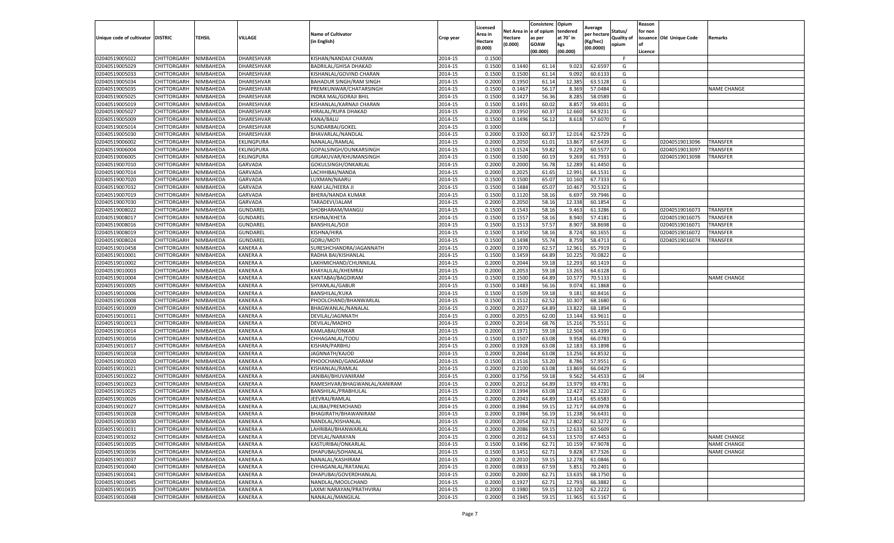| Unique code of cultivator | DISTRIC | TEHSIL | VILLAGE | Name of Cultivator (in English) | Crop year | Licensed Area in Hectare (0.000) | Net Area in Hectare (0.000) | Consistenc e of opium as per GOAW (00.000) | Opium tendered at 70° in kgs (00.000) | Average per hectare (Kg/hec) (00.0000) | Status/ Quality of opium | Reason for non issuance of Licence | Old Unique Code | Remarks |
|---|---|---|---|---|---|---|---|---|---|---|---|---|---|---|
| 02040519005022 | CHITTORGARH | NIMBAHEDA | DHARESHVAR | KISHAN/NANDAJI CHARAN | 2014-15 | 0.1500 | | | | | F | | | |
| 02040519005029 | CHITTORGARH | NIMBAHEDA | DHARESHVAR | BADRILAL/GHISA DHAKAD | 2014-15 | 0.1500 | 0.1440 | 61.14 | 9.023 | 62.6597 | G | | | |
| 02040519005033 | CHITTORGARH | NIMBAHEDA | DHARESHVAR | KISHANLAL/GOVIND CHARAN | 2014-15 | 0.1500 | 0.1500 | 61.14 | 9.092 | 60.6133 | G | | | |
| 02040519005034 | CHITTORGARH | NIMBAHEDA | DHARESHVAR | BAHADUR SINGH/RAM SINGH | 2014-15 | 0.2000 | 0.1950 | 61.14 | 12.385 | 63.5128 | G | | | |
| 02040519005035 | CHITTORGARH | NIMBAHEDA | DHARESHVAR | PREMKUNWAR/CHATARSINGH | 2014-15 | 0.1500 | 0.1467 | 56.17 | 8.369 | 57.0484 | G | | | NAME CHANGE |
| 02040519005025 | CHITTORGARH | NIMBAHEDA | DHARESHVAR | INDRA MAL/GORAJI BHIL | 2014-15 | 0.1500 | 0.1427 | 56.36 | 8.285 | 58.0589 | G | | | |
| 02040519005019 | CHITTORGARH | NIMBAHEDA | DHARESHVAR | KISHANLAL/KARNAJI CHARAN | 2014-15 | 0.1500 | 0.1491 | 60.02 | 8.857 | 59.4031 | G | | | |
| 02040519005027 | CHITTORGARH | NIMBAHEDA | DHARESHVAR | HIRALAL/RUPA DHAKAD | 2014-15 | 0.2000 | 0.1950 | 60.37 | 12.660 | 64.9231 | G | | | |
| 02040519005009 | CHITTORGARH | NIMBAHEDA | DHARESHVAR | KANA/BALU | 2014-15 | 0.1500 | 0.1496 | 56.12 | 8.618 | 57.6070 | G | | | |
| 02040519005014 | CHITTORGARH | NIMBAHEDA | DHARESHVAR | SUNDARBAI/GOKEL | 2014-15 | 0.1000 | | | | | F | | | |
| 02040519005030 | CHITTORGARH | NIMBAHEDA | DHARESHVAR | BHAVARLAL/NANDLAL | 2014-15 | 0.2000 | 0.1920 | 60.37 | 12.014 | 62.5729 | G | | | |
| 02040519006002 | CHITTORGARH | NIMBAHEDA | EKLINGPURA | NANALAL/RAMLAL | 2014-15 | 0.2000 | 0.2050 | 61.01 | 13.867 | 67.6439 | G | | 02040519013096 | TRANSFER |
| 02040519006004 | CHITTORGARH | NIMBAHEDA | EKLINGPURA | GOPALSINGH/OUNKARSINGH | 2014-15 | 0.1500 | 0.1524 | 59.82 | 9.229 | 60.5577 | G | | 02040519013097 | TRANSFER |
| 02040519006005 | CHITTORGARH | NIMBAHEDA | EKLINGPURA | GIRJAKUVAR/KHUMANSINGH | 2014-15 | 0.1500 | 0.1500 | 60.19 | 9.269 | 61.7933 | G | | 02040519013098 | TRANSFER |
| 02040519007010 | CHITTORGARH | NIMBAHEDA | GARVADA | GOKULSINGH/ONKARLAL | 2014-15 | 0.2000 | 0.2000 | 56.78 | 12.289 | 61.4450 | G | | | |
| 02040519007014 | CHITTORGARH | NIMBAHEDA | GARVADA | LACHHIBAI/NANDA | 2014-15 | 0.2000 | 0.2025 | 61.65 | 12.991 | 64.1531 | G | | | |
| 02040519007020 | CHITTORGARH | NIMBAHEDA | GARVADA | LUXMAN/NAARU | 2014-15 | 0.1500 | 0.1500 | 65.07 | 10.160 | 67.7333 | G | | | |
| 02040519007032 | CHITTORGARH | NIMBAHEDA | GARVADA | RAM LAL/HEERA JI | 2014-15 | 0.1500 | 0.1484 | 65.07 | 10.467 | 70.5323 | G | | | |
| 02040519007019 | CHITTORGARH | NIMBAHEDA | GARVADA | BHERA/NANDA KUMAR | 2014-15 | 0.1500 | 0.1120 | 58.16 | 6.697 | 59.7946 | G | | | |
| 02040519007030 | CHITTORGARH | NIMBAHEDA | GARVADA | TARADEVI/JALAM | 2014-15 | 0.2000 | 0.2050 | 58.16 | 12.338 | 60.1854 | G | | | |
| 02040519008022 | CHITTORGARH | NIMBAHEDA | GUNDAREL | SHOBHARAM/MANGU | 2014-15 | 0.1500 | 0.1543 | 58.16 | 9.463 | 61.3286 | G | | 02040519016073 | TRANSFER |
| 02040519008017 | CHITTORGARH | NIMBAHEDA | GUNDAREL | KISHNA/KHETA | 2014-15 | 0.1500 | 0.1557 | 58.16 | 8.940 | 57.4181 | G | | 02040519016075 | TRANSFER |
| 02040519008016 | CHITTORGARH | NIMBAHEDA | GUNDAREL | BANSHILAL/SOJI | 2014-15 | 0.1500 | 0.1513 | 57.57 | 8.907 | 58.8698 | G | | 02040519016071 | TRANSFER |
| 02040519008019 | CHITTORGARH | NIMBAHEDA | GUNDAREL | KISHNA/HIRA | 2014-15 | 0.1500 | 0.1450 | 58.16 | 8.724 | 60.1655 | G | | 02040519016072 | TRANSFER |
| 02040519008024 | CHITTORGARH | NIMBAHEDA | GUNDAREL | GORU/MOTI | 2014-15 | 0.1500 | 0.1498 | 55.74 | 8.759 | 58.4713 | G | | 02040519016074 | TRANSFER |
| 02040519010458 | CHITTORGARH | NIMBAHEDA | KANERA A | SURESHCHANDRA/JAGANNATH | 2014-15 | 0.2000 | 0.1970 | 62.57 | 12.961 | 65.7919 | G | | | |
| 02040519010001 | CHITTORGARH | NIMBAHEDA | KANERA A | RADHA BAI/KISHANLAL | 2014-15 | 0.1500 | 0.1459 | 64.89 | 10.225 | 70.0822 | G | | | |
| 02040519010002 | CHITTORGARH | NIMBAHEDA | KANERA A | LAKHMICHAND/CHUNNILAL | 2014-15 | 0.2000 | 0.2044 | 59.18 | 12.293 | 60.1419 | G | | | |
| 02040519010003 | CHITTORGARH | NIMBAHEDA | KANERA A | KHAYALILAL/KHEMRAJ | 2014-15 | 0.2000 | 0.2053 | 59.18 | 13.265 | 64.6128 | G | | | |
| 02040519010004 | CHITTORGARH | NIMBAHEDA | KANERA A | KANTABAI/BAGDIRAM | 2014-15 | 0.1500 | 0.1500 | 64.89 | 10.577 | 70.5133 | G | | | NAME CHANGE |
| 02040519010005 | CHITTORGARH | NIMBAHEDA | KANERA A | SHYAMLAL/GABUR | 2014-15 | 0.1500 | 0.1483 | 56.16 | 9.074 | 61.1868 | G | | | |
| 02040519010006 | CHITTORGARH | NIMBAHEDA | KANERA A | BANSHILAL/KUKA | 2014-15 | 0.1500 | 0.1509 | 59.18 | 9.181 | 60.8416 | G | | | |
| 02040519010008 | CHITTORGARH | NIMBAHEDA | KANERA A | PHOOLCHAND/BHANWARLAL | 2014-15 | 0.1500 | 0.1512 | 62.52 | 10.307 | 68.1680 | G | | | |
| 02040519010009 | CHITTORGARH | NIMBAHEDA | KANERA A | BHAGWANLAL/NANALAL | 2014-15 | 0.2000 | 0.2027 | 64.89 | 13.822 | 68.1894 | G | | | |
| 02040519010011 | CHITTORGARH | NIMBAHEDA | KANERA A | DEVILAL/JAGNNATH | 2014-15 | 0.2000 | 0.2055 | 62.00 | 13.144 | 63.9611 | G | | | |
| 02040519010013 | CHITTORGARH | NIMBAHEDA | KANERA A | DEVILAL/MADHO | 2014-15 | 0.2000 | 0.2014 | 68.76 | 15.216 | 75.5511 | G | | | |
| 02040519010014 | CHITTORGARH | NIMBAHEDA | KANERA A | KAMLABAI/ONKAR | 2014-15 | 0.2000 | 0.1971 | 59.18 | 12.504 | 63.4399 | G | | | |
| 02040519010016 | CHITTORGARH | NIMBAHEDA | KANERA A | CHHAGANLAL/TODU | 2014-15 | 0.1500 | 0.1507 | 63.08 | 9.958 | 66.0783 | G | | | |
| 02040519010017 | CHITTORGARH | NIMBAHEDA | KANERA A | KISHAN/PARBHU | 2014-15 | 0.2000 | 0.1928 | 63.08 | 12.183 | 63.1898 | G | | | |
| 02040519010018 | CHITTORGARH | NIMBAHEDA | KANERA A | JAGNNATH/KAJOD | 2014-15 | 0.2000 | 0.2044 | 63.08 | 13.256 | 64.8532 | G | | | |
| 02040519010020 | CHITTORGARH | NIMBAHEDA | KANERA A | PHOOCHAND/GANGARAM | 2014-15 | 0.1500 | 0.1516 | 53.20 | 8.786 | 57.9551 | G | | | |
| 02040519010021 | CHITTORGARH | NIMBAHEDA | KANERA A | KISHANLAL/RAMLAL | 2014-15 | 0.2000 | 0.2100 | 63.08 | 13.869 | 66.0429 | G | | | |
| 02040519010022 | CHITTORGARH | NIMBAHEDA | KANERA A | JANIBAI/BHUVANIRAM | 2014-15 | 0.2000 | 0.1756 | 59.18 | 9.562 | 54.4533 | G | 04 | | |
| 02040519010023 | CHITTORGARH | NIMBAHEDA | KANERA A | RAMESHVAR/BHAGWANLAL/KANIRAM | 2014-15 | 0.2000 | 0.2012 | 64.89 | 13.979 | 69.4781 | G | | | |
| 02040519010025 | CHITTORGARH | NIMBAHEDA | KANERA A | BANSHILAL/PRABHULAL | 2014-15 | 0.2000 | 0.1994 | 63.08 | 12.427 | 62.3220 | G | | | |
| 02040519010026 | CHITTORGARH | NIMBAHEDA | KANERA A | JEEVRAJ/RAMLAL | 2014-15 | 0.2000 | 0.2043 | 64.89 | 13.414 | 65.6583 | G | | | |
| 02040519010027 | CHITTORGARH | NIMBAHEDA | KANERA A | LALIBAI/PREMCHAND | 2014-15 | 0.2000 | 0.1984 | 59.15 | 12.717 | 64.0978 | G | | | |
| 02040519010028 | CHITTORGARH | NIMBAHEDA | KANERA A | BHAGIRATH/BHAWANIRAM | 2014-15 | 0.2000 | 0.1984 | 56.19 | 11.238 | 56.6431 | G | | | |
| 02040519010030 | CHITTORGARH | NIMBAHEDA | KANERA A | NANDLAL/KISHANLAL | 2014-15 | 0.2000 | 0.2054 | 62.71 | 12.802 | 62.3272 | G | | | |
| 02040519010031 | CHITTORGARH | NIMBAHEDA | KANERA A | LAHRIBAI/BHANWARLAL | 2014-15 | 0.2000 | 0.2086 | 59.15 | 12.633 | 60.5609 | G | | | |
| 02040519010032 | CHITTORGARH | NIMBAHEDA | KANERA A | DEVILAL/NARAYAN | 2014-15 | 0.2000 | 0.2012 | 64.53 | 13.570 | 67.4453 | G | | | NAME CHANGE |
| 02040519010035 | CHITTORGARH | NIMBAHEDA | KANERA A | KASTURIBAI/ONKARLAL | 2014-15 | 0.1500 | 0.1496 | 62.71 | 10.159 | 67.9078 | G | | | NAME CHANGE |
| 02040519010036 | CHITTORGARH | NIMBAHEDA | KANERA A | DHAPUBAI/SOHANLAL | 2014-15 | 0.1500 | 0.1451 | 62.71 | 9.828 | 67.7326 | G | | | NAME CHANGE |
| 02040519010037 | CHITTORGARH | NIMBAHEDA | KANERA A | NANALAL/KASHIRAM | 2014-15 | 0.2000 | 0.2010 | 59.15 | 12.278 | 61.0846 | G | | | |
| 02040519010040 | CHITTORGARH | NIMBAHEDA | KANERA A | CHHAGANLAL/RATANLAL | 2014-15 | 0.2000 | 0.0833 | 67.59 | 5.851 | 70.2401 | G | | | |
| 02040519010041 | CHITTORGARH | NIMBAHEDA | KANERA A | DHAPUBAI/GOVERDHANLAL | 2014-15 | 0.2000 | 0.2000 | 62.71 | 13.635 | 68.1750 | G | | | |
| 02040519010045 | CHITTORGARH | NIMBAHEDA | KANERA A | NANDLAL/MOOLCHAND | 2014-15 | 0.2000 | 0.1927 | 62.71 | 12.793 | 66.3882 | G | | | |
| 02040519010435 | CHITTORGARH | NIMBAHEDA | KANERA A | LAXMI NARAYAN/PRATHVIRAJ | 2014-15 | 0.2000 | 0.1980 | 59.15 | 12.320 | 62.2222 | G | | | |
| 02040519010048 | CHITTORGARH | NIMBAHEDA | KANERA A | NANALAL/MANGILAL | 2014-15 | 0.2000 | 0.1945 | 59.15 | 11.965 | 61.5167 | G | | | |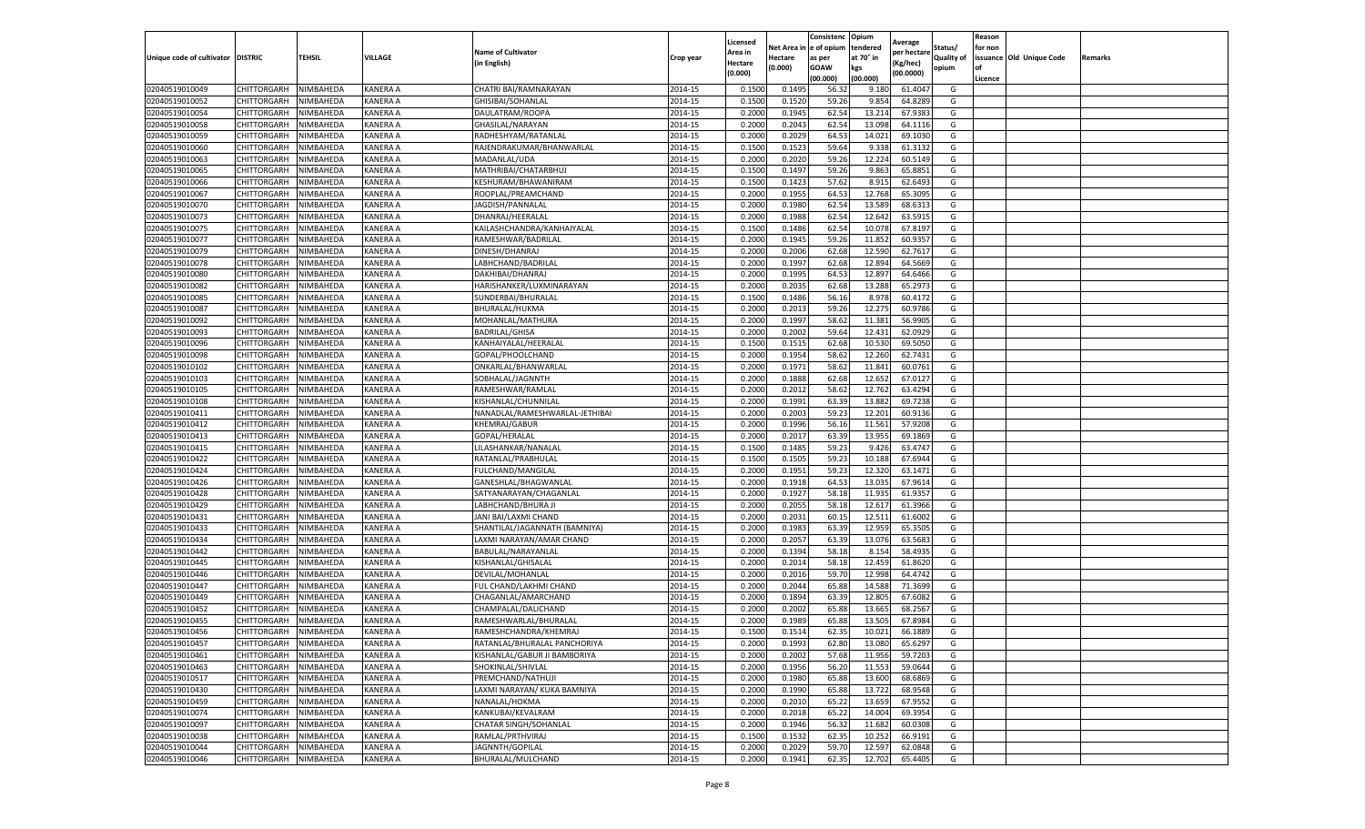| Unique code of cultivator | DISTRIC | TEHSIL | VILLAGE | Name of Cultivator (in English) | Crop year | Licensed Area in Hectare (0.000) | Net Area in Hectare (0.000) | Consistenc e of opium as per GOAW (00.000) | Opium tendered at 70° in kgs (00.000) | Average per hectare (Kg/hec) (00.0000) | Status/ Quality of opium | Reason for non issuance of Licence | Old Unique Code | Remarks |
|---|---|---|---|---|---|---|---|---|---|---|---|---|---|---|
| 02040519010049 | CHITTORGARH | NIMBAHEDA | KANERA A | CHATRI BAI/RAMNARAYAN | 2014-15 | 0.1500 | 0.1495 | 56.32 | 9.180 | 61.4047 | G | | | |
| 02040519010052 | CHITTORGARH | NIMBAHEDA | KANERA A | GHISIBAI/SOHANLAL | 2014-15 | 0.1500 | 0.1520 | 59.26 | 9.854 | 64.8289 | G | | | |
| 02040519010054 | CHITTORGARH | NIMBAHEDA | KANERA A | DAULATRAM/ROOPA | 2014-15 | 0.2000 | 0.1945 | 62.54 | 13.214 | 67.9383 | G | | | |
| 02040519010058 | CHITTORGARH | NIMBAHEDA | KANERA A | GHASILAL/NARAYAN | 2014-15 | 0.2000 | 0.2043 | 62.54 | 13.098 | 64.1116 | G | | | |
| 02040519010059 | CHITTORGARH | NIMBAHEDA | KANERA A | RADHESHYAM/RATANLAL | 2014-15 | 0.2000 | 0.2029 | 64.53 | 14.021 | 69.1030 | G | | | |
| 02040519010060 | CHITTORGARH | NIMBAHEDA | KANERA A | RAJENDRAKUMAR/BHANWARLAL | 2014-15 | 0.1500 | 0.1523 | 59.64 | 9.338 | 61.3132 | G | | | |
| 02040519010063 | CHITTORGARH | NIMBAHEDA | KANERA A | MADANLAL/UDA | 2014-15 | 0.2000 | 0.2020 | 59.26 | 12.224 | 60.5149 | G | | | |
| 02040519010065 | CHITTORGARH | NIMBAHEDA | KANERA A | MATHRIBAI/CHATARBHUJ | 2014-15 | 0.1500 | 0.1497 | 59.26 | 9.863 | 65.8851 | G | | | |
| 02040519010066 | CHITTORGARH | NIMBAHEDA | KANERA A | KESHURAM/BHAWANIRAM | 2014-15 | 0.1500 | 0.1423 | 57.62 | 8.915 | 62.6493 | G | | | |
| 02040519010067 | CHITTORGARH | NIMBAHEDA | KANERA A | ROOPLAL/PREAMCHAND | 2014-15 | 0.2000 | 0.1955 | 64.53 | 12.768 | 65.3095 | G | | | |
| 02040519010070 | CHITTORGARH | NIMBAHEDA | KANERA A | JAGDISH/PANNALAL | 2014-15 | 0.2000 | 0.1980 | 62.54 | 13.589 | 68.6313 | G | | | |
| 02040519010073 | CHITTORGARH | NIMBAHEDA | KANERA A | DHANRAJ/HEERALAL | 2014-15 | 0.2000 | 0.1988 | 62.54 | 12.642 | 63.5915 | G | | | |
| 02040519010075 | CHITTORGARH | NIMBAHEDA | KANERA A | KAILASHCHANDRA/KANHAIYALAL | 2014-15 | 0.1500 | 0.1486 | 62.54 | 10.078 | 67.8197 | G | | | |
| 02040519010077 | CHITTORGARH | NIMBAHEDA | KANERA A | RAMESHWAR/BADRILAL | 2014-15 | 0.2000 | 0.1945 | 59.26 | 11.852 | 60.9357 | G | | | |
| 02040519010079 | CHITTORGARH | NIMBAHEDA | KANERA A | DINESH/DHANRAJ | 2014-15 | 0.2000 | 0.2006 | 62.68 | 12.590 | 62.7617 | G | | | |
| 02040519010078 | CHITTORGARH | NIMBAHEDA | KANERA A | LABHCHAND/BADRILAL | 2014-15 | 0.2000 | 0.1997 | 62.68 | 12.894 | 64.5669 | G | | | |
| 02040519010080 | CHITTORGARH | NIMBAHEDA | KANERA A | DAKHIBAI/DHANRAJ | 2014-15 | 0.2000 | 0.1995 | 64.53 | 12.897 | 64.6466 | G | | | |
| 02040519010082 | CHITTORGARH | NIMBAHEDA | KANERA A | HARISHANKER/LUXMINARAYAN | 2014-15 | 0.2000 | 0.2035 | 62.68 | 13.288 | 65.2973 | G | | | |
| 02040519010085 | CHITTORGARH | NIMBAHEDA | KANERA A | SUNDERBAI/BHURALAL | 2014-15 | 0.1500 | 0.1486 | 56.16 | 8.978 | 60.4172 | G | | | |
| 02040519010087 | CHITTORGARH | NIMBAHEDA | KANERA A | BHURALAL/HUKMA | 2014-15 | 0.2000 | 0.2013 | 59.26 | 12.275 | 60.9786 | G | | | |
| 02040519010092 | CHITTORGARH | NIMBAHEDA | KANERA A | MOHANLAL/MATHURA | 2014-15 | 0.2000 | 0.1997 | 58.62 | 11.381 | 56.9905 | G | | | |
| 02040519010093 | CHITTORGARH | NIMBAHEDA | KANERA A | BADRILAL/GHISA | 2014-15 | 0.2000 | 0.2002 | 59.64 | 12.431 | 62.0929 | G | | | |
| 02040519010096 | CHITTORGARH | NIMBAHEDA | KANERA A | KANHAIYALAL/HEERALAL | 2014-15 | 0.1500 | 0.1515 | 62.68 | 10.530 | 69.5050 | G | | | |
| 02040519010098 | CHITTORGARH | NIMBAHEDA | KANERA A | GOPAL/PHOOLCHAND | 2014-15 | 0.2000 | 0.1954 | 58.62 | 12.260 | 62.7431 | G | | | |
| 02040519010102 | CHITTORGARH | NIMBAHEDA | KANERA A | ONKARLAL/BHANWARLAL | 2014-15 | 0.2000 | 0.1971 | 58.62 | 11.841 | 60.0761 | G | | | |
| 02040519010103 | CHITTORGARH | NIMBAHEDA | KANERA A | SOBHALAL/JAGNNTH | 2014-15 | 0.2000 | 0.1888 | 62.68 | 12.652 | 67.0127 | G | | | |
| 02040519010105 | CHITTORGARH | NIMBAHEDA | KANERA A | RAMESHWAR/RAMLAL | 2014-15 | 0.2000 | 0.2012 | 58.62 | 12.762 | 63.4294 | G | | | |
| 02040519010108 | CHITTORGARH | NIMBAHEDA | KANERA A | KISHANLAL/CHUNNILAL | 2014-15 | 0.2000 | 0.1991 | 63.39 | 13.882 | 69.7238 | G | | | |
| 02040519010411 | CHITTORGARH | NIMBAHEDA | KANERA A | NANADLAL/RAMESHWARLAL-JETHIBAI | 2014-15 | 0.2000 | 0.2003 | 59.23 | 12.201 | 60.9136 | G | | | |
| 02040519010412 | CHITTORGARH | NIMBAHEDA | KANERA A | KHEMRAJ/GABUR | 2014-15 | 0.2000 | 0.1996 | 56.16 | 11.561 | 57.9208 | G | | | |
| 02040519010413 | CHITTORGARH | NIMBAHEDA | KANERA A | GOPAL/HERALAL | 2014-15 | 0.2000 | 0.2017 | 63.39 | 13.955 | 69.1869 | G | | | |
| 02040519010415 | CHITTORGARH | NIMBAHEDA | KANERA A | LILASHANKAR/NANALAL | 2014-15 | 0.1500 | 0.1485 | 59.23 | 9.426 | 63.4747 | G | | | |
| 02040519010422 | CHITTORGARH | NIMBAHEDA | KANERA A | RATANLAL/PRABHULAL | 2014-15 | 0.1500 | 0.1505 | 59.23 | 10.188 | 67.6944 | G | | | |
| 02040519010424 | CHITTORGARH | NIMBAHEDA | KANERA A | FULCHAND/MANGILAL | 2014-15 | 0.2000 | 0.1951 | 59.23 | 12.320 | 63.1471 | G | | | |
| 02040519010426 | CHITTORGARH | NIMBAHEDA | KANERA A | GANESHLAL/BHAGWANLAL | 2014-15 | 0.2000 | 0.1918 | 64.53 | 13.035 | 67.9614 | G | | | |
| 02040519010428 | CHITTORGARH | NIMBAHEDA | KANERA A | SATYANARAYAN/CHAGANLAL | 2014-15 | 0.2000 | 0.1927 | 58.18 | 11.935 | 61.9357 | G | | | |
| 02040519010429 | CHITTORGARH | NIMBAHEDA | KANERA A | LABHCHAND/BHURA JI | 2014-15 | 0.2000 | 0.2055 | 58.18 | 12.617 | 61.3966 | G | | | |
| 02040519010431 | CHITTORGARH | NIMBAHEDA | KANERA A | JANI BAI/LAXMI CHAND | 2014-15 | 0.2000 | 0.2031 | 60.15 | 12.511 | 61.6002 | G | | | |
| 02040519010433 | CHITTORGARH | NIMBAHEDA | KANERA A | SHANTILAL/JAGANNATH (BAMNIYA) | 2014-15 | 0.2000 | 0.1983 | 63.39 | 12.959 | 65.3505 | G | | | |
| 02040519010434 | CHITTORGARH | NIMBAHEDA | KANERA A | LAXMI NARAYAN/AMAR CHAND | 2014-15 | 0.2000 | 0.2057 | 63.39 | 13.076 | 63.5683 | G | | | |
| 02040519010442 | CHITTORGARH | NIMBAHEDA | KANERA A | BABULAL/NARAYANLAL | 2014-15 | 0.2000 | 0.1394 | 58.18 | 8.154 | 58.4935 | G | | | |
| 02040519010445 | CHITTORGARH | NIMBAHEDA | KANERA A | KISHANLAL/GHISALAL | 2014-15 | 0.2000 | 0.2014 | 58.18 | 12.459 | 61.8620 | G | | | |
| 02040519010446 | CHITTORGARH | NIMBAHEDA | KANERA A | DEVILAL/MOHANLAL | 2014-15 | 0.2000 | 0.2016 | 59.70 | 12.998 | 64.4742 | G | | | |
| 02040519010447 | CHITTORGARH | NIMBAHEDA | KANERA A | FUL CHAND/LAKHMI CHAND | 2014-15 | 0.2000 | 0.2044 | 65.88 | 14.588 | 71.3699 | G | | | |
| 02040519010449 | CHITTORGARH | NIMBAHEDA | KANERA A | CHAGANLAL/AMARCHAND | 2014-15 | 0.2000 | 0.1894 | 63.39 | 12.805 | 67.6082 | G | | | |
| 02040519010452 | CHITTORGARH | NIMBAHEDA | KANERA A | CHAMPALAL/DALICHAND | 2014-15 | 0.2000 | 0.2002 | 65.88 | 13.665 | 68.2567 | G | | | |
| 02040519010455 | CHITTORGARH | NIMBAHEDA | KANERA A | RAMESHWARLAL/BHURALAL | 2014-15 | 0.2000 | 0.1989 | 65.88 | 13.505 | 67.8984 | G | | | |
| 02040519010456 | CHITTORGARH | NIMBAHEDA | KANERA A | RAMESHCHANDRA/KHEMRAJ | 2014-15 | 0.1500 | 0.1514 | 62.35 | 10.021 | 66.1889 | G | | | |
| 02040519010457 | CHITTORGARH | NIMBAHEDA | KANERA A | RATANLAL/BHURALAL PANCHORIYA | 2014-15 | 0.2000 | 0.1993 | 62.80 | 13.080 | 65.6297 | G | | | |
| 02040519010461 | CHITTORGARH | NIMBAHEDA | KANERA A | KISHANLAL/GABUR JI BAMBORIYA | 2014-15 | 0.2000 | 0.2002 | 57.68 | 11.956 | 59.7203 | G | | | |
| 02040519010463 | CHITTORGARH | NIMBAHEDA | KANERA A | SHOKINLAL/SHIVLAL | 2014-15 | 0.2000 | 0.1956 | 56.20 | 11.553 | 59.0644 | G | | | |
| 02040519010517 | CHITTORGARH | NIMBAHEDA | KANERA A | PREMCHAND/NATHUJI | 2014-15 | 0.2000 | 0.1980 | 65.88 | 13.600 | 68.6869 | G | | | |
| 02040519010430 | CHITTORGARH | NIMBAHEDA | KANERA A | LAXMI NARAYAN/ KUKA BAMNIYA | 2014-15 | 0.2000 | 0.1990 | 65.88 | 13.722 | 68.9548 | G | | | |
| 02040519010459 | CHITTORGARH | NIMBAHEDA | KANERA A | NANALAL/HOKMA | 2014-15 | 0.2000 | 0.2010 | 65.22 | 13.659 | 67.9552 | G | | | |
| 02040519010074 | CHITTORGARH | NIMBAHEDA | KANERA A | KANKUBAI/KEVALRAM | 2014-15 | 0.2000 | 0.2018 | 65.22 | 14.004 | 69.3954 | G | | | |
| 02040519010097 | CHITTORGARH | NIMBAHEDA | KANERA A | CHATAR SINGH/SOHANLAL | 2014-15 | 0.2000 | 0.1946 | 56.32 | 11.682 | 60.0308 | G | | | |
| 02040519010038 | CHITTORGARH | NIMBAHEDA | KANERA A | RAMLAL/PRTHVIRAJ | 2014-15 | 0.1500 | 0.1532 | 62.35 | 10.252 | 66.9191 | G | | | |
| 02040519010044 | CHITTORGARH | NIMBAHEDA | KANERA A | JAGNNTH/GOPILAL | 2014-15 | 0.2000 | 0.2029 | 59.70 | 12.597 | 62.0848 | G | | | |
| 02040519010046 | CHITTORGARH | NIMBAHEDA | KANERA A | BHURALAL/MULCHAND | 2014-15 | 0.2000 | 0.1941 | 62.35 | 12.702 | 65.4405 | G | | | |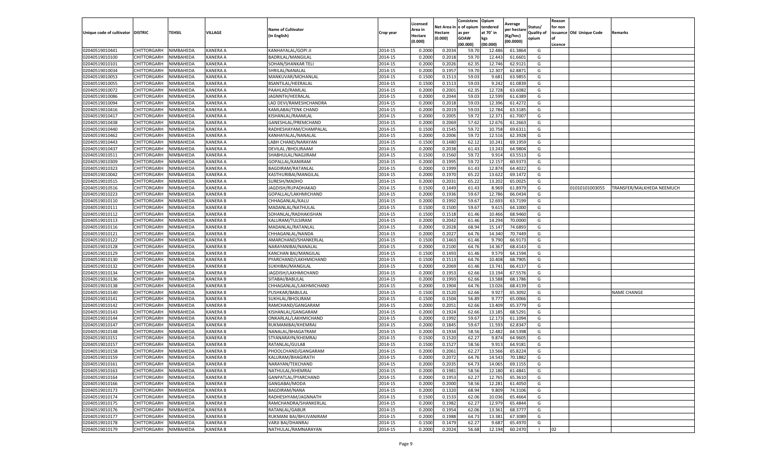| Unique code of cultivator | DISTRIC | TEHSIL | VILLAGE | Name of Cultivator (in English) | Crop year | Licensed Area in Hectare (0.000) | Net Area in Hectare (0.000) | Consistence of opium as per GOAW (00.000) | Opium tendered at 70° in kgs (00.000) | Average per hectare (Kg/hec) (00.0000) | Status/ Quality of opium | Reason for non issuance of Licence | Old Unique Code | Remarks |
|---|---|---|---|---|---|---|---|---|---|---|---|---|---|---|
| 02040519010441 | CHITTORGARH | NIMBAHEDA | KANERA A | KANHAYALAL/GOPI JI | 2014-15 | 0.2000 | 0.2034 | 59.70 | 12.486 | 61.3864 | G | | | |
| 02040519010100 | CHITTORGARH | NIMBAHEDA | KANERA A | BADRILAL/MANGILAL | 2014-15 | 0.2000 | 0.2018 | 59.70 | 12.443 | 61.6601 | G | | | |
| 02040519010101 | CHITTORGARH | NIMBAHEDA | KANERA A | SOHAN/SHANKAR TELI | 2014-15 | 0.2000 | 0.2026 | 62.35 | 12.746 | 62.9121 | G | | | |
| 02040519010034 | CHITTORGARH | NIMBAHEDA | KANERA A | SHRILAL/NANALAL | 2014-15 | 0.2000 | 0.1957 | 59.70 | 12.307 | 62.8871 | G | | | |
| 02040519010053 | CHITTORGARH | NIMBAHEDA | KANERA A | MANKUVAR/MOHANLAL | 2014-15 | 0.1500 | 0.1513 | 59.03 | 9.681 | 63.9855 | G | | | |
| 02040519010055 | CHITTORGARH | NIMBAHEDA | KANERA A | BSANTILAL/HEERALAL | 2014-15 | 0.1500 | 0.1513 | 59.03 | 9.242 | 61.0839 | G | | | |
| 02040519010072 | CHITTORGARH | NIMBAHEDA | KANERA A | PAAHLAD/RAMLAL | 2014-15 | 0.2000 | 0.2001 | 62.35 | 12.728 | 63.6082 | G | | | |
| 02040519010086 | CHITTORGARH | NIMBAHEDA | KANERA A | JAGNNTH/HEERALAL | 2014-15 | 0.2000 | 0.2044 | 59.03 | 12.599 | 61.6389 | G | | | |
| 02040519010094 | CHITTORGARH | NIMBAHEDA | KANERA A | LAD DEVI/RAMESHCHANDRA | 2014-15 | 0.2000 | 0.2018 | 59.03 | 12.396 | 61.4272 | G | | | |
| 02040519010416 | CHITTORGARH | NIMBAHEDA | KANERA A | KAMLABAI/TENK CHAND | 2014-15 | 0.2000 | 0.2019 | 59.03 | 12.784 | 63.3185 | G | | | |
| 02040519010417 | CHITTORGARH | NIMBAHEDA | KANERA A | KISHANLAL/RAAMLAL | 2014-15 | 0.2000 | 0.2005 | 59.72 | 12.371 | 61.7007 | G | | | |
| 02040519010438 | CHITTORGARH | NIMBAHEDA | KANERA A | GANESHLAL/PREMCHAND | 2014-15 | 0.2000 | 0.2069 | 57.62 | 12.676 | 61.2663 | G | | | |
| 02040519010440 | CHITTORGARH | NIMBAHEDA | KANERA A | RADHESHAYAM/CHAMPALAL | 2014-15 | 0.1500 | 0.1545 | 59.72 | 10.758 | 69.6311 | G | | | |
| 02040519010462 | CHITTORGARH | NIMBAHEDA | KANERA A | KANHAYALAL/NANALAL | 2014-15 | 0.2000 | 0.2006 | 59.72 | 12.516 | 62.3928 | G | | | |
| 02040519010443 | CHITTORGARH | NIMBAHEDA | KANERA A | LABH CHAND/NARAYAN | 2014-15 | 0.1500 | 0.1480 | 62.12 | 10.241 | 69.1959 | G | | | |
| 02040519010437 | CHITTORGARH | NIMBAHEDA | KANERA A | DEVILAL /BHOLIRAAM | 2014-15 | 0.2000 | 0.2038 | 61.43 | 13.243 | 64.9804 | G | | | |
| 02040519010511 | CHITTORGARH | NIMBAHEDA | KANERA A | SHABHULAL/NAGJIRAM | 2014-15 | 0.1500 | 0.1560 | 59.72 | 9.914 | 63.5513 | G | | | |
| 02040519010309 | CHITTORGARH | NIMBAHEDA | KANERA A | GOPALLAL/KANIRAM | 2014-15 | 0.2000 | 0.1995 | 59.72 | 12.157 | 60.9373 | G | | | |
| 02040519010323 | CHITTORGARH | NIMBAHEDA | KANERA A | BAGDIRAM/RATANLAL | 2014-15 | 0.2000 | 0.1999 | 61.43 | 12.874 | 64.4022 | G | | | |
| 02040519010042 | CHITTORGARH | NIMBAHEDA | KANERA A | KASTHURIBAI/MANGILAL | 2014-15 | 0.2000 | 0.1970 | 65.22 | 13.622 | 69.1472 | G | | | |
| 02040519010515 | CHITTORGARH | NIMBAHEDA | KANERA A | SURESH/MADHO | 2014-15 | 0.2000 | 0.2031 | 65.22 | 13.202 | 65.0025 | G | | | |
| 02040519010516 | CHITTORGARH | NIMBAHEDA | KANERA A | JAGDISH/RUPADHAKAD | 2014-15 | 0.1500 | 0.1449 | 61.43 | 8.969 | 61.8979 | G | | 01010101003055 | TRANSFER/MALKHEDA NEEMUCH |
| 02040519010223 | CHITTORGARH | NIMBAHEDA | KANERA B | GOPALLAL/LAKHMICHAND | 2014-15 | 0.2000 | 0.1936 | 59.67 | 12.786 | 66.0434 | G | | | |
| 02040519010110 | CHITTORGARH | NIMBAHEDA | KANERA B | CHHAGANLAL/KALU | 2014-15 | 0.2000 | 0.1992 | 59.67 | 12.693 | 63.7199 | G | | | |
| 02040519010111 | CHITTORGARH | NIMBAHEDA | KANERA B | MADANLAL/NATHULAL | 2014-15 | 0.1500 | 0.1500 | 59.67 | 9.615 | 64.1000 | G | | | |
| 02040519010112 | CHITTORGARH | NIMBAHEDA | KANERA B | SOHANLAL/RADHAKISHAN | 2014-15 | 0.1500 | 0.1518 | 61.46 | 10.466 | 68.9460 | G | | | |
| 02040519010113 | CHITTORGARH | NIMBAHEDA | KANERA B | KALURAM/TULSIRAM | 2014-15 | 0.2000 | 0.2042 | 61.46 | 14.294 | 70.0000 | G | | | |
| 02040519010116 | CHITTORGARH | NIMBAHEDA | KANERA B | MADANLAL/RATANLAL | 2014-15 | 0.2000 | 0.2028 | 68.94 | 15.147 | 74.6893 | G | | | |
| 02040519010121 | CHITTORGARH | NIMBAHEDA | KANERA B | CHHAGANLAL/NANDA | 2014-15 | 0.2000 | 0.2027 | 64.76 | 14.340 | 70.7449 | G | | | |
| 02040519010122 | CHITTORGARH | NIMBAHEDA | KANERA B | AMARCHAND/SHANKERLAL | 2014-15 | 0.1500 | 0.1463 | 61.46 | 9.790 | 66.9173 | G | | | |
| 02040519010128 | CHITTORGARH | NIMBAHEDA | KANERA B | NARAYANIBAI/NANALAL | 2014-15 | 0.2000 | 0.2100 | 64.76 | 14.367 | 68.4143 | G | | | |
| 02040519010129 | CHITTORGARH | NIMBAHEDA | KANERA B | KANCHAN BAI/MANGILAL | 2014-15 | 0.1500 | 0.1493 | 61.46 | 9.579 | 64.1594 | G | | | |
| 02040519010130 | CHITTORGARH | NIMBAHEDA | KANERA B | PYARCHAND/LAKHMICHAND | 2014-15 | 0.1500 | 0.1513 | 64.76 | 10.408 | 68.7905 | G | | | |
| 02040519010132 | CHITTORGARH | NIMBAHEDA | KANERA B | SUKHIBAI/MANGILAL | 2014-15 | 0.2000 | 0.2069 | 61.46 | 13.741 | 66.4137 | G | | | |
| 02040519010134 | CHITTORGARH | NIMBAHEDA | KANERA B | JAGDISH/LAKHMICHAND | 2014-15 | 0.2000 | 0.1953 | 62.66 | 13.194 | 67.5576 | G | | | |
| 02040519010136 | CHITTORGARH | NIMBAHEDA | KANERA B | SITABAI/BABULAL | 2014-15 | 0.2000 | 0.1993 | 62.66 | 13.588 | 68.1786 | G | | | |
| 02040519010138 | CHITTORGARH | NIMBAHEDA | KANERA B | CHHAGANLAL/LAKHMICHAND | 2014-15 | 0.2000 | 0.1904 | 64.76 | 13.026 | 68.4139 | G | | | |
| 02040519010140 | CHITTORGARH | NIMBAHEDA | KANERA B | PUSHKAR/BABULAL | 2014-15 | 0.1500 | 0.1520 | 62.66 | 9.927 | 65.3092 | G | | | NAME CHANGE |
| 02040519010141 | CHITTORGARH | NIMBAHEDA | KANERA B | SUKHLAL/BHOLIRAM | 2014-15 | 0.1500 | 0.1504 | 56.89 | 9.777 | 65.0066 | G | | | |
| 02040519010142 | CHITTORGARH | NIMBAHEDA | KANERA B | RAMCHAND/GANGARAM | 2014-15 | 0.2000 | 0.2051 | 62.66 | 13.409 | 65.3779 | G | | | |
| 02040519010143 | CHITTORGARH | NIMBAHEDA | KANERA B | KISHANLAL/GANGARAM | 2014-15 | 0.2000 | 0.1924 | 62.66 | 13.185 | 68.5291 | G | | | |
| 02040519010144 | CHITTORGARH | NIMBAHEDA | KANERA B | ONKARLAL/LAKHMICHAND | 2014-15 | 0.2000 | 0.1992 | 59.67 | 12.173 | 61.1094 | G | | | |
| 02040519010147 | CHITTORGARH | NIMBAHEDA | KANERA B | RUKMANIBAI/KHEMRAJ | 2014-15 | 0.2000 | 0.1845 | 59.67 | 11.593 | 62.8347 | G | | | |
| 02040519010148 | CHITTORGARH | NIMBAHEDA | KANERA B | NANALAL/BHAGATRAM | 2014-15 | 0.2000 | 0.1934 | 58.56 | 12.482 | 64.5398 | G | | | |
| 02040519010151 | CHITTORGARH | NIMBAHEDA | KANERA B | STYANARAYN/KHEMRAJ | 2014-15 | 0.1500 | 0.1520 | 62.27 | 9.874 | 64.9605 | G | | | |
| 02040519010157 | CHITTORGARH | NIMBAHEDA | KANERA B | RATANLAL/GULAB | 2014-15 | 0.1500 | 0.1527 | 58.56 | 9.913 | 64.9181 | G | | | |
| 02040519010158 | CHITTORGARH | NIMBAHEDA | KANERA B | PHOOLCHAND/GANGARAM | 2014-15 | 0.2000 | 0.2061 | 62.27 | 13.566 | 65.8224 | G | | | |
| 02040519010159 | CHITTORGARH | NIMBAHEDA | KANERA B | KALURAM/BHAGIRATH | 2014-15 | 0.2000 | 0.2072 | 64.76 | 14.543 | 70.1882 | G | | | |
| 02040519010161 | CHITTORGARH | NIMBAHEDA | KANERA B | NARAYAN/TEKCHAND | 2014-15 | 0.2000 | 0.2035 | 64.73 | 14.065 | 69.1155 | G | | | |
| 02040519010163 | CHITTORGARH | NIMBAHEDA | KANERA B | NATHULAL/KHEMRAJ | 2014-15 | 0.2000 | 0.1981 | 58.56 | 12.180 | 61.4841 | G | | | |
| 02040519010164 | CHITTORGARH | NIMBAHEDA | KANERA B | GANPATLAL/PYARCHAND | 2014-15 | 0.2000 | 0.1953 | 62.27 | 12.765 | 65.3610 | G | | | |
| 02040519010166 | CHITTORGARH | NIMBAHEDA | KANERA B | GANGABAI/MODA | 2014-15 | 0.2000 | 0.2000 | 58.56 | 12.281 | 61.4050 | G | | | |
| 02040519010173 | CHITTORGARH | NIMBAHEDA | KANERA B | BAGDIRAM/NANA | 2014-15 | 0.2000 | 0.1320 | 68.94 | 9.809 | 74.3106 | G | | | |
| 02040519010174 | CHITTORGARH | NIMBAHEDA | KANERA B | RADHESHYAM/JAGNNATH | 2014-15 | 0.1500 | 0.1533 | 62.06 | 10.036 | 65.4664 | G | | | |
| 02040519010175 | CHITTORGARH | NIMBAHEDA | KANERA B | RAMCHANDRA/SHANKERLAL | 2014-15 | 0.2000 | 0.1982 | 62.27 | 12.979 | 65.4844 | G | | | |
| 02040519010176 | CHITTORGARH | NIMBAHEDA | KANERA B | RATANLAL/GABUR | 2014-15 | 0.2000 | 0.1954 | 62.06 | 13.361 | 68.3777 | G | | | |
| 02040519010177 | CHITTORGARH | NIMBAHEDA | KANERA B | RUKMANI BAI/BHUVANIRAM | 2014-15 | 0.2000 | 0.1988 | 64.73 | 13.381 | 67.3089 | G | | | |
| 02040519010178 | CHITTORGARH | NIMBAHEDA | KANERA B | VARJI BAI/DHANRAJ | 2014-15 | 0.1500 | 0.1479 | 62.27 | 9.687 | 65.4970 | G | | | |
| 02040519010179 | CHITTORGARH | NIMBAHEDA | KANERA B | NATHULAL/RAMNARAYAN | 2014-15 | 0.2000 | 0.2024 | 56.68 | 12.194 | 60.2470 | I | 02 | | |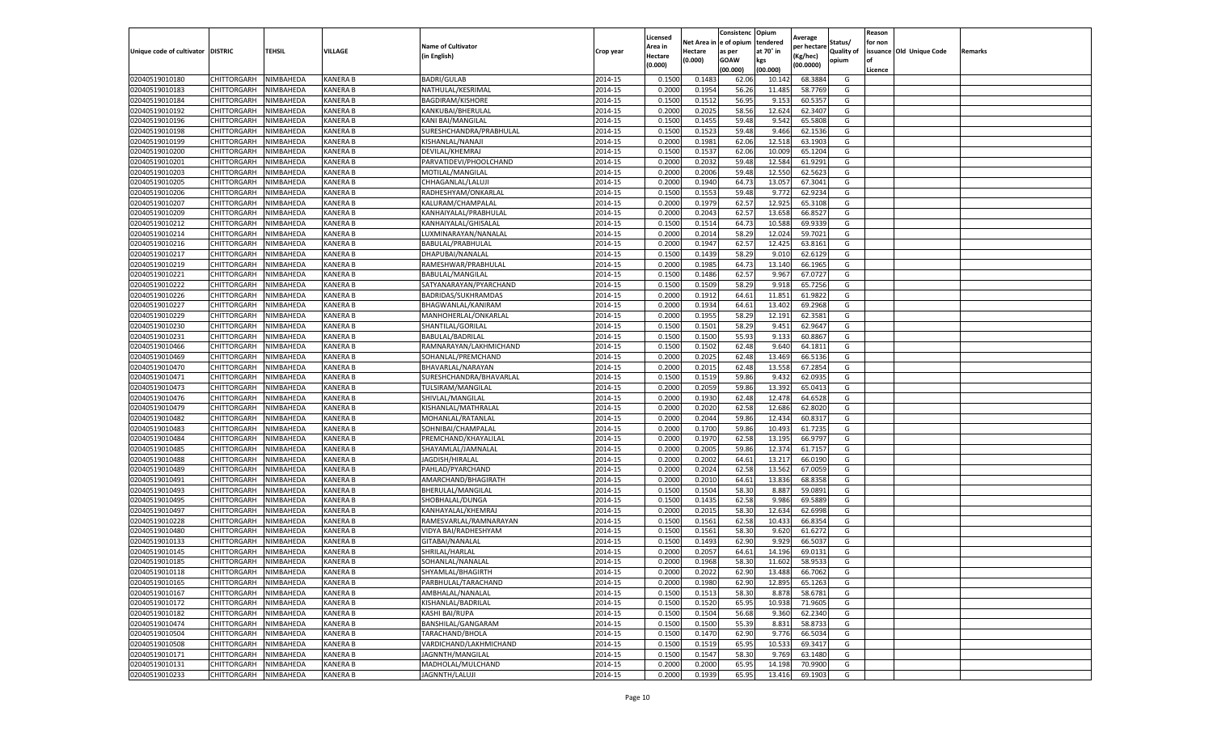| Unique code of cultivator | DISTRIC | TEHSIL | VILLAGE | Name of Cultivator (in English) | Crop year | Licensed Area in Hectare (0.000) | Net Area in Hectare (0.000) | Consistence of opium as per GOAW (00.000) | Opium tendered at 70° in kgs (00.000) | Average per hectare (Kg/hec) (00.0000) | Status/ Quality of opium | Reason for non issuance of Licence | Old Unique Code | Remarks |
|---|---|---|---|---|---|---|---|---|---|---|---|---|---|---|
| 02040519010180 | CHITTORGARH | NIMBAHEDA | KANERA B | BADRI/GULAB | 2014-15 | 0.1500 | 0.1483 | 62.06 | 10.142 | 68.3884 | G | | | |
| 02040519010183 | CHITTORGARH | NIMBAHEDA | KANERA B | NATHULAL/KESRIMAL | 2014-15 | 0.2000 | 0.1954 | 56.26 | 11.485 | 58.7769 | G | | | |
| 02040519010184 | CHITTORGARH | NIMBAHEDA | KANERA B | BAGDIRAM/KISHORE | 2014-15 | 0.1500 | 0.1512 | 56.95 | 9.153 | 60.5357 | G | | | |
| 02040519010192 | CHITTORGARH | NIMBAHEDA | KANERA B | KANKUBAI/BHERULAL | 2014-15 | 0.2000 | 0.2025 | 58.56 | 12.624 | 62.3407 | G | | | |
| 02040519010196 | CHITTORGARH | NIMBAHEDA | KANERA B | KANI BAI/MANGILAL | 2014-15 | 0.1500 | 0.1455 | 59.48 | 9.542 | 65.5808 | G | | | |
| 02040519010198 | CHITTORGARH | NIMBAHEDA | KANERA B | SURESHCHANDRA/PRABHULAL | 2014-15 | 0.1500 | 0.1523 | 59.48 | 9.466 | 62.1536 | G | | | |
| 02040519010199 | CHITTORGARH | NIMBAHEDA | KANERA B | KISHANLAL/NANAJI | 2014-15 | 0.2000 | 0.1981 | 62.06 | 12.518 | 63.1903 | G | | | |
| 02040519010200 | CHITTORGARH | NIMBAHEDA | KANERA B | DEVILAL/KHEMRAJ | 2014-15 | 0.1500 | 0.1537 | 62.06 | 10.009 | 65.1204 | G | | | |
| 02040519010201 | CHITTORGARH | NIMBAHEDA | KANERA B | PARVATIDEVI/PHOOLCHAND | 2014-15 | 0.2000 | 0.2032 | 59.48 | 12.584 | 61.9291 | G | | | |
| 02040519010203 | CHITTORGARH | NIMBAHEDA | KANERA B | MOTILAL/MANGILAL | 2014-15 | 0.2000 | 0.2006 | 59.48 | 12.550 | 62.5623 | G | | | |
| 02040519010205 | CHITTORGARH | NIMBAHEDA | KANERA B | CHHAGANLAL/LALUJI | 2014-15 | 0.2000 | 0.1940 | 64.73 | 13.057 | 67.3041 | G | | | |
| 02040519010206 | CHITTORGARH | NIMBAHEDA | KANERA B | RADHESHYAM/ONKARLAL | 2014-15 | 0.1500 | 0.1553 | 59.48 | 9.772 | 62.9234 | G | | | |
| 02040519010207 | CHITTORGARH | NIMBAHEDA | KANERA B | KALURAM/CHAMPALAL | 2014-15 | 0.2000 | 0.1979 | 62.57 | 12.925 | 65.3108 | G | | | |
| 02040519010209 | CHITTORGARH | NIMBAHEDA | KANERA B | KANHAIYALAL/PRABHULAL | 2014-15 | 0.2000 | 0.2043 | 62.57 | 13.658 | 66.8527 | G | | | |
| 02040519010212 | CHITTORGARH | NIMBAHEDA | KANERA B | KANHAIYALAL/GHISALAL | 2014-15 | 0.1500 | 0.1514 | 64.73 | 10.588 | 69.9339 | G | | | |
| 02040519010214 | CHITTORGARH | NIMBAHEDA | KANERA B | LUXMINARAYAN/NANALAL | 2014-15 | 0.2000 | 0.2014 | 58.29 | 12.024 | 59.7021 | G | | | |
| 02040519010216 | CHITTORGARH | NIMBAHEDA | KANERA B | BABULAL/PRABHULAL | 2014-15 | 0.2000 | 0.1947 | 62.57 | 12.425 | 63.8161 | G | | | |
| 02040519010217 | CHITTORGARH | NIMBAHEDA | KANERA B | DHAPUBAI/NANALAL | 2014-15 | 0.1500 | 0.1439 | 58.29 | 9.010 | 62.6129 | G | | | |
| 02040519010219 | CHITTORGARH | NIMBAHEDA | KANERA B | RAMESHWAR/PRABHULAL | 2014-15 | 0.2000 | 0.1985 | 64.73 | 13.140 | 66.1965 | G | | | |
| 02040519010221 | CHITTORGARH | NIMBAHEDA | KANERA B | BABULAL/MANGILAL | 2014-15 | 0.1500 | 0.1486 | 62.57 | 9.967 | 67.0727 | G | | | |
| 02040519010222 | CHITTORGARH | NIMBAHEDA | KANERA B | SATYANARAYAN/PYARCHAND | 2014-15 | 0.1500 | 0.1509 | 58.29 | 9.918 | 65.7256 | G | | | |
| 02040519010226 | CHITTORGARH | NIMBAHEDA | KANERA B | BADRIDAS/SUKHRAMDAS | 2014-15 | 0.2000 | 0.1912 | 64.61 | 11.851 | 61.9822 | G | | | |
| 02040519010227 | CHITTORGARH | NIMBAHEDA | KANERA B | BHAGWANLAL/KANIRAM | 2014-15 | 0.2000 | 0.1934 | 64.61 | 13.402 | 69.2968 | G | | | |
| 02040519010229 | CHITTORGARH | NIMBAHEDA | KANERA B | MANHOHERLAL/ONKARLAL | 2014-15 | 0.2000 | 0.1955 | 58.29 | 12.191 | 62.3581 | G | | | |
| 02040519010230 | CHITTORGARH | NIMBAHEDA | KANERA B | SHANTILAL/GORILAL | 2014-15 | 0.1500 | 0.1501 | 58.29 | 9.451 | 62.9647 | G | | | |
| 02040519010231 | CHITTORGARH | NIMBAHEDA | KANERA B | BABULAL/BADRILAL | 2014-15 | 0.1500 | 0.1500 | 55.93 | 9.133 | 60.8867 | G | | | |
| 02040519010466 | CHITTORGARH | NIMBAHEDA | KANERA B | RAMNARAYAN/LAKHMICHAND | 2014-15 | 0.1500 | 0.1502 | 62.48 | 9.640 | 64.1811 | G | | | |
| 02040519010469 | CHITTORGARH | NIMBAHEDA | KANERA B | SOHANLAL/PREMCHAND | 2014-15 | 0.2000 | 0.2025 | 62.48 | 13.469 | 66.5136 | G | | | |
| 02040519010470 | CHITTORGARH | NIMBAHEDA | KANERA B | BHAVARLAL/NARAYAN | 2014-15 | 0.2000 | 0.2015 | 62.48 | 13.558 | 67.2854 | G | | | |
| 02040519010471 | CHITTORGARH | NIMBAHEDA | KANERA B | SURESHCHANDRA/BHAVARLAL | 2014-15 | 0.1500 | 0.1519 | 59.86 | 9.432 | 62.0935 | G | | | |
| 02040519010473 | CHITTORGARH | NIMBAHEDA | KANERA B | TULSIRAM/MANGILAL | 2014-15 | 0.2000 | 0.2059 | 59.86 | 13.392 | 65.0413 | G | | | |
| 02040519010476 | CHITTORGARH | NIMBAHEDA | KANERA B | SHIVLAL/MANGILAL | 2014-15 | 0.2000 | 0.1930 | 62.48 | 12.478 | 64.6528 | G | | | |
| 02040519010479 | CHITTORGARH | NIMBAHEDA | KANERA B | KISHANLAL/MATHRALAL | 2014-15 | 0.2000 | 0.2020 | 62.58 | 12.686 | 62.8020 | G | | | |
| 02040519010482 | CHITTORGARH | NIMBAHEDA | KANERA B | MOHANLAL/RATANLAL | 2014-15 | 0.2000 | 0.2044 | 59.86 | 12.434 | 60.8317 | G | | | |
| 02040519010483 | CHITTORGARH | NIMBAHEDA | KANERA B | SOHNIBAI/CHAMPALAL | 2014-15 | 0.2000 | 0.1700 | 59.86 | 10.493 | 61.7235 | G | | | |
| 02040519010484 | CHITTORGARH | NIMBAHEDA | KANERA B | PREMCHAND/KHAYALILAL | 2014-15 | 0.2000 | 0.1970 | 62.58 | 13.195 | 66.9797 | G | | | |
| 02040519010485 | CHITTORGARH | NIMBAHEDA | KANERA B | SHAYAMLAL/JAMNALAL | 2014-15 | 0.2000 | 0.2005 | 59.86 | 12.374 | 61.7157 | G | | | |
| 02040519010488 | CHITTORGARH | NIMBAHEDA | KANERA B | JAGDISH/HIRALAL | 2014-15 | 0.2000 | 0.2002 | 64.61 | 13.217 | 66.0190 | G | | | |
| 02040519010489 | CHITTORGARH | NIMBAHEDA | KANERA B | PAHLAD/PYARCHAND | 2014-15 | 0.2000 | 0.2024 | 62.58 | 13.562 | 67.0059 | G | | | |
| 02040519010491 | CHITTORGARH | NIMBAHEDA | KANERA B | AMARCHAND/BHAGIRATH | 2014-15 | 0.2000 | 0.2010 | 64.61 | 13.836 | 68.8358 | G | | | |
| 02040519010493 | CHITTORGARH | NIMBAHEDA | KANERA B | BHERULAL/MANGILAL | 2014-15 | 0.1500 | 0.1504 | 58.30 | 8.887 | 59.0891 | G | | | |
| 02040519010495 | CHITTORGARH | NIMBAHEDA | KANERA B | SHOBHALAL/DUNGA | 2014-15 | 0.1500 | 0.1435 | 62.58 | 9.986 | 69.5889 | G | | | |
| 02040519010497 | CHITTORGARH | NIMBAHEDA | KANERA B | KANHAYALAL/KHEMRAJ | 2014-15 | 0.2000 | 0.2015 | 58.30 | 12.634 | 62.6998 | G | | | |
| 02040519010228 | CHITTORGARH | NIMBAHEDA | KANERA B | RAMESVARLAL/RAMNARAYAN | 2014-15 | 0.1500 | 0.1561 | 62.58 | 10.433 | 66.8354 | G | | | |
| 02040519010480 | CHITTORGARH | NIMBAHEDA | KANERA B | VIDYA BAI/RADHESHYAM | 2014-15 | 0.1500 | 0.1561 | 58.30 | 9.620 | 61.6272 | G | | | |
| 02040519010133 | CHITTORGARH | NIMBAHEDA | KANERA B | GITABAI/NANALAL | 2014-15 | 0.1500 | 0.1493 | 62.90 | 9.929 | 66.5037 | G | | | |
| 02040519010145 | CHITTORGARH | NIMBAHEDA | KANERA B | SHRILAL/HARLAL | 2014-15 | 0.2000 | 0.2057 | 64.61 | 14.196 | 69.0131 | G | | | |
| 02040519010185 | CHITTORGARH | NIMBAHEDA | KANERA B | SOHANLAL/NANALAL | 2014-15 | 0.2000 | 0.1968 | 58.30 | 11.602 | 58.9533 | G | | | |
| 02040519010118 | CHITTORGARH | NIMBAHEDA | KANERA B | SHYAMLAL/BHAGIRTH | 2014-15 | 0.2000 | 0.2022 | 62.90 | 13.488 | 66.7062 | G | | | |
| 02040519010165 | CHITTORGARH | NIMBAHEDA | KANERA B | PARBHULAL/TARACHAND | 2014-15 | 0.2000 | 0.1980 | 62.90 | 12.895 | 65.1263 | G | | | |
| 02040519010167 | CHITTORGARH | NIMBAHEDA | KANERA B | AMBHALAL/NANALAL | 2014-15 | 0.1500 | 0.1513 | 58.30 | 8.878 | 58.6781 | G | | | |
| 02040519010172 | CHITTORGARH | NIMBAHEDA | KANERA B | KISHANLAL/BADRILAL | 2014-15 | 0.1500 | 0.1520 | 65.95 | 10.938 | 71.9605 | G | | | |
| 02040519010182 | CHITTORGARH | NIMBAHEDA | KANERA B | KASHI BAI/RUPA | 2014-15 | 0.1500 | 0.1504 | 56.68 | 9.360 | 62.2340 | G | | | |
| 02040519010474 | CHITTORGARH | NIMBAHEDA | KANERA B | BANSHILAL/GANGARAM | 2014-15 | 0.1500 | 0.1500 | 55.39 | 8.831 | 58.8733 | G | | | |
| 02040519010504 | CHITTORGARH | NIMBAHEDA | KANERA B | TARACHAND/BHOLA | 2014-15 | 0.1500 | 0.1470 | 62.90 | 9.776 | 66.5034 | G | | | |
| 02040519010508 | CHITTORGARH | NIMBAHEDA | KANERA B | VARDICHAND/LAKHMICHAND | 2014-15 | 0.1500 | 0.1519 | 65.95 | 10.533 | 69.3417 | G | | | |
| 02040519010171 | CHITTORGARH | NIMBAHEDA | KANERA B | JAGNNTH/MANGILAL | 2014-15 | 0.1500 | 0.1547 | 58.30 | 9.769 | 63.1480 | G | | | |
| 02040519010131 | CHITTORGARH | NIMBAHEDA | KANERA B | MADHOLAL/MULCHAND | 2014-15 | 0.2000 | 0.2000 | 65.95 | 14.198 | 70.9900 | G | | | |
| 02040519010233 | CHITTORGARH | NIMBAHEDA | KANERA B | JAGNNTH/LALUJI | 2014-15 | 0.2000 | 0.1939 | 65.95 | 13.416 | 69.1903 | G | | | |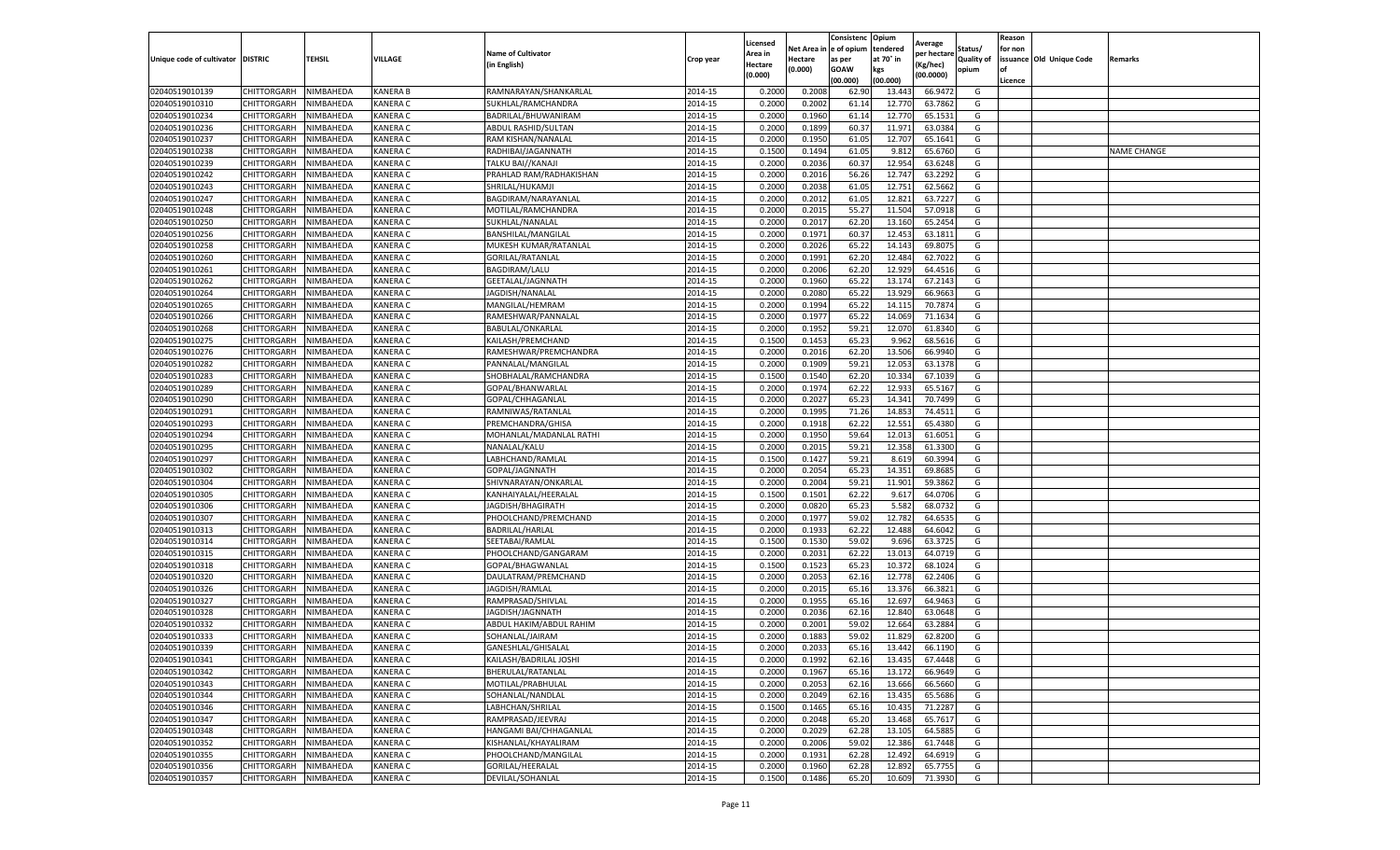| Unique code of cultivator | DISTRIC | TEHSIL | VILLAGE | Name of Cultivator (in English) | Crop year | Licensed Area in Hectare (0.000) | Net Area in Hectare (0.000) | Consistenc e of opium as per GOAW (00.000) | Opium tendered at 70° in kgs (00.000) | Average per hectare (Kg/hec) (00.0000) | Status/ Quality of opium | Reason for non issuance of Licence | Old Unique Code | Remarks |
|---|---|---|---|---|---|---|---|---|---|---|---|---|---|---|
| 02040519010139 | CHITTORGARH | NIMBAHEDA | KANERA B | RAMNARAYAN/SHANKARLAL | 2014-15 | 0.2000 | 0.2008 | 62.90 | 13.443 | 66.9472 | G | | | |
| 02040519010310 | CHITTORGARH | NIMBAHEDA | KANERA C | SUKHLAL/RAMCHANDRA | 2014-15 | 0.2000 | 0.2002 | 61.14 | 12.770 | 63.7862 | G | | | |
| 02040519010234 | CHITTORGARH | NIMBAHEDA | KANERA C | BADRILAL/BHUWANIRAM | 2014-15 | 0.2000 | 0.1960 | 61.14 | 12.770 | 65.1531 | G | | | |
| 02040519010236 | CHITTORGARH | NIMBAHEDA | KANERA C | ABDUL RASHID/SULTAN | 2014-15 | 0.2000 | 0.1899 | 60.37 | 11.971 | 63.0384 | G | | | |
| 02040519010237 | CHITTORGARH | NIMBAHEDA | KANERA C | RAM KISHAN/NANALAL | 2014-15 | 0.2000 | 0.1950 | 61.05 | 12.707 | 65.1641 | G | | | |
| 02040519010238 | CHITTORGARH | NIMBAHEDA | KANERA C | RADHIBAI/JAGANNATH | 2014-15 | 0.1500 | 0.1494 | 61.05 | 9.812 | 65.6760 | G | | | NAME CHANGE |
| 02040519010239 | CHITTORGARH | NIMBAHEDA | KANERA C | TALKU BAI//KANAJI | 2014-15 | 0.2000 | 0.2036 | 60.37 | 12.954 | 63.6248 | G | | | |
| 02040519010242 | CHITTORGARH | NIMBAHEDA | KANERA C | PRAHLAD RAM/RADHAKISHAN | 2014-15 | 0.2000 | 0.2016 | 56.26 | 12.747 | 63.2292 | G | | | |
| 02040519010243 | CHITTORGARH | NIMBAHEDA | KANERA C | SHRILAL/HUKAMJI | 2014-15 | 0.2000 | 0.2038 | 61.05 | 12.751 | 62.5662 | G | | | |
| 02040519010247 | CHITTORGARH | NIMBAHEDA | KANERA C | BAGDIRAM/NARAYANLAL | 2014-15 | 0.2000 | 0.2012 | 61.05 | 12.821 | 63.7227 | G | | | |
| 02040519010248 | CHITTORGARH | NIMBAHEDA | KANERA C | MOTILAL/RAMCHANDRA | 2014-15 | 0.2000 | 0.2015 | 55.27 | 11.504 | 57.0918 | G | | | |
| 02040519010250 | CHITTORGARH | NIMBAHEDA | KANERA C | SUKHLAL/NANALAL | 2014-15 | 0.2000 | 0.2017 | 62.20 | 13.160 | 65.2454 | G | | | |
| 02040519010256 | CHITTORGARH | NIMBAHEDA | KANERA C | BANSHILAL/MANGILAL | 2014-15 | 0.2000 | 0.1971 | 60.37 | 12.453 | 63.1811 | G | | | |
| 02040519010258 | CHITTORGARH | NIMBAHEDA | KANERA C | MUKESH KUMAR/RATANLAL | 2014-15 | 0.2000 | 0.2026 | 65.22 | 14.143 | 69.8075 | G | | | |
| 02040519010260 | CHITTORGARH | NIMBAHEDA | KANERA C | GORILAL/RATANLAL | 2014-15 | 0.2000 | 0.1991 | 62.20 | 12.484 | 62.7022 | G | | | |
| 02040519010261 | CHITTORGARH | NIMBAHEDA | KANERA C | BAGDIRAM/LALU | 2014-15 | 0.2000 | 0.2006 | 62.20 | 12.929 | 64.4516 | G | | | |
| 02040519010262 | CHITTORGARH | NIMBAHEDA | KANERA C | GEETALAL/JAGNNATH | 2014-15 | 0.2000 | 0.1960 | 65.22 | 13.174 | 67.2143 | G | | | |
| 02040519010264 | CHITTORGARH | NIMBAHEDA | KANERA C | JAGDISH/NANALAL | 2014-15 | 0.2000 | 0.2080 | 65.22 | 13.929 | 66.9663 | G | | | |
| 02040519010265 | CHITTORGARH | NIMBAHEDA | KANERA C | MANGILAL/HEMRAM | 2014-15 | 0.2000 | 0.1994 | 65.22 | 14.115 | 70.7874 | G | | | |
| 02040519010266 | CHITTORGARH | NIMBAHEDA | KANERA C | RAMESHWAR/PANNALAL | 2014-15 | 0.2000 | 0.1977 | 65.22 | 14.069 | 71.1634 | G | | | |
| 02040519010268 | CHITTORGARH | NIMBAHEDA | KANERA C | BABULAL/ONKARLAL | 2014-15 | 0.2000 | 0.1952 | 59.21 | 12.070 | 61.8340 | G | | | |
| 02040519010275 | CHITTORGARH | NIMBAHEDA | KANERA C | KAILASH/PREMCHAND | 2014-15 | 0.1500 | 0.1453 | 65.23 | 9.962 | 68.5616 | G | | | |
| 02040519010276 | CHITTORGARH | NIMBAHEDA | KANERA C | RAMESHWAR/PREMCHANDRA | 2014-15 | 0.2000 | 0.2016 | 62.20 | 13.506 | 66.9940 | G | | | |
| 02040519010282 | CHITTORGARH | NIMBAHEDA | KANERA C | PANNALAL/MANGILAL | 2014-15 | 0.2000 | 0.1909 | 59.21 | 12.053 | 63.1378 | G | | | |
| 02040519010283 | CHITTORGARH | NIMBAHEDA | KANERA C | SHOBHALAL/RAMCHANDRA | 2014-15 | 0.1500 | 0.1540 | 62.20 | 10.334 | 67.1039 | G | | | |
| 02040519010289 | CHITTORGARH | NIMBAHEDA | KANERA C | GOPAL/BHANWARLAL | 2014-15 | 0.2000 | 0.1974 | 62.22 | 12.933 | 65.5167 | G | | | |
| 02040519010290 | CHITTORGARH | NIMBAHEDA | KANERA C | GOPAL/CHHAGANLAL | 2014-15 | 0.2000 | 0.2027 | 65.23 | 14.341 | 70.7499 | G | | | |
| 02040519010291 | CHITTORGARH | NIMBAHEDA | KANERA C | RAMNIWAS/RATANLAL | 2014-15 | 0.2000 | 0.1995 | 71.26 | 14.853 | 74.4511 | G | | | |
| 02040519010293 | CHITTORGARH | NIMBAHEDA | KANERA C | PREMCHANDRA/GHISA | 2014-15 | 0.2000 | 0.1918 | 62.22 | 12.551 | 65.4380 | G | | | |
| 02040519010294 | CHITTORGARH | NIMBAHEDA | KANERA C | MOHANLAL/MADANLAL RATHI | 2014-15 | 0.2000 | 0.1950 | 59.64 | 12.013 | 61.6051 | G | | | |
| 02040519010295 | CHITTORGARH | NIMBAHEDA | KANERA C | NANALAL/KALU | 2014-15 | 0.2000 | 0.2015 | 59.21 | 12.358 | 61.3300 | G | | | |
| 02040519010297 | CHITTORGARH | NIMBAHEDA | KANERA C | LABHCHAND/RAMLAL | 2014-15 | 0.1500 | 0.1427 | 59.21 | 8.619 | 60.3994 | G | | | |
| 02040519010302 | CHITTORGARH | NIMBAHEDA | KANERA C | GOPAL/JAGNNATH | 2014-15 | 0.2000 | 0.2054 | 65.23 | 14.351 | 69.8685 | G | | | |
| 02040519010304 | CHITTORGARH | NIMBAHEDA | KANERA C | SHIVNARAYAN/ONKARLAL | 2014-15 | 0.2000 | 0.2004 | 59.21 | 11.901 | 59.3862 | G | | | |
| 02040519010305 | CHITTORGARH | NIMBAHEDA | KANERA C | KANHAIYALAL/HEERALAL | 2014-15 | 0.1500 | 0.1501 | 62.22 | 9.617 | 64.0706 | G | | | |
| 02040519010306 | CHITTORGARH | NIMBAHEDA | KANERA C | JAGDISH/BHAGIRATH | 2014-15 | 0.2000 | 0.0820 | 65.23 | 5.582 | 68.0732 | G | | | |
| 02040519010307 | CHITTORGARH | NIMBAHEDA | KANERA C | PHOOLCHAND/PREMCHAND | 2014-15 | 0.2000 | 0.1977 | 59.02 | 12.782 | 64.6535 | G | | | |
| 02040519010313 | CHITTORGARH | NIMBAHEDA | KANERA C | BADRILAL/HARLAL | 2014-15 | 0.2000 | 0.1933 | 62.22 | 12.488 | 64.6042 | G | | | |
| 02040519010314 | CHITTORGARH | NIMBAHEDA | KANERA C | SEETABAI/RAMLAL | 2014-15 | 0.1500 | 0.1530 | 59.02 | 9.696 | 63.3725 | G | | | |
| 02040519010315 | CHITTORGARH | NIMBAHEDA | KANERA C | PHOOLCHAND/GANGARAM | 2014-15 | 0.2000 | 0.2031 | 62.22 | 13.013 | 64.0719 | G | | | |
| 02040519010318 | CHITTORGARH | NIMBAHEDA | KANERA C | GOPAL/BHAGWANLAL | 2014-15 | 0.1500 | 0.1523 | 65.23 | 10.372 | 68.1024 | G | | | |
| 02040519010320 | CHITTORGARH | NIMBAHEDA | KANERA C | DAULATRAM/PREMCHAND | 2014-15 | 0.2000 | 0.2053 | 62.16 | 12.778 | 62.2406 | G | | | |
| 02040519010326 | CHITTORGARH | NIMBAHEDA | KANERA C | JAGDISH/RAMLAL | 2014-15 | 0.2000 | 0.2015 | 65.16 | 13.376 | 66.3821 | G | | | |
| 02040519010327 | CHITTORGARH | NIMBAHEDA | KANERA C | RAMPRASAD/SHIVLAL | 2014-15 | 0.2000 | 0.1955 | 65.16 | 12.697 | 64.9463 | G | | | |
| 02040519010328 | CHITTORGARH | NIMBAHEDA | KANERA C | JAGDISH/JAGNNATH | 2014-15 | 0.2000 | 0.2036 | 62.16 | 12.840 | 63.0648 | G | | | |
| 02040519010332 | CHITTORGARH | NIMBAHEDA | KANERA C | ABDUL HAKIM/ABDUL RAHIM | 2014-15 | 0.2000 | 0.2001 | 59.02 | 12.664 | 63.2884 | G | | | |
| 02040519010333 | CHITTORGARH | NIMBAHEDA | KANERA C | SOHANLAL/JAIRAM | 2014-15 | 0.2000 | 0.1883 | 59.02 | 11.829 | 62.8200 | G | | | |
| 02040519010339 | CHITTORGARH | NIMBAHEDA | KANERA C | GANESHLAL/GHISALAL | 2014-15 | 0.2000 | 0.2033 | 65.16 | 13.442 | 66.1190 | G | | | |
| 02040519010341 | CHITTORGARH | NIMBAHEDA | KANERA C | KAILASH/BADRILAL JOSHI | 2014-15 | 0.2000 | 0.1992 | 62.16 | 13.435 | 67.4448 | G | | | |
| 02040519010342 | CHITTORGARH | NIMBAHEDA | KANERA C | BHERULAL/RATANLAL | 2014-15 | 0.2000 | 0.1967 | 65.16 | 13.172 | 66.9649 | G | | | |
| 02040519010343 | CHITTORGARH | NIMBAHEDA | KANERA C | MOTILAL/PRABHULAL | 2014-15 | 0.2000 | 0.2053 | 62.16 | 13.666 | 66.5660 | G | | | |
| 02040519010344 | CHITTORGARH | NIMBAHEDA | KANERA C | SOHANLAL/NANDLAL | 2014-15 | 0.2000 | 0.2049 | 62.16 | 13.435 | 65.5686 | G | | | |
| 02040519010346 | CHITTORGARH | NIMBAHEDA | KANERA C | LABHCHAN/SHRILAL | 2014-15 | 0.1500 | 0.1465 | 65.16 | 10.435 | 71.2287 | G | | | |
| 02040519010347 | CHITTORGARH | NIMBAHEDA | KANERA C | RAMPRASAD/JEEVRAJ | 2014-15 | 0.2000 | 0.2048 | 65.20 | 13.468 | 65.7617 | G | | | |
| 02040519010348 | CHITTORGARH | NIMBAHEDA | KANERA C | HANGAMI BAI/CHHAGANLAL | 2014-15 | 0.2000 | 0.2029 | 62.28 | 13.105 | 64.5885 | G | | | |
| 02040519010352 | CHITTORGARH | NIMBAHEDA | KANERA C | KISHANLAL/KHAYALIRAM | 2014-15 | 0.2000 | 0.2006 | 59.02 | 12.386 | 61.7448 | G | | | |
| 02040519010355 | CHITTORGARH | NIMBAHEDA | KANERA C | PHOOLCHAND/MANGILAL | 2014-15 | 0.2000 | 0.1931 | 62.28 | 12.492 | 64.6919 | G | | | |
| 02040519010356 | CHITTORGARH | NIMBAHEDA | KANERA C | GORILAL/HEERALAL | 2014-15 | 0.2000 | 0.1960 | 62.28 | 12.892 | 65.7755 | G | | | |
| 02040519010357 | CHITTORGARH | NIMBAHEDA | KANERA C | DEVILAL/SOHANLAL | 2014-15 | 0.1500 | 0.1486 | 65.20 | 10.609 | 71.3930 | G | | | |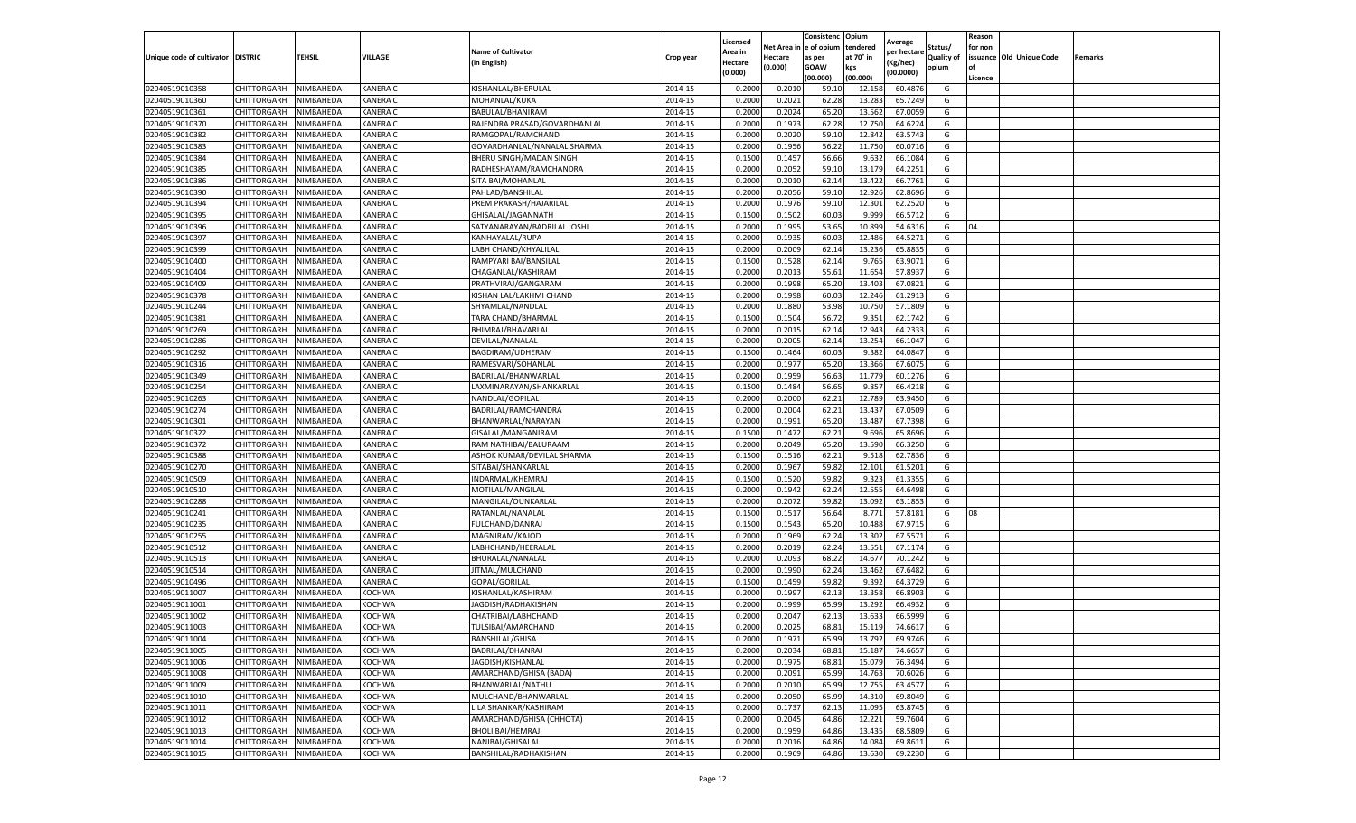| Unique code of cultivator | DISTRIC | TEHSIL | VILLAGE | Name of Cultivator (in English) | Crop year | Licensed Area in Hectare (0.000) | Net Area in Hectare (0.000) | Consistenc e of opium as per GOAW (00.000) | Opium tendered at 70° in kgs (00.000) | Average per hectare (Kg/hec) (00.0000) | Status/ Quality of opium | Reason for non issuance of Licence | Old Unique Code | Remarks |
|---|---|---|---|---|---|---|---|---|---|---|---|---|---|---|
| 02040519010358 | CHITTORGARH | NIMBAHEDA | KANERA C | KISHANLAL/BHERULAL | 2014-15 | 0.2000 | 0.2010 | 59.10 | 12.158 | 60.4876 | G | | | |
| 02040519010360 | CHITTORGARH | NIMBAHEDA | KANERA C | MOHANLAL/KUKA | 2014-15 | 0.2000 | 0.2021 | 62.28 | 13.283 | 65.7249 | G | | | |
| 02040519010361 | CHITTORGARH | NIMBAHEDA | KANERA C | BABULAL/BHANIRAM | 2014-15 | 0.2000 | 0.2024 | 65.20 | 13.562 | 67.0059 | G | | | |
| 02040519010370 | CHITTORGARH | NIMBAHEDA | KANERA C | RAJENDRA PRASAD/GOVARDHANLAL | 2014-15 | 0.2000 | 0.1973 | 62.28 | 12.750 | 64.6224 | G | | | |
| 02040519010382 | CHITTORGARH | NIMBAHEDA | KANERA C | RAMGOPAL/RAMCHAND | 2014-15 | 0.2000 | 0.2020 | 59.10 | 12.842 | 63.5743 | G | | | |
| 02040519010383 | CHITTORGARH | NIMBAHEDA | KANERA C | GOVARDHANLAL/NANALAL SHARMA | 2014-15 | 0.2000 | 0.1956 | 56.22 | 11.750 | 60.0716 | G | | | |
| 02040519010384 | CHITTORGARH | NIMBAHEDA | KANERA C | BHERU SINGH/MADAN SINGH | 2014-15 | 0.1500 | 0.1457 | 56.66 | 9.632 | 66.1084 | G | | | |
| 02040519010385 | CHITTORGARH | NIMBAHEDA | KANERA C | RADHESHAYAM/RAMCHANDRA | 2014-15 | 0.2000 | 0.2052 | 59.10 | 13.179 | 64.2251 | G | | | |
| 02040519010386 | CHITTORGARH | NIMBAHEDA | KANERA C | SITA BAI/MOHANLAL | 2014-15 | 0.2000 | 0.2010 | 62.14 | 13.422 | 66.7761 | G | | | |
| 02040519010390 | CHITTORGARH | NIMBAHEDA | KANERA C | PAHLAD/BANSHILAL | 2014-15 | 0.2000 | 0.2056 | 59.10 | 12.926 | 62.8696 | G | | | |
| 02040519010394 | CHITTORGARH | NIMBAHEDA | KANERA C | PREM PRAKASH/HAJARILAL | 2014-15 | 0.2000 | 0.1976 | 59.10 | 12.301 | 62.2520 | G | | | |
| 02040519010395 | CHITTORGARH | NIMBAHEDA | KANERA C | GHISALAL/JAGANNATH | 2014-15 | 0.1500 | 0.1502 | 60.03 | 9.999 | 66.5712 | G | | | |
| 02040519010396 | CHITTORGARH | NIMBAHEDA | KANERA C | SATYANARAYAN/BADRILAL JOSHI | 2014-15 | 0.2000 | 0.1995 | 53.65 | 10.899 | 54.6316 | G | 04 | | |
| 02040519010397 | CHITTORGARH | NIMBAHEDA | KANERA C | KANHAYALAL/RUPA | 2014-15 | 0.2000 | 0.1935 | 60.03 | 12.486 | 64.5271 | G | | | |
| 02040519010399 | CHITTORGARH | NIMBAHEDA | KANERA C | LABH CHAND/KHYALILAL | 2014-15 | 0.2000 | 0.2009 | 62.14 | 13.236 | 65.8835 | G | | | |
| 02040519010400 | CHITTORGARH | NIMBAHEDA | KANERA C | RAMPYARI BAI/BANSILAL | 2014-15 | 0.1500 | 0.1528 | 62.14 | 9.765 | 63.9071 | G | | | |
| 02040519010404 | CHITTORGARH | NIMBAHEDA | KANERA C | CHAGANLAL/KASHIRAM | 2014-15 | 0.2000 | 0.2013 | 55.61 | 11.654 | 57.8937 | G | | | |
| 02040519010409 | CHITTORGARH | NIMBAHEDA | KANERA C | PRATHVIRAJ/GANGARAM | 2014-15 | 0.2000 | 0.1998 | 65.20 | 13.403 | 67.0821 | G | | | |
| 02040519010378 | CHITTORGARH | NIMBAHEDA | KANERA C | KISHAN LAL/LAKHMI CHAND | 2014-15 | 0.2000 | 0.1998 | 60.03 | 12.246 | 61.2913 | G | | | |
| 02040519010244 | CHITTORGARH | NIMBAHEDA | KANERA C | SHYAMLAL/NANDLAL | 2014-15 | 0.2000 | 0.1880 | 53.98 | 10.750 | 57.1809 | G | | | |
| 02040519010381 | CHITTORGARH | NIMBAHEDA | KANERA C | TARA CHAND/BHARMAL | 2014-15 | 0.1500 | 0.1504 | 56.72 | 9.351 | 62.1742 | G | | | |
| 02040519010269 | CHITTORGARH | NIMBAHEDA | KANERA C | BHIMRAJ/BHAVARLAL | 2014-15 | 0.2000 | 0.2015 | 62.14 | 12.943 | 64.2333 | G | | | |
| 02040519010286 | CHITTORGARH | NIMBAHEDA | KANERA C | DEVILAL/NANALAL | 2014-15 | 0.2000 | 0.2005 | 62.14 | 13.254 | 66.1047 | G | | | |
| 02040519010292 | CHITTORGARH | NIMBAHEDA | KANERA C | BAGDIRAM/UDHERAM | 2014-15 | 0.1500 | 0.1464 | 60.03 | 9.382 | 64.0847 | G | | | |
| 02040519010316 | CHITTORGARH | NIMBAHEDA | KANERA C | RAMESVARI/SOHANLAL | 2014-15 | 0.2000 | 0.1977 | 65.20 | 13.366 | 67.6075 | G | | | |
| 02040519010349 | CHITTORGARH | NIMBAHEDA | KANERA C | BADRILAL/BHANWARLAL | 2014-15 | 0.2000 | 0.1959 | 56.63 | 11.779 | 60.1276 | G | | | |
| 02040519010254 | CHITTORGARH | NIMBAHEDA | KANERA C | LAXMINARAYAN/SHANKARLAL | 2014-15 | 0.1500 | 0.1484 | 56.65 | 9.857 | 66.4218 | G | | | |
| 02040519010263 | CHITTORGARH | NIMBAHEDA | KANERA C | NANDLAL/GOPILAL | 2014-15 | 0.2000 | 0.2000 | 62.21 | 12.789 | 63.9450 | G | | | |
| 02040519010274 | CHITTORGARH | NIMBAHEDA | KANERA C | BADRILAL/RAMCHANDRA | 2014-15 | 0.2000 | 0.2004 | 62.21 | 13.437 | 67.0509 | G | | | |
| 02040519010301 | CHITTORGARH | NIMBAHEDA | KANERA C | BHANWARLAL/NARAYAN | 2014-15 | 0.2000 | 0.1991 | 65.20 | 13.487 | 67.7398 | G | | | |
| 02040519010322 | CHITTORGARH | NIMBAHEDA | KANERA C | GISALAL/MANGANIRAM | 2014-15 | 0.1500 | 0.1472 | 62.21 | 9.696 | 65.8696 | G | | | |
| 02040519010372 | CHITTORGARH | NIMBAHEDA | KANERA C | RAM NATHIBAI/BALURAAM | 2014-15 | 0.2000 | 0.2049 | 65.20 | 13.590 | 66.3250 | G | | | |
| 02040519010388 | CHITTORGARH | NIMBAHEDA | KANERA C | ASHOK KUMAR/DEVILAL SHARMA | 2014-15 | 0.1500 | 0.1516 | 62.21 | 9.518 | 62.7836 | G | | | |
| 02040519010270 | CHITTORGARH | NIMBAHEDA | KANERA C | SITABAI/SHANKARLAL | 2014-15 | 0.2000 | 0.1967 | 59.82 | 12.101 | 61.5201 | G | | | |
| 02040519010509 | CHITTORGARH | NIMBAHEDA | KANERA C | INDARMAL/KHEMRAJ | 2014-15 | 0.1500 | 0.1520 | 59.82 | 9.323 | 61.3355 | G | | | |
| 02040519010510 | CHITTORGARH | NIMBAHEDA | KANERA C | MOTILAL/MANGILAL | 2014-15 | 0.2000 | 0.1942 | 62.24 | 12.555 | 64.6498 | G | | | |
| 02040519010288 | CHITTORGARH | NIMBAHEDA | KANERA C | MANGILAL/OUNKARLAL | 2014-15 | 0.2000 | 0.2072 | 59.82 | 13.092 | 63.1853 | G | | | |
| 02040519010241 | CHITTORGARH | NIMBAHEDA | KANERA C | RATANLAL/NANALAL | 2014-15 | 0.1500 | 0.1517 | 56.64 | 8.771 | 57.8181 | G | 08 | | |
| 02040519010235 | CHITTORGARH | NIMBAHEDA | KANERA C | FULCHAND/DANRAJ | 2014-15 | 0.1500 | 0.1543 | 65.20 | 10.488 | 67.9715 | G | | | |
| 02040519010255 | CHITTORGARH | NIMBAHEDA | KANERA C | MAGNIRAM/KAJOD | 2014-15 | 0.2000 | 0.1969 | 62.24 | 13.302 | 67.5571 | G | | | |
| 02040519010512 | CHITTORGARH | NIMBAHEDA | KANERA C | LABHCHAND/HEERALAL | 2014-15 | 0.2000 | 0.2019 | 62.24 | 13.551 | 67.1174 | G | | | |
| 02040519010513 | CHITTORGARH | NIMBAHEDA | KANERA C | BHURALAL/NANALAL | 2014-15 | 0.2000 | 0.2093 | 68.22 | 14.677 | 70.1242 | G | | | |
| 02040519010514 | CHITTORGARH | NIMBAHEDA | KANERA C | JITMAL/MULCHAND | 2014-15 | 0.2000 | 0.1990 | 62.24 | 13.462 | 67.6482 | G | | | |
| 02040519010496 | CHITTORGARH | NIMBAHEDA | KANERA C | GOPAL/GORILAL | 2014-15 | 0.1500 | 0.1459 | 59.82 | 9.392 | 64.3729 | G | | | |
| 02040519011007 | CHITTORGARH | NIMBAHEDA | KOCHWA | KISHANLAL/KASHIRAM | 2014-15 | 0.2000 | 0.1997 | 62.13 | 13.358 | 66.8903 | G | | | |
| 02040519011001 | CHITTORGARH | NIMBAHEDA | KOCHWA | JAGDISH/RADHAKISHAN | 2014-15 | 0.2000 | 0.1999 | 65.99 | 13.292 | 66.4932 | G | | | |
| 02040519011002 | CHITTORGARH | NIMBAHEDA | KOCHWA | CHATRIBAI/LABHCHAND | 2014-15 | 0.2000 | 0.2047 | 62.13 | 13.633 | 66.5999 | G | | | |
| 02040519011003 | CHITTORGARH | NIMBAHEDA | KOCHWA | TULSIBAI/AMARCHAND | 2014-15 | 0.2000 | 0.2025 | 68.81 | 15.119 | 74.6617 | G | | | |
| 02040519011004 | CHITTORGARH | NIMBAHEDA | KOCHWA | BANSHILAL/GHISA | 2014-15 | 0.2000 | 0.1971 | 65.99 | 13.792 | 69.9746 | G | | | |
| 02040519011005 | CHITTORGARH | NIMBAHEDA | KOCHWA | BADRILAL/DHANRAJ | 2014-15 | 0.2000 | 0.2034 | 68.81 | 15.187 | 74.6657 | G | | | |
| 02040519011006 | CHITTORGARH | NIMBAHEDA | KOCHWA | JAGDISH/KISHANLAL | 2014-15 | 0.2000 | 0.1975 | 68.81 | 15.079 | 76.3494 | G | | | |
| 02040519011008 | CHITTORGARH | NIMBAHEDA | KOCHWA | AMARCHAND/GHISA (BADA) | 2014-15 | 0.2000 | 0.2091 | 65.99 | 14.763 | 70.6026 | G | | | |
| 02040519011009 | CHITTORGARH | NIMBAHEDA | KOCHWA | BHANWARLAL/NATHU | 2014-15 | 0.2000 | 0.2010 | 65.99 | 12.755 | 63.4577 | G | | | |
| 02040519011010 | CHITTORGARH | NIMBAHEDA | KOCHWA | MULCHAND/BHANWARLAL | 2014-15 | 0.2000 | 0.2050 | 65.99 | 14.310 | 69.8049 | G | | | |
| 02040519011011 | CHITTORGARH | NIMBAHEDA | KOCHWA | LILA SHANKAR/KASHIRAM | 2014-15 | 0.2000 | 0.1737 | 62.13 | 11.095 | 63.8745 | G | | | |
| 02040519011012 | CHITTORGARH | NIMBAHEDA | KOCHWA | AMARCHAND/GHISA (CHHOTA) | 2014-15 | 0.2000 | 0.2045 | 64.86 | 12.221 | 59.7604 | G | | | |
| 02040519011013 | CHITTORGARH | NIMBAHEDA | KOCHWA | BHOLI BAI/HEMRAJ | 2014-15 | 0.2000 | 0.1959 | 64.86 | 13.435 | 68.5809 | G | | | |
| 02040519011014 | CHITTORGARH | NIMBAHEDA | KOCHWA | NANIBAI/GHISALAL | 2014-15 | 0.2000 | 0.2016 | 64.86 | 14.084 | 69.8611 | G | | | |
| 02040519011015 | CHITTORGARH | NIMBAHEDA | KOCHWA | BANSHILAL/RADHAKISHAN | 2014-15 | 0.2000 | 0.1969 | 64.86 | 13.630 | 69.2230 | G | | | |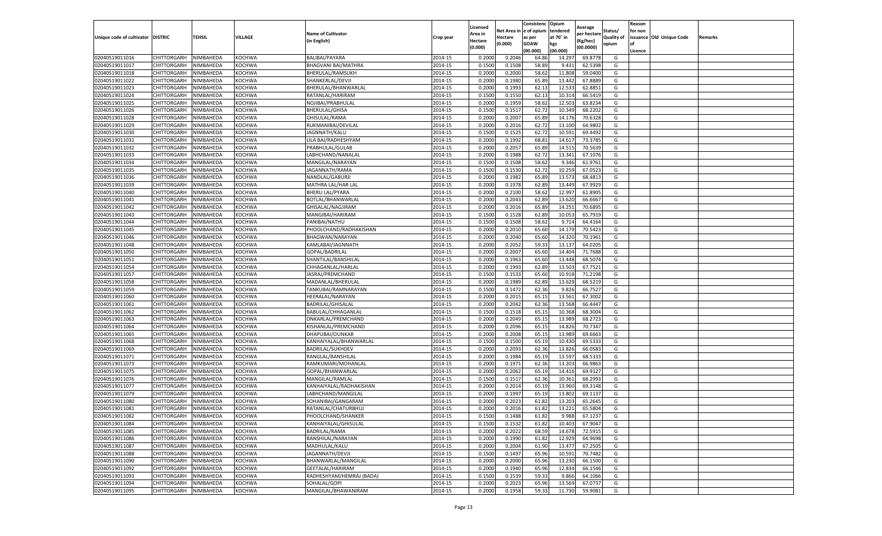| Unique code of cultivator | DISTRIC | TEHSIL | VILLAGE | Name of Cultivator (in English) | Crop year | Licensed Area in Hectare (0.000) | Net Area in Hectare (0.000) | Consistenc e of opium as per GOAW (00.000) | Opium tendered at 70° in kgs (00.000) | Average per hectare (Kg/hec) (00.0000) | Status/ Quality of opium | Reason for non issuance of Licence | Old Unique Code | Remarks |
|---|---|---|---|---|---|---|---|---|---|---|---|---|---|---|
| 02040519011016 | CHITTORGARH | NIMBAHEDA | KOCHWA | BALIBAI/PAYARA | 2014-15 | 0.2000 | 0.2046 | 64.86 | 14.297 | 69.8778 | G | | | |
| 02040519011017 | CHITTORGARH | NIMBAHEDA | KOCHWA | BHAGVANI BAI/MATHRA | 2014-15 | 0.1500 | 0.1508 | 58.89 | 9.431 | 62.5398 | G | | | |
| 02040519011018 | CHITTORGARH | NIMBAHEDA | KOCHWA | BHERULAL/RAMSUKH | 2014-15 | 0.2000 | 0.2000 | 58.62 | 11.808 | 59.0400 | G | | | |
| 02040519011022 | CHITTORGARH | NIMBAHEDA | KOCHWA | SHANKERLAL/DEVJI | 2014-15 | 0.2000 | 0.1980 | 65.89 | 13.442 | 67.8889 | G | | | |
| 02040519011023 | CHITTORGARH | NIMBAHEDA | KOCHWA | BHERULAL/BHANWARLAL | 2014-15 | 0.2000 | 0.1993 | 62.13 | 12.533 | 62.8851 | G | | | |
| 02040519011024 | CHITTORGARH | NIMBAHEDA | KOCHWA | RATANLAL/HARIRAM | 2014-15 | 0.1500 | 0.1550 | 62.13 | 10.314 | 66.5419 | G | | | |
| 02040519011025 | CHITTORGARH | NIMBAHEDA | KOCHWA | NOJIBAI/PRABHULAL | 2014-15 | 0.2000 | 0.1959 | 58.62 | 12.503 | 63.8234 | G | | | |
| 02040519011026 | CHITTORGARH | NIMBAHEDA | KOCHWA | BHERULAL/GHISA | 2014-15 | 0.1500 | 0.1517 | 62.72 | 10.349 | 68.2202 | G | | | |
| 02040519011028 | CHITTORGARH | NIMBAHEDA | KOCHWA | GHISULAL/RAMA | 2014-15 | 0.2000 | 0.2007 | 65.89 | 14.176 | 70.6328 | G | | | |
| 02040519011029 | CHITTORGARH | NIMBAHEDA | KOCHWA | RUKMANIBAI/DEVILAL | 2014-15 | 0.2000 | 0.2016 | 62.72 | 13.100 | 64.9802 | G | | | |
| 02040519011030 | CHITTORGARH | NIMBAHEDA | KOCHWA | JAGNNATH/KALU | 2014-15 | 0.1500 | 0.1525 | 62.72 | 10.591 | 69.4492 | G | | | |
| 02040519011031 | CHITTORGARH | NIMBAHEDA | KOCHWA | LILA BAI/RADHESHYAM | 2014-15 | 0.2000 | 0.1992 | 68.81 | 14.617 | 73.3785 | G | | | |
| 02040519011032 | CHITTORGARH | NIMBAHEDA | KOCHWA | PRABHULAL/GULAB | 2014-15 | 0.2000 | 0.2057 | 65.89 | 14.515 | 70.5639 | G | | | |
| 02040519011033 | CHITTORGARH | NIMBAHEDA | KOCHWA | LABHCHAND/NANALAL | 2014-15 | 0.2000 | 0.1988 | 62.72 | 13.341 | 67.1076 | G | | | |
| 02040519011034 | CHITTORGARH | NIMBAHEDA | KOCHWA | MANGILAL/NARAYAN | 2014-15 | 0.1500 | 0.1508 | 58.62 | 9.346 | 61.9761 | G | | | |
| 02040519011035 | CHITTORGARH | NIMBAHEDA | KOCHWA | JAGANNATH/RAMA | 2014-15 | 0.1500 | 0.1530 | 62.72 | 10.259 | 67.0523 | G | | | |
| 02040519011036 | CHITTORGARH | NIMBAHEDA | KOCHWA | NANDLAL/GABURJI | 2014-15 | 0.2000 | 0.1982 | 65.89 | 13.573 | 68.4813 | G | | | |
| 02040519011039 | CHITTORGARH | NIMBAHEDA | KOCHWA | MATHRA LAL/HAR LAL | 2014-15 | 0.2000 | 0.1978 | 62.89 | 13.449 | 67.9929 | G | | | |
| 02040519011040 | CHITTORGARH | NIMBAHEDA | KOCHWA | BHERU LAL/PYARA | 2014-15 | 0.2000 | 0.2100 | 58.62 | 12.997 | 61.8905 | G | | | |
| 02040519011041 | CHITTORGARH | NIMBAHEDA | KOCHWA | BOTLAL/BHANWARLAL | 2014-15 | 0.2000 | 0.2043 | 62.89 | 13.620 | 66.6667 | G | | | |
| 02040519011042 | CHITTORGARH | NIMBAHEDA | KOCHWA | GHISALAL/NAGJIRAM | 2014-15 | 0.2000 | 0.2016 | 65.89 | 14.251 | 70.6895 | G | | | |
| 02040519011043 | CHITTORGARH | NIMBAHEDA | KOCHWA | MANGIBAI/HARIRAM | 2014-15 | 0.1500 | 0.1528 | 62.89 | 10.053 | 65.7919 | G | | | |
| 02040519011044 | CHITTORGARH | NIMBAHEDA | KOCHWA | PANIBAI/NATHU | 2014-15 | 0.1500 | 0.1508 | 58.62 | 9.714 | 64.4164 | G | | | |
| 02040519011045 | CHITTORGARH | NIMBAHEDA | KOCHWA | PHOOLCHAND/RADHAKISHAN | 2014-15 | 0.2000 | 0.2010 | 65.60 | 14.179 | 70.5423 | G | | | |
| 02040519011046 | CHITTORGARH | NIMBAHEDA | KOCHWA | BHAGWAN/NARAYAN | 2014-15 | 0.2000 | 0.2040 | 65.60 | 14.320 | 70.1961 | G | | | |
| 02040519011048 | CHITTORGARH | NIMBAHEDA | KOCHWA | KAMLABAI/JAGNNATH | 2014-15 | 0.2000 | 0.2052 | 59.33 | 13.137 | 64.0205 | G | | | |
| 02040519011050 | CHITTORGARH | NIMBAHEDA | KOCHWA | GOPAL/BADRILAL | 2014-15 | 0.2000 | 0.2007 | 65.60 | 14.404 | 71.7688 | G | | | |
| 02040519011051 | CHITTORGARH | NIMBAHEDA | KOCHWA | SHANTILAL/BANSHILAL | 2014-15 | 0.2000 | 0.1963 | 65.60 | 13.448 | 68.5074 | G | | | |
| 02040519011054 | CHITTORGARH | NIMBAHEDA | KOCHWA | CHHAGANLAL/HARLAL | 2014-15 | 0.2000 | 0.1993 | 62.89 | 13.503 | 67.7521 | G | | | |
| 02040519011057 | CHITTORGARH | NIMBAHEDA | KOCHWA | JASRAJ/PREMCHAND | 2014-15 | 0.1500 | 0.1533 | 65.60 | 10.918 | 71.2198 | G | | | |
| 02040519011058 | CHITTORGARH | NIMBAHEDA | KOCHWA | MADANLAL/BHERULAL | 2014-15 | 0.2000 | 0.1989 | 62.89 | 13.629 | 68.5219 | G | | | |
| 02040519011059 | CHITTORGARH | NIMBAHEDA | KOCHWA | TANKUBAI/RAMNARAYAN | 2014-15 | 0.1500 | 0.1472 | 62.36 | 9.826 | 66.7527 | G | | | |
| 02040519011060 | CHITTORGARH | NIMBAHEDA | KOCHWA | HEERALAL/NARAYAN | 2014-15 | 0.2000 | 0.2015 | 65.15 | 13.561 | 67.3002 | G | | | |
| 02040519011061 | CHITTORGARH | NIMBAHEDA | KOCHWA | BADRILAL/GHISALAL | 2014-15 | 0.2000 | 0.2042 | 62.36 | 13.568 | 66.4447 | G | | | |
| 02040519011062 | CHITTORGARH | NIMBAHEDA | KOCHWA | BABULAL/CHHAGANLAL | 2014-15 | 0.1500 | 0.1518 | 65.15 | 10.368 | 68.3004 | G | | | |
| 02040519011063 | CHITTORGARH | NIMBAHEDA | KOCHWA | ONKARLAL/PREMCHAND | 2014-15 | 0.2000 | 0.2049 | 65.15 | 13.989 | 68.2723 | G | | | |
| 02040519011064 | CHITTORGARH | NIMBAHEDA | KOCHWA | KISHANLAL/PREMCHAND | 2014-15 | 0.2000 | 0.2096 | 65.15 | 14.826 | 70.7347 | G | | | |
| 02040519011065 | CHITTORGARH | NIMBAHEDA | KOCHWA | DHAPUBAI/OUNKAR | 2014-15 | 0.2000 | 0.2008 | 65.15 | 13.989 | 69.6663 | G | | | |
| 02040519011068 | CHITTORGARH | NIMBAHEDA | KOCHWA | KANHAIYALAL/BHANWARLAL | 2014-15 | 0.1500 | 0.1500 | 65.19 | 10.430 | 69.5333 | G | | | |
| 02040519011069 | CHITTORGARH | NIMBAHEDA | KOCHWA | BADRILAL/SUKHDEV | 2014-15 | 0.2000 | 0.2093 | 62.36 | 13.826 | 66.0583 | G | | | |
| 02040519011071 | CHITTORGARH | NIMBAHEDA | KOCHWA | RANGLAL/BANSHILAL | 2014-15 | 0.2000 | 0.1984 | 65.19 | 13.597 | 68.5333 | G | | | |
| 02040519011073 | CHITTORGARH | NIMBAHEDA | KOCHWA | RAMKUMARI/MOHANLAL | 2014-15 | 0.2000 | 0.1971 | 62.36 | 13.203 | 66.9863 | G | | | |
| 02040519011075 | CHITTORGARH | NIMBAHEDA | KOCHWA | GOPAL/BHANWARLAL | 2014-15 | 0.2000 | 0.2062 | 65.19 | 14.416 | 69.9127 | G | | | |
| 02040519011076 | CHITTORGARH | NIMBAHEDA | KOCHWA | MANGILAL/RAMLAL | 2014-15 | 0.1500 | 0.1517 | 62.36 | 10.361 | 68.2993 | G | | | |
| 02040519011077 | CHITTORGARH | NIMBAHEDA | KOCHWA | KANHAIYALAL/RADHAKISHAN | 2014-15 | 0.2000 | 0.2014 | 65.19 | 13.960 | 69.3148 | G | | | |
| 02040519011079 | CHITTORGARH | NIMBAHEDA | KOCHWA | LABHCHAND/MANGILAL | 2014-15 | 0.2000 | 0.1997 | 65.19 | 13.802 | 69.1137 | G | | | |
| 02040519011080 | CHITTORGARH | NIMBAHEDA | KOCHWA | SOHANIBAI/GANGARAM | 2014-15 | 0.2000 | 0.2023 | 61.82 | 13.203 | 65.2645 | G | | | |
| 02040519011081 | CHITTORGARH | NIMBAHEDA | KOCHWA | RATANLAL/CHATURBHUJ | 2014-15 | 0.2000 | 0.2016 | 61.82 | 13.221 | 65.5804 | G | | | |
| 02040519011082 | CHITTORGARH | NIMBAHEDA | KOCHWA | PHOOLCHAND/SHANKER | 2014-15 | 0.1500 | 0.1488 | 61.82 | 9.988 | 67.1237 | G | | | |
| 02040519011084 | CHITTORGARH | NIMBAHEDA | KOCHWA | KANHAIYALAL/GHISULAL | 2014-15 | 0.1500 | 0.1532 | 61.82 | 10.403 | 67.9047 | G | | | |
| 02040519011085 | CHITTORGARH | NIMBAHEDA | KOCHWA | BADRILAL/RAMA | 2014-15 | 0.2000 | 0.2022 | 68.59 | 14.678 | 72.5915 | G | | | |
| 02040519011086 | CHITTORGARH | NIMBAHEDA | KOCHWA | BANSHILAL/NARAYAN | 2014-15 | 0.2000 | 0.1990 | 61.82 | 12.929 | 64.9698 | G | | | |
| 02040519011087 | CHITTORGARH | NIMBAHEDA | KOCHWA | MADHULAL/KALU | 2014-15 | 0.2000 | 0.2004 | 61.90 | 13.477 | 67.2505 | G | | | |
| 02040519011088 | CHITTORGARH | NIMBAHEDA | KOCHWA | JAGANNATH/DEVJI | 2014-15 | 0.1500 | 0.1497 | 65.96 | 10.591 | 70.7482 | G | | | |
| 02040519011090 | CHITTORGARH | NIMBAHEDA | KOCHWA | BHANWARLAL/MANGILAL | 2014-15 | 0.2000 | 0.2000 | 65.96 | 13.230 | 66.1500 | G | | | |
| 02040519011092 | CHITTORGARH | NIMBAHEDA | KOCHWA | GEETALAL/HARIRAM | 2014-15 | 0.2000 | 0.1940 | 65.96 | 12.834 | 66.1546 | G | | | |
| 02040519011093 | CHITTORGARH | NIMBAHEDA | KOCHWA | RADHESHYAM/HEMRAJ (BADA) | 2014-15 | 0.1500 | 0.1539 | 59.33 | 9.866 | 64.1066 | G | | | |
| 02040519011094 | CHITTORGARH | NIMBAHEDA | KOCHWA | SOHALAL/GOPI | 2014-15 | 0.2000 | 0.2023 | 65.96 | 13.569 | 67.0737 | G | | | |
| 02040519011095 | CHITTORGARH | NIMBAHEDA | KOCHWA | MANGILAL/BHAWANIRAM | 2014-15 | 0.2000 | 0.1958 | 59.33 | 11.730 | 59.9081 | G | | | |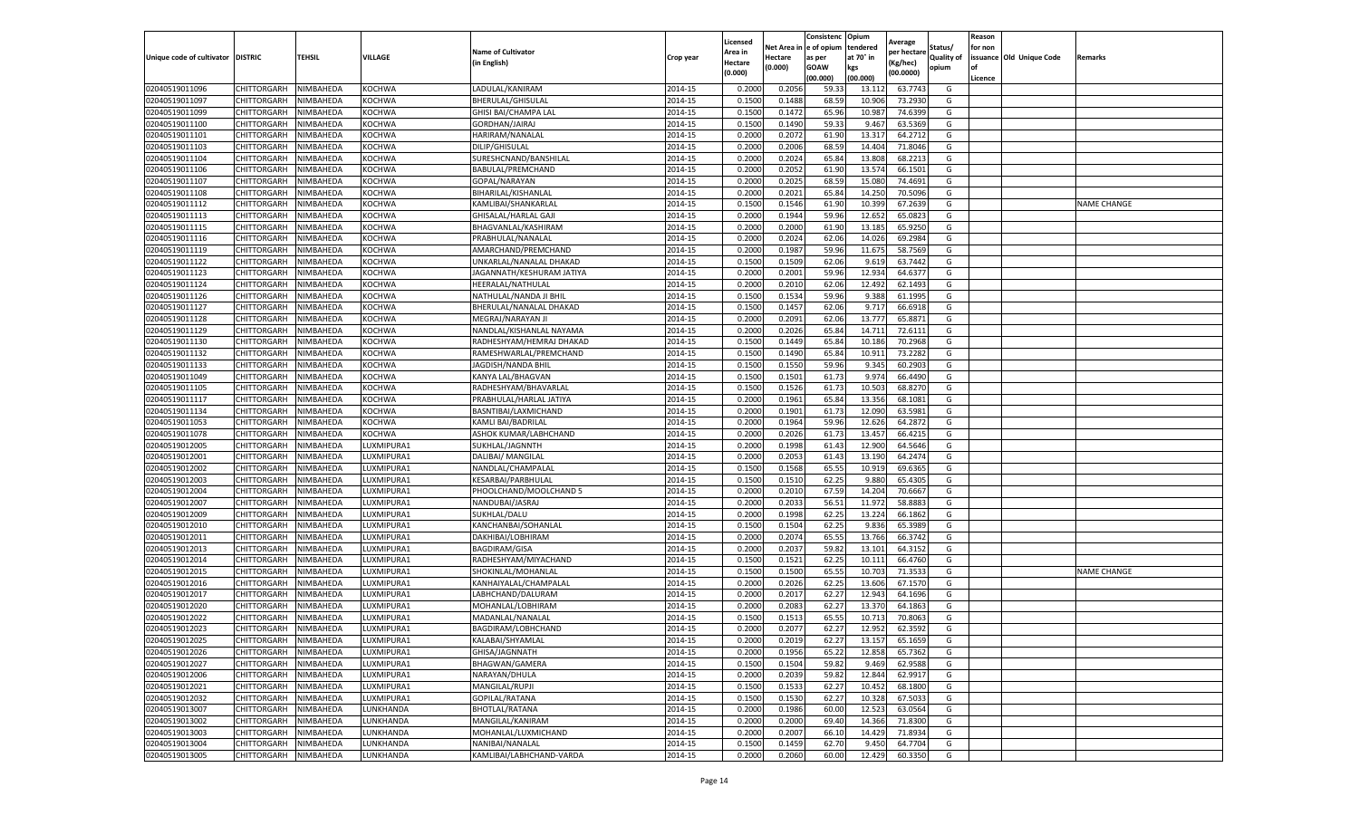| Unique code of cultivator | DISTRIC | TEHSIL | VILLAGE | Name of Cultivator (in English) | Crop year | Licensed Area in Hectare (0.000) | Net Area in Hectare (0.000) | Consistence of opium as per GOAW (00.000) | Opium tendered at 70° in kgs (00.000) | Average per hectare (Kg/hec) (00.0000) | Status/ Quality of opium | Reason for non issuance of Licence | Old Unique Code | Remarks |
|---|---|---|---|---|---|---|---|---|---|---|---|---|---|---|
| 02040519011096 | CHITTORGARH | NIMBAHEDA | KOCHWA | LADULAL/KANIRAM | 2014-15 | 0.2000 | 0.2056 | 59.33 | 13.112 | 63.7743 | G | | | |
| 02040519011097 | CHITTORGARH | NIMBAHEDA | KOCHWA | BHERULAL/GHISULAL | 2014-15 | 0.1500 | 0.1488 | 68.59 | 10.906 | 73.2930 | G | | | |
| 02040519011099 | CHITTORGARH | NIMBAHEDA | KOCHWA | GHISI BAI/CHAMPA LAL | 2014-15 | 0.1500 | 0.1472 | 65.96 | 10.987 | 74.6399 | G | | | |
| 02040519011100 | CHITTORGARH | NIMBAHEDA | KOCHWA | GORDHAN/JAIRAJ | 2014-15 | 0.1500 | 0.1490 | 59.33 | 9.467 | 63.5369 | G | | | |
| 02040519011101 | CHITTORGARH | NIMBAHEDA | KOCHWA | HARIRAM/NANALAL | 2014-15 | 0.2000 | 0.2072 | 61.90 | 13.317 | 64.2712 | G | | | |
| 02040519011103 | CHITTORGARH | NIMBAHEDA | KOCHWA | DILIP/GHISULAL | 2014-15 | 0.2000 | 0.2006 | 68.59 | 14.404 | 71.8046 | G | | | |
| 02040519011104 | CHITTORGARH | NIMBAHEDA | KOCHWA | SURESHCNAND/BANSHILAL | 2014-15 | 0.2000 | 0.2024 | 65.84 | 13.808 | 68.2213 | G | | | |
| 02040519011106 | CHITTORGARH | NIMBAHEDA | KOCHWA | BABULAL/PREMCHAND | 2014-15 | 0.2000 | 0.2052 | 61.90 | 13.574 | 66.1501 | G | | | |
| 02040519011107 | CHITTORGARH | NIMBAHEDA | KOCHWA | GOPAL/NARAYAN | 2014-15 | 0.2000 | 0.2025 | 68.59 | 15.080 | 74.4691 | G | | | |
| 02040519011108 | CHITTORGARH | NIMBAHEDA | KOCHWA | BIHARILAL/KISHANLAL | 2014-15 | 0.2000 | 0.2021 | 65.84 | 14.250 | 70.5096 | G | | | |
| 02040519011112 | CHITTORGARH | NIMBAHEDA | KOCHWA | KAMLIBAI/SHANKARLAL | 2014-15 | 0.1500 | 0.1546 | 61.90 | 10.399 | 67.2639 | G | | | NAME CHANGE |
| 02040519011113 | CHITTORGARH | NIMBAHEDA | KOCHWA | GHISALAL/HARLAL GAJI | 2014-15 | 0.2000 | 0.1944 | 59.96 | 12.652 | 65.0823 | G | | | |
| 02040519011115 | CHITTORGARH | NIMBAHEDA | KOCHWA | BHAGVANLAL/KASHIRAM | 2014-15 | 0.2000 | 0.2000 | 61.90 | 13.185 | 65.9250 | G | | | |
| 02040519011116 | CHITTORGARH | NIMBAHEDA | KOCHWA | PRABHULAL/NANALAL | 2014-15 | 0.2000 | 0.2024 | 62.06 | 14.026 | 69.2984 | G | | | |
| 02040519011119 | CHITTORGARH | NIMBAHEDA | KOCHWA | AMARCHAND/PREMCHAND | 2014-15 | 0.2000 | 0.1987 | 59.96 | 11.675 | 58.7569 | G | | | |
| 02040519011122 | CHITTORGARH | NIMBAHEDA | KOCHWA | UNKARLAL/NANALAL DHAKAD | 2014-15 | 0.1500 | 0.1509 | 62.06 | 9.619 | 63.7442 | G | | | |
| 02040519011123 | CHITTORGARH | NIMBAHEDA | KOCHWA | JAGANNATH/KESHURAM JATIYA | 2014-15 | 0.2000 | 0.2001 | 59.96 | 12.934 | 64.6377 | G | | | |
| 02040519011124 | CHITTORGARH | NIMBAHEDA | KOCHWA | HEERALAL/NATHULAL | 2014-15 | 0.2000 | 0.2010 | 62.06 | 12.492 | 62.1493 | G | | | |
| 02040519011126 | CHITTORGARH | NIMBAHEDA | KOCHWA | NATHULAL/NANDA JI BHIL | 2014-15 | 0.1500 | 0.1534 | 59.96 | 9.388 | 61.1995 | G | | | |
| 02040519011127 | CHITTORGARH | NIMBAHEDA | KOCHWA | BHERULAL/NANALAL DHAKAD | 2014-15 | 0.1500 | 0.1457 | 62.06 | 9.717 | 66.6918 | G | | | |
| 02040519011128 | CHITTORGARH | NIMBAHEDA | KOCHWA | MEGRAJ/NARAYAN JI | 2014-15 | 0.2000 | 0.2091 | 62.06 | 13.777 | 65.8871 | G | | | |
| 02040519011129 | CHITTORGARH | NIMBAHEDA | KOCHWA | NANDLAL/KISHANLAL NAYAMA | 2014-15 | 0.2000 | 0.2026 | 65.84 | 14.711 | 72.6111 | G | | | |
| 02040519011130 | CHITTORGARH | NIMBAHEDA | KOCHWA | RADHESHYAM/HEMRAJ DHAKAD | 2014-15 | 0.1500 | 0.1449 | 65.84 | 10.186 | 70.2968 | G | | | |
| 02040519011132 | CHITTORGARH | NIMBAHEDA | KOCHWA | RAMESHWARLAL/PREMCHAND | 2014-15 | 0.1500 | 0.1490 | 65.84 | 10.911 | 73.2282 | G | | | |
| 02040519011133 | CHITTORGARH | NIMBAHEDA | KOCHWA | JAGDISH/NANDA BHIL | 2014-15 | 0.1500 | 0.1550 | 59.96 | 9.345 | 60.2903 | G | | | |
| 02040519011049 | CHITTORGARH | NIMBAHEDA | KOCHWA | KANYA LAL/BHAGVAN | 2014-15 | 0.1500 | 0.1501 | 61.73 | 9.974 | 66.4490 | G | | | |
| 02040519011105 | CHITTORGARH | NIMBAHEDA | KOCHWA | RADHESHYAM/BHAVARLAL | 2014-15 | 0.1500 | 0.1526 | 61.73 | 10.503 | 68.8270 | G | | | |
| 02040519011117 | CHITTORGARH | NIMBAHEDA | KOCHWA | PRABHULAL/HARLAL JATIYA | 2014-15 | 0.2000 | 0.1961 | 65.84 | 13.356 | 68.1081 | G | | | |
| 02040519011134 | CHITTORGARH | NIMBAHEDA | KOCHWA | BASNTIBAI/LAXMICHAND | 2014-15 | 0.2000 | 0.1901 | 61.73 | 12.090 | 63.5981 | G | | | |
| 02040519011053 | CHITTORGARH | NIMBAHEDA | KOCHWA | KAMLI BAI/BADRILAL | 2014-15 | 0.2000 | 0.1964 | 59.96 | 12.626 | 64.2872 | G | | | |
| 02040519011078 | CHITTORGARH | NIMBAHEDA | KOCHWA | ASHOK KUMAR/LABHCHAND | 2014-15 | 0.2000 | 0.2026 | 61.73 | 13.457 | 66.4215 | G | | | |
| 02040519012005 | CHITTORGARH | NIMBAHEDA | LUXMIPURA1 | SUKHLAL/JAGNNTH | 2014-15 | 0.2000 | 0.1998 | 61.43 | 12.900 | 64.5646 | G | | | |
| 02040519012001 | CHITTORGARH | NIMBAHEDA | LUXMIPURA1 | DALIBAI/ MANGILAL | 2014-15 | 0.2000 | 0.2053 | 61.43 | 13.190 | 64.2474 | G | | | |
| 02040519012002 | CHITTORGARH | NIMBAHEDA | LUXMIPURA1 | NANDLAL/CHAMPALAL | 2014-15 | 0.1500 | 0.1568 | 65.55 | 10.919 | 69.6365 | G | | | |
| 02040519012003 | CHITTORGARH | NIMBAHEDA | LUXMIPURA1 | KESARBAI/PARBHULAL | 2014-15 | 0.1500 | 0.1510 | 62.25 | 9.880 | 65.4305 | G | | | |
| 02040519012004 | CHITTORGARH | NIMBAHEDA | LUXMIPURA1 | PHOOLCHAND/MOOLCHAND 5 | 2014-15 | 0.2000 | 0.2010 | 67.59 | 14.204 | 70.6667 | G | | | |
| 02040519012007 | CHITTORGARH | NIMBAHEDA | LUXMIPURA1 | NANDUBAI/JASRAJ | 2014-15 | 0.2000 | 0.2033 | 56.51 | 11.972 | 58.8883 | G | | | |
| 02040519012009 | CHITTORGARH | NIMBAHEDA | LUXMIPURA1 | SUKHLAL/DALU | 2014-15 | 0.2000 | 0.1998 | 62.25 | 13.224 | 66.1862 | G | | | |
| 02040519012010 | CHITTORGARH | NIMBAHEDA | LUXMIPURA1 | KANCHANBAI/SOHANLAL | 2014-15 | 0.1500 | 0.1504 | 62.25 | 9.836 | 65.3989 | G | | | |
| 02040519012011 | CHITTORGARH | NIMBAHEDA | LUXMIPURA1 | DAKHIBAI/LOBHIRAM | 2014-15 | 0.2000 | 0.2074 | 65.55 | 13.766 | 66.3742 | G | | | |
| 02040519012013 | CHITTORGARH | NIMBAHEDA | LUXMIPURA1 | BAGDIRAM/GISA | 2014-15 | 0.2000 | 0.2037 | 59.82 | 13.101 | 64.3152 | G | | | |
| 02040519012014 | CHITTORGARH | NIMBAHEDA | LUXMIPURA1 | RADHESHYAM/MIYACHAND | 2014-15 | 0.1500 | 0.1521 | 62.25 | 10.111 | 66.4760 | G | | | |
| 02040519012015 | CHITTORGARH | NIMBAHEDA | LUXMIPURA1 | SHOKINLAL/MOHANLAL | 2014-15 | 0.1500 | 0.1500 | 65.55 | 10.703 | 71.3533 | G | | | NAME CHANGE |
| 02040519012016 | CHITTORGARH | NIMBAHEDA | LUXMIPURA1 | KANHAIYALAL/CHAMPALAL | 2014-15 | 0.2000 | 0.2026 | 62.25 | 13.606 | 67.1570 | G | | | |
| 02040519012017 | CHITTORGARH | NIMBAHEDA | LUXMIPURA1 | LABHCHAND/DALURAM | 2014-15 | 0.2000 | 0.2017 | 62.27 | 12.943 | 64.1696 | G | | | |
| 02040519012020 | CHITTORGARH | NIMBAHEDA | LUXMIPURA1 | MOHANLAL/LOBHIRAM | 2014-15 | 0.2000 | 0.2083 | 62.27 | 13.370 | 64.1863 | G | | | |
| 02040519012022 | CHITTORGARH | NIMBAHEDA | LUXMIPURA1 | MADANLAL/NANALAL | 2014-15 | 0.1500 | 0.1513 | 65.55 | 10.713 | 70.8063 | G | | | |
| 02040519012023 | CHITTORGARH | NIMBAHEDA | LUXMIPURA1 | BAGDIRAM/LOBHCHAND | 2014-15 | 0.2000 | 0.2077 | 62.27 | 12.952 | 62.3592 | G | | | |
| 02040519012025 | CHITTORGARH | NIMBAHEDA | LUXMIPURA1 | KALABAI/SHYAMLAL | 2014-15 | 0.2000 | 0.2019 | 62.27 | 13.157 | 65.1659 | G | | | |
| 02040519012026 | CHITTORGARH | NIMBAHEDA | LUXMIPURA1 | GHISA/JAGNNATH | 2014-15 | 0.2000 | 0.1956 | 65.22 | 12.858 | 65.7362 | G | | | |
| 02040519012027 | CHITTORGARH | NIMBAHEDA | LUXMIPURA1 | BHAGWAN/GAMERA | 2014-15 | 0.1500 | 0.1504 | 59.82 | 9.469 | 62.9588 | G | | | |
| 02040519012006 | CHITTORGARH | NIMBAHEDA | LUXMIPURA1 | NARAYAN/DHULA | 2014-15 | 0.2000 | 0.2039 | 59.82 | 12.844 | 62.9917 | G | | | |
| 02040519012021 | CHITTORGARH | NIMBAHEDA | LUXMIPURA1 | MANGILAL/RUPJI | 2014-15 | 0.1500 | 0.1533 | 62.27 | 10.452 | 68.1800 | G | | | |
| 02040519012032 | CHITTORGARH | NIMBAHEDA | LUXMIPURA1 | GOPILAL/RATANA | 2014-15 | 0.1500 | 0.1530 | 62.27 | 10.328 | 67.5033 | G | | | |
| 02040519013007 | CHITTORGARH | NIMBAHEDA | LUNKHANDA | BHOTLAL/RATANA | 2014-15 | 0.2000 | 0.1986 | 60.00 | 12.523 | 63.0564 | G | | | |
| 02040519013002 | CHITTORGARH | NIMBAHEDA | LUNKHANDA | MANGILAL/KANIRAM | 2014-15 | 0.2000 | 0.2000 | 69.40 | 14.366 | 71.8300 | G | | | |
| 02040519013003 | CHITTORGARH | NIMBAHEDA | LUNKHANDA | MOHANLAL/LUXMICHAND | 2014-15 | 0.2000 | 0.2007 | 66.10 | 14.429 | 71.8934 | G | | | |
| 02040519013004 | CHITTORGARH | NIMBAHEDA | LUNKHANDA | NANIBAI/NANALAL | 2014-15 | 0.1500 | 0.1459 | 62.70 | 9.450 | 64.7704 | G | | | |
| 02040519013005 | CHITTORGARH | NIMBAHEDA | LUNKHANDA | KAMLIBAI/LABHCHAND-VARDA | 2014-15 | 0.2000 | 0.2060 | 60.00 | 12.429 | 60.3350 | G | | | |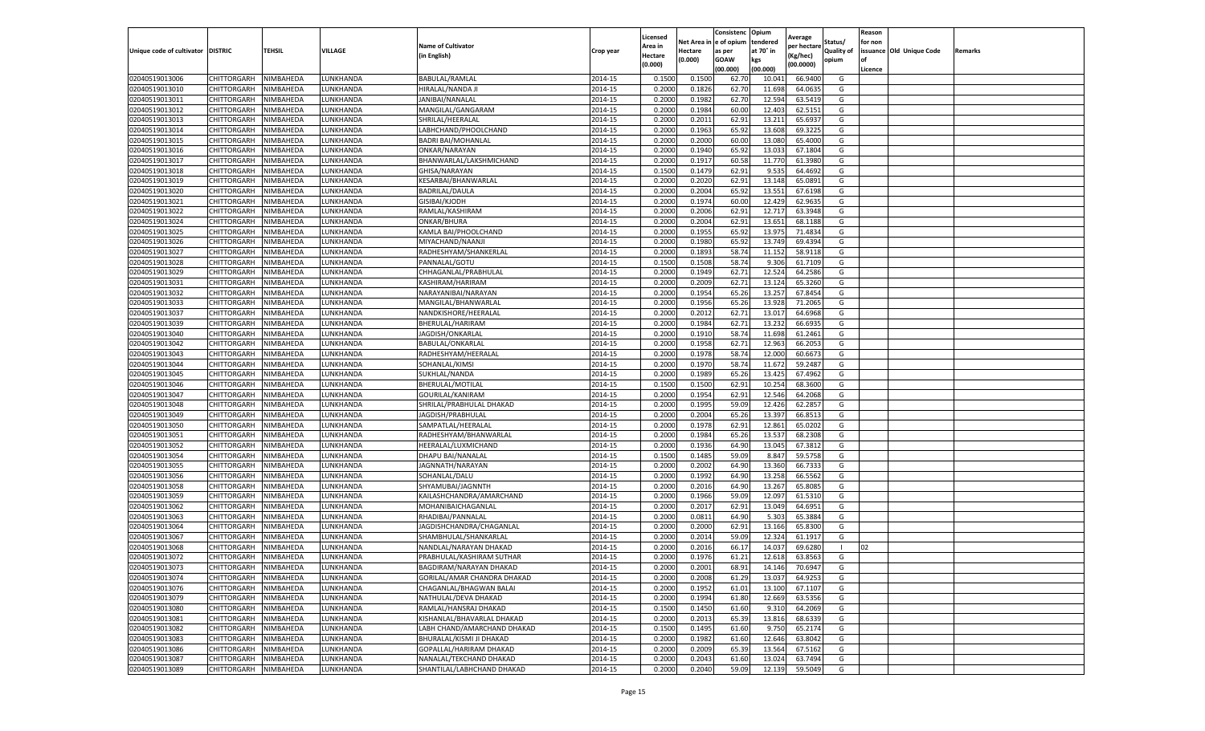| Unique code of cultivator | DISTRIC | TEHSIL | VILLAGE | Name of Cultivator (in English) | Crop year | Licensed Area in Hectare (0.000) | Net Area in Hectare (0.000) | Consistence of opium as per GOAW (00.000) | Opium tendered at 70° in kgs (00.000) | Average per hectare (Kg/hec) (00.0000) | Status/ Quality of opium | Reason for non issuance of Licence | Old Unique Code | Remarks |
|---|---|---|---|---|---|---|---|---|---|---|---|---|---|---|
| 02040519013006 | CHITTORGARH | NIMBAHEDA | LUNKHANDA | BABULAL/RAMLAL | 2014-15 | 0.1500 | 0.1500 | 62.70 | 10.041 | 66.9400 | G | | | |
| 02040519013010 | CHITTORGARH | NIMBAHEDA | LUNKHANDA | HIRALAL/NANDA JI | 2014-15 | 0.2000 | 0.1826 | 62.70 | 11.698 | 64.0635 | G | | | |
| 02040519013011 | CHITTORGARH | NIMBAHEDA | LUNKHANDA | JANIBAI/NANALAL | 2014-15 | 0.2000 | 0.1982 | 62.70 | 12.594 | 63.5419 | G | | | |
| 02040519013012 | CHITTORGARH | NIMBAHEDA | LUNKHANDA | MANGILAL/GANGARAM | 2014-15 | 0.2000 | 0.1984 | 60.00 | 12.403 | 62.5151 | G | | | |
| 02040519013013 | CHITTORGARH | NIMBAHEDA | LUNKHANDA | SHRILAL/HEERALAL | 2014-15 | 0.2000 | 0.2011 | 62.91 | 13.211 | 65.6937 | G | | | |
| 02040519013014 | CHITTORGARH | NIMBAHEDA | LUNKHANDA | LABHCHAND/PHOOLCHAND | 2014-15 | 0.2000 | 0.1963 | 65.92 | 13.608 | 69.3225 | G | | | |
| 02040519013015 | CHITTORGARH | NIMBAHEDA | LUNKHANDA | BADRI BAI/MOHANLAL | 2014-15 | 0.2000 | 0.2000 | 60.00 | 13.080 | 65.4000 | G | | | |
| 02040519013016 | CHITTORGARH | NIMBAHEDA | LUNKHANDA | ONKAR/NARAYAN | 2014-15 | 0.2000 | 0.1940 | 65.92 | 13.033 | 67.1804 | G | | | |
| 02040519013017 | CHITTORGARH | NIMBAHEDA | LUNKHANDA | BHANWARLAL/LAKSHMICHAND | 2014-15 | 0.2000 | 0.1917 | 60.58 | 11.770 | 61.3980 | G | | | |
| 02040519013018 | CHITTORGARH | NIMBAHEDA | LUNKHANDA | GHISA/NARAYAN | 2014-15 | 0.1500 | 0.1479 | 62.91 | 9.535 | 64.4692 | G | | | |
| 02040519013019 | CHITTORGARH | NIMBAHEDA | LUNKHANDA | KESARBAI/BHANWARLAL | 2014-15 | 0.2000 | 0.2020 | 62.91 | 13.148 | 65.0891 | G | | | |
| 02040519013020 | CHITTORGARH | NIMBAHEDA | LUNKHANDA | BADRILAL/DAULA | 2014-15 | 0.2000 | 0.2004 | 65.92 | 13.551 | 67.6198 | G | | | |
| 02040519013021 | CHITTORGARH | NIMBAHEDA | LUNKHANDA | GISIBAI/KJODH | 2014-15 | 0.2000 | 0.1974 | 60.00 | 12.429 | 62.9635 | G | | | |
| 02040519013022 | CHITTORGARH | NIMBAHEDA | LUNKHANDA | RAMLAL/KASHIRAM | 2014-15 | 0.2000 | 0.2006 | 62.91 | 12.717 | 63.3948 | G | | | |
| 02040519013024 | CHITTORGARH | NIMBAHEDA | LUNKHANDA | ONKAR/BHURA | 2014-15 | 0.2000 | 0.2004 | 62.91 | 13.651 | 68.1188 | G | | | |
| 02040519013025 | CHITTORGARH | NIMBAHEDA | LUNKHANDA | KAMLA BAI/PHOOLCHAND | 2014-15 | 0.2000 | 0.1955 | 65.92 | 13.975 | 71.4834 | G | | | |
| 02040519013026 | CHITTORGARH | NIMBAHEDA | LUNKHANDA | MIYACHAND/NAANJI | 2014-15 | 0.2000 | 0.1980 | 65.92 | 13.749 | 69.4394 | G | | | |
| 02040519013027 | CHITTORGARH | NIMBAHEDA | LUNKHANDA | RADHESHYAM/SHANKERLAL | 2014-15 | 0.2000 | 0.1893 | 58.74 | 11.152 | 58.9118 | G | | | |
| 02040519013028 | CHITTORGARH | NIMBAHEDA | LUNKHANDA | PANNALAL/GOTU | 2014-15 | 0.1500 | 0.1508 | 58.74 | 9.306 | 61.7109 | G | | | |
| 02040519013029 | CHITTORGARH | NIMBAHEDA | LUNKHANDA | CHHAGANLAL/PRABHULAL | 2014-15 | 0.2000 | 0.1949 | 62.71 | 12.524 | 64.2586 | G | | | |
| 02040519013031 | CHITTORGARH | NIMBAHEDA | LUNKHANDA | KASHIRAM/HARIRAM | 2014-15 | 0.2000 | 0.2009 | 62.71 | 13.124 | 65.3260 | G | | | |
| 02040519013032 | CHITTORGARH | NIMBAHEDA | LUNKHANDA | NARAYANIBAI/NARAYAN | 2014-15 | 0.2000 | 0.1954 | 65.26 | 13.257 | 67.8454 | G | | | |
| 02040519013033 | CHITTORGARH | NIMBAHEDA | LUNKHANDA | MANGILAL/BHANWARLAL | 2014-15 | 0.2000 | 0.1956 | 65.26 | 13.928 | 71.2065 | G | | | |
| 02040519013037 | CHITTORGARH | NIMBAHEDA | LUNKHANDA | NANDKISHORE/HEERALAL | 2014-15 | 0.2000 | 0.2012 | 62.71 | 13.017 | 64.6968 | G | | | |
| 02040519013039 | CHITTORGARH | NIMBAHEDA | LUNKHANDA | BHERULAL/HARIRAM | 2014-15 | 0.2000 | 0.1984 | 62.71 | 13.232 | 66.6935 | G | | | |
| 02040519013040 | CHITTORGARH | NIMBAHEDA | LUNKHANDA | JAGDISH/ONKARLAL | 2014-15 | 0.2000 | 0.1910 | 58.74 | 11.698 | 61.2461 | G | | | |
| 02040519013042 | CHITTORGARH | NIMBAHEDA | LUNKHANDA | BABULAL/ONKARLAL | 2014-15 | 0.2000 | 0.1958 | 62.71 | 12.963 | 66.2053 | G | | | |
| 02040519013043 | CHITTORGARH | NIMBAHEDA | LUNKHANDA | RADHESHYAM/HEERALAL | 2014-15 | 0.2000 | 0.1978 | 58.74 | 12.000 | 60.6673 | G | | | |
| 02040519013044 | CHITTORGARH | NIMBAHEDA | LUNKHANDA | SOHANLAL/KIMSI | 2014-15 | 0.2000 | 0.1970 | 58.74 | 11.672 | 59.2487 | G | | | |
| 02040519013045 | CHITTORGARH | NIMBAHEDA | LUNKHANDA | SUKHLAL/NANDA | 2014-15 | 0.2000 | 0.1989 | 65.26 | 13.425 | 67.4962 | G | | | |
| 02040519013046 | CHITTORGARH | NIMBAHEDA | LUNKHANDA | BHERULAL/MOTILAL | 2014-15 | 0.1500 | 0.1500 | 62.91 | 10.254 | 68.3600 | G | | | |
| 02040519013047 | CHITTORGARH | NIMBAHEDA | LUNKHANDA | GOURILAL/KANIRAM | 2014-15 | 0.2000 | 0.1954 | 62.91 | 12.546 | 64.2068 | G | | | |
| 02040519013048 | CHITTORGARH | NIMBAHEDA | LUNKHANDA | SHRILAL/PRABHULAL DHAKAD | 2014-15 | 0.2000 | 0.1995 | 59.09 | 12.426 | 62.2857 | G | | | |
| 02040519013049 | CHITTORGARH | NIMBAHEDA | LUNKHANDA | JAGDISH/PRABHULAL | 2014-15 | 0.2000 | 0.2004 | 65.26 | 13.397 | 66.8513 | G | | | |
| 02040519013050 | CHITTORGARH | NIMBAHEDA | LUNKHANDA | SAMPATLAL/HEERALAL | 2014-15 | 0.2000 | 0.1978 | 62.91 | 12.861 | 65.0202 | G | | | |
| 02040519013051 | CHITTORGARH | NIMBAHEDA | LUNKHANDA | RADHESHYAM/BHANWARLAL | 2014-15 | 0.2000 | 0.1984 | 65.26 | 13.537 | 68.2308 | G | | | |
| 02040519013052 | CHITTORGARH | NIMBAHEDA | LUNKHANDA | HEERALAL/LUXMICHAND | 2014-15 | 0.2000 | 0.1936 | 64.90 | 13.045 | 67.3812 | G | | | |
| 02040519013054 | CHITTORGARH | NIMBAHEDA | LUNKHANDA | DHAPU BAI/NANALAL | 2014-15 | 0.1500 | 0.1485 | 59.09 | 8.847 | 59.5758 | G | | | |
| 02040519013055 | CHITTORGARH | NIMBAHEDA | LUNKHANDA | JAGNNATH/NARAYAN | 2014-15 | 0.2000 | 0.2002 | 64.90 | 13.360 | 66.7333 | G | | | |
| 02040519013056 | CHITTORGARH | NIMBAHEDA | LUNKHANDA | SOHANLAL/DALU | 2014-15 | 0.2000 | 0.1992 | 64.90 | 13.258 | 66.5562 | G | | | |
| 02040519013058 | CHITTORGARH | NIMBAHEDA | LUNKHANDA | SHYAMUBAI/JAGNNTH | 2014-15 | 0.2000 | 0.2016 | 64.90 | 13.267 | 65.8085 | G | | | |
| 02040519013059 | CHITTORGARH | NIMBAHEDA | LUNKHANDA | KAILASHCHANDRA/AMARCHAND | 2014-15 | 0.2000 | 0.1966 | 59.09 | 12.097 | 61.5310 | G | | | |
| 02040519013062 | CHITTORGARH | NIMBAHEDA | LUNKHANDA | MOHANIBAICHAGANLAL | 2014-15 | 0.2000 | 0.2017 | 62.91 | 13.049 | 64.6951 | G | | | |
| 02040519013063 | CHITTORGARH | NIMBAHEDA | LUNKHANDA | RHADIBAI/PANNALAL | 2014-15 | 0.2000 | 0.0811 | 64.90 | 5.303 | 65.3884 | G | | | |
| 02040519013064 | CHITTORGARH | NIMBAHEDA | LUNKHANDA | JAGDISHCHANDRA/CHAGANLAL | 2014-15 | 0.2000 | 0.2000 | 62.91 | 13.166 | 65.8300 | G | | | |
| 02040519013067 | CHITTORGARH | NIMBAHEDA | LUNKHANDA | SHAMBHULAL/SHANKARLAL | 2014-15 | 0.2000 | 0.2014 | 59.09 | 12.324 | 61.1917 | G | | | |
| 02040519013068 | CHITTORGARH | NIMBAHEDA | LUNKHANDA | NANDLAL/NARAYAN DHAKAD | 2014-15 | 0.2000 | 0.2016 | 66.17 | 14.037 | 69.6280 | I | 02 | | |
| 02040519013072 | CHITTORGARH | NIMBAHEDA | LUNKHANDA | PRABHULAL/KASHIRAM SUTHAR | 2014-15 | 0.2000 | 0.1976 | 61.21 | 12.618 | 63.8563 | G | | | |
| 02040519013073 | CHITTORGARH | NIMBAHEDA | LUNKHANDA | BAGDIRAM/NARAYAN DHAKAD | 2014-15 | 0.2000 | 0.2001 | 68.91 | 14.146 | 70.6947 | G | | | |
| 02040519013074 | CHITTORGARH | NIMBAHEDA | LUNKHANDA | GORILAL/AMAR CHANDRA DHAKAD | 2014-15 | 0.2000 | 0.2008 | 61.29 | 13.037 | 64.9253 | G | | | |
| 02040519013076 | CHITTORGARH | NIMBAHEDA | LUNKHANDA | CHAGANLAL/BHAGWAN BALAI | 2014-15 | 0.2000 | 0.1952 | 61.01 | 13.100 | 67.1107 | G | | | |
| 02040519013079 | CHITTORGARH | NIMBAHEDA | LUNKHANDA | NATHULAL/DEVA DHAKAD | 2014-15 | 0.2000 | 0.1994 | 61.80 | 12.669 | 63.5356 | G | | | |
| 02040519013080 | CHITTORGARH | NIMBAHEDA | LUNKHANDA | RAMLAL/HANSRAJ DHAKAD | 2014-15 | 0.1500 | 0.1450 | 61.60 | 9.310 | 64.2069 | G | | | |
| 02040519013081 | CHITTORGARH | NIMBAHEDA | LUNKHANDA | KISHANLAL/BHAVARLAL DHAKAD | 2014-15 | 0.2000 | 0.2013 | 65.39 | 13.816 | 68.6339 | G | | | |
| 02040519013082 | CHITTORGARH | NIMBAHEDA | LUNKHANDA | LABH CHAND/AMARCHAND DHAKAD | 2014-15 | 0.1500 | 0.1495 | 61.60 | 9.750 | 65.2174 | G | | | |
| 02040519013083 | CHITTORGARH | NIMBAHEDA | LUNKHANDA | BHURALAL/KISMI JI DHAKAD | 2014-15 | 0.2000 | 0.1982 | 61.60 | 12.646 | 63.8042 | G | | | |
| 02040519013086 | CHITTORGARH | NIMBAHEDA | LUNKHANDA | GOPALLAL/HARIRAM DHAKAD | 2014-15 | 0.2000 | 0.2009 | 65.39 | 13.564 | 67.5162 | G | | | |
| 02040519013087 | CHITTORGARH | NIMBAHEDA | LUNKHANDA | NANALAL/TEKCHAND DHAKAD | 2014-15 | 0.2000 | 0.2043 | 61.60 | 13.024 | 63.7494 | G | | | |
| 02040519013089 | CHITTORGARH | NIMBAHEDA | LUNKHANDA | SHANTILAL/LABHCHAND DHAKAD | 2014-15 | 0.2000 | 0.2040 | 59.09 | 12.139 | 59.5049 | G | | | |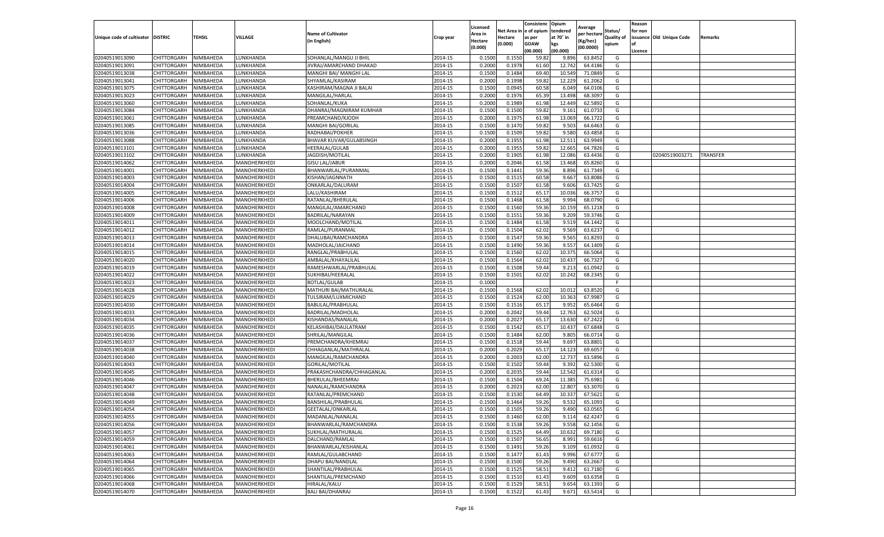| Unique code of cultivator | DISTRIC | TEHSIL | VILLAGE | Name of Cultivator (in English) | Crop year | Licensed Area in Hectare (0.000) | Net Area in Hectare (0.000) | Consistency of opium as per GOAW (00.000) | Opium tendered at 70° in kgs (00.000) | Average per hectare (Kg/hec) (00.0000) | Status/ Quality of opium | Reason for non issuance of Licence | Old Unique Code | Remarks |
|---|---|---|---|---|---|---|---|---|---|---|---|---|---|---|
| 02040519013090 | CHITTORGARH | NIMBAHEDA | LUNKHANDA | SOHANLAL/MANGU JI BHIL | 2014-15 | 0.1500 | 0.1550 | 59.82 | 9.896 | 63.8452 | G | | | |
| 02040519013091 | CHITTORGARH | NIMBAHEDA | LUNKHANDA | JIVRAJ/AMARCHAND DHAKAD | 2014-15 | 0.2000 | 0.1978 | 61.60 | 12.742 | 64.4186 | G | | | |
| 02040519013038 | CHITTORGARH | NIMBAHEDA | LUNKHANDA | MANGHI BAI/ MANGHI LAL | 2014-15 | 0.1500 | 0.1484 | 69.40 | 10.549 | 71.0849 | G | | | |
| 02040519013041 | CHITTORGARH | NIMBAHEDA | LUNKHANDA | SHYAMLAL/KASIRAM | 2014-15 | 0.2000 | 0.1998 | 59.82 | 12.229 | 61.2062 | G | | | |
| 02040519013075 | CHITTORGARH | NIMBAHEDA | LUNKHANDA | KASHIRAM/MAGNA JI BALAI | 2014-15 | 0.1500 | 0.0945 | 60.58 | 6.049 | 64.0106 | G | | | |
| 02040519013023 | CHITTORGARH | NIMBAHEDA | LUNKHANDA | MANGILAL/HARLAL | 2014-15 | 0.2000 | 0.1976 | 65.39 | 13.498 | 68.3097 | G | | | |
| 02040519013060 | CHITTORGARH | NIMBAHEDA | LUNKHANDA | SOHANLAL/KUKA | 2014-15 | 0.2000 | 0.1989 | 61.98 | 12.449 | 62.5892 | G | | | |
| 02040519013084 | CHITTORGARH | NIMBAHEDA | LUNKHANDA | DHANRAJ/MAGNIRAM KUMHAR | 2014-15 | 0.1500 | 0.1500 | 59.82 | 9.161 | 61.0733 | G | | | |
| 02040519013061 | CHITTORGARH | NIMBAHEDA | LUNKHANDA | PREAMCHAND/KJODH | 2014-15 | 0.2000 | 0.1975 | 61.98 | 13.069 | 66.1722 | G | | | |
| 02040519013085 | CHITTORGARH | NIMBAHEDA | LUNKHANDA | MANGHI BAI/GORILAL | 2014-15 | 0.1500 | 0.1470 | 59.82 | 9.503 | 64.6463 | G | | | |
| 02040519013036 | CHITTORGARH | NIMBAHEDA | LUNKHANDA | RADHABAI/POKHER | 2014-15 | 0.1500 | 0.1509 | 59.82 | 9.580 | 63.4858 | G | | | |
| 02040519013088 | CHITTORGARH | NIMBAHEDA | LUNKHANDA | BHAVAR KUVAR/GULABSINGH | 2014-15 | 0.2000 | 0.1955 | 61.98 | 12.511 | 63.9949 | G | | | |
| 02040519013101 | CHITTORGARH | NIMBAHEDA | LUNKHANDA | HEERALAL/GULAB | 2014-15 | 0.2000 | 0.1955 | 59.82 | 12.665 | 64.7826 | G | | | |
| 02040519013102 | CHITTORGARH | NIMBAHEDA | LUNKHANDA | JAGDISH/MOTILAL | 2014-15 | 0.2000 | 0.1905 | 61.98 | 12.086 | 63.4436 | G | | 02040519003271 | TRANSFER |
| 02040519014062 | CHITTORGARH | NIMBAHEDA | MANOHERKHEDI | GISU LAL/JABUR | 2014-15 | 0.2000 | 0.2046 | 61.58 | 13.468 | 65.8260 | G | | | |
| 02040519014001 | CHITTORGARH | NIMBAHEDA | MANOHERKHEDI | BHANWARLAL/PURANMAL | 2014-15 | 0.1500 | 0.1441 | 59.36 | 8.896 | 61.7349 | G | | | |
| 02040519014003 | CHITTORGARH | NIMBAHEDA | MANOHERKHEDI | KISHAN/JAGNNATH | 2014-15 | 0.1500 | 0.1515 | 60.58 | 9.667 | 63.8086 | G | | | |
| 02040519014004 | CHITTORGARH | NIMBAHEDA | MANOHERKHEDI | ONKARLAL/DALURAM | 2014-15 | 0.1500 | 0.1507 | 61.58 | 9.606 | 63.7425 | G | | | |
| 02040519014005 | CHITTORGARH | NIMBAHEDA | MANOHERKHEDI | LALU/KASHIRAM | 2014-15 | 0.1500 | 0.1512 | 65.17 | 10.036 | 66.3757 | G | | | |
| 02040519014006 | CHITTORGARH | NIMBAHEDA | MANOHERKHEDI | RATANLAL/BHERULAL | 2014-15 | 0.1500 | 0.1468 | 61.58 | 9.994 | 68.0790 | G | | | |
| 02040519014008 | CHITTORGARH | NIMBAHEDA | MANOHERKHEDI | MANGILAL/AMARCHAND | 2014-15 | 0.1500 | 0.1560 | 59.36 | 10.159 | 65.1218 | G | | | |
| 02040519014009 | CHITTORGARH | NIMBAHEDA | MANOHERKHEDI | BADRILAL/NARAYAN | 2014-15 | 0.1500 | 0.1551 | 59.36 | 9.209 | 59.3746 | G | | | |
| 02040519014011 | CHITTORGARH | NIMBAHEDA | MANOHERKHEDI | MOOLCHAND/MOTILAL | 2014-15 | 0.1500 | 0.1484 | 61.58 | 9.519 | 64.1442 | G | | | |
| 02040519014012 | CHITTORGARH | NIMBAHEDA | MANOHERKHEDI | RAMLAL/PURANMAL | 2014-15 | 0.1500 | 0.1504 | 62.02 | 9.569 | 63.6237 | G | | | |
| 02040519014013 | CHITTORGARH | NIMBAHEDA | MANOHERKHEDI | DHALUBAI/RAMCHANDRA | 2014-15 | 0.1500 | 0.1547 | 59.36 | 9.565 | 61.8293 | G | | | |
| 02040519014014 | CHITTORGARH | NIMBAHEDA | MANOHERKHEDI | MADHOLAL/JAICHAND | 2014-15 | 0.1500 | 0.1490 | 59.36 | 9.557 | 64.1409 | G | | | |
| 02040519014015 | CHITTORGARH | NIMBAHEDA | MANOHERKHEDI | RANGLAL/PRABHULAL | 2014-15 | 0.1500 | 0.1560 | 62.02 | 10.375 | 66.5064 | G | | | |
| 02040519014020 | CHITTORGARH | NIMBAHEDA | MANOHERKHEDI | AMBALAL/KHAYALILAL | 2014-15 | 0.1500 | 0.1564 | 62.02 | 10.437 | 66.7327 | G | | | |
| 02040519014019 | CHITTORGARH | NIMBAHEDA | MANOHERKHEDI | RAMESHWARLAL/PRABHULAL | 2014-15 | 0.1500 | 0.1508 | 59.44 | 9.213 | 61.0942 | G | | | |
| 02040519014022 | CHITTORGARH | NIMBAHEDA | MANOHERKHEDI | SUKHIBAI/HEERALAL | 2014-15 | 0.1500 | 0.1501 | 62.02 | 10.242 | 68.2345 | G | | | |
| 02040519014023 | CHITTORGARH | NIMBAHEDA | MANOHERKHEDI | BOTLAL/GULAB | 2014-15 | 0.1000 | | | | | F | | | |
| 02040519014028 | CHITTORGARH | NIMBAHEDA | MANOHERKHEDI | MATHURI BAI/MATHURALAL | 2014-15 | 0.1500 | 0.1568 | 62.02 | 10.012 | 63.8520 | G | | | |
| 02040519014029 | CHITTORGARH | NIMBAHEDA | MANOHERKHEDI | TULSIRAM/LUXMICHAND | 2014-15 | 0.1500 | 0.1524 | 62.00 | 10.363 | 67.9987 | G | | | |
| 02040519014030 | CHITTORGARH | NIMBAHEDA | MANOHERKHEDI | BABULAL/PRABHULAL | 2014-15 | 0.1500 | 0.1516 | 65.17 | 9.952 | 65.6464 | G | | | |
| 02040519014033 | CHITTORGARH | NIMBAHEDA | MANOHERKHEDI | BADRILAL/MADHOLAL | 2014-15 | 0.2000 | 0.2042 | 59.44 | 12.763 | 62.5024 | G | | | |
| 02040519014034 | CHITTORGARH | NIMBAHEDA | MANOHERKHEDI | KISHANDAS/NANALAL | 2014-15 | 0.2000 | 0.2027 | 65.17 | 13.630 | 67.2422 | G | | | |
| 02040519014035 | CHITTORGARH | NIMBAHEDA | MANOHERKHEDI | KELASHIBAI/DAULATRAM | 2014-15 | 0.1500 | 0.1542 | 65.17 | 10.437 | 67.6848 | G | | | |
| 02040519014036 | CHITTORGARH | NIMBAHEDA | MANOHERKHEDI | SHRILAL/MANGILAL | 2014-15 | 0.1500 | 0.1484 | 62.00 | 9.805 | 66.0714 | G | | | |
| 02040519014037 | CHITTORGARH | NIMBAHEDA | MANOHERKHEDI | PREMCHANDRA/KHEMRAJ | 2014-15 | 0.1500 | 0.1518 | 59.44 | 9.697 | 63.8801 | G | | | |
| 02040519014038 | CHITTORGARH | NIMBAHEDA | MANOHERKHEDI | CHHAGANLAL/MATHRALAL | 2014-15 | 0.2000 | 0.2029 | 65.17 | 14.123 | 69.6057 | G | | | |
| 02040519014040 | CHITTORGARH | NIMBAHEDA | MANOHERKHEDI | MANGILAL/RAMCHANDRA | 2014-15 | 0.2000 | 0.2003 | 62.00 | 12.737 | 63.5896 | G | | | |
| 02040519014043 | CHITTORGARH | NIMBAHEDA | MANOHERKHEDI | GORILAL/MOTILAL | 2014-15 | 0.1500 | 0.1502 | 59.44 | 9.392 | 62.5300 | G | | | |
| 02040519014045 | CHITTORGARH | NIMBAHEDA | MANOHERKHEDI | PRAKASHCHANDRA/CHHAGANLAL | 2014-15 | 0.2000 | 0.2035 | 59.44 | 12.542 | 61.6314 | G | | | |
| 02040519014046 | CHITTORGARH | NIMBAHEDA | MANOHERKHEDI | BHERULAL/BHEEMRAJ | 2014-15 | 0.1500 | 0.1504 | 69.24 | 11.385 | 75.6981 | G | | | |
| 02040519014047 | CHITTORGARH | NIMBAHEDA | MANOHERKHEDI | NANALAL/RAMCHANDRA | 2014-15 | 0.2000 | 0.2023 | 62.00 | 12.807 | 63.3070 | G | | | |
| 02040519014048 | CHITTORGARH | NIMBAHEDA | MANOHERKHEDI | RATANLAL/PREMCHAND | 2014-15 | 0.1500 | 0.1530 | 64.49 | 10.337 | 67.5621 | G | | | |
| 02040519014049 | CHITTORGARH | NIMBAHEDA | MANOHERKHEDI | BANSHILAL/PRABHULAL | 2014-15 | 0.1500 | 0.1464 | 59.26 | 9.532 | 65.1093 | G | | | |
| 02040519014054 | CHITTORGARH | NIMBAHEDA | MANOHERKHEDI | GEETALAL/ONKARLAL | 2014-15 | 0.1500 | 0.1505 | 59.26 | 9.490 | 63.0565 | G | | | |
| 02040519014055 | CHITTORGARH | NIMBAHEDA | MANOHERKHEDI | MADANLAL/NANALAL | 2014-15 | 0.1500 | 0.1460 | 62.00 | 9.114 | 62.4247 | G | | | |
| 02040519014056 | CHITTORGARH | NIMBAHEDA | MANOHERKHEDI | BHANWARLAL/RAMCHANDRA | 2014-15 | 0.1500 | 0.1538 | 59.26 | 9.558 | 62.1456 | G | | | |
| 02040519014057 | CHITTORGARH | NIMBAHEDA | MANOHERKHEDI | SUKHLAL/MATHURALAL | 2014-15 | 0.1500 | 0.1525 | 64.49 | 10.632 | 69.7180 | G | | | |
| 02040519014059 | CHITTORGARH | NIMBAHEDA | MANOHERKHEDI | DALCHAND/RAMLAL | 2014-15 | 0.1500 | 0.1507 | 56.65 | 8.991 | 59.6616 | G | | | |
| 02040519014061 | CHITTORGARH | NIMBAHEDA | MANOHERKHEDI | BHANWARLAL/KISHANLAL | 2014-15 | 0.1500 | 0.1491 | 59.26 | 9.109 | 61.0932 | G | | | |
| 02040519014063 | CHITTORGARH | NIMBAHEDA | MANOHERKHEDI | RAMLAL/GULABCHAND | 2014-15 | 0.1500 | 0.1477 | 61.43 | 9.996 | 67.6777 | G | | | |
| 02040519014064 | CHITTORGARH | NIMBAHEDA | MANOHERKHEDI | DHAPU BAI/NANDLAL | 2014-15 | 0.1500 | 0.1500 | 59.26 | 9.490 | 63.2667 | G | | | |
| 02040519014065 | CHITTORGARH | NIMBAHEDA | MANOHERKHEDI | SHANTILAL/PRABHULAL | 2014-15 | 0.1500 | 0.1525 | 58.51 | 9.412 | 61.7180 | G | | | |
| 02040519014066 | CHITTORGARH | NIMBAHEDA | MANOHERKHEDI | SHANTILAL/PREMCHAND | 2014-15 | 0.1500 | 0.1510 | 61.43 | 9.609 | 63.6358 | G | | | |
| 02040519014068 | CHITTORGARH | NIMBAHEDA | MANOHERKHEDI | HIRALAL/KALU | 2014-15 | 0.1500 | 0.1529 | 58.51 | 9.654 | 63.1393 | G | | | |
| 02040519014070 | CHITTORGARH | NIMBAHEDA | MANOHERKHEDI | BALI BAI/DHANRAJ | 2014-15 | 0.1500 | 0.1522 | 61.43 | 9.671 | 63.5414 | G | | | |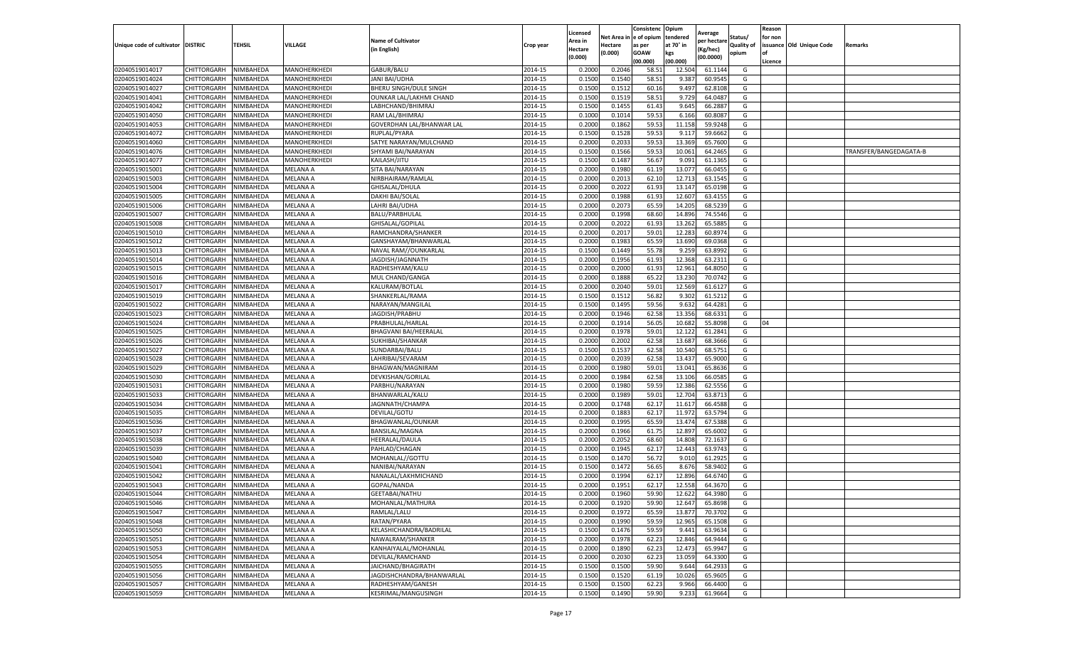| Unique code of cultivator | DISTRIC | TEHSIL | VILLAGE | Name of Cultivator (in English) | Crop year | Licensed Area in Hectare (0.000) | Net Area in Hectare (0.000) | Consistence of opium as per GOAW (00.000) | Opium tendered at 70° in kgs (00.000) | Average per hectare (Kg/hec) (00.0000) | Status/ Quality of opium | Reason for non issuance of Licence | Old Unique Code | Remarks |
|---|---|---|---|---|---|---|---|---|---|---|---|---|---|---|
| 02040519014017 | CHITTORGARH | NIMBAHEDA | MANOHERKHEDI | GABUR/BALU | 2014-15 | 0.2000 | 0.2046 | 58.51 | 12.504 | 61.1144 | G | | | |
| 02040519014024 | CHITTORGARH | NIMBAHEDA | MANOHERKHEDI | JANI BAI/UDHA | 2014-15 | 0.1500 | 0.1540 | 58.51 | 9.387 | 60.9545 | G | | | |
| 02040519014027 | CHITTORGARH | NIMBAHEDA | MANOHERKHEDI | BHERU SINGH/DULE SINGH | 2014-15 | 0.1500 | 0.1512 | 60.16 | 9.497 | 62.8108 | G | | | |
| 02040519014041 | CHITTORGARH | NIMBAHEDA | MANOHERKHEDI | OUNKAR LAL/LAKHMI CHAND | 2014-15 | 0.1500 | 0.1519 | 58.51 | 9.729 | 64.0487 | G | | | |
| 02040519014042 | CHITTORGARH | NIMBAHEDA | MANOHERKHEDI | LABHCHAND/BHIMRAJ | 2014-15 | 0.1500 | 0.1455 | 61.43 | 9.645 | 66.2887 | G | | | |
| 02040519014050 | CHITTORGARH | NIMBAHEDA | MANOHERKHEDI | RAM LAL/BHIMRAJ | 2014-15 | 0.1000 | 0.1014 | 59.53 | 6.166 | 60.8087 | G | | | |
| 02040519014053 | CHITTORGARH | NIMBAHEDA | MANOHERKHEDI | GOVERDHAN LAL/BHANWAR LAL | 2014-15 | 0.2000 | 0.1862 | 59.53 | 11.158 | 59.9248 | G | | | |
| 02040519014072 | CHITTORGARH | NIMBAHEDA | MANOHERKHEDI | RUPLAL/PYARA | 2014-15 | 0.1500 | 0.1528 | 59.53 | 9.117 | 59.6662 | G | | | |
| 02040519014060 | CHITTORGARH | NIMBAHEDA | MANOHERKHEDI | SATYE NARAYAN/MULCHAND | 2014-15 | 0.2000 | 0.2033 | 59.53 | 13.369 | 65.7600 | G | | | |
| 02040519014076 | CHITTORGARH | NIMBAHEDA | MANOHERKHEDI | SHYAMI BAI/NARAYAN | 2014-15 | 0.1500 | 0.1566 | 59.53 | 10.061 | 64.2465 | G | | | TRANSFER/BANGEDAGATA-B |
| 02040519014077 | CHITTORGARH | NIMBAHEDA | MANOHERKHEDI | KAILASH/JITU | 2014-15 | 0.1500 | 0.1487 | 56.67 | 9.091 | 61.1365 | G | | | |
| 02040519015001 | CHITTORGARH | NIMBAHEDA | MELANA A | SITA BAI/NARAYAN | 2014-15 | 0.2000 | 0.1980 | 61.19 | 13.077 | 66.0455 | G | | | |
| 02040519015003 | CHITTORGARH | NIMBAHEDA | MELANA A | NIRBHAIRAM/RAMLAL | 2014-15 | 0.2000 | 0.2013 | 62.10 | 12.713 | 63.1545 | G | | | |
| 02040519015004 | CHITTORGARH | NIMBAHEDA | MELANA A | GHISALAL/DHULA | 2014-15 | 0.2000 | 0.2022 | 61.93 | 13.147 | 65.0198 | G | | | |
| 02040519015005 | CHITTORGARH | NIMBAHEDA | MELANA A | DAKHI BAI/SOLAL | 2014-15 | 0.2000 | 0.1988 | 61.93 | 12.607 | 63.4155 | G | | | |
| 02040519015006 | CHITTORGARH | NIMBAHEDA | MELANA A | LAHRI BAI/UDHA | 2014-15 | 0.2000 | 0.2073 | 65.59 | 14.205 | 68.5239 | G | | | |
| 02040519015007 | CHITTORGARH | NIMBAHEDA | MELANA A | BALU/PARBHULAL | 2014-15 | 0.2000 | 0.1998 | 68.60 | 14.896 | 74.5546 | G | | | |
| 02040519015008 | CHITTORGARH | NIMBAHEDA | MELANA A | GHISALAL/GOPILAL | 2014-15 | 0.2000 | 0.2022 | 61.93 | 13.262 | 65.5885 | G | | | |
| 02040519015010 | CHITTORGARH | NIMBAHEDA | MELANA A | RAMCHANDRA/SHANKER | 2014-15 | 0.2000 | 0.2017 | 59.01 | 12.283 | 60.8974 | G | | | |
| 02040519015012 | CHITTORGARH | NIMBAHEDA | MELANA A | GANSHAYAM/BHANWARLAL | 2014-15 | 0.2000 | 0.1983 | 65.59 | 13.690 | 69.0368 | G | | | |
| 02040519015013 | CHITTORGARH | NIMBAHEDA | MELANA A | NAVAL RAM//OUNKARLAL | 2014-15 | 0.1500 | 0.1449 | 55.78 | 9.259 | 63.8992 | G | | | |
| 02040519015014 | CHITTORGARH | NIMBAHEDA | MELANA A | JAGDISH/JAGNNATH | 2014-15 | 0.2000 | 0.1956 | 61.93 | 12.368 | 63.2311 | G | | | |
| 02040519015015 | CHITTORGARH | NIMBAHEDA | MELANA A | RADHESHYAM/KALU | 2014-15 | 0.2000 | 0.2000 | 61.93 | 12.961 | 64.8050 | G | | | |
| 02040519015016 | CHITTORGARH | NIMBAHEDA | MELANA A | MUL CHAND/GANGA | 2014-15 | 0.2000 | 0.1888 | 65.22 | 13.230 | 70.0742 | G | | | |
| 02040519015017 | CHITTORGARH | NIMBAHEDA | MELANA A | KALURAM/BOTLAL | 2014-15 | 0.2000 | 0.2040 | 59.01 | 12.569 | 61.6127 | G | | | |
| 02040519015019 | CHITTORGARH | NIMBAHEDA | MELANA A | SHANKERLAL/RAMA | 2014-15 | 0.1500 | 0.1512 | 56.82 | 9.302 | 61.5212 | G | | | |
| 02040519015022 | CHITTORGARH | NIMBAHEDA | MELANA A | NARAYAN/MANGILAL | 2014-15 | 0.1500 | 0.1495 | 59.56 | 9.632 | 64.4281 | G | | | |
| 02040519015023 | CHITTORGARH | NIMBAHEDA | MELANA A | JAGDISH/PRABHU | 2014-15 | 0.2000 | 0.1946 | 62.58 | 13.356 | 68.6331 | G | | | |
| 02040519015024 | CHITTORGARH | NIMBAHEDA | MELANA A | PRABHULAL/HARLAL | 2014-15 | 0.2000 | 0.1914 | 56.05 | 10.682 | 55.8098 | G | 04 | | |
| 02040519015025 | CHITTORGARH | NIMBAHEDA | MELANA A | BHAGVANI BAI/HEERALAL | 2014-15 | 0.2000 | 0.1978 | 59.01 | 12.122 | 61.2841 | G | | | |
| 02040519015026 | CHITTORGARH | NIMBAHEDA | MELANA A | SUKHIBAI/SHANKAR | 2014-15 | 0.2000 | 0.2002 | 62.58 | 13.687 | 68.3666 | G | | | |
| 02040519015027 | CHITTORGARH | NIMBAHEDA | MELANA A | SUNDARBAI/BALU | 2014-15 | 0.1500 | 0.1537 | 62.58 | 10.540 | 68.5751 | G | | | |
| 02040519015028 | CHITTORGARH | NIMBAHEDA | MELANA A | LAHRIBAI/SEVARAM | 2014-15 | 0.2000 | 0.2039 | 62.58 | 13.437 | 65.9000 | G | | | |
| 02040519015029 | CHITTORGARH | NIMBAHEDA | MELANA A | BHAGWAN/MAGNIRAM | 2014-15 | 0.2000 | 0.1980 | 59.01 | 13.041 | 65.8636 | G | | | |
| 02040519015030 | CHITTORGARH | NIMBAHEDA | MELANA A | DEVKISHAN/GORILAL | 2014-15 | 0.2000 | 0.1984 | 62.58 | 13.106 | 66.0585 | G | | | |
| 02040519015031 | CHITTORGARH | NIMBAHEDA | MELANA A | PARBHU/NARAYAN | 2014-15 | 0.2000 | 0.1980 | 59.59 | 12.386 | 62.5556 | G | | | |
| 02040519015033 | CHITTORGARH | NIMBAHEDA | MELANA A | BHANWARLAL/KALU | 2014-15 | 0.2000 | 0.1989 | 59.01 | 12.704 | 63.8713 | G | | | |
| 02040519015034 | CHITTORGARH | NIMBAHEDA | MELANA A | JAGNNATH/CHAMPA | 2014-15 | 0.2000 | 0.1748 | 62.17 | 11.617 | 66.4588 | G | | | |
| 02040519015035 | CHITTORGARH | NIMBAHEDA | MELANA A | DEVILAL/GOTU | 2014-15 | 0.2000 | 0.1883 | 62.17 | 11.972 | 63.5794 | G | | | |
| 02040519015036 | CHITTORGARH | NIMBAHEDA | MELANA A | BHAGWANLAL/OUNKAR | 2014-15 | 0.2000 | 0.1995 | 65.59 | 13.474 | 67.5388 | G | | | |
| 02040519015037 | CHITTORGARH | NIMBAHEDA | MELANA A | BANSILAL/MAGNA | 2014-15 | 0.2000 | 0.1966 | 61.75 | 12.897 | 65.6002 | G | | | |
| 02040519015038 | CHITTORGARH | NIMBAHEDA | MELANA A | HEERALAL/DAULA | 2014-15 | 0.2000 | 0.2052 | 68.60 | 14.808 | 72.1637 | G | | | |
| 02040519015039 | CHITTORGARH | NIMBAHEDA | MELANA A | PAHLAD/CHAGAN | 2014-15 | 0.2000 | 0.1945 | 62.17 | 12.443 | 63.9743 | G | | | |
| 02040519015040 | CHITTORGARH | NIMBAHEDA | MELANA A | MOHANLAL//GOTTU | 2014-15 | 0.1500 | 0.1470 | 56.72 | 9.010 | 61.2925 | G | | | |
| 02040519015041 | CHITTORGARH | NIMBAHEDA | MELANA A | NANIBAI/NARAYAN | 2014-15 | 0.1500 | 0.1472 | 56.65 | 8.676 | 58.9402 | G | | | |
| 02040519015042 | CHITTORGARH | NIMBAHEDA | MELANA A | NANALAL/LAKHMICHAND | 2014-15 | 0.2000 | 0.1994 | 62.17 | 12.896 | 64.6740 | G | | | |
| 02040519015043 | CHITTORGARH | NIMBAHEDA | MELANA A | GOPAL/NANDA | 2014-15 | 0.2000 | 0.1951 | 62.17 | 12.558 | 64.3670 | G | | | |
| 02040519015044 | CHITTORGARH | NIMBAHEDA | MELANA A | GEETABAI/NATHU | 2014-15 | 0.2000 | 0.1960 | 59.90 | 12.622 | 64.3980 | G | | | |
| 02040519015046 | CHITTORGARH | NIMBAHEDA | MELANA A | MOHANLAL/MATHURA | 2014-15 | 0.2000 | 0.1920 | 59.90 | 12.647 | 65.8698 | G | | | |
| 02040519015047 | CHITTORGARH | NIMBAHEDA | MELANA A | RAMLAL/LALU | 2014-15 | 0.2000 | 0.1972 | 65.59 | 13.877 | 70.3702 | G | | | |
| 02040519015048 | CHITTORGARH | NIMBAHEDA | MELANA A | RATAN/PYARA | 2014-15 | 0.2000 | 0.1990 | 59.59 | 12.965 | 65.1508 | G | | | |
| 02040519015050 | CHITTORGARH | NIMBAHEDA | MELANA A | KELASHICHANDRA/BADRILAL | 2014-15 | 0.1500 | 0.1476 | 59.59 | 9.441 | 63.9634 | G | | | |
| 02040519015051 | CHITTORGARH | NIMBAHEDA | MELANA A | NAWALRAM/SHANKER | 2014-15 | 0.2000 | 0.1978 | 62.23 | 12.846 | 64.9444 | G | | | |
| 02040519015053 | CHITTORGARH | NIMBAHEDA | MELANA A | KANHAIYALAL/MOHANLAL | 2014-15 | 0.2000 | 0.1890 | 62.23 | 12.473 | 65.9947 | G | | | |
| 02040519015054 | CHITTORGARH | NIMBAHEDA | MELANA A | DEVILAL/RAMCHAND | 2014-15 | 0.2000 | 0.2030 | 62.23 | 13.059 | 64.3300 | G | | | |
| 02040519015055 | CHITTORGARH | NIMBAHEDA | MELANA A | JAICHAND/BHAGIRATH | 2014-15 | 0.1500 | 0.1500 | 59.90 | 9.644 | 64.2933 | G | | | |
| 02040519015056 | CHITTORGARH | NIMBAHEDA | MELANA A | JAGDISHCHANDRA/BHANWARLAL | 2014-15 | 0.1500 | 0.1520 | 61.19 | 10.026 | 65.9605 | G | | | |
| 02040519015057 | CHITTORGARH | NIMBAHEDA | MELANA A | RADHESHYAM/GANESH | 2014-15 | 0.1500 | 0.1500 | 62.23 | 9.966 | 66.4400 | G | | | |
| 02040519015059 | CHITTORGARH | NIMBAHEDA | MELANA A | KESRIMAL/MANGUSINGH | 2014-15 | 0.1500 | 0.1490 | 59.90 | 9.233 | 61.9664 | G | | | |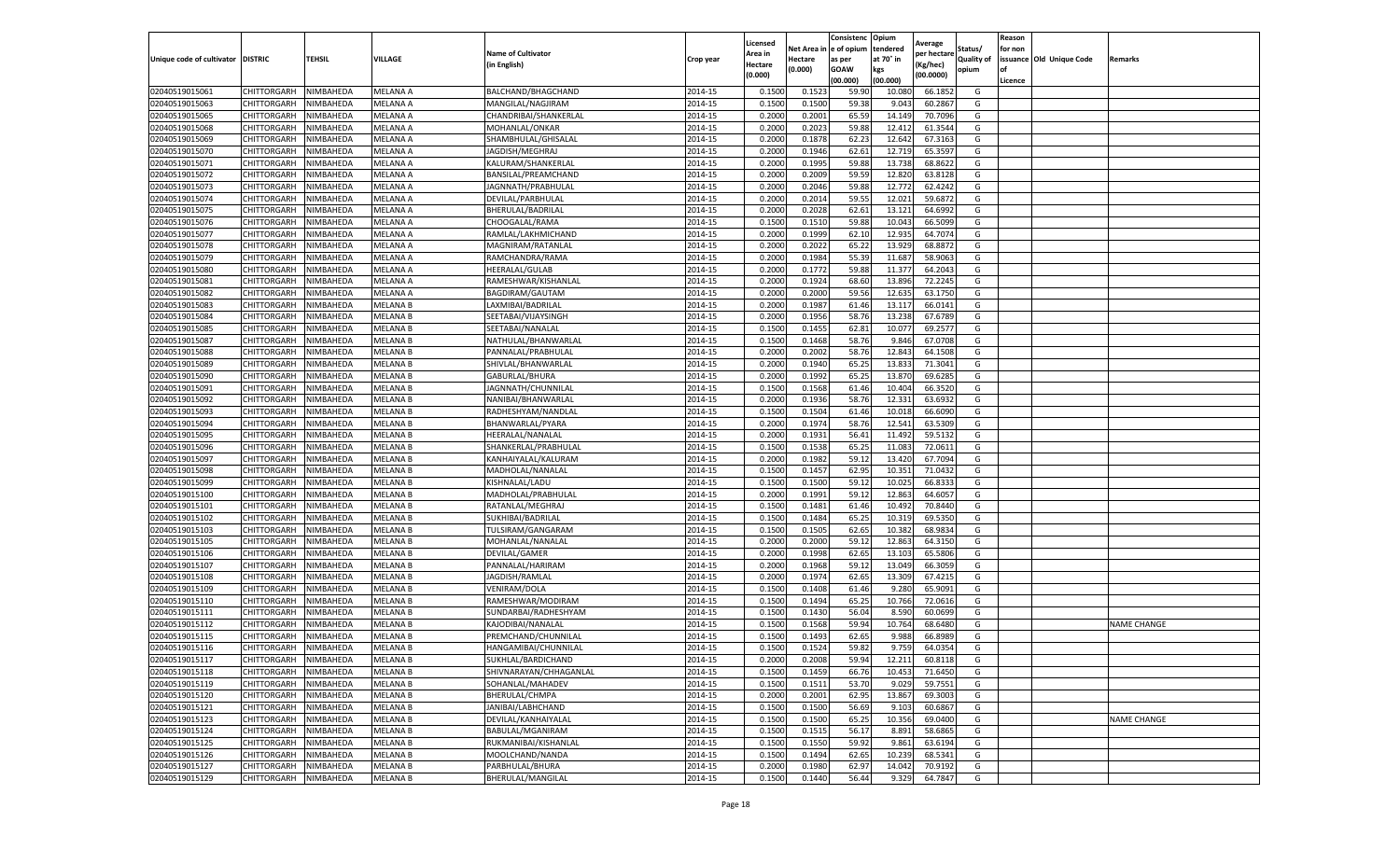| Unique code of cultivator | DISTRIC | TEHSIL | VILLAGE | Name of Cultivator (in English) | Crop year | Licensed Area in Hectare (0.000) | Net Area in Hectare (0.000) | Consistence of opium as per GOAW (00.000) | Opium tendered at 70° in kgs (00.000) | Average per hectare (Kg/hec) (00.0000) | Status/ Quality of opium | Reason for non issuance of Licence | Old Unique Code | Remarks |
|---|---|---|---|---|---|---|---|---|---|---|---|---|---|---|
| 02040519015061 | CHITTORGARH | NIMBAHEDA | MELANA A | BALCHAND/BHAGCHAND | 2014-15 | 0.1500 | 0.1523 | 59.90 | 10.080 | 66.1852 | G | | | |
| 02040519015063 | CHITTORGARH | NIMBAHEDA | MELANA A | MANGILAL/NAGJIRAM | 2014-15 | 0.1500 | 0.1500 | 59.38 | 9.043 | 60.2867 | G | | | |
| 02040519015065 | CHITTORGARH | NIMBAHEDA | MELANA A | CHANDRIBAI/SHANKERLAL | 2014-15 | 0.2000 | 0.2001 | 65.59 | 14.149 | 70.7096 | G | | | |
| 02040519015068 | CHITTORGARH | NIMBAHEDA | MELANA A | MOHANLAL/ONKAR | 2014-15 | 0.2000 | 0.2023 | 59.88 | 12.412 | 61.3544 | G | | | |
| 02040519015069 | CHITTORGARH | NIMBAHEDA | MELANA A | SHAMBHULAL/GHISALAL | 2014-15 | 0.2000 | 0.1878 | 62.23 | 12.642 | 67.3163 | G | | | |
| 02040519015070 | CHITTORGARH | NIMBAHEDA | MELANA A | JAGDISH/MEGHRAJ | 2014-15 | 0.2000 | 0.1946 | 62.61 | 12.719 | 65.3597 | G | | | |
| 02040519015071 | CHITTORGARH | NIMBAHEDA | MELANA A | KALURAM/SHANKERLAL | 2014-15 | 0.2000 | 0.1995 | 59.88 | 13.738 | 68.8622 | G | | | |
| 02040519015072 | CHITTORGARH | NIMBAHEDA | MELANA A | BANSILAL/PREAMCHAND | 2014-15 | 0.2000 | 0.2009 | 59.59 | 12.820 | 63.8128 | G | | | |
| 02040519015073 | CHITTORGARH | NIMBAHEDA | MELANA A | JAGNNATH/PRABHULAL | 2014-15 | 0.2000 | 0.2046 | 59.88 | 12.772 | 62.4242 | G | | | |
| 02040519015074 | CHITTORGARH | NIMBAHEDA | MELANA A | DEVILAL/PARBHULAL | 2014-15 | 0.2000 | 0.2014 | 59.55 | 12.021 | 59.6872 | G | | | |
| 02040519015075 | CHITTORGARH | NIMBAHEDA | MELANA A | BHERULAL/BADRILAL | 2014-15 | 0.2000 | 0.2028 | 62.61 | 13.121 | 64.6992 | G | | | |
| 02040519015076 | CHITTORGARH | NIMBAHEDA | MELANA A | CHOOGALAL/RAMA | 2014-15 | 0.1500 | 0.1510 | 59.88 | 10.043 | 66.5099 | G | | | |
| 02040519015077 | CHITTORGARH | NIMBAHEDA | MELANA A | RAMLAL/LAKHMICHAND | 2014-15 | 0.2000 | 0.1999 | 62.10 | 12.935 | 64.7074 | G | | | |
| 02040519015078 | CHITTORGARH | NIMBAHEDA | MELANA A | MAGNIRAM/RATANLAL | 2014-15 | 0.2000 | 0.2022 | 65.22 | 13.929 | 68.8872 | G | | | |
| 02040519015079 | CHITTORGARH | NIMBAHEDA | MELANA A | RAMCHANDRA/RAMA | 2014-15 | 0.2000 | 0.1984 | 55.39 | 11.687 | 58.9063 | G | | | |
| 02040519015080 | CHITTORGARH | NIMBAHEDA | MELANA A | HEERALAL/GULAB | 2014-15 | 0.2000 | 0.1772 | 59.88 | 11.377 | 64.2043 | G | | | |
| 02040519015081 | CHITTORGARH | NIMBAHEDA | MELANA A | RAMESHWAR/KISHANLAL | 2014-15 | 0.2000 | 0.1924 | 68.60 | 13.896 | 72.2245 | G | | | |
| 02040519015082 | CHITTORGARH | NIMBAHEDA | MELANA A | BAGDIRAM/GAUTAM | 2014-15 | 0.2000 | 0.2000 | 59.56 | 12.635 | 63.1750 | G | | | |
| 02040519015083 | CHITTORGARH | NIMBAHEDA | MELANA B | LAXMIBAI/BADRILAL | 2014-15 | 0.2000 | 0.1987 | 61.46 | 13.117 | 66.0141 | G | | | |
| 02040519015084 | CHITTORGARH | NIMBAHEDA | MELANA B | SEETABAI/VIJAYSINGH | 2014-15 | 0.2000 | 0.1956 | 58.76 | 13.238 | 67.6789 | G | | | |
| 02040519015085 | CHITTORGARH | NIMBAHEDA | MELANA B | SEETABAI/NANALAL | 2014-15 | 0.1500 | 0.1455 | 62.81 | 10.077 | 69.2577 | G | | | |
| 02040519015087 | CHITTORGARH | NIMBAHEDA | MELANA B | NATHULAL/BHANWARLAL | 2014-15 | 0.1500 | 0.1468 | 58.76 | 9.846 | 67.0708 | G | | | |
| 02040519015088 | CHITTORGARH | NIMBAHEDA | MELANA B | PANNALAL/PRABHULAL | 2014-15 | 0.2000 | 0.2002 | 58.76 | 12.843 | 64.1508 | G | | | |
| 02040519015089 | CHITTORGARH | NIMBAHEDA | MELANA B | SHIVLAL/BHANWARLAL | 2014-15 | 0.2000 | 0.1940 | 65.25 | 13.833 | 71.3041 | G | | | |
| 02040519015090 | CHITTORGARH | NIMBAHEDA | MELANA B | GABURLAL/BHURA | 2014-15 | 0.2000 | 0.1992 | 65.25 | 13.870 | 69.6285 | G | | | |
| 02040519015091 | CHITTORGARH | NIMBAHEDA | MELANA B | JAGNNATH/CHUNNILAL | 2014-15 | 0.1500 | 0.1568 | 61.46 | 10.404 | 66.3520 | G | | | |
| 02040519015092 | CHITTORGARH | NIMBAHEDA | MELANA B | NANIBAI/BHANWARLAL | 2014-15 | 0.2000 | 0.1936 | 58.76 | 12.331 | 63.6932 | G | | | |
| 02040519015093 | CHITTORGARH | NIMBAHEDA | MELANA B | RADHESHYAM/NANDLAL | 2014-15 | 0.1500 | 0.1504 | 61.46 | 10.018 | 66.6090 | G | | | |
| 02040519015094 | CHITTORGARH | NIMBAHEDA | MELANA B | BHANWARLAL/PYARA | 2014-15 | 0.2000 | 0.1974 | 58.76 | 12.541 | 63.5309 | G | | | |
| 02040519015095 | CHITTORGARH | NIMBAHEDA | MELANA B | HEERALAL/NANALAL | 2014-15 | 0.2000 | 0.1931 | 56.41 | 11.492 | 59.5132 | G | | | |
| 02040519015096 | CHITTORGARH | NIMBAHEDA | MELANA B | SHANKERLAL/PRABHULAL | 2014-15 | 0.1500 | 0.1538 | 65.25 | 11.083 | 72.0611 | G | | | |
| 02040519015097 | CHITTORGARH | NIMBAHEDA | MELANA B | KANHAIYALAL/KALURAM | 2014-15 | 0.2000 | 0.1982 | 59.12 | 13.420 | 67.7094 | G | | | |
| 02040519015098 | CHITTORGARH | NIMBAHEDA | MELANA B | MADHOLAL/NANALAL | 2014-15 | 0.1500 | 0.1457 | 62.95 | 10.351 | 71.0432 | G | | | |
| 02040519015099 | CHITTORGARH | NIMBAHEDA | MELANA B | KISHNALAL/LADU | 2014-15 | 0.1500 | 0.1500 | 59.12 | 10.025 | 66.8333 | G | | | |
| 02040519015100 | CHITTORGARH | NIMBAHEDA | MELANA B | MADHOLAL/PRABHULAL | 2014-15 | 0.2000 | 0.1991 | 59.12 | 12.863 | 64.6057 | G | | | |
| 02040519015101 | CHITTORGARH | NIMBAHEDA | MELANA B | RATANLAL/MEGHRAJ | 2014-15 | 0.1500 | 0.1481 | 61.46 | 10.492 | 70.8440 | G | | | |
| 02040519015102 | CHITTORGARH | NIMBAHEDA | MELANA B | SUKHIBAI/BADRILAL | 2014-15 | 0.1500 | 0.1484 | 65.25 | 10.319 | 69.5350 | G | | | |
| 02040519015103 | CHITTORGARH | NIMBAHEDA | MELANA B | TULSIRAM/GANGARAM | 2014-15 | 0.1500 | 0.1505 | 62.65 | 10.382 | 68.9834 | G | | | |
| 02040519015105 | CHITTORGARH | NIMBAHEDA | MELANA B | MOHANLAL/NANALAL | 2014-15 | 0.2000 | 0.2000 | 59.12 | 12.863 | 64.3150 | G | | | |
| 02040519015106 | CHITTORGARH | NIMBAHEDA | MELANA B | DEVILAL/GAMER | 2014-15 | 0.2000 | 0.1998 | 62.65 | 13.103 | 65.5806 | G | | | |
| 02040519015107 | CHITTORGARH | NIMBAHEDA | MELANA B | PANNALAL/HARIRAM | 2014-15 | 0.2000 | 0.1968 | 59.12 | 13.049 | 66.3059 | G | | | |
| 02040519015108 | CHITTORGARH | NIMBAHEDA | MELANA B | JAGDISH/RAMLAL | 2014-15 | 0.2000 | 0.1974 | 62.65 | 13.309 | 67.4215 | G | | | |
| 02040519015109 | CHITTORGARH | NIMBAHEDA | MELANA B | VENIRAM/DOLA | 2014-15 | 0.1500 | 0.1408 | 61.46 | 9.280 | 65.9091 | G | | | |
| 02040519015110 | CHITTORGARH | NIMBAHEDA | MELANA B | RAMESHWAR/MODIRAM | 2014-15 | 0.1500 | 0.1494 | 65.25 | 10.766 | 72.0616 | G | | | |
| 02040519015111 | CHITTORGARH | NIMBAHEDA | MELANA B | SUNDARBAI/RADHESHYAM | 2014-15 | 0.1500 | 0.1430 | 56.04 | 8.590 | 60.0699 | G | | | |
| 02040519015112 | CHITTORGARH | NIMBAHEDA | MELANA B | KAJODIBAI/NANALAL | 2014-15 | 0.1500 | 0.1568 | 59.94 | 10.764 | 68.6480 | G | | | NAME CHANGE |
| 02040519015115 | CHITTORGARH | NIMBAHEDA | MELANA B | PREMCHAND/CHUNNILAL | 2014-15 | 0.1500 | 0.1493 | 62.65 | 9.988 | 66.8989 | G | | | |
| 02040519015116 | CHITTORGARH | NIMBAHEDA | MELANA B | HANGAMIBAI/CHUNNILAL | 2014-15 | 0.1500 | 0.1524 | 59.82 | 9.759 | 64.0354 | G | | | |
| 02040519015117 | CHITTORGARH | NIMBAHEDA | MELANA B | SUKHLAL/BARDICHAND | 2014-15 | 0.2000 | 0.2008 | 59.94 | 12.211 | 60.8118 | G | | | |
| 02040519015118 | CHITTORGARH | NIMBAHEDA | MELANA B | SHIVNARAYAN/CHHAGANLAL | 2014-15 | 0.1500 | 0.1459 | 66.76 | 10.453 | 71.6450 | G | | | |
| 02040519015119 | CHITTORGARH | NIMBAHEDA | MELANA B | SOHANLAL/MAHADEV | 2014-15 | 0.1500 | 0.1511 | 53.70 | 9.029 | 59.7551 | G | | | |
| 02040519015120 | CHITTORGARH | NIMBAHEDA | MELANA B | BHERULAL/CHMPA | 2014-15 | 0.2000 | 0.2001 | 62.95 | 13.867 | 69.3003 | G | | | |
| 02040519015121 | CHITTORGARH | NIMBAHEDA | MELANA B | JANIBAI/LABHCHAND | 2014-15 | 0.1500 | 0.1500 | 56.69 | 9.103 | 60.6867 | G | | | |
| 02040519015123 | CHITTORGARH | NIMBAHEDA | MELANA B | DEVILAL/KANHAIYALAL | 2014-15 | 0.1500 | 0.1500 | 65.25 | 10.356 | 69.0400 | G | | | NAME CHANGE |
| 02040519015124 | CHITTORGARH | NIMBAHEDA | MELANA B | BABULAL/MGANIRAM | 2014-15 | 0.1500 | 0.1515 | 56.17 | 8.891 | 58.6865 | G | | | |
| 02040519015125 | CHITTORGARH | NIMBAHEDA | MELANA B | RUKMANIBAI/KISHANLAL | 2014-15 | 0.1500 | 0.1550 | 59.92 | 9.861 | 63.6194 | G | | | |
| 02040519015126 | CHITTORGARH | NIMBAHEDA | MELANA B | MOOLCHAND/NANDA | 2014-15 | 0.1500 | 0.1494 | 62.65 | 10.239 | 68.5341 | G | | | |
| 02040519015127 | CHITTORGARH | NIMBAHEDA | MELANA B | PARBHULAL/BHURA | 2014-15 | 0.2000 | 0.1980 | 62.97 | 14.042 | 70.9192 | G | | | |
| 02040519015129 | CHITTORGARH | NIMBAHEDA | MELANA B | BHERULAL/MANGILAL | 2014-15 | 0.1500 | 0.1440 | 56.44 | 9.329 | 64.7847 | G | | | |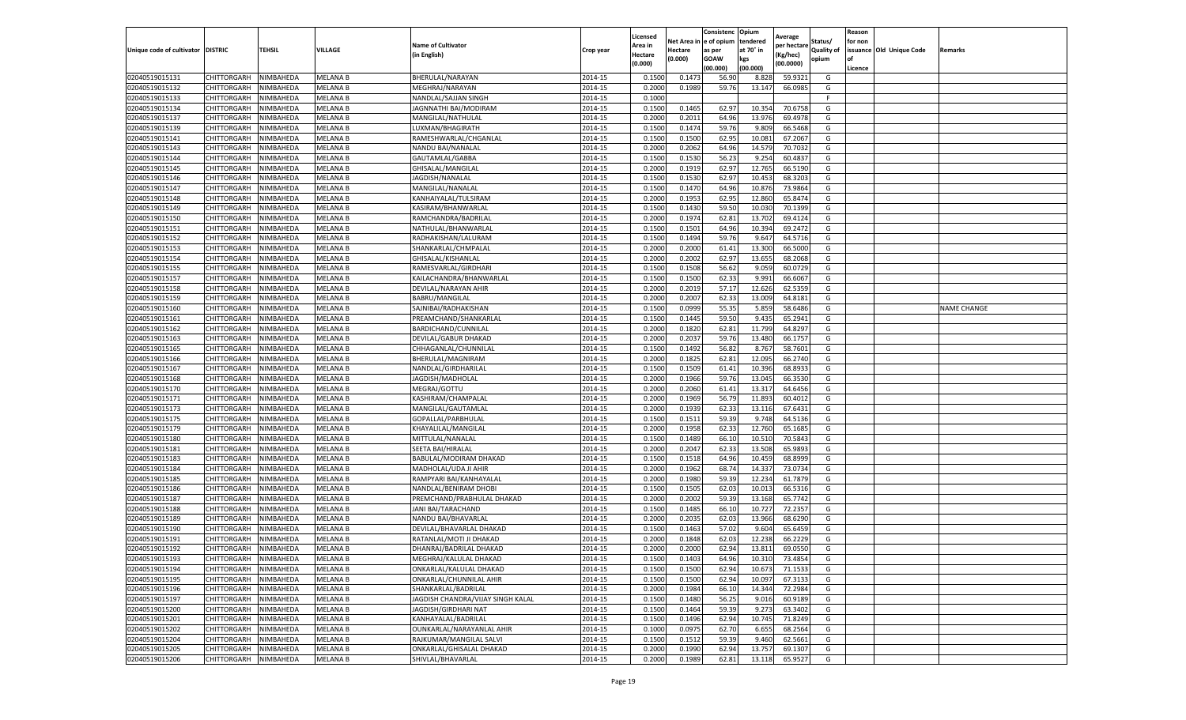| Unique code of cultivator | DISTRIC | TEHSIL | VILLAGE | Name of Cultivator (in English) | Crop year | Licensed Area in Hectare (0.000) | Net Area in Hectare (0.000) | Consistence of opium as per GOAW (00.000) | Opium tendered at 70° in kgs (00.000) | Average per hectare (Kg/hec) (00.0000) | Status/ Quality of opium | Reason for non issuance of Licence | Old Unique Code | Remarks |
|---|---|---|---|---|---|---|---|---|---|---|---|---|---|---|
| 02040519015131 | CHITTORGARH | NIMBAHEDA | MELANA B | BHERULAL/NARAYAN | 2014-15 | 0.1500 | 0.1473 | 56.90 | 8.828 | 59.9321 | G | | | |
| 02040519015132 | CHITTORGARH | NIMBAHEDA | MELANA B | MEGHRAJ/NARAYAN | 2014-15 | 0.2000 | 0.1989 | 59.76 | 13.147 | 66.0985 | G | | | |
| 02040519015133 | CHITTORGARH | NIMBAHEDA | MELANA B | NANDLAL/SAJJAN SINGH | 2014-15 | 0.1000 | | | | | F | | | |
| 02040519015134 | CHITTORGARH | NIMBAHEDA | MELANA B | JAGNNATHI BAI/MODIRAM | 2014-15 | 0.1500 | 0.1465 | 62.97 | 10.354 | 70.6758 | G | | | |
| 02040519015137 | CHITTORGARH | NIMBAHEDA | MELANA B | MANGILAL/NATHULAL | 2014-15 | 0.2000 | 0.2011 | 64.96 | 13.976 | 69.4978 | G | | | |
| 02040519015139 | CHITTORGARH | NIMBAHEDA | MELANA B | LUXMAN/BHAGIRATH | 2014-15 | 0.1500 | 0.1474 | 59.76 | 9.809 | 66.5468 | G | | | |
| 02040519015141 | CHITTORGARH | NIMBAHEDA | MELANA B | RAMESHWARLAL/CHGANLAL | 2014-15 | 0.1500 | 0.1500 | 62.95 | 10.081 | 67.2067 | G | | | |
| 02040519015143 | CHITTORGARH | NIMBAHEDA | MELANA B | NANDU BAI/NANALAL | 2014-15 | 0.2000 | 0.2062 | 64.96 | 14.579 | 70.7032 | G | | | |
| 02040519015144 | CHITTORGARH | NIMBAHEDA | MELANA B | GAUTAMLAL/GABBA | 2014-15 | 0.1500 | 0.1530 | 56.23 | 9.254 | 60.4837 | G | | | |
| 02040519015145 | CHITTORGARH | NIMBAHEDA | MELANA B | GHISALAL/MANGILAL | 2014-15 | 0.2000 | 0.1919 | 62.97 | 12.765 | 66.5190 | G | | | |
| 02040519015146 | CHITTORGARH | NIMBAHEDA | MELANA B | JAGDISH/NANALAL | 2014-15 | 0.1500 | 0.1530 | 62.97 | 10.453 | 68.3203 | G | | | |
| 02040519015147 | CHITTORGARH | NIMBAHEDA | MELANA B | MANGILAL/NANALAL | 2014-15 | 0.1500 | 0.1470 | 64.96 | 10.876 | 73.9864 | G | | | |
| 02040519015148 | CHITTORGARH | NIMBAHEDA | MELANA B | KANHAIYALAL/TULSIRAM | 2014-15 | 0.2000 | 0.1953 | 62.95 | 12.860 | 65.8474 | G | | | |
| 02040519015149 | CHITTORGARH | NIMBAHEDA | MELANA B | KASIRAM/BHANWARLAL | 2014-15 | 0.1500 | 0.1430 | 59.50 | 10.030 | 70.1399 | G | | | |
| 02040519015150 | CHITTORGARH | NIMBAHEDA | MELANA B | RAMCHANDRA/BADRILAL | 2014-15 | 0.2000 | 0.1974 | 62.81 | 13.702 | 69.4124 | G | | | |
| 02040519015151 | CHITTORGARH | NIMBAHEDA | MELANA B | NATHULAL/BHANWARLAL | 2014-15 | 0.1500 | 0.1501 | 64.96 | 10.394 | 69.2472 | G | | | |
| 02040519015152 | CHITTORGARH | NIMBAHEDA | MELANA B | RADHAKISHAN/LALURAM | 2014-15 | 0.1500 | 0.1494 | 59.76 | 9.647 | 64.5716 | G | | | |
| 02040519015153 | CHITTORGARH | NIMBAHEDA | MELANA B | SHANKARLAL/CHMPALAL | 2014-15 | 0.2000 | 0.2000 | 61.41 | 13.300 | 66.5000 | G | | | |
| 02040519015154 | CHITTORGARH | NIMBAHEDA | MELANA B | GHISALAL/KISHANLAL | 2014-15 | 0.2000 | 0.2002 | 62.97 | 13.655 | 68.2068 | G | | | |
| 02040519015155 | CHITTORGARH | NIMBAHEDA | MELANA B | RAMESVARLAL/GIRDHARI | 2014-15 | 0.1500 | 0.1508 | 56.62 | 9.059 | 60.0729 | G | | | |
| 02040519015157 | CHITTORGARH | NIMBAHEDA | MELANA B | KAILACHANDRA/BHANWARLAL | 2014-15 | 0.1500 | 0.1500 | 62.33 | 9.991 | 66.6067 | G | | | |
| 02040519015158 | CHITTORGARH | NIMBAHEDA | MELANA B | DEVILAL/NARAYAN AHIR | 2014-15 | 0.2000 | 0.2019 | 57.17 | 12.626 | 62.5359 | G | | | |
| 02040519015159 | CHITTORGARH | NIMBAHEDA | MELANA B | BABRU/MANGILAL | 2014-15 | 0.2000 | 0.2007 | 62.33 | 13.009 | 64.8181 | G | | | |
| 02040519015160 | CHITTORGARH | NIMBAHEDA | MELANA B | SAJNIBAI/RADHAKISHAN | 2014-15 | 0.1500 | 0.0999 | 55.35 | 5.859 | 58.6486 | G | | | NAME CHANGE |
| 02040519015161 | CHITTORGARH | NIMBAHEDA | MELANA B | PREAMCHAND/SHANKARLAL | 2014-15 | 0.1500 | 0.1445 | 59.50 | 9.435 | 65.2941 | G | | | |
| 02040519015162 | CHITTORGARH | NIMBAHEDA | MELANA B | BARDICHAND/CUNNILAL | 2014-15 | 0.2000 | 0.1820 | 62.81 | 11.799 | 64.8297 | G | | | |
| 02040519015163 | CHITTORGARH | NIMBAHEDA | MELANA B | DEVILAL/GABUR DHAKAD | 2014-15 | 0.2000 | 0.2037 | 59.76 | 13.480 | 66.1757 | G | | | |
| 02040519015165 | CHITTORGARH | NIMBAHEDA | MELANA B | CHHAGANLAL/CHUNNILAL | 2014-15 | 0.1500 | 0.1492 | 56.82 | 8.767 | 58.7601 | G | | | |
| 02040519015166 | CHITTORGARH | NIMBAHEDA | MELANA B | BHERULAL/MAGNIRAM | 2014-15 | 0.2000 | 0.1825 | 62.81 | 12.095 | 66.2740 | G | | | |
| 02040519015167 | CHITTORGARH | NIMBAHEDA | MELANA B | NANDLAL/GIRDHARILAL | 2014-15 | 0.1500 | 0.1509 | 61.41 | 10.396 | 68.8933 | G | | | |
| 02040519015168 | CHITTORGARH | NIMBAHEDA | MELANA B | JAGDISH/MADHOLAL | 2014-15 | 0.2000 | 0.1966 | 59.76 | 13.045 | 66.3530 | G | | | |
| 02040519015170 | CHITTORGARH | NIMBAHEDA | MELANA B | MEGRAJ/GOTTU | 2014-15 | 0.2000 | 0.2060 | 61.41 | 13.317 | 64.6456 | G | | | |
| 02040519015171 | CHITTORGARH | NIMBAHEDA | MELANA B | KASHIRAM/CHAMPALAL | 2014-15 | 0.2000 | 0.1969 | 56.79 | 11.893 | 60.4012 | G | | | |
| 02040519015173 | CHITTORGARH | NIMBAHEDA | MELANA B | MANGILAL/GAUTAMLAL | 2014-15 | 0.2000 | 0.1939 | 62.33 | 13.116 | 67.6431 | G | | | |
| 02040519015175 | CHITTORGARH | NIMBAHEDA | MELANA B | GOPALLAL/PARBHULAL | 2014-15 | 0.1500 | 0.1511 | 59.39 | 9.748 | 64.5136 | G | | | |
| 02040519015179 | CHITTORGARH | NIMBAHEDA | MELANA B | KHAYALILAL/MANGILAL | 2014-15 | 0.2000 | 0.1958 | 62.33 | 12.760 | 65.1685 | G | | | |
| 02040519015180 | CHITTORGARH | NIMBAHEDA | MELANA B | MITTULAL/NANALAL | 2014-15 | 0.1500 | 0.1489 | 66.10 | 10.510 | 70.5843 | G | | | |
| 02040519015181 | CHITTORGARH | NIMBAHEDA | MELANA B | SEETA BAI/HIRALAL | 2014-15 | 0.2000 | 0.2047 | 62.33 | 13.508 | 65.9893 | G | | | |
| 02040519015183 | CHITTORGARH | NIMBAHEDA | MELANA B | BABULAL/MODIRAM DHAKAD | 2014-15 | 0.1500 | 0.1518 | 64.96 | 10.459 | 68.8999 | G | | | |
| 02040519015184 | CHITTORGARH | NIMBAHEDA | MELANA B | MADHOLAL/UDA JI AHIR | 2014-15 | 0.2000 | 0.1962 | 68.74 | 14.337 | 73.0734 | G | | | |
| 02040519015185 | CHITTORGARH | NIMBAHEDA | MELANA B | RAMPYARI BAI/KANHAYALAL | 2014-15 | 0.2000 | 0.1980 | 59.39 | 12.234 | 61.7879 | G | | | |
| 02040519015186 | CHITTORGARH | NIMBAHEDA | MELANA B | NANDLAL/BENIRAM DHOBI | 2014-15 | 0.1500 | 0.1505 | 62.03 | 10.013 | 66.5316 | G | | | |
| 02040519015187 | CHITTORGARH | NIMBAHEDA | MELANA B | PREMCHAND/PRABHULAL DHAKAD | 2014-15 | 0.2000 | 0.2002 | 59.39 | 13.168 | 65.7742 | G | | | |
| 02040519015188 | CHITTORGARH | NIMBAHEDA | MELANA B | JANI BAI/TARACHAND | 2014-15 | 0.1500 | 0.1485 | 66.10 | 10.727 | 72.2357 | G | | | |
| 02040519015189 | CHITTORGARH | NIMBAHEDA | MELANA B | NANDU BAI/BHAVARLAL | 2014-15 | 0.2000 | 0.2035 | 62.03 | 13.966 | 68.6290 | G | | | |
| 02040519015190 | CHITTORGARH | NIMBAHEDA | MELANA B | DEVILAL/BHAVARLAL DHAKAD | 2014-15 | 0.1500 | 0.1463 | 57.02 | 9.604 | 65.6459 | G | | | |
| 02040519015191 | CHITTORGARH | NIMBAHEDA | MELANA B | RATANLAL/MOTI JI DHAKAD | 2014-15 | 0.2000 | 0.1848 | 62.03 | 12.238 | 66.2229 | G | | | |
| 02040519015192 | CHITTORGARH | NIMBAHEDA | MELANA B | DHANRAJ/BADRILAL DHAKAD | 2014-15 | 0.2000 | 0.2000 | 62.94 | 13.811 | 69.0550 | G | | | |
| 02040519015193 | CHITTORGARH | NIMBAHEDA | MELANA B | MEGHRAJ/KALULAL DHAKAD | 2014-15 | 0.1500 | 0.1403 | 64.96 | 10.310 | 73.4854 | G | | | |
| 02040519015194 | CHITTORGARH | NIMBAHEDA | MELANA B | ONKARLAL/KALULAL DHAKAD | 2014-15 | 0.1500 | 0.1500 | 62.94 | 10.673 | 71.1533 | G | | | |
| 02040519015195 | CHITTORGARH | NIMBAHEDA | MELANA B | ONKARLAL/CHUNNILAL AHIR | 2014-15 | 0.1500 | 0.1500 | 62.94 | 10.097 | 67.3133 | G | | | |
| 02040519015196 | CHITTORGARH | NIMBAHEDA | MELANA B | SHANKARLAL/BADRILAL | 2014-15 | 0.2000 | 0.1984 | 66.10 | 14.344 | 72.2984 | G | | | |
| 02040519015197 | CHITTORGARH | NIMBAHEDA | MELANA B | JAGDISH CHANDRA/VIJAY SINGH KALAL | 2014-15 | 0.1500 | 0.1480 | 56.25 | 9.016 | 60.9189 | G | | | |
| 02040519015200 | CHITTORGARH | NIMBAHEDA | MELANA B | JAGDISH/GIRDHARI NAT | 2014-15 | 0.1500 | 0.1464 | 59.39 | 9.273 | 63.3402 | G | | | |
| 02040519015201 | CHITTORGARH | NIMBAHEDA | MELANA B | KANHAYALAL/BADRILAL | 2014-15 | 0.1500 | 0.1496 | 62.94 | 10.745 | 71.8249 | G | | | |
| 02040519015202 | CHITTORGARH | NIMBAHEDA | MELANA B | OUNKARLAL/NARAYANLAL AHIR | 2014-15 | 0.1000 | 0.0975 | 62.70 | 6.655 | 68.2564 | G | | | |
| 02040519015204 | CHITTORGARH | NIMBAHEDA | MELANA B | RAJKUMAR/MANGILAL SALVI | 2014-15 | 0.1500 | 0.1512 | 59.39 | 9.460 | 62.5661 | G | | | |
| 02040519015205 | CHITTORGARH | NIMBAHEDA | MELANA B | ONKARLAL/GHISALAL DHAKAD | 2014-15 | 0.2000 | 0.1990 | 62.94 | 13.757 | 69.1307 | G | | | |
| 02040519015206 | CHITTORGARH | NIMBAHEDA | MELANA B | SHIVLAL/BHAVARLAL | 2014-15 | 0.2000 | 0.1989 | 62.81 | 13.118 | 65.9527 | G | | | |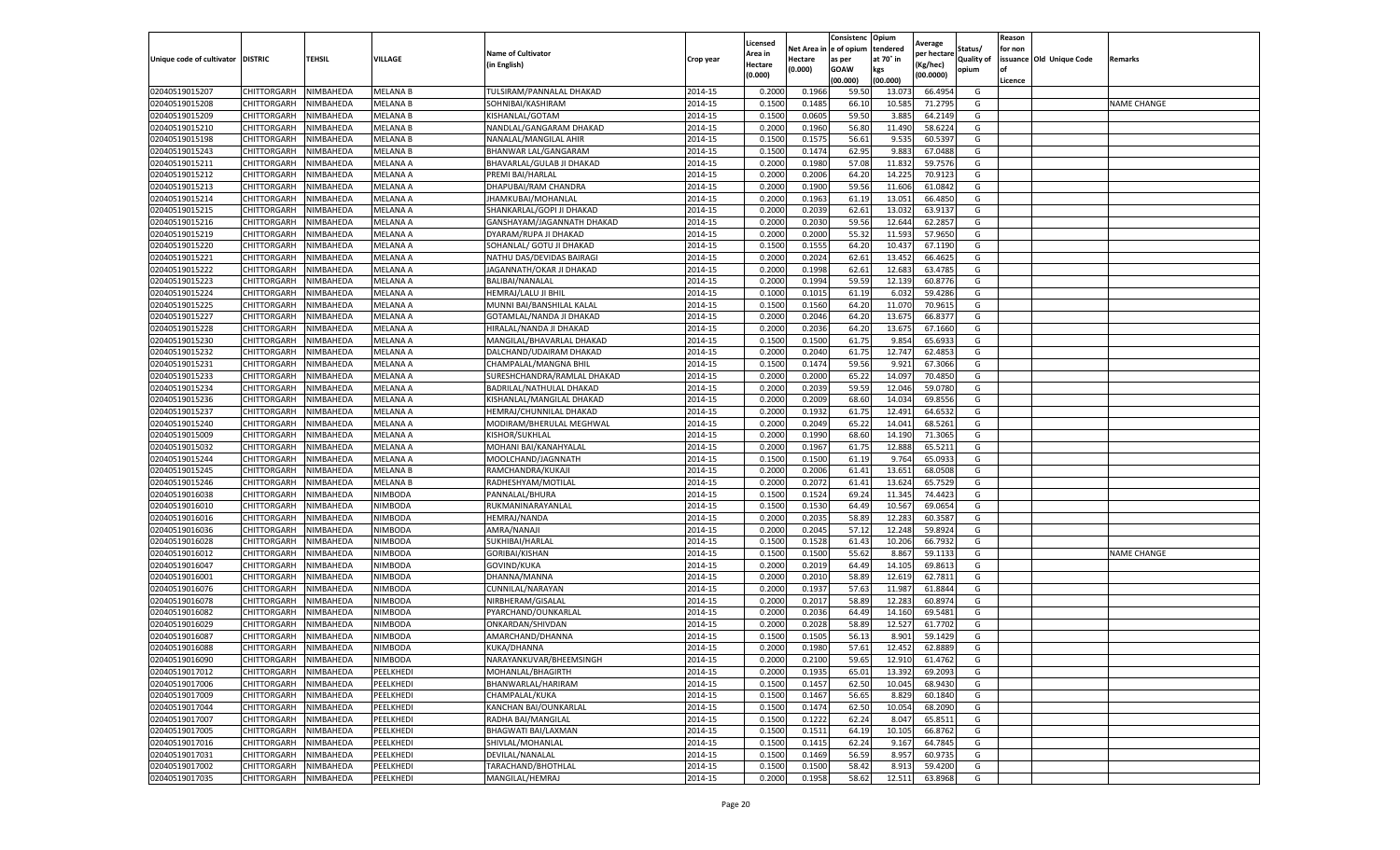| Unique code of cultivator | DISTRIC | TEHSIL | VILLAGE | Name of Cultivator (in English) | Crop year | Licensed Area in Hectare (0.000) | Net Area in Hectare (0.000) | Consistenc e of opium as per GOAW (00.000) | Opium tendered at 70° in kgs (00.000) | Average per hectare (Kg/hec) (00.0000) | Status/ Quality of opium | Reason for non issuance of Licence | Old Unique Code | Remarks |
|---|---|---|---|---|---|---|---|---|---|---|---|---|---|---|
| 02040519015207 | CHITTORGARH | NIMBAHEDA | MELANA B | TULSIRAM/PANNALAL DHAKAD | 2014-15 | 0.2000 | 0.1966 | 59.50 | 13.073 | 66.4954 | G | | | |
| 02040519015208 | CHITTORGARH | NIMBAHEDA | MELANA B | SOHNIBAI/KASHIRAM | 2014-15 | 0.1500 | 0.1485 | 66.10 | 10.585 | 71.2795 | G | | | NAME CHANGE |
| 02040519015209 | CHITTORGARH | NIMBAHEDA | MELANA B | KISHANLAL/GOTAM | 2014-15 | 0.1500 | 0.0605 | 59.50 | 3.885 | 64.2149 | G | | | |
| 02040519015210 | CHITTORGARH | NIMBAHEDA | MELANA B | NANDLAL/GANGARAM DHAKAD | 2014-15 | 0.2000 | 0.1960 | 56.80 | 11.490 | 58.6224 | G | | | |
| 02040519015198 | CHITTORGARH | NIMBAHEDA | MELANA B | NANALAL/MANGILAL AHIR | 2014-15 | 0.1500 | 0.1575 | 56.61 | 9.535 | 60.5397 | G | | | |
| 02040519015243 | CHITTORGARH | NIMBAHEDA | MELANA B | BHANWAR LAL/GANGARAM | 2014-15 | 0.1500 | 0.1474 | 62.95 | 9.883 | 67.0488 | G | | | |
| 02040519015211 | CHITTORGARH | NIMBAHEDA | MELANA A | BHAVARLAL/GULAB JI DHAKAD | 2014-15 | 0.2000 | 0.1980 | 57.08 | 11.832 | 59.7576 | G | | | |
| 02040519015212 | CHITTORGARH | NIMBAHEDA | MELANA A | PREMI BAI/HARLAL | 2014-15 | 0.2000 | 0.2006 | 64.20 | 14.225 | 70.9123 | G | | | |
| 02040519015213 | CHITTORGARH | NIMBAHEDA | MELANA A | DHAPUBAI/RAM CHANDRA | 2014-15 | 0.2000 | 0.1900 | 59.56 | 11.606 | 61.0842 | G | | | |
| 02040519015214 | CHITTORGARH | NIMBAHEDA | MELANA A | JHAMKUBAI/MOHANLAL | 2014-15 | 0.2000 | 0.1963 | 61.19 | 13.051 | 66.4850 | G | | | |
| 02040519015215 | CHITTORGARH | NIMBAHEDA | MELANA A | SHANKARLAL/GOPI JI DHAKAD | 2014-15 | 0.2000 | 0.2039 | 62.61 | 13.032 | 63.9137 | G | | | |
| 02040519015216 | CHITTORGARH | NIMBAHEDA | MELANA A | GANSHAYAM/JAGANNATH DHAKAD | 2014-15 | 0.2000 | 0.2030 | 59.56 | 12.644 | 62.2857 | G | | | |
| 02040519015219 | CHITTORGARH | NIMBAHEDA | MELANA A | DYARAM/RUPA JI DHAKAD | 2014-15 | 0.2000 | 0.2000 | 55.32 | 11.593 | 57.9650 | G | | | |
| 02040519015220 | CHITTORGARH | NIMBAHEDA | MELANA A | SOHANLAL/ GOTU JI DHAKAD | 2014-15 | 0.1500 | 0.1555 | 64.20 | 10.437 | 67.1190 | G | | | |
| 02040519015221 | CHITTORGARH | NIMBAHEDA | MELANA A | NATHU DAS/DEVIDAS BAIRAGI | 2014-15 | 0.2000 | 0.2024 | 62.61 | 13.452 | 66.4625 | G | | | |
| 02040519015222 | CHITTORGARH | NIMBAHEDA | MELANA A | JAGANNATH/OKAR JI DHAKAD | 2014-15 | 0.2000 | 0.1998 | 62.61 | 12.683 | 63.4785 | G | | | |
| 02040519015223 | CHITTORGARH | NIMBAHEDA | MELANA A | BALIBAI/NANALAL | 2014-15 | 0.2000 | 0.1994 | 59.59 | 12.139 | 60.8776 | G | | | |
| 02040519015224 | CHITTORGARH | NIMBAHEDA | MELANA A | HEMRAJ/LALU JI BHIL | 2014-15 | 0.1000 | 0.1015 | 61.19 | 6.032 | 59.4286 | G | | | |
| 02040519015225 | CHITTORGARH | NIMBAHEDA | MELANA A | MUNNI BAI/BANSHILAL KALAL | 2014-15 | 0.1500 | 0.1560 | 64.20 | 11.070 | 70.9615 | G | | | |
| 02040519015227 | CHITTORGARH | NIMBAHEDA | MELANA A | GOTAMLAL/NANDA JI DHAKAD | 2014-15 | 0.2000 | 0.2046 | 64.20 | 13.675 | 66.8377 | G | | | |
| 02040519015228 | CHITTORGARH | NIMBAHEDA | MELANA A | HIRALAL/NANDA JI DHAKAD | 2014-15 | 0.2000 | 0.2036 | 64.20 | 13.675 | 67.1660 | G | | | |
| 02040519015230 | CHITTORGARH | NIMBAHEDA | MELANA A | MANGILAL/BHAVARLAL DHAKAD | 2014-15 | 0.1500 | 0.1500 | 61.75 | 9.854 | 65.6933 | G | | | |
| 02040519015232 | CHITTORGARH | NIMBAHEDA | MELANA A | DALCHAND/UDAIRAM DHAKAD | 2014-15 | 0.2000 | 0.2040 | 61.75 | 12.747 | 62.4853 | G | | | |
| 02040519015231 | CHITTORGARH | NIMBAHEDA | MELANA A | CHAMPALAL/MANGNA BHIL | 2014-15 | 0.1500 | 0.1474 | 59.56 | 9.921 | 67.3066 | G | | | |
| 02040519015233 | CHITTORGARH | NIMBAHEDA | MELANA A | SURESHCHANDRA/RAMLAL DHAKAD | 2014-15 | 0.2000 | 0.2000 | 65.22 | 14.097 | 70.4850 | G | | | |
| 02040519015234 | CHITTORGARH | NIMBAHEDA | MELANA A | BADRILAL/NATHULAL DHAKAD | 2014-15 | 0.2000 | 0.2039 | 59.59 | 12.046 | 59.0780 | G | | | |
| 02040519015236 | CHITTORGARH | NIMBAHEDA | MELANA A | KISHANLAL/MANGILAL DHAKAD | 2014-15 | 0.2000 | 0.2009 | 68.60 | 14.034 | 69.8556 | G | | | |
| 02040519015237 | CHITTORGARH | NIMBAHEDA | MELANA A | HEMRAJ/CHUNNILAL DHAKAD | 2014-15 | 0.2000 | 0.1932 | 61.75 | 12.491 | 64.6532 | G | | | |
| 02040519015240 | CHITTORGARH | NIMBAHEDA | MELANA A | MODIRAM/BHERULAL MEGHWAL | 2014-15 | 0.2000 | 0.2049 | 65.22 | 14.041 | 68.5261 | G | | | |
| 02040519015009 | CHITTORGARH | NIMBAHEDA | MELANA A | KISHOR/SUKHLAL | 2014-15 | 0.2000 | 0.1990 | 68.60 | 14.190 | 71.3065 | G | | | |
| 02040519015032 | CHITTORGARH | NIMBAHEDA | MELANA A | MOHANI BAI/KANAHYALAL | 2014-15 | 0.2000 | 0.1967 | 61.75 | 12.888 | 65.5211 | G | | | |
| 02040519015244 | CHITTORGARH | NIMBAHEDA | MELANA A | MOOLCHAND/JAGNNATH | 2014-15 | 0.1500 | 0.1500 | 61.19 | 9.764 | 65.0933 | G | | | |
| 02040519015245 | CHITTORGARH | NIMBAHEDA | MELANA B | RAMCHANDRA/KUKAJI | 2014-15 | 0.2000 | 0.2006 | 61.41 | 13.651 | 68.0508 | G | | | |
| 02040519015246 | CHITTORGARH | NIMBAHEDA | MELANA B | RADHESHYAM/MOTILAL | 2014-15 | 0.2000 | 0.2072 | 61.41 | 13.624 | 65.7529 | G | | | |
| 02040519016038 | CHITTORGARH | NIMBAHEDA | NIMBODA | PANNALAL/BHURA | 2014-15 | 0.1500 | 0.1524 | 69.24 | 11.345 | 74.4423 | G | | | |
| 02040519016010 | CHITTORGARH | NIMBAHEDA | NIMBODA | RUKMANINARAYANLAL | 2014-15 | 0.1500 | 0.1530 | 64.49 | 10.567 | 69.0654 | G | | | |
| 02040519016016 | CHITTORGARH | NIMBAHEDA | NIMBODA | HEMRAJ/NANDA | 2014-15 | 0.2000 | 0.2035 | 58.89 | 12.283 | 60.3587 | G | | | |
| 02040519016036 | CHITTORGARH | NIMBAHEDA | NIMBODA | AMRA/NANAJI | 2014-15 | 0.2000 | 0.2045 | 57.12 | 12.248 | 59.8924 | G | | | |
| 02040519016028 | CHITTORGARH | NIMBAHEDA | NIMBODA | SUKHIBAI/HARLAL | 2014-15 | 0.1500 | 0.1528 | 61.43 | 10.206 | 66.7932 | G | | | |
| 02040519016012 | CHITTORGARH | NIMBAHEDA | NIMBODA | GORIBAI/KISHAN | 2014-15 | 0.1500 | 0.1500 | 55.62 | 8.867 | 59.1133 | G | | | NAME CHANGE |
| 02040519016047 | CHITTORGARH | NIMBAHEDA | NIMBODA | GOVIND/KUKA | 2014-15 | 0.2000 | 0.2019 | 64.49 | 14.105 | 69.8613 | G | | | |
| 02040519016001 | CHITTORGARH | NIMBAHEDA | NIMBODA | DHANNA/MANNA | 2014-15 | 0.2000 | 0.2010 | 58.89 | 12.619 | 62.7811 | G | | | |
| 02040519016076 | CHITTORGARH | NIMBAHEDA | NIMBODA | CUNNILAL/NARAYAN | 2014-15 | 0.2000 | 0.1937 | 57.63 | 11.987 | 61.8844 | G | | | |
| 02040519016078 | CHITTORGARH | NIMBAHEDA | NIMBODA | NIRBHERAM/GISALAL | 2014-15 | 0.2000 | 0.2017 | 58.89 | 12.283 | 60.8974 | G | | | |
| 02040519016082 | CHITTORGARH | NIMBAHEDA | NIMBODA | PYARCHAND/OUNKARLAL | 2014-15 | 0.2000 | 0.2036 | 64.49 | 14.160 | 69.5481 | G | | | |
| 02040519016029 | CHITTORGARH | NIMBAHEDA | NIMBODA | ONKARDAN/SHIVDAN | 2014-15 | 0.2000 | 0.2028 | 58.89 | 12.527 | 61.7702 | G | | | |
| 02040519016087 | CHITTORGARH | NIMBAHEDA | NIMBODA | AMARCHAND/DHANNA | 2014-15 | 0.1500 | 0.1505 | 56.13 | 8.901 | 59.1429 | G | | | |
| 02040519016088 | CHITTORGARH | NIMBAHEDA | NIMBODA | KUKA/DHANNA | 2014-15 | 0.2000 | 0.1980 | 57.61 | 12.452 | 62.8889 | G | | | |
| 02040519016090 | CHITTORGARH | NIMBAHEDA | NIMBODA | NARAYANKUVAR/BHEEMSINGH | 2014-15 | 0.2000 | 0.2100 | 59.65 | 12.910 | 61.4762 | G | | | |
| 02040519017012 | CHITTORGARH | NIMBAHEDA | PEELKHEDI | MOHANLAL/BHAGIRTH | 2014-15 | 0.2000 | 0.1935 | 65.01 | 13.392 | 69.2093 | G | | | |
| 02040519017006 | CHITTORGARH | NIMBAHEDA | PEELKHEDI | BHANWARLAL/HARIRAM | 2014-15 | 0.1500 | 0.1457 | 62.50 | 10.045 | 68.9430 | G | | | |
| 02040519017009 | CHITTORGARH | NIMBAHEDA | PEELKHEDI | CHAMPALAL/KUKA | 2014-15 | 0.1500 | 0.1467 | 56.65 | 8.829 | 60.1840 | G | | | |
| 02040519017044 | CHITTORGARH | NIMBAHEDA | PEELKHEDI | KANCHAN BAI/OUNKARLAL | 2014-15 | 0.1500 | 0.1474 | 62.50 | 10.054 | 68.2090 | G | | | |
| 02040519017007 | CHITTORGARH | NIMBAHEDA | PEELKHEDI | RADHA BAI/MANGILAL | 2014-15 | 0.1500 | 0.1222 | 62.24 | 8.047 | 65.8511 | G | | | |
| 02040519017005 | CHITTORGARH | NIMBAHEDA | PEELKHEDI | BHAGWATI BAI/LAXMAN | 2014-15 | 0.1500 | 0.1511 | 64.19 | 10.105 | 66.8762 | G | | | |
| 02040519017016 | CHITTORGARH | NIMBAHEDA | PEELKHEDI | SHIVLAL/MOHANLAL | 2014-15 | 0.1500 | 0.1415 | 62.24 | 9.167 | 64.7845 | G | | | |
| 02040519017031 | CHITTORGARH | NIMBAHEDA | PEELKHEDI | DEVILAL/NANALAL | 2014-15 | 0.1500 | 0.1469 | 56.59 | 8.957 | 60.9735 | G | | | |
| 02040519017002 | CHITTORGARH | NIMBAHEDA | PEELKHEDI | TARACHAND/BHOTHLAL | 2014-15 | 0.1500 | 0.1500 | 58.42 | 8.913 | 59.4200 | G | | | |
| 02040519017035 | CHITTORGARH | NIMBAHEDA | PEELKHEDI | MANGILAL/HEMRAJ | 2014-15 | 0.2000 | 0.1958 | 58.62 | 12.511 | 63.8968 | G | | | |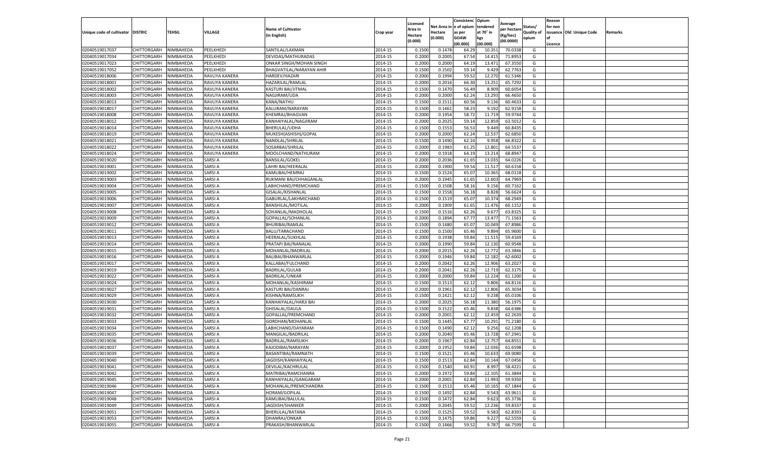| Unique code of cultivator | DISTRIC | TEHSIL | VILLAGE | Name of Cultivator (in English) | Crop year | Licensed Area in Hectare (0.000) | Net Area in Hectare (0.000) | Consistence of opium as per GOAW (00.000) | Opium tendered at 70° in kgs (00.000) | Average per hectare (Kg/hec) (00.0000) | Status/ Quality of opium | Reason for non issuance of Licence | Old Unique Code | Remarks |
|---|---|---|---|---|---|---|---|---|---|---|---|---|---|---|
| 02040519017037 | CHITTORGARH | NIMBAHEDA | PEELKHEDI | SANTILAL/LAXMAN | 2014-15 | 0.1500 | 0.1478 | 64.29 | 10.351 | 70.0338 | G | | | |
| 02040519017034 | CHITTORGARH | NIMBAHEDA | PEELKHEDI | DEVIDAS/MATHURADAS | 2014-15 | 0.2000 | 0.2005 | 67.54 | 14.415 | 71.8953 | G | | | |
| 02040519017023 | CHITTORGARH | NIMBAHEDA | PEELKHEDI | ONKAR SINGH/MOHAN SINGH | 2014-15 | 0.2000 | 0.2000 | 64.19 | 13.471 | 67.3550 | G | | | |
| 02040519017052 | CHITTORGARH | NIMBAHEDA | PEELKHEDI | BHAGVATILAL/NARAYAN AHIR | 2014-15 | 0.1500 | 0.1502 | 59.14 | 9.429 | 62.7763 | G | | | |
| 02040519018006 | CHITTORGARH | NIMBAHEDA | RAVLIYA KANERA | HARDEV/HAZARI | 2014-15 | 0.2000 | 0.1994 | 59.52 | 12.270 | 61.5346 | G | | | |
| 02040519018001 | CHITTORGARH | NIMBAHEDA | RAVLIYA KANERA | HAZARILAL/RAMLAL | 2014-15 | 0.2000 | 0.2016 | 66.30 | 13.251 | 65.7292 | G | | | |
| 02040519018002 | CHITTORGARH | NIMBAHEDA | RAVLIYA KANERA | KASTURI BAI/JITMAL | 2014-15 | 0.1500 | 0.1470 | 56.49 | 8.909 | 60.6054 | G | | | |
| 02040519018003 | CHITTORGARH | NIMBAHEDA | RAVLIYA KANERA | NAGJIRAM/UDA | 2014-15 | 0.2000 | 0.2000 | 62.24 | 13.293 | 66.4650 | G | | | |
| 02040519018013 | CHITTORGARH | NIMBAHEDA | RAVLIYA KANERA | KANA/NATHU | 2014-15 | 0.1500 | 0.1511 | 60.56 | 9.136 | 60.4633 | G | | | |
| 02040519018017 | CHITTORGARH | NIMBAHEDA | RAVLIYA KANERA | KALURAM/NARAYAN | 2014-15 | 0.1500 | 0.1461 | 58.23 | 9.192 | 62.9158 | G | | | |
| 02040519018008 | CHITTORGARH | NIMBAHEDA | RAVLIYA KANERA | KHEMRAJ/BHAGVAN | 2014-15 | 0.2000 | 0.1954 | 58.72 | 11.719 | 59.9744 | G | | | |
| 02040519018012 | CHITTORGARH | NIMBAHEDA | RAVLIYA KANERA | KANHAIYALAL/NAGJIRAM | 2014-15 | 0.2000 | 0.2025 | 59.14 | 12.859 | 63.5012 | G | | | |
| 02040519018014 | CHITTORGARH | NIMBAHEDA | RAVLIYA KANERA | BHERULAL/UDHA | 2014-15 | 0.1500 | 0.1553 | 56.53 | 9.449 | 60.8435 | G | | | |
| 02040519018019 | CHITTORGARH | NIMBAHEDA | RAVLIYA KANERA | MUKESH(ASHISH)/GOPAL | 2014-15 | 0.2000 | 0.2000 | 62.24 | 12.537 | 62.6850 | G | | | |
| 02040519018021 | CHITTORGARH | NIMBAHEDA | RAVLIYA KANERA | NANDLAL/SHRILAL | 2014-15 | 0.1500 | 0.1490 | 62.24 | 9.958 | 66.8322 | G | | | |
| 02040519018022 | CHITTORGARH | NIMBAHEDA | RAVLIYA KANERA | SOSARBAI/SHRILAL | 2014-15 | 0.2000 | 0.1983 | 61.25 | 12.801 | 64.5537 | G | | | |
| 02040519018024 | CHITTORGARH | NIMBAHEDA | RAVLIYA KANERA | MOOLCHAND/NATHURAM | 2014-15 | 0.2000 | 0.1918 | 64.19 | 13.214 | 68.8947 | G | | | |
| 02040519019020 | CHITTORGARH | NIMBAHEDA | SARSI A | BANSILAL/GOKEL | 2014-15 | 0.2000 | 0.2036 | 61.65 | 13.035 | 64.0226 | G | | | |
| 02040519019001 | CHITTORGARH | NIMBAHEDA | SARSI A | LAHRI BAI/HEERALAL | 2014-15 | 0.2000 | 0.1900 | 59.54 | 11.517 | 60.6158 | G | | | |
| 02040519019002 | CHITTORGARH | NIMBAHEDA | SARSI A | KAMLIBAI/HEMRAJ | 2014-15 | 0.1500 | 0.1524 | 65.07 | 10.365 | 68.0118 | G | | | |
| 02040519019003 | CHITTORGARH | NIMBAHEDA | SARSI A | RUKMANI BAI/CHHAGANLAL | 2014-15 | 0.2000 | 0.1945 | 61.65 | 12.603 | 64.7969 | G | | | |
| 02040519019004 | CHITTORGARH | NIMBAHEDA | SARSI A | LABHCHAND/PREMCHAND | 2014-15 | 0.1500 | 0.1508 | 58.16 | 9.156 | 60.7162 | G | | | |
| 02040519019005 | CHITTORGARH | NIMBAHEDA | SARSI A | GISALAL/KISHANLAL | 2014-15 | 0.1500 | 0.1558 | 56.18 | 8.828 | 56.6624 | G | | | |
| 02040519019006 | CHITTORGARH | NIMBAHEDA | SARSI A | GABURLAL/LAKHMICHAND | 2014-15 | 0.1500 | 0.1519 | 65.07 | 10.374 | 68.2949 | G | | | |
| 02040519019007 | CHITTORGARH | NIMBAHEDA | SARSI A | BANSHILAL/MOTILAL | 2014-15 | 0.2000 | 0.1909 | 61.65 | 11.476 | 60.1152 | G | | | |
| 02040519019008 | CHITTORGARH | NIMBAHEDA | SARSI A | SOHANLAL/MADHOLAL | 2014-15 | 0.1500 | 0.1516 | 62.26 | 9.677 | 63.8325 | G | | | |
| 02040519019009 | CHITTORGARH | NIMBAHEDA | SARSI A | GOPALLAL/SOHANLAL | 2014-15 | 0.2000 | 0.1894 | 67.77 | 13.477 | 71.1563 | G | | | |
| 02040519019012 | CHITTORGARH | NIMBAHEDA | SARSI A | BHURIBAI/RAMLAL | 2014-15 | 0.1500 | 0.1480 | 65.07 | 10.049 | 67.8986 | G | | | |
| 02040519019011 | CHITTORGARH | NIMBAHEDA | SARSI A | BALU/TARACHAND | 2014-15 | 0.1500 | 0.1500 | 65.46 | 9.894 | 65.9600 | G | | | |
| 02040519019013 | CHITTORGARH | NIMBAHEDA | SARSI A | HEERALAL/SUKHLAL | 2014-15 | 0.2000 | 0.1938 | 59.84 | 11.515 | 59.4169 | G | | | |
| 02040519019014 | CHITTORGARH | NIMBAHEDA | SARSI A | PRATAPI BAI/NANALAL | 2014-15 | 0.2000 | 0.1990 | 59.84 | 12.130 | 60.9548 | G | | | |
| 02040519019015 | CHITTORGARH | NIMBAHEDA | SARSI A | MOHANLAL/BADRILAL | 2014-15 | 0.2000 | 0.2015 | 62.26 | 12.772 | 63.3846 | G | | | |
| 02040519019016 | CHITTORGARH | NIMBAHEDA | SARSI A | BALIBAI/BHANWARLAL | 2014-15 | 0.2000 | 0.1946 | 59.84 | 12.182 | 62.6002 | G | | | |
| 02040519019017 | CHITTORGARH | NIMBAHEDA | SARSI A | KALLABAI/FULCHAND | 2014-15 | 0.2000 | 0.2042 | 62.26 | 12.906 | 63.2027 | G | | | |
| 02040519019019 | CHITTORGARH | NIMBAHEDA | SARSI A | BADRILAL/GULAB | 2014-15 | 0.2000 | 0.2041 | 62.26 | 12.719 | 62.3175 | G | | | |
| 02040519019022 | CHITTORGARH | NIMBAHEDA | SARSI A | BADRILAL/UNKAR | 2014-15 | 0.2000 | 0.2000 | 59.84 | 12.224 | 61.1200 | G | | | |
| 02040519019024 | CHITTORGARH | NIMBAHEDA | SARSI A | MOHANLAL/KASHIRAM | 2014-15 | 0.1500 | 0.1513 | 62.12 | 9.806 | 64.8116 | G | | | |
| 02040519019027 | CHITTORGARH | NIMBAHEDA | SARSI A | KASTURI BAI/DANRAJ | 2014-15 | 0.2000 | 0.1961 | 62.12 | 12.806 | 65.3034 | G | | | |
| 02040519019029 | CHITTORGARH | NIMBAHEDA | SARSI A | KISHNA/RAMSUKH | 2014-15 | 0.1500 | 0.1421 | 62.12 | 9.238 | 65.0106 | G | | | |
| 02040519019030 | CHITTORGARH | NIMBAHEDA | SARSI A | KANHAIYALAL/HARJI BAI | 2014-15 | 0.2000 | 0.2025 | 56.18 | 11.380 | 56.1975 | G | | | |
| 02040519019031 | CHITTORGARH | NIMBAHEDA | SARSI A | GHISALAL/DAULA | 2014-15 | 0.1500 | 0.1522 | 65.46 | 9.838 | 64.6386 | G | | | |
| 02040519019032 | CHITTORGARH | NIMBAHEDA | SARSI A | GOPALLAL/PREMCHAND | 2014-15 | 0.2000 | 0.2001 | 62.12 | 12.459 | 62.2639 | G | | | |
| 02040519019033 | CHITTORGARH | NIMBAHEDA | SARSI A | GORDHAN/MOHANLAL | 2014-15 | 0.1500 | 0.1445 | 67.77 | 10.291 | 71.2180 | G | | | |
| 02040519019034 | CHITTORGARH | NIMBAHEDA | SARSI A | LABHCHAND/DAYARAM | 2014-15 | 0.1500 | 0.1490 | 62.12 | 9.256 | 62.1208 | G | | | |
| 02040519019035 | CHITTORGARH | NIMBAHEDA | SARSI A | MANGILAL/BADRILAL | 2014-15 | 0.2000 | 0.2040 | 65.46 | 13.728 | 67.2941 | G | | | |
| 02040519019036 | CHITTORGARH | NIMBAHEDA | SARSI A | BADRILAL/RAMSUKH | 2014-15 | 0.2000 | 0.1967 | 62.84 | 12.757 | 64.8551 | G | | | |
| 02040519019037 | CHITTORGARH | NIMBAHEDA | SARSI A | KAJODIBAI/NARAYAN | 2014-15 | 0.2000 | 0.1952 | 59.84 | 12.036 | 61.6598 | G | | | |
| 02040519019039 | CHITTORGARH | NIMBAHEDA | SARSI A | BASANTIBAI/RAMNATH | 2014-15 | 0.1500 | 0.1521 | 65.46 | 10.633 | 69.9080 | G | | | |
| 02040519019040 | CHITTORGARH | NIMBAHEDA | SARSI A | JAGDISH/KANHAIYALAL | 2014-15 | 0.1500 | 0.1513 | 62.84 | 10.144 | 67.0456 | G | | | |
| 02040519019041 | CHITTORGARH | NIMBAHEDA | SARSI A | DEVILAL/KACHRULAL | 2014-15 | 0.1500 | 0.1540 | 60.91 | 8.997 | 58.4221 | G | | | |
| 02040519019042 | CHITTORGARH | NIMBAHEDA | SARSI A | MATRIBAI/RAMCHANRA | 2014-15 | 0.2000 | 0.1972 | 59.84 | 12.105 | 61.3844 | G | | | |
| 02040519019045 | CHITTORGARH | NIMBAHEDA | SARSI A | KANHAIYALAL/GANGARAM | 2014-15 | 0.2000 | 0.2001 | 62.84 | 11.993 | 59.9350 | G | | | |
| 02040519019046 | CHITTORGARH | NIMBAHEDA | SARSI A | MOHANLAL/PREMCHANDRA | 2014-15 | 0.1500 | 0.1513 | 65.46 | 10.165 | 67.1844 | G | | | |
| 02040519019047 | CHITTORGARH | NIMBAHEDA | SARSI A | HORAM/GOPILAL | 2014-15 | 0.1500 | 0.1492 | 62.84 | 9.543 | 63.9611 | G | | | |
| 02040519019048 | CHITTORGARH | NIMBAHEDA | SARSI A | KAMLIBAI/BALULAL | 2014-15 | 0.1500 | 0.1472 | 62.84 | 9.623 | 65.3736 | G | | | |
| 02040519019049 | CHITTORGARH | NIMBAHEDA | SARSI A | JAGDISH/SHANKER | 2014-15 | 0.2000 | 0.2045 | 59.52 | 12.236 | 59.8337 | G | | | |
| 02040519019051 | CHITTORGARH | NIMBAHEDA | SARSI A | BHERULAL/RATANA | 2014-15 | 0.1500 | 0.1525 | 59.52 | 9.583 | 62.8393 | G | | | |
| 02040519019053 | CHITTORGARH | NIMBAHEDA | SARSI A | DHANRAJ/ONKAR | 2014-15 | 0.1500 | 0.1475 | 59.86 | 9.227 | 62.5559 | G | | | |
| 02040519019055 | CHITTORGARH | NIMBAHEDA | SARSI A | PRAKASH/BHANWARLAL | 2014-15 | 0.1500 | 0.1466 | 59.52 | 9.787 | 66.7599 | G | | | |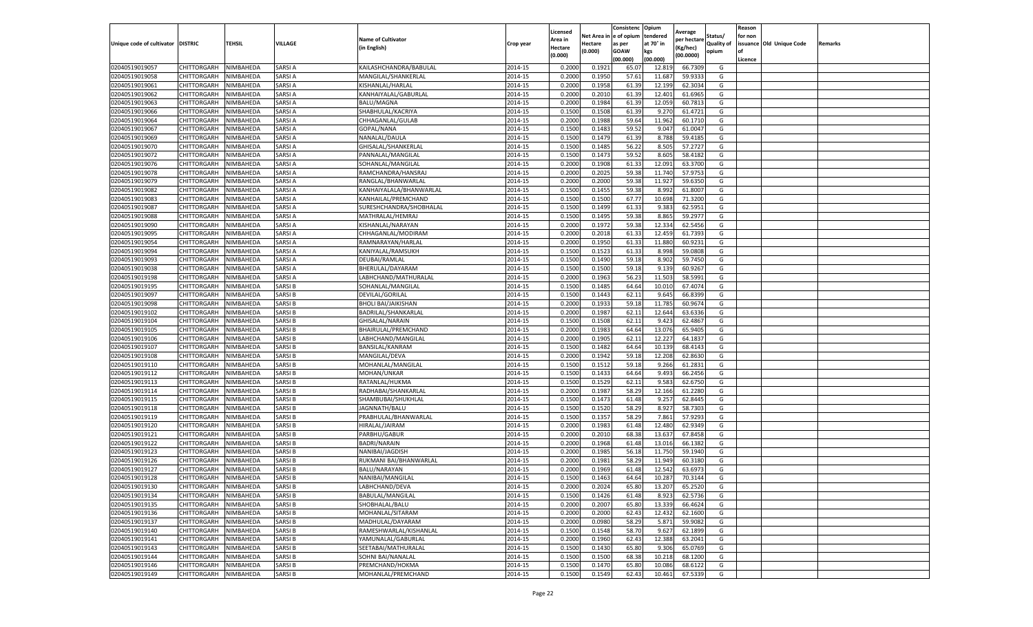| Unique code of cultivator | DISTRIC | TEHSIL | VILLAGE | Name of Cultivator (in English) | Crop year | Licensed Area in Hectare (0.000) | Net Area in Hectare (0.000) | Consistenc e of opium as per GOAW (00.000) | Opium tendered at 70° in kgs (00.000) | Average per hectare (Kg/hec) (00.0000) | Status/ Quality of opium | Reason for non issuance of Licence | Old Unique Code | Remarks |
|---|---|---|---|---|---|---|---|---|---|---|---|---|---|---|
| 02040519019057 | CHITTORGARH | NIMBAHEDA | SARSI A | KAILASHCHANDRA/BABULAL | 2014-15 | 0.2000 | 0.1921 | 65.07 | 12.819 | 66.7309 | G | | | |
| 02040519019058 | CHITTORGARH | NIMBAHEDA | SARSI A | MANGILAL/SHANKERLAL | 2014-15 | 0.2000 | 0.1950 | 57.61 | 11.687 | 59.9333 | G | | | |
| 02040519019061 | CHITTORGARH | NIMBAHEDA | SARSI A | KISHANLAL/HARLAL | 2014-15 | 0.2000 | 0.1958 | 61.39 | 12.199 | 62.3034 | G | | | |
| 02040519019062 | CHITTORGARH | NIMBAHEDA | SARSI A | KANHAIYALAL/GABURLAL | 2014-15 | 0.2000 | 0.2010 | 61.39 | 12.401 | 61.6965 | G | | | |
| 02040519019063 | CHITTORGARH | NIMBAHEDA | SARSI A | BALU/MAGNA | 2014-15 | 0.2000 | 0.1984 | 61.39 | 12.059 | 60.7813 | G | | | |
| 02040519019066 | CHITTORGARH | NIMBAHEDA | SARSI A | SHABHULAL/KACRIYA | 2014-15 | 0.1500 | 0.1508 | 61.39 | 9.270 | 61.4721 | G | | | |
| 02040519019064 | CHITTORGARH | NIMBAHEDA | SARSI A | CHHAGANLAL/GULAB | 2014-15 | 0.2000 | 0.1988 | 59.64 | 11.962 | 60.1710 | G | | | |
| 02040519019067 | CHITTORGARH | NIMBAHEDA | SARSI A | GOPAL/NANA | 2014-15 | 0.1500 | 0.1483 | 59.52 | 9.047 | 61.0047 | G | | | |
| 02040519019069 | CHITTORGARH | NIMBAHEDA | SARSI A | NANALAL/DAULA | 2014-15 | 0.1500 | 0.1479 | 61.39 | 8.788 | 59.4185 | G | | | |
| 02040519019070 | CHITTORGARH | NIMBAHEDA | SARSI A | GHISALAL/SHANKERLAL | 2014-15 | 0.1500 | 0.1485 | 56.22 | 8.505 | 57.2727 | G | | | |
| 02040519019072 | CHITTORGARH | NIMBAHEDA | SARSI A | PANNALAL/MANGILAL | 2014-15 | 0.1500 | 0.1473 | 59.52 | 8.605 | 58.4182 | G | | | |
| 02040519019076 | CHITTORGARH | NIMBAHEDA | SARSI A | SOHANLAL/MANGILAL | 2014-15 | 0.2000 | 0.1908 | 61.33 | 12.091 | 63.3700 | G | | | |
| 02040519019078 | CHITTORGARH | NIMBAHEDA | SARSI A | RAMCHANDRA/HANSRAJ | 2014-15 | 0.2000 | 0.2025 | 59.38 | 11.740 | 57.9753 | G | | | |
| 02040519019079 | CHITTORGARH | NIMBAHEDA | SARSI A | RANGLAL/BHANWARLAL | 2014-15 | 0.2000 | 0.2000 | 59.38 | 11.927 | 59.6350 | G | | | |
| 02040519019082 | CHITTORGARH | NIMBAHEDA | SARSI A | KANHAIYALALA/BHANWARLAL | 2014-15 | 0.1500 | 0.1455 | 59.38 | 8.992 | 61.8007 | G | | | |
| 02040519019083 | CHITTORGARH | NIMBAHEDA | SARSI A | KANHAILAL/PREMCHAND | 2014-15 | 0.1500 | 0.1500 | 67.77 | 10.698 | 71.3200 | G | | | |
| 02040519019087 | CHITTORGARH | NIMBAHEDA | SARSI A | SURESHCHANDRA/SHOBHALAL | 2014-15 | 0.1500 | 0.1499 | 61.33 | 9.383 | 62.5951 | G | | | |
| 02040519019088 | CHITTORGARH | NIMBAHEDA | SARSI A | MATHRALAL/HEMRAJ | 2014-15 | 0.1500 | 0.1495 | 59.38 | 8.865 | 59.2977 | G | | | |
| 02040519019090 | CHITTORGARH | NIMBAHEDA | SARSI A | KISHANLAL/NARAYAN | 2014-15 | 0.2000 | 0.1972 | 59.38 | 12.334 | 62.5456 | G | | | |
| 02040519019095 | CHITTORGARH | NIMBAHEDA | SARSI A | CHHAGANLAL/MODIRAM | 2014-15 | 0.2000 | 0.2018 | 61.33 | 12.459 | 61.7393 | G | | | |
| 02040519019054 | CHITTORGARH | NIMBAHEDA | SARSI A | RAMNARAYAN/HARLAL | 2014-15 | 0.2000 | 0.1950 | 61.33 | 11.880 | 60.9231 | G | | | |
| 02040519019094 | CHITTORGARH | NIMBAHEDA | SARSI A | KANIYALAL/RAMSUKH | 2014-15 | 0.1500 | 0.1523 | 61.33 | 8.998 | 59.0808 | G | | | |
| 02040519019093 | CHITTORGARH | NIMBAHEDA | SARSI A | DEUBAI/RAMLAL | 2014-15 | 0.1500 | 0.1490 | 59.18 | 8.902 | 59.7450 | G | | | |
| 02040519019038 | CHITTORGARH | NIMBAHEDA | SARSI A | BHERULAL/DAYARAM | 2014-15 | 0.1500 | 0.1500 | 59.18 | 9.139 | 60.9267 | G | | | |
| 02040519019198 | CHITTORGARH | NIMBAHEDA | SARSI A | LABHCHAND/MATHURALAL | 2014-15 | 0.2000 | 0.1963 | 56.23 | 11.503 | 58.5991 | G | | | |
| 02040519019195 | CHITTORGARH | NIMBAHEDA | SARSI B | SOHANLAL/MANGILAL | 2014-15 | 0.1500 | 0.1485 | 64.64 | 10.010 | 67.4074 | G | | | |
| 02040519019097 | CHITTORGARH | NIMBAHEDA | SARSI B | DEVILAL/GORILAL | 2014-15 | 0.1500 | 0.1443 | 62.11 | 9.645 | 66.8399 | G | | | |
| 02040519019098 | CHITTORGARH | NIMBAHEDA | SARSI B | BHOLI BAI/JAIKISHAN | 2014-15 | 0.2000 | 0.1933 | 59.18 | 11.785 | 60.9674 | G | | | |
| 02040519019102 | CHITTORGARH | NIMBAHEDA | SARSI B | BADRILAL/SHANKARLAL | 2014-15 | 0.2000 | 0.1987 | 62.11 | 12.644 | 63.6336 | G | | | |
| 02040519019104 | CHITTORGARH | NIMBAHEDA | SARSI B | GHISALAL/NARAIN | 2014-15 | 0.1500 | 0.1508 | 62.11 | 9.423 | 62.4867 | G | | | |
| 02040519019105 | CHITTORGARH | NIMBAHEDA | SARSI B | BHAIRULAL/PREMCHAND | 2014-15 | 0.2000 | 0.1983 | 64.64 | 13.076 | 65.9405 | G | | | |
| 02040519019106 | CHITTORGARH | NIMBAHEDA | SARSI B | LABHCHAND/MANGILAL | 2014-15 | 0.2000 | 0.1905 | 62.11 | 12.227 | 64.1837 | G | | | |
| 02040519019107 | CHITTORGARH | NIMBAHEDA | SARSI B | BANSILAL/KANRAM | 2014-15 | 0.1500 | 0.1482 | 64.64 | 10.139 | 68.4143 | G | | | |
| 02040519019108 | CHITTORGARH | NIMBAHEDA | SARSI B | MANGILAL/DEVA | 2014-15 | 0.2000 | 0.1942 | 59.18 | 12.208 | 62.8630 | G | | | |
| 02040519019110 | CHITTORGARH | NIMBAHEDA | SARSI B | MOHANLAL/MANGILAL | 2014-15 | 0.1500 | 0.1512 | 59.18 | 9.266 | 61.2831 | G | | | |
| 02040519019112 | CHITTORGARH | NIMBAHEDA | SARSI B | MOHAN/UNKAR | 2014-15 | 0.1500 | 0.1433 | 64.64 | 9.493 | 66.2456 | G | | | |
| 02040519019113 | CHITTORGARH | NIMBAHEDA | SARSI B | RATANLAL/HUKMA | 2014-15 | 0.1500 | 0.1529 | 62.11 | 9.583 | 62.6750 | G | | | |
| 02040519019114 | CHITTORGARH | NIMBAHEDA | SARSI B | RADHABAI/SHANKARLAL | 2014-15 | 0.2000 | 0.1987 | 58.29 | 12.166 | 61.2280 | G | | | |
| 02040519019115 | CHITTORGARH | NIMBAHEDA | SARSI B | SHAMBUBAI/SHUKHLAL | 2014-15 | 0.1500 | 0.1473 | 61.48 | 9.257 | 62.8445 | G | | | |
| 02040519019118 | CHITTORGARH | NIMBAHEDA | SARSI B | JAGNNATH/BALU | 2014-15 | 0.1500 | 0.1520 | 58.29 | 8.927 | 58.7303 | G | | | |
| 02040519019119 | CHITTORGARH | NIMBAHEDA | SARSI B | PRABHULAL/BHANWARLAL | 2014-15 | 0.1500 | 0.1357 | 58.29 | 7.861 | 57.9293 | G | | | |
| 02040519019120 | CHITTORGARH | NIMBAHEDA | SARSI B | HIRALAL/JAIRAM | 2014-15 | 0.2000 | 0.1983 | 61.48 | 12.480 | 62.9349 | G | | | |
| 02040519019121 | CHITTORGARH | NIMBAHEDA | SARSI B | PARBHU/GABUR | 2014-15 | 0.2000 | 0.2010 | 68.38 | 13.637 | 67.8458 | G | | | |
| 02040519019122 | CHITTORGARH | NIMBAHEDA | SARSI B | BADRI/NARAIN | 2014-15 | 0.2000 | 0.1968 | 61.48 | 13.016 | 66.1382 | G | | | |
| 02040519019123 | CHITTORGARH | NIMBAHEDA | SARSI B | NANIBAI/JAGDISH | 2014-15 | 0.2000 | 0.1985 | 56.18 | 11.750 | 59.1940 | G | | | |
| 02040519019126 | CHITTORGARH | NIMBAHEDA | SARSI B | RUKMANI BAI/BHANWARLAL | 2014-15 | 0.2000 | 0.1981 | 58.29 | 11.949 | 60.3180 | G | | | |
| 02040519019127 | CHITTORGARH | NIMBAHEDA | SARSI B | BALU/NARAYAN | 2014-15 | 0.2000 | 0.1969 | 61.48 | 12.542 | 63.6973 | G | | | |
| 02040519019128 | CHITTORGARH | NIMBAHEDA | SARSI B | NANIBAI/MANGILAL | 2014-15 | 0.1500 | 0.1463 | 64.64 | 10.287 | 70.3144 | G | | | |
| 02040519019130 | CHITTORGARH | NIMBAHEDA | SARSI B | LABHCHAND/DEVA | 2014-15 | 0.2000 | 0.2024 | 65.80 | 13.207 | 65.2520 | G | | | |
| 02040519019134 | CHITTORGARH | NIMBAHEDA | SARSI B | BABULAL/MANGILAL | 2014-15 | 0.1500 | 0.1426 | 61.48 | 8.923 | 62.5736 | G | | | |
| 02040519019135 | CHITTORGARH | NIMBAHEDA | SARSI B | SHOBHALAL/BALU | 2014-15 | 0.2000 | 0.2007 | 65.80 | 13.339 | 66.4624 | G | | | |
| 02040519019136 | CHITTORGARH | NIMBAHEDA | SARSI B | MOHANLAL/SITARAM | 2014-15 | 0.2000 | 0.2000 | 62.43 | 12.432 | 62.1600 | G | | | |
| 02040519019137 | CHITTORGARH | NIMBAHEDA | SARSI B | MADHULAL/DAYARAM | 2014-15 | 0.2000 | 0.0980 | 58.29 | 5.871 | 59.9082 | G | | | |
| 02040519019140 | CHITTORGARH | NIMBAHEDA | SARSI B | RAMESHWARLAL/KISHANLAL | 2014-15 | 0.1500 | 0.1548 | 58.70 | 9.627 | 62.1899 | G | | | |
| 02040519019141 | CHITTORGARH | NIMBAHEDA | SARSI B | YAMUNALAL/GABURLAL | 2014-15 | 0.2000 | 0.1960 | 62.43 | 12.388 | 63.2041 | G | | | |
| 02040519019143 | CHITTORGARH | NIMBAHEDA | SARSI B | SEETABAI/MATHURALAL | 2014-15 | 0.1500 | 0.1430 | 65.80 | 9.306 | 65.0769 | G | | | |
| 02040519019144 | CHITTORGARH | NIMBAHEDA | SARSI B | SOHNI BAI/NANALAL | 2014-15 | 0.1500 | 0.1500 | 68.38 | 10.218 | 68.1200 | G | | | |
| 02040519019146 | CHITTORGARH | NIMBAHEDA | SARSI B | PREMCHAND/HOKMA | 2014-15 | 0.1500 | 0.1470 | 65.80 | 10.086 | 68.6122 | G | | | |
| 02040519019149 | CHITTORGARH | NIMBAHEDA | SARSI B | MOHANLAL/PREMCHAND | 2014-15 | 0.1500 | 0.1549 | 62.43 | 10.461 | 67.5339 | G | | | |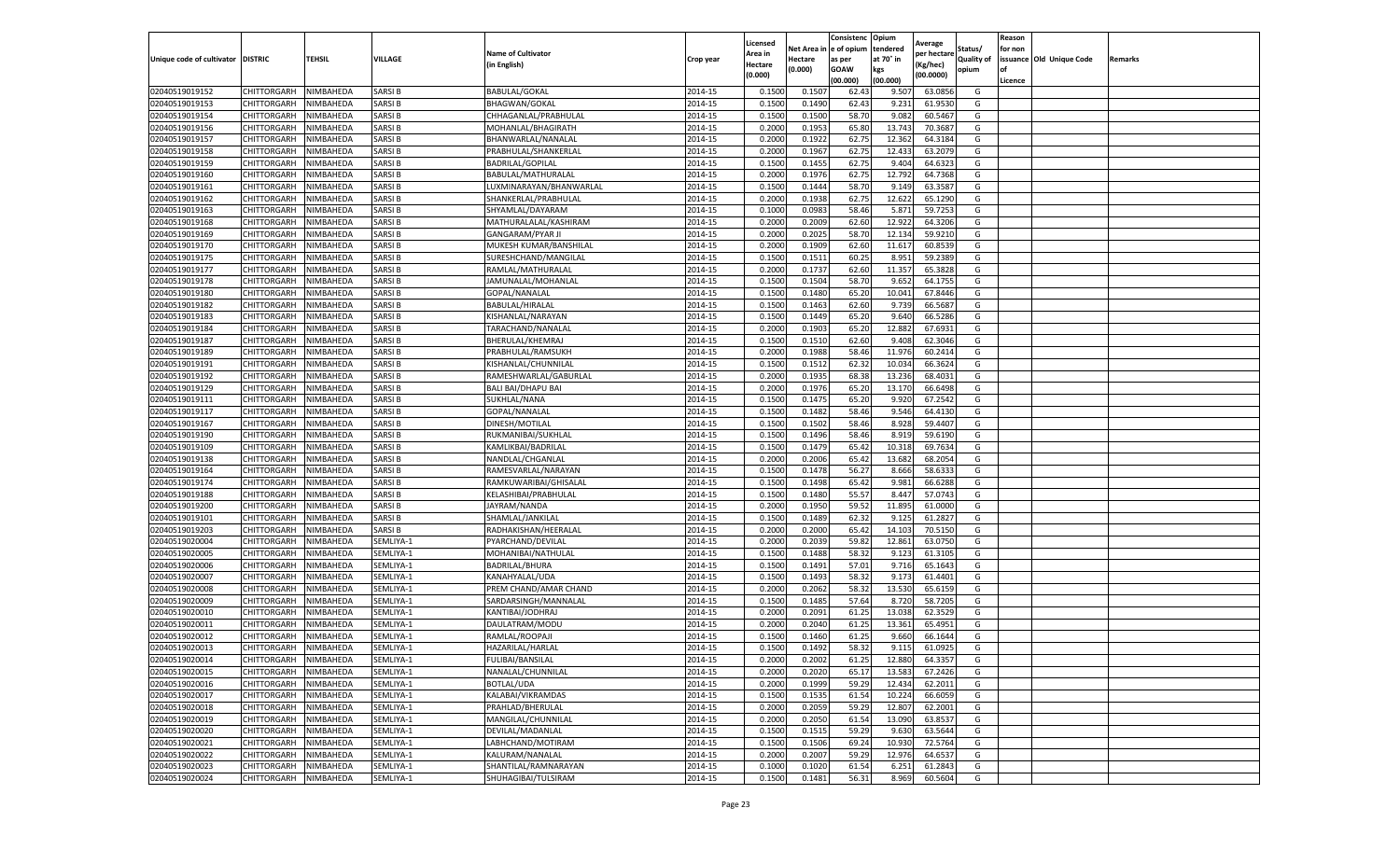| Unique code of cultivator | DISTRIC | TEHSIL | VILLAGE | Name of Cultivator (in English) | Crop year | Licensed Area in Hectare (0.000) | Net Area in Hectare (0.000) | Consistenc e of opium as per GOAW (00.000) | Opium tendered at 70° in kgs (00.000) | Average per hectare (Kg/hec) (00.0000) | Status/ Quality of opium | Reason for non issuance of Licence | Old Unique Code | Remarks |
|---|---|---|---|---|---|---|---|---|---|---|---|---|---|---|
| 02040519019152 | CHITTORGARH | NIMBAHEDA | SARSI B | BABULAL/GOKAL | 2014-15 | 0.1500 | 0.1507 | 62.43 | 9.507 | 63.0856 | G | | | |
| 02040519019153 | CHITTORGARH | NIMBAHEDA | SARSI B | BHAGWAN/GOKAL | 2014-15 | 0.1500 | 0.1490 | 62.43 | 9.231 | 61.9530 | G | | | |
| 02040519019154 | CHITTORGARH | NIMBAHEDA | SARSI B | CHHAGANLAL/PRABHULAL | 2014-15 | 0.1500 | 0.1500 | 58.70 | 9.082 | 60.5467 | G | | | |
| 02040519019156 | CHITTORGARH | NIMBAHEDA | SARSI B | MOHANLAL/BHAGIRATH | 2014-15 | 0.2000 | 0.1953 | 65.80 | 13.743 | 70.3687 | G | | | |
| 02040519019157 | CHITTORGARH | NIMBAHEDA | SARSI B | BHANWARLAL/NANALAL | 2014-15 | 0.2000 | 0.1922 | 62.75 | 12.362 | 64.3184 | G | | | |
| 02040519019158 | CHITTORGARH | NIMBAHEDA | SARSI B | PRABHULAL/SHANKERLAL | 2014-15 | 0.2000 | 0.1967 | 62.75 | 12.433 | 63.2079 | G | | | |
| 02040519019159 | CHITTORGARH | NIMBAHEDA | SARSI B | BADRILAL/GOPILAL | 2014-15 | 0.1500 | 0.1455 | 62.75 | 9.404 | 64.6323 | G | | | |
| 02040519019160 | CHITTORGARH | NIMBAHEDA | SARSI B | BABULAL/MATHURALAL | 2014-15 | 0.2000 | 0.1976 | 62.75 | 12.792 | 64.7368 | G | | | |
| 02040519019161 | CHITTORGARH | NIMBAHEDA | SARSI B | LUXMINARAYAN/BHANWARLAL | 2014-15 | 0.1500 | 0.1444 | 58.70 | 9.149 | 63.3587 | G | | | |
| 02040519019162 | CHITTORGARH | NIMBAHEDA | SARSI B | SHANKERLAL/PRABHULAL | 2014-15 | 0.2000 | 0.1938 | 62.75 | 12.622 | 65.1290 | G | | | |
| 02040519019163 | CHITTORGARH | NIMBAHEDA | SARSI B | SHYAMLAL/DAYARAM | 2014-15 | 0.1000 | 0.0983 | 58.46 | 5.871 | 59.7253 | G | | | |
| 02040519019168 | CHITTORGARH | NIMBAHEDA | SARSI B | MATHURALALAL/KASHIRAM | 2014-15 | 0.2000 | 0.2009 | 62.60 | 12.922 | 64.3206 | G | | | |
| 02040519019169 | CHITTORGARH | NIMBAHEDA | SARSI B | GANGARAM/PYAR JI | 2014-15 | 0.2000 | 0.2025 | 58.70 | 12.134 | 59.9210 | G | | | |
| 02040519019170 | CHITTORGARH | NIMBAHEDA | SARSI B | MUKESH KUMAR/BANSHILAL | 2014-15 | 0.2000 | 0.1909 | 62.60 | 11.617 | 60.8539 | G | | | |
| 02040519019175 | CHITTORGARH | NIMBAHEDA | SARSI B | SURESHCHAND/MANGILAL | 2014-15 | 0.1500 | 0.1511 | 60.25 | 8.951 | 59.2389 | G | | | |
| 02040519019177 | CHITTORGARH | NIMBAHEDA | SARSI B | RAMLAL/MATHURALAL | 2014-15 | 0.2000 | 0.1737 | 62.60 | 11.357 | 65.3828 | G | | | |
| 02040519019178 | CHITTORGARH | NIMBAHEDA | SARSI B | JAMUNALAL/MOHANLAL | 2014-15 | 0.1500 | 0.1504 | 58.70 | 9.652 | 64.1755 | G | | | |
| 02040519019180 | CHITTORGARH | NIMBAHEDA | SARSI B | GOPAL/NANALAL | 2014-15 | 0.1500 | 0.1480 | 65.20 | 10.041 | 67.8446 | G | | | |
| 02040519019182 | CHITTORGARH | NIMBAHEDA | SARSI B | BABULAL/HIRALAL | 2014-15 | 0.1500 | 0.1463 | 62.60 | 9.739 | 66.5687 | G | | | |
| 02040519019183 | CHITTORGARH | NIMBAHEDA | SARSI B | KISHANLAL/NARAYAN | 2014-15 | 0.1500 | 0.1449 | 65.20 | 9.640 | 66.5286 | G | | | |
| 02040519019184 | CHITTORGARH | NIMBAHEDA | SARSI B | TARACHAND/NANALAL | 2014-15 | 0.2000 | 0.1903 | 65.20 | 12.882 | 67.6931 | G | | | |
| 02040519019187 | CHITTORGARH | NIMBAHEDA | SARSI B | BHERULAL/KHEMRAJ | 2014-15 | 0.1500 | 0.1510 | 62.60 | 9.408 | 62.3046 | G | | | |
| 02040519019189 | CHITTORGARH | NIMBAHEDA | SARSI B | PRABHULAL/RAMSUKH | 2014-15 | 0.2000 | 0.1988 | 58.46 | 11.976 | 60.2414 | G | | | |
| 02040519019191 | CHITTORGARH | NIMBAHEDA | SARSI B | KISHANLAL/CHUNNILAL | 2014-15 | 0.1500 | 0.1512 | 62.32 | 10.034 | 66.3624 | G | | | |
| 02040519019192 | CHITTORGARH | NIMBAHEDA | SARSI B | RAMESHWARLAL/GABURLAL | 2014-15 | 0.2000 | 0.1935 | 68.38 | 13.236 | 68.4031 | G | | | |
| 02040519019129 | CHITTORGARH | NIMBAHEDA | SARSI B | BALI BAI/DHAPU BAI | 2014-15 | 0.2000 | 0.1976 | 65.20 | 13.170 | 66.6498 | G | | | |
| 02040519019111 | CHITTORGARH | NIMBAHEDA | SARSI B | SUKHLAL/NANA | 2014-15 | 0.1500 | 0.1475 | 65.20 | 9.920 | 67.2542 | G | | | |
| 02040519019117 | CHITTORGARH | NIMBAHEDA | SARSI B | GOPAL/NANALAL | 2014-15 | 0.1500 | 0.1482 | 58.46 | 9.546 | 64.4130 | G | | | |
| 02040519019167 | CHITTORGARH | NIMBAHEDA | SARSI B | DINESH/MOTILAL | 2014-15 | 0.1500 | 0.1502 | 58.46 | 8.928 | 59.4407 | G | | | |
| 02040519019190 | CHITTORGARH | NIMBAHEDA | SARSI B | RUKMANIBAI/SUKHLAL | 2014-15 | 0.1500 | 0.1496 | 58.46 | 8.919 | 59.6190 | G | | | |
| 02040519019109 | CHITTORGARH | NIMBAHEDA | SARSI B | KAMLIKBAI/BADRILAL | 2014-15 | 0.1500 | 0.1479 | 65.42 | 10.318 | 69.7634 | G | | | |
| 02040519019138 | CHITTORGARH | NIMBAHEDA | SARSI B | NANDLAL/CHGANLAL | 2014-15 | 0.2000 | 0.2006 | 65.42 | 13.682 | 68.2054 | G | | | |
| 02040519019164 | CHITTORGARH | NIMBAHEDA | SARSI B | RAMESVARLAL/NARAYAN | 2014-15 | 0.1500 | 0.1478 | 56.27 | 8.666 | 58.6333 | G | | | |
| 02040519019174 | CHITTORGARH | NIMBAHEDA | SARSI B | RAMKUWARIBAI/GHISALAL | 2014-15 | 0.1500 | 0.1498 | 65.42 | 9.981 | 66.6288 | G | | | |
| 02040519019188 | CHITTORGARH | NIMBAHEDA | SARSI B | KELASHIBAI/PRABHULAL | 2014-15 | 0.1500 | 0.1480 | 55.57 | 8.447 | 57.0743 | G | | | |
| 02040519019200 | CHITTORGARH | NIMBAHEDA | SARSI B | JAYRAM/NANDA | 2014-15 | 0.2000 | 0.1950 | 59.52 | 11.895 | 61.0000 | G | | | |
| 02040519019101 | CHITTORGARH | NIMBAHEDA | SARSI B | SHAMLAL/JANKILAL | 2014-15 | 0.1500 | 0.1489 | 62.32 | 9.125 | 61.2827 | G | | | |
| 02040519019203 | CHITTORGARH | NIMBAHEDA | SARSI B | RADHAKISHAN/HEERALAL | 2014-15 | 0.2000 | 0.2000 | 65.42 | 14.103 | 70.5150 | G | | | |
| 02040519020004 | CHITTORGARH | NIMBAHEDA | SEMLIYA-1 | PYARCHAND/DEVILAL | 2014-15 | 0.2000 | 0.2039 | 59.82 | 12.861 | 63.0750 | G | | | |
| 02040519020005 | CHITTORGARH | NIMBAHEDA | SEMLIYA-1 | MOHANIBAI/NATHULAL | 2014-15 | 0.1500 | 0.1488 | 58.32 | 9.123 | 61.3105 | G | | | |
| 02040519020006 | CHITTORGARH | NIMBAHEDA | SEMLIYA-1 | BADRILAL/BHURA | 2014-15 | 0.1500 | 0.1491 | 57.01 | 9.716 | 65.1643 | G | | | |
| 02040519020007 | CHITTORGARH | NIMBAHEDA | SEMLIYA-1 | KANAHYALAL/UDA | 2014-15 | 0.1500 | 0.1493 | 58.32 | 9.173 | 61.4401 | G | | | |
| 02040519020008 | CHITTORGARH | NIMBAHEDA | SEMLIYA-1 | PREM CHAND/AMAR CHAND | 2014-15 | 0.2000 | 0.2062 | 58.32 | 13.530 | 65.6159 | G | | | |
| 02040519020009 | CHITTORGARH | NIMBAHEDA | SEMLIYA-1 | SARDARSINGH/MANNALAL | 2014-15 | 0.1500 | 0.1485 | 57.64 | 8.720 | 58.7205 | G | | | |
| 02040519020010 | CHITTORGARH | NIMBAHEDA | SEMLIYA-1 | KANTIBAI/JODHRAJ | 2014-15 | 0.2000 | 0.2091 | 61.25 | 13.038 | 62.3529 | G | | | |
| 02040519020011 | CHITTORGARH | NIMBAHEDA | SEMLIYA-1 | DAULATRAM/MODU | 2014-15 | 0.2000 | 0.2040 | 61.25 | 13.361 | 65.4951 | G | | | |
| 02040519020012 | CHITTORGARH | NIMBAHEDA | SEMLIYA-1 | RAMLAL/ROOPAJI | 2014-15 | 0.1500 | 0.1460 | 61.25 | 9.660 | 66.1644 | G | | | |
| 02040519020013 | CHITTORGARH | NIMBAHEDA | SEMLIYA-1 | HAZARILAL/HARLAL | 2014-15 | 0.1500 | 0.1492 | 58.32 | 9.115 | 61.0925 | G | | | |
| 02040519020014 | CHITTORGARH | NIMBAHEDA | SEMLIYA-1 | FULIBAI/BANSILAL | 2014-15 | 0.2000 | 0.2002 | 61.25 | 12.880 | 64.3357 | G | | | |
| 02040519020015 | CHITTORGARH | NIMBAHEDA | SEMLIYA-1 | NANALAL/CHUNNILAL | 2014-15 | 0.2000 | 0.2020 | 65.17 | 13.583 | 67.2426 | G | | | |
| 02040519020016 | CHITTORGARH | NIMBAHEDA | SEMLIYA-1 | BOTLAL/UDA | 2014-15 | 0.2000 | 0.1999 | 59.29 | 12.434 | 62.2011 | G | | | |
| 02040519020017 | CHITTORGARH | NIMBAHEDA | SEMLIYA-1 | KALABAI/VIKRAMDAS | 2014-15 | 0.1500 | 0.1535 | 61.54 | 10.224 | 66.6059 | G | | | |
| 02040519020018 | CHITTORGARH | NIMBAHEDA | SEMLIYA-1 | PRAHLAD/BHERULAL | 2014-15 | 0.2000 | 0.2059 | 59.29 | 12.807 | 62.2001 | G | | | |
| 02040519020019 | CHITTORGARH | NIMBAHEDA | SEMLIYA-1 | MANGILAL/CHUNNILAL | 2014-15 | 0.2000 | 0.2050 | 61.54 | 13.090 | 63.8537 | G | | | |
| 02040519020020 | CHITTORGARH | NIMBAHEDA | SEMLIYA-1 | DEVILAL/NANDALAL | 2014-15 | 0.1500 | 0.1515 | 59.29 | 9.630 | 63.5644 | G | | | |
| 02040519020021 | CHITTORGARH | NIMBAHEDA | SEMLIYA-1 | LABHCHAND/MOTIRAM | 2014-15 | 0.1500 | 0.1506 | 69.24 | 10.930 | 72.5764 | G | | | |
| 02040519020022 | CHITTORGARH | NIMBAHEDA | SEMLIYA-1 | KALURAM/NANALAL | 2014-15 | 0.2000 | 0.2007 | 59.29 | 12.976 | 64.6537 | G | | | |
| 02040519020023 | CHITTORGARH | NIMBAHEDA | SEMLIYA-1 | SHANTILAL/RAMNARAYAN | 2014-15 | 0.1000 | 0.1020 | 61.54 | 6.251 | 61.2843 | G | | | |
| 02040519020024 | CHITTORGARH | NIMBAHEDA | SEMLIYA-1 | SHUHAGIBAI/TULSIRAM | 2014-15 | 0.1500 | 0.1481 | 56.31 | 8.969 | 60.5604 | G | | | |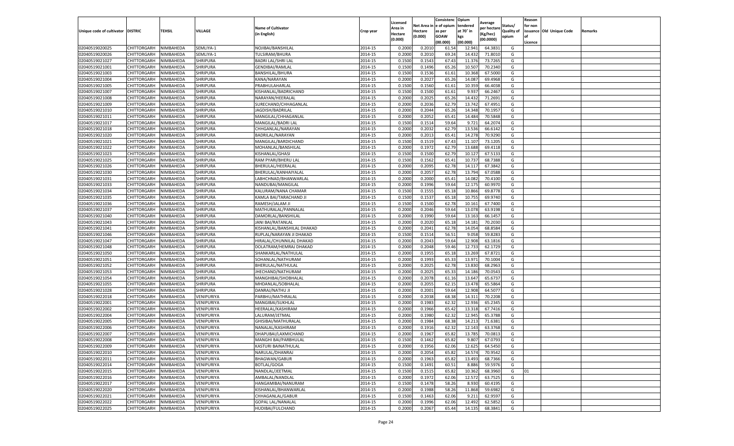| Unique code of cultivator | DISTRIC | TEHSIL | VILLAGE | Name of Cultivator (in English) | Crop year | Licensed Area in Hectare (0.000) | Net Area in Hectare (0.000) | Consistence of opium as per GOAW (00.000) | Opium tendered at 70° in kgs (00.000) | Average per hectare (Kg/hec) (00.0000) | Status/ Quality of opium | Reason for non issuance of Licence | Old Unique Code | Remarks |
|---|---|---|---|---|---|---|---|---|---|---|---|---|---|---|
| 02040519020025 | CHITTORGARH | NIMBAHEDA | SEMLIYA-1 | NOJIBAI/BANSHILAL | 2014-15 | 0.2000 | 0.2010 | 61.54 | 12.941 | 64.3831 | G | | | |
| 02040519020026 | CHITTORGARH | NIMBAHEDA | SEMLIYA-1 | TULSIRAM/BHURA | 2014-15 | 0.2000 | 0.2010 | 69.24 | 14.432 | 71.8010 | G | | | |
| 02040519021027 | CHITTORGARH | NIMBAHEDA | SHRIPURA | BADRI LAL/SHRI LAL | 2014-15 | 0.1500 | 0.1543 | 67.43 | 11.376 | 73.7265 | G | | | |
| 02040519021001 | CHITTORGARH | NIMBAHEDA | SHRIPURA | GENDIBAI/RAMLAL | 2014-15 | 0.1500 | 0.1496 | 65.26 | 10.507 | 70.2340 | G | | | |
| 02040519021003 | CHITTORGARH | NIMBAHEDA | SHRIPURA | BANSHILAL/BHURA | 2014-15 | 0.1500 | 0.1536 | 61.61 | 10.368 | 67.5000 | G | | | |
| 02040519021004 | CHITTORGARH | NIMBAHEDA | SHRIPURA | KANA/NARAYAN | 2014-15 | 0.2000 | 0.2027 | 65.26 | 14.087 | 69.4968 | G | | | |
| 02040519021005 | CHITTORGARH | NIMBAHEDA | SHRIPURA | PRABHULAHARLAL | 2014-15 | 0.1500 | 0.1560 | 61.61 | 10.359 | 66.4038 | G | | | |
| 02040519021007 | CHITTORGARH | NIMBAHEDA | SHRIPURA | KISHANLAL/BADRICHAND | 2014-15 | 0.1500 | 0.1500 | 61.61 | 9.937 | 66.2467 | G | | | |
| 02040519021008 | CHITTORGARH | NIMBAHEDA | SHRIPURA | NARAYAN/HEERALAL | 2014-15 | 0.2000 | 0.2025 | 65.26 | 14.432 | 71.2691 | G | | | |
| 02040519021009 | CHITTORGARH | NIMBAHEDA | SHRIPURA | SURECHAND/CHHAGANLAL | 2014-15 | 0.2000 | 0.2036 | 62.79 | 13.742 | 67.4951 | G | | | |
| 02040519021010 | CHITTORGARH | NIMBAHEDA | SHRIPURA | JAGDISH/BADRILAL | 2014-15 | 0.2000 | 0.2044 | 65.26 | 14.348 | 70.1957 | G | | | |
| 02040519021011 | CHITTORGARH | NIMBAHEDA | SHRIPURA | MANGILAL/CHHAGANLAL | 2014-15 | 0.2000 | 0.2052 | 65.41 | 14.484 | 70.5848 | G | | | |
| 02040519021017 | CHITTORGARH | NIMBAHEDA | SHRIPURA | MANGILAL/BADRI LAL | 2014-15 | 0.1500 | 0.1514 | 59.64 | 9.721 | 64.2074 | G | | | |
| 02040519021018 | CHITTORGARH | NIMBAHEDA | SHRIPURA | CHHGANLAL/NARAYAN | 2014-15 | 0.2000 | 0.2032 | 62.79 | 13.536 | 66.6142 | G | | | |
| 02040519021020 | CHITTORGARH | NIMBAHEDA | SHRIPURA | BADRILAL/NARAYAN | 2014-15 | 0.2000 | 0.2013 | 65.41 | 14.278 | 70.9290 | G | | | |
| 02040519021021 | CHITTORGARH | NIMBAHEDA | SHRIPURA | MANGILAL/BARDICHAND | 2014-15 | 0.1500 | 0.1519 | 67.43 | 11.107 | 73.1205 | G | | | |
| 02040519021022 | CHITTORGARH | NIMBAHEDA | SHRIPURA | MOHANLAL/BANSHILAL | 2014-15 | 0.2000 | 0.1972 | 62.79 | 13.688 | 69.4118 | G | | | |
| 02040519021023 | CHITTORGARH | NIMBAHEDA | SHRIPURA | KISHANLAL/GHASI | 2014-15 | 0.1500 | 0.1500 | 62.79 | 10.127 | 67.5133 | G | | | |
| 02040519021025 | CHITTORGARH | NIMBAHEDA | SHRIPURA | RAM PYARI/BHERU LAL | 2014-15 | 0.1500 | 0.1562 | 65.41 | 10.737 | 68.7388 | G | | | |
| 02040519021026 | CHITTORGARH | NIMBAHEDA | SHRIPURA | BHERULAL/HEERALAL | 2014-15 | 0.2000 | 0.2095 | 62.78 | 14.117 | 67.3842 | G | | | |
| 02040519021030 | CHITTORGARH | NIMBAHEDA | SHRIPURA | BHERULAL/KANHAIYALAL | 2014-15 | 0.2000 | 0.2057 | 62.78 | 13.794 | 67.0588 | G | | | |
| 02040519021031 | CHITTORGARH | NIMBAHEDA | SHRIPURA | LABHCHNAD/BHANWARLAL | 2014-15 | 0.2000 | 0.2000 | 65.41 | 14.082 | 70.4100 | G | | | |
| 02040519021033 | CHITTORGARH | NIMBAHEDA | SHRIPURA | NANDUBAI/MANGILAL | 2014-15 | 0.2000 | 0.1996 | 59.64 | 12.175 | 60.9970 | G | | | |
| 02040519021034 | CHITTORGARH | NIMBAHEDA | SHRIPURA | KALURAM/NANA CHAMAR | 2014-15 | 0.1500 | 0.1555 | 65.18 | 10.866 | 69.8778 | G | | | |
| 02040519021035 | CHITTORGARH | NIMBAHEDA | SHRIPURA | KAMLA BAI/TARACHAND JI | 2014-15 | 0.1500 | 0.1537 | 65.18 | 10.755 | 69.9740 | G | | | |
| 02040519021036 | CHITTORGARH | NIMBAHEDA | SHRIPURA | RAMESH/JALAM JI | 2014-15 | 0.1500 | 0.1500 | 62.78 | 10.161 | 67.7400 | G | | | |
| 02040519021037 | CHITTORGARH | NIMBAHEDA | SHRIPURA | MATHURALAL/PANNALAL | 2014-15 | 0.2000 | 0.2046 | 59.64 | 13.078 | 63.9198 | G | | | |
| 02040519021040 | CHITTORGARH | NIMBAHEDA | SHRIPURA | DAMORLAL/BANSHILAL | 2014-15 | 0.2000 | 0.1990 | 59.64 | 13.163 | 66.1457 | G | | | |
| 02040519021043 | CHITTORGARH | NIMBAHEDA | SHRIPURA | JANI BAI/RATANLAL | 2014-15 | 0.2000 | 0.2020 | 65.18 | 14.181 | 70.2030 | G | | | |
| 02040519021041 | CHITTORGARH | NIMBAHEDA | SHRIPURA | KISHANLAL/BANSHILAL DHAKAD | 2014-15 | 0.2000 | 0.2041 | 62.78 | 14.054 | 68.8584 | G | | | |
| 02040519021046 | CHITTORGARH | NIMBAHEDA | SHRIPURA | RUPLAL/NARAYAN JI DHAKAD | 2014-15 | 0.1500 | 0.1514 | 56.51 | 9.058 | 59.8283 | G | | | |
| 02040519021047 | CHITTORGARH | NIMBAHEDA | SHRIPURA | HIRALAL/CHUNNILAL DHAKAD | 2014-15 | 0.2000 | 0.2043 | 59.64 | 12.908 | 63.1816 | G | | | |
| 02040519021048 | CHITTORGARH | NIMBAHEDA | SHRIPURA | DOLATRAM/HEMRAJ DHAKAD | 2014-15 | 0.2000 | 0.2048 | 59.46 | 12.733 | 62.1729 | G | | | |
| 02040519021050 | CHITTORGARH | NIMBAHEDA | SHRIPURA | SHANKARLAL/NATHULAL | 2014-15 | 0.2000 | 0.1955 | 65.18 | 13.269 | 67.8721 | G | | | |
| 02040519021051 | CHITTORGARH | NIMBAHEDA | SHRIPURA | SOHANLAL/NATHURAM | 2014-15 | 0.2000 | 0.1993 | 65.33 | 13.971 | 70.1004 | G | | | |
| 02040519021052 | CHITTORGARH | NIMBAHEDA | SHRIPURA | BHERULAL/NATHULAL | 2014-15 | 0.2000 | 0.2025 | 62.78 | 13.830 | 68.2963 | G | | | |
| 02040519021053 | CHITTORGARH | NIMBAHEDA | SHRIPURA | JHECHAND/NATHURAM | 2014-15 | 0.2000 | 0.2025 | 65.33 | 14.186 | 70.0543 | G | | | |
| 02040519021054 | CHITTORGARH | NIMBAHEDA | SHRIPURA | MANGHIBAI/SHOBHALAL | 2014-15 | 0.2000 | 0.2078 | 61.16 | 13.647 | 65.6737 | G | | | |
| 02040519021055 | CHITTORGARH | NIMBAHEDA | SHRIPURA | MHDANLAL/SOBHALAL | 2014-15 | 0.2000 | 0.2055 | 62.15 | 13.478 | 65.5864 | G | | | |
| 02040519021028 | CHITTORGARH | NIMBAHEDA | SHRIPURA | DANRAJ/NATHU JI | 2014-15 | 0.2000 | 0.2001 | 59.64 | 12.908 | 64.5077 | G | | | |
| 02040519022018 | CHITTORGARH | NIMBAHEDA | VENIPURIYA | PARBHU/MATHRALAL | 2014-15 | 0.2000 | 0.2038 | 68.38 | 14.311 | 70.2208 | G | | | |
| 02040519022001 | CHITTORGARH | NIMBAHEDA | VENIPURIYA | MANGIBAI/SUKHLAL | 2014-15 | 0.2000 | 0.1983 | 62.32 | 12.936 | 65.2345 | G | | | |
| 02040519022002 | CHITTORGARH | NIMBAHEDA | VENIPURIYA | HEERALAL/KASHIRAM | 2014-15 | 0.2000 | 0.1966 | 65.42 | 13.318 | 67.7416 | G | | | |
| 02040519022004 | CHITTORGARH | NIMBAHEDA | VENIPURIYA | LALURAM/JETMAL | 2014-15 | 0.2000 | 0.1980 | 62.32 | 12.945 | 65.3788 | G | | | |
| 02040519022005 | CHITTORGARH | NIMBAHEDA | VENIPURIYA | GHISIBAI/MATHURALAL | 2014-15 | 0.2000 | 0.1984 | 68.38 | 14.213 | 71.6381 | G | | | |
| 02040519022006 | CHITTORGARH | NIMBAHEDA | VENIPURIYA | NANALAL/KASHIRAM | 2014-15 | 0.2000 | 0.1916 | 62.32 | 12.143 | 63.3768 | G | | | |
| 02040519022007 | CHITTORGARH | NIMBAHEDA | VENIPURIYA | DHAPUBAI/LAXMICHAND | 2014-15 | 0.2000 | 0.1967 | 65.82 | 13.785 | 70.0813 | G | | | |
| 02040519022008 | CHITTORGARH | NIMBAHEDA | VENIPURIYA | MANGHI BAI/PARBHULAL | 2014-15 | 0.1500 | 0.1462 | 65.82 | 9.807 | 67.0793 | G | | | |
| 02040519022009 | CHITTORGARH | NIMBAHEDA | VENIPURIYA | KASTURI BAINATHULAL | 2014-15 | 0.2000 | 0.1956 | 62.06 | 12.625 | 64.5450 | G | | | |
| 02040519022010 | CHITTORGARH | NIMBAHEDA | VENIPURIYA | NARULAL/DHANRAJ | 2014-15 | 0.2000 | 0.2054 | 65.82 | 14.574 | 70.9542 | G | | | |
| 02040519022011 | CHITTORGARH | NIMBAHEDA | VENIPURIYA | BHAGWAN/GABUR | 2014-15 | 0.2000 | 0.1963 | 65.82 | 13.493 | 68.7366 | G | | | |
| 02040519022014 | CHITTORGARH | NIMBAHEDA | VENIPURIYA | BOTLAL/GOGA | 2014-15 | 0.1500 | 0.1491 | 60.51 | 8.886 | 59.5976 | G | | | |
| 02040519022015 | CHITTORGARH | NIMBAHEDA | VENIPURIYA | NANDLAL/JEETMAL | 2014-15 | 0.1500 | 0.1515 | 65.82 | 10.362 | 68.3960 | G | 01 | | |
| 02040519022016 | CHITTORGARH | NIMBAHEDA | VENIPURIYA | AMBALAL/NANDLAL | 2014-15 | 0.2000 | 0.1972 | 62.06 | 12.572 | 63.7525 | G | | | |
| 02040519022017 | CHITTORGARH | NIMBAHEDA | VENIPURIYA | HANGAMIBAI/NANURAM | 2014-15 | 0.1500 | 0.1478 | 58.26 | 8.930 | 60.4195 | G | | | |
| 02040519022020 | CHITTORGARH | NIMBAHEDA | VENIPURIYA | KISHANLAL/BHANWARLAL | 2014-15 | 0.2000 | 0.1988 | 58.26 | 11.868 | 59.6982 | G | | | |
| 02040519022021 | CHITTORGARH | NIMBAHEDA | VENIPURIYA | CHHAGANLAL/GABUR | 2014-15 | 0.1500 | 0.1463 | 62.06 | 9.211 | 62.9597 | G | | | |
| 02040519022022 | CHITTORGARH | NIMBAHEDA | VENIPURIYA | GOPAL LAL/NANALAL | 2014-15 | 0.2000 | 0.1996 | 62.06 | 12.492 | 62.5852 | G | | | |
| 02040519022025 | CHITTORGARH | NIMBAHEDA | VENIPURIYA | HUDIBAI/FULCHAND | 2014-15 | 0.2000 | 0.2067 | 65.44 | 14.135 | 68.3841 | G | | | |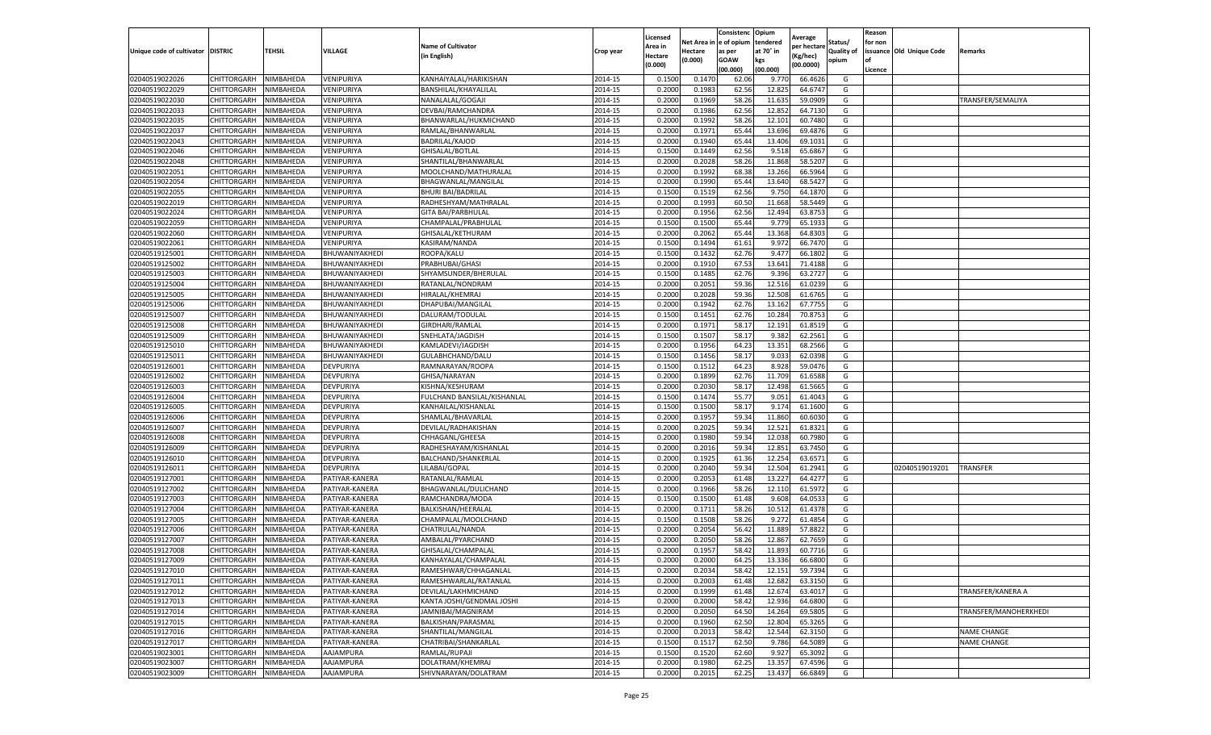| Unique code of cultivator | DISTRIC | TEHSIL | VILLAGE | Name of Cultivator (in English) | Crop year | Licensed Area in Hectare (0.000) | Net Area in Hectare (0.000) | Consistence of opium as per GOAW (00.000) | Opium tendered at 70° in kgs (00.000) | Average per hectare (Kg/hec) (00.0000) | Status/ Quality of opium | Reason for non issuance of Licence | Old Unique Code | Remarks |
|---|---|---|---|---|---|---|---|---|---|---|---|---|---|---|
| 02040519022026 | CHITTORGARH | NIMBAHEDA | VENIPURIYA | KANHAIYALAL/HARIKISHAN | 2014-15 | 0.1500 | 0.1470 | 62.06 | 9.770 | 66.4626 | G | | | |
| 02040519022029 | CHITTORGARH | NIMBAHEDA | VENIPURIYA | BANSHILAL/KHAYALILAL | 2014-15 | 0.2000 | 0.1983 | 62.56 | 12.825 | 64.6747 | G | | | |
| 02040519022030 | CHITTORGARH | NIMBAHEDA | VENIPURIYA | NANALALAL/GOGAJI | 2014-15 | 0.2000 | 0.1969 | 58.26 | 11.635 | 59.0909 | G | | | TRANSFER/SEMALIYA |
| 02040519022033 | CHITTORGARH | NIMBAHEDA | VENIPURIYA | DEVBAI/RAMCHANDRA | 2014-15 | 0.2000 | 0.1986 | 62.56 | 12.852 | 64.7130 | G | | | |
| 02040519022035 | CHITTORGARH | NIMBAHEDA | VENIPURIYA | BHANWARLAL/HUKMICHAND | 2014-15 | 0.2000 | 0.1992 | 58.26 | 12.101 | 60.7480 | G | | | |
| 02040519022037 | CHITTORGARH | NIMBAHEDA | VENIPURIYA | RAMLAL/BHANWARLAL | 2014-15 | 0.2000 | 0.1971 | 65.44 | 13.696 | 69.4876 | G | | | |
| 02040519022043 | CHITTORGARH | NIMBAHEDA | VENIPURIYA | BADRILAL/KAJOD | 2014-15 | 0.2000 | 0.1940 | 65.44 | 13.406 | 69.1031 | G | | | |
| 02040519022046 | CHITTORGARH | NIMBAHEDA | VENIPURIYA | GHISALAL/BOTLAL | 2014-15 | 0.1500 | 0.1449 | 62.56 | 9.518 | 65.6867 | G | | | |
| 02040519022048 | CHITTORGARH | NIMBAHEDA | VENIPURIYA | SHANTILAL/BHANWARLAL | 2014-15 | 0.2000 | 0.2028 | 58.26 | 11.868 | 58.5207 | G | | | |
| 02040519022051 | CHITTORGARH | NIMBAHEDA | VENIPURIYA | MOOLCHAND/MATHURALAL | 2014-15 | 0.2000 | 0.1992 | 68.38 | 13.266 | 66.5964 | G | | | |
| 02040519022054 | CHITTORGARH | NIMBAHEDA | VENIPURIYA | BHAGWANLAL/MANGILAL | 2014-15 | 0.2000 | 0.1990 | 65.44 | 13.640 | 68.5427 | G | | | |
| 02040519022055 | CHITTORGARH | NIMBAHEDA | VENIPURIYA | BHURI BAI/BADRILAL | 2014-15 | 0.1500 | 0.1519 | 62.56 | 9.750 | 64.1870 | G | | | |
| 02040519022019 | CHITTORGARH | NIMBAHEDA | VENIPURIYA | RADHESHYAM/MATHRALAL | 2014-15 | 0.2000 | 0.1993 | 60.50 | 11.668 | 58.5449 | G | | | |
| 02040519022024 | CHITTORGARH | NIMBAHEDA | VENIPURIYA | GITA BAI/PARBHULAL | 2014-15 | 0.2000 | 0.1956 | 62.56 | 12.494 | 63.8753 | G | | | |
| 02040519022059 | CHITTORGARH | NIMBAHEDA | VENIPURIYA | CHAMPALAL/PRABHULAL | 2014-15 | 0.1500 | 0.1500 | 65.44 | 9.779 | 65.1933 | G | | | |
| 02040519022060 | CHITTORGARH | NIMBAHEDA | VENIPURIYA | GHISALAL/KETHURAM | 2014-15 | 0.2000 | 0.2062 | 65.44 | 13.368 | 64.8303 | G | | | |
| 02040519022061 | CHITTORGARH | NIMBAHEDA | VENIPURIYA | KASIRAM/NANDA | 2014-15 | 0.1500 | 0.1494 | 61.61 | 9.972 | 66.7470 | G | | | |
| 02040519125001 | CHITTORGARH | NIMBAHEDA | BHUWANIYAKHEDI | ROOPA/KALU | 2014-15 | 0.1500 | 0.1432 | 62.76 | 9.477 | 66.1802 | G | | | |
| 02040519125002 | CHITTORGARH | NIMBAHEDA | BHUWANIYAKHEDI | PRABHUBAI/GHASI | 2014-15 | 0.2000 | 0.1910 | 67.53 | 13.641 | 71.4188 | G | | | |
| 02040519125003 | CHITTORGARH | NIMBAHEDA | BHUWANIYAKHEDI | SHYAMSUNDER/BHERULAL | 2014-15 | 0.1500 | 0.1485 | 62.76 | 9.396 | 63.2727 | G | | | |
| 02040519125004 | CHITTORGARH | NIMBAHEDA | BHUWANIYAKHEDI | RATANLAL/NONDRAM | 2014-15 | 0.2000 | 0.2051 | 59.36 | 12.516 | 61.0239 | G | | | |
| 02040519125005 | CHITTORGARH | NIMBAHEDA | BHUWANIYAKHEDI | HIRALAL/KHEMRAJ | 2014-15 | 0.2000 | 0.2028 | 59.36 | 12.508 | 61.6765 | G | | | |
| 02040519125006 | CHITTORGARH | NIMBAHEDA | BHUWANIYAKHEDI | DHAPUBAI/MANGILAL | 2014-15 | 0.2000 | 0.1942 | 62.76 | 13.162 | 67.7755 | G | | | |
| 02040519125007 | CHITTORGARH | NIMBAHEDA | BHUWANIYAKHEDI | DALURAM/TODULAL | 2014-15 | 0.1500 | 0.1451 | 62.76 | 10.284 | 70.8753 | G | | | |
| 02040519125008 | CHITTORGARH | NIMBAHEDA | BHUWANIYAKHEDI | GIRDHARI/RAMLAL | 2014-15 | 0.2000 | 0.1971 | 58.17 | 12.191 | 61.8519 | G | | | |
| 02040519125009 | CHITTORGARH | NIMBAHEDA | BHUWANIYAKHEDI | SNEHLATA/JAGDISH | 2014-15 | 0.1500 | 0.1507 | 58.17 | 9.382 | 62.2561 | G | | | |
| 02040519125010 | CHITTORGARH | NIMBAHEDA | BHUWANIYAKHEDI | KAMLADEVI/JAGDISH | 2014-15 | 0.2000 | 0.1956 | 64.23 | 13.351 | 68.2566 | G | | | |
| 02040519125011 | CHITTORGARH | NIMBAHEDA | BHUWANIYAKHEDI | GULABHCHAND/DALU | 2014-15 | 0.1500 | 0.1456 | 58.17 | 9.033 | 62.0398 | G | | | |
| 02040519126001 | CHITTORGARH | NIMBAHEDA | DEVPURIYA | RAMNARAYAN/ROOPA | 2014-15 | 0.1500 | 0.1512 | 64.23 | 8.928 | 59.0476 | G | | | |
| 02040519126002 | CHITTORGARH | NIMBAHEDA | DEVPURIYA | GHISA/NARAYAN | 2014-15 | 0.2000 | 0.1899 | 62.76 | 11.709 | 61.6588 | G | | | |
| 02040519126003 | CHITTORGARH | NIMBAHEDA | DEVPURIYA | KISHNA/KESHURAM | 2014-15 | 0.2000 | 0.2030 | 58.17 | 12.498 | 61.5665 | G | | | |
| 02040519126004 | CHITTORGARH | NIMBAHEDA | DEVPURIYA | FULCHAND BANSILAL/KISHANLAL | 2014-15 | 0.1500 | 0.1474 | 55.77 | 9.051 | 61.4043 | G | | | |
| 02040519126005 | CHITTORGARH | NIMBAHEDA | DEVPURIYA | KANHAILAL/KISHANLAL | 2014-15 | 0.1500 | 0.1500 | 58.17 | 9.174 | 61.1600 | G | | | |
| 02040519126006 | CHITTORGARH | NIMBAHEDA | DEVPURIYA | SHAMLAL/BHAVARLAL | 2014-15 | 0.2000 | 0.1957 | 59.34 | 11.860 | 60.6030 | G | | | |
| 02040519126007 | CHITTORGARH | NIMBAHEDA | DEVPURIYA | DEVILAL/RADHAKISHAN | 2014-15 | 0.2000 | 0.2025 | 59.34 | 12.521 | 61.8321 | G | | | |
| 02040519126008 | CHITTORGARH | NIMBAHEDA | DEVPURIYA | CHHAGANL/GHEESA | 2014-15 | 0.2000 | 0.1980 | 59.34 | 12.038 | 60.7980 | G | | | |
| 02040519126009 | CHITTORGARH | NIMBAHEDA | DEVPURIYA | RADHESHAYAM/KISHANLAL | 2014-15 | 0.2000 | 0.2016 | 59.34 | 12.851 | 63.7450 | G | | | |
| 02040519126010 | CHITTORGARH | NIMBAHEDA | DEVPURIYA | BALCHAND/SHANKERLAL | 2014-15 | 0.2000 | 0.1925 | 61.36 | 12.254 | 63.6571 | G | | | |
| 02040519126011 | CHITTORGARH | NIMBAHEDA | DEVPURIYA | LILABAI/GOPAL | 2014-15 | 0.2000 | 0.2040 | 59.34 | 12.504 | 61.2941 | G | | 02040519019201 | TRANSFER |
| 02040519127001 | CHITTORGARH | NIMBAHEDA | PATIYAR-KANERA | RATANLAL/RAMLAL | 2014-15 | 0.2000 | 0.2053 | 61.48 | 13.227 | 64.4277 | G | | | |
| 02040519127002 | CHITTORGARH | NIMBAHEDA | PATIYAR-KANERA | BHAGWANLAL/DULICHAND | 2014-15 | 0.2000 | 0.1966 | 58.26 | 12.110 | 61.5972 | G | | | |
| 02040519127003 | CHITTORGARH | NIMBAHEDA | PATIYAR-KANERA | RAMCHANDRA/MODA | 2014-15 | 0.1500 | 0.1500 | 61.48 | 9.608 | 64.0533 | G | | | |
| 02040519127004 | CHITTORGARH | NIMBAHEDA | PATIYAR-KANERA | BALKISHAN/HEERALAL | 2014-15 | 0.2000 | 0.1711 | 58.26 | 10.512 | 61.4378 | G | | | |
| 02040519127005 | CHITTORGARH | NIMBAHEDA | PATIYAR-KANERA | CHAMPALAL/MOOLCHAND | 2014-15 | 0.1500 | 0.1508 | 58.26 | 9.272 | 61.4854 | G | | | |
| 02040519127006 | CHITTORGARH | NIMBAHEDA | PATIYAR-KANERA | CHATRULAL/NANDA | 2014-15 | 0.2000 | 0.2054 | 56.42 | 11.889 | 57.8822 | G | | | |
| 02040519127007 | CHITTORGARH | NIMBAHEDA | PATIYAR-KANERA | AMBALAL/PYARCHAND | 2014-15 | 0.2000 | 0.2050 | 58.26 | 12.867 | 62.7659 | G | | | |
| 02040519127008 | CHITTORGARH | NIMBAHEDA | PATIYAR-KANERA | GHISALAL/CHAMPALAL | 2014-15 | 0.2000 | 0.1957 | 58.42 | 11.893 | 60.7716 | G | | | |
| 02040519127009 | CHITTORGARH | NIMBAHEDA | PATIYAR-KANERA | KANHAYALAL/CHAMPALAL | 2014-15 | 0.2000 | 0.2000 | 64.25 | 13.336 | 66.6800 | G | | | |
| 02040519127010 | CHITTORGARH | NIMBAHEDA | PATIYAR-KANERA | RAMESHWAR/CHHAGANLAL | 2014-15 | 0.2000 | 0.2034 | 58.42 | 12.151 | 59.7394 | G | | | |
| 02040519127011 | CHITTORGARH | NIMBAHEDA | PATIYAR-KANERA | RAMESHWARLAL/RATANLAL | 2014-15 | 0.2000 | 0.2003 | 61.48 | 12.682 | 63.3150 | G | | | |
| 02040519127012 | CHITTORGARH | NIMBAHEDA | PATIYAR-KANERA | DEVILAL/LAKHMICHAND | 2014-15 | 0.2000 | 0.1999 | 61.48 | 12.674 | 63.4017 | G | | | TRANSFER/KANERA A |
| 02040519127013 | CHITTORGARH | NIMBAHEDA | PATIYAR-KANERA | KANTA JOSHI/GENDMAL JOSHI | 2014-15 | 0.2000 | 0.2000 | 58.42 | 12.936 | 64.6800 | G | | | |
| 02040519127014 | CHITTORGARH | NIMBAHEDA | PATIYAR-KANERA | JAMNIBAI/MAGNIRAM | 2014-15 | 0.2000 | 0.2050 | 64.50 | 14.264 | 69.5805 | G | | | TRANSFER/MANOHERKHEDI |
| 02040519127015 | CHITTORGARH | NIMBAHEDA | PATIYAR-KANERA | BALKISHAN/PARASMAL | 2014-15 | 0.2000 | 0.1960 | 62.50 | 12.804 | 65.3265 | G | | | |
| 02040519127016 | CHITTORGARH | NIMBAHEDA | PATIYAR-KANERA | SHANTILAL/MANGILAL | 2014-15 | 0.2000 | 0.2013 | 58.42 | 12.544 | 62.3150 | G | | | NAME CHANGE |
| 02040519127017 | CHITTORGARH | NIMBAHEDA | PATIYAR-KANERA | CHATRIBAI/SHANKARLAL | 2014-15 | 0.1500 | 0.1517 | 62.50 | 9.786 | 64.5089 | G | | | NAME CHANGE |
| 02040519023001 | CHITTORGARH | NIMBAHEDA | AAJAMPURA | RAMLAL/RUPAJI | 2014-15 | 0.1500 | 0.1520 | 62.60 | 9.927 | 65.3092 | G | | | |
| 02040519023007 | CHITTORGARH | NIMBAHEDA | AAJAMPURA | DOLATRAM/KHEMRAJ | 2014-15 | 0.2000 | 0.1980 | 62.25 | 13.357 | 67.4596 | G | | | |
| 02040519023009 | CHITTORGARH | NIMBAHEDA | AAJAMPURA | SHIVNARAYAN/DOLATRAM | 2014-15 | 0.2000 | 0.2015 | 62.25 | 13.437 | 66.6849 | G | | | |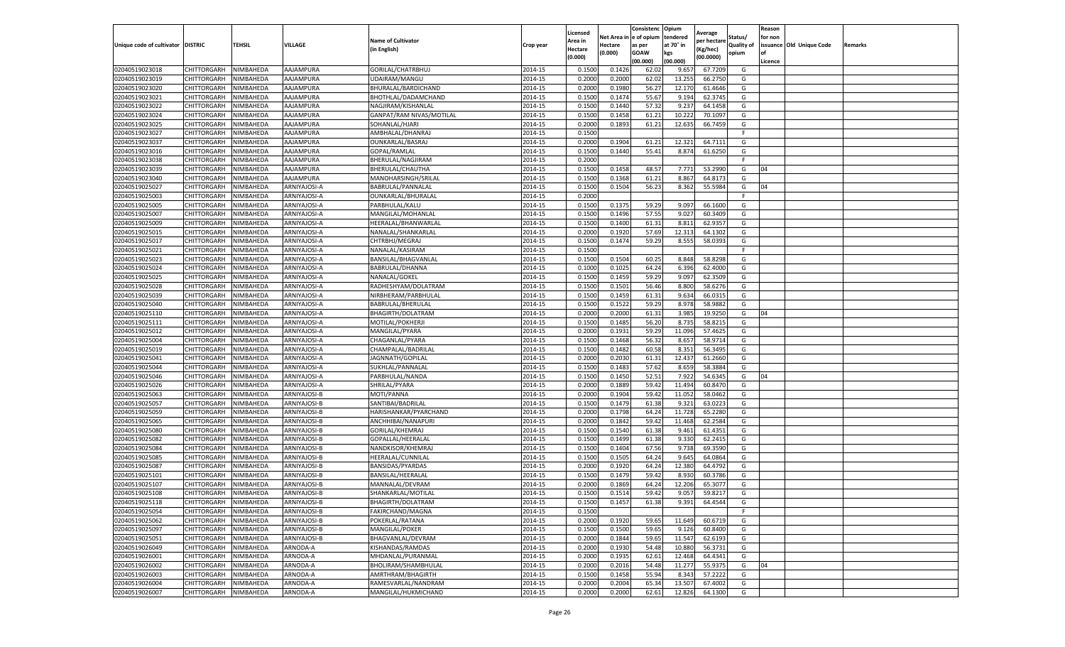| Unique code of cultivator | DISTRIC | TEHSIL | VILLAGE | Name of Cultivator (in English) | Crop year | Licensed Area in Hectare (0.000) | Net Area in Hectare (0.000) | Consistence of opium as per GOAW (00.000) | Opium tendered at 70° in kgs (00.000) | Average per hectare (Kg/hec) (00.0000) | Status/ Quality of opium | Reason for non issuance of Licence | Old Unique Code | Remarks |
|---|---|---|---|---|---|---|---|---|---|---|---|---|---|---|
| 02040519023018 | CHITTORGARH | NIMBAHEDA | AAJAMPURA | GORILAL/CHATRBHUJ | 2014-15 | 0.1500 | 0.1426 | 62.02 | 9.657 | 67.7209 | G | | | |
| 02040519023019 | CHITTORGARH | NIMBAHEDA | AAJAMPURA | UDAIRAM/MANGU | 2014-15 | 0.2000 | 0.2000 | 62.02 | 13.255 | 66.2750 | G | | | |
| 02040519023020 | CHITTORGARH | NIMBAHEDA | AAJAMPURA | BHURALAL/BARDICHAND | 2014-15 | 0.2000 | 0.1980 | 56.27 | 12.170 | 61.4646 | G | | | |
| 02040519023021 | CHITTORGARH | NIMBAHEDA | AAJAMPURA | BHOTHLAL/DADAMCHAND | 2014-15 | 0.1500 | 0.1474 | 55.67 | 9.194 | 62.3745 | G | | | |
| 02040519023022 | CHITTORGARH | NIMBAHEDA | AAJAMPURA | NAGJIRAM/KISHANLAL | 2014-15 | 0.1500 | 0.1440 | 57.32 | 9.237 | 64.1458 | G | | | |
| 02040519023024 | CHITTORGARH | NIMBAHEDA | AAJAMPURA | GANPAT/RAM NIVAS/MOTILAL | 2014-15 | 0.1500 | 0.1458 | 61.21 | 10.222 | 70.1097 | G | | | |
| 02040519023025 | CHITTORGARH | NIMBAHEDA | AAJAMPURA | SOHANLAL/HJARI | 2014-15 | 0.2000 | 0.1893 | 61.21 | 12.635 | 66.7459 | G | | | |
| 02040519023027 | CHITTORGARH | NIMBAHEDA | AAJAMPURA | AMBHALAL/DHANRAJ | 2014-15 | 0.1500 | | | | | F | | | |
| 02040519023037 | CHITTORGARH | NIMBAHEDA | AAJAMPURA | OUNKARLAL/BASRAJ | 2014-15 | 0.2000 | 0.1904 | 61.21 | 12.321 | 64.7111 | G | | | |
| 02040519023016 | CHITTORGARH | NIMBAHEDA | AAJAMPURA | GOPAL/RAMLAL | 2014-15 | 0.1500 | 0.1440 | 55.41 | 8.874 | 61.6250 | G | | | |
| 02040519023038 | CHITTORGARH | NIMBAHEDA | AAJAMPURA | BHERULAL/NAGJIRAM | 2014-15 | 0.2000 | | | | | F | | | |
| 02040519023039 | CHITTORGARH | NIMBAHEDA | AAJAMPURA | BHERULAL/CHAUTHA | 2014-15 | 0.1500 | 0.1458 | 48.57 | 7.771 | 53.2990 | G | 04 | | |
| 02040519023040 | CHITTORGARH | NIMBAHEDA | AAJAMPURA | MANOHARSINGH/SRILAL | 2014-15 | 0.1500 | 0.1368 | 61.21 | 8.867 | 64.8173 | G | | | |
| 02040519025027 | CHITTORGARH | NIMBAHEDA | ARNIYAJOSI-A | BABRULAL/PANNALAL | 2014-15 | 0.1500 | 0.1504 | 56.23 | 8.362 | 55.5984 | G | 04 | | |
| 02040519025003 | CHITTORGARH | NIMBAHEDA | ARNIYAJOSI-A | OUNKARLAL/BHURALAL | 2014-15 | 0.2000 | | | | | F | | | |
| 02040519025005 | CHITTORGARH | NIMBAHEDA | ARNIYAJOSI-A | PARBHULAL/KALU | 2014-15 | 0.1500 | 0.1375 | 59.29 | 9.097 | 66.1600 | G | | | |
| 02040519025007 | CHITTORGARH | NIMBAHEDA | ARNIYAJOSI-A | MANGILAL/MOHANLAL | 2014-15 | 0.1500 | 0.1496 | 57.55 | 9.027 | 60.3409 | G | | | |
| 02040519025009 | CHITTORGARH | NIMBAHEDA | ARNIYAJOSI-A | HEERALAL/BHANWARLAL | 2014-15 | 0.1500 | 0.1400 | 61.31 | 8.811 | 62.9357 | G | | | |
| 02040519025015 | CHITTORGARH | NIMBAHEDA | ARNIYAJOSI-A | NANALAL/SHANKARLAL | 2014-15 | 0.2000 | 0.1920 | 57.69 | 12.313 | 64.1302 | G | | | |
| 02040519025017 | CHITTORGARH | NIMBAHEDA | ARNIYAJOSI-A | CHTRBHJ/MEGRAJ | 2014-15 | 0.1500 | 0.1474 | 59.29 | 8.555 | 58.0393 | G | | | |
| 02040519025021 | CHITTORGARH | NIMBAHEDA | ARNIYAJOSI-A | NANALAL/KASIRAM | 2014-15 | 0.1500 | | | | | F | | | |
| 02040519025023 | CHITTORGARH | NIMBAHEDA | ARNIYAJOSI-A | BANSILAL/BHAGVANLAL | 2014-15 | 0.1500 | 0.1504 | 60.25 | 8.848 | 58.8298 | G | | | |
| 02040519025024 | CHITTORGARH | NIMBAHEDA | ARNIYAJOSI-A | BABRULAL/DHANNA | 2014-15 | 0.1000 | 0.1025 | 64.24 | 6.396 | 62.4000 | G | | | |
| 02040519025025 | CHITTORGARH | NIMBAHEDA | ARNIYAJOSI-A | NANALAL/GOKEL | 2014-15 | 0.1500 | 0.1459 | 59.29 | 9.097 | 62.3509 | G | | | |
| 02040519025028 | CHITTORGARH | NIMBAHEDA | ARNIYAJOSI-A | RADHESHYAM/DOLATRAM | 2014-15 | 0.1500 | 0.1501 | 56.46 | 8.800 | 58.6276 | G | | | |
| 02040519025039 | CHITTORGARH | NIMBAHEDA | ARNIYAJOSI-A | NIRBHERAM/PARBHULAL | 2014-15 | 0.1500 | 0.1459 | 61.31 | 9.634 | 66.0315 | G | | | |
| 02040519025040 | CHITTORGARH | NIMBAHEDA | ARNIYAJOSI-A | BABRULAL/BHERULAL | 2014-15 | 0.1500 | 0.1522 | 59.29 | 8.978 | 58.9882 | G | | | |
| 02040519025110 | CHITTORGARH | NIMBAHEDA | ARNIYAJOSI-A | BHAGIRTH/DOLATRAM | 2014-15 | 0.2000 | 0.2000 | 61.31 | 3.985 | 19.9250 | G | 04 | | |
| 02040519025111 | CHITTORGARH | NIMBAHEDA | ARNIYAJOSI-A | MOTILAL/POKHERJI | 2014-15 | 0.1500 | 0.1485 | 56.20 | 8.735 | 58.8215 | G | | | |
| 02040519025012 | CHITTORGARH | NIMBAHEDA | ARNIYAJOSI-A | MANGILAL/PYARA | 2014-15 | 0.2000 | 0.1931 | 59.29 | 11.096 | 57.4625 | G | | | |
| 02040519025004 | CHITTORGARH | NIMBAHEDA | ARNIYAJOSI-A | CHAGANLAL/PYARA | 2014-15 | 0.1500 | 0.1468 | 56.32 | 8.657 | 58.9714 | G | | | |
| 02040519025019 | CHITTORGARH | NIMBAHEDA | ARNIYAJOSI-A | CHAMPALAL/BADRILAL | 2014-15 | 0.1500 | 0.1482 | 60.58 | 8.351 | 56.3495 | G | | | |
| 02040519025041 | CHITTORGARH | NIMBAHEDA | ARNIYAJOSI-A | JAGNNATH/GOPILAL | 2014-15 | 0.2000 | 0.2030 | 61.31 | 12.437 | 61.2660 | G | | | |
| 02040519025044 | CHITTORGARH | NIMBAHEDA | ARNIYAJOSI-A | SUKHLAL/PANNALAL | 2014-15 | 0.1500 | 0.1483 | 57.62 | 8.659 | 58.3884 | G | | | |
| 02040519025046 | CHITTORGARH | NIMBAHEDA | ARNIYAJOSI-A | PARBHULAL/NANDA | 2014-15 | 0.1500 | 0.1450 | 52.51 | 7.922 | 54.6345 | G | 04 | | |
| 02040519025026 | CHITTORGARH | NIMBAHEDA | ARNIYAJOSI-A | SHRILAL/PYARA | 2014-15 | 0.2000 | 0.1889 | 59.42 | 11.494 | 60.8470 | G | | | |
| 02040519025063 | CHITTORGARH | NIMBAHEDA | ARNIYAJOSI-B | MOTI/PANNA | 2014-15 | 0.2000 | 0.1904 | 59.42 | 11.052 | 58.0462 | G | | | |
| 02040519025057 | CHITTORGARH | NIMBAHEDA | ARNIYAJOSI-B | SANTIBAI/BADRILAL | 2014-15 | 0.1500 | 0.1479 | 61.38 | 9.321 | 63.0223 | G | | | |
| 02040519025059 | CHITTORGARH | NIMBAHEDA | ARNIYAJOSI-B | HARISHANKAR/PYARCHAND | 2014-15 | 0.2000 | 0.1798 | 64.24 | 11.728 | 65.2280 | G | | | |
| 02040519025065 | CHITTORGARH | NIMBAHEDA | ARNIYAJOSI-B | ANCHHIBAI/NANAPURI | 2014-15 | 0.2000 | 0.1842 | 59.42 | 11.468 | 62.2584 | G | | | |
| 02040519025080 | CHITTORGARH | NIMBAHEDA | ARNIYAJOSI-B | GORILAL/KHEMRAJ | 2014-15 | 0.1500 | 0.1540 | 61.38 | 9.461 | 61.4351 | G | | | |
| 02040519025082 | CHITTORGARH | NIMBAHEDA | ARNIYAJOSI-B | GOPALLAL/HEERALAL | 2014-15 | 0.1500 | 0.1499 | 61.38 | 9.330 | 62.2415 | G | | | |
| 02040519025084 | CHITTORGARH | NIMBAHEDA | ARNIYAJOSI-B | NANDKISOR/KHEMRAJ | 2014-15 | 0.1500 | 0.1404 | 67.56 | 9.738 | 69.3590 | G | | | |
| 02040519025085 | CHITTORGARH | NIMBAHEDA | ARNIYAJOSI-B | HEERALAL/CUNNILAL | 2014-15 | 0.1500 | 0.1505 | 64.24 | 9.645 | 64.0864 | G | | | |
| 02040519025087 | CHITTORGARH | NIMBAHEDA | ARNIYAJOSI-B | BANSIDAS/PYARDAS | 2014-15 | 0.2000 | 0.1920 | 64.24 | 12.380 | 64.4792 | G | | | |
| 02040519025101 | CHITTORGARH | NIMBAHEDA | ARNIYAJOSI-B | BANSILAL/HEERALAL | 2014-15 | 0.1500 | 0.1479 | 59.42 | 8.930 | 60.3786 | G | | | |
| 02040519025107 | CHITTORGARH | NIMBAHEDA | ARNIYAJOSI-B | MANNALAL/DEVRAM | 2014-15 | 0.2000 | 0.1869 | 64.24 | 12.206 | 65.3077 | G | | | |
| 02040519025108 | CHITTORGARH | NIMBAHEDA | ARNIYAJOSI-B | SHANKARLAL/MOTILAL | 2014-15 | 0.1500 | 0.1514 | 59.42 | 9.057 | 59.8217 | G | | | |
| 02040519025118 | CHITTORGARH | NIMBAHEDA | ARNIYAJOSI-B | BHAGIRTH/DOLATRAM | 2014-15 | 0.1500 | 0.1457 | 61.38 | 9.391 | 64.4544 | G | | | |
| 02040519025054 | CHITTORGARH | NIMBAHEDA | ARNIYAJOSI-B | FAKIRCHAND/MAGNA | 2014-15 | 0.1500 | | | | | F | | | |
| 02040519025062 | CHITTORGARH | NIMBAHEDA | ARNIYAJOSI-B | POKERLAL/RATANA | 2014-15 | 0.2000 | 0.1920 | 59.65 | 11.649 | 60.6719 | G | | | |
| 02040519025097 | CHITTORGARH | NIMBAHEDA | ARNIYAJOSI-B | MANGILAL/POKER | 2014-15 | 0.1500 | 0.1500 | 59.65 | 9.126 | 60.8400 | G | | | |
| 02040519025051 | CHITTORGARH | NIMBAHEDA | ARNIYAJOSI-B | BHAGVANLAL/DEVRAM | 2014-15 | 0.2000 | 0.1844 | 59.65 | 11.547 | 62.6193 | G | | | |
| 02040519026049 | CHITTORGARH | NIMBAHEDA | ARNODA-A | KISHANDAS/RAMDAS | 2014-15 | 0.2000 | 0.1930 | 54.48 | 10.880 | 56.3731 | G | | | |
| 02040519026001 | CHITTORGARH | NIMBAHEDA | ARNODA-A | MHDANLAL/PURANMAL | 2014-15 | 0.2000 | 0.1935 | 62.61 | 12.468 | 64.4341 | G | | | |
| 02040519026002 | CHITTORGARH | NIMBAHEDA | ARNODA-A | BHOLIRAM/SHAMBHULAL | 2014-15 | 0.2000 | 0.2016 | 54.48 | 11.277 | 55.9375 | G | 04 | | |
| 02040519026003 | CHITTORGARH | NIMBAHEDA | ARNODA-A | AMRTHRAM/BHAGIRTH | 2014-15 | 0.1500 | 0.1458 | 55.94 | 8.343 | 57.2222 | G | | | |
| 02040519026004 | CHITTORGARH | NIMBAHEDA | ARNODA-A | RAMESVARLAL/NANDRAM | 2014-15 | 0.2000 | 0.2004 | 65.34 | 13.507 | 67.4002 | G | | | |
| 02040519026007 | CHITTORGARH | NIMBAHEDA | ARNODA-A | MANGILAL/HUKMICHAND | 2014-15 | 0.2000 | 0.2000 | 62.61 | 12.826 | 64.1300 | G | | | |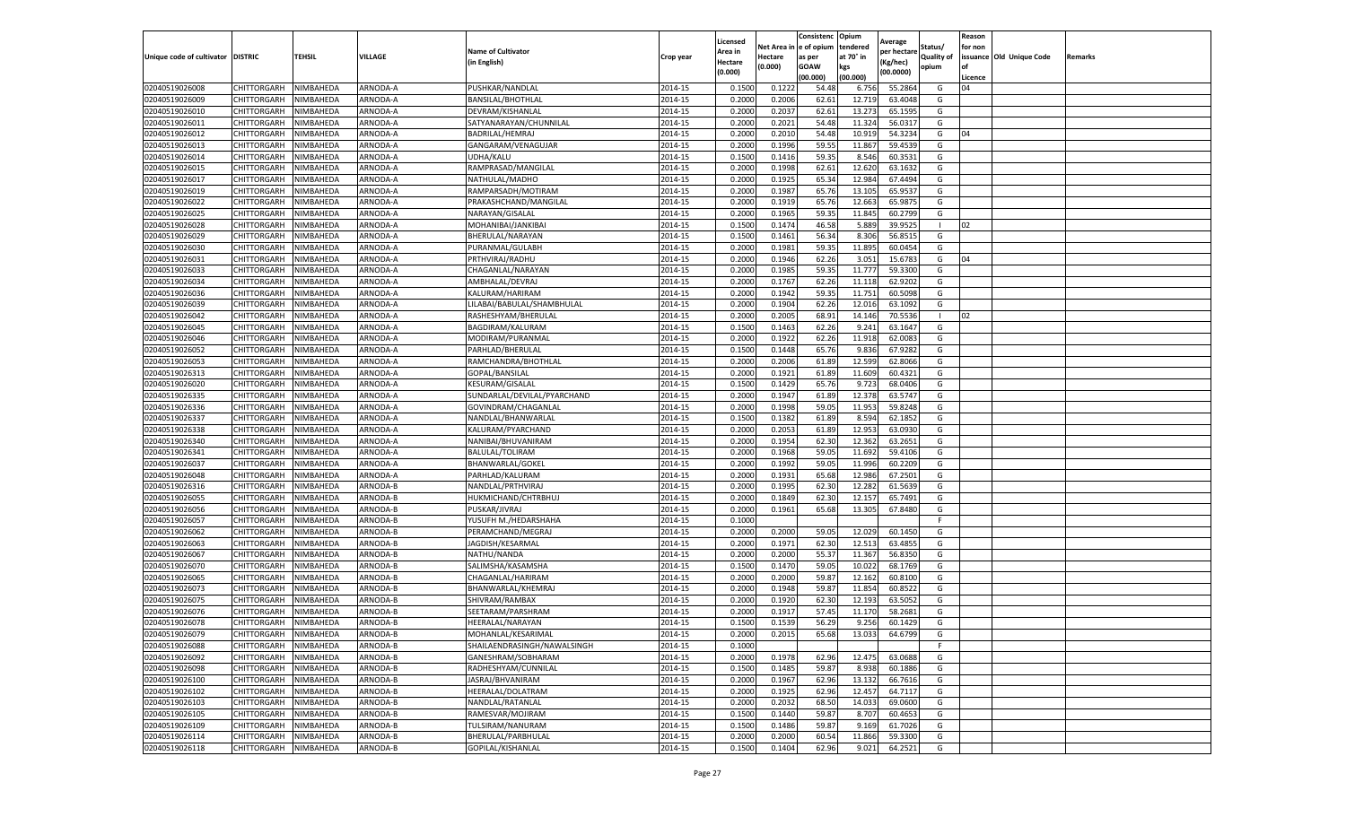| Unique code of cultivator | DISTRIC | TEHSIL | VILLAGE | Name of Cultivator (in English) | Crop year | Licensed Area in Hectare (0.000) | Net Area in Hectare (0.000) | Consistence of opium as per GOAW (00.000) | Opium tendered at 70° in kgs (00.000) | Average per hectare (Kg/hec) (00.0000) | Status/ Quality of opium | Reason for non issuance of Licence | Old Unique Code | Remarks |
|---|---|---|---|---|---|---|---|---|---|---|---|---|---|---|
| 02040519026008 | CHITTORGARH | NIMBAHEDA | ARNODA-A | PUSHKAR/NANDLAL | 2014-15 | 0.1500 | 0.1222 | 54.48 | 6.756 | 55.2864 | G | 04 | | |
| 02040519026009 | CHITTORGARH | NIMBAHEDA | ARNODA-A | BANSILAL/BHOTHLAL | 2014-15 | 0.2000 | 0.2006 | 62.61 | 12.719 | 63.4048 | G | | | |
| 02040519026010 | CHITTORGARH | NIMBAHEDA | ARNODA-A | DEVRAM/KISHANLAL | 2014-15 | 0.2000 | 0.2037 | 62.61 | 13.273 | 65.1595 | G | | | |
| 02040519026011 | CHITTORGARH | NIMBAHEDA | ARNODA-A | SATYANARAYAN/CHUNNILAL | 2014-15 | 0.2000 | 0.2021 | 54.48 | 11.324 | 56.0317 | G | | | |
| 02040519026012 | CHITTORGARH | NIMBAHEDA | ARNODA-A | BADRILAL/HEMRAJ | 2014-15 | 0.2000 | 0.2010 | 54.48 | 10.919 | 54.3234 | G | 04 | | |
| 02040519026013 | CHITTORGARH | NIMBAHEDA | ARNODA-A | GANGARAM/VENAGUJAR | 2014-15 | 0.2000 | 0.1996 | 59.55 | 11.867 | 59.4539 | G | | | |
| 02040519026014 | CHITTORGARH | NIMBAHEDA | ARNODA-A | UDHA/KALU | 2014-15 | 0.1500 | 0.1416 | 59.35 | 8.546 | 60.3531 | G | | | |
| 02040519026015 | CHITTORGARH | NIMBAHEDA | ARNODA-A | RAMPRASAD/MANGILAL | 2014-15 | 0.2000 | 0.1998 | 62.61 | 12.620 | 63.1632 | G | | | |
| 02040519026017 | CHITTORGARH | NIMBAHEDA | ARNODA-A | NATHULAL/MADHO | 2014-15 | 0.2000 | 0.1925 | 65.34 | 12.984 | 67.4494 | G | | | |
| 02040519026019 | CHITTORGARH | NIMBAHEDA | ARNODA-A | RAMPARSADH/MOTIRAM | 2014-15 | 0.2000 | 0.1987 | 65.76 | 13.105 | 65.9537 | G | | | |
| 02040519026022 | CHITTORGARH | NIMBAHEDA | ARNODA-A | PRAKASHCHAND/MANGILAL | 2014-15 | 0.2000 | 0.1919 | 65.76 | 12.663 | 65.9875 | G | | | |
| 02040519026025 | CHITTORGARH | NIMBAHEDA | ARNODA-A | NARAYAN/GISALAL | 2014-15 | 0.2000 | 0.1965 | 59.35 | 11.845 | 60.2799 | G | | | |
| 02040519026028 | CHITTORGARH | NIMBAHEDA | ARNODA-A | MOHANIBAI/JANKIBAI | 2014-15 | 0.1500 | 0.1474 | 46.58 | 5.889 | 39.9525 | I | 02 | | |
| 02040519026029 | CHITTORGARH | NIMBAHEDA | ARNODA-A | BHERULAL/NARAYAN | 2014-15 | 0.1500 | 0.1461 | 56.34 | 8.306 | 56.8515 | G | | | |
| 02040519026030 | CHITTORGARH | NIMBAHEDA | ARNODA-A | PURANMAL/GULABH | 2014-15 | 0.2000 | 0.1981 | 59.35 | 11.895 | 60.0454 | G | | | |
| 02040519026031 | CHITTORGARH | NIMBAHEDA | ARNODA-A | PRTHVIRAJ/RADHU | 2014-15 | 0.2000 | 0.1946 | 62.26 | 3.051 | 15.6783 | G | 04 | | |
| 02040519026033 | CHITTORGARH | NIMBAHEDA | ARNODA-A | CHAGANLAL/NARAYAN | 2014-15 | 0.2000 | 0.1985 | 59.35 | 11.777 | 59.3300 | G | | | |
| 02040519026034 | CHITTORGARH | NIMBAHEDA | ARNODA-A | AMBHALAL/DEVRAJ | 2014-15 | 0.2000 | 0.1767 | 62.26 | 11.118 | 62.9202 | G | | | |
| 02040519026036 | CHITTORGARH | NIMBAHEDA | ARNODA-A | KALURAM/HARIRAM | 2014-15 | 0.2000 | 0.1942 | 59.35 | 11.751 | 60.5098 | G | | | |
| 02040519026039 | CHITTORGARH | NIMBAHEDA | ARNODA-A | LILABAI/BABULAL/SHAMBHULAL | 2014-15 | 0.2000 | 0.1904 | 62.26 | 12.016 | 63.1092 | G | | | |
| 02040519026042 | CHITTORGARH | NIMBAHEDA | ARNODA-A | RASHESHYAM/BHERULAL | 2014-15 | 0.2000 | 0.2005 | 68.91 | 14.146 | 70.5536 | I | 02 | | |
| 02040519026045 | CHITTORGARH | NIMBAHEDA | ARNODA-A | BAGDIRAM/KALURAM | 2014-15 | 0.1500 | 0.1463 | 62.26 | 9.241 | 63.1647 | G | | | |
| 02040519026046 | CHITTORGARH | NIMBAHEDA | ARNODA-A | MODIRAM/PURANMAL | 2014-15 | 0.2000 | 0.1922 | 62.26 | 11.918 | 62.0083 | G | | | |
| 02040519026052 | CHITTORGARH | NIMBAHEDA | ARNODA-A | PARHLAD/BHERULAL | 2014-15 | 0.1500 | 0.1448 | 65.76 | 9.836 | 67.9282 | G | | | |
| 02040519026053 | CHITTORGARH | NIMBAHEDA | ARNODA-A | RAMCHANDRA/BHOTHLAL | 2014-15 | 0.2000 | 0.2006 | 61.89 | 12.599 | 62.8066 | G | | | |
| 02040519026313 | CHITTORGARH | NIMBAHEDA | ARNODA-A | GOPAL/BANSILAL | 2014-15 | 0.2000 | 0.1921 | 61.89 | 11.609 | 60.4321 | G | | | |
| 02040519026020 | CHITTORGARH | NIMBAHEDA | ARNODA-A | KESURAM/GISALAL | 2014-15 | 0.1500 | 0.1429 | 65.76 | 9.723 | 68.0406 | G | | | |
| 02040519026335 | CHITTORGARH | NIMBAHEDA | ARNODA-A | SUNDARLAL/DEVILAL/PYARCHAND | 2014-15 | 0.2000 | 0.1947 | 61.89 | 12.378 | 63.5747 | G | | | |
| 02040519026336 | CHITTORGARH | NIMBAHEDA | ARNODA-A | GOVINDRAM/CHAGANLAL | 2014-15 | 0.2000 | 0.1998 | 59.05 | 11.953 | 59.8248 | G | | | |
| 02040519026337 | CHITTORGARH | NIMBAHEDA | ARNODA-A | NANDLAL/BHANWARLAL | 2014-15 | 0.1500 | 0.1382 | 61.89 | 8.594 | 62.1852 | G | | | |
| 02040519026338 | CHITTORGARH | NIMBAHEDA | ARNODA-A | KALURAM/PYARCHAND | 2014-15 | 0.2000 | 0.2053 | 61.89 | 12.953 | 63.0930 | G | | | |
| 02040519026340 | CHITTORGARH | NIMBAHEDA | ARNODA-A | NANIBAI/BHUVANIRAM | 2014-15 | 0.2000 | 0.1954 | 62.30 | 12.362 | 63.2651 | G | | | |
| 02040519026341 | CHITTORGARH | NIMBAHEDA | ARNODA-A | BALULAL/TOLIRAM | 2014-15 | 0.2000 | 0.1968 | 59.05 | 11.692 | 59.4106 | G | | | |
| 02040519026037 | CHITTORGARH | NIMBAHEDA | ARNODA-A | BHANWARLAL/GOKEL | 2014-15 | 0.2000 | 0.1992 | 59.05 | 11.996 | 60.2209 | G | | | |
| 02040519026048 | CHITTORGARH | NIMBAHEDA | ARNODA-A | PARHLAD/KALURAM | 2014-15 | 0.2000 | 0.1931 | 65.68 | 12.986 | 67.2501 | G | | | |
| 02040519026316 | CHITTORGARH | NIMBAHEDA | ARNODA-B | NANDLAL/PRTHVIRAJ | 2014-15 | 0.2000 | 0.1995 | 62.30 | 12.282 | 61.5639 | G | | | |
| 02040519026055 | CHITTORGARH | NIMBAHEDA | ARNODA-B | HUKMICHAND/CHTRBHUJ | 2014-15 | 0.2000 | 0.1849 | 62.30 | 12.157 | 65.7491 | G | | | |
| 02040519026056 | CHITTORGARH | NIMBAHEDA | ARNODA-B | PUSKAR/JIVRAJ | 2014-15 | 0.2000 | 0.1961 | 65.68 | 13.305 | 67.8480 | G | | | |
| 02040519026057 | CHITTORGARH | NIMBAHEDA | ARNODA-B | YUSUFH M./HEDARSHAHA | 2014-15 | 0.1000 | | | | | F | | | |
| 02040519026062 | CHITTORGARH | NIMBAHEDA | ARNODA-B | PERAMCHAND/MEGRAJ | 2014-15 | 0.2000 | 0.2000 | 59.05 | 12.029 | 60.1450 | G | | | |
| 02040519026063 | CHITTORGARH | NIMBAHEDA | ARNODA-B | JAGDISH/KESARMAL | 2014-15 | 0.2000 | 0.1971 | 62.30 | 12.513 | 63.4855 | G | | | |
| 02040519026067 | CHITTORGARH | NIMBAHEDA | ARNODA-B | NATHU/NANDA | 2014-15 | 0.2000 | 0.2000 | 55.37 | 11.367 | 56.8350 | G | | | |
| 02040519026070 | CHITTORGARH | NIMBAHEDA | ARNODA-B | SALIMSHA/KASAMSHA | 2014-15 | 0.1500 | 0.1470 | 59.05 | 10.022 | 68.1769 | G | | | |
| 02040519026065 | CHITTORGARH | NIMBAHEDA | ARNODA-B | CHAGANLAL/HARIRAM | 2014-15 | 0.2000 | 0.2000 | 59.87 | 12.162 | 60.8100 | G | | | |
| 02040519026073 | CHITTORGARH | NIMBAHEDA | ARNODA-B | BHANWARLAL/KHEMRAJ | 2014-15 | 0.2000 | 0.1948 | 59.87 | 11.854 | 60.8522 | G | | | |
| 02040519026075 | CHITTORGARH | NIMBAHEDA | ARNODA-B | SHIVRAM/RAMBAX | 2014-15 | 0.2000 | 0.1920 | 62.30 | 12.193 | 63.5052 | G | | | |
| 02040519026076 | CHITTORGARH | NIMBAHEDA | ARNODA-B | SEETARAM/PARSHRAM | 2014-15 | 0.2000 | 0.1917 | 57.45 | 11.170 | 58.2681 | G | | | |
| 02040519026078 | CHITTORGARH | NIMBAHEDA | ARNODA-B | HEERALAL/NARAYAN | 2014-15 | 0.1500 | 0.1539 | 56.29 | 9.256 | 60.1429 | G | | | |
| 02040519026079 | CHITTORGARH | NIMBAHEDA | ARNODA-B | MOHANLAL/KESARIMAL | 2014-15 | 0.2000 | 0.2015 | 65.68 | 13.033 | 64.6799 | G | | | |
| 02040519026088 | CHITTORGARH | NIMBAHEDA | ARNODA-B | SHAILAENDRASINGH/NAWALSINGH | 2014-15 | 0.1000 | | | | | F | | | |
| 02040519026092 | CHITTORGARH | NIMBAHEDA | ARNODA-B | GANESHRAM/SOBHARAM | 2014-15 | 0.2000 | 0.1978 | 62.96 | 12.475 | 63.0688 | G | | | |
| 02040519026098 | CHITTORGARH | NIMBAHEDA | ARNODA-B | RADHESHYAM/CUNNILAL | 2014-15 | 0.1500 | 0.1485 | 59.87 | 8.938 | 60.1886 | G | | | |
| 02040519026100 | CHITTORGARH | NIMBAHEDA | ARNODA-B | JASRAJ/BHVANIRAM | 2014-15 | 0.2000 | 0.1967 | 62.96 | 13.132 | 66.7616 | G | | | |
| 02040519026102 | CHITTORGARH | NIMBAHEDA | ARNODA-B | HEERALAL/DOLATRAM | 2014-15 | 0.2000 | 0.1925 | 62.96 | 12.457 | 64.7117 | G | | | |
| 02040519026103 | CHITTORGARH | NIMBAHEDA | ARNODA-B | NANDLAL/RATANLAL | 2014-15 | 0.2000 | 0.2032 | 68.50 | 14.033 | 69.0600 | G | | | |
| 02040519026105 | CHITTORGARH | NIMBAHEDA | ARNODA-B | RAMESVAR/MOJIRAM | 2014-15 | 0.1500 | 0.1440 | 59.87 | 8.707 | 60.4653 | G | | | |
| 02040519026109 | CHITTORGARH | NIMBAHEDA | ARNODA-B | TULSIRAM/NANURAM | 2014-15 | 0.1500 | 0.1486 | 59.87 | 9.169 | 61.7026 | G | | | |
| 02040519026114 | CHITTORGARH | NIMBAHEDA | ARNODA-B | BHERULAL/PARBHULAL | 2014-15 | 0.2000 | 0.2000 | 60.54 | 11.866 | 59.3300 | G | | | |
| 02040519026118 | CHITTORGARH | NIMBAHEDA | ARNODA-B | GOPILAL/KISHANLAL | 2014-15 | 0.1500 | 0.1404 | 62.96 | 9.021 | 64.2521 | G | | | |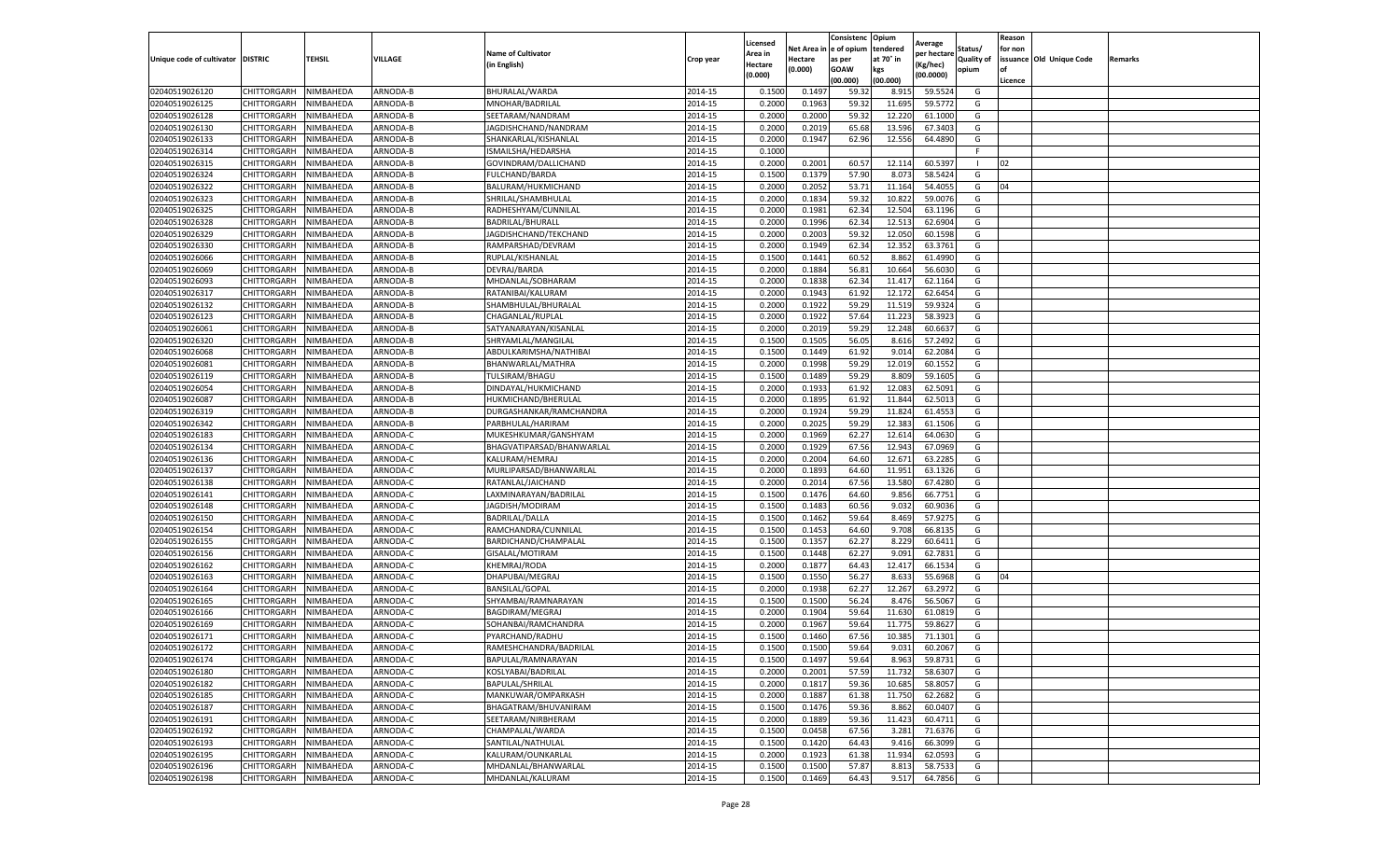| Unique code of cultivator | DISTRIC | TEHSIL | VILLAGE | Name of Cultivator (in English) | Crop year | Licensed Area in Hectare (0.000) | Net Area in Hectare (0.000) | Consistence of opium as per GOAW (00.000) | Opium tendered at 70° in kgs (00.000) | Average per hectare (Kg/hec) (00.0000) | Status/ Quality of opium | Reason for non issuance of Licence | Old Unique Code | Remarks |
|---|---|---|---|---|---|---|---|---|---|---|---|---|---|---|
| 02040519026120 | CHITTORGARH | NIMBAHEDA | ARNODA-B | BHURALAL/WARDA | 2014-15 | 0.1500 | 0.1497 | 59.32 | 8.915 | 59.5524 | G | | | |
| 02040519026125 | CHITTORGARH | NIMBAHEDA | ARNODA-B | MNOHAR/BADRILAL | 2014-15 | 0.2000 | 0.1963 | 59.32 | 11.695 | 59.5772 | G | | | |
| 02040519026128 | CHITTORGARH | NIMBAHEDA | ARNODA-B | SEETARAM/NANDRAM | 2014-15 | 0.2000 | 0.2000 | 59.32 | 12.220 | 61.1000 | G | | | |
| 02040519026130 | CHITTORGARH | NIMBAHEDA | ARNODA-B | JAGDISHCHAND/NANDRAM | 2014-15 | 0.2000 | 0.2019 | 65.68 | 13.596 | 67.3403 | G | | | |
| 02040519026133 | CHITTORGARH | NIMBAHEDA | ARNODA-B | SHANKARLAL/KISHANLAL | 2014-15 | 0.2000 | 0.1947 | 62.96 | 12.556 | 64.4890 | G | | | |
| 02040519026314 | CHITTORGARH | NIMBAHEDA | ARNODA-B | ISMAILSHA/HEDARSHA | 2014-15 | 0.1000 | | | | | F | | | |
| 02040519026315 | CHITTORGARH | NIMBAHEDA | ARNODA-B | GOVINDRAM/DALLICHAND | 2014-15 | 0.2000 | 0.2001 | 60.57 | 12.114 | 60.5397 | I | 02 | | |
| 02040519026324 | CHITTORGARH | NIMBAHEDA | ARNODA-B | FULCHAND/BARDA | 2014-15 | 0.1500 | 0.1379 | 57.90 | 8.073 | 58.5424 | G | | | |
| 02040519026322 | CHITTORGARH | NIMBAHEDA | ARNODA-B | BALURAM/HUKMICHAND | 2014-15 | 0.2000 | 0.2052 | 53.71 | 11.164 | 54.4055 | G | 04 | | |
| 02040519026323 | CHITTORGARH | NIMBAHEDA | ARNODA-B | SHRILAL/SHAMBHULAL | 2014-15 | 0.2000 | 0.1834 | 59.32 | 10.822 | 59.0076 | G | | | |
| 02040519026325 | CHITTORGARH | NIMBAHEDA | ARNODA-B | RADHESHYAM/CUNNILAL | 2014-15 | 0.2000 | 0.1981 | 62.34 | 12.504 | 63.1196 | G | | | |
| 02040519026328 | CHITTORGARH | NIMBAHEDA | ARNODA-B | BADRILAL/BHURALL | 2014-15 | 0.2000 | 0.1996 | 62.34 | 12.513 | 62.6904 | G | | | |
| 02040519026329 | CHITTORGARH | NIMBAHEDA | ARNODA-B | JAGDISHCHAND/TEKCHAND | 2014-15 | 0.2000 | 0.2003 | 59.32 | 12.050 | 60.1598 | G | | | |
| 02040519026330 | CHITTORGARH | NIMBAHEDA | ARNODA-B | RAMPARSHAD/DEVRAM | 2014-15 | 0.2000 | 0.1949 | 62.34 | 12.352 | 63.3761 | G | | | |
| 02040519026066 | CHITTORGARH | NIMBAHEDA | ARNODA-B | RUPLAL/KISHANLAL | 2014-15 | 0.1500 | 0.1441 | 60.52 | 8.862 | 61.4990 | G | | | |
| 02040519026069 | CHITTORGARH | NIMBAHEDA | ARNODA-B | DEVRAJ/BARDA | 2014-15 | 0.2000 | 0.1884 | 56.81 | 10.664 | 56.6030 | G | | | |
| 02040519026093 | CHITTORGARH | NIMBAHEDA | ARNODA-B | MHDANLAL/SOBHARAM | 2014-15 | 0.2000 | 0.1838 | 62.34 | 11.417 | 62.1164 | G | | | |
| 02040519026317 | CHITTORGARH | NIMBAHEDA | ARNODA-B | RATANIBAI/KALURAM | 2014-15 | 0.2000 | 0.1943 | 61.92 | 12.172 | 62.6454 | G | | | |
| 02040519026132 | CHITTORGARH | NIMBAHEDA | ARNODA-B | SHAMBHULAL/BHURALAL | 2014-15 | 0.2000 | 0.1922 | 59.29 | 11.519 | 59.9324 | G | | | |
| 02040519026123 | CHITTORGARH | NIMBAHEDA | ARNODA-B | CHAGANLAL/RUPLAL | 2014-15 | 0.2000 | 0.1922 | 57.64 | 11.223 | 58.3923 | G | | | |
| 02040519026061 | CHITTORGARH | NIMBAHEDA | ARNODA-B | SATYANARAYAN/KISANLAL | 2014-15 | 0.2000 | 0.2019 | 59.29 | 12.248 | 60.6637 | G | | | |
| 02040519026320 | CHITTORGARH | NIMBAHEDA | ARNODA-B | SHRYAMLAL/MANGILAL | 2014-15 | 0.1500 | 0.1505 | 56.05 | 8.616 | 57.2492 | G | | | |
| 02040519026068 | CHITTORGARH | NIMBAHEDA | ARNODA-B | ABDULKARIMSHA/NATHIBAI | 2014-15 | 0.1500 | 0.1449 | 61.92 | 9.014 | 62.2084 | G | | | |
| 02040519026081 | CHITTORGARH | NIMBAHEDA | ARNODA-B | BHANWARLAL/MATHRA | 2014-15 | 0.2000 | 0.1998 | 59.29 | 12.019 | 60.1552 | G | | | |
| 02040519026119 | CHITTORGARH | NIMBAHEDA | ARNODA-B | TULSIRAM/BHAGU | 2014-15 | 0.1500 | 0.1489 | 59.29 | 8.809 | 59.1605 | G | | | |
| 02040519026054 | CHITTORGARH | NIMBAHEDA | ARNODA-B | DINDAYAL/HUKMICHAND | 2014-15 | 0.2000 | 0.1933 | 61.92 | 12.083 | 62.5091 | G | | | |
| 02040519026087 | CHITTORGARH | NIMBAHEDA | ARNODA-B | HUKMICHAND/BHERULAL | 2014-15 | 0.2000 | 0.1895 | 61.92 | 11.844 | 62.5013 | G | | | |
| 02040519026319 | CHITTORGARH | NIMBAHEDA | ARNODA-B | DURGASHANKAR/RAMCHANDRA | 2014-15 | 0.2000 | 0.1924 | 59.29 | 11.824 | 61.4553 | G | | | |
| 02040519026342 | CHITTORGARH | NIMBAHEDA | ARNODA-B | PARBHULAL/HARIRAM | 2014-15 | 0.2000 | 0.2025 | 59.29 | 12.383 | 61.1506 | G | | | |
| 02040519026183 | CHITTORGARH | NIMBAHEDA | ARNODA-C | MUKESHKUMAR/GANSHYAM | 2014-15 | 0.2000 | 0.1969 | 62.27 | 12.614 | 64.0630 | G | | | |
| 02040519026134 | CHITTORGARH | NIMBAHEDA | ARNODA-C | BHAGVATIPARSAD/BHANWARLAL | 2014-15 | 0.2000 | 0.1929 | 67.56 | 12.943 | 67.0969 | G | | | |
| 02040519026136 | CHITTORGARH | NIMBAHEDA | ARNODA-C | KALURAM/HEMRAJ | 2014-15 | 0.2000 | 0.2004 | 64.60 | 12.671 | 63.2285 | G | | | |
| 02040519026137 | CHITTORGARH | NIMBAHEDA | ARNODA-C | MURLIPARSAD/BHANWARLAL | 2014-15 | 0.2000 | 0.1893 | 64.60 | 11.951 | 63.1326 | G | | | |
| 02040519026138 | CHITTORGARH | NIMBAHEDA | ARNODA-C | RATANLAL/JAICHAND | 2014-15 | 0.2000 | 0.2014 | 67.56 | 13.580 | 67.4280 | G | | | |
| 02040519026141 | CHITTORGARH | NIMBAHEDA | ARNODA-C | LAXMINARAYAN/BADRILAL | 2014-15 | 0.1500 | 0.1476 | 64.60 | 9.856 | 66.7751 | G | | | |
| 02040519026148 | CHITTORGARH | NIMBAHEDA | ARNODA-C | JAGDISH/MODIRAM | 2014-15 | 0.1500 | 0.1483 | 60.56 | 9.032 | 60.9036 | G | | | |
| 02040519026150 | CHITTORGARH | NIMBAHEDA | ARNODA-C | BADRILAL/DALLA | 2014-15 | 0.1500 | 0.1462 | 59.64 | 8.469 | 57.9275 | G | | | |
| 02040519026154 | CHITTORGARH | NIMBAHEDA | ARNODA-C | RAMCHANDRA/CUNNILAL | 2014-15 | 0.1500 | 0.1453 | 64.60 | 9.708 | 66.8135 | G | | | |
| 02040519026155 | CHITTORGARH | NIMBAHEDA | ARNODA-C | BARDICHAND/CHAMPALAL | 2014-15 | 0.1500 | 0.1357 | 62.27 | 8.229 | 60.6411 | G | | | |
| 02040519026156 | CHITTORGARH | NIMBAHEDA | ARNODA-C | GISALAL/MOTIRAM | 2014-15 | 0.1500 | 0.1448 | 62.27 | 9.091 | 62.7831 | G | | | |
| 02040519026162 | CHITTORGARH | NIMBAHEDA | ARNODA-C | KHEMRAJ/RODA | 2014-15 | 0.2000 | 0.1877 | 64.43 | 12.417 | 66.1534 | G | | | |
| 02040519026163 | CHITTORGARH | NIMBAHEDA | ARNODA-C | DHAPUBAI/MEGRAJ | 2014-15 | 0.1500 | 0.1550 | 56.27 | 8.633 | 55.6968 | G | 04 | | |
| 02040519026164 | CHITTORGARH | NIMBAHEDA | ARNODA-C | BANSILAL/GOPAL | 2014-15 | 0.2000 | 0.1938 | 62.27 | 12.267 | 63.2972 | G | | | |
| 02040519026165 | CHITTORGARH | NIMBAHEDA | ARNODA-C | SHYAMBAI/RAMNARAYAN | 2014-15 | 0.1500 | 0.1500 | 56.24 | 8.476 | 56.5067 | G | | | |
| 02040519026166 | CHITTORGARH | NIMBAHEDA | ARNODA-C | BAGDIRAM/MEGRAJ | 2014-15 | 0.2000 | 0.1904 | 59.64 | 11.630 | 61.0819 | G | | | |
| 02040519026169 | CHITTORGARH | NIMBAHEDA | ARNODA-C | SOHANBAI/RAMCHANDRA | 2014-15 | 0.2000 | 0.1967 | 59.64 | 11.775 | 59.8627 | G | | | |
| 02040519026171 | CHITTORGARH | NIMBAHEDA | ARNODA-C | PYARCHAND/RADHU | 2014-15 | 0.1500 | 0.1460 | 67.56 | 10.385 | 71.1301 | G | | | |
| 02040519026172 | CHITTORGARH | NIMBAHEDA | ARNODA-C | RAMESHCHANDRA/BADRILAL | 2014-15 | 0.1500 | 0.1500 | 59.64 | 9.031 | 60.2067 | G | | | |
| 02040519026174 | CHITTORGARH | NIMBAHEDA | ARNODA-C | BAPULAL/RAMNARAYAN | 2014-15 | 0.1500 | 0.1497 | 59.64 | 8.963 | 59.8731 | G | | | |
| 02040519026180 | CHITTORGARH | NIMBAHEDA | ARNODA-C | KOSLYABAI/BADRILAL | 2014-15 | 0.2000 | 0.2001 | 57.59 | 11.732 | 58.6307 | G | | | |
| 02040519026182 | CHITTORGARH | NIMBAHEDA | ARNODA-C | BAPULAL/SHRILAL | 2014-15 | 0.2000 | 0.1817 | 59.36 | 10.685 | 58.8057 | G | | | |
| 02040519026185 | CHITTORGARH | NIMBAHEDA | ARNODA-C | MANKUWAR/OMPARKASH | 2014-15 | 0.2000 | 0.1887 | 61.38 | 11.750 | 62.2682 | G | | | |
| 02040519026187 | CHITTORGARH | NIMBAHEDA | ARNODA-C | BHAGATRAM/BHUVANIRAM | 2014-15 | 0.1500 | 0.1476 | 59.36 | 8.862 | 60.0407 | G | | | |
| 02040519026191 | CHITTORGARH | NIMBAHEDA | ARNODA-C | SEETARAM/NIRBHERAM | 2014-15 | 0.2000 | 0.1889 | 59.36 | 11.423 | 60.4711 | G | | | |
| 02040519026192 | CHITTORGARH | NIMBAHEDA | ARNODA-C | CHAMPALAL/WARDA | 2014-15 | 0.1500 | 0.0458 | 67.56 | 3.281 | 71.6376 | G | | | |
| 02040519026193 | CHITTORGARH | NIMBAHEDA | ARNODA-C | SANTILAL/NATHULAL | 2014-15 | 0.1500 | 0.1420 | 64.43 | 9.416 | 66.3099 | G | | | |
| 02040519026195 | CHITTORGARH | NIMBAHEDA | ARNODA-C | KALURAM/OUNKARLAL | 2014-15 | 0.2000 | 0.1923 | 61.38 | 11.934 | 62.0593 | G | | | |
| 02040519026196 | CHITTORGARH | NIMBAHEDA | ARNODA-C | MHDANLAL/BHANWARLAL | 2014-15 | 0.1500 | 0.1500 | 57.87 | 8.813 | 58.7533 | G | | | |
| 02040519026198 | CHITTORGARH | NIMBAHEDA | ARNODA-C | MHDANLAL/KALURAM | 2014-15 | 0.1500 | 0.1469 | 64.43 | 9.517 | 64.7856 | G | | | |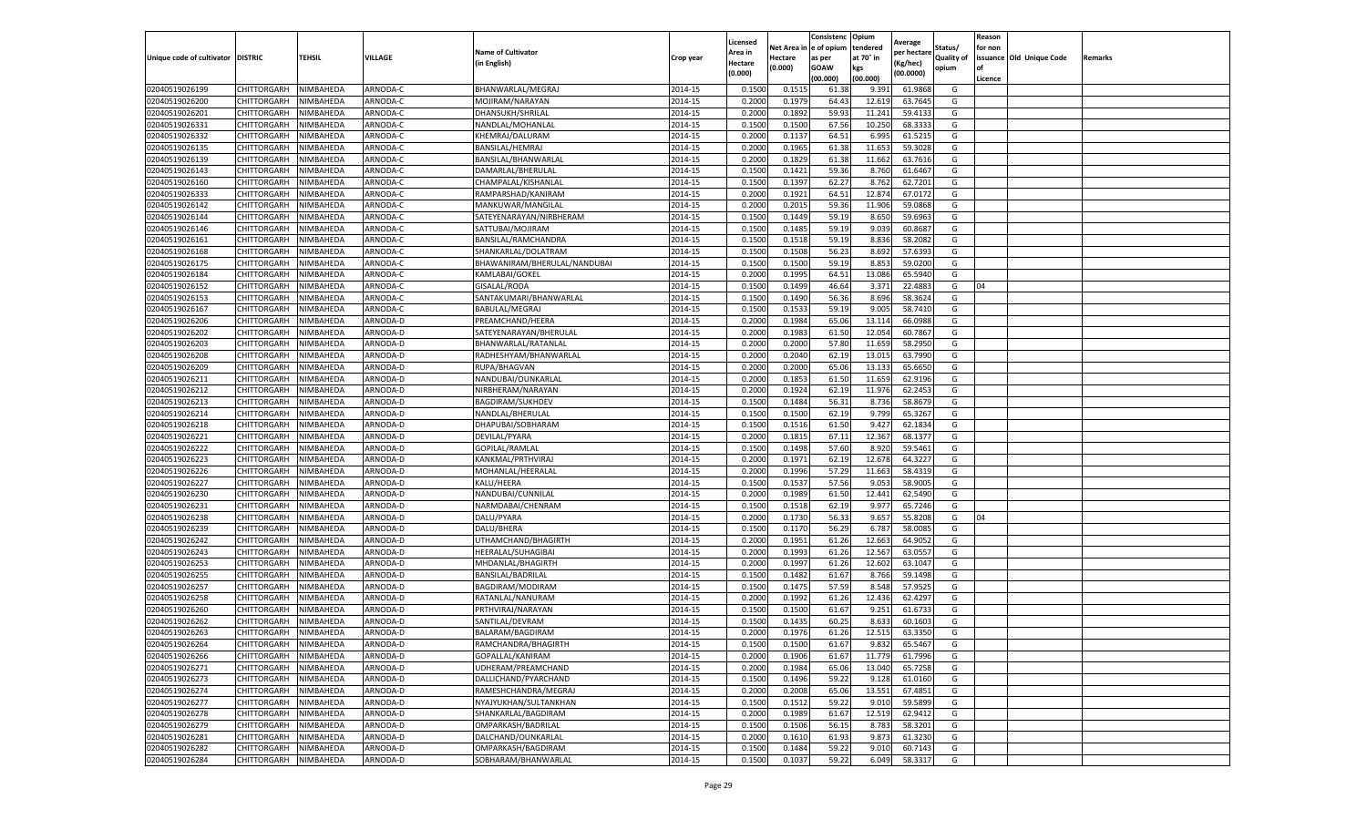| Unique code of cultivator | DISTRIC | TEHSIL | VILLAGE | Name of Cultivator (in English) | Crop year | Licensed Area in Hectare (0.000) | Net Area in Hectare (0.000) | Consistence of opium as per GOAW (00.000) | Opium tendered at 70° in kgs (00.000) | Average per hectare (Kg/hec) (00.0000) | Status/ Quality of opium | Reason for non issuance of Licence | Old Unique Code | Remarks |
|---|---|---|---|---|---|---|---|---|---|---|---|---|---|---|
| 02040519026199 | CHITTORGARH | NIMBAHEDA | ARNODA-C | BHANWARLAL/MEGRAJ | 2014-15 | 0.1500 | 0.1515 | 61.38 | 9.391 | 61.9868 | G | | | |
| 02040519026200 | CHITTORGARH | NIMBAHEDA | ARNODA-C | MOJIRAM/NARAYAN | 2014-15 | 0.2000 | 0.1979 | 64.43 | 12.619 | 63.7645 | G | | | |
| 02040519026201 | CHITTORGARH | NIMBAHEDA | ARNODA-C | DHANSUKH/SHRILAL | 2014-15 | 0.2000 | 0.1892 | 59.93 | 11.241 | 59.4133 | G | | | |
| 02040519026331 | CHITTORGARH | NIMBAHEDA | ARNODA-C | NANDLAL/MOHANLAL | 2014-15 | 0.1500 | 0.1500 | 67.56 | 10.250 | 68.3333 | G | | | |
| 02040519026332 | CHITTORGARH | NIMBAHEDA | ARNODA-C | KHEMRAJ/DALURAM | 2014-15 | 0.2000 | 0.1137 | 64.51 | 6.995 | 61.5215 | G | | | |
| 02040519026135 | CHITTORGARH | NIMBAHEDA | ARNODA-C | BANSILAL/HEMRAJ | 2014-15 | 0.2000 | 0.1965 | 61.38 | 11.653 | 59.3028 | G | | | |
| 02040519026139 | CHITTORGARH | NIMBAHEDA | ARNODA-C | BANSILAL/BHANWARLAL | 2014-15 | 0.2000 | 0.1829 | 61.38 | 11.662 | 63.7616 | G | | | |
| 02040519026143 | CHITTORGARH | NIMBAHEDA | ARNODA-C | DAMARLAL/BHERULAL | 2014-15 | 0.1500 | 0.1421 | 59.36 | 8.760 | 61.6467 | G | | | |
| 02040519026160 | CHITTORGARH | NIMBAHEDA | ARNODA-C | CHAMPALAL/KISHANLAL | 2014-15 | 0.1500 | 0.1397 | 62.27 | 8.762 | 62.7201 | G | | | |
| 02040519026333 | CHITTORGARH | NIMBAHEDA | ARNODA-C | RAMPARSHAD/KANIRAM | 2014-15 | 0.2000 | 0.1921 | 64.51 | 12.874 | 67.0172 | G | | | |
| 02040519026142 | CHITTORGARH | NIMBAHEDA | ARNODA-C | MANKUWAR/MANGILAL | 2014-15 | 0.2000 | 0.2015 | 59.36 | 11.906 | 59.0868 | G | | | |
| 02040519026144 | CHITTORGARH | NIMBAHEDA | ARNODA-C | SATEYENARAYAN/NIRBHERAM | 2014-15 | 0.1500 | 0.1449 | 59.19 | 8.650 | 59.6963 | G | | | |
| 02040519026146 | CHITTORGARH | NIMBAHEDA | ARNODA-C | SATTUBAI/MOJIRAM | 2014-15 | 0.1500 | 0.1485 | 59.19 | 9.039 | 60.8687 | G | | | |
| 02040519026161 | CHITTORGARH | NIMBAHEDA | ARNODA-C | BANSILAL/RAMCHANDRA | 2014-15 | 0.1500 | 0.1518 | 59.19 | 8.836 | 58.2082 | G | | | |
| 02040519026168 | CHITTORGARH | NIMBAHEDA | ARNODA-C | SHANKARLAL/DOLATRAM | 2014-15 | 0.1500 | 0.1508 | 56.23 | 8.692 | 57.6393 | G | | | |
| 02040519026175 | CHITTORGARH | NIMBAHEDA | ARNODA-C | BHAWANIRAM/BHERULAL/NANDUBAI | 2014-15 | 0.1500 | 0.1500 | 59.19 | 8.853 | 59.0200 | G | | | |
| 02040519026184 | CHITTORGARH | NIMBAHEDA | ARNODA-C | KAMLABAI/GOKEL | 2014-15 | 0.2000 | 0.1995 | 64.51 | 13.086 | 65.5940 | G | | | |
| 02040519026152 | CHITTORGARH | NIMBAHEDA | ARNODA-C | GISALAL/RODA | 2014-15 | 0.1500 | 0.1499 | 46.64 | 3.371 | 22.4883 | G | 04 | | |
| 02040519026153 | CHITTORGARH | NIMBAHEDA | ARNODA-C | SANTAKUMARI/BHANWARLAL | 2014-15 | 0.1500 | 0.1490 | 56.36 | 8.696 | 58.3624 | G | | | |
| 02040519026167 | CHITTORGARH | NIMBAHEDA | ARNODA-C | BABULAL/MEGRAJ | 2014-15 | 0.1500 | 0.1533 | 59.19 | 9.005 | 58.7410 | G | | | |
| 02040519026206 | CHITTORGARH | NIMBAHEDA | ARNODA-D | PREAMCHAND/HEERA | 2014-15 | 0.2000 | 0.1984 | 65.06 | 13.114 | 66.0988 | G | | | |
| 02040519026202 | CHITTORGARH | NIMBAHEDA | ARNODA-D | SATEYENARAYAN/BHERULAL | 2014-15 | 0.2000 | 0.1983 | 61.50 | 12.054 | 60.7867 | G | | | |
| 02040519026203 | CHITTORGARH | NIMBAHEDA | ARNODA-D | BHANWARLAL/RATANLAL | 2014-15 | 0.2000 | 0.2000 | 57.80 | 11.659 | 58.2950 | G | | | |
| 02040519026208 | CHITTORGARH | NIMBAHEDA | ARNODA-D | RADHESHYAM/BHANWARLAL | 2014-15 | 0.2000 | 0.2040 | 62.19 | 13.015 | 63.7990 | G | | | |
| 02040519026209 | CHITTORGARH | NIMBAHEDA | ARNODA-D | RUPA/BHAGVAN | 2014-15 | 0.2000 | 0.2000 | 65.06 | 13.133 | 65.6650 | G | | | |
| 02040519026211 | CHITTORGARH | NIMBAHEDA | ARNODA-D | NANDUBAI/OUNKARLAL | 2014-15 | 0.2000 | 0.1853 | 61.50 | 11.659 | 62.9196 | G | | | |
| 02040519026212 | CHITTORGARH | NIMBAHEDA | ARNODA-D | NIRBHERAM/NARAYAN | 2014-15 | 0.2000 | 0.1924 | 62.19 | 11.976 | 62.2453 | G | | | |
| 02040519026213 | CHITTORGARH | NIMBAHEDA | ARNODA-D | BAGDIRAM/SUKHDEV | 2014-15 | 0.1500 | 0.1484 | 56.31 | 8.736 | 58.8679 | G | | | |
| 02040519026214 | CHITTORGARH | NIMBAHEDA | ARNODA-D | NANDLAL/BHERULAL | 2014-15 | 0.1500 | 0.1500 | 62.19 | 9.799 | 65.3267 | G | | | |
| 02040519026218 | CHITTORGARH | NIMBAHEDA | ARNODA-D | DHAPUBAI/SOBHARAM | 2014-15 | 0.1500 | 0.1516 | 61.50 | 9.427 | 62.1834 | G | | | |
| 02040519026221 | CHITTORGARH | NIMBAHEDA | ARNODA-D | DEVILAL/PYARA | 2014-15 | 0.2000 | 0.1815 | 67.11 | 12.367 | 68.1377 | G | | | |
| 02040519026222 | CHITTORGARH | NIMBAHEDA | ARNODA-D | GOPILAL/RAMLAL | 2014-15 | 0.1500 | 0.1498 | 57.60 | 8.920 | 59.5461 | G | | | |
| 02040519026223 | CHITTORGARH | NIMBAHEDA | ARNODA-D | KANKMAL/PRTHVIRAJ | 2014-15 | 0.2000 | 0.1971 | 62.19 | 12.678 | 64.3227 | G | | | |
| 02040519026226 | CHITTORGARH | NIMBAHEDA | ARNODA-D | MOHANLAL/HEERALAL | 2014-15 | 0.2000 | 0.1996 | 57.29 | 11.663 | 58.4319 | G | | | |
| 02040519026227 | CHITTORGARH | NIMBAHEDA | ARNODA-D | KALU/HEERA | 2014-15 | 0.1500 | 0.1537 | 57.56 | 9.053 | 58.9005 | G | | | |
| 02040519026230 | CHITTORGARH | NIMBAHEDA | ARNODA-D | NANDUBAI/CUNNILAL | 2014-15 | 0.2000 | 0.1989 | 61.50 | 12.441 | 62.5490 | G | | | |
| 02040519026231 | CHITTORGARH | NIMBAHEDA | ARNODA-D | NARMDABAI/CHENRAM | 2014-15 | 0.1500 | 0.1518 | 62.19 | 9.977 | 65.7246 | G | | | |
| 02040519026238 | CHITTORGARH | NIMBAHEDA | ARNODA-D | DALU/PYARA | 2014-15 | 0.2000 | 0.1730 | 56.33 | 9.657 | 55.8208 | G | 04 | | |
| 02040519026239 | CHITTORGARH | NIMBAHEDA | ARNODA-D | DALU/BHERA | 2014-15 | 0.1500 | 0.1170 | 56.29 | 6.787 | 58.0085 | G | | | |
| 02040519026242 | CHITTORGARH | NIMBAHEDA | ARNODA-D | UTHAMCHAND/BHAGIRTH | 2014-15 | 0.2000 | 0.1951 | 61.26 | 12.663 | 64.9052 | G | | | |
| 02040519026243 | CHITTORGARH | NIMBAHEDA | ARNODA-D | HEERALAL/SUHAGIBAI | 2014-15 | 0.2000 | 0.1993 | 61.26 | 12.567 | 63.0557 | G | | | |
| 02040519026253 | CHITTORGARH | NIMBAHEDA | ARNODA-D | MHDANLAL/BHAGIRTH | 2014-15 | 0.2000 | 0.1997 | 61.26 | 12.602 | 63.1047 | G | | | |
| 02040519026255 | CHITTORGARH | NIMBAHEDA | ARNODA-D | BANSILAL/BADRILAL | 2014-15 | 0.1500 | 0.1482 | 61.67 | 8.766 | 59.1498 | G | | | |
| 02040519026257 | CHITTORGARH | NIMBAHEDA | ARNODA-D | BAGDIRAM/MODIRAM | 2014-15 | 0.1500 | 0.1475 | 57.59 | 8.548 | 57.9525 | G | | | |
| 02040519026258 | CHITTORGARH | NIMBAHEDA | ARNODA-D | RATANLAL/NANURAM | 2014-15 | 0.2000 | 0.1992 | 61.26 | 12.436 | 62.4297 | G | | | |
| 02040519026260 | CHITTORGARH | NIMBAHEDA | ARNODA-D | PRTHVIRAJ/NARAYAN | 2014-15 | 0.1500 | 0.1500 | 61.67 | 9.251 | 61.6733 | G | | | |
| 02040519026262 | CHITTORGARH | NIMBAHEDA | ARNODA-D | SANTILAL/DEVRAM | 2014-15 | 0.1500 | 0.1435 | 60.25 | 8.633 | 60.1603 | G | | | |
| 02040519026263 | CHITTORGARH | NIMBAHEDA | ARNODA-D | BALARAM/BAGDIRAM | 2014-15 | 0.2000 | 0.1976 | 61.26 | 12.515 | 63.3350 | G | | | |
| 02040519026264 | CHITTORGARH | NIMBAHEDA | ARNODA-D | RAMCHANDRA/BHAGIRTH | 2014-15 | 0.1500 | 0.1500 | 61.67 | 9.832 | 65.5467 | G | | | |
| 02040519026266 | CHITTORGARH | NIMBAHEDA | ARNODA-D | GOPALLAL/KANIRAM | 2014-15 | 0.2000 | 0.1906 | 61.67 | 11.779 | 61.7996 | G | | | |
| 02040519026271 | CHITTORGARH | NIMBAHEDA | ARNODA-D | UDHERAM/PREAMCHAND | 2014-15 | 0.2000 | 0.1984 | 65.06 | 13.040 | 65.7258 | G | | | |
| 02040519026273 | CHITTORGARH | NIMBAHEDA | ARNODA-D | DALLICHAND/PYARCHAND | 2014-15 | 0.1500 | 0.1496 | 59.22 | 9.128 | 61.0160 | G | | | |
| 02040519026274 | CHITTORGARH | NIMBAHEDA | ARNODA-D | RAMESHCHANDRA/MEGRAJ | 2014-15 | 0.2000 | 0.2008 | 65.06 | 13.551 | 67.4851 | G | | | |
| 02040519026277 | CHITTORGARH | NIMBAHEDA | ARNODA-D | NYAJYUKHAN/SULTANKHAN | 2014-15 | 0.1500 | 0.1512 | 59.22 | 9.010 | 59.5899 | G | | | |
| 02040519026278 | CHITTORGARH | NIMBAHEDA | ARNODA-D | SHANKARLAL/BAGDIRAM | 2014-15 | 0.2000 | 0.1989 | 61.67 | 12.519 | 62.9412 | G | | | |
| 02040519026279 | CHITTORGARH | NIMBAHEDA | ARNODA-D | OMPARKASH/BADRILAL | 2014-15 | 0.1500 | 0.1506 | 56.15 | 8.783 | 58.3201 | G | | | |
| 02040519026281 | CHITTORGARH | NIMBAHEDA | ARNODA-D | DALCHAND/OUNKARLAL | 2014-15 | 0.2000 | 0.1610 | 61.93 | 9.873 | 61.3230 | G | | | |
| 02040519026282 | CHITTORGARH | NIMBAHEDA | ARNODA-D | OMPARKASH/BAGDIRAM | 2014-15 | 0.1500 | 0.1484 | 59.22 | 9.010 | 60.7143 | G | | | |
| 02040519026284 | CHITTORGARH | NIMBAHEDA | ARNODA-D | SOBHARAM/BHANWARLAL | 2014-15 | 0.1500 | 0.1037 | 59.22 | 6.049 | 58.3317 | G | | | |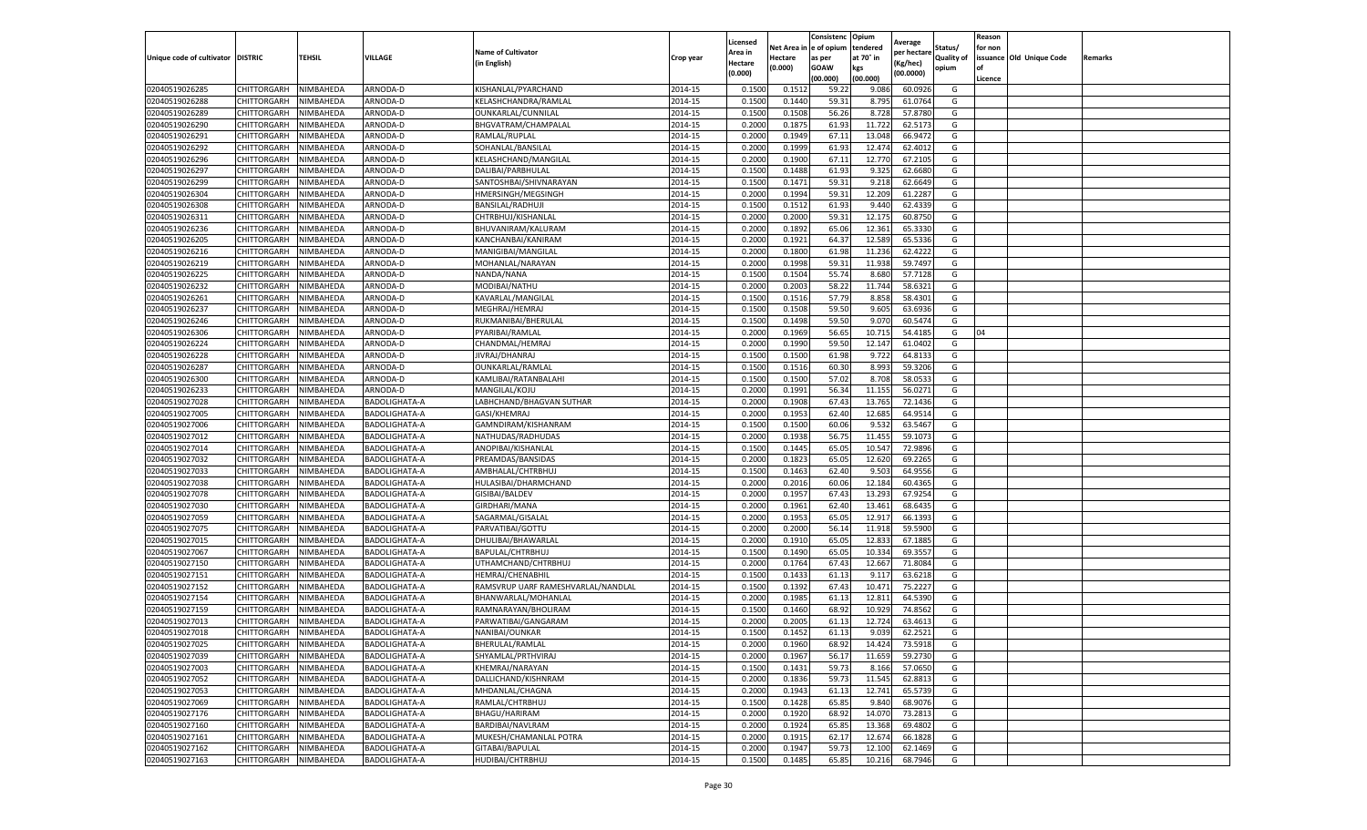| Unique code of cultivator | DISTRIC | TEHSIL | VILLAGE | Name of Cultivator (in English) | Crop year | Licensed Area in Hectare (0.000) | Net Area in Hectare (0.000) | Consistenc e of opium as per GOAW (00.000) | Opium tendered at 70˚ in kgs (00.000) | Average per hectare (Kg/hec) (00.0000) | Status/ Quality of opium | Reason for non issuance of Licence | Old Unique Code | Remarks |
|---|---|---|---|---|---|---|---|---|---|---|---|---|---|---|
| 02040519026285 | CHITTORGARH | NIMBAHEDA | ARNODA-D | KISHANLAL/PYARCHAND | 2014-15 | 0.1500 | 0.1512 | 59.22 | 9.086 | 60.0926 | G | | | |
| 02040519026288 | CHITTORGARH | NIMBAHEDA | ARNODA-D | KELASHCHANDRA/RAMLAL | 2014-15 | 0.1500 | 0.1440 | 59.31 | 8.795 | 61.0764 | G | | | |
| 02040519026289 | CHITTORGARH | NIMBAHEDA | ARNODA-D | OUNKARLAL/CUNNILAL | 2014-15 | 0.1500 | 0.1508 | 56.26 | 8.728 | 57.8780 | G | | | |
| 02040519026290 | CHITTORGARH | NIMBAHEDA | ARNODA-D | BHGVATRAM/CHAMPALAL | 2014-15 | 0.2000 | 0.1875 | 61.93 | 11.722 | 62.5173 | G | | | |
| 02040519026291 | CHITTORGARH | NIMBAHEDA | ARNODA-D | RAMLAL/RUPLAL | 2014-15 | 0.2000 | 0.1949 | 67.11 | 13.048 | 66.9472 | G | | | |
| 02040519026292 | CHITTORGARH | NIMBAHEDA | ARNODA-D | SOHANLAL/BANSILAL | 2014-15 | 0.2000 | 0.1999 | 61.93 | 12.474 | 62.4012 | G | | | |
| 02040519026296 | CHITTORGARH | NIMBAHEDA | ARNODA-D | KELASHCHAND/MANGILAL | 2014-15 | 0.2000 | 0.1900 | 67.11 | 12.770 | 67.2105 | G | | | |
| 02040519026297 | CHITTORGARH | NIMBAHEDA | ARNODA-D | DALIBAI/PARBHULAL | 2014-15 | 0.1500 | 0.1488 | 61.93 | 9.325 | 62.6680 | G | | | |
| 02040519026299 | CHITTORGARH | NIMBAHEDA | ARNODA-D | SANTOSHBAI/SHIVNARAYAN | 2014-15 | 0.1500 | 0.1471 | 59.31 | 9.218 | 62.6649 | G | | | |
| 02040519026304 | CHITTORGARH | NIMBAHEDA | ARNODA-D | HMERSINGH/MEGSINGH | 2014-15 | 0.2000 | 0.1994 | 59.31 | 12.209 | 61.2287 | G | | | |
| 02040519026308 | CHITTORGARH | NIMBAHEDA | ARNODA-D | BANSILAL/RADHUJI | 2014-15 | 0.1500 | 0.1512 | 61.93 | 9.440 | 62.4339 | G | | | |
| 02040519026311 | CHITTORGARH | NIMBAHEDA | ARNODA-D | CHTRBHUJ/KISHANLAL | 2014-15 | 0.2000 | 0.2000 | 59.31 | 12.175 | 60.8750 | G | | | |
| 02040519026236 | CHITTORGARH | NIMBAHEDA | ARNODA-D | BHUVANIRAM/KALURAM | 2014-15 | 0.2000 | 0.1892 | 65.06 | 12.361 | 65.3330 | G | | | |
| 02040519026205 | CHITTORGARH | NIMBAHEDA | ARNODA-D | KANCHANBAI/KANIRAM | 2014-15 | 0.2000 | 0.1921 | 64.37 | 12.589 | 65.5336 | G | | | |
| 02040519026216 | CHITTORGARH | NIMBAHEDA | ARNODA-D | MANIGIBAI/MANGILAL | 2014-15 | 0.2000 | 0.1800 | 61.98 | 11.236 | 62.4222 | G | | | |
| 02040519026219 | CHITTORGARH | NIMBAHEDA | ARNODA-D | MOHANLAL/NARAYAN | 2014-15 | 0.2000 | 0.1998 | 59.31 | 11.938 | 59.7497 | G | | | |
| 02040519026225 | CHITTORGARH | NIMBAHEDA | ARNODA-D | NANDA/NANA | 2014-15 | 0.1500 | 0.1504 | 55.74 | 8.680 | 57.7128 | G | | | |
| 02040519026232 | CHITTORGARH | NIMBAHEDA | ARNODA-D | MODIBAI/NATHU | 2014-15 | 0.2000 | 0.2003 | 58.22 | 11.744 | 58.6321 | G | | | |
| 02040519026261 | CHITTORGARH | NIMBAHEDA | ARNODA-D | KAVARLAL/MANGILAL | 2014-15 | 0.1500 | 0.1516 | 57.79 | 8.858 | 58.4301 | G | | | |
| 02040519026237 | CHITTORGARH | NIMBAHEDA | ARNODA-D | MEGHRAJ/HEMRAJ | 2014-15 | 0.1500 | 0.1508 | 59.50 | 9.605 | 63.6936 | G | | | |
| 02040519026246 | CHITTORGARH | NIMBAHEDA | ARNODA-D | RUKMANIBAI/BHERULAL | 2014-15 | 0.1500 | 0.1498 | 59.50 | 9.070 | 60.5474 | G | | | |
| 02040519026306 | CHITTORGARH | NIMBAHEDA | ARNODA-D | PYARIBAI/RAMLAL | 2014-15 | 0.2000 | 0.1969 | 56.65 | 10.715 | 54.4185 | G | 04 | | |
| 02040519026224 | CHITTORGARH | NIMBAHEDA | ARNODA-D | CHANDMAL/HEMRAJ | 2014-15 | 0.2000 | 0.1990 | 59.50 | 12.147 | 61.0402 | G | | | |
| 02040519026228 | CHITTORGARH | NIMBAHEDA | ARNODA-D | JIVRAJ/DHANRAJ | 2014-15 | 0.1500 | 0.1500 | 61.98 | 9.722 | 64.8133 | G | | | |
| 02040519026287 | CHITTORGARH | NIMBAHEDA | ARNODA-D | OUNKARLAL/RAMLAL | 2014-15 | 0.1500 | 0.1516 | 60.30 | 8.993 | 59.3206 | G | | | |
| 02040519026300 | CHITTORGARH | NIMBAHEDA | ARNODA-D | KAMLIBAI/RATANBALAHI | 2014-15 | 0.1500 | 0.1500 | 57.02 | 8.708 | 58.0533 | G | | | |
| 02040519026233 | CHITTORGARH | NIMBAHEDA | ARNODA-D | MANGILAL/KOJU | 2014-15 | 0.2000 | 0.1991 | 56.34 | 11.155 | 56.0271 | G | | | |
| 02040519027028 | CHITTORGARH | NIMBAHEDA | BADOLIGHATA-A | LABHCHAND/BHAGVAN SUTHAR | 2014-15 | 0.2000 | 0.1908 | 67.43 | 13.765 | 72.1436 | G | | | |
| 02040519027005 | CHITTORGARH | NIMBAHEDA | BADOLIGHATA-A | GASI/KHEMRAJ | 2014-15 | 0.2000 | 0.1953 | 62.40 | 12.685 | 64.9514 | G | | | |
| 02040519027006 | CHITTORGARH | NIMBAHEDA | BADOLIGHATA-A | GAMNDIRAM/KISHANRAM | 2014-15 | 0.1500 | 0.1500 | 60.06 | 9.532 | 63.5467 | G | | | |
| 02040519027012 | CHITTORGARH | NIMBAHEDA | BADOLIGHATA-A | NATHUDAS/RADHUDAS | 2014-15 | 0.2000 | 0.1938 | 56.75 | 11.455 | 59.1073 | G | | | |
| 02040519027014 | CHITTORGARH | NIMBAHEDA | BADOLIGHATA-A | ANOPIBAI/KISHANLAL | 2014-15 | 0.1500 | 0.1445 | 65.05 | 10.547 | 72.9896 | G | | | |
| 02040519027032 | CHITTORGARH | NIMBAHEDA | BADOLIGHATA-A | PREAMDAS/BANSIDAS | 2014-15 | 0.2000 | 0.1823 | 65.05 | 12.620 | 69.2265 | G | | | |
| 02040519027033 | CHITTORGARH | NIMBAHEDA | BADOLIGHATA-A | AMBHALAL/CHTRBHUJ | 2014-15 | 0.1500 | 0.1463 | 62.40 | 9.503 | 64.9556 | G | | | |
| 02040519027038 | CHITTORGARH | NIMBAHEDA | BADOLIGHATA-A | HULASIBAI/DHARMCHAND | 2014-15 | 0.2000 | 0.2016 | 60.06 | 12.184 | 60.4365 | G | | | |
| 02040519027078 | CHITTORGARH | NIMBAHEDA | BADOLIGHATA-A | GISIBAI/BALDEV | 2014-15 | 0.2000 | 0.1957 | 67.43 | 13.293 | 67.9254 | G | | | |
| 02040519027030 | CHITTORGARH | NIMBAHEDA | BADOLIGHATA-A | GIRDHARI/MANA | 2014-15 | 0.2000 | 0.1961 | 62.40 | 13.461 | 68.6435 | G | | | |
| 02040519027059 | CHITTORGARH | NIMBAHEDA | BADOLIGHATA-A | SAGARMAL/GISALAL | 2014-15 | 0.2000 | 0.1953 | 65.05 | 12.917 | 66.1393 | G | | | |
| 02040519027075 | CHITTORGARH | NIMBAHEDA | BADOLIGHATA-A | PARVATIBAI/GOTTU | 2014-15 | 0.2000 | 0.2000 | 56.14 | 11.918 | 59.5900 | G | | | |
| 02040519027015 | CHITTORGARH | NIMBAHEDA | BADOLIGHATA-A | DHULIBAI/BHAWARLAL | 2014-15 | 0.2000 | 0.1910 | 65.05 | 12.833 | 67.1885 | G | | | |
| 02040519027067 | CHITTORGARH | NIMBAHEDA | BADOLIGHATA-A | BAPULAL/CHTRBHUJ | 2014-15 | 0.1500 | 0.1490 | 65.05 | 10.334 | 69.3557 | G | | | |
| 02040519027150 | CHITTORGARH | NIMBAHEDA | BADOLIGHATA-A | UTHAMCHAND/CHTRBHUJ | 2014-15 | 0.2000 | 0.1764 | 67.43 | 12.667 | 71.8084 | G | | | |
| 02040519027151 | CHITTORGARH | NIMBAHEDA | BADOLIGHATA-A | HEMRAJ/CHENABHIL | 2014-15 | 0.1500 | 0.1433 | 61.13 | 9.117 | 63.6218 | G | | | |
| 02040519027152 | CHITTORGARH | NIMBAHEDA | BADOLIGHATA-A | RAMSVRUP UARF RAMESHVARLAL/NANDLAL | 2014-15 | 0.1500 | 0.1392 | 67.43 | 10.471 | 75.2227 | G | | | |
| 02040519027154 | CHITTORGARH | NIMBAHEDA | BADOLIGHATA-A | BHANWARLAL/MOHANLAL | 2014-15 | 0.2000 | 0.1985 | 61.13 | 12.811 | 64.5390 | G | | | |
| 02040519027159 | CHITTORGARH | NIMBAHEDA | BADOLIGHATA-A | RAMNARAYAN/BHOLIRAM | 2014-15 | 0.1500 | 0.1460 | 68.92 | 10.929 | 74.8562 | G | | | |
| 02040519027013 | CHITTORGARH | NIMBAHEDA | BADOLIGHATA-A | PARWATIBAI/GANGARAM | 2014-15 | 0.2000 | 0.2005 | 61.13 | 12.724 | 63.4613 | G | | | |
| 02040519027018 | CHITTORGARH | NIMBAHEDA | BADOLIGHATA-A | NANIBAI/OUNKAR | 2014-15 | 0.1500 | 0.1452 | 61.13 | 9.039 | 62.2521 | G | | | |
| 02040519027025 | CHITTORGARH | NIMBAHEDA | BADOLIGHATA-A | BHERULAL/RAMLAL | 2014-15 | 0.2000 | 0.1960 | 68.92 | 14.424 | 73.5918 | G | | | |
| 02040519027039 | CHITTORGARH | NIMBAHEDA | BADOLIGHATA-A | SHYAMLAL/PRTHVIRAJ | 2014-15 | 0.2000 | 0.1967 | 56.17 | 11.659 | 59.2730 | G | | | |
| 02040519027003 | CHITTORGARH | NIMBAHEDA | BADOLIGHATA-A | KHEMRAJ/NARAYAN | 2014-15 | 0.1500 | 0.1431 | 59.73 | 8.166 | 57.0650 | G | | | |
| 02040519027052 | CHITTORGARH | NIMBAHEDA | BADOLIGHATA-A | DALLICHAND/KISHNRAM | 2014-15 | 0.2000 | 0.1836 | 59.73 | 11.545 | 62.8813 | G | | | |
| 02040519027053 | CHITTORGARH | NIMBAHEDA | BADOLIGHATA-A | MHDANLAL/CHAGNA | 2014-15 | 0.2000 | 0.1943 | 61.13 | 12.741 | 65.5739 | G | | | |
| 02040519027069 | CHITTORGARH | NIMBAHEDA | BADOLIGHATA-A | RAMLAL/CHTRBHUJ | 2014-15 | 0.1500 | 0.1428 | 65.85 | 9.840 | 68.9076 | G | | | |
| 02040519027176 | CHITTORGARH | NIMBAHEDA | BADOLIGHATA-A | BHAGU/HARIRAM | 2014-15 | 0.2000 | 0.1920 | 68.92 | 14.070 | 73.2813 | G | | | |
| 02040519027160 | CHITTORGARH | NIMBAHEDA | BADOLIGHATA-A | BARDIBAI/NAVLRAM | 2014-15 | 0.2000 | 0.1924 | 65.85 | 13.368 | 69.4802 | G | | | |
| 02040519027161 | CHITTORGARH | NIMBAHEDA | BADOLIGHATA-A | MUKESH/CHAMANLAL POTRA | 2014-15 | 0.2000 | 0.1915 | 62.17 | 12.674 | 66.1828 | G | | | |
| 02040519027162 | CHITTORGARH | NIMBAHEDA | BADOLIGHATA-A | GITABAI/BAPULAL | 2014-15 | 0.2000 | 0.1947 | 59.73 | 12.100 | 62.1469 | G | | | |
| 02040519027163 | CHITTORGARH | NIMBAHEDA | BADOLIGHATA-A | HUDIBAI/CHTRBHUJ | 2014-15 | 0.1500 | 0.1485 | 65.85 | 10.216 | 68.7946 | G | | | |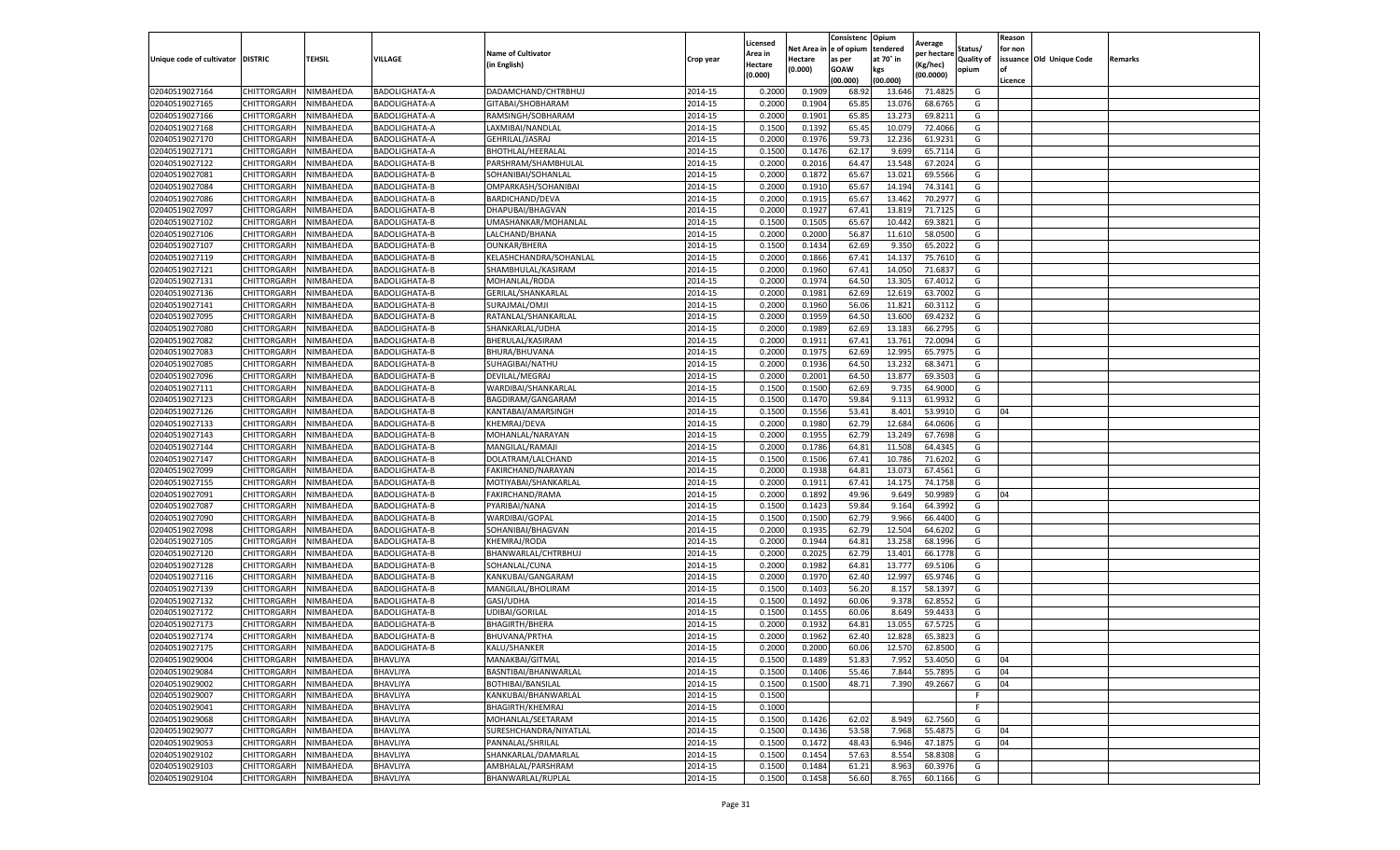| Unique code of cultivator | DISTRIC | TEHSIL | VILLAGE | Name of Cultivator (in English) | Crop year | Licensed Area in Hectare (0.000) | Net Area in Hectare (0.000) | Consistence of opium as per GOAW (00.000) | Opium tendered at 70° in kgs (00.000) | Average per hectare (Kg/hec) (00.0000) | Status/ Quality of opium | Reason for non issuance of Licence | Old Unique Code | Remarks |
|---|---|---|---|---|---|---|---|---|---|---|---|---|---|---|
| 02040519027164 | CHITTORGARH | NIMBAHEDA | BADOLIGHATA-A | DADAMCHAND/CHTRBHUJ | 2014-15 | 0.2000 | 0.1909 | 68.92 | 13.646 | 71.4825 | G | | | |
| 02040519027165 | CHITTORGARH | NIMBAHEDA | BADOLIGHATA-A | GITABAI/SHOBHARAM | 2014-15 | 0.2000 | 0.1904 | 65.85 | 13.076 | 68.6765 | G | | | |
| 02040519027166 | CHITTORGARH | NIMBAHEDA | BADOLIGHATA-A | RAMSINGH/SOBHARAM | 2014-15 | 0.2000 | 0.1901 | 65.85 | 13.273 | 69.8211 | G | | | |
| 02040519027168 | CHITTORGARH | NIMBAHEDA | BADOLIGHATA-A | LAXMIBAI/NANDLAL | 2014-15 | 0.1500 | 0.1392 | 65.45 | 10.079 | 72.4066 | G | | | |
| 02040519027170 | CHITTORGARH | NIMBAHEDA | BADOLIGHATA-A | GEHRILAL/JASRAJ | 2014-15 | 0.2000 | 0.1976 | 59.73 | 12.236 | 61.9231 | G | | | |
| 02040519027171 | CHITTORGARH | NIMBAHEDA | BADOLIGHATA-A | BHOTHLAL/HEERALAL | 2014-15 | 0.1500 | 0.1476 | 62.17 | 9.699 | 65.7114 | G | | | |
| 02040519027122 | CHITTORGARH | NIMBAHEDA | BADOLIGHATA-B | PARSHRAM/SHAMBHULAL | 2014-15 | 0.2000 | 0.2016 | 64.47 | 13.548 | 67.2024 | G | | | |
| 02040519027081 | CHITTORGARH | NIMBAHEDA | BADOLIGHATA-B | SOHANIBAI/SOHANLAL | 2014-15 | 0.2000 | 0.1872 | 65.67 | 13.021 | 69.5566 | G | | | |
| 02040519027084 | CHITTORGARH | NIMBAHEDA | BADOLIGHATA-B | OMPARKASH/SOHANIBAI | 2014-15 | 0.2000 | 0.1910 | 65.67 | 14.194 | 74.3141 | G | | | |
| 02040519027086 | CHITTORGARH | NIMBAHEDA | BADOLIGHATA-B | BARDICHAND/DEVA | 2014-15 | 0.2000 | 0.1915 | 65.67 | 13.462 | 70.2977 | G | | | |
| 02040519027097 | CHITTORGARH | NIMBAHEDA | BADOLIGHATA-B | DHAPUBAI/BHAGVAN | 2014-15 | 0.2000 | 0.1927 | 67.41 | 13.819 | 71.7125 | G | | | |
| 02040519027102 | CHITTORGARH | NIMBAHEDA | BADOLIGHATA-B | UMASHANKAR/MOHANLAL | 2014-15 | 0.1500 | 0.1505 | 65.67 | 10.442 | 69.3821 | G | | | |
| 02040519027106 | CHITTORGARH | NIMBAHEDA | BADOLIGHATA-B | LALCHAND/BHANA | 2014-15 | 0.2000 | 0.2000 | 56.87 | 11.610 | 58.0500 | G | | | |
| 02040519027107 | CHITTORGARH | NIMBAHEDA | BADOLIGHATA-B | OUNKAR/BHERA | 2014-15 | 0.1500 | 0.1434 | 62.69 | 9.350 | 65.2022 | G | | | |
| 02040519027119 | CHITTORGARH | NIMBAHEDA | BADOLIGHATA-B | KELASHCHANDRA/SOHANLAL | 2014-15 | 0.2000 | 0.1866 | 67.41 | 14.137 | 75.7610 | G | | | |
| 02040519027121 | CHITTORGARH | NIMBAHEDA | BADOLIGHATA-B | SHAMBHULAL/KASIRAM | 2014-15 | 0.2000 | 0.1960 | 67.41 | 14.050 | 71.6837 | G | | | |
| 02040519027131 | CHITTORGARH | NIMBAHEDA | BADOLIGHATA-B | MOHANLAL/RODA | 2014-15 | 0.2000 | 0.1974 | 64.50 | 13.305 | 67.4012 | G | | | |
| 02040519027136 | CHITTORGARH | NIMBAHEDA | BADOLIGHATA-B | GERILAL/SHANKARLAL | 2014-15 | 0.2000 | 0.1981 | 62.69 | 12.619 | 63.7002 | G | | | |
| 02040519027141 | CHITTORGARH | NIMBAHEDA | BADOLIGHATA-B | SURAJMAL/OMJI | 2014-15 | 0.2000 | 0.1960 | 56.06 | 11.821 | 60.3112 | G | | | |
| 02040519027095 | CHITTORGARH | NIMBAHEDA | BADOLIGHATA-B | RATANLAL/SHANKARLAL | 2014-15 | 0.2000 | 0.1959 | 64.50 | 13.600 | 69.4232 | G | | | |
| 02040519027080 | CHITTORGARH | NIMBAHEDA | BADOLIGHATA-B | SHANKARLAL/UDHA | 2014-15 | 0.2000 | 0.1989 | 62.69 | 13.183 | 66.2795 | G | | | |
| 02040519027082 | CHITTORGARH | NIMBAHEDA | BADOLIGHATA-B | BHERULAL/KASIRAM | 2014-15 | 0.2000 | 0.1911 | 67.41 | 13.761 | 72.0094 | G | | | |
| 02040519027083 | CHITTORGARH | NIMBAHEDA | BADOLIGHATA-B | BHURA/BHUVANA | 2014-15 | 0.2000 | 0.1975 | 62.69 | 12.995 | 65.7975 | G | | | |
| 02040519027085 | CHITTORGARH | NIMBAHEDA | BADOLIGHATA-B | SUHAGIBAI/NATHU | 2014-15 | 0.2000 | 0.1936 | 64.50 | 13.232 | 68.3471 | G | | | |
| 02040519027096 | CHITTORGARH | NIMBAHEDA | BADOLIGHATA-B | DEVILAL/MEGRAJ | 2014-15 | 0.2000 | 0.2001 | 64.50 | 13.877 | 69.3503 | G | | | |
| 02040519027111 | CHITTORGARH | NIMBAHEDA | BADOLIGHATA-B | WARDIBAI/SHANKARLAL | 2014-15 | 0.1500 | 0.1500 | 62.69 | 9.735 | 64.9000 | G | | | |
| 02040519027123 | CHITTORGARH | NIMBAHEDA | BADOLIGHATA-B | BAGDIRAM/GANGARAM | 2014-15 | 0.1500 | 0.1470 | 59.84 | 9.113 | 61.9932 | G | | | |
| 02040519027126 | CHITTORGARH | NIMBAHEDA | BADOLIGHATA-B | KANTABAI/AMARSINGH | 2014-15 | 0.1500 | 0.1556 | 53.41 | 8.401 | 53.9910 | G | 04 | | |
| 02040519027133 | CHITTORGARH | NIMBAHEDA | BADOLIGHATA-B | KHEMRAJ/DEVA | 2014-15 | 0.2000 | 0.1980 | 62.79 | 12.684 | 64.0606 | G | | | |
| 02040519027143 | CHITTORGARH | NIMBAHEDA | BADOLIGHATA-B | MOHANLAL/NARAYAN | 2014-15 | 0.2000 | 0.1955 | 62.79 | 13.249 | 67.7698 | G | | | |
| 02040519027144 | CHITTORGARH | NIMBAHEDA | BADOLIGHATA-B | MANGILAL/RAMAJI | 2014-15 | 0.2000 | 0.1786 | 64.81 | 11.508 | 64.4345 | G | | | |
| 02040519027147 | CHITTORGARH | NIMBAHEDA | BADOLIGHATA-B | DOLATRAM/LALCHAND | 2014-15 | 0.1500 | 0.1506 | 67.41 | 10.786 | 71.6202 | G | | | |
| 02040519027099 | CHITTORGARH | NIMBAHEDA | BADOLIGHATA-B | FAKIRCHAND/NARAYAN | 2014-15 | 0.2000 | 0.1938 | 64.81 | 13.073 | 67.4561 | G | | | |
| 02040519027155 | CHITTORGARH | NIMBAHEDA | BADOLIGHATA-B | MOTIYABAI/SHANKARLAL | 2014-15 | 0.2000 | 0.1911 | 67.41 | 14.175 | 74.1758 | G | | | |
| 02040519027091 | CHITTORGARH | NIMBAHEDA | BADOLIGHATA-B | FAKIRCHAND/RAMA | 2014-15 | 0.2000 | 0.1892 | 49.96 | 9.649 | 50.9989 | G | 04 | | |
| 02040519027087 | CHITTORGARH | NIMBAHEDA | BADOLIGHATA-B | PYARIBAI/NANA | 2014-15 | 0.1500 | 0.1423 | 59.84 | 9.164 | 64.3992 | G | | | |
| 02040519027090 | CHITTORGARH | NIMBAHEDA | BADOLIGHATA-B | WARDIBAI/GOPAL | 2014-15 | 0.1500 | 0.1500 | 62.79 | 9.966 | 66.4400 | G | | | |
| 02040519027098 | CHITTORGARH | NIMBAHEDA | BADOLIGHATA-B | SOHANIBAI/BHAGVAN | 2014-15 | 0.2000 | 0.1935 | 62.79 | 12.504 | 64.6202 | G | | | |
| 02040519027105 | CHITTORGARH | NIMBAHEDA | BADOLIGHATA-B | KHEMRAJ/RODA | 2014-15 | 0.2000 | 0.1944 | 64.81 | 13.258 | 68.1996 | G | | | |
| 02040519027120 | CHITTORGARH | NIMBAHEDA | BADOLIGHATA-B | BHANWARLAL/CHTRBHUJ | 2014-15 | 0.2000 | 0.2025 | 62.79 | 13.401 | 66.1778 | G | | | |
| 02040519027128 | CHITTORGARH | NIMBAHEDA | BADOLIGHATA-B | SOHANLAL/CUNA | 2014-15 | 0.2000 | 0.1982 | 64.81 | 13.777 | 69.5106 | G | | | |
| 02040519027116 | CHITTORGARH | NIMBAHEDA | BADOLIGHATA-B | KANKUBAI/GANGARAM | 2014-15 | 0.2000 | 0.1970 | 62.40 | 12.997 | 65.9746 | G | | | |
| 02040519027139 | CHITTORGARH | NIMBAHEDA | BADOLIGHATA-B | MANGILAL/BHOLIRAM | 2014-15 | 0.1500 | 0.1403 | 56.20 | 8.157 | 58.1397 | G | | | |
| 02040519027132 | CHITTORGARH | NIMBAHEDA | BADOLIGHATA-B | GASI/UDHA | 2014-15 | 0.1500 | 0.1492 | 60.06 | 9.378 | 62.8552 | G | | | |
| 02040519027172 | CHITTORGARH | NIMBAHEDA | BADOLIGHATA-B | UDIBAI/GORILAL | 2014-15 | 0.1500 | 0.1455 | 60.06 | 8.649 | 59.4433 | G | | | |
| 02040519027173 | CHITTORGARH | NIMBAHEDA | BADOLIGHATA-B | BHAGIRTH/BHERA | 2014-15 | 0.2000 | 0.1932 | 64.81 | 13.055 | 67.5725 | G | | | |
| 02040519027174 | CHITTORGARH | NIMBAHEDA | BADOLIGHATA-B | BHUVANA/PRTHA | 2014-15 | 0.2000 | 0.1962 | 62.40 | 12.828 | 65.3823 | G | | | |
| 02040519027175 | CHITTORGARH | NIMBAHEDA | BADOLIGHATA-B | KALU/SHANKER | 2014-15 | 0.2000 | 0.2000 | 60.06 | 12.570 | 62.8500 | G | | | |
| 02040519029004 | CHITTORGARH | NIMBAHEDA | BHAVLIYA | MANAKBAI/GITMAL | 2014-15 | 0.1500 | 0.1489 | 51.83 | 7.952 | 53.4050 | G | 04 | | |
| 02040519029084 | CHITTORGARH | NIMBAHEDA | BHAVLIYA | BASNTIBAI/BHANWARLAL | 2014-15 | 0.1500 | 0.1406 | 55.46 | 7.844 | 55.7895 | G | 04 | | |
| 02040519029002 | CHITTORGARH | NIMBAHEDA | BHAVLIYA | BOTHIBAI/BANSILAL | 2014-15 | 0.1500 | 0.1500 | 48.71 | 7.390 | 49.2667 | G | 04 | | |
| 02040519029007 | CHITTORGARH | NIMBAHEDA | BHAVLIYA | KANKUBAI/BHANWARLAL | 2014-15 | 0.1500 | | | | | F | | | |
| 02040519029041 | CHITTORGARH | NIMBAHEDA | BHAVLIYA | BHAGIRTH/KHEMRAJ | 2014-15 | 0.1000 | | | | | F | | | |
| 02040519029068 | CHITTORGARH | NIMBAHEDA | BHAVLIYA | MOHANLAL/SEETARAM | 2014-15 | 0.1500 | 0.1426 | 62.02 | 8.949 | 62.7560 | G | | | |
| 02040519029077 | CHITTORGARH | NIMBAHEDA | BHAVLIYA | SURESHCHANDRA/NIYATLAL | 2014-15 | 0.1500 | 0.1436 | 53.58 | 7.968 | 55.4875 | G | 04 | | |
| 02040519029053 | CHITTORGARH | NIMBAHEDA | BHAVLIYA | PANNALAL/SHRILAL | 2014-15 | 0.1500 | 0.1472 | 48.43 | 6.946 | 47.1875 | G | 04 | | |
| 02040519029102 | CHITTORGARH | NIMBAHEDA | BHAVLIYA | SHANKARLAL/DAMARLAL | 2014-15 | 0.1500 | 0.1454 | 57.63 | 8.554 | 58.8308 | G | | | |
| 02040519029103 | CHITTORGARH | NIMBAHEDA | BHAVLIYA | AMBHALAL/PARSHRAM | 2014-15 | 0.1500 | 0.1484 | 61.21 | 8.963 | 60.3976 | G | | | |
| 02040519029104 | CHITTORGARH | NIMBAHEDA | BHAVLIYA | BHANWARLAL/RUPLAL | 2014-15 | 0.1500 | 0.1458 | 56.60 | 8.765 | 60.1166 | G | | | |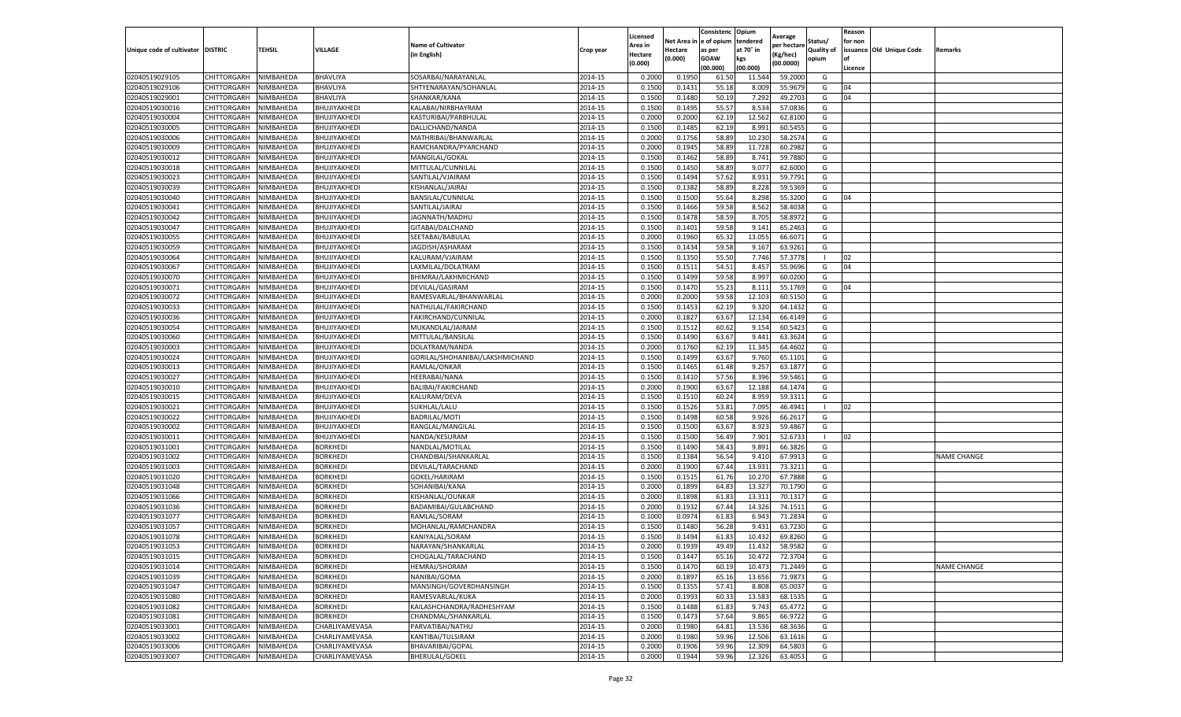| Unique code of cultivator | DISTRIC | TEHSIL | VILLAGE | Name of Cultivator (in English) | Crop year | Licensed Area in Hectare (0.000) | Net Area in Hectare (0.000) | Consistenc e of opium as per GOAW (00.000) | Opium tendered at 70° in kgs (00.000) | Average per hectare (Kg/hec) (00.0000) | Status/ Quality of opium | Reason for non issuance of Licence | Old Unique Code | Remarks |
|---|---|---|---|---|---|---|---|---|---|---|---|---|---|---|
| 02040519029105 | CHITTORGARH | NIMBAHEDA | BHAVLIYA | SOSARBAI/NARAYANLAL | 2014-15 | 0.2000 | 0.1950 | 61.50 | 11.544 | 59.2000 | G | | | |
| 02040519029106 | CHITTORGARH | NIMBAHEDA | BHAVLIYA | SHTYENARAYAN/SOHANLAL | 2014-15 | 0.1500 | 0.1431 | 55.18 | 8.009 | 55.9679 | G | 04 | | |
| 02040519029001 | CHITTORGARH | NIMBAHEDA | BHAVLIYA | SHANKAR/KANA | 2014-15 | 0.1500 | 0.1480 | 50.19 | 7.292 | 49.2703 | G | 04 | | |
| 02040519030016 | CHITTORGARH | NIMBAHEDA | BHUJIYAKHEDI | KALABAI/NIRBHAYRAM | 2014-15 | 0.1500 | 0.1495 | 55.57 | 8.534 | 57.0836 | G | | | |
| 02040519030004 | CHITTORGARH | NIMBAHEDA | BHUJIYAKHEDI | KASTURIBAI/PARBHULAL | 2014-15 | 0.2000 | 0.2000 | 62.19 | 12.562 | 62.8100 | G | | | |
| 02040519030005 | CHITTORGARH | NIMBAHEDA | BHUJIYAKHEDI | DALLICHAND/NANDA | 2014-15 | 0.1500 | 0.1485 | 62.19 | 8.991 | 60.5455 | G | | | |
| 02040519030006 | CHITTORGARH | NIMBAHEDA | BHUJIYAKHEDI | MATHRIBAI/BHANWARLAL | 2014-15 | 0.2000 | 0.1756 | 58.89 | 10.230 | 58.2574 | G | | | |
| 02040519030009 | CHITTORGARH | NIMBAHEDA | BHUJIYAKHEDI | RAMCHANDRA/PYARCHAND | 2014-15 | 0.2000 | 0.1945 | 58.89 | 11.728 | 60.2982 | G | | | |
| 02040519030012 | CHITTORGARH | NIMBAHEDA | BHUJIYAKHEDI | MANGILAL/GOKAL | 2014-15 | 0.1500 | 0.1462 | 58.89 | 8.741 | 59.7880 | G | | | |
| 02040519030018 | CHITTORGARH | NIMBAHEDA | BHUJIYAKHEDI | MITTULAL/CUNNILAL | 2014-15 | 0.1500 | 0.1450 | 58.89 | 9.077 | 62.6000 | G | | | |
| 02040519030023 | CHITTORGARH | NIMBAHEDA | BHUJIYAKHEDI | SANTILAL/VJAIRAM | 2014-15 | 0.1500 | 0.1494 | 57.62 | 8.931 | 59.7791 | G | | | |
| 02040519030039 | CHITTORGARH | NIMBAHEDA | BHUJIYAKHEDI | KISHANLAL/JAIRAJ | 2014-15 | 0.1500 | 0.1382 | 58.89 | 8.228 | 59.5369 | G | | | |
| 02040519030040 | CHITTORGARH | NIMBAHEDA | BHUJIYAKHEDI | BANSILAL/CUNNILAL | 2014-15 | 0.1500 | 0.1500 | 55.64 | 8.298 | 55.3200 | G | 04 | | |
| 02040519030041 | CHITTORGARH | NIMBAHEDA | BHUJIYAKHEDI | SANTILAL/JAIRAJ | 2014-15 | 0.1500 | 0.1466 | 59.58 | 8.562 | 58.4038 | G | | | |
| 02040519030042 | CHITTORGARH | NIMBAHEDA | BHUJIYAKHEDI | JAGNNATH/MADHU | 2014-15 | 0.1500 | 0.1478 | 58.59 | 8.705 | 58.8972 | G | | | |
| 02040519030047 | CHITTORGARH | NIMBAHEDA | BHUJIYAKHEDI | GITABAI/DALCHAND | 2014-15 | 0.1500 | 0.1401 | 59.58 | 9.141 | 65.2463 | G | | | |
| 02040519030055 | CHITTORGARH | NIMBAHEDA | BHUJIYAKHEDI | SEETABAI/BABULAL | 2014-15 | 0.2000 | 0.1960 | 65.32 | 13.055 | 66.6071 | G | | | |
| 02040519030059 | CHITTORGARH | NIMBAHEDA | BHUJIYAKHEDI | JAGDISH/ASHARAM | 2014-15 | 0.1500 | 0.1434 | 59.58 | 9.167 | 63.9261 | G | | | |
| 02040519030064 | CHITTORGARH | NIMBAHEDA | BHUJIYAKHEDI | KALURAM/VJAIRAM | 2014-15 | 0.1500 | 0.1350 | 55.50 | 7.746 | 57.3778 | I | 02 | | |
| 02040519030067 | CHITTORGARH | NIMBAHEDA | BHUJIYAKHEDI | LAXMILAL/DOLATRAM | 2014-15 | 0.1500 | 0.1511 | 54.51 | 8.457 | 55.9696 | G | 04 | | |
| 02040519030070 | CHITTORGARH | NIMBAHEDA | BHUJIYAKHEDI | BHIMRAJ/LAKHMICHAND | 2014-15 | 0.1500 | 0.1499 | 59.58 | 8.997 | 60.0200 | G | | | |
| 02040519030071 | CHITTORGARH | NIMBAHEDA | BHUJIYAKHEDI | DEVILAL/GASIRAM | 2014-15 | 0.1500 | 0.1470 | 55.23 | 8.111 | 55.1769 | G | 04 | | |
| 02040519030072 | CHITTORGARH | NIMBAHEDA | BHUJIYAKHEDI | RAMESVARLAL/BHANWARLAL | 2014-15 | 0.2000 | 0.2000 | 59.58 | 12.103 | 60.5150 | G | | | |
| 02040519030033 | CHITTORGARH | NIMBAHEDA | BHUJIYAKHEDI | NATHULAL/FAKIRCHAND | 2014-15 | 0.1500 | 0.1453 | 62.19 | 9.320 | 64.1432 | G | | | |
| 02040519030036 | CHITTORGARH | NIMBAHEDA | BHUJIYAKHEDI | FAKIRCHAND/CUNNILAL | 2014-15 | 0.2000 | 0.1827 | 63.67 | 12.134 | 66.4149 | G | | | |
| 02040519030054 | CHITTORGARH | NIMBAHEDA | BHUJIYAKHEDI | MUKANDLAL/JAIRAM | 2014-15 | 0.1500 | 0.1512 | 60.62 | 9.154 | 60.5423 | G | | | |
| 02040519030060 | CHITTORGARH | NIMBAHEDA | BHUJIYAKHEDI | MITTULAL/BANSILAL | 2014-15 | 0.1500 | 0.1490 | 63.67 | 9.441 | 63.3624 | G | | | |
| 02040519030003 | CHITTORGARH | NIMBAHEDA | BHUJIYAKHEDI | DOLATRAM/NANDA | 2014-15 | 0.2000 | 0.1760 | 62.19 | 11.345 | 64.4602 | G | | | |
| 02040519030024 | CHITTORGARH | NIMBAHEDA | BHUJIYAKHEDI | GORILAL/SHOHANIBAI/LAKSHMICHAND | 2014-15 | 0.1500 | 0.1499 | 63.67 | 9.760 | 65.1101 | G | | | |
| 02040519030013 | CHITTORGARH | NIMBAHEDA | BHUJIYAKHEDI | RAMLAL/ONKAR | 2014-15 | 0.1500 | 0.1465 | 61.48 | 9.257 | 63.1877 | G | | | |
| 02040519030027 | CHITTORGARH | NIMBAHEDA | BHUJIYAKHEDI | HEERABAI/NANA | 2014-15 | 0.1500 | 0.1410 | 57.56 | 8.396 | 59.5461 | G | | | |
| 02040519030010 | CHITTORGARH | NIMBAHEDA | BHUJIYAKHEDI | BALIBAI/FAKIRCHAND | 2014-15 | 0.2000 | 0.1900 | 63.67 | 12.188 | 64.1474 | G | | | |
| 02040519030015 | CHITTORGARH | NIMBAHEDA | BHUJIYAKHEDI | KALURAM/DEVA | 2014-15 | 0.1500 | 0.1510 | 60.24 | 8.959 | 59.3311 | G | | | |
| 02040519030021 | CHITTORGARH | NIMBAHEDA | BHUJIYAKHEDI | SUKHLAL/LALU | 2014-15 | 0.1500 | 0.1526 | 53.81 | 7.095 | 46.4941 | I | 02 | | |
| 02040519030022 | CHITTORGARH | NIMBAHEDA | BHUJIYAKHEDI | BADRILAL/MOTI | 2014-15 | 0.1500 | 0.1498 | 60.58 | 9.926 | 66.2617 | G | | | |
| 02040519030002 | CHITTORGARH | NIMBAHEDA | BHUJIYAKHEDI | RANGLAL/MANGILAL | 2014-15 | 0.1500 | 0.1500 | 63.67 | 8.923 | 59.4867 | G | | | |
| 02040519030011 | CHITTORGARH | NIMBAHEDA | BHUJIYAKHEDI | NANDA/KESURAM | 2014-15 | 0.1500 | 0.1500 | 56.49 | 7.901 | 52.6733 | I | 02 | | |
| 02040519031001 | CHITTORGARH | NIMBAHEDA | BORKHEDI | NANDLAL/MOTILAL | 2014-15 | 0.1500 | 0.1490 | 58.43 | 9.891 | 66.3826 | G | | | |
| 02040519031002 | CHITTORGARH | NIMBAHEDA | BORKHEDI | CHANDIBAI/SHANKARLAL | 2014-15 | 0.1500 | 0.1384 | 56.54 | 9.410 | 67.9913 | G | | | NAME CHANGE |
| 02040519031003 | CHITTORGARH | NIMBAHEDA | BORKHEDI | DEVILAL/TARACHAND | 2014-15 | 0.2000 | 0.1900 | 67.44 | 13.931 | 73.3211 | G | | | |
| 02040519031020 | CHITTORGARH | NIMBAHEDA | BORKHEDI | GOKEL/HARIRAM | 2014-15 | 0.1500 | 0.1515 | 61.76 | 10.270 | 67.7888 | G | | | |
| 02040519031048 | CHITTORGARH | NIMBAHEDA | BORKHEDI | SOHANIBAI/KANA | 2014-15 | 0.2000 | 0.1899 | 64.83 | 13.327 | 70.1790 | G | | | |
| 02040519031066 | CHITTORGARH | NIMBAHEDA | BORKHEDI | KISHANLAL/OUNKAR | 2014-15 | 0.2000 | 0.1898 | 61.83 | 13.311 | 70.1317 | G | | | |
| 02040519031036 | CHITTORGARH | NIMBAHEDA | BORKHEDI | BADAMIBAI/GULABCHAND | 2014-15 | 0.2000 | 0.1932 | 67.44 | 14.326 | 74.1511 | G | | | |
| 02040519031077 | CHITTORGARH | NIMBAHEDA | BORKHEDI | RAMLAL/SORAM | 2014-15 | 0.1000 | 0.0974 | 61.83 | 6.943 | 71.2834 | G | | | |
| 02040519031057 | CHITTORGARH | NIMBAHEDA | BORKHEDI | MOHANLAL/RAMCHANDRA | 2014-15 | 0.1500 | 0.1480 | 56.28 | 9.431 | 63.7230 | G | | | |
| 02040519031078 | CHITTORGARH | NIMBAHEDA | BORKHEDI | KANIYALAL/SORAM | 2014-15 | 0.1500 | 0.1494 | 61.83 | 10.432 | 69.8260 | G | | | |
| 02040519031053 | CHITTORGARH | NIMBAHEDA | BORKHEDI | NARAYAN/SHANKARLAL | 2014-15 | 0.2000 | 0.1939 | 49.49 | 11.432 | 58.9582 | G | | | |
| 02040519031015 | CHITTORGARH | NIMBAHEDA | BORKHEDI | CHOGALAL/TARACHAND | 2014-15 | 0.1500 | 0.1447 | 65.16 | 10.472 | 72.3704 | G | | | |
| 02040519031014 | CHITTORGARH | NIMBAHEDA | BORKHEDI | HEMRAJ/SHORAM | 2014-15 | 0.1500 | 0.1470 | 60.19 | 10.473 | 71.2449 | G | | | NAME CHANGE |
| 02040519031039 | CHITTORGARH | NIMBAHEDA | BORKHEDI | NANIBAI/GOMA | 2014-15 | 0.2000 | 0.1897 | 65.16 | 13.656 | 71.9873 | G | | | |
| 02040519031047 | CHITTORGARH | NIMBAHEDA | BORKHEDI | MANSINGH/GOVERDHANSINGH | 2014-15 | 0.1500 | 0.1355 | 57.41 | 8.808 | 65.0037 | G | | | |
| 02040519031080 | CHITTORGARH | NIMBAHEDA | BORKHEDI | RAMESVARLAL/KUKA | 2014-15 | 0.2000 | 0.1993 | 60.33 | 13.583 | 68.1535 | G | | | |
| 02040519031082 | CHITTORGARH | NIMBAHEDA | BORKHEDI | KAILASHCHANDRA/RADHESHYAM | 2014-15 | 0.1500 | 0.1488 | 61.83 | 9.743 | 65.4772 | G | | | |
| 02040519031081 | CHITTORGARH | NIMBAHEDA | BORKHEDI | CHANDMAL/SHANKARLAL | 2014-15 | 0.1500 | 0.1473 | 57.64 | 9.865 | 66.9722 | G | | | |
| 02040519033001 | CHITTORGARH | NIMBAHEDA | CHARLIYAMEVASA | PARVATIBAI/NATHU | 2014-15 | 0.2000 | 0.1980 | 64.81 | 13.536 | 68.3636 | G | | | |
| 02040519033002 | CHITTORGARH | NIMBAHEDA | CHARLIYAMEVASA | KANTIBAI/TULSIRAM | 2014-15 | 0.2000 | 0.1980 | 59.96 | 12.506 | 63.1616 | G | | | |
| 02040519033006 | CHITTORGARH | NIMBAHEDA | CHARLIYAMEVASA | BHAVARIBAI/GOPAL | 2014-15 | 0.2000 | 0.1906 | 59.96 | 12.309 | 64.5803 | G | | | |
| 02040519033007 | CHITTORGARH | NIMBAHEDA | CHARLIYAMEVASA | BHERULAL/GOKEL | 2014-15 | 0.2000 | 0.1944 | 59.96 | 12.326 | 63.4053 | G | | | |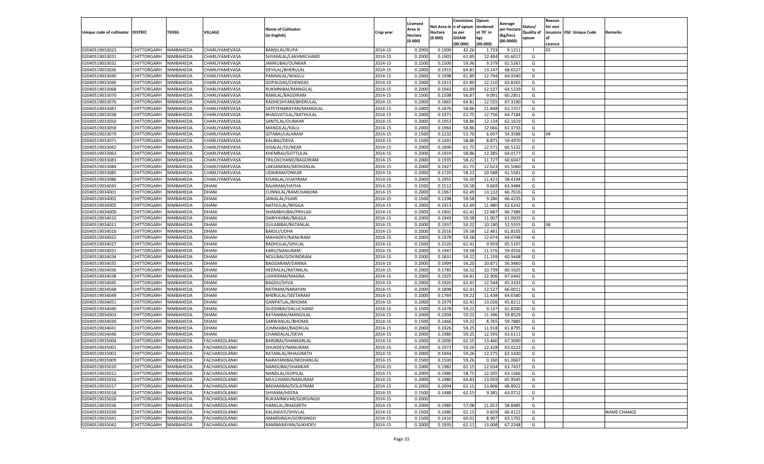| Unique code of cultivator | DISTRIC | TEHSIL | VILLAGE | Name of Cultivator (in English) | Crop year | Licensed Area in Hectare (0.000) | Net Area in Hectare (0.000) | Consistence of opium as per GOAW (00.000) | Opium tendered at 70° in kgs (00.000) | Average per hectare (Kg/hec) (00.0000) | Status/ Quality of opium | Reason for non issuance of Licence | Old Unique Code | Remarks |
|---|---|---|---|---|---|---|---|---|---|---|---|---|---|---|
| 02040519033023 | CHITTORGARH | NIMBAHEDA | CHARLIYAMEVASA | BANSILAL/RUPA | 2014-15 | 0.2000 | 0.1900 | 42.26 | 1.733 | 9.1211 | I | 02 | | |
| 02040519033031 | CHITTORGARH | NIMBAHEDA | CHARLIYAMEVASA | SHYAMLAL/LAKHMICHAND | 2014-15 | 0.2000 | 0.1903 | 61.89 | 12.484 | 65.6017 | G | | | |
| 02040519033032 | CHITTORGARH | NIMBAHEDA | CHARLIYAMEVASA | JAMKUBAI/OUNKAR | 2014-15 | 0.1500 | 0.1500 | 59.96 | 9.379 | 62.5267 | G | | | |
| 02040519033036 | CHITTORGARH | NIMBAHEDA | CHARLIYAMEVASA | DEVILAL/BHERULAL | 2014-15 | 0.2000 | 0.1915 | 64.81 | 13.147 | 68.6527 | G | | | |
| 02040519033040 | CHITTORGARH | NIMBAHEDA | CHARLIYAMEVASA | PANNALAL/WAGLU | 2014-15 | 0.2000 | 0.1998 | 61.89 | 12.794 | 64.0340 | G | | | |
| 02040519033046 | CHITTORGARH | NIMBAHEDA | CHARLIYAMEVASA | GOPALDAS/CHENDAS | 2014-15 | 0.2000 | 0.1913 | 61.89 | 12.210 | 63.8265 | G | | | |
| 02040519033068 | CHITTORGARH | NIMBAHEDA | CHARLIYAMEVASA | RUKMNIBAI/MANGILAL | 2014-15 | 0.2000 | 0.1943 | 61.89 | 12.537 | 64.5239 | G | | | |
| 02040519033070 | CHITTORGARH | NIMBAHEDA | CHARLIYAMEVASA | RAMLAL/BAGDIRAM | 2014-15 | 0.1500 | 0.1508 | 56.87 | 9.091 | 60.2851 | G | | | |
| 02040519033076 | CHITTORGARH | NIMBAHEDA | CHARLIYAMEVASA | RADHESHYAM/BHERULAL | 2014-15 | 0.2000 | 0.1865 | 64.81 | 12.555 | 67.3190 | G | | | |
| 02040519033081 | CHITTORGARH | NIMBAHEDA | CHARLIYAMEVASA | SATEYENARAYAN/MANGILAL | 2014-15 | 0.2000 | 0.1876 | 58.86 | 11.848 | 63.1557 | G | | | |
| 02040519033038 | CHITTORGARH | NIMBAHEDA | CHARLIYAMEVASA | BHAGVATILAL/NATHULAL | 2014-15 | 0.2000 | 0.1971 | 61.75 | 12.756 | 64.7184 | G | | | |
| 02040519033050 | CHITTORGARH | NIMBAHEDA | CHARLIYAMEVASA | SANTILAL/OUNKAR | 2014-15 | 0.2000 | 0.1952 | 58.86 | 12.134 | 62.1619 | G | | | |
| 02040519033058 | CHITTORGARH | NIMBAHEDA | CHARLIYAMEVASA | MANGILAL/KALU | 2014-15 | 0.2000 | 0.1966 | 58.86 | 12.066 | 61.3733 | G | | | |
| 02040519033079 | CHITTORGARH | NIMBAHEDA | CHARLIYAMEVASA | GITABAI/LALARAM | 2014-15 | 0.1500 | 0.1232 | 53.70 | 6.697 | 54.3588 | G | 04 | | |
| 02040519033071 | CHITTORGARH | NIMBAHEDA | CHARLIYAMEVASA | KALIBAI/DEVA | 2014-15 | 0.1500 | 0.1491 | 58.86 | 8.871 | 59.4970 | G | | | |
| 02040519033042 | CHITTORGARH | NIMBAHEDA | CHARLIYAMEVASA | GISALAL/OUNKAR | 2014-15 | 0.2000 | 0.1890 | 61.75 | 12.571 | 66.5132 | G | | | |
| 02040519033063 | CHITTORGARH | NIMBAHEDA | CHARLIYAMEVASA | KHEMRAJ/GOTTULAL | 2014-15 | 0.2000 | 0.1919 | 58.86 | 12.285 | 64.0177 | G | | | |
| 02040519033083 | CHITTORGARH | NIMBAHEDA | CHARLIYAMEVASA | TRILOKCHAND/BAGDIRAM | 2014-15 | 0.2000 | 0.1935 | 58.22 | 11.727 | 60.6047 | G | | | |
| 02040519033084 | CHITTORGARH | NIMBAHEDA | CHARLIYAMEVASA | LAKSAMIBAI/MOHANLAL | 2014-15 | 0.2000 | 0.1927 | 61.75 | 12.623 | 65.5060 | G | | | |
| 02040519033085 | CHITTORGARH | NIMBAHEDA | CHARLIYAMEVASA | UDAIRAM/ONKAR | 2014-15 | 0.2000 | 0.1720 | 58.22 | 10.588 | 61.5581 | G | | | |
| 02040519033086 | CHITTORGARH | NIMBAHEDA | CHARLIYAMEVASA | KISANLAL/VIJAYRAM | 2014-15 | 0.2000 | 0.1955 | 56.50 | 11.421 | 58.4194 | G | | | |
| 02040519034043 | CHITTORGARH | NIMBAHEDA | DHANI | RAJARAM/HATHA | 2014-15 | 0.1500 | 0.1512 | 59.58 | 9.669 | 63.9484 | G | | | |
| 02040519034001 | CHITTORGARH | NIMBAHEDA | DHANI | CUNNILAL/RAMCHANDRA | 2014-15 | 0.2000 | 0.1967 | 62.49 | 13.132 | 66.7616 | G | | | |
| 02040519034002 | CHITTORGARH | NIMBAHEDA | DHANI | JANIALAL/HJARI | 2014-15 | 0.1500 | 0.1398 | 59.58 | 9.286 | 66.4235 | G | | | |
| 02040519034005 | CHITTORGARH | NIMBAHEDA | DHANI | NATHULAL/BHGGA | 2014-15 | 0.2000 | 0.1913 | 62.49 | 11.980 | 62.6242 | G | | | |
| 02040519034009 | CHITTORGARH | NIMBAHEDA | DHANI | SHAMBHUBAI/PRHLAD | 2014-15 | 0.2000 | 0.1901 | 62.41 | 12.687 | 66.7386 | G | | | |
| 02040519034010 | CHITTORGARH | NIMBAHEDA | DHANI | DARIYAVBAI/BAGGA | 2014-15 | 0.2000 | 0.1949 | 59.58 | 11.907 | 61.0929 | G | | | |
| 02040519034011 | CHITTORGARH | NIMBAHEDA | DHANI | GULABIBAI/RATANLAL | 2014-15 | 0.2000 | 0.1937 | 50.22 | 10.180 | 52.5555 | G | 04 | | |
| 02040519034016 | CHITTORGARH | NIMBAHEDA | DHANI | BAKSU/UDHA | 2014-15 | 0.2000 | 0.2016 | 59.58 | 12.461 | 61.8105 | G | | | |
| 02040519034022 | CHITTORGARH | NIMBAHEDA | DHANI | MAHADEV/NANURAM | 2014-15 | 0.2000 | 0.1978 | 59.58 | 12.674 | 64.0748 | G | | | |
| 02040519034027 | CHITTORGARH | NIMBAHEDA | DHANI | RADHULAL/SHVLAL | 2014-15 | 0.1500 | 0.1520 | 62.41 | 9.959 | 65.5197 | G | | | |
| 02040519034031 | CHITTORGARH | NIMBAHEDA | DHANI | KARU/NANURAM | 2014-15 | 0.2000 | 0.1947 | 59.58 | 11.576 | 59.4556 | G | | | |
| 02040519034034 | CHITTORGARH | NIMBAHEDA | DHANI | NOJUBAI/GOVINDRAM | 2014-15 | 0.2000 | 0.1831 | 59.22 | 11.159 | 60.9448 | G | | | |
| 02040519034035 | CHITTORGARH | NIMBAHEDA | DHANI | BAGGARAM/DANNA | 2014-15 | 0.2000 | 0.1909 | 56.20 | 10.871 | 56.9460 | G | | | |
| 02040519034036 | CHITTORGARH | NIMBAHEDA | DHANI | HEERALAL/RATANLAL | 2014-15 | 0.2000 | 0.1785 | 56.52 | 10.739 | 60.1625 | G | | | |
| 02040519034038 | CHITTORGARH | NIMBAHEDA | DHANI | UDHERAM/MAGNA | 2014-15 | 0.2000 | 0.1925 | 64.81 | 12.906 | 67.0442 | G | | | |
| 02040519034045 | CHITTORGARH | NIMBAHEDA | DHANI | BAGDU/SHVA | 2014-15 | 0.2000 | 0.1920 | 62.41 | 12.544 | 65.3333 | G | | | |
| 02040519034048 | CHITTORGARH | NIMBAHEDA | DHANI | RATIRAM/NARAYAN | 2014-15 | 0.2000 | 0.1898 | 62.41 | 12.527 | 66.0011 | G | | | |
| 02040519034049 | CHITTORGARH | NIMBAHEDA | DHANI | BHERULAL/SEETARAM | 2014-15 | 0.2000 | 0.1769 | 59.22 | 11.438 | 64.6580 | G | | | |
| 02040519034051 | CHITTORGARH | NIMBAHEDA | DHANI | GANPATLAL/BHOMA | 2014-15 | 0.2000 | 0.1979 | 62.41 | 13.026 | 65.8211 | G | | | |
| 02040519034040 | CHITTORGARH | NIMBAHEDA | DHANI | GUDDIBAI/DALLICHAND | 2014-15 | 0.1500 | 0.1478 | 59.22 | 9.137 | 61.8200 | G | | | |
| 02040519034003 | CHITTORGARH | NIMBAHEDA | DHANI | RATANIBAI/MANGILAL | 2014-15 | 0.2000 | 0.1904 | 59.22 | 11.396 | 59.8529 | G | | | |
| 02040519034030 | CHITTORGARH | NIMBAHEDA | DHANI | SARWANLAL/BHOMA | 2014-15 | 0.1500 | 0.1466 | 59.22 | 8.765 | 59.7885 | G | | | |
| 02040519034041 | CHITTORGARH | NIMBAHEDA | DHANI | JUMMABAI/BADRILAL | 2014-15 | 0.2000 | 0.1926 | 59.25 | 11.918 | 61.8795 | G | | | |
| 02040519034046 | CHITTORGARH | NIMBAHEDA | DHANI | CHANDALAL/DEVA | 2014-15 | 0.2000 | 0.1980 | 59.25 | 12.595 | 63.6111 | G | | | |
| 02040519035004 | CHITTORGARH | NIMBAHEDA | FACHARSOLANKI | BARJIBAI/SHANKARLAL | 2014-15 | 0.2000 | 0.2000 | 62.15 | 13.460 | 67.3000 | G | | | |
| 02040519035001 | CHITTORGARH | NIMBAHEDA | FACHARSOLANKI | SHUKDEV/NANURAM | 2014-15 | 0.2000 | 0.1972 | 59.26 | 12.428 | 63.0223 | G | | | |
| 02040519035003 | CHITTORGARH | NIMBAHEDA | FACHARSOLANKI | RATANLAL/BHAGIRATH | 2014-15 | 0.2000 | 0.1944 | 59.26 | 12.275 | 63.1430 | G | | | |
| 02040519035009 | CHITTORGARH | NIMBAHEDA | FACHARSOLANKI | NARAYANIBAI/MOHANLAL | 2014-15 | 0.1500 | 0.1500 | 59.26 | 9.160 | 61.0667 | G | | | |
| 02040519035010 | CHITTORGARH | NIMBAHEDA | FACHARSOLANKI | NANDUBAI/SHANKAR | 2014-15 | 0.2000 | 0.1982 | 62.15 | 12.634 | 63.7437 | G | | | |
| 02040519035012 | CHITTORGARH | NIMBAHEDA | FACHARSOLANKI | NANDLAL/GOPILAL | 2014-15 | 0.2000 | 0.1980 | 58.75 | 12.505 | 63.1566 | G | | | |
| 02040519035016 | CHITTORGARH | NIMBAHEDA | FACHARSOLANKI | MULCHAND/NANURAM | 2014-15 | 0.2000 | 0.1980 | 64.83 | 13.059 | 65.9545 | G | | | |
| 02040519035017 | CHITTORGARH | NIMBAHEDA | FACHARSOLANKI | BADAMIBAI/DOLATRAM | 2014-15 | 0.2000 | 0.2004 | 62.15 | 13.806 | 68.8922 | G | | | |
| 02040519035018 | CHITTORGARH | NIMBAHEDA | FACHARSOLANKI | SHYAMA/HEERA | 2014-15 | 0.1500 | 0.1488 | 62.15 | 9.385 | 63.0712 | G | | | |
| 02040519035026 | CHITTORGARH | NIMBAHEDA | FACHARSOLANKI | RUKAMNKVAR/GORISINGH | 2014-15 | 0.2000 | | | | | F | | | |
| 02040519035036 | CHITTORGARH | NIMBAHEDA | FACHARSOLANKI | HARKLAL/BHAGIRTH | 2014-15 | 0.2000 | 0.1980 | 57.08 | 11.652 | 58.8485 | G | | | |
| 02040519035039 | CHITTORGARH | NIMBAHEDA | FACHARSOLANKI | KALAWATI/SHIVLAL | 2014-15 | 0.1500 | 0.1480 | 62.15 | 9.829 | 66.4122 | G | | | NAME CHANGE |
| 02040519035041 | CHITTORGARH | NIMBAHEDA | FACHARSOLANKI | AMARSINGH/GORISINGH | 2014-15 | 0.1500 | 0.1410 | 60.01 | 8.907 | 63.1702 | G | | | |
| 02040519035042 | CHITTORGARH | NIMBAHEDA | FACHARSOLANKI | RAMNARAYAN/SUKHDEV | 2014-15 | 0.2000 | 0.1935 | 62.11 | 13.008 | 67.2248 | G | | | |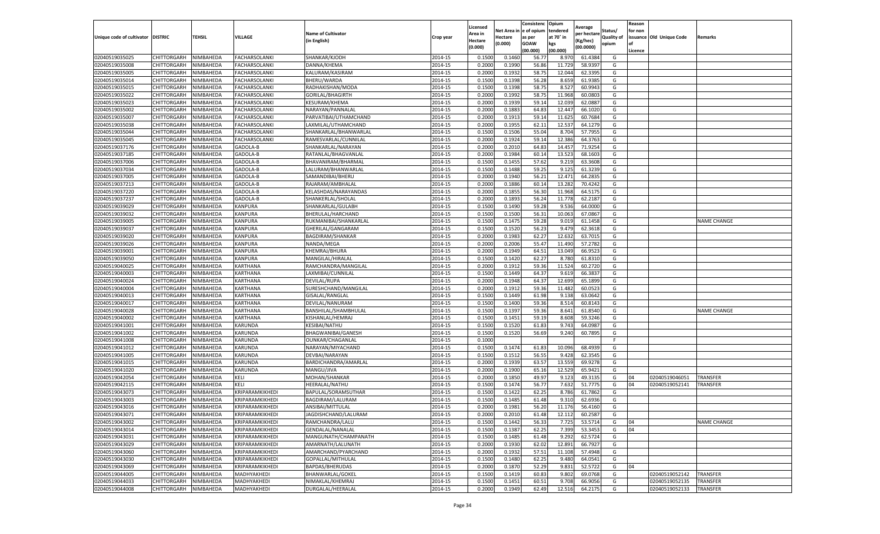| Unique code of cultivator | DISTRIC | TEHSIL | VILLAGE | Name of Cultivator (in English) | Crop year | Licensed Area in Hectare (0.000) | Net Area in Hectare (0.000) | Consistence of opium as per GOAW (00.000) | Opium tendered at 70° in kgs (00.000) | Average per hectare (Kg/hec) (00.0000) | Status/ Quality of opium | Reason for non issuance of Licence | Old Unique Code | Remarks |
|---|---|---|---|---|---|---|---|---|---|---|---|---|---|---|
| 02040519035025 | CHITTORGARH | NIMBAHEDA | FACHARSOLANKI | SHANKAR/KJODH | 2014-15 | 0.1500 | 0.1460 | 56.77 | 8.970 | 61.4384 | G | | | |
| 02040519035008 | CHITTORGARH | NIMBAHEDA | FACHARSOLANKI | DANNA/KHEMA | 2014-15 | 0.2000 | 0.1990 | 56.86 | 11.729 | 58.9397 | G | | | |
| 02040519035005 | CHITTORGARH | NIMBAHEDA | FACHARSOLANKI | KALURAM/KASIRAM | 2014-15 | 0.2000 | 0.1932 | 58.75 | 12.044 | 62.3395 | G | | | |
| 02040519035014 | CHITTORGARH | NIMBAHEDA | FACHARSOLANKI | BHERU/WARDA | 2014-15 | 0.1500 | 0.1398 | 56.28 | 8.659 | 61.9385 | G | | | |
| 02040519035015 | CHITTORGARH | NIMBAHEDA | FACHARSOLANKI | RADHAKISHAN/MODA | 2014-15 | 0.1500 | 0.1398 | 58.75 | 8.527 | 60.9943 | G | | | |
| 02040519035022 | CHITTORGARH | NIMBAHEDA | FACHARSOLANKI | GORILAL/BHAGIRTH | 2014-15 | 0.2000 | 0.1992 | 58.75 | 11.968 | 60.0803 | G | | | |
| 02040519035023 | CHITTORGARH | NIMBAHEDA | FACHARSOLANKI | KESURAM/KHEMA | 2014-15 | 0.2000 | 0.1939 | 59.14 | 12.039 | 62.0887 | G | | | |
| 02040519035002 | CHITTORGARH | NIMBAHEDA | FACHARSOLANKI | NARAYAN/PANNALAL | 2014-15 | 0.2000 | 0.1883 | 64.83 | 12.447 | 66.1020 | G | | | |
| 02040519035007 | CHITTORGARH | NIMBAHEDA | FACHARSOLANKI | PARVATIBAI/UTHAMCHAND | 2014-15 | 0.2000 | 0.1913 | 59.14 | 11.625 | 60.7684 | G | | | |
| 02040519035038 | CHITTORGARH | NIMBAHEDA | FACHARSOLANKI | LAXMILAL/UTHAMCHAND | 2014-15 | 0.2000 | 0.1955 | 62.11 | 12.537 | 64.1279 | G | | | |
| 02040519035044 | CHITTORGARH | NIMBAHEDA | FACHARSOLANKI | SHANKARLAL/BHANWARLAL | 2014-15 | 0.1500 | 0.1506 | 55.04 | 8.704 | 57.7955 | G | | | |
| 02040519035045 | CHITTORGARH | NIMBAHEDA | FACHARSOLANKI | RAMESVARLAL/CUNNILAL | 2014-15 | 0.2000 | 0.1924 | 59.14 | 12.386 | 64.3763 | G | | | |
| 02040519037176 | CHITTORGARH | NIMBAHEDA | GADOLA-B | SHANKARLAL/NARAYAN | 2014-15 | 0.2000 | 0.2010 | 64.83 | 14.457 | 71.9254 | G | | | |
| 02040519037185 | CHITTORGARH | NIMBAHEDA | GADOLA-B | RATANLAL/BHAGVANLAL | 2014-15 | 0.2000 | 0.1984 | 60.14 | 13.523 | 68.1603 | G | | | |
| 02040519037006 | CHITTORGARH | NIMBAHEDA | GADOLA-B | BHAVANIRAM/BHARMAL | 2014-15 | 0.1500 | 0.1455 | 57.62 | 9.219 | 63.3608 | G | | | |
| 02040519037034 | CHITTORGARH | NIMBAHEDA | GADOLA-B | LALURAM/BHANWARLAL | 2014-15 | 0.1500 | 0.1488 | 59.25 | 9.125 | 61.3239 | G | | | |
| 02040519037005 | CHITTORGARH | NIMBAHEDA | GADOLA-B | SAMANDIBAI/BHERU | 2014-15 | 0.2000 | 0.1940 | 56.21 | 12.471 | 64.2835 | G | | | |
| 02040519037213 | CHITTORGARH | NIMBAHEDA | GADOLA-B | RAJARAM/AMBHALAL | 2014-15 | 0.2000 | 0.1886 | 60.14 | 13.282 | 70.4242 | G | | | |
| 02040519037220 | CHITTORGARH | NIMBAHEDA | GADOLA-B | KELASHDAS/NARAYANDAS | 2014-15 | 0.2000 | 0.1855 | 56.30 | 11.968 | 64.5175 | G | | | |
| 02040519037237 | CHITTORGARH | NIMBAHEDA | GADOLA-B | SHANKERLAL/SHOLAL | 2014-15 | 0.2000 | 0.1893 | 56.24 | 11.778 | 62.2187 | G | | | |
| 02040519039029 | CHITTORGARH | NIMBAHEDA | KANPURA | SHANKARLAL/GULABH | 2014-15 | 0.1500 | 0.1490 | 59.28 | 9.536 | 64.0000 | G | | | |
| 02040519039032 | CHITTORGARH | NIMBAHEDA | KANPURA | BHERULAL/HARCHAND | 2014-15 | 0.1500 | 0.1500 | 56.31 | 10.063 | 67.0867 | G | | | |
| 02040519039005 | CHITTORGARH | NIMBAHEDA | KANPURA | RUKMANIBAI/SHANKARLAL | 2014-15 | 0.1500 | 0.1475 | 59.28 | 9.019 | 61.1458 | G | | | NAME CHANGE |
| 02040519039037 | CHITTORGARH | NIMBAHEDA | KANPURA | GHERILAL/GANGARAM | 2014-15 | 0.1500 | 0.1520 | 56.23 | 9.479 | 62.3618 | G | | | |
| 02040519039020 | CHITTORGARH | NIMBAHEDA | KANPURA | BAGDIRAM/SHANKAR | 2014-15 | 0.2000 | 0.1983 | 62.27 | 12.632 | 63.7015 | G | | | |
| 02040519039026 | CHITTORGARH | NIMBAHEDA | KANPURA | NANDA/MEGA | 2014-15 | 0.2000 | 0.2006 | 55.47 | 11.490 | 57.2782 | G | | | |
| 02040519039001 | CHITTORGARH | NIMBAHEDA | KANPURA | KHEMRAJ/BHURA | 2014-15 | 0.2000 | 0.1949 | 64.51 | 13.049 | 66.9523 | G | | | |
| 02040519039050 | CHITTORGARH | NIMBAHEDA | KANPURA | MANGILAL/HIRALAL | 2014-15 | 0.1500 | 0.1420 | 62.27 | 8.780 | 61.8310 | G | | | |
| 02040519040025 | CHITTORGARH | NIMBAHEDA | KARTHANA | RAMCHANDRA/MANGILAL | 2014-15 | 0.2000 | 0.1912 | 59.36 | 11.524 | 60.2720 | G | | | |
| 02040519040003 | CHITTORGARH | NIMBAHEDA | KARTHANA | LAXMIBAI/CUNNILAL | 2014-15 | 0.1500 | 0.1449 | 64.37 | 9.619 | 66.3837 | G | | | |
| 02040519040024 | CHITTORGARH | NIMBAHEDA | KARTHANA | DEVILAL/RUPA | 2014-15 | 0.2000 | 0.1948 | 64.37 | 12.699 | 65.1899 | G | | | |
| 02040519040004 | CHITTORGARH | NIMBAHEDA | KARTHANA | SURESHCHAND/MANGILAL | 2014-15 | 0.2000 | 0.1912 | 59.36 | 11.482 | 60.0523 | G | | | |
| 02040519040013 | CHITTORGARH | NIMBAHEDA | KARTHANA | GISALAL/RANGLAL | 2014-15 | 0.1500 | 0.1449 | 61.98 | 9.138 | 63.0642 | G | | | |
| 02040519040017 | CHITTORGARH | NIMBAHEDA | KARTHANA | DEVILAL/NANURAM | 2014-15 | 0.1500 | 0.1400 | 59.36 | 8.514 | 60.8143 | G | | | |
| 02040519040028 | CHITTORGARH | NIMBAHEDA | KARTHANA | BANSHILAL/SHAMBHULAL | 2014-15 | 0.1500 | 0.1397 | 59.36 | 8.641 | 61.8540 | G | | | NAME CHANGE |
| 02040519040002 | CHITTORGARH | NIMBAHEDA | KARTHANA | KISHANLAL/HEMRAJ | 2014-15 | 0.1500 | 0.1451 | 59.19 | 8.608 | 59.3246 | G | | | |
| 02040519041001 | CHITTORGARH | NIMBAHEDA | KARUNDA | KESIBAI/NATHU | 2014-15 | 0.1500 | 0.1520 | 61.83 | 9.743 | 64.0987 | G | | | |
| 02040519041002 | CHITTORGARH | NIMBAHEDA | KARUNDA | BHAGWANIBAI/GANESH | 2014-15 | 0.1500 | 0.1520 | 56.69 | 9.240 | 60.7895 | G | | | |
| 02040519041008 | CHITTORGARH | NIMBAHEDA | KARUNDA | OUNKAR/CHAGANLAL | 2014-15 | 0.1000 | | | | | F | | | |
| 02040519041012 | CHITTORGARH | NIMBAHEDA | KARUNDA | NARAYAN/MIYACHAND | 2014-15 | 0.1500 | 0.1474 | 61.83 | 10.096 | 68.4939 | G | | | |
| 02040519041005 | CHITTORGARH | NIMBAHEDA | KARUNDA | DEVBAI/NARAYAN | 2014-15 | 0.1500 | 0.1512 | 56.55 | 9.428 | 62.3545 | G | | | |
| 02040519041015 | CHITTORGARH | NIMBAHEDA | KARUNDA | BARDICHANDRA/AMARLAL | 2014-15 | 0.2000 | 0.1939 | 63.57 | 13.559 | 69.9278 | G | | | |
| 02040519041020 | CHITTORGARH | NIMBAHEDA | KARUNDA | MANGU/JIVA | 2014-15 | 0.2000 | 0.1900 | 65.16 | 12.529 | 65.9421 | G | | | |
| 02040519042054 | CHITTORGARH | NIMBAHEDA | KELI | MOHAN/SHANKAR | 2014-15 | 0.2000 | 0.1850 | 49.97 | 9.123 | 49.3135 | G | 04 | 02040519046051 | TRANSFER |
| 02040519042115 | CHITTORGARH | NIMBAHEDA | KELI | HEERALAL/NATHU | 2014-15 | 0.1500 | 0.1474 | 56.77 | 7.632 | 51.7775 | G | 04 | 02040519052141 | TRANSFER |
| 02040519043073 | CHITTORGARH | NIMBAHEDA | KRIPARAMKIKHEDI | BAPULAL/SORAMSUTHAR | 2014-15 | 0.1500 | 0.1422 | 62.25 | 8.786 | 61.7862 | G | | | |
| 02040519043003 | CHITTORGARH | NIMBAHEDA | KRIPARAMKIKHEDI | BAGDIRAM/LALURAM | 2014-15 | 0.1500 | 0.1485 | 61.48 | 9.310 | 62.6936 | G | | | |
| 02040519043016 | CHITTORGARH | NIMBAHEDA | KRIPARAMKIKHEDI | ANSIBAI/MITTULAL | 2014-15 | 0.2000 | 0.1981 | 56.20 | 11.176 | 56.4160 | G | | | |
| 02040519043071 | CHITTORGARH | NIMBAHEDA | KRIPARAMKIKHEDI | JAGDISHCHAND/LALURAM | 2014-15 | 0.2000 | 0.2010 | 61.48 | 12.112 | 60.2587 | G | | | |
| 02040519043002 | CHITTORGARH | NIMBAHEDA | KRIPARAMKIKHEDI | RAMCHANDRA/LALU | 2014-15 | 0.1500 | 0.1442 | 56.33 | 7.725 | 53.5714 | G | 04 | | NAME CHANGE |
| 02040519043014 | CHITTORGARH | NIMBAHEDA | KRIPARAMKIKHEDI | GENDALAL/NANALAL | 2014-15 | 0.1500 | 0.1387 | 62.25 | 7.399 | 53.3453 | G | 04 | | |
| 02040519043031 | CHITTORGARH | NIMBAHEDA | KRIPARAMKIKHEDI | MANGUNATH/CHAMPANATH | 2014-15 | 0.1500 | 0.1485 | 61.48 | 9.292 | 62.5724 | G | | | |
| 02040519043029 | CHITTORGARH | NIMBAHEDA | KRIPARAMKIKHEDI | AMARNATH/LALUNATH | 2014-15 | 0.2000 | 0.1930 | 62.02 | 12.891 | 66.7927 | G | | | |
| 02040519043060 | CHITTORGARH | NIMBAHEDA | KRIPARAMKIKHEDI | AMARCHAND/PYARCHAND | 2014-15 | 0.2000 | 0.1932 | 57.51 | 11.108 | 57.4948 | G | | | |
| 02040519043030 | CHITTORGARH | NIMBAHEDA | KRIPARAMKIKHEDI | GOPALLAL/MITHULAL | 2014-15 | 0.1500 | 0.1480 | 62.25 | 9.480 | 64.0541 | G | | | |
| 02040519043069 | CHITTORGARH | NIMBAHEDA | KRIPARAMKIKHEDI | BAPDAS/BHERUDAS | 2014-15 | 0.2000 | 0.1870 | 52.29 | 9.831 | 52.5722 | G | 04 | | |
| 02040519044005 | CHITTORGARH | NIMBAHEDA | MADHYAKHEDI | BHANWARLAL/GOKEL | 2014-15 | 0.1500 | 0.1419 | 60.83 | 9.802 | 69.0768 | G | | 02040519052142 | TRANSFER |
| 02040519044033 | CHITTORGARH | NIMBAHEDA | MADHYAKHEDI | NIMAKLAL/KHEMRAJ | 2014-15 | 0.1500 | 0.1451 | 60.51 | 9.708 | 66.9056 | G | | 02040519052135 | TRANSFER |
| 02040519044008 | CHITTORGARH | NIMBAHEDA | MADHYAKHEDI | DURGALAL/HEERALAL | 2014-15 | 0.2000 | 0.1949 | 62.49 | 12.516 | 64.2175 | G | | 02040519052133 | TRANSFER |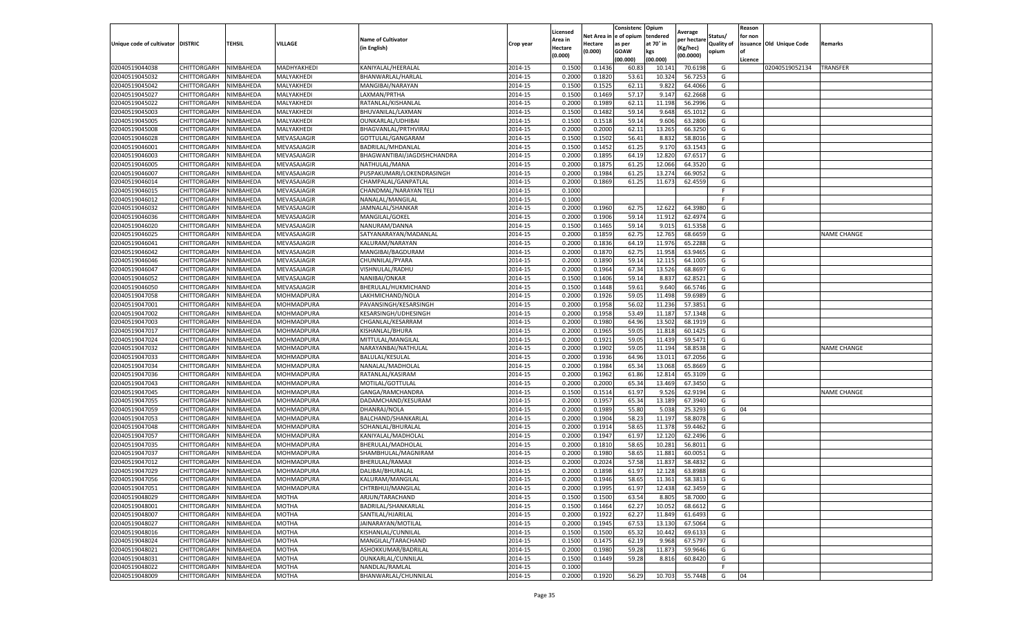| Unique code of cultivator | DISTRIC | TEHSIL | VILLAGE | Name of Cultivator (in English) | Crop year | Licensed Area in Hectare (0.000) | Net Area in Hectare (0.000) | Consistenc e of opium as per GOAW (00.000) | Opium tendered at 70° in kgs (00.000) | Average per hectare (Kg/hec) (00.0000) | Status/ Quality of opium | Reason for non issuance of Licence | Old Unique Code | Remarks |
|---|---|---|---|---|---|---|---|---|---|---|---|---|---|---|
| 02040519044038 | CHITTORGARH | NIMBAHEDA | MADHYAKHEDI | KANIYALAL/HEERALAL | 2014-15 | 0.1500 | 0.1436 | 60.83 | 10.141 | 70.6198 | G | | 02040519052134 | TRANSFER |
| 02040519045032 | CHITTORGARH | NIMBAHEDA | MALYAKHEDI | BHANWARLAL/HARLAL | 2014-15 | 0.2000 | 0.1820 | 53.61 | 10.324 | 56.7253 | G | | | |
| 02040519045042 | CHITTORGARH | NIMBAHEDA | MALYAKHEDI | MANGIBAI/NARAYAN | 2014-15 | 0.1500 | 0.1525 | 62.11 | 9.822 | 64.4066 | G | | | |
| 02040519045027 | CHITTORGARH | NIMBAHEDA | MALYAKHEDI | LAXMAN/PRTHA | 2014-15 | 0.1500 | 0.1469 | 57.17 | 9.147 | 62.2668 | G | | | |
| 02040519045022 | CHITTORGARH | NIMBAHEDA | MALYAKHEDI | RATANLAL/KISHANLAL | 2014-15 | 0.2000 | 0.1989 | 62.11 | 11.198 | 56.2996 | G | | | |
| 02040519045003 | CHITTORGARH | NIMBAHEDA | MALYAKHEDI | BHUVANILAL/LAXMAN | 2014-15 | 0.1500 | 0.1482 | 59.14 | 9.648 | 65.1012 | G | | | |
| 02040519045005 | CHITTORGARH | NIMBAHEDA | MALYAKHEDI | OUNKARLAL/UDHIBAI | 2014-15 | 0.1500 | 0.1518 | 59.14 | 9.606 | 63.2806 | G | | | |
| 02040519045008 | CHITTORGARH | NIMBAHEDA | MALYAKHEDI | BHAGVANLAL/PRTHVIRAJ | 2014-15 | 0.2000 | 0.2000 | 62.11 | 13.265 | 66.3250 | G | | | |
| 02040519046028 | CHITTORGARH | NIMBAHEDA | MEVASAJAGIR | GOTTULAL/GANGARAM | 2014-15 | 0.1500 | 0.1502 | 56.41 | 8.832 | 58.8016 | G | | | |
| 02040519046001 | CHITTORGARH | NIMBAHEDA | MEVASAJAGIR | BADRILAL/MHDANLAL | 2014-15 | 0.1500 | 0.1452 | 61.25 | 9.170 | 63.1543 | G | | | |
| 02040519046003 | CHITTORGARH | NIMBAHEDA | MEVASAJAGIR | BHAGWANTIBAI/JAGDISHCHANDRA | 2014-15 | 0.2000 | 0.1895 | 64.19 | 12.820 | 67.6517 | G | | | |
| 02040519046005 | CHITTORGARH | NIMBAHEDA | MEVASAJAGIR | NATHULAL/MANA | 2014-15 | 0.2000 | 0.1875 | 61.25 | 12.066 | 64.3520 | G | | | |
| 02040519046007 | CHITTORGARH | NIMBAHEDA | MEVASAJAGIR | PUSPAKUMARI/LOKENDRASINGH | 2014-15 | 0.2000 | 0.1984 | 61.25 | 13.274 | 66.9052 | G | | | |
| 02040519046014 | CHITTORGARH | NIMBAHEDA | MEVASAJAGIR | CHAMPALAL/GANPATLAL | 2014-15 | 0.2000 | 0.1869 | 61.25 | 11.673 | 62.4559 | G | | | |
| 02040519046015 | CHITTORGARH | NIMBAHEDA | MEVASAJAGIR | CHANDMAL/NARAYAN TELI | 2014-15 | 0.1000 | | | | | F | | | |
| 02040519046012 | CHITTORGARH | NIMBAHEDA | MEVASAJAGIR | NANALAL/MANGILAL | 2014-15 | 0.1000 | | | | | F | | | |
| 02040519046032 | CHITTORGARH | NIMBAHEDA | MEVASAJAGIR | JAMNALAL/SHANKAR | 2014-15 | 0.2000 | 0.1960 | 62.75 | 12.622 | 64.3980 | G | | | |
| 02040519046036 | CHITTORGARH | NIMBAHEDA | MEVASAJAGIR | MANGILAL/GOKEL | 2014-15 | 0.2000 | 0.1906 | 59.14 | 11.912 | 62.4974 | G | | | |
| 02040519046020 | CHITTORGARH | NIMBAHEDA | MEVASAJAGIR | NANURAM/DANNA | 2014-15 | 0.1500 | 0.1465 | 59.14 | 9.015 | 61.5358 | G | | | |
| 02040519046025 | CHITTORGARH | NIMBAHEDA | MEVASAJAGIR | SATYANARAYAN/MADANLAL | 2014-15 | 0.2000 | 0.1859 | 62.75 | 12.765 | 68.6659 | G | | | NAME CHANGE |
| 02040519046041 | CHITTORGARH | NIMBAHEDA | MEVASAJAGIR | KALURAM/NARAYAN | 2014-15 | 0.2000 | 0.1836 | 64.19 | 11.976 | 65.2288 | G | | | |
| 02040519046042 | CHITTORGARH | NIMBAHEDA | MEVASAJAGIR | MANGIBAI/BAGDURAM | 2014-15 | 0.2000 | 0.1870 | 62.75 | 11.958 | 63.9465 | G | | | |
| 02040519046046 | CHITTORGARH | NIMBAHEDA | MEVASAJAGIR | CHUNNILAL/PYARA | 2014-15 | 0.2000 | 0.1890 | 59.14 | 12.115 | 64.1005 | G | | | |
| 02040519046047 | CHITTORGARH | NIMBAHEDA | MEVASAJAGIR | VISHNULAL/RADHU | 2014-15 | 0.2000 | 0.1964 | 67.34 | 13.526 | 68.8697 | G | | | |
| 02040519046052 | CHITTORGARH | NIMBAHEDA | MEVASAJAGIR | NANIBAI/ONKAR | 2014-15 | 0.1500 | 0.1406 | 59.14 | 8.837 | 62.8521 | G | | | |
| 02040519046050 | CHITTORGARH | NIMBAHEDA | MEVASAJAGIR | BHERULAL/HUKMICHAND | 2014-15 | 0.1500 | 0.1448 | 59.61 | 9.640 | 66.5746 | G | | | |
| 02040519047058 | CHITTORGARH | NIMBAHEDA | MOHMADPURA | LAKHMICHAND/NOLA | 2014-15 | 0.2000 | 0.1926 | 59.05 | 11.498 | 59.6989 | G | | | |
| 02040519047001 | CHITTORGARH | NIMBAHEDA | MOHMADPURA | PAVANSINGH/KESARSINGH | 2014-15 | 0.2000 | 0.1958 | 56.02 | 11.236 | 57.3851 | G | | | |
| 02040519047002 | CHITTORGARH | NIMBAHEDA | MOHMADPURA | KESARSINGH/UDHESINGH | 2014-15 | 0.2000 | 0.1958 | 53.49 | 11.187 | 57.1348 | G | | | |
| 02040519047003 | CHITTORGARH | NIMBAHEDA | MOHMADPURA | CHGANLAL/KESARRAM | 2014-15 | 0.2000 | 0.1980 | 64.96 | 13.502 | 68.1919 | G | | | |
| 02040519047017 | CHITTORGARH | NIMBAHEDA | MOHMADPURA | KISHANLAL/BHURA | 2014-15 | 0.2000 | 0.1965 | 59.05 | 11.818 | 60.1425 | G | | | |
| 02040519047024 | CHITTORGARH | NIMBAHEDA | MOHMADPURA | MITTULAL/MANGILAL | 2014-15 | 0.2000 | 0.1921 | 59.05 | 11.439 | 59.5471 | G | | | |
| 02040519047032 | CHITTORGARH | NIMBAHEDA | MOHMADPURA | NARAYANBAI/NATHULAL | 2014-15 | 0.2000 | 0.1902 | 59.05 | 11.194 | 58.8538 | G | | | NAME CHANGE |
| 02040519047033 | CHITTORGARH | NIMBAHEDA | MOHMADPURA | BALULAL/KESULAL | 2014-15 | 0.2000 | 0.1936 | 64.96 | 13.011 | 67.2056 | G | | | |
| 02040519047034 | CHITTORGARH | NIMBAHEDA | MOHMADPURA | NANALAL/MADHOLAL | 2014-15 | 0.2000 | 0.1984 | 65.34 | 13.068 | 65.8669 | G | | | |
| 02040519047036 | CHITTORGARH | NIMBAHEDA | MOHMADPURA | RATANLAL/KASIRAM | 2014-15 | 0.2000 | 0.1962 | 61.86 | 12.814 | 65.3109 | G | | | |
| 02040519047043 | CHITTORGARH | NIMBAHEDA | MOHMADPURA | MOTILAL/GOTTULAL | 2014-15 | 0.2000 | 0.2000 | 65.34 | 13.469 | 67.3450 | G | | | |
| 02040519047045 | CHITTORGARH | NIMBAHEDA | MOHMADPURA | GANGA/RAMCHANDRA | 2014-15 | 0.1500 | 0.1514 | 61.97 | 9.526 | 62.9194 | G | | | NAME CHANGE |
| 02040519047055 | CHITTORGARH | NIMBAHEDA | MOHMADPURA | DADAMCHAND/KESURAM | 2014-15 | 0.2000 | 0.1957 | 65.34 | 13.189 | 67.3940 | G | | | |
| 02040519047059 | CHITTORGARH | NIMBAHEDA | MOHMADPURA | DHANRAJ/NOLA | 2014-15 | 0.2000 | 0.1989 | 55.80 | 5.038 | 25.3293 | G | 04 | | |
| 02040519047053 | CHITTORGARH | NIMBAHEDA | MOHMADPURA | BALCHAND/SHANKARLAL | 2014-15 | 0.2000 | 0.1904 | 58.23 | 11.197 | 58.8078 | G | | | |
| 02040519047048 | CHITTORGARH | NIMBAHEDA | MOHMADPURA | SOHANLAL/BHURALAL | 2014-15 | 0.2000 | 0.1914 | 58.65 | 11.378 | 59.4462 | G | | | |
| 02040519047057 | CHITTORGARH | NIMBAHEDA | MOHMADPURA | KANIYALAL/MADHOLAL | 2014-15 | 0.2000 | 0.1947 | 61.97 | 12.120 | 62.2496 | G | | | |
| 02040519047035 | CHITTORGARH | NIMBAHEDA | MOHMADPURA | BHERULAL/MADHOLAL | 2014-15 | 0.2000 | 0.1810 | 58.65 | 10.281 | 56.8011 | G | | | |
| 02040519047037 | CHITTORGARH | NIMBAHEDA | MOHMADPURA | SHAMBHULAL/MAGNIRAM | 2014-15 | 0.2000 | 0.1980 | 58.65 | 11.881 | 60.0051 | G | | | |
| 02040519047012 | CHITTORGARH | NIMBAHEDA | MOHMADPURA | BHERULAL/RAMAJI | 2014-15 | 0.2000 | 0.2024 | 57.58 | 11.837 | 58.4832 | G | | | |
| 02040519047029 | CHITTORGARH | NIMBAHEDA | MOHMADPURA | DALIBAI/BHURALAL | 2014-15 | 0.2000 | 0.1898 | 61.97 | 12.128 | 63.8988 | G | | | |
| 02040519047056 | CHITTORGARH | NIMBAHEDA | MOHMADPURA | KALURAM/MANGILAL | 2014-15 | 0.2000 | 0.1946 | 58.65 | 11.361 | 58.3813 | G | | | |
| 02040519047051 | CHITTORGARH | NIMBAHEDA | MOHMADPURA | CHTRBHUJ/MANGILAL | 2014-15 | 0.2000 | 0.1995 | 61.97 | 12.438 | 62.3459 | G | | | |
| 02040519048029 | CHITTORGARH | NIMBAHEDA | MOTHA | ARJUN/TARACHAND | 2014-15 | 0.1500 | 0.1500 | 63.54 | 8.805 | 58.7000 | G | | | |
| 02040519048001 | CHITTORGARH | NIMBAHEDA | MOTHA | BADRILAL/SHANKARLAL | 2014-15 | 0.1500 | 0.1464 | 62.27 | 10.052 | 68.6612 | G | | | |
| 02040519048007 | CHITTORGARH | NIMBAHEDA | MOTHA | SANTILAL/HJARILAL | 2014-15 | 0.2000 | 0.1922 | 62.27 | 11.849 | 61.6493 | G | | | |
| 02040519048027 | CHITTORGARH | NIMBAHEDA | MOTHA | JAINARAYAN/MOTILAL | 2014-15 | 0.2000 | 0.1945 | 67.53 | 13.130 | 67.5064 | G | | | |
| 02040519048016 | CHITTORGARH | NIMBAHEDA | MOTHA | KISHANLAL/CUNNILAL | 2014-15 | 0.1500 | 0.1500 | 65.32 | 10.442 | 69.6133 | G | | | |
| 02040519048024 | CHITTORGARH | NIMBAHEDA | MOTHA | MANGILAL/TARACHAND | 2014-15 | 0.1500 | 0.1475 | 62.19 | 9.968 | 67.5797 | G | | | |
| 02040519048021 | CHITTORGARH | NIMBAHEDA | MOTHA | ASHOKKUMAR/BADRILAL | 2014-15 | 0.2000 | 0.1980 | 59.28 | 11.873 | 59.9646 | G | | | |
| 02040519048031 | CHITTORGARH | NIMBAHEDA | MOTHA | OUNKARLAL/CUNNILAL | 2014-15 | 0.1500 | 0.1449 | 59.28 | 8.816 | 60.8420 | G | | | |
| 02040519048022 | CHITTORGARH | NIMBAHEDA | MOTHA | NANDLAL/RAMLAL | 2014-15 | 0.1000 | | | | | F | | | |
| 02040519048009 | CHITTORGARH | NIMBAHEDA | MOTHA | BHANWARLAL/CHUNNILAL | 2014-15 | 0.2000 | 0.1920 | 56.29 | 10.703 | 55.7448 | G | 04 | | |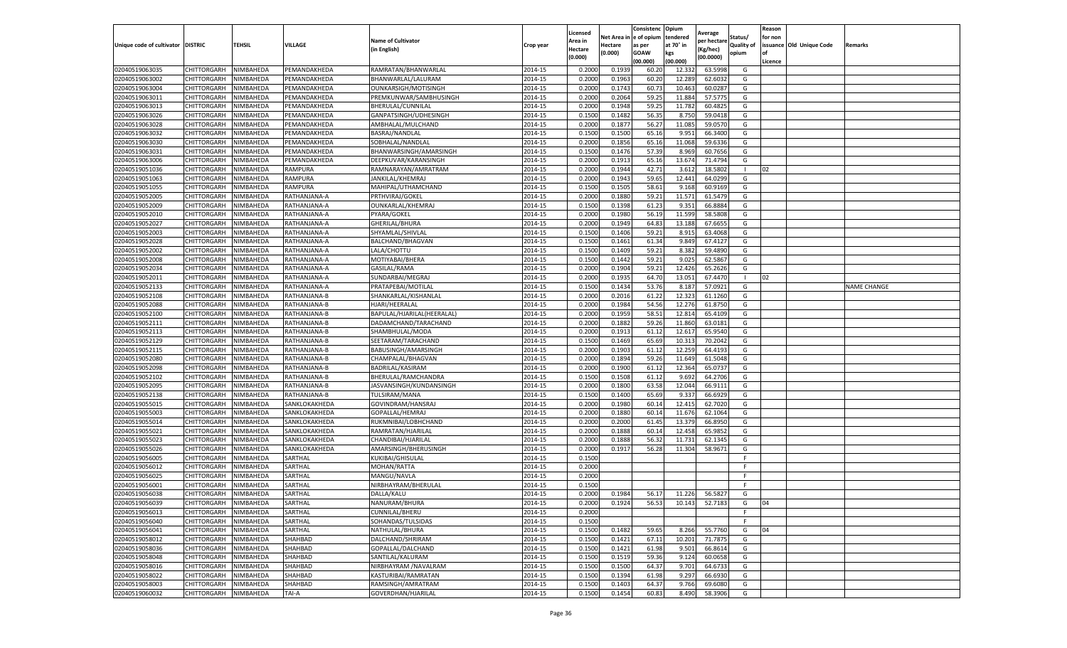| Unique code of cultivator | DISTRIC | TEHSIL | VILLAGE | Name of Cultivator (in English) | Crop year | Licensed Area in Hectare (0.000) | Net Area in Hectare (0.000) | Consistenc e of opium as per GOAW (00.000) | Opium tendered at 70° in kgs (00.000) | Average per hectare (Kg/hec) (00.0000) | Status/ Quality of opium | Reason for non issuance of Licence | Old Unique Code | Remarks |
|---|---|---|---|---|---|---|---|---|---|---|---|---|---|---|
| 02040519063035 | CHITTORGARH | NIMBAHEDA | PEMANDAKHEDA | RAMRATAN/BHANWARLAL | 2014-15 | 0.2000 | 0.1939 | 60.20 | 12.332 | 63.5998 | G | | | |
| 02040519063002 | CHITTORGARH | NIMBAHEDA | PEMANDAKHEDA | BHANWARLAL/LALURAM | 2014-15 | 0.2000 | 0.1963 | 60.20 | 12.289 | 62.6032 | G | | | |
| 02040519063004 | CHITTORGARH | NIMBAHEDA | PEMANDAKHEDA | OUNKARSIGH/MOTISINGH | 2014-15 | 0.2000 | 0.1743 | 60.73 | 10.463 | 60.0287 | G | | | |
| 02040519063011 | CHITTORGARH | NIMBAHEDA | PEMANDAKHEDA | PREMKUNWAR/SAMBHUSINGH | 2014-15 | 0.2000 | 0.2064 | 59.25 | 11.884 | 57.5775 | G | | | |
| 02040519063013 | CHITTORGARH | NIMBAHEDA | PEMANDAKHEDA | BHERULAL/CUNNILAL | 2014-15 | 0.2000 | 0.1948 | 59.25 | 11.782 | 60.4825 | G | | | |
| 02040519063026 | CHITTORGARH | NIMBAHEDA | PEMANDAKHEDA | GANPATSINGH/UDHESINGH | 2014-15 | 0.1500 | 0.1482 | 56.35 | 8.750 | 59.0418 | G | | | |
| 02040519063028 | CHITTORGARH | NIMBAHEDA | PEMANDAKHEDA | AMBHALAL/MULCHAND | 2014-15 | 0.2000 | 0.1877 | 56.27 | 11.085 | 59.0570 | G | | | |
| 02040519063032 | CHITTORGARH | NIMBAHEDA | PEMANDAKHEDA | BASRAJ/NANDLAL | 2014-15 | 0.1500 | 0.1500 | 65.16 | 9.951 | 66.3400 | G | | | |
| 02040519063030 | CHITTORGARH | NIMBAHEDA | PEMANDAKHEDA | SOBHALAL/NANDLAL | 2014-15 | 0.2000 | 0.1856 | 65.16 | 11.068 | 59.6336 | G | | | |
| 02040519063031 | CHITTORGARH | NIMBAHEDA | PEMANDAKHEDA | BHANWARSINGH/AMARSINGH | 2014-15 | 0.1500 | 0.1476 | 57.39 | 8.969 | 60.7656 | G | | | |
| 02040519063006 | CHITTORGARH | NIMBAHEDA | PEMANDAKHEDA | DEEPKUVAR/KARANSINGH | 2014-15 | 0.2000 | 0.1913 | 65.16 | 13.674 | 71.4794 | G | | | |
| 02040519051036 | CHITTORGARH | NIMBAHEDA | RAMPURA | RAMNARAYAN/AMRATRAM | 2014-15 | 0.2000 | 0.1944 | 42.71 | 3.612 | 18.5802 | I | 02 | | |
| 02040519051063 | CHITTORGARH | NIMBAHEDA | RAMPURA | JANKILAL/KHEMRAJ | 2014-15 | 0.2000 | 0.1943 | 59.65 | 12.441 | 64.0299 | G | | | |
| 02040519051055 | CHITTORGARH | NIMBAHEDA | RAMPURA | MAHIPAL/UTHAMCHAND | 2014-15 | 0.1500 | 0.1505 | 58.61 | 9.168 | 60.9169 | G | | | |
| 02040519052005 | CHITTORGARH | NIMBAHEDA | RATHANJANA-A | PRTHVIRAJ/GOKEL | 2014-15 | 0.2000 | 0.1880 | 59.21 | 11.571 | 61.5479 | G | | | |
| 02040519052009 | CHITTORGARH | NIMBAHEDA | RATHANJANA-A | OUNKARLAL/KHEMRAJ | 2014-15 | 0.1500 | 0.1398 | 61.23 | 9.351 | 66.8884 | G | | | |
| 02040519052010 | CHITTORGARH | NIMBAHEDA | RATHANJANA-A | PYARA/GOKEL | 2014-15 | 0.2000 | 0.1980 | 56.19 | 11.599 | 58.5808 | G | | | |
| 02040519052027 | CHITTORGARH | NIMBAHEDA | RATHANJANA-A | GHERILAL/BHURA | 2014-15 | 0.2000 | 0.1949 | 64.83 | 13.188 | 67.6655 | G | | | |
| 02040519052003 | CHITTORGARH | NIMBAHEDA | RATHANJANA-A | SHYAMLAL/SHIVLAL | 2014-15 | 0.1500 | 0.1406 | 59.21 | 8.915 | 63.4068 | G | | | |
| 02040519052028 | CHITTORGARH | NIMBAHEDA | RATHANJANA-A | BALCHAND/BHAGVAN | 2014-15 | 0.1500 | 0.1461 | 61.34 | 9.849 | 67.4127 | G | | | |
| 02040519052002 | CHITTORGARH | NIMBAHEDA | RATHANJANA-A | LALA/CHOTTU | 2014-15 | 0.1500 | 0.1409 | 59.21 | 8.382 | 59.4890 | G | | | |
| 02040519052008 | CHITTORGARH | NIMBAHEDA | RATHANJANA-A | MOTIYABAI/BHERA | 2014-15 | 0.1500 | 0.1442 | 59.21 | 9.025 | 62.5867 | G | | | |
| 02040519052034 | CHITTORGARH | NIMBAHEDA | RATHANJANA-A | GASILAL/RAMA | 2014-15 | 0.2000 | 0.1904 | 59.21 | 12.426 | 65.2626 | G | | | |
| 02040519052011 | CHITTORGARH | NIMBAHEDA | RATHANJANA-A | SUNDARBAI/MEGRAJ | 2014-15 | 0.2000 | 0.1935 | 64.70 | 13.051 | 67.4470 | I | 02 | | |
| 02040519052133 | CHITTORGARH | NIMBAHEDA | RATHANJANA-A | PRATAPEBAI/MOTILAL | 2014-15 | 0.1500 | 0.1434 | 53.76 | 8.187 | 57.0921 | G | | | NAME CHANGE |
| 02040519052108 | CHITTORGARH | NIMBAHEDA | RATHANJANA-B | SHANKARLAL/KISHANLAL | 2014-15 | 0.2000 | 0.2016 | 61.22 | 12.323 | 61.1260 | G | | | |
| 02040519052088 | CHITTORGARH | NIMBAHEDA | RATHANJANA-B | HJARI/HEERALAL | 2014-15 | 0.2000 | 0.1984 | 54.56 | 12.276 | 61.8750 | G | | | |
| 02040519052100 | CHITTORGARH | NIMBAHEDA | RATHANJANA-B | BAPULAL/HJARILAL(HEERALAL) | 2014-15 | 0.2000 | 0.1959 | 58.51 | 12.814 | 65.4109 | G | | | |
| 02040519052111 | CHITTORGARH | NIMBAHEDA | RATHANJANA-B | DADAMCHAND/TARACHAND | 2014-15 | 0.2000 | 0.1882 | 59.26 | 11.860 | 63.0181 | G | | | |
| 02040519052113 | CHITTORGARH | NIMBAHEDA | RATHANJANA-B | SHAMBHULAL/MODA | 2014-15 | 0.2000 | 0.1913 | 61.12 | 12.617 | 65.9540 | G | | | |
| 02040519052129 | CHITTORGARH | NIMBAHEDA | RATHANJANA-B | SEETARAM/TARACHAND | 2014-15 | 0.1500 | 0.1469 | 65.69 | 10.313 | 70.2042 | G | | | |
| 02040519052115 | CHITTORGARH | NIMBAHEDA | RATHANJANA-B | BABUSINGH/AMARSINGH | 2014-15 | 0.2000 | 0.1903 | 61.12 | 12.259 | 64.4193 | G | | | |
| 02040519052080 | CHITTORGARH | NIMBAHEDA | RATHANJANA-B | CHAMPALAL/BHAGVAN | 2014-15 | 0.2000 | 0.1894 | 59.26 | 11.649 | 61.5048 | G | | | |
| 02040519052098 | CHITTORGARH | NIMBAHEDA | RATHANJANA-B | BADRILAL/KASIRAM | 2014-15 | 0.2000 | 0.1900 | 61.12 | 12.364 | 65.0737 | G | | | |
| 02040519052102 | CHITTORGARH | NIMBAHEDA | RATHANJANA-B | BHERULAL/RAMCHANDRA | 2014-15 | 0.1500 | 0.1508 | 61.12 | 9.692 | 64.2706 | G | | | |
| 02040519052095 | CHITTORGARH | NIMBAHEDA | RATHANJANA-B | JASVANSINGH/KUNDANSINGH | 2014-15 | 0.2000 | 0.1800 | 63.58 | 12.044 | 66.9111 | G | | | |
| 02040519052138 | CHITTORGARH | NIMBAHEDA | RATHANJANA-B | TULSIRAM/MANA | 2014-15 | 0.1500 | 0.1400 | 65.69 | 9.337 | 66.6929 | G | | | |
| 02040519055015 | CHITTORGARH | NIMBAHEDA | SANKLOKAKHEDA | GOVINDRAM/HANSRAJ | 2014-15 | 0.2000 | 0.1980 | 60.14 | 12.415 | 62.7020 | G | | | |
| 02040519055003 | CHITTORGARH | NIMBAHEDA | SANKLOKAKHEDA | GOPALLAL/HEMRAJ | 2014-15 | 0.2000 | 0.1880 | 60.14 | 11.676 | 62.1064 | G | | | |
| 02040519055014 | CHITTORGARH | NIMBAHEDA | SANKLOKAKHEDA | RUKMNIBAI/LOBHCHAND | 2014-15 | 0.2000 | 0.2000 | 61.45 | 13.379 | 66.8950 | G | | | |
| 02040519055021 | CHITTORGARH | NIMBAHEDA | SANKLOKAKHEDA | RAMRATAN/HJARILAL | 2014-15 | 0.2000 | 0.1888 | 60.14 | 12.458 | 65.9852 | G | | | |
| 02040519055023 | CHITTORGARH | NIMBAHEDA | SANKLOKAKHEDA | CHANDIBAI/HJARILAL | 2014-15 | 0.2000 | 0.1888 | 56.32 | 11.731 | 62.1345 | G | | | |
| 02040519055026 | CHITTORGARH | NIMBAHEDA | SANKLOKAKHEDA | AMARSINGH/BHERUSINGH | 2014-15 | 0.2000 | 0.1917 | 56.28 | 11.304 | 58.9671 | G | | | |
| 02040519056005 | CHITTORGARH | NIMBAHEDA | SARTHAL | KUKIBAI/GHISULAL | 2014-15 | 0.1500 | | | | | F | | | |
| 02040519056012 | CHITTORGARH | NIMBAHEDA | SARTHAL | MOHAN/RATTA | 2014-15 | 0.2000 | | | | | F | | | |
| 02040519056025 | CHITTORGARH | NIMBAHEDA | SARTHAL | MANGU/NAVLA | 2014-15 | 0.2000 | | | | | F | | | |
| 02040519056001 | CHITTORGARH | NIMBAHEDA | SARTHAL | NIRBHAYRAM/BHERULAL | 2014-15 | 0.1500 | | | | | F | | | |
| 02040519056038 | CHITTORGARH | NIMBAHEDA | SARTHAL | DALLA/KALU | 2014-15 | 0.2000 | 0.1984 | 56.17 | 11.226 | 56.5827 | G | | | |
| 02040519056039 | CHITTORGARH | NIMBAHEDA | SARTHAL | NANURAM/BHURA | 2014-15 | 0.2000 | 0.1924 | 56.53 | 10.143 | 52.7183 | G | 04 | | |
| 02040519056013 | CHITTORGARH | NIMBAHEDA | SARTHAL | CUNNILAL/BHERU | 2014-15 | 0.2000 | | | | | F | | | |
| 02040519056040 | CHITTORGARH | NIMBAHEDA | SARTHAL | SOHANDAS/TULSIDAS | 2014-15 | 0.1500 | | | | | F | | | |
| 02040519056041 | CHITTORGARH | NIMBAHEDA | SARTHAL | NATHULAL/BHURA | 2014-15 | 0.1500 | 0.1482 | 59.65 | 8.266 | 55.7760 | G | 04 | | |
| 02040519058012 | CHITTORGARH | NIMBAHEDA | SHAHBAD | DALCHAND/SHRIRAM | 2014-15 | 0.1500 | 0.1421 | 67.11 | 10.201 | 71.7875 | G | | | |
| 02040519058036 | CHITTORGARH | NIMBAHEDA | SHAHBAD | GOPALLAL/DALCHAND | 2014-15 | 0.1500 | 0.1421 | 61.98 | 9.501 | 66.8614 | G | | | |
| 02040519058048 | CHITTORGARH | NIMBAHEDA | SHAHBAD | SANTILAL/KALURAM | 2014-15 | 0.1500 | 0.1519 | 59.36 | 9.124 | 60.0658 | G | | | |
| 02040519058016 | CHITTORGARH | NIMBAHEDA | SHAHBAD | NIRBHAYRAM /NAVALRAM | 2014-15 | 0.1500 | 0.1500 | 64.37 | 9.701 | 64.6733 | G | | | |
| 02040519058022 | CHITTORGARH | NIMBAHEDA | SHAHBAD | KASTURIBAI/RAMRATAN | 2014-15 | 0.1500 | 0.1394 | 61.98 | 9.297 | 66.6930 | G | | | |
| 02040519058003 | CHITTORGARH | NIMBAHEDA | SHAHBAD | RAMSINGH/AMRATRAM | 2014-15 | 0.1500 | 0.1403 | 64.37 | 9.766 | 69.6080 | G | | | |
| 02040519060032 | CHITTORGARH | NIMBAHEDA | TAI-A | GOVERDHAN/HJARILAL | 2014-15 | 0.1500 | 0.1454 | 60.83 | 8.490 | 58.3906 | G | | | |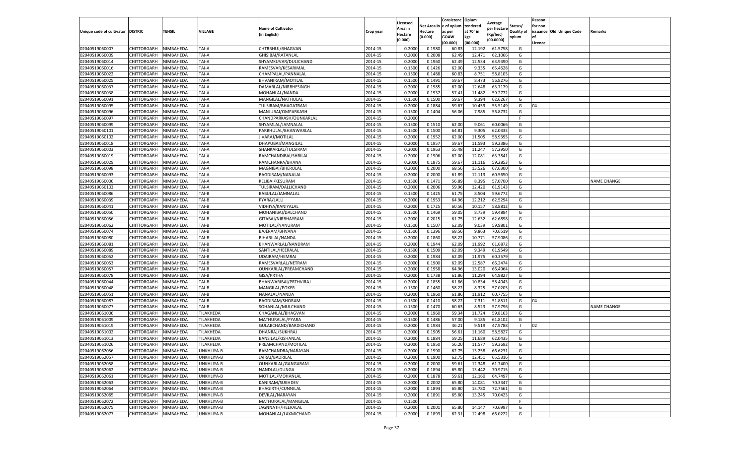| Unique code of cultivator | DISTRIC | TEHSIL | VILLAGE | Name of Cultivator (in English) | Crop year | Licensed Area in Hectare (0.000) | Net Area in Hectare (0.000) | Consistence of opium as per GOAW (00.000) | Opium tendered at 70° in kgs (00.000) | Average per hectare (Kg/hec) (00.0000) | Status/ Quality of opium | Reason for non issuance of Licence | Old Unique Code | Remarks |
|---|---|---|---|---|---|---|---|---|---|---|---|---|---|---|
| 02040519060007 | CHITTORGARH | NIMBAHEDA | TAI-A | CHTRBHUJ/BHAGVAN | 2014-15 | 0.2000 | 0.1980 | 60.83 | 12.192 | 61.5758 | G | | | |
| 02040519060009 | CHITTORGARH | NIMBAHEDA | TAI-A | GHISIBAI/RATANLAL | 2014-15 | 0.2000 | 0.2008 | 62.49 | 12.471 | 62.1066 | G | | | |
| 02040519060014 | CHITTORGARH | NIMBAHEDA | TAI-A | SHYAMKUVAR/DULICHAND | 2014-15 | 0.2000 | 0.1960 | 62.49 | 12.534 | 63.9490 | G | | | |
| 02040519060016 | CHITTORGARH | NIMBAHEDA | TAI-A | RAMESVAR/KESARIMAL | 2014-15 | 0.1500 | 0.1426 | 62.00 | 9.335 | 65.4628 | G | | | |
| 02040519060022 | CHITTORGARH | NIMBAHEDA | TAI-A | CHAMPALAL/PANNALAL | 2014-15 | 0.1500 | 0.1488 | 60.83 | 8.751 | 58.8105 | G | | | |
| 02040519060025 | CHITTORGARH | NIMBAHEDA | TAI-A | BHVANIRAM/MOTILAL | 2014-15 | 0.1500 | 0.1491 | 59.67 | 8.473 | 56.8276 | G | | | |
| 02040519060037 | CHITTORGARH | NIMBAHEDA | TAI-A | DAMARLAL/NIRBHESINGH | 2014-15 | 0.2000 | 0.1985 | 62.00 | 12.648 | 63.7179 | G | | | |
| 02040519060038 | CHITTORGARH | NIMBAHEDA | TAI-A | MOHANLAL/NANDA | 2014-15 | 0.2000 | 0.1937 | 57.41 | 11.482 | 59.2772 | G | | | |
| 02040519060091 | CHITTORGARH | NIMBAHEDA | TAI-A | MANGILAL/NATHULAL | 2014-15 | 0.1500 | 0.1500 | 59.67 | 9.394 | 62.6267 | G | | | |
| 02040519060095 | CHITTORGARH | NIMBAHEDA | TAI-A | TULSIRAM/BHAGATRAM | 2014-15 | 0.2000 | 0.1884 | 59.67 | 10.459 | 55.5149 | G | 04 | | |
| 02040519060096 | CHITTORGARH | NIMBAHEDA | TAI-A | MANJUBAI/OMPARKASH | 2014-15 | 0.1500 | 0.1404 | 56.06 | 7.985 | 56.8732 | G | | | |
| 02040519060097 | CHITTORGARH | NIMBAHEDA | TAI-A | CHANDPARKASH/OUNKARLAL | 2014-15 | 0.2000 | | | | | F | | | |
| 02040519060099 | CHITTORGARH | NIMBAHEDA | TAI-A | SHYAMLAL/JAMNALAL | 2014-15 | 0.1500 | 0.1510 | 62.00 | 9.061 | 60.0066 | G | | | |
| 02040519060101 | CHITTORGARH | NIMBAHEDA | TAI-A | PARBHULAL/BHANWARLAL | 2014-15 | 0.1500 | 0.1500 | 64.81 | 9.305 | 62.0333 | G | | | |
| 02040519060102 | CHITTORGARH | NIMBAHEDA | TAI-A | JIVARAJ/MOTILAL | 2014-15 | 0.2000 | 0.1952 | 62.00 | 11.505 | 58.9395 | G | | | |
| 02040519060018 | CHITTORGARH | NIMBAHEDA | TAI-A | DHAPUBAI/MANGILAL | 2014-15 | 0.2000 | 0.1957 | 59.67 | 11.593 | 59.2386 | G | | | |
| 02040519060003 | CHITTORGARH | NIMBAHEDA | TAI-A | SHANKARLAL/TULSIRAM | 2014-15 | 0.2000 | 0.1963 | 55.48 | 11.247 | 57.2950 | G | | | |
| 02040519060019 | CHITTORGARH | NIMBAHEDA | TAI-A | RAMCHANDIBAI/SHRILAL | 2014-15 | 0.2000 | 0.1906 | 62.00 | 12.081 | 63.3841 | G | | | |
| 02040519060029 | CHITTORGARH | NIMBAHEDA | TAI-A | RAMCHANRA/BHANA | 2014-15 | 0.2000 | 0.1875 | 59.67 | 11.116 | 59.2853 | G | | | |
| 02040519060098 | CHITTORGARH | NIMBAHEDA | TAI-A | MAGNIBAI/BHERULAL | 2014-15 | 0.2000 | 0.2000 | 68.56 | 13.526 | 67.6300 | G | | | |
| 02040519060093 | CHITTORGARH | NIMBAHEDA | TAI-A | BAGDIRAM/NANALAL | 2014-15 | 0.2000 | 0.2000 | 61.89 | 12.113 | 60.5650 | G | | | |
| 02040519060006 | CHITTORGARH | NIMBAHEDA | TAI-A | KELIBAI/KESURAM | 2014-15 | 0.1500 | 0.1471 | 56.89 | 8.395 | 57.0700 | G | | | NAME CHANGE |
| 02040519060103 | CHITTORGARH | NIMBAHEDA | TAI-A | TULSIRAM/DALLICHAND | 2014-15 | 0.2000 | 0.2006 | 59.96 | 12.420 | 61.9143 | G | | | |
| 02040519060086 | CHITTORGARH | NIMBAHEDA | TAI-B | BABULAL/JAMNALAL | 2014-15 | 0.1500 | 0.1425 | 61.75 | 8.504 | 59.6772 | G | | | |
| 02040519060039 | CHITTORGARH | NIMBAHEDA | TAI-B | PYARA/LALU | 2014-15 | 0.2000 | 0.1953 | 64.96 | 12.212 | 62.5294 | G | | | |
| 02040519060041 | CHITTORGARH | NIMBAHEDA | TAI-B | VIDHIYA/KANIYALAL | 2014-15 | 0.2000 | 0.1725 | 60.56 | 10.157 | 58.8812 | G | | | |
| 02040519060050 | CHITTORGARH | NIMBAHEDA | TAI-B | MOHANIBAI/DALCHAND | 2014-15 | 0.1500 | 0.1469 | 59.05 | 8.739 | 59.4894 | G | | | |
| 02040519060056 | CHITTORGARH | NIMBAHEDA | TAI-B | GITABAI/NIRBHAYRAM | 2014-15 | 0.2000 | 0.2015 | 61.75 | 12.632 | 62.6898 | G | | | |
| 02040519060062 | CHITTORGARH | NIMBAHEDA | TAI-B | MOTILAL/NANURAM | 2014-15 | 0.1500 | 0.1507 | 62.09 | 9.039 | 59.9801 | G | | | |
| 02040519060074 | CHITTORGARH | NIMBAHEDA | TAI-B | BAJERAM/BHVANA | 2014-15 | 0.1500 | 0.1396 | 68.56 | 9.863 | 70.6519 | G | | | |
| 02040519060080 | CHITTORGARH | NIMBAHEDA | TAI-B | BIHARILAL/NANDA | 2014-15 | 0.2000 | 0.1860 | 58.22 | 10.771 | 57.9086 | G | | | |
| 02040519060081 | CHITTORGARH | NIMBAHEDA | TAI-B | BHANWARLAL/NANDRAM | 2014-15 | 0.2000 | 0.1944 | 62.09 | 11.992 | 61.6872 | G | | | |
| 02040519060089 | CHITTORGARH | NIMBAHEDA | TAI-B | SANTILAL/HEERALAL | 2014-15 | 0.1500 | 0.1509 | 62.09 | 9.349 | 61.9549 | G | | | |
| 02040519060052 | CHITTORGARH | NIMBAHEDA | TAI-B | UDAIRAM/HEMRAJ | 2014-15 | 0.2000 | 0.1984 | 62.09 | 11.975 | 60.3579 | G | | | |
| 02040519060053 | CHITTORGARH | NIMBAHEDA | TAI-B | RAMESVARLAL/NETRAM | 2014-15 | 0.2000 | 0.1900 | 62.09 | 12.587 | 66.2474 | G | | | |
| 02040519060057 | CHITTORGARH | NIMBAHEDA | TAI-B | OUNKARLAL/PREAMCHAND | 2014-15 | 0.2000 | 0.1958 | 64.96 | 13.020 | 66.4964 | G | | | |
| 02040519060078 | CHITTORGARH | NIMBAHEDA | TAI-B | GISA/PRTHA | 2014-15 | 0.2000 | 0.1738 | 61.86 | 11.294 | 64.9827 | G | | | |
| 02040519060044 | CHITTORGARH | NIMBAHEDA | TAI-B | BHANWARIBAI/PRTHVIRAJ | 2014-15 | 0.2000 | 0.1855 | 61.86 | 10.834 | 58.4043 | G | | | |
| 02040519060048 | CHITTORGARH | NIMBAHEDA | TAI-B | MANGILAL/POKER | 2014-15 | 0.1500 | 0.1460 | 58.22 | 8.325 | 57.0205 | G | | | |
| 02040519060051 | CHITTORGARH | NIMBAHEDA | TAI-B | NANALAL/NANDA | 2014-15 | 0.2000 | 0.1960 | 61.86 | 11.912 | 60.7755 | G | | | |
| 02040519060087 | CHITTORGARH | NIMBAHEDA | TAI-B | BAGDIRAM/SHORAM | 2014-15 | 0.1500 | 0.1410 | 58.22 | 7.311 | 51.8511 | G | 04 | | |
| 02040519060077 | CHITTORGARH | NIMBAHEDA | TAI-B | SOHANLAL/MULCHAND | 2014-15 | 0.1500 | 0.1470 | 60.63 | 8.523 | 57.9796 | G | | | NAME CHANGE |
| 02040519061006 | CHITTORGARH | NIMBAHEDA | TILAKHEDA | CHAGANLAL/BHAGVAN | 2014-15 | 0.2000 | 0.1960 | 59.34 | 11.724 | 59.8163 | G | | | |
| 02040519061009 | CHITTORGARH | NIMBAHEDA | TILAKHEDA | MATHURALAL/PYARA | 2014-15 | 0.1500 | 0.1486 | 57.00 | 9.185 | 61.8102 | G | | | |
| 02040519061019 | CHITTORGARH | NIMBAHEDA | TILAKHEDA | GULABCHAND/BARDICHAND | 2014-15 | 0.2000 | 0.1984 | 46.21 | 9.519 | 47.9788 | I | 02 | | |
| 02040519061002 | CHITTORGARH | NIMBAHEDA | TILAKHEDA | DHANRAJ/SUKHRAJ | 2014-15 | 0.2000 | 0.1905 | 56.61 | 11.160 | 58.5827 | G | | | |
| 02040519061013 | CHITTORGARH | NIMBAHEDA | TILAKHEDA | BANSILAL/KISHANLAL | 2014-15 | 0.2000 | 0.1884 | 59.25 | 11.689 | 62.0435 | G | | | |
| 02040519061026 | CHITTORGARH | NIMBAHEDA | TILAKHEDA | PREAMCHAND/MOTILAL | 2014-15 | 0.2000 | 0.1950 | 56.20 | 11.577 | 59.3692 | G | | | |
| 02040519062056 | CHITTORGARH | NIMBAHEDA | UNKHLIYA-B | RAMCHANDRA/NARAYAN | 2014-15 | 0.2000 | 0.1990 | 62.75 | 13.258 | 66.6231 | G | | | |
| 02040519062057 | CHITTORGARH | NIMBAHEDA | UNKHLIYA-B | JAIRAJ/BADRILAL | 2014-15 | 0.2000 | 0.1900 | 62.75 | 12.451 | 65.5316 | G | | | |
| 02040519062058 | CHITTORGARH | NIMBAHEDA | UNKHLIYA-B | OUNKARLAL/GANGARAM | 2014-15 | 0.2000 | 0.2000 | 59.61 | 12.348 | 61.7400 | G | | | |
| 02040519062062 | CHITTORGARH | NIMBAHEDA | UNKHLIYA-B | NANDLAL/DUNGA | 2014-15 | 0.2000 | 0.1894 | 65.80 | 13.442 | 70.9715 | G | | | |
| 02040519062061 | CHITTORGARH | NIMBAHEDA | UNKHLIYA-B | MOTILAL/MOHANLAL | 2014-15 | 0.2000 | 0.1878 | 59.61 | 12.160 | 64.7497 | G | | | |
| 02040519062063 | CHITTORGARH | NIMBAHEDA | UNKHLIYA-B | KANIRAM/SUKHDEV | 2014-15 | 0.2000 | 0.2002 | 65.80 | 14.081 | 70.3347 | G | | | |
| 02040519062064 | CHITTORGARH | NIMBAHEDA | UNKHLIYA-B | BHAGIRTH/CUNNILAL | 2014-15 | 0.2000 | 0.1894 | 65.80 | 13.780 | 72.7561 | G | | | |
| 02040519062065 | CHITTORGARH | NIMBAHEDA | UNKHLIYA-B | DEVILAL/NARAYAN | 2014-15 | 0.2000 | 0.1891 | 65.80 | 13.245 | 70.0423 | G | | | |
| 02040519062072 | CHITTORGARH | NIMBAHEDA | UNKHLIYA-B | MATHURALAL/MANGILAL | 2014-15 | 0.1500 | | | | | F | | | |
| 02040519062075 | CHITTORGARH | NIMBAHEDA | UNKHLIYA-B | JAGNNATH/HEERALAL | 2014-15 | 0.2000 | 0.2001 | 65.80 | 14.147 | 70.6997 | G | | | |
| 02040519062077 | CHITTORGARH | NIMBAHEDA | UNKHLIYA-B | MOHANLAL/LAXMICHAND | 2014-15 | 0.2000 | 0.1893 | 62.31 | 12.498 | 66.0222 | G | | | |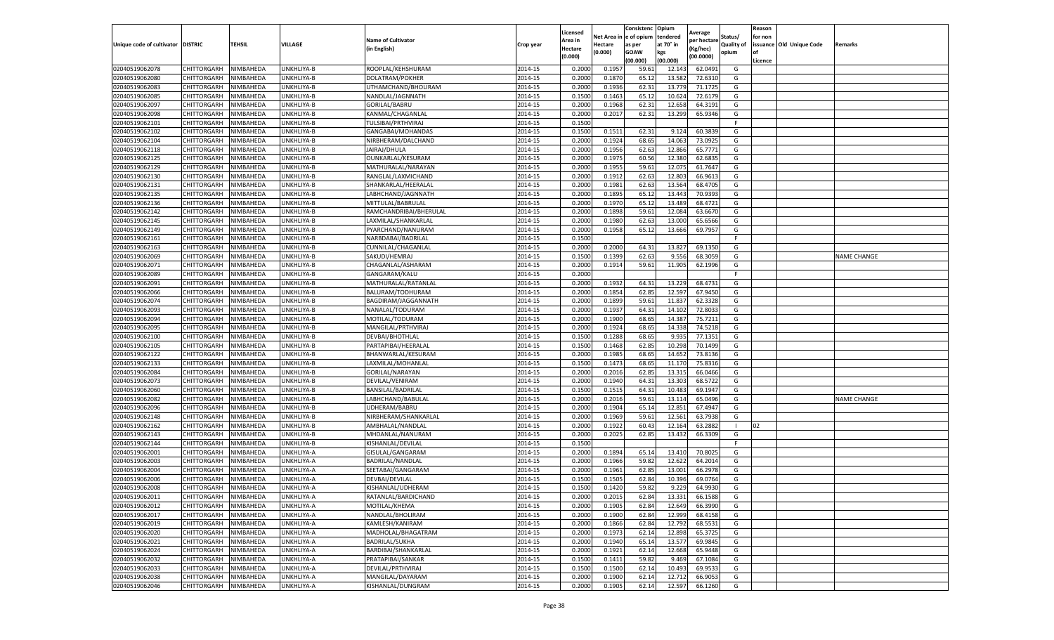| Unique code of cultivator | DISTRIC | TEHSIL | VILLAGE | Name of Cultivator (in English) | Crop year | Licensed Area in Hectare (0.000) | Net Area in Hectare (0.000) | Consistenc e of opium as per GOAW (00.000) | Opium tendered at 70° in kgs (00.000) | Average per hectare (Kg/hec) (00.0000) | Status/ Quality of opium | Reason for non issuance of Licence | Old Unique Code | Remarks |
|---|---|---|---|---|---|---|---|---|---|---|---|---|---|---|
| 02040519062078 | CHITTORGARH | NIMBAHEDA | UNKHLIYA-B | ROOPLAL/KEHSHURAM | 2014-15 | 0.2000 | 0.1957 | 59.61 | 12.143 | 62.0491 | G | | | |
| 02040519062080 | CHITTORGARH | NIMBAHEDA | UNKHLIYA-B | DOLATRAM/POKHER | 2014-15 | 0.2000 | 0.1870 | 65.12 | 13.582 | 72.6310 | G | | | |
| 02040519062083 | CHITTORGARH | NIMBAHEDA | UNKHLIYA-B | UTHAMCHAND/BHOLIRAM | 2014-15 | 0.2000 | 0.1936 | 62.31 | 13.779 | 71.1725 | G | | | |
| 02040519062085 | CHITTORGARH | NIMBAHEDA | UNKHLIYA-B | NANDLAL/JAGNNATH | 2014-15 | 0.1500 | 0.1463 | 65.12 | 10.624 | 72.6179 | G | | | |
| 02040519062097 | CHITTORGARH | NIMBAHEDA | UNKHLIYA-B | GORILAL/BABRU | 2014-15 | 0.2000 | 0.1968 | 62.31 | 12.658 | 64.3191 | G | | | |
| 02040519062098 | CHITTORGARH | NIMBAHEDA | UNKHLIYA-B | KANMAL/CHAGANLAL | 2014-15 | 0.2000 | 0.2017 | 62.31 | 13.299 | 65.9346 | G | | | |
| 02040519062101 | CHITTORGARH | NIMBAHEDA | UNKHLIYA-B | TULSIBAI/PRTHVIRAJ | 2014-15 | 0.1500 | | | | | F | | | |
| 02040519062102 | CHITTORGARH | NIMBAHEDA | UNKHLIYA-B | GANGABAI/MOHANDAS | 2014-15 | 0.1500 | 0.1511 | 62.31 | 9.124 | 60.3839 | G | | | |
| 02040519062104 | CHITTORGARH | NIMBAHEDA | UNKHLIYA-B | NIRBHERAM/DALCHAND | 2014-15 | 0.2000 | 0.1924 | 68.65 | 14.063 | 73.0925 | G | | | |
| 02040519062118 | CHITTORGARH | NIMBAHEDA | UNKHLIYA-B | JAIRAJ/DHULA | 2014-15 | 0.2000 | 0.1956 | 62.63 | 12.866 | 65.7771 | G | | | |
| 02040519062125 | CHITTORGARH | NIMBAHEDA | UNKHLIYA-B | OUNKARLAL/KESURAM | 2014-15 | 0.2000 | 0.1975 | 60.56 | 12.380 | 62.6835 | G | | | |
| 02040519062129 | CHITTORGARH | NIMBAHEDA | UNKHLIYA-B | MATHURALAL/NARAYAN | 2014-15 | 0.2000 | 0.1955 | 59.61 | 12.075 | 61.7647 | G | | | |
| 02040519062130 | CHITTORGARH | NIMBAHEDA | UNKHLIYA-B | RANGLAL/LAXMICHAND | 2014-15 | 0.2000 | 0.1912 | 62.63 | 12.803 | 66.9613 | G | | | |
| 02040519062131 | CHITTORGARH | NIMBAHEDA | UNKHLIYA-B | SHANKARLAL/HEERALAL | 2014-15 | 0.2000 | 0.1981 | 62.63 | 13.564 | 68.4705 | G | | | |
| 02040519062135 | CHITTORGARH | NIMBAHEDA | UNKHLIYA-B | LABHCHAND/JAGNNATH | 2014-15 | 0.2000 | 0.1895 | 65.12 | 13.443 | 70.9393 | G | | | |
| 02040519062136 | CHITTORGARH | NIMBAHEDA | UNKHLIYA-B | MITTULAL/BABRULAL | 2014-15 | 0.2000 | 0.1970 | 65.12 | 13.489 | 68.4721 | G | | | |
| 02040519062142 | CHITTORGARH | NIMBAHEDA | UNKHLIYA-B | RAMCHANDRIBAI/BHERULAL | 2014-15 | 0.2000 | 0.1898 | 59.61 | 12.084 | 63.6670 | G | | | |
| 02040519062145 | CHITTORGARH | NIMBAHEDA | UNKHLIYA-B | LAXMILAL/SHANKARLAL | 2014-15 | 0.2000 | 0.1980 | 62.63 | 13.000 | 65.6566 | G | | | |
| 02040519062149 | CHITTORGARH | NIMBAHEDA | UNKHLIYA-B | PYARCHAND/NANURAM | 2014-15 | 0.2000 | 0.1958 | 65.12 | 13.666 | 69.7957 | G | | | |
| 02040519062161 | CHITTORGARH | NIMBAHEDA | UNKHLIYA-B | NARBDABAI/BADRILAL | 2014-15 | 0.1500 | | | | | F | | | |
| 02040519062163 | CHITTORGARH | NIMBAHEDA | UNKHLIYA-B | CUNNILAL/CHAGANLAL | 2014-15 | 0.2000 | 0.2000 | 64.31 | 13.827 | 69.1350 | G | | | |
| 02040519062069 | CHITTORGARH | NIMBAHEDA | UNKHLIYA-B | SAKUDI/HEMRAJ | 2014-15 | 0.1500 | 0.1399 | 62.63 | 9.556 | 68.3059 | G | | | NAME CHANGE |
| 02040519062071 | CHITTORGARH | NIMBAHEDA | UNKHLIYA-B | CHAGANLAL/ASHARAM | 2014-15 | 0.2000 | 0.1914 | 59.61 | 11.905 | 62.1996 | G | | | |
| 02040519062089 | CHITTORGARH | NIMBAHEDA | UNKHLIYA-B | GANGARAM/KALU | 2014-15 | 0.2000 | | | | | F | | | |
| 02040519062091 | CHITTORGARH | NIMBAHEDA | UNKHLIYA-B | MATHURALAL/RATANLAL | 2014-15 | 0.2000 | 0.1932 | 64.31 | 13.229 | 68.4731 | G | | | |
| 02040519062066 | CHITTORGARH | NIMBAHEDA | UNKHLIYA-B | BALURAM/TODHURAM | 2014-15 | 0.2000 | 0.1854 | 62.85 | 12.597 | 67.9450 | G | | | |
| 02040519062074 | CHITTORGARH | NIMBAHEDA | UNKHLIYA-B | BAGDIRAM/JAGGANNATH | 2014-15 | 0.2000 | 0.1899 | 59.61 | 11.837 | 62.3328 | G | | | |
| 02040519062093 | CHITTORGARH | NIMBAHEDA | UNKHLIYA-B | NANALAL/TODURAM | 2014-15 | 0.2000 | 0.1937 | 64.31 | 14.102 | 72.8033 | G | | | |
| 02040519062094 | CHITTORGARH | NIMBAHEDA | UNKHLIYA-B | MOTILAL/TODURAM | 2014-15 | 0.2000 | 0.1900 | 68.65 | 14.387 | 75.7211 | G | | | |
| 02040519062095 | CHITTORGARH | NIMBAHEDA | UNKHLIYA-B | MANGILAL/PRTHVIRAJ | 2014-15 | 0.2000 | 0.1924 | 68.65 | 14.338 | 74.5218 | G | | | |
| 02040519062100 | CHITTORGARH | NIMBAHEDA | UNKHLIYA-B | DEVBAI/BHOTHLAL | 2014-15 | 0.1500 | 0.1288 | 68.65 | 9.935 | 77.1351 | G | | | |
| 02040519062105 | CHITTORGARH | NIMBAHEDA | UNKHLIYA-B | PARTAPIBAI/HEERALAL | 2014-15 | 0.1500 | 0.1468 | 62.85 | 10.298 | 70.1499 | G | | | |
| 02040519062122 | CHITTORGARH | NIMBAHEDA | UNKHLIYA-B | BHANWARLAL/KESURAM | 2014-15 | 0.2000 | 0.1985 | 68.65 | 14.652 | 73.8136 | G | | | |
| 02040519062133 | CHITTORGARH | NIMBAHEDA | UNKHLIYA-B | LAXMILAL/MOHANLAL | 2014-15 | 0.1500 | 0.1473 | 68.65 | 11.170 | 75.8316 | G | | | |
| 02040519062084 | CHITTORGARH | NIMBAHEDA | UNKHLIYA-B | GORILAL/NARAYAN | 2014-15 | 0.2000 | 0.2016 | 62.85 | 13.315 | 66.0466 | G | | | |
| 02040519062073 | CHITTORGARH | NIMBAHEDA | UNKHLIYA-B | DEVILAL/VENIRAM | 2014-15 | 0.2000 | 0.1940 | 64.31 | 13.303 | 68.5722 | G | | | |
| 02040519062060 | CHITTORGARH | NIMBAHEDA | UNKHLIYA-B | BANSILAL/BADRILAL | 2014-15 | 0.1500 | 0.1515 | 64.31 | 10.483 | 69.1947 | G | | | |
| 02040519062082 | CHITTORGARH | NIMBAHEDA | UNKHLIYA-B | LABHCHAND/BABULAL | 2014-15 | 0.2000 | 0.2016 | 59.61 | 13.114 | 65.0496 | G | | | NAME CHANGE |
| 02040519062096 | CHITTORGARH | NIMBAHEDA | UNKHLIYA-B | UDHERAM/BABRU | 2014-15 | 0.2000 | 0.1904 | 65.14 | 12.851 | 67.4947 | G | | | |
| 02040519062148 | CHITTORGARH | NIMBAHEDA | UNKHLIYA-B | NIRBHERAM/SHANKARLAL | 2014-15 | 0.2000 | 0.1969 | 59.61 | 12.561 | 63.7938 | G | | | |
| 02040519062162 | CHITTORGARH | NIMBAHEDA | UNKHLIYA-B | AMBHALAL/NANDLAL | 2014-15 | 0.2000 | 0.1922 | 60.43 | 12.164 | 63.2882 | I | 02 | | |
| 02040519062143 | CHITTORGARH | NIMBAHEDA | UNKHLIYA-B | MHDANLAL/NANURAM | 2014-15 | 0.2000 | 0.2025 | 62.85 | 13.432 | 66.3309 | G | | | |
| 02040519062144 | CHITTORGARH | NIMBAHEDA | UNKHLIYA-B | KISHANLAL/DEVILAL | 2014-15 | 0.1500 | | | | | F | | | |
| 02040519062001 | CHITTORGARH | NIMBAHEDA | UNKHLIYA-A | GISULAL/GANGARAM | 2014-15 | 0.2000 | 0.1894 | 65.14 | 13.410 | 70.8025 | G | | | |
| 02040519062003 | CHITTORGARH | NIMBAHEDA | UNKHLIYA-A | BADRILAL/NANDLAL | 2014-15 | 0.2000 | 0.1966 | 59.82 | 12.622 | 64.2014 | G | | | |
| 02040519062004 | CHITTORGARH | NIMBAHEDA | UNKHLIYA-A | SEETABAI/GANGARAM | 2014-15 | 0.2000 | 0.1961 | 62.85 | 13.001 | 66.2978 | G | | | |
| 02040519062006 | CHITTORGARH | NIMBAHEDA | UNKHLIYA-A | DEVBAI/DEVILAL | 2014-15 | 0.1500 | 0.1505 | 62.84 | 10.396 | 69.0764 | G | | | |
| 02040519062008 | CHITTORGARH | NIMBAHEDA | UNKHLIYA-A | KISHANLAL/UDHERAM | 2014-15 | 0.1500 | 0.1420 | 59.82 | 9.229 | 64.9930 | G | | | |
| 02040519062011 | CHITTORGARH | NIMBAHEDA | UNKHLIYA-A | RATANLAL/BARDICHAND | 2014-15 | 0.2000 | 0.2015 | 62.84 | 13.331 | 66.1588 | G | | | |
| 02040519062012 | CHITTORGARH | NIMBAHEDA | UNKHLIYA-A | MOTILAL/KHEMA | 2014-15 | 0.2000 | 0.1905 | 62.84 | 12.649 | 66.3990 | G | | | |
| 02040519062017 | CHITTORGARH | NIMBAHEDA | UNKHLIYA-A | NANDLAL/BHOLIRAM | 2014-15 | 0.2000 | 0.1900 | 62.84 | 12.999 | 68.4158 | G | | | |
| 02040519062019 | CHITTORGARH | NIMBAHEDA | UNKHLIYA-A | KAMLESH/KANIRAM | 2014-15 | 0.2000 | 0.1866 | 62.84 | 12.792 | 68.5531 | G | | | |
| 02040519062020 | CHITTORGARH | NIMBAHEDA | UNKHLIYA-A | MADHOLAL/BHAGATRAM | 2014-15 | 0.2000 | 0.1973 | 62.14 | 12.898 | 65.3725 | G | | | |
| 02040519062021 | CHITTORGARH | NIMBAHEDA | UNKHLIYA-A | BADRILAL/SUKHA | 2014-15 | 0.2000 | 0.1940 | 65.14 | 13.577 | 69.9845 | G | | | |
| 02040519062024 | CHITTORGARH | NIMBAHEDA | UNKHLIYA-A | BARDIBAI/SHANKARLAL | 2014-15 | 0.2000 | 0.1921 | 62.14 | 12.668 | 65.9448 | G | | | |
| 02040519062032 | CHITTORGARH | NIMBAHEDA | UNKHLIYA-A | PRATAPIBAI/SANKAR | 2014-15 | 0.1500 | 0.1411 | 59.82 | 9.469 | 67.1084 | G | | | |
| 02040519062033 | CHITTORGARH | NIMBAHEDA | UNKHLIYA-A | DEVILAL/PRTHVIRAJ | 2014-15 | 0.1500 | 0.1500 | 62.14 | 10.493 | 69.9533 | G | | | |
| 02040519062038 | CHITTORGARH | NIMBAHEDA | UNKHLIYA-A | MANGILAL/DAYARAM | 2014-15 | 0.2000 | 0.1900 | 62.14 | 12.712 | 66.9053 | G | | | |
| 02040519062046 | CHITTORGARH | NIMBAHEDA | UNKHLIYA-A | KISHANLAL/DUNGRAM | 2014-15 | 0.2000 | 0.1905 | 62.14 | 12.597 | 66.1260 | G | | | |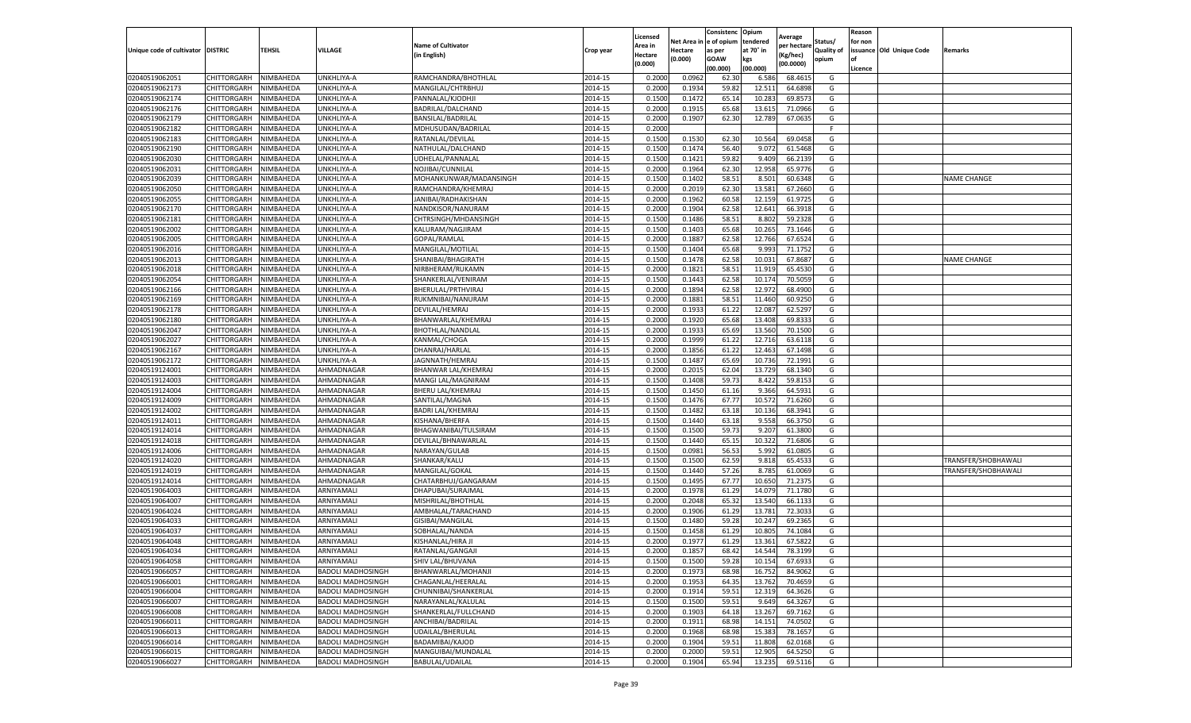| Unique code of cultivator | DISTRIC | TEHSIL | VILLAGE | Name of Cultivator (in English) | Crop year | Licensed Area in Hectare (0.000) | Net Area in Hectare (0.000) | Consistenc e of opium as per GOAW (00.000) | Opium tendered at 70° in kgs (00.000) | Average per hectare (Kg/hec) (00.0000) | Status/ Quality of opium | Reason for non issuance of Licence | Old Unique Code | Remarks |
|---|---|---|---|---|---|---|---|---|---|---|---|---|---|---|
| 02040519062051 | CHITTORGARH | NIMBAHEDA | UNKHLIYA-A | RAMCHANDRA/BHOTHLAL | 2014-15 | 0.2000 | 0.0962 | 62.30 | 6.586 | 68.4615 | G | | | |
| 02040519062173 | CHITTORGARH | NIMBAHEDA | UNKHLIYA-A | MANGILAL/CHTRBHUJ | 2014-15 | 0.2000 | 0.1934 | 59.82 | 12.511 | 64.6898 | G | | | |
| 02040519062174 | CHITTORGARH | NIMBAHEDA | UNKHLIYA-A | PANNALAL/KJODHJI | 2014-15 | 0.1500 | 0.1472 | 65.14 | 10.283 | 69.8573 | G | | | |
| 02040519062176 | CHITTORGARH | NIMBAHEDA | UNKHLIYA-A | BADRILAL/DALCHAND | 2014-15 | 0.2000 | 0.1915 | 65.68 | 13.615 | 71.0966 | G | | | |
| 02040519062179 | CHITTORGARH | NIMBAHEDA | UNKHLIYA-A | BANSILAL/BADRILAL | 2014-15 | 0.2000 | 0.1907 | 62.30 | 12.789 | 67.0635 | G | | | |
| 02040519062182 | CHITTORGARH | NIMBAHEDA | UNKHLIYA-A | MDHUSUDAN/BADRILAL | 2014-15 | 0.2000 | | | | | F | | | |
| 02040519062183 | CHITTORGARH | NIMBAHEDA | UNKHLIYA-A | RATANLAL/DEVILAL | 2014-15 | 0.1500 | 0.1530 | 62.30 | 10.564 | 69.0458 | G | | | |
| 02040519062190 | CHITTORGARH | NIMBAHEDA | UNKHLIYA-A | NATHULAL/DALCHAND | 2014-15 | 0.1500 | 0.1474 | 56.40 | 9.072 | 61.5468 | G | | | |
| 02040519062030 | CHITTORGARH | NIMBAHEDA | UNKHLIYA-A | UDHELAL/PANNALAL | 2014-15 | 0.1500 | 0.1421 | 59.82 | 9.409 | 66.2139 | G | | | |
| 02040519062031 | CHITTORGARH | NIMBAHEDA | UNKHLIYA-A | NOJIBAI/CUNNILAL | 2014-15 | 0.2000 | 0.1964 | 62.30 | 12.958 | 65.9776 | G | | | |
| 02040519062039 | CHITTORGARH | NIMBAHEDA | UNKHLIYA-A | MOHANKUNWAR/MADANSINGH | 2014-15 | 0.1500 | 0.1402 | 58.51 | 8.501 | 60.6348 | G | | | NAME CHANGE |
| 02040519062050 | CHITTORGARH | NIMBAHEDA | UNKHLIYA-A | RAMCHANDRA/KHEMRAJ | 2014-15 | 0.2000 | 0.2019 | 62.30 | 13.581 | 67.2660 | G | | | |
| 02040519062055 | CHITTORGARH | NIMBAHEDA | UNKHLIYA-A | JANIBAI/RADHAKISHAN | 2014-15 | 0.2000 | 0.1962 | 60.58 | 12.159 | 61.9725 | G | | | |
| 02040519062170 | CHITTORGARH | NIMBAHEDA | UNKHLIYA-A | NANDKISOR/NANURAM | 2014-15 | 0.2000 | 0.1904 | 62.58 | 12.641 | 66.3918 | G | | | |
| 02040519062181 | CHITTORGARH | NIMBAHEDA | UNKHLIYA-A | CHTRSINGH/MHDANSINGH | 2014-15 | 0.1500 | 0.1486 | 58.51 | 8.802 | 59.2328 | G | | | |
| 02040519062002 | CHITTORGARH | NIMBAHEDA | UNKHLIYA-A | KALURAM/NAGJIRAM | 2014-15 | 0.1500 | 0.1403 | 65.68 | 10.265 | 73.1646 | G | | | |
| 02040519062005 | CHITTORGARH | NIMBAHEDA | UNKHLIYA-A | GOPAL/RAMLAL | 2014-15 | 0.2000 | 0.1887 | 62.58 | 12.766 | 67.6524 | G | | | |
| 02040519062016 | CHITTORGARH | NIMBAHEDA | UNKHLIYA-A | MANGILAL/MOTILAL | 2014-15 | 0.1500 | 0.1404 | 65.68 | 9.993 | 71.1752 | G | | | |
| 02040519062013 | CHITTORGARH | NIMBAHEDA | UNKHLIYA-A | SHANIBAI/BHAGIRATH | 2014-15 | 0.1500 | 0.1478 | 62.58 | 10.031 | 67.8687 | G | | | NAME CHANGE |
| 02040519062018 | CHITTORGARH | NIMBAHEDA | UNKHLIYA-A | NIRBHERAM/RUKAMN | 2014-15 | 0.2000 | 0.1821 | 58.51 | 11.919 | 65.4530 | G | | | |
| 02040519062054 | CHITTORGARH | NIMBAHEDA | UNKHLIYA-A | SHANKERLAL/VENIRAM | 2014-15 | 0.1500 | 0.1443 | 62.58 | 10.174 | 70.5059 | G | | | |
| 02040519062166 | CHITTORGARH | NIMBAHEDA | UNKHLIYA-A | BHERULAL/PRTHVIRAJ | 2014-15 | 0.2000 | 0.1894 | 62.58 | 12.972 | 68.4900 | G | | | |
| 02040519062169 | CHITTORGARH | NIMBAHEDA | UNKHLIYA-A | RUKMNIBAI/NANURAM | 2014-15 | 0.2000 | 0.1881 | 58.51 | 11.460 | 60.9250 | G | | | |
| 02040519062178 | CHITTORGARH | NIMBAHEDA | UNKHLIYA-A | DEVILAL/HEMRAJ | 2014-15 | 0.2000 | 0.1933 | 61.22 | 12.087 | 62.5297 | G | | | |
| 02040519062180 | CHITTORGARH | NIMBAHEDA | UNKHLIYA-A | BHANWARLAL/KHEMRAJ | 2014-15 | 0.2000 | 0.1920 | 65.68 | 13.408 | 69.8333 | G | | | |
| 02040519062047 | CHITTORGARH | NIMBAHEDA | UNKHLIYA-A | BHOTHLAL/NANDLAL | 2014-15 | 0.2000 | 0.1933 | 65.69 | 13.560 | 70.1500 | G | | | |
| 02040519062027 | CHITTORGARH | NIMBAHEDA | UNKHLIYA-A | KANMAL/CHOGA | 2014-15 | 0.2000 | 0.1999 | 61.22 | 12.716 | 63.6118 | G | | | |
| 02040519062167 | CHITTORGARH | NIMBAHEDA | UNKHLIYA-A | DHANRAJ/HARLAL | 2014-15 | 0.2000 | 0.1856 | 61.22 | 12.463 | 67.1498 | G | | | |
| 02040519062172 | CHITTORGARH | NIMBAHEDA | UNKHLIYA-A | JAGNNATH/HEMRAJ | 2014-15 | 0.1500 | 0.1487 | 65.69 | 10.736 | 72.1991 | G | | | |
| 02040519124001 | CHITTORGARH | NIMBAHEDA | AHMADNAGAR | BHANWAR LAL/KHEMRAJ | 2014-15 | 0.2000 | 0.2015 | 62.04 | 13.729 | 68.1340 | G | | | |
| 02040519124003 | CHITTORGARH | NIMBAHEDA | AHMADNAGAR | MANGI LAL/MAGNIRAM | 2014-15 | 0.1500 | 0.1408 | 59.73 | 8.422 | 59.8153 | G | | | |
| 02040519124004 | CHITTORGARH | NIMBAHEDA | AHMADNAGAR | BHERU LAL/KHEMRAJ | 2014-15 | 0.1500 | 0.1450 | 61.16 | 9.366 | 64.5931 | G | | | |
| 02040519124009 | CHITTORGARH | NIMBAHEDA | AHMADNAGAR | SANTILAL/MAGNA | 2014-15 | 0.1500 | 0.1476 | 67.77 | 10.572 | 71.6260 | G | | | |
| 02040519124002 | CHITTORGARH | NIMBAHEDA | AHMADNAGAR | BADRI LAL/KHEMRAJ | 2014-15 | 0.1500 | 0.1482 | 63.18 | 10.136 | 68.3941 | G | | | |
| 02040519124011 | CHITTORGARH | NIMBAHEDA | AHMADNAGAR | KISHANA/BHERFA | 2014-15 | 0.1500 | 0.1440 | 63.18 | 9.558 | 66.3750 | G | | | |
| 02040519124014 | CHITTORGARH | NIMBAHEDA | AHMADNAGAR | BHAGWANIBAI/TULSIRAM | 2014-15 | 0.1500 | 0.1500 | 59.73 | 9.207 | 61.3800 | G | | | |
| 02040519124018 | CHITTORGARH | NIMBAHEDA | AHMADNAGAR | DEVILAL/BHNAWARLAL | 2014-15 | 0.1500 | 0.1440 | 65.15 | 10.322 | 71.6806 | G | | | |
| 02040519124006 | CHITTORGARH | NIMBAHEDA | AHMADNAGAR | NARAYAN/GULAB | 2014-15 | 0.1500 | 0.0981 | 56.53 | 5.992 | 61.0805 | G | | | |
| 02040519124020 | CHITTORGARH | NIMBAHEDA | AHMADNAGAR | SHANKAR/KALU | 2014-15 | 0.1500 | 0.1500 | 62.59 | 9.818 | 65.4533 | G | | | TRANSFER/SHOBHAWALI |
| 02040519124019 | CHITTORGARH | NIMBAHEDA | AHMADNAGAR | MANGILAL/GOKAL | 2014-15 | 0.1500 | 0.1440 | 57.26 | 8.785 | 61.0069 | G | | | TRANSFER/SHOBHAWALI |
| 02040519124014 | CHITTORGARH | NIMBAHEDA | AHMADNAGAR | CHATARBHUJ/GANGARAM | 2014-15 | 0.1500 | 0.1495 | 67.77 | 10.650 | 71.2375 | G | | | |
| 02040519064003 | CHITTORGARH | NIMBAHEDA | ARNIYAMALI | DHAPUBAI/SURAJMAL | 2014-15 | 0.2000 | 0.1978 | 61.29 | 14.079 | 71.1780 | G | | | |
| 02040519064007 | CHITTORGARH | NIMBAHEDA | ARNIYAMALI | MISHRILAL/BHOTHLAL | 2014-15 | 0.2000 | 0.2048 | 65.32 | 13.540 | 66.1133 | G | | | |
| 02040519064024 | CHITTORGARH | NIMBAHEDA | ARNIYAMALI | AMBHALAL/TARACHAND | 2014-15 | 0.2000 | 0.1906 | 61.29 | 13.781 | 72.3033 | G | | | |
| 02040519064033 | CHITTORGARH | NIMBAHEDA | ARNIYAMALI | GISIBAI/MANGILAL | 2014-15 | 0.1500 | 0.1480 | 59.28 | 10.247 | 69.2365 | G | | | |
| 02040519064037 | CHITTORGARH | NIMBAHEDA | ARNIYAMALI | SOBHALAL/NANDA | 2014-15 | 0.1500 | 0.1458 | 61.29 | 10.805 | 74.1084 | G | | | |
| 02040519064048 | CHITTORGARH | NIMBAHEDA | ARNIYAMALI | KISHANLAL/HIRA JI | 2014-15 | 0.2000 | 0.1977 | 61.29 | 13.361 | 67.5822 | G | | | |
| 02040519064034 | CHITTORGARH | NIMBAHEDA | ARNIYAMALI | RATANLAL/GANGAJI | 2014-15 | 0.2000 | 0.1857 | 68.42 | 14.544 | 78.3199 | G | | | |
| 02040519064058 | CHITTORGARH | NIMBAHEDA | ARNIYAMALI | SHIV LAL/BHUVANA | 2014-15 | 0.1500 | 0.1500 | 59.28 | 10.154 | 67.6933 | G | | | |
| 02040519066057 | CHITTORGARH | NIMBAHEDA | BADOLI MADHOSINGH | BHANWARLAL/MOHANJI | 2014-15 | 0.2000 | 0.1973 | 68.98 | 16.752 | 84.9062 | G | | | |
| 02040519066001 | CHITTORGARH | NIMBAHEDA | BADOLI MADHOSINGH | CHAGANLAL/HEERALAL | 2014-15 | 0.2000 | 0.1953 | 64.35 | 13.762 | 70.4659 | G | | | |
| 02040519066004 | CHITTORGARH | NIMBAHEDA | BADOLI MADHOSINGH | CHUNNIBAI/SHANKERLAL | 2014-15 | 0.2000 | 0.1914 | 59.51 | 12.319 | 64.3626 | G | | | |
| 02040519066007 | CHITTORGARH | NIMBAHEDA | BADOLI MADHOSINGH | NARAYANLAL/KALULAL | 2014-15 | 0.1500 | 0.1500 | 59.51 | 9.649 | 64.3267 | G | | | |
| 02040519066008 | CHITTORGARH | NIMBAHEDA | BADOLI MADHOSINGH | SHANKERLAL/FULLCHAND | 2014-15 | 0.2000 | 0.1903 | 64.18 | 13.267 | 69.7162 | G | | | |
| 02040519066011 | CHITTORGARH | NIMBAHEDA | BADOLI MADHOSINGH | ANCHIBAI/BADRILAL | 2014-15 | 0.2000 | 0.1911 | 68.98 | 14.151 | 74.0502 | G | | | |
| 02040519066013 | CHITTORGARH | NIMBAHEDA | BADOLI MADHOSINGH | UDAILAL/BHERULAL | 2014-15 | 0.2000 | 0.1968 | 68.98 | 15.383 | 78.1657 | G | | | |
| 02040519066014 | CHITTORGARH | NIMBAHEDA | BADOLI MADHOSINGH | BADAMIBAI/KAJOD | 2014-15 | 0.2000 | 0.1904 | 59.51 | 11.808 | 62.0168 | G | | | |
| 02040519066015 | CHITTORGARH | NIMBAHEDA | BADOLI MADHOSINGH | MANGUIBAI/MUNDALAL | 2014-15 | 0.2000 | 0.2000 | 59.51 | 12.905 | 64.5250 | G | | | |
| 02040519066027 | CHITTORGARH | NIMBAHEDA | BADOLI MADHOSINGH | BABULAL/UDAILAL | 2014-15 | 0.2000 | 0.1904 | 65.94 | 13.235 | 69.5116 | G | | | |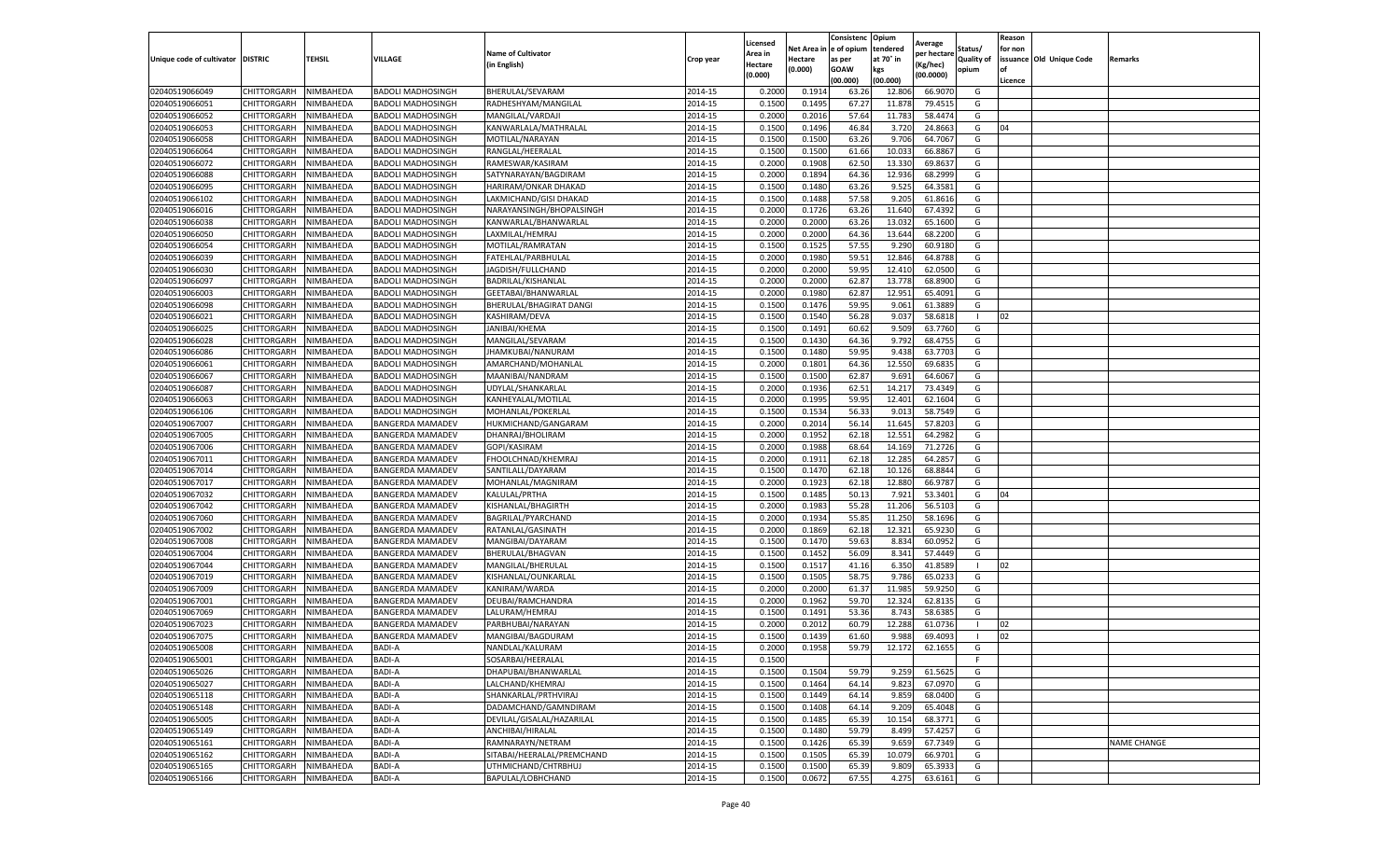| Unique code of cultivator | DISTRIC | TEHSIL | VILLAGE | Name of Cultivator (in English) | Crop year | Licensed Area in Hectare (0.000) | Net Area in Hectare (0.000) | Consistenc e of opium as per GOAW (00.000) | Opium tendered at 70° in kgs (00.000) | Average per hectare (Kg/hec) (00.0000) | Status/ Quality of opium | Reason for non issuance of Licence | Old Unique Code | Remarks |
|---|---|---|---|---|---|---|---|---|---|---|---|---|---|---|
| 02040519066049 | CHITTORGARH | NIMBAHEDA | BADOLI MADHOSINGH | BHERULAL/SEVARAM | 2014-15 | 0.2000 | 0.1914 | 63.26 | 12.806 | 66.9070 | G | | | |
| 02040519066051 | CHITTORGARH | NIMBAHEDA | BADOLI MADHOSINGH | RADHESHYAM/MANGILAL | 2014-15 | 0.1500 | 0.1495 | 67.27 | 11.878 | 79.4515 | G | | | |
| 02040519066052 | CHITTORGARH | NIMBAHEDA | BADOLI MADHOSINGH | MANGILAL/VARDAJI | 2014-15 | 0.2000 | 0.2016 | 57.64 | 11.783 | 58.4474 | G | | | |
| 02040519066053 | CHITTORGARH | NIMBAHEDA | BADOLI MADHOSINGH | KANWARLALA/MATHRALAL | 2014-15 | 0.1500 | 0.1496 | 46.84 | 3.720 | 24.8663 | G | 04 | | |
| 02040519066058 | CHITTORGARH | NIMBAHEDA | BADOLI MADHOSINGH | MOTILAL/NARAYAN | 2014-15 | 0.1500 | 0.1500 | 63.26 | 9.706 | 64.7067 | G | | | |
| 02040519066064 | CHITTORGARH | NIMBAHEDA | BADOLI MADHOSINGH | RANGLAL/HEERALAL | 2014-15 | 0.1500 | 0.1500 | 61.66 | 10.033 | 66.8867 | G | | | |
| 02040519066072 | CHITTORGARH | NIMBAHEDA | BADOLI MADHOSINGH | RAMESWAR/KASIRAM | 2014-15 | 0.2000 | 0.1908 | 62.50 | 13.330 | 69.8637 | G | | | |
| 02040519066088 | CHITTORGARH | NIMBAHEDA | BADOLI MADHOSINGH | SATYNARAYAN/BAGDIRAM | 2014-15 | 0.2000 | 0.1894 | 64.36 | 12.936 | 68.2999 | G | | | |
| 02040519066095 | CHITTORGARH | NIMBAHEDA | BADOLI MADHOSINGH | HARIRAM/ONKAR DHAKAD | 2014-15 | 0.1500 | 0.1480 | 63.26 | 9.525 | 64.3581 | G | | | |
| 02040519066102 | CHITTORGARH | NIMBAHEDA | BADOLI MADHOSINGH | LAKMICHAND/GISI DHAKAD | 2014-15 | 0.1500 | 0.1488 | 57.58 | 9.205 | 61.8616 | G | | | |
| 02040519066016 | CHITTORGARH | NIMBAHEDA | BADOLI MADHOSINGH | NARAYANSINGH/BHOPALSINGH | 2014-15 | 0.2000 | 0.1726 | 63.26 | 11.640 | 67.4392 | G | | | |
| 02040519066038 | CHITTORGARH | NIMBAHEDA | BADOLI MADHOSINGH | KANWARLAL/BHANWARLAL | 2014-15 | 0.2000 | 0.2000 | 63.26 | 13.032 | 65.1600 | G | | | |
| 02040519066050 | CHITTORGARH | NIMBAHEDA | BADOLI MADHOSINGH | LAXMILAL/HEMRAJ | 2014-15 | 0.2000 | 0.2000 | 64.36 | 13.644 | 68.2200 | G | | | |
| 02040519066054 | CHITTORGARH | NIMBAHEDA | BADOLI MADHOSINGH | MOTILAL/RAMRATAN | 2014-15 | 0.1500 | 0.1525 | 57.55 | 9.290 | 60.9180 | G | | | |
| 02040519066039 | CHITTORGARH | NIMBAHEDA | BADOLI MADHOSINGH | FATEHLAL/PARBHULAL | 2014-15 | 0.2000 | 0.1980 | 59.51 | 12.846 | 64.8788 | G | | | |
| 02040519066030 | CHITTORGARH | NIMBAHEDA | BADOLI MADHOSINGH | JAGDISH/FULLCHAND | 2014-15 | 0.2000 | 0.2000 | 59.95 | 12.410 | 62.0500 | G | | | |
| 02040519066097 | CHITTORGARH | NIMBAHEDA | BADOLI MADHOSINGH | BADRILAL/KISHANLAL | 2014-15 | 0.2000 | 0.2000 | 62.87 | 13.778 | 68.8900 | G | | | |
| 02040519066003 | CHITTORGARH | NIMBAHEDA | BADOLI MADHOSINGH | GEETABAI/BHANWARLAL | 2014-15 | 0.2000 | 0.1980 | 62.87 | 12.951 | 65.4091 | G | | | |
| 02040519066098 | CHITTORGARH | NIMBAHEDA | BADOLI MADHOSINGH | BHERULAL/BHAGIRAT DANGI | 2014-15 | 0.1500 | 0.1476 | 59.95 | 9.061 | 61.3889 | G | | | |
| 02040519066021 | CHITTORGARH | NIMBAHEDA | BADOLI MADHOSINGH | KASHIRAM/DEVA | 2014-15 | 0.1500 | 0.1540 | 56.28 | 9.037 | 58.6818 | I | 02 | | |
| 02040519066025 | CHITTORGARH | NIMBAHEDA | BADOLI MADHOSINGH | JANIBAI/KHEMA | 2014-15 | 0.1500 | 0.1491 | 60.62 | 9.509 | 63.7760 | G | | | |
| 02040519066028 | CHITTORGARH | NIMBAHEDA | BADOLI MADHOSINGH | MANGILAL/SEVARAM | 2014-15 | 0.1500 | 0.1430 | 64.36 | 9.792 | 68.4755 | G | | | |
| 02040519066086 | CHITTORGARH | NIMBAHEDA | BADOLI MADHOSINGH | JHAMKUBAI/NANURAM | 2014-15 | 0.1500 | 0.1480 | 59.95 | 9.438 | 63.7703 | G | | | |
| 02040519066061 | CHITTORGARH | NIMBAHEDA | BADOLI MADHOSINGH | AMARCHAND/MOHANLAL | 2014-15 | 0.2000 | 0.1801 | 64.36 | 12.550 | 69.6835 | G | | | |
| 02040519066067 | CHITTORGARH | NIMBAHEDA | BADOLI MADHOSINGH | MAANIBAI/NANDRAM | 2014-15 | 0.1500 | 0.1500 | 62.87 | 9.691 | 64.6067 | G | | | |
| 02040519066087 | CHITTORGARH | NIMBAHEDA | BADOLI MADHOSINGH | UDYLAL/SHANKARLAL | 2014-15 | 0.2000 | 0.1936 | 62.51 | 14.217 | 73.4349 | G | | | |
| 02040519066063 | CHITTORGARH | NIMBAHEDA | BADOLI MADHOSINGH | KANHEYALAL/MOTILAL | 2014-15 | 0.2000 | 0.1995 | 59.95 | 12.401 | 62.1604 | G | | | |
| 02040519066106 | CHITTORGARH | NIMBAHEDA | BADOLI MADHOSINGH | MOHANLAL/POKERLAL | 2014-15 | 0.1500 | 0.1534 | 56.33 | 9.013 | 58.7549 | G | | | |
| 02040519067007 | CHITTORGARH | NIMBAHEDA | BANGERDA MAMADEV | HUKMICHAND/GANGARAM | 2014-15 | 0.2000 | 0.2014 | 56.14 | 11.645 | 57.8203 | G | | | |
| 02040519067005 | CHITTORGARH | NIMBAHEDA | BANGERDA MAMADEV | DHANRAJ/BHOLIRAM | 2014-15 | 0.2000 | 0.1952 | 62.18 | 12.551 | 64.2982 | G | | | |
| 02040519067006 | CHITTORGARH | NIMBAHEDA | BANGERDA MAMADEV | GOPI/KASIRAM | 2014-15 | 0.2000 | 0.1988 | 68.64 | 14.169 | 71.2726 | G | | | |
| 02040519067011 | CHITTORGARH | NIMBAHEDA | BANGERDA MAMADEV | FHOOLCHNAD/KHEMRAJ | 2014-15 | 0.2000 | 0.1911 | 62.18 | 12.285 | 64.2857 | G | | | |
| 02040519067014 | CHITTORGARH | NIMBAHEDA | BANGERDA MAMADEV | SANTILALL/DAYARAM | 2014-15 | 0.1500 | 0.1470 | 62.18 | 10.126 | 68.8844 | G | | | |
| 02040519067017 | CHITTORGARH | NIMBAHEDA | BANGERDA MAMADEV | MOHANLAL/MAGNIRAM | 2014-15 | 0.2000 | 0.1923 | 62.18 | 12.880 | 66.9787 | G | | | |
| 02040519067032 | CHITTORGARH | NIMBAHEDA | BANGERDA MAMADEV | KALULAL/PRTHA | 2014-15 | 0.1500 | 0.1485 | 50.13 | 7.921 | 53.3401 | G | 04 | | |
| 02040519067042 | CHITTORGARH | NIMBAHEDA | BANGERDA MAMADEV | KISHANLAL/BHAGIRTH | 2014-15 | 0.2000 | 0.1983 | 55.28 | 11.206 | 56.5103 | G | | | |
| 02040519067060 | CHITTORGARH | NIMBAHEDA | BANGERDA MAMADEV | BAGRILAL/PYARCHAND | 2014-15 | 0.2000 | 0.1934 | 55.85 | 11.250 | 58.1696 | G | | | |
| 02040519067002 | CHITTORGARH | NIMBAHEDA | BANGERDA MAMADEV | RATANLAL/GASINATH | 2014-15 | 0.2000 | 0.1869 | 62.18 | 12.321 | 65.9230 | G | | | |
| 02040519067008 | CHITTORGARH | NIMBAHEDA | BANGERDA MAMADEV | MANGIBAI/DAYARAM | 2014-15 | 0.1500 | 0.1470 | 59.63 | 8.834 | 60.0952 | G | | | |
| 02040519067004 | CHITTORGARH | NIMBAHEDA | BANGERDA MAMADEV | BHERULAL/BHAGVAN | 2014-15 | 0.1500 | 0.1452 | 56.09 | 8.341 | 57.4449 | G | | | |
| 02040519067044 | CHITTORGARH | NIMBAHEDA | BANGERDA MAMADEV | MANGILAL/BHERULAL | 2014-15 | 0.1500 | 0.1517 | 41.16 | 6.350 | 41.8589 | I | 02 | | |
| 02040519067019 | CHITTORGARH | NIMBAHEDA | BANGERDA MAMADEV | KISHANLAL/OUNKARLAL | 2014-15 | 0.1500 | 0.1505 | 58.75 | 9.786 | 65.0233 | G | | | |
| 02040519067009 | CHITTORGARH | NIMBAHEDA | BANGERDA MAMADEV | KANIRAM/WARDA | 2014-15 | 0.2000 | 0.2000 | 61.37 | 11.985 | 59.9250 | G | | | |
| 02040519067001 | CHITTORGARH | NIMBAHEDA | BANGERDA MAMADEV | DEUBAI/RAMCHANDRA | 2014-15 | 0.2000 | 0.1962 | 59.70 | 12.324 | 62.8135 | G | | | |
| 02040519067069 | CHITTORGARH | NIMBAHEDA | BANGERDA MAMADEV | LALURAM/HEMRAJ | 2014-15 | 0.1500 | 0.1491 | 53.36 | 8.743 | 58.6385 | G | | | |
| 02040519067023 | CHITTORGARH | NIMBAHEDA | BANGERDA MAMADEV | PARBHUBAI/NARAYAN | 2014-15 | 0.2000 | 0.2012 | 60.79 | 12.288 | 61.0736 | I | 02 | | |
| 02040519067075 | CHITTORGARH | NIMBAHEDA | BANGERDA MAMADEV | MANGIBAI/BAGDURAM | 2014-15 | 0.1500 | 0.1439 | 61.60 | 9.988 | 69.4093 | I | 02 | | |
| 02040519065008 | CHITTORGARH | NIMBAHEDA | BADI-A | NANDLAL/KALURAM | 2014-15 | 0.2000 | 0.1958 | 59.79 | 12.172 | 62.1655 | G | | | |
| 02040519065001 | CHITTORGARH | NIMBAHEDA | BADI-A | SOSARBAI/HEERALAL | 2014-15 | 0.1500 | | | | | F | | | |
| 02040519065026 | CHITTORGARH | NIMBAHEDA | BADI-A | DHAPUBAI/BHANWARLAL | 2014-15 | 0.1500 | 0.1504 | 59.79 | 9.259 | 61.5625 | G | | | |
| 02040519065027 | CHITTORGARH | NIMBAHEDA | BADI-A | LALCHAND/KHEMRAJ | 2014-15 | 0.1500 | 0.1464 | 64.14 | 9.823 | 67.0970 | G | | | |
| 02040519065118 | CHITTORGARH | NIMBAHEDA | BADI-A | SHANKARLAL/PRTHVIRAJ | 2014-15 | 0.1500 | 0.1449 | 64.14 | 9.859 | 68.0400 | G | | | |
| 02040519065148 | CHITTORGARH | NIMBAHEDA | BADI-A | DADAMCHAND/GAMNDIRAM | 2014-15 | 0.1500 | 0.1408 | 64.14 | 9.209 | 65.4048 | G | | | |
| 02040519065005 | CHITTORGARH | NIMBAHEDA | BADI-A | DEVILAL/GISALAL/HAZARILAL | 2014-15 | 0.1500 | 0.1485 | 65.39 | 10.154 | 68.3771 | G | | | |
| 02040519065149 | CHITTORGARH | NIMBAHEDA | BADI-A | ANCHIBAI/HIRALAL | 2014-15 | 0.1500 | 0.1480 | 59.79 | 8.499 | 57.4257 | G | | | |
| 02040519065161 | CHITTORGARH | NIMBAHEDA | BADI-A | RAMNARAYN/NETRAM | 2014-15 | 0.1500 | 0.1426 | 65.39 | 9.659 | 67.7349 | G | | | NAME CHANGE |
| 02040519065162 | CHITTORGARH | NIMBAHEDA | BADI-A | SITABAI/HEERALAL/PREMCHAND | 2014-15 | 0.1500 | 0.1505 | 65.39 | 10.079 | 66.9701 | G | | | |
| 02040519065165 | CHITTORGARH | NIMBAHEDA | BADI-A | UTHMICHAND/CHTRBHUJ | 2014-15 | 0.1500 | 0.1500 | 65.39 | 9.809 | 65.3933 | G | | | |
| 02040519065166 | CHITTORGARH | NIMBAHEDA | BADI-A | BAPULAL/LOBHCHAND | 2014-15 | 0.1500 | 0.0672 | 67.55 | 4.275 | 63.6161 | G | | | |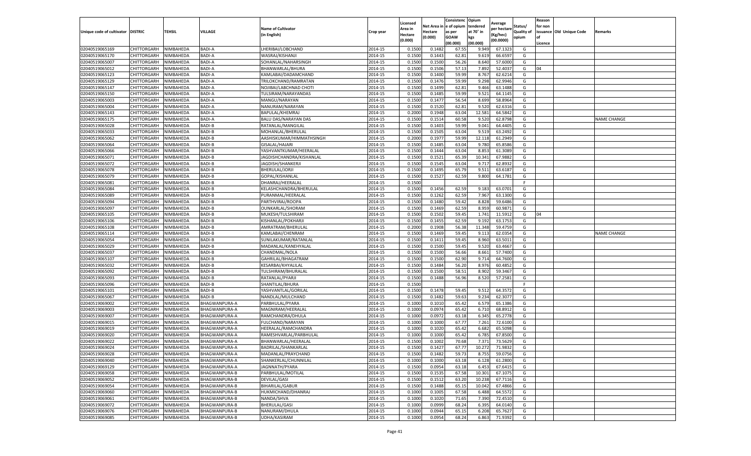| Unique code of cultivator | DISTRIC | TEHSIL | VILLAGE | Name of Cultivator (in English) | Crop year | Licensed Area in Hectare (0.000) | Net Area in Hectare (0.000) | Consistence of opium as per GOAW (00.000) | Opium tendered at 70° in kgs (00.000) | Average per hectare (Kg/hec) (00.0000) | Status/ Quality of opium | Reason for non issuance of Licence | Old Unique Code | Remarks |
|---|---|---|---|---|---|---|---|---|---|---|---|---|---|---|
| 02040519065169 | CHITTORGARH | NIMBAHEDA | BADI-A | LHERIBAI/LOBCHAND | 2014-15 | 0.1500 | 0.1482 | 67.55 | 9.949 | 67.1323 | G | | | |
| 02040519065170 | CHITTORGARH | NIMBAHEDA | BADI-A | WASRAJ/KISHANJI | 2014-15 | 0.1500 | 0.1443 | 62.81 | 9.619 | 66.6597 | G | | | |
| 02040519065007 | CHITTORGARH | NIMBAHEDA | BADI-A | SOHANLAL/NAHARSINGH | 2014-15 | 0.1500 | 0.1500 | 56.26 | 8.640 | 57.6000 | G | | | |
| 02040519065012 | CHITTORGARH | NIMBAHEDA | BADI-A | BHANWARLAL/BHURA | 2014-15 | 0.1500 | 0.1506 | 57.13 | 7.892 | 52.4037 | G | 04 | | |
| 02040519065123 | CHITTORGARH | NIMBAHEDA | BADI-A | KAMLABAI/DADAMCHAND | 2014-15 | 0.1500 | 0.1400 | 59.99 | 8.767 | 62.6214 | G | | | |
| 02040519065129 | CHITTORGARH | NIMBAHEDA | BADI-A | TRILOKCHAND/RAMRATAN | 2014-15 | 0.1500 | 0.1476 | 59.99 | 9.298 | 62.9946 | G | | | |
| 02040519065147 | CHITTORGARH | NIMBAHEDA | BADI-A | NOJIBAI/LABCHNAD CHOTI | 2014-15 | 0.1500 | 0.1499 | 62.81 | 9.466 | 63.1488 | G | | | |
| 02040519065150 | CHITTORGARH | NIMBAHEDA | BADI-A | TULSIRAM/NARAYANDAS | 2014-15 | 0.1500 | 0.1485 | 59.99 | 9.521 | 64.1145 | G | | | |
| 02040519065003 | CHITTORGARH | NIMBAHEDA | BADI-A | MANGU/NARAYAN | 2014-15 | 0.1500 | 0.1477 | 56.54 | 8.699 | 58.8964 | G | | | |
| 02040519065004 | CHITTORGARH | NIMBAHEDA | BADI-A | NANURAM/NARAYAN | 2014-15 | 0.1500 | 0.1520 | 62.81 | 9.520 | 62.6316 | G | | | |
| 02040519065143 | CHITTORGARH | NIMBAHEDA | BADI-A | BAPULAL/KHEMRAJ | 2014-15 | 0.2000 | 0.1948 | 63.04 | 12.581 | 64.5842 | G | | | |
| 02040519065175 | CHITTORGARH | NIMBAHEDA | BADI-A | BALU DAS/NARAYAN DAS | 2014-15 | 0.1500 | 0.1514 | 60.58 | 9.520 | 62.8798 | G | | | NAME CHANGE |
| 02040519065028 | CHITTORGARH | NIMBAHEDA | BADI-B | RATANLAL/MANGILAL | 2014-15 | 0.1500 | 0.1403 | 59.99 | 9.041 | 64.4405 | G | | | |
| 02040519065033 | CHITTORGARH | NIMBAHEDA | BADI-B | MOHANLAL/BHERULAL | 2014-15 | 0.1500 | 0.1505 | 63.04 | 9.519 | 63.2492 | G | | | |
| 02040519065062 | CHITTORGARH | NIMBAHEDA | BADI-B | AASHISKUMAR/HIMMATHSINGH | 2014-15 | 0.2000 | 0.1977 | 59.99 | 12.118 | 61.2949 | G | | | |
| 02040519065064 | CHITTORGARH | NIMBAHEDA | BADI-B | GISALAL/HAJARI | 2014-15 | 0.1500 | 0.1485 | 63.04 | 9.780 | 65.8586 | G | | | |
| 02040519065066 | CHITTORGARH | NIMBAHEDA | BADI-B | YASHVANTKUMAR/HEERALAL | 2014-15 | 0.1500 | 0.1444 | 63.04 | 8.853 | 61.3089 | G | | | |
| 02040519065071 | CHITTORGARH | NIMBAHEDA | BADI-B | JAGDISHCHANDRA/KISHANLAL | 2014-15 | 0.1500 | 0.1521 | 65.39 | 10.341 | 67.9882 | G | | | |
| 02040519065072 | CHITTORGARH | NIMBAHEDA | BADI-B | JAGDISH/SHANKERJI | 2014-15 | 0.1500 | 0.1545 | 63.04 | 9.717 | 62.8932 | G | | | |
| 02040519065078 | CHITTORGARH | NIMBAHEDA | BADI-B | BHERULAL/JORJI | 2014-15 | 0.1500 | 0.1495 | 65.79 | 9.511 | 63.6187 | G | | | |
| 02040519065079 | CHITTORGARH | NIMBAHEDA | BADI-B | GOPAL/KISHANLAL | 2014-15 | 0.1500 | 0.1527 | 62.59 | 9.800 | 64.1781 | G | | | |
| 02040519065081 | CHITTORGARH | NIMBAHEDA | BADI-B | DHANRAJ/HEERALAL | 2014-15 | 0.1500 | | | | | F | | | |
| 02040519065084 | CHITTORGARH | NIMBAHEDA | BADI-B | KELASHCHANDRA/BHERULAL | 2014-15 | 0.1500 | 0.1456 | 62.59 | 9.183 | 63.0701 | G | | | |
| 02040519065089 | CHITTORGARH | NIMBAHEDA | BADI-B | PURANMAL/HEERALAL | 2014-15 | 0.1500 | 0.1262 | 62.59 | 7.967 | 63.1300 | G | | | |
| 02040519065094 | CHITTORGARH | NIMBAHEDA | BADI-B | PARTHVIRAJ/ROOPA | 2014-15 | 0.1500 | 0.1480 | 59.42 | 8.828 | 59.6486 | G | | | |
| 02040519065097 | CHITTORGARH | NIMBAHEDA | BADI-B | OUNKARLAL/SHORAM | 2014-15 | 0.1500 | 0.1469 | 62.59 | 8.959 | 60.9871 | G | | | |
| 02040519065105 | CHITTORGARH | NIMBAHEDA | BADI-B | MUKESH/TULSHIRAM | 2014-15 | 0.1500 | 0.1502 | 59.45 | 1.741 | 11.5912 | G | 04 | | |
| 02040519065106 | CHITTORGARH | NIMBAHEDA | BADI-B | KISHANLAL/POKHARJI | 2014-15 | 0.1500 | 0.1455 | 62.59 | 9.192 | 63.1753 | G | | | |
| 02040519065108 | CHITTORGARH | NIMBAHEDA | BADI-B | AMRATRAM/BHERULAL | 2014-15 | 0.2000 | 0.1908 | 56.38 | 11.348 | 59.4759 | G | | | |
| 02040519065114 | CHITTORGARH | NIMBAHEDA | BADI-B | KAMLABAI/CHENRAM | 2014-15 | 0.1500 | 0.1469 | 59.45 | 9.113 | 62.0354 | G | | | NAME CHANGE |
| 02040519065054 | CHITTORGARH | NIMBAHEDA | BADI-B | SUNILAKUMAR/RATANLAL | 2014-15 | 0.1500 | 0.1411 | 59.45 | 8.960 | 63.5011 | G | | | |
| 02040519065029 | CHITTORGARH | NIMBAHEDA | BADI-B | MADANLAL/KANEHYALAL | 2014-15 | 0.1500 | 0.1500 | 59.45 | 9.520 | 63.4667 | G | | | |
| 02040519065037 | CHITTORGARH | NIMBAHEDA | BADI-B | CHANDMAL/NOLA | 2014-15 | 0.1500 | 0.1500 | 56.66 | 8.661 | 57.7400 | G | | | |
| 02040519065107 | CHITTORGARH | NIMBAHEDA | BADI-B | GAHRILAL/BHAGATRAM | 2014-15 | 0.1500 | 0.1500 | 62.90 | 9.714 | 64.7600 | G | | | |
| 02040519065032 | CHITTORGARH | NIMBAHEDA | BADI-B | KESARBAI/KHYALILAL | 2014-15 | 0.1500 | 0.1484 | 56.20 | 8.976 | 60.4852 | G | | | |
| 02040519065092 | CHITTORGARH | NIMBAHEDA | BADI-B | TULSHIRAM/BHURALAL | 2014-15 | 0.1500 | 0.1500 | 58.51 | 8.902 | 59.3467 | G | | | |
| 02040519065093 | CHITTORGARH | NIMBAHEDA | BADI-B | RATANLAL/PYARJI | 2014-15 | 0.1500 | 0.1488 | 56.96 | 8.520 | 57.2581 | G | | | |
| 02040519065096 | CHITTORGARH | NIMBAHEDA | BADI-B | SHANTILAL/BHURA | 2014-15 | 0.1500 | | | | | F | | | |
| 02040519065101 | CHITTORGARH | NIMBAHEDA | BADI-B | YASHVANTLAL/GORILAL | 2014-15 | 0.1500 | 0.1478 | 59.45 | 9.512 | 64.3572 | G | | | |
| 02040519065067 | CHITTORGARH | NIMBAHEDA | BADI-B | NANDLAL/MULCHAND | 2014-15 | 0.1500 | 0.1482 | 59.63 | 9.234 | 62.3077 | G | | | |
| 02040519069002 | CHITTORGARH | NIMBAHEDA | BHAGWANPURA-A | PARBHULAL/PYARA | 2014-15 | 0.1000 | 0.1010 | 65.42 | 6.579 | 65.1386 | G | | | |
| 02040519069003 | CHITTORGARH | NIMBAHEDA | BHAGWANPURA-A | MAGNIRAM/HEERALAL | 2014-15 | 0.1000 | 0.0974 | 65.42 | 6.710 | 68.8912 | G | | | |
| 02040519069007 | CHITTORGARH | NIMBAHEDA | BHAGWANPURA-A | RAMCHANDRA/DHULA | 2014-15 | 0.1000 | 0.0972 | 63.18 | 6.345 | 65.2778 | G | | | |
| 02040519069015 | CHITTORGARH | NIMBAHEDA | BHAGWANPURA-A | FULCHAND/NARAYAN | 2014-15 | 0.1000 | 0.1000 | 67.77 | 7.261 | 72.6100 | G | | | |
| 02040519069019 | CHITTORGARH | NIMBAHEDA | BHAGWANPURA-A | HEERALAL/RAMCHANDRA | 2014-15 | 0.1000 | 0.1020 | 65.42 | 6.682 | 65.5098 | G | | | |
| 02040519069020 | CHITTORGARH | NIMBAHEDA | BHAGWANPURA-A | RAMESHVARLAL/PARBHULAL | 2014-15 | 0.1000 | 0.1000 | 65.42 | 6.785 | 67.8500 | G | | | |
| 02040519069022 | CHITTORGARH | NIMBAHEDA | BHAGWANPURA-A | BHANWARLAL/HEERALAL | 2014-15 | 0.1500 | 0.1002 | 70.68 | 7.371 | 73.5629 | G | | | |
| 02040519069024 | CHITTORGARH | NIMBAHEDA | BHAGWANPURA-A | BADRILAL/SHANKARLAL | 2014-15 | 0.1500 | 0.1427 | 67.77 | 10.272 | 71.9832 | G | | | |
| 02040519069028 | CHITTORGARH | NIMBAHEDA | BHAGWANPURA-A | MADANLAL/PRAYCHAND | 2014-15 | 0.1500 | 0.1482 | 59.73 | 8.755 | 59.0756 | G | | | |
| 02040519069040 | CHITTORGARH | NIMBAHEDA | BHAGWANPURA-A | SHANKERLAL/CHUNNILAL | 2014-15 | 0.1000 | 0.1000 | 63.18 | 6.128 | 61.2800 | G | | | |
| 02040519069129 | CHITTORGARH | NIMBAHEDA | BHAGWANPURA-A | JAGNNATH/PYARA | 2014-15 | 0.1500 | 0.0954 | 63.18 | 6.453 | 67.6415 | G | | | |
| 02040519069058 | CHITTORGARH | NIMBAHEDA | BHAGWANPURA-B | PARBHULAL/MOTILAL | 2014-15 | 0.1500 | 0.1535 | 67.58 | 10.301 | 67.1075 | G | | | |
| 02040519069052 | CHITTORGARH | NIMBAHEDA | BHAGWANPURA-B | DEVILAL/GASI | 2014-15 | 0.1500 | 0.1512 | 63.20 | 10.238 | 67.7116 | G | | | |
| 02040519069054 | CHITTORGARH | NIMBAHEDA | BHAGWANPURA-B | BIHARILAL/GABUR | 2014-15 | 0.1500 | 0.1488 | 65.15 | 10.042 | 67.4866 | G | | | |
| 02040519069060 | CHITTORGARH | NIMBAHEDA | BHAGWANPURA-B | HUKMICHAND/DHANRAJ | 2014-15 | 0.1000 | 0.1005 | 67.58 | 6.488 | 64.5572 | G | | | |
| 02040519069061 | CHITTORGARH | NIMBAHEDA | BHAGWANPURA-B | NANDA/SHVA | 2014-15 | 0.1000 | 0.1020 | 71.65 | 7.390 | 72.4510 | G | | | |
| 02040519069072 | CHITTORGARH | NIMBAHEDA | BHAGWANPURA-B | BHERULAL/GASI | 2014-15 | 0.1000 | 0.0999 | 68.24 | 6.395 | 64.0140 | G | | | |
| 02040519069076 | CHITTORGARH | NIMBAHEDA | BHAGWANPURA-B | NANURAM/DHULA | 2014-15 | 0.1000 | 0.0944 | 65.15 | 6.208 | 65.7627 | G | | | |
| 02040519069085 | CHITTORGARH | NIMBAHEDA | BHAGWANPURA-B | UDHA/KASIRAM | 2014-15 | 0.1000 | 0.0954 | 68.24 | 6.863 | 71.9392 | G | | | |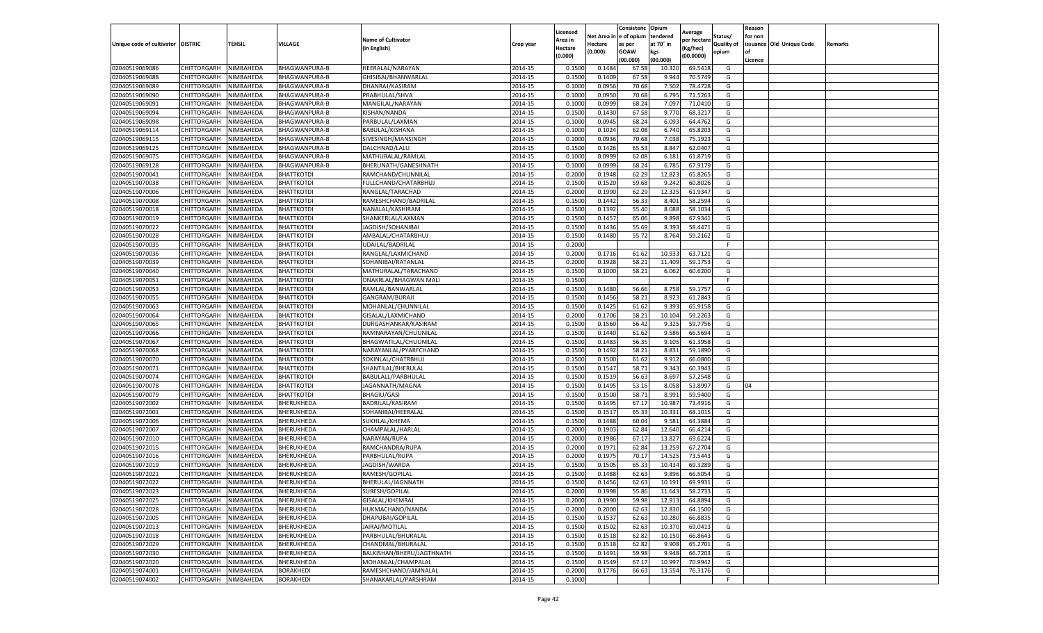| Unique code of cultivator | DISTRIC | TEHSIL | VILLAGE | Name of Cultivator (in English) | Crop year | Licensed Area in Hectare (0.000) | Net Area in Hectare (0.000) | Consistence of opium as per GOAW (00.000) | Opium tendered at 70° in kgs (00.000) | Average per hectare (Kg/hec) (00.0000) | Status/ Quality of opium | Reason for non issuance of Licence | Old Unique Code | Remarks |
|---|---|---|---|---|---|---|---|---|---|---|---|---|---|---|
| 02040519069086 | CHITTORGARH | NIMBAHEDA | BHAGWANPURA-B | HEERALAL/NARAYAN | 2014-15 | 0.1500 | 0.1484 | 67.58 | 10.320 | 69.5418 | G | | | |
| 02040519069088 | CHITTORGARH | NIMBAHEDA | BHAGWANPURA-B | GHISIBAI/BHANWARLAL | 2014-15 | 0.1500 | 0.1409 | 67.58 | 9.944 | 70.5749 | G | | | |
| 02040519069089 | CHITTORGARH | NIMBAHEDA | BHAGWANPURA-B | DHANRAJ/KASIRAM | 2014-15 | 0.1000 | 0.0956 | 70.68 | 7.502 | 78.4728 | G | | | |
| 02040519069090 | CHITTORGARH | NIMBAHEDA | BHAGWANPURA-B | PRABHULAL/SHVA | 2014-15 | 0.1000 | 0.0950 | 70.68 | 6.795 | 71.5263 | G | | | |
| 02040519069091 | CHITTORGARH | NIMBAHEDA | BHAGWANPURA-B | MANGILAL/NARAYAN | 2014-15 | 0.1000 | 0.0999 | 68.24 | 7.097 | 71.0410 | G | | | |
| 02040519069094 | CHITTORGARH | NIMBAHEDA | BHAGWANPURA-B | KISHAN/NANDA | 2014-15 | 0.1500 | 0.1430 | 67.58 | 9.770 | 68.3217 | G | | | |
| 02040519069098 | CHITTORGARH | NIMBAHEDA | BHAGWANPURA-B | PARBULAL/LAXMAN | 2014-15 | 0.1000 | 0.0945 | 68.24 | 6.093 | 64.4762 | G | | | |
| 02040519069114 | CHITTORGARH | NIMBAHEDA | BHAGWANPURA-B | BABULAL/KISHANA | 2014-15 | 0.1000 | 0.1024 | 62.08 | 6.740 | 65.8203 | G | | | |
| 02040519069115 | CHITTORGARH | NIMBAHEDA | BHAGWANPURA-B | SIVESINGH/MANSINGH | 2014-15 | 0.1000 | 0.0936 | 70.68 | 7.038 | 75.1923 | G | | | |
| 02040519069125 | CHITTORGARH | NIMBAHEDA | BHAGWANPURA-B | DALCHNAD/LALU | 2014-15 | 0.1500 | 0.1426 | 65.53 | 8.847 | 62.0407 | G | | | |
| 02040519069075 | CHITTORGARH | NIMBAHEDA | BHAGWANPURA-B | MATHURALAL/RAMLAL | 2014-15 | 0.1000 | 0.0999 | 62.08 | 6.181 | 61.8719 | G | | | |
| 02040519069128 | CHITTORGARH | NIMBAHEDA | BHAGWANPURA-B | BHERUNATH/GANESHNATH | 2014-15 | 0.1000 | 0.0999 | 68.24 | 6.785 | 67.9179 | G | | | |
| 02040519070041 | CHITTORGARH | NIMBAHEDA | BHATTKOTDI | RAMCHAND/CHUNNILAL | 2014-15 | 0.2000 | 0.1948 | 62.29 | 12.823 | 65.8265 | G | | | |
| 02040519070038 | CHITTORGARH | NIMBAHEDA | BHATTKOTDI | FULLCHAND/CHATARBHUJ | 2014-15 | 0.1500 | 0.1520 | 59.68 | 9.242 | 60.8026 | G | | | |
| 02040519070006 | CHITTORGARH | NIMBAHEDA | BHATTKOTDI | RANGLAL/TARACHAD | 2014-15 | 0.2000 | 0.1990 | 62.29 | 12.325 | 61.9347 | G | | | |
| 02040519070008 | CHITTORGARH | NIMBAHEDA | BHATTKOTDI | RAMESHCHAND/BADRILAL | 2014-15 | 0.1500 | 0.1442 | 56.33 | 8.401 | 58.2594 | G | | | |
| 02040519070018 | CHITTORGARH | NIMBAHEDA | BHATTKOTDI | NANALAL/KASHIRAM | 2014-15 | 0.1500 | 0.1392 | 55.40 | 8.088 | 58.1034 | G | | | |
| 02040519070019 | CHITTORGARH | NIMBAHEDA | BHATTKOTDI | SHANKERLAL/LAXMAN | 2014-15 | 0.1500 | 0.1457 | 65.06 | 9.898 | 67.9341 | G | | | |
| 02040519070022 | CHITTORGARH | NIMBAHEDA | BHATTKOTDI | JAGDISH/SOHANIBAI | 2014-15 | 0.1500 | 0.1436 | 55.69 | 8.393 | 58.4471 | G | | | |
| 02040519070028 | CHITTORGARH | NIMBAHEDA | BHATTKOTDI | AMBALAL/CHATARBHUJ | 2014-15 | 0.1500 | 0.1480 | 55.72 | 8.764 | 59.2162 | G | | | |
| 02040519070035 | CHITTORGARH | NIMBAHEDA | BHATTKOTDI | UDAILAL/BADRILAL | 2014-15 | 0.2000 | | | | | F | | | |
| 02040519070036 | CHITTORGARH | NIMBAHEDA | BHATTKOTDI | RANGLAL/LAXMICHAND | 2014-15 | 0.2000 | 0.1716 | 61.62 | 10.933 | 63.7121 | G | | | |
| 02040519070039 | CHITTORGARH | NIMBAHEDA | BHATTKOTDI | SOHANIBAI/RATANLAL | 2014-15 | 0.2000 | 0.1928 | 58.21 | 11.409 | 59.1753 | G | | | |
| 02040519070040 | CHITTORGARH | NIMBAHEDA | BHATTKOTDI | MATHURALAL/TARACHAND | 2014-15 | 0.1500 | 0.1000 | 58.21 | 6.062 | 60.6200 | G | | | |
| 02040519070051 | CHITTORGARH | NIMBAHEDA | BHATTKOTDI | ONAKRLAL/BHAGWAN MALI | 2014-15 | 0.1500 | | | | | F | | | |
| 02040519070053 | CHITTORGARH | NIMBAHEDA | BHATTKOTDI | RAMLAL/BANWARLAL | 2014-15 | 0.1500 | 0.1480 | 56.66 | 8.758 | 59.1757 | G | | | |
| 02040519070055 | CHITTORGARH | NIMBAHEDA | BHATTKOTDI | GANGRAM/BURAJI | 2014-15 | 0.1500 | 0.1456 | 58.21 | 8.923 | 61.2843 | G | | | |
| 02040519070063 | CHITTORGARH | NIMBAHEDA | BHATTKOTDI | MOHANLAL/CHUNNILAL | 2014-15 | 0.1500 | 0.1425 | 61.62 | 9.393 | 65.9158 | G | | | |
| 02040519070064 | CHITTORGARH | NIMBAHEDA | BHATTKOTDI | GISALAL/LAXMICHAND | 2014-15 | 0.2000 | 0.1706 | 58.21 | 10.104 | 59.2263 | G | | | |
| 02040519070065 | CHITTORGARH | NIMBAHEDA | BHATTKOTDI | DURGASHANKAR/KASIRAM | 2014-15 | 0.1500 | 0.1560 | 56.42 | 9.325 | 59.7756 | G | | | |
| 02040519070066 | CHITTORGARH | NIMBAHEDA | BHATTKOTDI | RAMNARAYAN/CHUUNILAL | 2014-15 | 0.1500 | 0.1440 | 61.62 | 9.586 | 66.5694 | G | | | |
| 02040519070067 | CHITTORGARH | NIMBAHEDA | BHATTKOTDI | BHAGWATILAL/CHUUNILAL | 2014-15 | 0.1500 | 0.1483 | 56.35 | 9.105 | 61.3958 | G | | | |
| 02040519070068 | CHITTORGARH | NIMBAHEDA | BHATTKOTDI | NARAYANLAL/PYARFCHAND | 2014-15 | 0.1500 | 0.1492 | 58.21 | 8.831 | 59.1890 | G | | | |
| 02040519070070 | CHITTORGARH | NIMBAHEDA | BHATTKOTDI | SOKINLAL/CHATRBHUJ | 2014-15 | 0.1500 | 0.1500 | 61.62 | 9.912 | 66.0800 | G | | | |
| 02040519070071 | CHITTORGARH | NIMBAHEDA | BHATTKOTDI | SHANTILAL/BHERULAL | 2014-15 | 0.1500 | 0.1547 | 58.71 | 9.343 | 60.3943 | G | | | |
| 02040519070074 | CHITTORGARH | NIMBAHEDA | BHATTKOTDI | BABULALL/PARBHULAL | 2014-15 | 0.1500 | 0.1519 | 56.63 | 8.697 | 57.2548 | G | | | |
| 02040519070078 | CHITTORGARH | NIMBAHEDA | BHATTKOTDI | JAGANNATH/MAGNA | 2014-15 | 0.1500 | 0.1495 | 53.16 | 8.058 | 53.8997 | G | 04 | | |
| 02040519070079 | CHITTORGARH | NIMBAHEDA | BHATTKOTDI | BHAGIU/GASI | 2014-15 | 0.1500 | 0.1500 | 58.71 | 8.991 | 59.9400 | G | | | |
| 02040519072002 | CHITTORGARH | NIMBAHEDA | BHERUKHEDA | BADRILAL/KASIRAM | 2014-15 | 0.1500 | 0.1495 | 67.17 | 10.987 | 73.4916 | G | | | |
| 02040519072001 | CHITTORGARH | NIMBAHEDA | BHERUKHEDA | SOHANIBAI/HEERALAL | 2014-15 | 0.1500 | 0.1517 | 65.33 | 10.331 | 68.1015 | G | | | |
| 02040519072006 | CHITTORGARH | NIMBAHEDA | BHERUKHEDA | SUKHLAL/KHEMA | 2014-15 | 0.1500 | 0.1488 | 60.04 | 9.581 | 64.3884 | G | | | |
| 02040519072007 | CHITTORGARH | NIMBAHEDA | BHERUKHEDA | CHAMPALAL/HARLAL | 2014-15 | 0.2000 | 0.1903 | 62.84 | 12.640 | 66.4214 | G | | | |
| 02040519072010 | CHITTORGARH | NIMBAHEDA | BHERUKHEDA | NARAYAN/RUPA | 2014-15 | 0.2000 | 0.1986 | 67.17 | 13.827 | 69.6224 | G | | | |
| 02040519072015 | CHITTORGARH | NIMBAHEDA | BHERUKHEDA | RAMCHANDRA/RUPA | 2014-15 | 0.2000 | 0.1971 | 62.84 | 13.259 | 67.2704 | G | | | |
| 02040519072016 | CHITTORGARH | NIMBAHEDA | BHERUKHEDA | PARBHULAL/RUPA | 2014-15 | 0.2000 | 0.1975 | 70.17 | 14.525 | 73.5443 | G | | | |
| 02040519072019 | CHITTORGARH | NIMBAHEDA | BHERUKHEDA | JAGDISH/WARDA | 2014-15 | 0.1500 | 0.1505 | 65.33 | 10.434 | 69.3289 | G | | | |
| 02040519072021 | CHITTORGARH | NIMBAHEDA | BHERUKHEDA | RAMESH/GOPILAL | 2014-15 | 0.1500 | 0.1488 | 62.63 | 9.896 | 66.5054 | G | | | |
| 02040519072022 | CHITTORGARH | NIMBAHEDA | BHERUKHEDA | BHERULAL/JAGNNATH | 2014-15 | 0.1500 | 0.1456 | 62.63 | 10.191 | 69.9931 | G | | | |
| 02040519072023 | CHITTORGARH | NIMBAHEDA | BHERUKHEDA | SURESH/GOPILAL | 2014-15 | 0.2000 | 0.1998 | 55.86 | 11.643 | 58.2733 | G | | | |
| 02040519072025 | CHITTORGARH | NIMBAHEDA | BHERUKHEDA | GISALAL/KHEMRAJ | 2014-15 | 0.2000 | 0.1990 | 59.98 | 12.913 | 64.8894 | G | | | |
| 02040519072028 | CHITTORGARH | NIMBAHEDA | BHERUKHEDA | HUKMACHAND/NANDA | 2014-15 | 0.2000 | 0.2000 | 62.63 | 12.830 | 64.1500 | G | | | |
| 02040519072005 | CHITTORGARH | NIMBAHEDA | BHERUKHEDA | DHAPUBAI/GOPILAL | 2014-15 | 0.1500 | 0.1537 | 62.63 | 10.280 | 66.8835 | G | | | |
| 02040519072013 | CHITTORGARH | NIMBAHEDA | BHERUKHEDA | JAIRAJ/MOTILAL | 2014-15 | 0.1500 | 0.1502 | 62.63 | 10.370 | 69.0413 | G | | | |
| 02040519072018 | CHITTORGARH | NIMBAHEDA | BHERUKHEDA | PARBHULAL/BHURALAL | 2014-15 | 0.1500 | 0.1518 | 62.82 | 10.150 | 66.8643 | G | | | |
| 02040519072029 | CHITTORGARH | NIMBAHEDA | BHERUKHEDA | CHANDMAL/BHURALAL | 2014-15 | 0.1500 | 0.1518 | 62.82 | 9.908 | 65.2701 | G | | | |
| 02040519072030 | CHITTORGARH | NIMBAHEDA | BHERUKHEDA | BALKISHAN/BHERU/JAGTHNATH | 2014-15 | 0.1500 | 0.1491 | 59.98 | 9.948 | 66.7203 | G | | | |
| 02040519072020 | CHITTORGARH | NIMBAHEDA | BHERUKHEDA | MOHANLAL/CHAMPALAL | 2014-15 | 0.1500 | 0.1549 | 67.17 | 10.997 | 70.9942 | G | | | |
| 02040519074001 | CHITTORGARH | NIMBAHEDA | BORAKHEDI | RAMESHCHAND/JAMNALAL | 2014-15 | 0.2000 | 0.1776 | 66.63 | 13.554 | 76.3176 | G | | | |
| 02040519074002 | CHITTORGARH | NIMBAHEDA | BORAKHEDI | SHANAKARLAL/PARSHRAM | 2014-15 | 0.1000 | | | | | F | | | |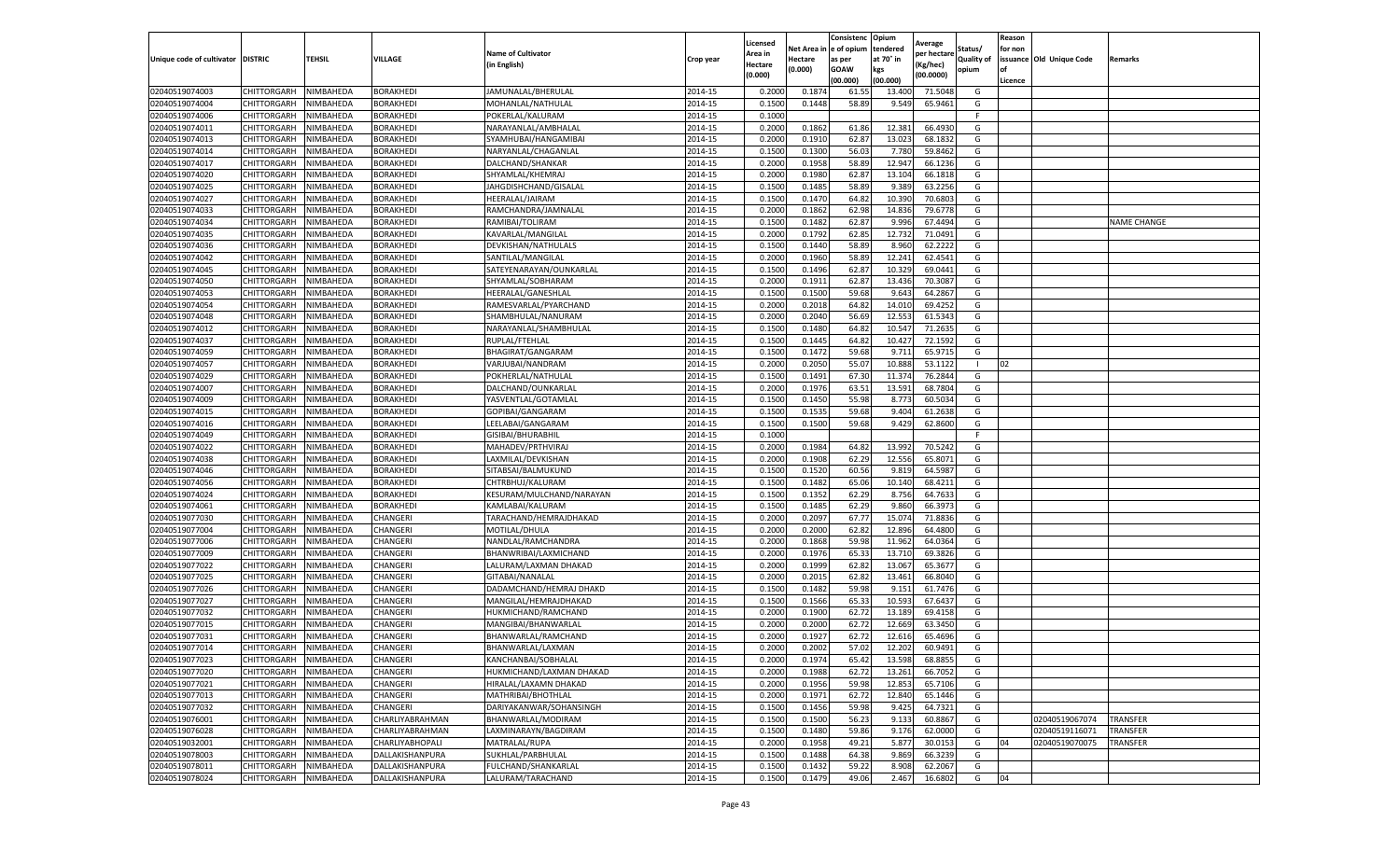| Unique code of cultivator | DISTRIC | TEHSIL | VILLAGE | Name of Cultivator (in English) | Crop year | Licensed Area in Hectare (0.000) | Net Area in Hectare (0.000) | Consistence of opium as per GOAW (00.000) | Opium tendered at 70° in kgs (00.000) | Average per hectare (Kg/hec) (00.0000) | Status/ Quality of opium | Reason for non issuance of Licence | Old Unique Code | Remarks |
|---|---|---|---|---|---|---|---|---|---|---|---|---|---|---|
| 02040519074003 | CHITTORGARH | NIMBAHEDA | BORAKHEDI | JAMUNALAL/BHERULAL | 2014-15 | 0.2000 | 0.1874 | 61.55 | 13.400 | 71.5048 | G | | | |
| 02040519074004 | CHITTORGARH | NIMBAHEDA | BORAKHEDI | MOHANLAL/NATHULAL | 2014-15 | 0.1500 | 0.1448 | 58.89 | 9.549 | 65.9461 | G | | | |
| 02040519074006 | CHITTORGARH | NIMBAHEDA | BORAKHEDI | POKERLAL/KALURAM | 2014-15 | 0.1000 | | | | | F | | | |
| 02040519074011 | CHITTORGARH | NIMBAHEDA | BORAKHEDI | NARAYANLAL/AMBHALAL | 2014-15 | 0.2000 | 0.1862 | 61.86 | 12.381 | 66.4930 | G | | | |
| 02040519074013 | CHITTORGARH | NIMBAHEDA | BORAKHEDI | SYAMHUBAI/HANGAMIBAI | 2014-15 | 0.2000 | 0.1910 | 62.87 | 13.023 | 68.1832 | G | | | |
| 02040519074014 | CHITTORGARH | NIMBAHEDA | BORAKHEDI | NARYANLAL/CHAGANLAL | 2014-15 | 0.1500 | 0.1300 | 56.03 | 7.780 | 59.8462 | G | | | |
| 02040519074017 | CHITTORGARH | NIMBAHEDA | BORAKHEDI | DALCHAND/SHANKAR | 2014-15 | 0.2000 | 0.1958 | 58.89 | 12.947 | 66.1236 | G | | | |
| 02040519074020 | CHITTORGARH | NIMBAHEDA | BORAKHEDI | SHYAMLAL/KHEMRAJ | 2014-15 | 0.2000 | 0.1980 | 62.87 | 13.104 | 66.1818 | G | | | |
| 02040519074025 | CHITTORGARH | NIMBAHEDA | BORAKHEDI | JAHGDISHCHAND/GISALAL | 2014-15 | 0.1500 | 0.1485 | 58.89 | 9.389 | 63.2256 | G | | | |
| 02040519074027 | CHITTORGARH | NIMBAHEDA | BORAKHEDI | HEERALAL/JAIRAM | 2014-15 | 0.1500 | 0.1470 | 64.82 | 10.390 | 70.6803 | G | | | |
| 02040519074033 | CHITTORGARH | NIMBAHEDA | BORAKHEDI | RAMCHANDRA/JAMNALAL | 2014-15 | 0.2000 | 0.1862 | 62.98 | 14.836 | 79.6778 | G | | | |
| 02040519074034 | CHITTORGARH | NIMBAHEDA | BORAKHEDI | RAMIBAI/TOLIRAM | 2014-15 | 0.1500 | 0.1482 | 62.87 | 9.996 | 67.4494 | G | | | NAME CHANGE |
| 02040519074035 | CHITTORGARH | NIMBAHEDA | BORAKHEDI | KAVARLAL/MANGILAL | 2014-15 | 0.2000 | 0.1792 | 62.85 | 12.732 | 71.0491 | G | | | |
| 02040519074036 | CHITTORGARH | NIMBAHEDA | BORAKHEDI | DEVKISHAN/NATHULALS | 2014-15 | 0.1500 | 0.1440 | 58.89 | 8.960 | 62.2222 | G | | | |
| 02040519074042 | CHITTORGARH | NIMBAHEDA | BORAKHEDI | SANTILAL/MANGILAL | 2014-15 | 0.2000 | 0.1960 | 58.89 | 12.241 | 62.4541 | G | | | |
| 02040519074045 | CHITTORGARH | NIMBAHEDA | BORAKHEDI | SATEYENARAYAN/OUNKARLAL | 2014-15 | 0.1500 | 0.1496 | 62.87 | 10.329 | 69.0441 | G | | | |
| 02040519074050 | CHITTORGARH | NIMBAHEDA | BORAKHEDI | SHYAMLAL/SOBHARAM | 2014-15 | 0.2000 | 0.1911 | 62.87 | 13.436 | 70.3087 | G | | | |
| 02040519074053 | CHITTORGARH | NIMBAHEDA | BORAKHEDI | HEERALAL/GANESHLAL | 2014-15 | 0.1500 | 0.1500 | 59.68 | 9.643 | 64.2867 | G | | | |
| 02040519074054 | CHITTORGARH | NIMBAHEDA | BORAKHEDI | RAMESVARLAL/PYARCHAND | 2014-15 | 0.2000 | 0.2018 | 64.82 | 14.010 | 69.4252 | G | | | |
| 02040519074048 | CHITTORGARH | NIMBAHEDA | BORAKHEDI | SHAMBHULAL/NANURAM | 2014-15 | 0.2000 | 0.2040 | 56.69 | 12.553 | 61.5343 | G | | | |
| 02040519074012 | CHITTORGARH | NIMBAHEDA | BORAKHEDI | NARAYANLAL/SHAMBHULAL | 2014-15 | 0.1500 | 0.1480 | 64.82 | 10.547 | 71.2635 | G | | | |
| 02040519074037 | CHITTORGARH | NIMBAHEDA | BORAKHEDI | RUPLAL/FTEHLAL | 2014-15 | 0.1500 | 0.1445 | 64.82 | 10.427 | 72.1592 | G | | | |
| 02040519074059 | CHITTORGARH | NIMBAHEDA | BORAKHEDI | BHAGIRAT/GANGARAM | 2014-15 | 0.1500 | 0.1472 | 59.68 | 9.711 | 65.9715 | G | | | |
| 02040519074057 | CHITTORGARH | NIMBAHEDA | BORAKHEDI | VARJUBAI/NANDRAM | 2014-15 | 0.2000 | 0.2050 | 55.07 | 10.888 | 53.1122 | I | 02 | | |
| 02040519074029 | CHITTORGARH | NIMBAHEDA | BORAKHEDI | POKHERLAL/NATHULAL | 2014-15 | 0.1500 | 0.1491 | 67.30 | 11.374 | 76.2844 | G | | | |
| 02040519074007 | CHITTORGARH | NIMBAHEDA | BORAKHEDI | DALCHAND/OUNKARLAL | 2014-15 | 0.2000 | 0.1976 | 63.51 | 13.591 | 68.7804 | G | | | |
| 02040519074009 | CHITTORGARH | NIMBAHEDA | BORAKHEDI | YASVENTLAL/GOTAMLAL | 2014-15 | 0.1500 | 0.1450 | 55.98 | 8.773 | 60.5034 | G | | | |
| 02040519074015 | CHITTORGARH | NIMBAHEDA | BORAKHEDI | GOPIBAI/GANGARAM | 2014-15 | 0.1500 | 0.1535 | 59.68 | 9.404 | 61.2638 | G | | | |
| 02040519074016 | CHITTORGARH | NIMBAHEDA | BORAKHEDI | LEELABAI/GANGARAM | 2014-15 | 0.1500 | 0.1500 | 59.68 | 9.429 | 62.8600 | G | | | |
| 02040519074049 | CHITTORGARH | NIMBAHEDA | BORAKHEDI | GISIBAI/BHURABHIL | 2014-15 | 0.1000 | | | | | F | | | |
| 02040519074022 | CHITTORGARH | NIMBAHEDA | BORAKHEDI | MAHADEV/PRTHVIRAJ | 2014-15 | 0.2000 | 0.1984 | 64.82 | 13.992 | 70.5242 | G | | | |
| 02040519074038 | CHITTORGARH | NIMBAHEDA | BORAKHEDI | LAXMILAL/DEVKISHAN | 2014-15 | 0.2000 | 0.1908 | 62.29 | 12.556 | 65.8071 | G | | | |
| 02040519074046 | CHITTORGARH | NIMBAHEDA | BORAKHEDI | SITABSAI/BALMUKUND | 2014-15 | 0.1500 | 0.1520 | 60.56 | 9.819 | 64.5987 | G | | | |
| 02040519074056 | CHITTORGARH | NIMBAHEDA | BORAKHEDI | CHTRBHUJ/KALURAM | 2014-15 | 0.1500 | 0.1482 | 65.06 | 10.140 | 68.4211 | G | | | |
| 02040519074024 | CHITTORGARH | NIMBAHEDA | BORAKHEDI | KESURAM/MULCHAND/NARAYAN | 2014-15 | 0.1500 | 0.1352 | 62.29 | 8.756 | 64.7633 | G | | | |
| 02040519074061 | CHITTORGARH | NIMBAHEDA | BORAKHEDI | KAMLABAI/KALURAM | 2014-15 | 0.1500 | 0.1485 | 62.29 | 9.860 | 66.3973 | G | | | |
| 02040519077030 | CHITTORGARH | NIMBAHEDA | CHANGERI | TARACHAND/HEMRAJDHAKAD | 2014-15 | 0.2000 | 0.2097 | 67.77 | 15.074 | 71.8836 | G | | | |
| 02040519077004 | CHITTORGARH | NIMBAHEDA | CHANGERI | MOTILAL/DHULA | 2014-15 | 0.2000 | 0.2000 | 62.82 | 12.896 | 64.4800 | G | | | |
| 02040519077006 | CHITTORGARH | NIMBAHEDA | CHANGERI | NANDLAL/RAMCHANDRA | 2014-15 | 0.2000 | 0.1868 | 59.98 | 11.962 | 64.0364 | G | | | |
| 02040519077009 | CHITTORGARH | NIMBAHEDA | CHANGERI | BHANWRIBAI/LAXMICHAND | 2014-15 | 0.2000 | 0.1976 | 65.33 | 13.710 | 69.3826 | G | | | |
| 02040519077022 | CHITTORGARH | NIMBAHEDA | CHANGERI | LALURAM/LAXMAN DHAKAD | 2014-15 | 0.2000 | 0.1999 | 62.82 | 13.067 | 65.3677 | G | | | |
| 02040519077025 | CHITTORGARH | NIMBAHEDA | CHANGERI | GITABAI/NANALAL | 2014-15 | 0.2000 | 0.2015 | 62.82 | 13.461 | 66.8040 | G | | | |
| 02040519077026 | CHITTORGARH | NIMBAHEDA | CHANGERI | DADAMCHAND/HEMRAJ DHAKD | 2014-15 | 0.1500 | 0.1482 | 59.98 | 9.151 | 61.7476 | G | | | |
| 02040519077027 | CHITTORGARH | NIMBAHEDA | CHANGERI | MANGILAL/HEMRAJDHAKAD | 2014-15 | 0.1500 | 0.1566 | 65.33 | 10.593 | 67.6437 | G | | | |
| 02040519077032 | CHITTORGARH | NIMBAHEDA | CHANGERI | HUKMICHAND/RAMCHAND | 2014-15 | 0.2000 | 0.1900 | 62.72 | 13.189 | 69.4158 | G | | | |
| 02040519077015 | CHITTORGARH | NIMBAHEDA | CHANGERI | MANGIBAI/BHANWARLAL | 2014-15 | 0.2000 | 0.2000 | 62.72 | 12.669 | 63.3450 | G | | | |
| 02040519077031 | CHITTORGARH | NIMBAHEDA | CHANGERI | BHANWARLAL/RAMCHAND | 2014-15 | 0.2000 | 0.1927 | 62.72 | 12.616 | 65.4696 | G | | | |
| 02040519077014 | CHITTORGARH | NIMBAHEDA | CHANGERI | BHANWARLAL/LAXMAN | 2014-15 | 0.2000 | 0.2002 | 57.02 | 12.202 | 60.9491 | G | | | |
| 02040519077023 | CHITTORGARH | NIMBAHEDA | CHANGERI | KANCHANBAI/SOBHALAL | 2014-15 | 0.2000 | 0.1974 | 65.42 | 13.598 | 68.8855 | G | | | |
| 02040519077020 | CHITTORGARH | NIMBAHEDA | CHANGERI | HUKMICHAND/LAXMAN DHAKAD | 2014-15 | 0.2000 | 0.1988 | 62.72 | 13.261 | 66.7052 | G | | | |
| 02040519077021 | CHITTORGARH | NIMBAHEDA | CHANGERI | HIRALAL/LAXAMN DHAKAD | 2014-15 | 0.2000 | 0.1956 | 59.98 | 12.853 | 65.7106 | G | | | |
| 02040519077013 | CHITTORGARH | NIMBAHEDA | CHANGERI | MATHRIBAI/BHOTHLAL | 2014-15 | 0.2000 | 0.1971 | 62.72 | 12.840 | 65.1446 | G | | | |
| 02040519077032 | CHITTORGARH | NIMBAHEDA | CHANGERI | DARIYAKANWAR/SOHANSINGH | 2014-15 | 0.1500 | 0.1456 | 59.98 | 9.425 | 64.7321 | G | | | |
| 02040519076001 | CHITTORGARH | NIMBAHEDA | CHARLIYABRAHMAN | BHANWARLAL/MODIRAM | 2014-15 | 0.1500 | 0.1500 | 56.23 | 9.133 | 60.8867 | G | | 02040519067074 | TRANSFER |
| 02040519076028 | CHITTORGARH | NIMBAHEDA | CHARLIYABRAHMAN | LAXMINARAYN/BAGDIRAM | 2014-15 | 0.1500 | 0.1480 | 59.86 | 9.176 | 62.0000 | G | | 02040519116071 | TRANSFER |
| 02040519032001 | CHITTORGARH | NIMBAHEDA | CHARLIYABHOPALI | MATRALAL/RUPA | 2014-15 | 0.2000 | 0.1958 | 49.21 | 5.877 | 30.0153 | G | 04 | 02040519070075 | TRANSFER |
| 02040519078003 | CHITTORGARH | NIMBAHEDA | DALLAKISHANPURA | SUKHLAL/PARBHULAL | 2014-15 | 0.1500 | 0.1488 | 64.38 | 9.869 | 66.3239 | G | | | |
| 02040519078011 | CHITTORGARH | NIMBAHEDA | DALLAKISHANPURA | FULCHAND/SHANKARLAL | 2014-15 | 0.1500 | 0.1432 | 59.22 | 8.908 | 62.2067 | G | | | |
| 02040519078024 | CHITTORGARH | NIMBAHEDA | DALLAKISHANPURA | LALURAM/TARACHAND | 2014-15 | 0.1500 | 0.1479 | 49.06 | 2.467 | 16.6802 | G | 04 | | |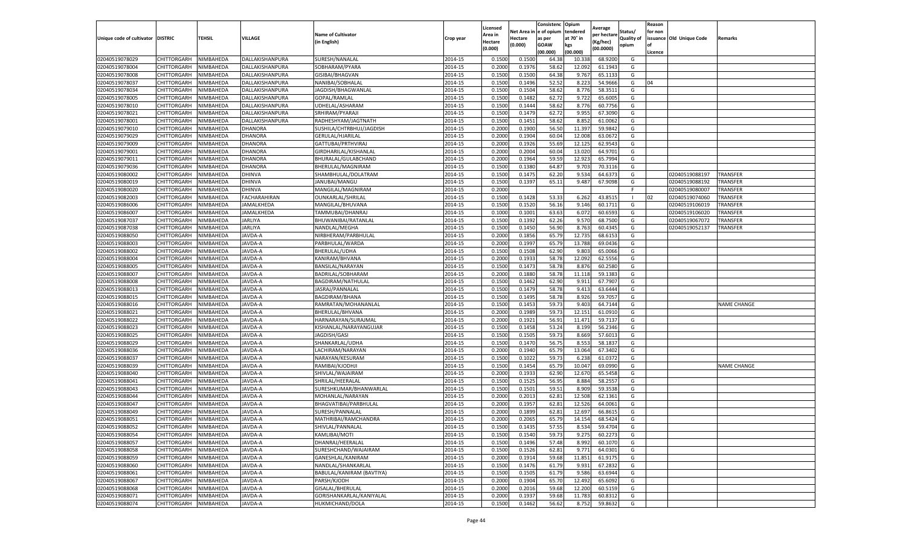| Unique code of cultivator | DISTRIC | TEHSIL | VILLAGE | Name of Cultivator (in English) | Crop year | Licensed Area in Hectare (0.000) | Net Area in Hectare (0.000) | Consistenc e of opium as per GOAW (00.000) | Opium tendered at 70° in kgs (00.000) | Average per hectare (Kg/hec) (00.0000) | Status/ Quality of opium | Reason for non issuance of Licence | Old Unique Code | Remarks |
|---|---|---|---|---|---|---|---|---|---|---|---|---|---|---|
| 02040519078029 | CHITTORGARH | NIMBAHEDA | DALLAKISHANPURA | SURESH/NANALAL | 2014-15 | 0.1500 | 0.1500 | 64.38 | 10.338 | 68.9200 | G | | | |
| 02040519078004 | CHITTORGARH | NIMBAHEDA | DALLAKISHANPURA | SOBHARAM/PYARA | 2014-15 | 0.2000 | 0.1976 | 58.62 | 12.092 | 61.1943 | G | | | |
| 02040519078008 | CHITTORGARH | NIMBAHEDA | DALLAKISHANPURA | GISIBAI/BHAGVAN | 2014-15 | 0.1500 | 0.1500 | 64.38 | 9.767 | 65.1133 | G | | | |
| 02040519078037 | CHITTORGARH | NIMBAHEDA | DALLAKISHANPURA | NANIBAI/SOBHALAL | 2014-15 | 0.1500 | 0.1496 | 52.52 | 8.223 | 54.9666 | G | 04 | | |
| 02040519078034 | CHITTORGARH | NIMBAHEDA | DALLAKISHANPURA | JAGDISH/BHAGWANLAL | 2014-15 | 0.1500 | 0.1504 | 58.62 | 8.776 | 58.3511 | G | | | |
| 02040519078005 | CHITTORGARH | NIMBAHEDA | DALLAKISHANPURA | GOPAL/RAMLAL | 2014-15 | 0.1500 | 0.1482 | 62.72 | 9.722 | 65.6005 | G | | | |
| 02040519078010 | CHITTORGARH | NIMBAHEDA | DALLAKISHANPURA | UDHELAL/ASHARAM | 2014-15 | 0.1500 | 0.1444 | 58.62 | 8.776 | 60.7756 | G | | | |
| 02040519078021 | CHITTORGARH | NIMBAHEDA | DALLAKISHANPURA | SRHIRAM/PYARAJI | 2014-15 | 0.1500 | 0.1479 | 62.72 | 9.955 | 67.3090 | G | | | |
| 02040519078001 | CHITTORGARH | NIMBAHEDA | DALLAKISHANPURA | RADHESHYAM/JAGTNATH | 2014-15 | 0.1500 | 0.1451 | 58.62 | 8.852 | 61.0062 | G | | | |
| 02040519079010 | CHITTORGARH | NIMBAHEDA | DHANORA | SUSHILA/CHTRBHUJ/JAGDISH | 2014-15 | 0.2000 | 0.1900 | 56.50 | 11.397 | 59.9842 | G | | | |
| 02040519079029 | CHITTORGARH | NIMBAHEDA | DHANORA | GERULAL/HJARILAL | 2014-15 | 0.2000 | 0.1904 | 60.04 | 12.008 | 63.0672 | G | | | |
| 02040519079009 | CHITTORGARH | NIMBAHEDA | DHANORA | GATTUBAI/PRTHVIRAJ | 2014-15 | 0.2000 | 0.1926 | 55.69 | 12.125 | 62.9543 | G | | | |
| 02040519079001 | CHITTORGARH | NIMBAHEDA | DHANORA | GIRDHARILAL/KISHANLAL | 2014-15 | 0.2000 | 0.2004 | 60.04 | 13.020 | 64.9701 | G | | | |
| 02040519079011 | CHITTORGARH | NIMBAHEDA | DHANORA | BHURALAL/GULABCHAND | 2014-15 | 0.2000 | 0.1964 | 59.59 | 12.923 | 65.7994 | G | | | |
| 02040519079036 | CHITTORGARH | NIMBAHEDA | DHANORA | BHERULAL/MAGNIRAM | 2014-15 | 0.1500 | 0.1380 | 64.87 | 9.703 | 70.3116 | G | | | |
| 02040519080002 | CHITTORGARH | NIMBAHEDA | DHINVA | SHAMBHULAL/DOLATRAM | 2014-15 | 0.1500 | 0.1475 | 62.20 | 9.534 | 64.6373 | G | | 02040519088197 | TRANSFER |
| 02040519080019 | CHITTORGARH | NIMBAHEDA | DHINVA | JANUBAI/MANGU | 2014-15 | 0.1500 | 0.1397 | 65.11 | 9.487 | 67.9098 | G | | 02040519088192 | TRANSFER |
| 02040519080020 | CHITTORGARH | NIMBAHEDA | DHINVA | MANGILAL/MAGNIRAM | 2014-15 | 0.2000 | | | | | F | | 02040519080007 | TRANSFER |
| 02040519082003 | CHITTORGARH | NIMBAHEDA | FACHARAHIRAN | OUNKARLAL/SHRILAL | 2014-15 | 0.1500 | 0.1428 | 53.33 | 6.262 | 43.8515 | I | 02 | 02040519074060 | TRANSFER |
| 02040519086006 | CHITTORGARH | NIMBAHEDA | JAMALKHEDA | MANGILAL/BHUVANA | 2014-15 | 0.1500 | 0.1520 | 56.16 | 9.146 | 60.1711 | G | | 02040519106019 | TRANSFER |
| 02040519086007 | CHITTORGARH | NIMBAHEDA | JAMALKHEDA | TAMMUBAI/DHANRAJ | 2014-15 | 0.1000 | 0.1001 | 63.63 | 6.072 | 60.6593 | G | | 02040519106020 | TRANSFER |
| 02040519087037 | CHITTORGARH | NIMBAHEDA | JARLIYA | BHUWANIBAI/RATANLAL | 2014-15 | 0.1500 | 0.1392 | 62.26 | 9.570 | 68.7500 | G | | 02040519067072 | TRANSFER |
| 02040519087038 | CHITTORGARH | NIMBAHEDA | JARLIYA | NANDLAL/MEGHA | 2014-15 | 0.1500 | 0.1450 | 56.90 | 8.763 | 60.4345 | G | | 02040519052137 | TRANSFER |
| 02040519088050 | CHITTORGARH | NIMBAHEDA | JAVDA-A | NIRBHERAM/PARBHULAL | 2014-15 | 0.2000 | 0.1856 | 65.79 | 12.735 | 68.6153 | G | | | |
| 02040519088003 | CHITTORGARH | NIMBAHEDA | JAVDA-A | PARBHULAL/WARDA | 2014-15 | 0.2000 | 0.1997 | 65.79 | 13.788 | 69.0436 | G | | | |
| 02040519088002 | CHITTORGARH | NIMBAHEDA | JAVDA-A | BHERULAL/UDHA | 2014-15 | 0.1500 | 0.1508 | 62.90 | 9.803 | 65.0066 | G | | | |
| 02040519088004 | CHITTORGARH | NIMBAHEDA | JAVDA-A | KANIRAM/BHVANA | 2014-15 | 0.2000 | 0.1933 | 58.78 | 12.092 | 62.5556 | G | | | |
| 02040519088005 | CHITTORGARH | NIMBAHEDA | JAVDA-A | BANSILAL/NARAYAN | 2014-15 | 0.1500 | 0.1473 | 58.78 | 8.876 | 60.2580 | G | | | |
| 02040519088007 | CHITTORGARH | NIMBAHEDA | JAVDA-A | BADRILAL/SOBHARAM | 2014-15 | 0.2000 | 0.1880 | 58.78 | 11.118 | 59.1383 | G | | | |
| 02040519088008 | CHITTORGARH | NIMBAHEDA | JAVDA-A | BAGDIRAM/NATHULAL | 2014-15 | 0.1500 | 0.1462 | 62.90 | 9.911 | 67.7907 | G | | | |
| 02040519088013 | CHITTORGARH | NIMBAHEDA | JAVDA-A | JASRAJ/PANNALAL | 2014-15 | 0.1500 | 0.1479 | 58.78 | 9.413 | 63.6444 | G | | | |
| 02040519088015 | CHITTORGARH | NIMBAHEDA | JAVDA-A | BAGDIRAM/BHANA | 2014-15 | 0.1500 | 0.1495 | 58.78 | 8.926 | 59.7057 | G | | | |
| 02040519088016 | CHITTORGARH | NIMBAHEDA | JAVDA-A | RAMRATAN/MOHANANLAL | 2014-15 | 0.1500 | 0.1453 | 59.73 | 9.403 | 64.7144 | G | | | NAME CHANGE |
| 02040519088021 | CHITTORGARH | NIMBAHEDA | JAVDA-A | BHERULAL/BHVANA | 2014-15 | 0.2000 | 0.1989 | 59.73 | 12.151 | 61.0910 | G | | | |
| 02040519088022 | CHITTORGARH | NIMBAHEDA | JAVDA-A | HARNARAYAN/SURAJMAL | 2014-15 | 0.2000 | 0.1921 | 56.91 | 11.471 | 59.7137 | G | | | |
| 02040519088023 | CHITTORGARH | NIMBAHEDA | JAVDA-A | KISHANLAL/NARAYANGUJAR | 2014-15 | 0.1500 | 0.1458 | 53.24 | 8.199 | 56.2346 | G | | | |
| 02040519088025 | CHITTORGARH | NIMBAHEDA | JAVDA-A | JAGDISH/GASI | 2014-15 | 0.1500 | 0.1505 | 59.73 | 8.669 | 57.6013 | G | | | |
| 02040519088029 | CHITTORGARH | NIMBAHEDA | JAVDA-A | SHANKARLAL/UDHA | 2014-15 | 0.1500 | 0.1470 | 56.75 | 8.553 | 58.1837 | G | | | |
| 02040519088036 | CHITTORGARH | NIMBAHEDA | JAVDA-A | LACHIRAM/NARAYAN | 2014-15 | 0.2000 | 0.1940 | 65.79 | 13.064 | 67.3402 | G | | | |
| 02040519088037 | CHITTORGARH | NIMBAHEDA | JAVDA-A | NARAYAN/KESURAM | 2014-15 | 0.1500 | 0.1022 | 59.73 | 6.238 | 61.0372 | G | | | |
| 02040519088039 | CHITTORGARH | NIMBAHEDA | JAVDA-A | RAMIBAI/KJODHJI | 2014-15 | 0.1500 | 0.1454 | 65.79 | 10.047 | 69.0990 | G | | | NAME CHANGE |
| 02040519088040 | CHITTORGARH | NIMBAHEDA | JAVDA-A | SHIVLAL/WAJAIRAM | 2014-15 | 0.2000 | 0.1933 | 62.90 | 12.670 | 65.5458 | G | | | |
| 02040519088041 | CHITTORGARH | NIMBAHEDA | JAVDA-A | SHRILAL/HEERALAL | 2014-15 | 0.1500 | 0.1525 | 56.95 | 8.884 | 58.2557 | G | | | |
| 02040519088043 | CHITTORGARH | NIMBAHEDA | JAVDA-A | SURESHKUMAR/BHANWARLAL | 2014-15 | 0.1500 | 0.1501 | 59.51 | 8.909 | 59.3538 | G | | | |
| 02040519088044 | CHITTORGARH | NIMBAHEDA | JAVDA-A | MOHANLAL/NARAYAN | 2014-15 | 0.2000 | 0.2013 | 62.81 | 12.508 | 62.1361 | G | | | |
| 02040519088047 | CHITTORGARH | NIMBAHEDA | JAVDA-A | BHAGVATIBAI/PARBHULAL | 2014-15 | 0.2000 | 0.1957 | 62.81 | 12.526 | 64.0061 | G | | | |
| 02040519088049 | CHITTORGARH | NIMBAHEDA | JAVDA-A | SURESH/PANNALAL | 2014-15 | 0.2000 | 0.1899 | 62.81 | 12.697 | 66.8615 | G | | | |
| 02040519088051 | CHITTORGARH | NIMBAHEDA | JAVDA-A | MATHRIBAI/RAMCHANDRA | 2014-15 | 0.2000 | 0.2065 | 65.79 | 14.154 | 68.5424 | G | | | |
| 02040519088052 | CHITTORGARH | NIMBAHEDA | JAVDA-A | SHIVLAL/PANNALAL | 2014-15 | 0.1500 | 0.1435 | 57.55 | 8.534 | 59.4704 | G | | | |
| 02040519088054 | CHITTORGARH | NIMBAHEDA | JAVDA-A | KAMLIBAI/MOTI | 2014-15 | 0.1500 | 0.1540 | 59.73 | 9.275 | 60.2273 | G | | | |
| 02040519088057 | CHITTORGARH | NIMBAHEDA | JAVDA-A | DHANRAJ/HEERALAL | 2014-15 | 0.1500 | 0.1496 | 57.48 | 8.992 | 60.1070 | G | | | |
| 02040519088058 | CHITTORGARH | NIMBAHEDA | JAVDA-A | SURESHCHAND/WAJAIRAM | 2014-15 | 0.1500 | 0.1526 | 62.81 | 9.771 | 64.0301 | G | | | |
| 02040519088059 | CHITTORGARH | NIMBAHEDA | JAVDA-A | GANESHLAL/KANIRAM | 2014-15 | 0.2000 | 0.1914 | 59.68 | 11.851 | 61.9175 | G | | | |
| 02040519088060 | CHITTORGARH | NIMBAHEDA | JAVDA-A | NANDLAL/SHANKARLAL | 2014-15 | 0.1500 | 0.1476 | 61.79 | 9.931 | 67.2832 | G | | | |
| 02040519088061 | CHITTORGARH | NIMBAHEDA | JAVDA-A | BABULAL/KANIRAM (BAVTIYA) | 2014-15 | 0.1500 | 0.1505 | 61.79 | 9.586 | 63.6944 | G | | | |
| 02040519088067 | CHITTORGARH | NIMBAHEDA | JAVDA-A | PARSH/KJODH | 2014-15 | 0.2000 | 0.1904 | 65.70 | 12.492 | 65.6092 | G | | | |
| 02040519088068 | CHITTORGARH | NIMBAHEDA | JAVDA-A | GISALAL/BHERULAL | 2014-15 | 0.2000 | 0.2016 | 59.68 | 12.200 | 60.5159 | G | | | |
| 02040519088071 | CHITTORGARH | NIMBAHEDA | JAVDA-A | GORISHANKARLAL/KANIYALAL | 2014-15 | 0.2000 | 0.1937 | 59.68 | 11.783 | 60.8312 | G | | | |
| 02040519088074 | CHITTORGARH | NIMBAHEDA | JAVDA-A | HUKMICHAND/DOLA | 2014-15 | 0.1500 | 0.1462 | 56.62 | 8.752 | 59.8632 | G | | | |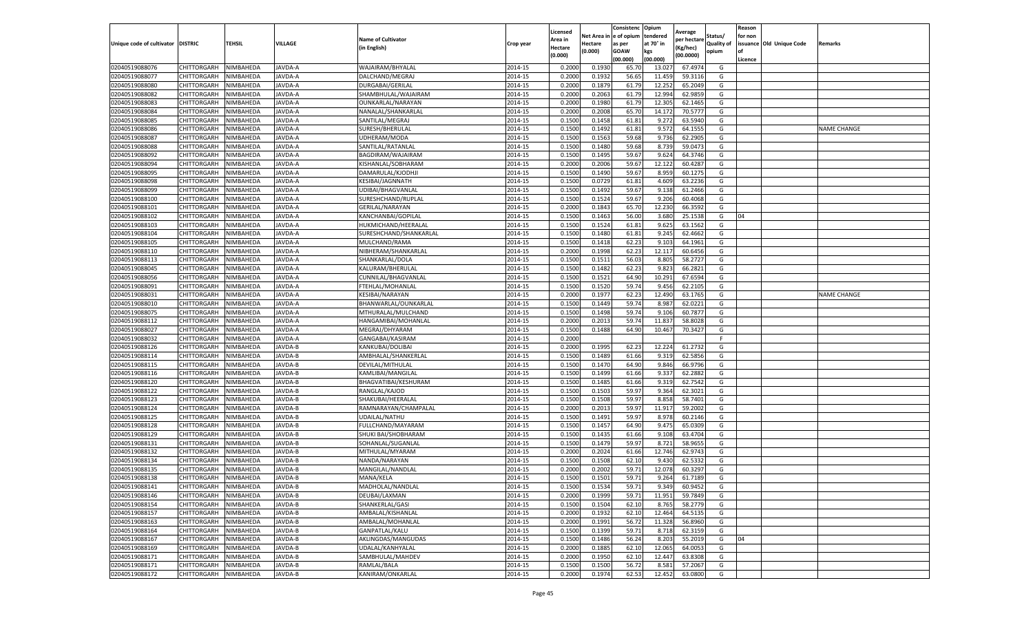| Unique code of cultivator | DISTRIC | TEHSIL | VILLAGE | Name of Cultivator (in English) | Crop year | Licensed Area in Hectare (0.000) | Net Area in Hectare (0.000) | Consistenc e of opium as per GOAW (00.000) | Opium tendered at 70° in kgs (00.000) | Average per hectare (Kg/hec) (00.0000) | Status/ Quality of opium | Reason for non issuance of Licence | Old Unique Code | Remarks |
|---|---|---|---|---|---|---|---|---|---|---|---|---|---|---|
| 02040519088076 | CHITTORGARH | NIMBAHEDA | JAVDA-A | WAJAIRAM/BHYALAL | 2014-15 | 0.2000 | 0.1930 | 65.70 | 13.027 | 67.4974 | G | | | |
| 02040519088077 | CHITTORGARH | NIMBAHEDA | JAVDA-A | DALCHAND/MEGRAJ | 2014-15 | 0.2000 | 0.1932 | 56.65 | 11.459 | 59.3116 | G | | | |
| 02040519088080 | CHITTORGARH | NIMBAHEDA | JAVDA-A | DURGABAI/GERILAL | 2014-15 | 0.2000 | 0.1879 | 61.79 | 12.252 | 65.2049 | G | | | |
| 02040519088082 | CHITTORGARH | NIMBAHEDA | JAVDA-A | SHAMBHULAL/WAJAIRAM | 2014-15 | 0.2000 | 0.2063 | 61.79 | 12.994 | 62.9859 | G | | | |
| 02040519088083 | CHITTORGARH | NIMBAHEDA | JAVDA-A | OUNKARLAL/NARAYAN | 2014-15 | 0.2000 | 0.1980 | 61.79 | 12.305 | 62.1465 | G | | | |
| 02040519088084 | CHITTORGARH | NIMBAHEDA | JAVDA-A | NANALAL/SHANKARLAL | 2014-15 | 0.2000 | 0.2008 | 65.70 | 14.172 | 70.5777 | G | | | |
| 02040519088085 | CHITTORGARH | NIMBAHEDA | JAVDA-A | SANTILAL/MEGRAJ | 2014-15 | 0.1500 | 0.1458 | 61.81 | 9.272 | 63.5940 | G | | | |
| 02040519088086 | CHITTORGARH | NIMBAHEDA | JAVDA-A | SURESH/BHERULAL | 2014-15 | 0.1500 | 0.1492 | 61.81 | 9.572 | 64.1555 | G | | | NAME CHANGE |
| 02040519088087 | CHITTORGARH | NIMBAHEDA | JAVDA-A | UDHERAM/MODA | 2014-15 | 0.1500 | 0.1563 | 59.68 | 9.736 | 62.2905 | G | | | |
| 02040519088088 | CHITTORGARH | NIMBAHEDA | JAVDA-A | SANTILAL/RATANLAL | 2014-15 | 0.1500 | 0.1480 | 59.68 | 8.739 | 59.0473 | G | | | |
| 02040519088092 | CHITTORGARH | NIMBAHEDA | JAVDA-A | BAGDIRAM/WAJAIRAM | 2014-15 | 0.1500 | 0.1495 | 59.67 | 9.624 | 64.3746 | G | | | |
| 02040519088094 | CHITTORGARH | NIMBAHEDA | JAVDA-A | KISHANLAL/SOBHARAM | 2014-15 | 0.2000 | 0.2006 | 59.67 | 12.122 | 60.4287 | G | | | |
| 02040519088095 | CHITTORGARH | NIMBAHEDA | JAVDA-A | DAMARULAL/KJODHJI | 2014-15 | 0.1500 | 0.1490 | 59.67 | 8.959 | 60.1275 | G | | | |
| 02040519088098 | CHITTORGARH | NIMBAHEDA | JAVDA-A | KESIBAI/JAGNNATH | 2014-15 | 0.1500 | 0.0729 | 61.81 | 4.609 | 63.2236 | G | | | |
| 02040519088099 | CHITTORGARH | NIMBAHEDA | JAVDA-A | UDIBAI/BHAGVANLAL | 2014-15 | 0.1500 | 0.1492 | 59.67 | 9.138 | 61.2466 | G | | | |
| 02040519088100 | CHITTORGARH | NIMBAHEDA | JAVDA-A | SURESHCHAND/RUPLAL | 2014-15 | 0.1500 | 0.1524 | 59.67 | 9.206 | 60.4068 | G | | | |
| 02040519088101 | CHITTORGARH | NIMBAHEDA | JAVDA-A | GERILAL/NARAYAN | 2014-15 | 0.2000 | 0.1843 | 65.70 | 12.230 | 66.3592 | G | | | |
| 02040519088102 | CHITTORGARH | NIMBAHEDA | JAVDA-A | KANCHANBAI/GOPILAL | 2014-15 | 0.1500 | 0.1463 | 56.00 | 3.680 | 25.1538 | G | 04 | | |
| 02040519088103 | CHITTORGARH | NIMBAHEDA | JAVDA-A | HUKMICHAND/HEERALAL | 2014-15 | 0.1500 | 0.1524 | 61.81 | 9.625 | 63.1562 | G | | | |
| 02040519088104 | CHITTORGARH | NIMBAHEDA | JAVDA-A | SURESHCHAND/SHANKARLAL | 2014-15 | 0.1500 | 0.1480 | 61.81 | 9.245 | 62.4662 | G | | | |
| 02040519088105 | CHITTORGARH | NIMBAHEDA | JAVDA-A | MULCHAND/RAMA | 2014-15 | 0.1500 | 0.1418 | 62.23 | 9.103 | 64.1961 | G | | | |
| 02040519088110 | CHITTORGARH | NIMBAHEDA | JAVDA-A | NIBHERAM/SHANKARLAL | 2014-15 | 0.2000 | 0.1998 | 62.23 | 12.117 | 60.6456 | G | | | |
| 02040519088113 | CHITTORGARH | NIMBAHEDA | JAVDA-A | SHANKARLAL/DOLA | 2014-15 | 0.1500 | 0.1511 | 56.03 | 8.805 | 58.2727 | G | | | |
| 02040519088045 | CHITTORGARH | NIMBAHEDA | JAVDA-A | KALURAM/BHERULAL | 2014-15 | 0.1500 | 0.1482 | 62.23 | 9.823 | 66.2821 | G | | | |
| 02040519088056 | CHITTORGARH | NIMBAHEDA | JAVDA-A | CUNNILAL/BHAGVANLAL | 2014-15 | 0.1500 | 0.1521 | 64.90 | 10.291 | 67.6594 | G | | | |
| 02040519088091 | CHITTORGARH | NIMBAHEDA | JAVDA-A | FTEHLAL/MOHANLAL | 2014-15 | 0.1500 | 0.1520 | 59.74 | 9.456 | 62.2105 | G | | | |
| 02040519088031 | CHITTORGARH | NIMBAHEDA | JAVDA-A | KESIBAI/NARAYAN | 2014-15 | 0.2000 | 0.1977 | 62.23 | 12.490 | 63.1765 | G | | | NAME CHANGE |
| 02040519088010 | CHITTORGARH | NIMBAHEDA | JAVDA-A | BHANWARLAL/OUNKARLAL | 2014-15 | 0.1500 | 0.1449 | 59.74 | 8.987 | 62.0221 | G | | | |
| 02040519088075 | CHITTORGARH | NIMBAHEDA | JAVDA-A | MTHURALAL/MULCHAND | 2014-15 | 0.1500 | 0.1498 | 59.74 | 9.106 | 60.7877 | G | | | |
| 02040519088112 | CHITTORGARH | NIMBAHEDA | JAVDA-A | HANGAMIBAI/MOHANLAL | 2014-15 | 0.2000 | 0.2013 | 59.74 | 11.837 | 58.8028 | G | | | |
| 02040519088027 | CHITTORGARH | NIMBAHEDA | JAVDA-A | MEGRAJ/DHYARAM | 2014-15 | 0.1500 | 0.1488 | 64.90 | 10.467 | 70.3427 | G | | | |
| 02040519088032 | CHITTORGARH | NIMBAHEDA | JAVDA-A | GANGABAI/KASIRAM | 2014-15 | 0.2000 | | | | | F | | | |
| 02040519088126 | CHITTORGARH | NIMBAHEDA | JAVDA-B | KANKUBAI/DOLIBAI | 2014-15 | 0.2000 | 0.1995 | 62.23 | 12.224 | 61.2732 | G | | | |
| 02040519088114 | CHITTORGARH | NIMBAHEDA | JAVDA-B | AMBHALAL/SHANKERLAL | 2014-15 | 0.1500 | 0.1489 | 61.66 | 9.319 | 62.5856 | G | | | |
| 02040519088115 | CHITTORGARH | NIMBAHEDA | JAVDA-B | DEVILAL/MITHULAL | 2014-15 | 0.1500 | 0.1470 | 64.90 | 9.846 | 66.9796 | G | | | |
| 02040519088116 | CHITTORGARH | NIMBAHEDA | JAVDA-B | KAMLIBAI/MANGILAL | 2014-15 | 0.1500 | 0.1499 | 61.66 | 9.337 | 62.2882 | G | | | |
| 02040519088120 | CHITTORGARH | NIMBAHEDA | JAVDA-B | BHAGVATIBAI/KESHURAM | 2014-15 | 0.1500 | 0.1485 | 61.66 | 9.319 | 62.7542 | G | | | |
| 02040519088122 | CHITTORGARH | NIMBAHEDA | JAVDA-B | RANGLAL/KAJOD | 2014-15 | 0.1500 | 0.1503 | 59.97 | 9.364 | 62.3021 | G | | | |
| 02040519088123 | CHITTORGARH | NIMBAHEDA | JAVDA-B | SHAKUBAI/HEERALAL | 2014-15 | 0.1500 | 0.1508 | 59.97 | 8.858 | 58.7401 | G | | | |
| 02040519088124 | CHITTORGARH | NIMBAHEDA | JAVDA-B | RAMNARAYAN/CHAMPALAL | 2014-15 | 0.2000 | 0.2013 | 59.97 | 11.917 | 59.2002 | G | | | |
| 02040519088125 | CHITTORGARH | NIMBAHEDA | JAVDA-B | UDAILAL/NATHU | 2014-15 | 0.1500 | 0.1491 | 59.97 | 8.978 | 60.2146 | G | | | |
| 02040519088128 | CHITTORGARH | NIMBAHEDA | JAVDA-B | FULLCHAND/MAYARAM | 2014-15 | 0.1500 | 0.1457 | 64.90 | 9.475 | 65.0309 | G | | | |
| 02040519088129 | CHITTORGARH | NIMBAHEDA | JAVDA-B | SHUKI BAI/SHOBHARAM | 2014-15 | 0.1500 | 0.1435 | 61.66 | 9.108 | 63.4704 | G | | | |
| 02040519088131 | CHITTORGARH | NIMBAHEDA | JAVDA-B | SOHANLAL/SUGANLAL | 2014-15 | 0.1500 | 0.1479 | 59.97 | 8.721 | 58.9655 | G | | | |
| 02040519088132 | CHITTORGARH | NIMBAHEDA | JAVDA-B | MITHULAL/MYARAM | 2014-15 | 0.2000 | 0.2024 | 61.66 | 12.746 | 62.9743 | G | | | |
| 02040519088134 | CHITTORGARH | NIMBAHEDA | JAVDA-B | NANDA/NARAYAN | 2014-15 | 0.1500 | 0.1508 | 62.10 | 9.430 | 62.5332 | G | | | |
| 02040519088135 | CHITTORGARH | NIMBAHEDA | JAVDA-B | MANGILAL/NANDLAL | 2014-15 | 0.2000 | 0.2002 | 59.71 | 12.078 | 60.3297 | G | | | |
| 02040519088138 | CHITTORGARH | NIMBAHEDA | JAVDA-B | MANA/KELA | 2014-15 | 0.1500 | 0.1501 | 59.71 | 9.264 | 61.7189 | G | | | |
| 02040519088141 | CHITTORGARH | NIMBAHEDA | JAVDA-B | MADHOLAL/NANDLAL | 2014-15 | 0.1500 | 0.1534 | 59.71 | 9.349 | 60.9452 | G | | | |
| 02040519088146 | CHITTORGARH | NIMBAHEDA | JAVDA-B | DEUBAI/LAXMAN | 2014-15 | 0.2000 | 0.1999 | 59.71 | 11.951 | 59.7849 | G | | | |
| 02040519088154 | CHITTORGARH | NIMBAHEDA | JAVDA-B | SHANKERLAL/GASI | 2014-15 | 0.1500 | 0.1504 | 62.10 | 8.765 | 58.2779 | G | | | |
| 02040519088157 | CHITTORGARH | NIMBAHEDA | JAVDA-B | AMBALAL/KISHANLAL | 2014-15 | 0.2000 | 0.1932 | 62.10 | 12.464 | 64.5135 | G | | | |
| 02040519088163 | CHITTORGARH | NIMBAHEDA | JAVDA-B | AMBALAL/MOHANLAL | 2014-15 | 0.2000 | 0.1991 | 56.72 | 11.328 | 56.8960 | G | | | |
| 02040519088164 | CHITTORGARH | NIMBAHEDA | JAVDA-B | GANPATLAL/KALU | 2014-15 | 0.1500 | 0.1399 | 59.71 | 8.718 | 62.3159 | G | | | |
| 02040519088167 | CHITTORGARH | NIMBAHEDA | JAVDA-B | AKLINGDAS/MANGUDAS | 2014-15 | 0.1500 | 0.1486 | 56.24 | 8.203 | 55.2019 | G | 04 | | |
| 02040519088169 | CHITTORGARH | NIMBAHEDA | JAVDA-B | UDALAL/KANHYALAL | 2014-15 | 0.2000 | 0.1885 | 62.10 | 12.065 | 64.0053 | G | | | |
| 02040519088171 | CHITTORGARH | NIMBAHEDA | JAVDA-B | SAMBHULAL/MAHDEV | 2014-15 | 0.2000 | 0.1950 | 62.10 | 12.447 | 63.8308 | G | | | |
| 02040519088171 | CHITTORGARH | NIMBAHEDA | JAVDA-B | RAMLAL/BALA | 2014-15 | 0.1500 | 0.1500 | 56.72 | 8.581 | 57.2067 | G | | | |
| 02040519088172 | CHITTORGARH | NIMBAHEDA | JAVDA-B | KANIRAM/ONKARLAL | 2014-15 | 0.2000 | 0.1974 | 62.53 | 12.452 | 63.0800 | G | | | |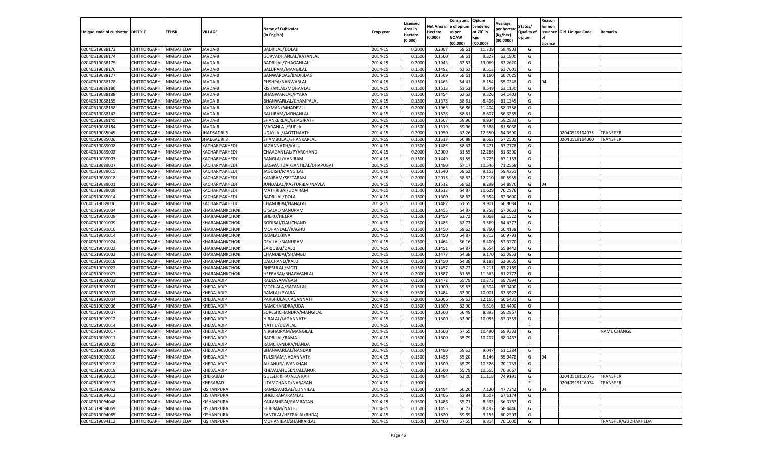| Unique code of cultivator | DISTRIC | TEHSIL | VILLAGE | Name of Cultivator (in English) | Crop year | Licensed Area in Hectare (0.000) | Net Area in Hectare (0.000) | Consistence of opium as per GOAW (00.000) | Opium tendered at 70° in kgs (00.000) | Average per hectare (Kg/hec) (00.0000) | Status/ Quality of opium | Reason for non issuance of Licence | Old Unique Code | Remarks |
|---|---|---|---|---|---|---|---|---|---|---|---|---|---|---|
| 02040519088173 | CHITTORGARH | NIMBAHEDA | JAVDA-B | BADRILAL/DOLAJI | 2014-15 | 0.2000 | 0.2007 | 58.61 | 11.739 | 58.4903 | G | | | |
| 02040519088174 | CHITTORGARH | NIMBAHEDA | JAVDA-B | GORVADHANLAL/RATANLAL | 2014-15 | 0.1500 | 0.1500 | 58.61 | 9.327 | 62.1800 | G | | | |
| 02040519088175 | CHITTORGARH | NIMBAHEDA | JAVDA-B | BADRILAL/CHAGANLAL | 2014-15 | 0.2000 | 0.1943 | 62.53 | 13.069 | 67.2620 | G | | | |
| 02040519088176 | CHITTORGARH | NIMBAHEDA | JAVDA-B | BALURAM/MANGILAL | 2014-15 | 0.1500 | 0.1492 | 62.53 | 9.513 | 63.7601 | G | | | |
| 02040519088177 | CHITTORGARH | NIMBAHEDA | JAVDA-B | BANWARDAS/BADRIDAS | 2014-15 | 0.1500 | 0.1509 | 58.61 | 9.160 | 60.7025 | G | | | |
| 02040519088178 | CHITTORGARH | NIMBAHEDA | JAVDA-B | PUSHPA/BANWARLAL | 2014-15 | 0.1500 | 0.1463 | 54.41 | 8.154 | 55.7348 | G | 04 | | |
| 02040519088180 | CHITTORGARH | NIMBAHEDA | JAVDA-B | KISHANLAL/MOHANLAL | 2014-15 | 0.1500 | 0.1513 | 62.53 | 9.549 | 63.1130 | G | | | |
| 02040519088188 | CHITTORGARH | NIMBAHEDA | JAVDA-B | BHAGWANLAL/PYARA | 2014-15 | 0.1500 | 0.1454 | 62.53 | 9.326 | 64.1403 | G | | | |
| 02040519088155 | CHITTORGARH | NIMBAHEDA | JAVDA-B | BHANWARLAL/CHAMPALAL | 2014-15 | 0.1500 | 0.1375 | 58.61 | 8.406 | 61.1345 | G | | | |
| 02040519088168 | CHITTORGARH | NIMBAHEDA | JAVDA-B | LAXMAN/MHADEV JI | 2014-15 | 0.2000 | 0.1965 | 56.86 | 11.404 | 58.0356 | G | | | |
| 02040519088142 | CHITTORGARH | NIMBAHEDA | JAVDA-B | BALURAM/MOHANLAL | 2014-15 | 0.1500 | 0.1528 | 58.61 | 8.607 | 56.3285 | G | | | |
| 02040519088145 | CHITTORGARH | NIMBAHEDA | JAVDA-B | SHANKERLAL/BHAGIRATH | 2014-15 | 0.1500 | 0.1507 | 59.96 | 8.934 | 59.2833 | G | | | |
| 02040519088184 | CHITTORGARH | NIMBAHEDA | JAVDA-B | MADANLAL/RUPLAL | 2014-15 | 0.1500 | 0.1519 | 59.96 | 9.388 | 61.8038 | G | | | |
| 02040519085045 | CHITTORGARH | NIMBAHEDA | JHADSADRI 3 | UDAYLAL/JAGTTNAATH | 2014-15 | 0.2000 | 0.1950 | 62.26 | 12.550 | 64.3590 | G | | 02040519104075 | TRANSFER |
| 02040519085006 | CHITTORGARH | NIMBAHEDA | JHADSADRI 3 | SHAMBULAL/SHANKARLAL | 2014-15 | 0.1500 | 0.1513 | 56.88 | 8.662 | 57.2505 | G | | 02040519104060 | TRANSFER |
| 02040519089008 | CHITTORGARH | NIMBAHEDA | KACHARIYAKHEDI | JAGANNATH/KALU | 2014-15 | 0.1500 | 0.1485 | 58.62 | 9.471 | 63.7778 | G | | | |
| 02040519089002 | CHITTORGARH | NIMBAHEDA | KACHARIYAKHEDI | CHAAGANLAL/PYARCHAND | 2014-15 | 0.2000 | 0.2000 | 61.55 | 12.266 | 61.3300 | G | | | |
| 02040519089003 | CHITTORGARH | NIMBAHEDA | KACHARIYAKHEDI | RANGLAL/KANIRAM | 2014-15 | 0.1500 | 0.1449 | 61.55 | 9.725 | 67.1153 | G | | | |
| 02040519089007 | CHITTORGARH | NIMBAHEDA | KACHARIYAKHEDI | BAGWATIBAI/SANTILAL/DHAPUBAI | 2014-15 | 0.1500 | 0.1480 | 67.17 | 10.546 | 71.2568 | G | | | |
| 02040519089015 | CHITTORGARH | NIMBAHEDA | KACHARIYAKHEDI | JAGDISH/MANGILAL | 2014-15 | 0.1500 | 0.1540 | 58.62 | 9.153 | 59.4351 | G | | | |
| 02040519089018 | CHITTORGARH | NIMBAHEDA | KACHARIYAKHEDI | KANIRAM/SEETARAM | 2014-15 | 0.2000 | 0.2015 | 58.62 | 12.210 | 60.5955 | G | | | |
| 02040519089001 | CHITTORGARH | NIMBAHEDA | KACHARIYAKHEDI | JUNDALAL/KASTURIBAI/NAVLA | 2014-15 | 0.1500 | 0.1512 | 58.62 | 8.299 | 54.8876 | G | 04 | | |
| 02040519089009 | CHITTORGARH | NIMBAHEDA | KACHARIYAKHEDI | MATHRIBAI/UDAIRAM | 2014-15 | 0.1500 | 0.1512 | 64.87 | 10.629 | 70.2976 | G | | | |
| 02040519089014 | CHITTORGARH | NIMBAHEDA | KACHARIYAKHEDI | BADRILAL/DOLA | 2014-15 | 0.1500 | 0.1500 | 58.62 | 9.354 | 62.3600 | G | | | |
| 02040519089006 | CHITTORGARH | NIMBAHEDA | KACHARIYAKHEDI | CHANDIBAI/NANALAL | 2014-15 | 0.1500 | 0.1482 | 61.55 | 9.901 | 66.8084 | G | | | |
| 02040519091004 | CHITTORGARH | NIMBAHEDA | KHARAMANKCHOK | GISALAL/NANURAM | 2014-15 | 0.1500 | 0.1455 | 64.87 | 9.758 | 67.0653 | G | | | |
| 02040519091008 | CHITTORGARH | NIMBAHEDA | KHARAMANKCHOK | BHERU/HEERA | 2014-15 | 0.1500 | 0.1459 | 62.72 | 9.068 | 62.1522 | G | | | |
| 02040519091009 | CHITTORGARH | NIMBAHEDA | KHARAMANKCHOK | RODIBAI/DALICHAND | 2014-15 | 0.1500 | 0.1485 | 62.72 | 9.569 | 64.4377 | G | | | |
| 02040519091010 | CHITTORGARH | NIMBAHEDA | KHARAMANKCHOK | MOHANLAL//RAGHU | 2014-15 | 0.1500 | 0.1450 | 58.62 | 8.760 | 60.4138 | G | | | |
| 02040519091014 | CHITTORGARH | NIMBAHEDA | KHARAMANKCHOK | RAMLAL/JIVA | 2014-15 | 0.1500 | 0.1450 | 64.87 | 9.712 | 66.9793 | G | | | |
| 02040519091024 | CHITTORGARH | NIMBAHEDA | KHARAMANKCHOK | DEVILAL/NANURAM | 2014-15 | 0.1500 | 0.1464 | 56.16 | 8.400 | 57.3770 | G | | | |
| 02040519091002 | CHITTORGARH | NIMBAHEDA | KHARAMANKCHOK | SARJUBAI/DALU | 2014-15 | 0.1500 | 0.1451 | 64.87 | 9.554 | 65.8442 | G | | | |
| 02040519091003 | CHITTORGARH | NIMBAHEDA | KHARAMANKCHOK | CHANDIBAI/SHAMBU | 2014-15 | 0.1500 | 0.1477 | 64.38 | 9.170 | 62.0853 | G | | | |
| 02040519091018 | CHITTORGARH | NIMBAHEDA | KHARAMANKCHOK | DALCHAND/KALU | 2014-15 | 0.1500 | 0.1450 | 64.38 | 9.188 | 63.3655 | G | | | |
| 02040519091022 | CHITTORGARH | NIMBAHEDA | KHARAMANKCHOK | BHERULAL/MOTI | 2014-15 | 0.1500 | 0.1457 | 62.72 | 9.211 | 63.2189 | G | | | |
| 02040519091027 | CHITTORGARH | NIMBAHEDA | KHARAMANKCHOK | HEERABAI/BHAGWANLAL | 2014-15 | 0.2000 | 0.1887 | 61.55 | 11.563 | 61.2772 | G | | | |
| 02040519092003 | CHITTORGARH | NIMBAHEDA | KHEDAJADIP | RADESYAM/GASI | 2014-15 | 0.1500 | 0.1472 | 65.79 | 10.273 | 69.7894 | G | | | |
| 02040519092001 | CHITTORGARH | NIMBAHEDA | KHEDAJADIP | MOTILALA/RATANLAL | 2014-15 | 0.1500 | 0.1000 | 59.63 | 6.304 | 63.0400 | G | | | |
| 02040519092002 | CHITTORGARH | NIMBAHEDA | KHEDAJADIP | RAMLAL/PYARA | 2014-15 | 0.1500 | 0.1484 | 62.90 | 10.001 | 67.3922 | G | | | |
| 02040519092004 | CHITTORGARH | NIMBAHEDA | KHEDAJADIP | PARBHULAL/JAGANNATH | 2014-15 | 0.2000 | 0.2006 | 59.63 | 12.165 | 60.6431 | G | | | |
| 02040519092006 | CHITTORGARH | NIMBAHEDA | KHEDAJADIP | RAMCHANDRA/UDA | 2014-15 | 0.1500 | 0.1500 | 62.90 | 9.516 | 63.4400 | G | | | |
| 02040519092007 | CHITTORGARH | NIMBAHEDA | KHEDAJADIP | SURESHCHANDRA/MANGILAL | 2014-15 | 0.1500 | 0.1500 | 56.49 | 8.893 | 59.2867 | G | | | |
| 02040519092012 | CHITTORGARH | NIMBAHEDA | KHEDAJADIP | HIRALAL/JAGANNATH | 2014-15 | 0.1500 | 0.1500 | 62.90 | 10.055 | 67.0333 | G | | | |
| 02040519092014 | CHITTORGARH | NIMBAHEDA | KHEDAJADIP | NATHU/DEVILAL | 2014-15 | 0.1500 | | | | | F | | | |
| 02040519092017 | CHITTORGARH | NIMBAHEDA | KHEDAJADIP | NIRBHAIRAM/MANGILAL | 2014-15 | 0.1500 | 0.1500 | 67.55 | 10.490 | 69.9333 | G | | | NAME CHANGE |
| 02040519092011 | CHITTORGARH | NIMBAHEDA | KHEDAJADIP | BADRILAL/RAMAJI | 2014-15 | 0.1500 | 0.1500 | 65.79 | 10.207 | 68.0467 | G | | | |
| 02040519092005 | CHITTORGARH | NIMBAHEDA | KHEDAJADIP | RAMCHANDRA/NANDA | 2014-15 | 0.1500 | | | | | F | | | |
| 02040519092009 | CHITTORGARH | NIMBAHEDA | KHEDAJADIP | BHANWARLAL/NANDAJI | 2014-15 | 0.1500 | 0.1480 | 59.63 | 9.047 | 61.1284 | G | | | |
| 02040519092010 | CHITTORGARH | NIMBAHEDA | KHEDAJADIP | TULSIRAM/JAGANNATH | 2014-15 | 0.1500 | 0.1456 | 55.20 | 8.146 | 55.9478 | G | 04 | | |
| 02040519092018 | CHITTORGARH | NIMBAHEDA | KHEDAJADIP | ALLANUR/JIVANKHAN | 2014-15 | 0.1500 | 0.1500 | 65.79 | 10.526 | 70.1733 | G | | | |
| 02040519092019 | CHITTORGARH | NIMBAHEDA | KHEDAJADIP | KHEVAJAHUSEN/ALLANUR | 2014-15 | 0.1500 | 0.1500 | 65.79 | 10.555 | 70.3667 | G | | | |
| 02040519093012 | CHITTORGARH | NIMBAHEDA | KHERABAD | GULSER KHA/ALLA KAH | 2014-15 | 0.1500 | 0.1484 | 62.26 | 11.118 | 74.9191 | G | | 02040519116076 | TRANSFER |
| 02040519093013 | CHITTORGARH | NIMBAHEDA | KHERABAD | UTAMCHAND/NARAYAN | 2014-15 | 0.1000 | | | | | F | | 02040519116074 | TRANSFER |
| 02040519094062 | CHITTORGARH | NIMBAHEDA | KISHANPURA | RAMESVARLAL/CUNNILAL | 2014-15 | 0.1500 | 0.1494 | 50.26 | 7.130 | 47.7242 | G | 04 | | |
| 02040519094012 | CHITTORGARH | NIMBAHEDA | KISHANPURA | BHOLIRAM/RAMLAL | 2014-15 | 0.1500 | 0.1406 | 62.84 | 9.507 | 67.6174 | G | | | |
| 02040519094048 | CHITTORGARH | NIMBAHEDA | KISHANPURA | KAILASHIBAI/RAMRATAN | 2014-15 | 0.1500 | 0.1486 | 55.71 | 8.333 | 56.0767 | G | | | |
| 02040519094069 | CHITTORGARH | NIMBAHEDA | KISHANPURA | SHRIRAM/NATHU | 2014-15 | 0.1500 | 0.1453 | 56.72 | 8.492 | 58.4446 | G | | | |
| 02040519094085 | CHITTORGARH | NIMBAHEDA | KISHANPURA | SANTILAL/HEERALAL(BHDA) | 2014-15 | 0.1500 | 0.1520 | 59.89 | 9.155 | 60.2303 | G | | | |
| 02040519094112 | CHITTORGARH | NIMBAHEDA | KISHANPURA | MOHANIBAI/SHANKARLAL | 2014-15 | 0.1500 | 0.1400 | 67.55 | 9.814 | 70.1000 | G | | | TRANSFER/GUDHAKHEDA |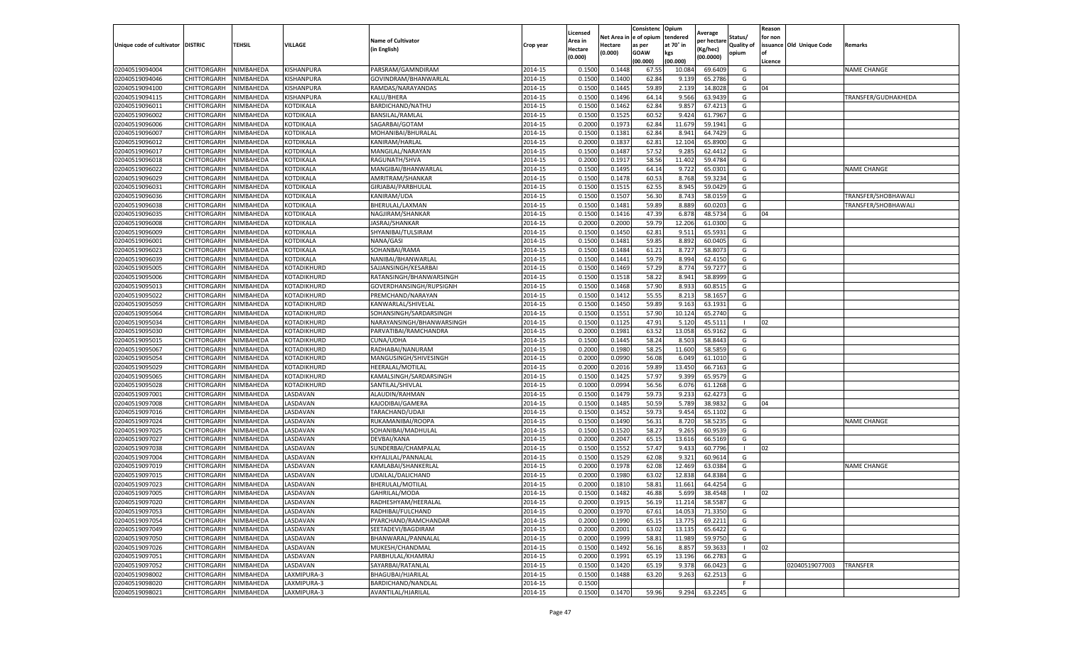| Unique code of cultivator | DISTRIC | TEHSIL | VILLAGE | Name of Cultivator (in English) | Crop year | Licensed Area in Hectare (0.000) | Net Area in Hectare (0.000) | Consistence of opium as per GOAW (00.000) | Opium tendered at 70° in kgs (00.000) | Average per hectare (Kg/hec) (00.0000) | Status/ Quality of opium | Reason for non issuance of Licence | Old Unique Code | Remarks |
|---|---|---|---|---|---|---|---|---|---|---|---|---|---|---|
| 02040519094004 | CHITTORGARH | NIMBAHEDA | KISHANPURA | PARSRAM/GAMNDIRAM | 2014-15 | 0.1500 | 0.1448 | 67.55 | 10.084 | 69.6409 | G | | | NAME CHANGE |
| 02040519094046 | CHITTORGARH | NIMBAHEDA | KISHANPURA | GOVINDRAM/BHANWARLAL | 2014-15 | 0.1500 | 0.1400 | 62.84 | 9.139 | 65.2786 | G | | | |
| 02040519094100 | CHITTORGARH | NIMBAHEDA | KISHANPURA | RAMDAS/NARAYANDAS | 2014-15 | 0.1500 | 0.1445 | 59.89 | 2.139 | 14.8028 | G | 04 | | |
| 02040519094115 | CHITTORGARH | NIMBAHEDA | KISHANPURA | KALU/BHERA | 2014-15 | 0.1500 | 0.1496 | 64.14 | 9.566 | 63.9439 | G | | | TRANSFER/GUDHAKHEDA |
| 02040519096011 | CHITTORGARH | NIMBAHEDA | KOTDIKALA | BARDICHAND/NATHU | 2014-15 | 0.1500 | 0.1462 | 62.84 | 9.857 | 67.4213 | G | | | |
| 02040519096002 | CHITTORGARH | NIMBAHEDA | KOTDIKALA | BANSILAL/RAMLAL | 2014-15 | 0.1500 | 0.1525 | 60.52 | 9.424 | 61.7967 | G | | | |
| 02040519096006 | CHITTORGARH | NIMBAHEDA | KOTDIKALA | SAGARBAI/GOTAM | 2014-15 | 0.2000 | 0.1973 | 62.84 | 11.679 | 59.1941 | G | | | |
| 02040519096007 | CHITTORGARH | NIMBAHEDA | KOTDIKALA | MOHANIBAI/BHURALAL | 2014-15 | 0.1500 | 0.1381 | 62.84 | 8.941 | 64.7429 | G | | | |
| 02040519096012 | CHITTORGARH | NIMBAHEDA | KOTDIKALA | KANIRAM/HARLAL | 2014-15 | 0.2000 | 0.1837 | 62.81 | 12.104 | 65.8900 | G | | | |
| 02040519096017 | CHITTORGARH | NIMBAHEDA | KOTDIKALA | MANGILAL/NARAYAN | 2014-15 | 0.1500 | 0.1487 | 57.52 | 9.285 | 62.4412 | G | | | |
| 02040519096018 | CHITTORGARH | NIMBAHEDA | KOTDIKALA | RAGUNATH/SHVA | 2014-15 | 0.2000 | 0.1917 | 58.56 | 11.402 | 59.4784 | G | | | |
| 02040519096022 | CHITTORGARH | NIMBAHEDA | KOTDIKALA | MANGIBAI/BHANWARLAL | 2014-15 | 0.1500 | 0.1495 | 64.14 | 9.722 | 65.0301 | G | | | NAME CHANGE |
| 02040519096029 | CHITTORGARH | NIMBAHEDA | KOTDIKALA | AMRITRAM/SHANKAR | 2014-15 | 0.1500 | 0.1478 | 60.53 | 8.768 | 59.3234 | G | | | |
| 02040519096031 | CHITTORGARH | NIMBAHEDA | KOTDIKALA | GIRJABAI/PARBHULAL | 2014-15 | 0.1500 | 0.1515 | 62.55 | 8.945 | 59.0429 | G | | | |
| 02040519096036 | CHITTORGARH | NIMBAHEDA | KOTDIKALA | KANIRAM/UDA | 2014-15 | 0.1500 | 0.1507 | 56.30 | 8.743 | 58.0159 | G | | | TRANSFER/SHOBHAWALI |
| 02040519096038 | CHITTORGARH | NIMBAHEDA | KOTDIKALA | BHERULAL/LAXMAN | 2014-15 | 0.1500 | 0.1481 | 59.89 | 8.889 | 60.0203 | G | | | TRANSFER/SHOBHAWALI |
| 02040519096035 | CHITTORGARH | NIMBAHEDA | KOTDIKALA | NAGJIRAM/SHANKAR | 2014-15 | 0.1500 | 0.1416 | 47.39 | 6.878 | 48.5734 | G | 04 | | |
| 02040519096008 | CHITTORGARH | NIMBAHEDA | KOTDIKALA | JASRAJ/SHANKAR | 2014-15 | 0.2000 | 0.2000 | 59.79 | 12.206 | 61.0300 | G | | | |
| 02040519096009 | CHITTORGARH | NIMBAHEDA | KOTDIKALA | SHYANIBAI/TULSIRAM | 2014-15 | 0.1500 | 0.1450 | 62.81 | 9.511 | 65.5931 | G | | | |
| 02040519096001 | CHITTORGARH | NIMBAHEDA | KOTDIKALA | NANA/GASI | 2014-15 | 0.1500 | 0.1481 | 59.85 | 8.892 | 60.0405 | G | | | |
| 02040519096023 | CHITTORGARH | NIMBAHEDA | KOTDIKALA | SOHANBAI/RAMA | 2014-15 | 0.1500 | 0.1484 | 61.21 | 8.727 | 58.8073 | G | | | |
| 02040519096039 | CHITTORGARH | NIMBAHEDA | KOTDIKALA | NANIBAI/BHANWARLAL | 2014-15 | 0.1500 | 0.1441 | 59.79 | 8.994 | 62.4150 | G | | | |
| 02040519095005 | CHITTORGARH | NIMBAHEDA | KOTADIKHURD | SAJJANSINGH/KESARBAI | 2014-15 | 0.1500 | 0.1469 | 57.29 | 8.774 | 59.7277 | G | | | |
| 02040519095006 | CHITTORGARH | NIMBAHEDA | KOTADIKHURD | RATANSINGH/BHANWARSINGH | 2014-15 | 0.1500 | 0.1518 | 58.22 | 8.941 | 58.8999 | G | | | |
| 02040519095013 | CHITTORGARH | NIMBAHEDA | KOTADIKHURD | GOVERDHANSINGH/RUPSIGNH | 2014-15 | 0.1500 | 0.1468 | 57.90 | 8.933 | 60.8515 | G | | | |
| 02040519095022 | CHITTORGARH | NIMBAHEDA | KOTADIKHURD | PREMCHAND/NARAYAN | 2014-15 | 0.1500 | 0.1412 | 55.55 | 8.213 | 58.1657 | G | | | |
| 02040519095059 | CHITTORGARH | NIMBAHEDA | KOTADIKHURD | KANWARLAL/SHIVELAL | 2014-15 | 0.1500 | 0.1450 | 59.89 | 9.163 | 63.1931 | G | | | |
| 02040519095064 | CHITTORGARH | NIMBAHEDA | KOTADIKHURD | SOHANSINGH/SARDARSINGH | 2014-15 | 0.1500 | 0.1551 | 57.90 | 10.124 | 65.2740 | G | | | |
| 02040519095034 | CHITTORGARH | NIMBAHEDA | KOTADIKHURD | NARAYANSINGH/BHANWARSINGH | 2014-15 | 0.1500 | 0.1125 | 47.91 | 5.120 | 45.5111 | I | 02 | | |
| 02040519095030 | CHITTORGARH | NIMBAHEDA | KOTADIKHURD | PARVATIBAI/RAMCHANDRA | 2014-15 | 0.2000 | 0.1981 | 63.52 | 13.058 | 65.9162 | G | | | |
| 02040519095015 | CHITTORGARH | NIMBAHEDA | KOTADIKHURD | CUNA/UDHA | 2014-15 | 0.1500 | 0.1445 | 58.24 | 8.503 | 58.8443 | G | | | |
| 02040519095067 | CHITTORGARH | NIMBAHEDA | KOTADIKHURD | RADHABAI/NANURAM | 2014-15 | 0.2000 | 0.1980 | 58.25 | 11.600 | 58.5859 | G | | | |
| 02040519095054 | CHITTORGARH | NIMBAHEDA | KOTADIKHURD | MANGUSINGH/SHIVESINGH | 2014-15 | 0.2000 | 0.0990 | 56.08 | 6.049 | 61.1010 | G | | | |
| 02040519095029 | CHITTORGARH | NIMBAHEDA | KOTADIKHURD | HEERALAL/MOTILAL | 2014-15 | 0.2000 | 0.2016 | 59.89 | 13.450 | 66.7163 | G | | | |
| 02040519095065 | CHITTORGARH | NIMBAHEDA | KOTADIKHURD | KAMALSINGH/SARDARSINGH | 2014-15 | 0.1500 | 0.1425 | 57.97 | 9.399 | 65.9579 | G | | | |
| 02040519095028 | CHITTORGARH | NIMBAHEDA | KOTADIKHURD | SANTILAL/SHIVLAL | 2014-15 | 0.1000 | 0.0994 | 56.56 | 6.076 | 61.1268 | G | | | |
| 02040519097001 | CHITTORGARH | NIMBAHEDA | LASDAVAN | ALAUDIN/RAHMAN | 2014-15 | 0.1500 | 0.1479 | 59.73 | 9.233 | 62.4273 | G | | | |
| 02040519097008 | CHITTORGARH | NIMBAHEDA | LASDAVAN | KAJODIBAI/GAMERA | 2014-15 | 0.1500 | 0.1485 | 50.59 | 5.789 | 38.9832 | G | 04 | | |
| 02040519097016 | CHITTORGARH | NIMBAHEDA | LASDAVAN | TARACHAND/UDAJI | 2014-15 | 0.1500 | 0.1452 | 59.73 | 9.454 | 65.1102 | G | | | |
| 02040519097024 | CHITTORGARH | NIMBAHEDA | LASDAVAN | RUKAMANIBAI/ROOPA | 2014-15 | 0.1500 | 0.1490 | 56.31 | 8.720 | 58.5235 | G | | | NAME CHANGE |
| 02040519097025 | CHITTORGARH | NIMBAHEDA | LASDAVAN | SOHANIBAI/MADHULAL | 2014-15 | 0.1500 | 0.1520 | 58.27 | 9.265 | 60.9539 | G | | | |
| 02040519097027 | CHITTORGARH | NIMBAHEDA | LASDAVAN | DEVBAI/KANA | 2014-15 | 0.2000 | 0.2047 | 65.15 | 13.616 | 66.5169 | G | | | |
| 02040519097038 | CHITTORGARH | NIMBAHEDA | LASDAVAN | SUNDERBAI/CHAMPALAL | 2014-15 | 0.1500 | 0.1552 | 57.47 | 9.433 | 60.7796 | I | 02 | | |
| 02040519097004 | CHITTORGARH | NIMBAHEDA | LASDAVAN | KHYALILAL/PANNALAL | 2014-15 | 0.1500 | 0.1529 | 62.08 | 9.321 | 60.9614 | G | | | |
| 02040519097019 | CHITTORGARH | NIMBAHEDA | LASDAVAN | KAMLABAI/SHANKERLAL | 2014-15 | 0.2000 | 0.1978 | 62.08 | 12.469 | 63.0384 | G | | | NAME CHANGE |
| 02040519097015 | CHITTORGARH | NIMBAHEDA | LASDAVAN | UDAILAL/DALICHAND | 2014-15 | 0.2000 | 0.1980 | 63.02 | 12.838 | 64.8384 | G | | | |
| 02040519097023 | CHITTORGARH | NIMBAHEDA | LASDAVAN | BHERULAL/MOTILAL | 2014-15 | 0.2000 | 0.1810 | 58.81 | 11.661 | 64.4254 | G | | | |
| 02040519097005 | CHITTORGARH | NIMBAHEDA | LASDAVAN | GAHRILAL/MODA | 2014-15 | 0.1500 | 0.1482 | 46.88 | 5.699 | 38.4548 | I | 02 | | |
| 02040519097020 | CHITTORGARH | NIMBAHEDA | LASDAVAN | RADHESHYAM/HEERALAL | 2014-15 | 0.2000 | 0.1915 | 56.19 | 11.214 | 58.5587 | G | | | |
| 02040519097053 | CHITTORGARH | NIMBAHEDA | LASDAVAN | RADHIBAI/FULCHAND | 2014-15 | 0.2000 | 0.1970 | 67.61 | 14.053 | 71.3350 | G | | | |
| 02040519097054 | CHITTORGARH | NIMBAHEDA | LASDAVAN | PYARCHAND/RAMCHANDAR | 2014-15 | 0.2000 | 0.1990 | 65.15 | 13.775 | 69.2211 | G | | | |
| 02040519097049 | CHITTORGARH | NIMBAHEDA | LASDAVAN | SEETADEVI/BAGDIRAM | 2014-15 | 0.2000 | 0.2001 | 63.02 | 13.135 | 65.6422 | G | | | |
| 02040519097050 | CHITTORGARH | NIMBAHEDA | LASDAVAN | BHANWARAL/PANNALAL | 2014-15 | 0.2000 | 0.1999 | 58.81 | 11.989 | 59.9750 | G | | | |
| 02040519097026 | CHITTORGARH | NIMBAHEDA | LASDAVAN | MUKESH/CHANDMAL | 2014-15 | 0.1500 | 0.1492 | 56.16 | 8.857 | 59.3633 | I | 02 | | |
| 02040519097051 | CHITTORGARH | NIMBAHEDA | LASDAVAN | PARBHULAL/KHAMRAJ | 2014-15 | 0.2000 | 0.1991 | 65.19 | 13.196 | 66.2783 | G | | | |
| 02040519097052 | CHITTORGARH | NIMBAHEDA | LASDAVAN | SAYARBAI/RATANLAL | 2014-15 | 0.1500 | 0.1420 | 65.19 | 9.378 | 66.0423 | G | | 02040519077003 | TRANSFER |
| 02040519098002 | CHITTORGARH | NIMBAHEDA | LAXMIPURA-3 | BHAGUBAI/HJARILAL | 2014-15 | 0.1500 | 0.1488 | 63.20 | 9.263 | 62.2513 | G | | | |
| 02040519098020 | CHITTORGARH | NIMBAHEDA | LAXMIPURA-3 | BARDICHAND/NANDLAL | 2014-15 | 0.1500 | | | | | F | | | |
| 02040519098021 | CHITTORGARH | NIMBAHEDA | LAXMIPURA-3 | AVANTILAL/HJARILAL | 2014-15 | 0.1500 | 0.1470 | 59.96 | 9.294 | 63.2245 | G | | | |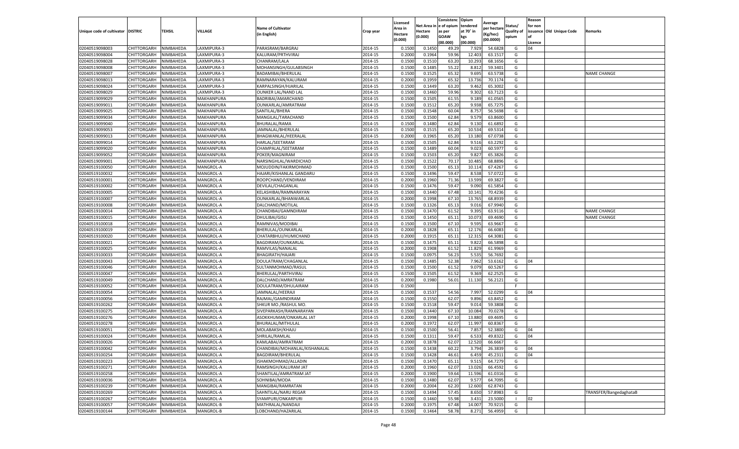| Unique code of cultivator | DISTRIC | TEHSIL | VILLAGE | Name of Cultivator (in English) | Crop year | Licensed Area in Hectare (0.000) | Net Area in Hectare (0.000) | Consistence of opium as per GOAW (00.000) | Opium tendered at 70° in kgs (00.000) | Average per hectare (Kg/hec) (00.0000) | Status/ Quality of opium | Reason for non issuance of Licence | Old Unique Code | Remarks |
|---|---|---|---|---|---|---|---|---|---|---|---|---|---|---|
| 02040519098003 | CHITTORGARH | NIMBAHEDA | LAXMIPURA-3 | PARASRAM/BARGRAJ | 2014-15 | 0.1500 | 0.1450 | 49.29 | 7.929 | 54.6828 | G | 04 | | |
| 02040519098004 | CHITTORGARH | NIMBAHEDA | LAXMIPURA-3 | KALURAM/PRTHVIRAJ | 2014-15 | 0.2000 | 0.1964 | 59.96 | 12.403 | 63.1517 | G | | | |
| 02040519098028 | CHITTORGARH | NIMBAHEDA | LAXMIPURA-3 | CHANRAM/LALA | 2014-15 | 0.1500 | 0.1510 | 63.20 | 10.293 | 68.1656 | G | | | |
| 02040519098008 | CHITTORGARH | NIMBAHEDA | LAXMIPURA-3 | MOHANSINGH/GULABSINGH | 2014-15 | 0.1500 | 0.1485 | 55.22 | 8.812 | 59.3401 | G | | | |
| 02040519098007 | CHITTORGARH | NIMBAHEDA | LAXMIPURA-3 | BADAMIBAI/BHERULAL | 2014-15 | 0.1500 | 0.1525 | 65.32 | 9.695 | 63.5738 | G | | | NAME CHANGE |
| 02040519098013 | CHITTORGARH | NIMBAHEDA | LAXMIPURA-3 | RAMNARAYAN/KALURAM | 2014-15 | 0.2000 | 0.1959 | 65.32 | 13.736 | 70.1174 | G | | | |
| 02040519098024 | CHITTORGARH | NIMBAHEDA | LAXMIPURA-3 | KARPALSINGH/HJARILAL | 2014-15 | 0.1500 | 0.1449 | 63.20 | 9.462 | 65.3002 | G | | | |
| 02040519098029 | CHITTORGARH | NIMBAHEDA | LAXMIPURA-3 | OUNKER LAL/NAND LAL | 2014-15 | 0.1500 | 0.1460 | 59.96 | 9.302 | 63.7123 | G | | | |
| 02040519099029 | CHITTORGARH | NIMBAHEDA | MAKHANPURA | BADRIBAI/AMARCHAND | 2014-15 | 0.1500 | 0.1505 | 61.55 | 9.189 | 61.0565 | G | | | |
| 02040519099011 | CHITTORGARH | NIMBAHEDA | MAKHANPURA | OUNKARLAL/AMRATRAM | 2014-15 | 0.1500 | 0.1512 | 65.20 | 9.938 | 65.7275 | G | | | |
| 02040519099025 | CHITTORGARH | NIMBAHEDA | MAKHANPURA | SANTILAL/BHERA | 2014-15 | 0.1500 | 0.1548 | 60.04 | 8.757 | 56.5698 | G | | | |
| 02040519099034 | CHITTORGARH | NIMBAHEDA | MAKHANPURA | MANGILAL/TARACHAND | 2014-15 | 0.1500 | 0.1500 | 62.84 | 9.579 | 63.8600 | G | | | |
| 02040519099040 | CHITTORGARH | NIMBAHEDA | MAKHANPURA | BHURALAL/RAMA | 2014-15 | 0.1500 | 0.1480 | 62.84 | 9.130 | 61.6892 | G | | | |
| 02040519099053 | CHITTORGARH | NIMBAHEDA | MAKHANPURA | JAMNALAL/BHERULAL | 2014-15 | 0.1500 | 0.1515 | 65.20 | 10.534 | 69.5314 | G | | | |
| 02040519099013 | CHITTORGARH | NIMBAHEDA | MAKHANPURA | BHAGWANLAL/HEERALAL | 2014-15 | 0.2000 | 0.1965 | 65.20 | 13.180 | 67.0738 | G | | | |
| 02040519099014 | CHITTORGARH | NIMBAHEDA | MAKHANPURA | HARLAL/SEETARAM | 2014-15 | 0.1500 | 0.1505 | 62.84 | 9.516 | 63.2292 | G | | | |
| 02040519099020 | CHITTORGARH | NIMBAHEDA | MAKHANPURA | CHAMPALAL/SEETARAM | 2014-15 | 0.1500 | 0.1489 | 60.04 | 9.023 | 60.5977 | G | | | |
| 02040519099052 | CHITTORGARH | NIMBAHEDA | MAKHANPURA | POKER/MAGNIRAM | 2014-15 | 0.1500 | 0.1503 | 65.20 | 9.827 | 65.3826 | G | | | |
| 02040519099001 | CHITTORGARH | NIMBAHEDA | MAKHANPURA | NARSINGHLAL/WARDICHAD | 2014-15 | 0.1500 | 0.1522 | 70.17 | 10.485 | 68.8896 | G | | | |
| 02040519100050 | CHITTORGARH | NIMBAHEDA | MANGROL-A | MOJUDDIN/FAKIRMOHMAD | 2014-15 | 0.1500 | 0.1500 | 65.13 | 10.114 | 67.4267 | G | | | |
| 02040519100032 | CHITTORGARH | NIMBAHEDA | MANGROL-A | HAJARI/KISHANLAL GANDARU | 2014-15 | 0.1500 | 0.1496 | 59.47 | 8.538 | 57.0722 | G | | | |
| 02040519100001 | CHITTORGARH | NIMBAHEDA | MANGROL-A | ROOPCHAND/VENDIRAM | 2014-15 | 0.2000 | 0.1960 | 71.36 | 13.599 | 69.3827 | G | | | |
| 02040519100002 | CHITTORGARH | NIMBAHEDA | MANGROL-A | DEVILAL/CHAGANLAL | 2014-15 | 0.1500 | 0.1476 | 59.47 | 9.090 | 61.5854 | G | | | |
| 02040519100005 | CHITTORGARH | NIMBAHEDA | MANGROL-A | KELASHIBAI/RAMNARAYAN | 2014-15 | 0.1500 | 0.1440 | 67.48 | 10.141 | 70.4236 | G | | | |
| 02040519100007 | CHITTORGARH | NIMBAHEDA | MANGROL-A | OUNKARLAL/BHANWARLAL | 2014-15 | 0.2000 | 0.1998 | 67.10 | 13.765 | 68.8939 | G | | | |
| 02040519100008 | CHITTORGARH | NIMBAHEDA | MANGROL-A | DALCHAND/MOTILAL | 2014-15 | 0.1500 | 0.1326 | 65.13 | 9.016 | 67.9940 | G | | | |
| 02040519100014 | CHITTORGARH | NIMBAHEDA | MANGROL-A | CHANDIBAI/GAMNDIRAM | 2014-15 | 0.1500 | 0.1470 | 61.52 | 9.395 | 63.9116 | G | | | NAME CHANGE |
| 02040519100015 | CHITTORGARH | NIMBAHEDA | MANGROL-A | DHULIBAI/GISU | 2014-15 | 0.1500 | 0.1450 | 65.11 | 10.073 | 69.4690 | G | | | NAME CHANGE |
| 02040519100018 | CHITTORGARH | NIMBAHEDA | MANGROL-A | RAMNIVAS/MODIBAI | 2014-15 | 0.1500 | 0.1500 | 67.10 | 9.595 | 63.9667 | G | | | |
| 02040519100019 | CHITTORGARH | NIMBAHEDA | MANGROL-A | BHERULAL/OUNKARLAL | 2014-15 | 0.2000 | 0.1828 | 65.11 | 12.176 | 66.6083 | G | | | |
| 02040519100020 | CHITTORGARH | NIMBAHEDA | MANGROL-A | CHATARBHUJ/HUMICHAND | 2014-15 | 0.2000 | 0.1915 | 65.11 | 12.315 | 64.3081 | G | | | |
| 02040519100021 | CHITTORGARH | NIMBAHEDA | MANGROL-A | BAGDIRAM/OUNKARLAL | 2014-15 | 0.1500 | 0.1475 | 65.11 | 9.822 | 66.5898 | G | | | |
| 02040519100025 | CHITTORGARH | NIMBAHEDA | MANGROL-A | RAMVILAS/NANALAL | 2014-15 | 0.2000 | 0.1908 | 61.52 | 11.829 | 61.9969 | G | | | |
| 02040519100033 | CHITTORGARH | NIMBAHEDA | MANGROL-A | BHAGIRATH/HAJARI | 2014-15 | 0.1500 | 0.0975 | 56.23 | 5.535 | 56.7692 | G | | | |
| 02040519100043 | CHITTORGARH | NIMBAHEDA | MANGROL-A | DOULATRAM/CHAGANLAL | 2014-15 | 0.1500 | 0.1485 | 52.38 | 7.962 | 53.6162 | G | 04 | | |
| 02040519100046 | CHITTORGARH | NIMBAHEDA | MANGROL-A | SULTANMOHMAD/RASUL | 2014-15 | 0.1500 | 0.1500 | 61.52 | 9.079 | 60.5267 | G | | | |
| 02040519100047 | CHITTORGARH | NIMBAHEDA | MANGROL-A | BHERULAL/PARTHVIRAJ | 2014-15 | 0.1500 | 0.1505 | 61.52 | 9.369 | 62.2525 | G | | | |
| 02040519100049 | CHITTORGARH | NIMBAHEDA | MANGROL-A | DALCHAND/AMRATRAM | 2014-15 | 0.2000 | 0.1980 | 56.01 | 11.130 | 56.2121 | G | | | |
| 02040519100052 | CHITTORGARH | NIMBAHEDA | MANGROL-A | DOULATRAM/DHULAIRAM | 2014-15 | 0.1500 | | | | | F | | | |
| 02040519100054 | CHITTORGARH | NIMBAHEDA | MANGROL-A | JAMNALAL/HEERAJI | 2014-15 | 0.1500 | 0.1537 | 54.56 | 7.997 | 52.0299 | G | 04 | | |
| 02040519100056 | CHITTORGARH | NIMBAHEDA | MANGROL-A | RAJMAL/GAMNDIRAM | 2014-15 | 0.1500 | 0.1550 | 62.07 | 9.896 | 63.8452 | G | | | |
| 02040519100262 | CHITTORGARH | NIMBAHEDA | MANGROL-A | SHKUR MO./RASHUL MO. | 2014-15 | 0.1500 | 0.1518 | 59.47 | 9.014 | 59.3808 | G | | | |
| 02040519100275 | CHITTORGARH | NIMBAHEDA | MANGROL-A | SIVEPARKASH/RAMNARAYAN | 2014-15 | 0.1500 | 0.1440 | 67.10 | 10.084 | 70.0278 | G | | | |
| 02040519100276 | CHITTORGARH | NIMBAHEDA | MANGROL-A | ASOKKHUMAR/ONKARLAL JAT | 2014-15 | 0.2000 | 0.1998 | 67.10 | 13.880 | 69.4695 | G | | | |
| 02040519100278 | CHITTORGARH | NIMBAHEDA | MANGROL-A | BHURALAL/MITHULAL | 2014-15 | 0.2000 | 0.1972 | 62.07 | 11.997 | 60.8367 | G | | | |
| 02040519100051 | CHITTORGARH | NIMBAHEDA | MANGROL-A | MOLABAKSH/KHAJU | 2014-15 | 0.1500 | 0.1500 | 56.41 | 7.857 | 52.3800 | G | 04 | | |
| 02040519100024 | CHITTORGARH | NIMBAHEDA | MANGROL-A | SHRILAL/RAMLAL | 2014-15 | 0.1500 | 0.1311 | 59.47 | 6.533 | 49.8322 | G | 04 | | |
| 02040519100026 | CHITTORGARH | NIMBAHEDA | MANGROL-A | KAMLABAI/AMRATRAM | 2014-15 | 0.2000 | 0.1878 | 62.07 | 12.520 | 66.6667 | G | | | |
| 02040519100042 | CHITTORGARH | NIMBAHEDA | MANGROL-A | CHANDIBAI/MOHANLAL/KISHANALAL | 2014-15 | 0.1500 | 0.1438 | 60.22 | 3.794 | 26.3839 | G | 04 | | |
| 02040519100254 | CHITTORGARH | NIMBAHEDA | MANGROL-A | BAGDIRAM/BHERULAL | 2014-15 | 0.1500 | 0.1428 | 46.61 | 6.459 | 45.2311 | G | 04 | | |
| 02040519100223 | CHITTORGARH | NIMBAHEDA | MANGROL-A | ISHAKMOHMAD/ALLADIN | 2014-15 | 0.1500 | 0.1470 | 65.11 | 9.515 | 64.7279 | G | | | |
| 02040519100271 | CHITTORGARH | NIMBAHEDA | MANGROL-A | RAMSINGH/KALURAM JAT | 2014-15 | 0.2000 | 0.1960 | 62.07 | 13.026 | 66.4592 | G | | | |
| 02040519100258 | CHITTORGARH | NIMBAHEDA | MANGROL-A | SHANTILAL/AMRATRAM JAT | 2014-15 | 0.2000 | 0.1900 | 59.64 | 11.596 | 61.0316 | G | | | |
| 02040519100036 | CHITTORGARH | NIMBAHEDA | MANGROL-A | SOHNIBAI/MODA | 2014-15 | 0.1500 | 0.1480 | 62.07 | 9.577 | 64.7095 | G | | | |
| 02040519100239 | CHITTORGARH | NIMBAHEDA | MANGROL-A | MANGIBAI/AMRATAN | 2014-15 | 0.2000 | 0.2004 | 62.20 | 12.600 | 62.8743 | G | | | |
| 02040519100269 | CHITTORGARH | NIMBAHEDA | MANGROL-A | SAHNTILAL/NARU REGAR | 2014-15 | 0.1500 | 0.1494 | 57.45 | 8.650 | 57.8983 | G | | | TRANSFER/BangedaghataB |
| 02040519100267 | CHITTORGARH | NIMBAHEDA | MANGROL-A | SYAMPURI/ONKARPURI | 2014-15 | 0.1500 | 0.1460 | 55.98 | 3.431 | 23.5000 | I | 02 | | |
| 02040519100057 | CHITTORGARH | NIMBAHEDA | MANGROL-B | MATHRALAL/NANDAJI | 2014-15 | 0.2000 | 0.1975 | 67.48 | 14.007 | 70.9215 | G | | | |
| 02040519100144 | CHITTORGARH | NIMBAHEDA | MANGROL-B | LOBCHAND/HAZARILAL | 2014-15 | 0.1500 | 0.1464 | 58.78 | 8.271 | 56.4959 | G | | | |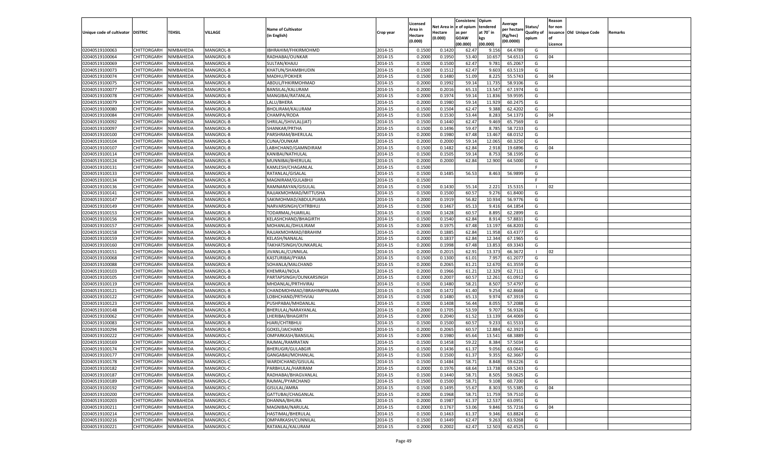| Unique code of cultivator | DISTRIC | TEHSIL | VILLAGE | Name of Cultivator (in English) | Crop year | Licensed Area in Hectare (0.000) | Net Area in Hectare (0.000) | Consistenc e of opium as per GOAW (00.000) | Opium tendered at 70° in kgs (00.000) | Average per hectare (Kg/hec) (00.0000) | Status/ Quality of opium | Reason for non issuance of Licence | Old Unique Code | Remarks |
|---|---|---|---|---|---|---|---|---|---|---|---|---|---|---|
| 02040519100063 | CHITTORGARH | NIMBAHEDA | MANGROL-B | IBHRAHIM/FHKIRMOHMD | 2014-15 | 0.1500 | 0.1420 | 62.47 | 9.156 | 64.4789 | G | | | |
| 02040519100064 | CHITTORGARH | NIMBAHEDA | MANGROL-B | RADHABAI/OUNKAR | 2014-15 | 0.2000 | 0.1950 | 53.40 | 10.657 | 54.6513 | G | 04 | | |
| 02040519100069 | CHITTORGARH | NIMBAHEDA | MANGROL-B | SULTAN/KHAJU | 2014-15 | 0.1500 | 0.1500 | 62.47 | 9.781 | 65.2067 | G | | | |
| 02040519100073 | CHITTORGARH | NIMBAHEDA | MANGROL-B | KHATUN/SHAMBHUDIN | 2014-15 | 0.1500 | 0.1512 | 62.47 | 9.603 | 63.5119 | G | | | |
| 02040519100074 | CHITTORGARH | NIMBAHEDA | MANGROL-B | MADHU/POKHER | 2014-15 | 0.1500 | 0.1480 | 51.09 | 8.225 | 55.5743 | G | 04 | | |
| 02040519100075 | CHITTORGARH | NIMBAHEDA | MANGROL-B | ABDUL/FHKIRMOHMAD | 2014-15 | 0.2000 | 0.1992 | 59.14 | 11.735 | 58.9106 | G | | | |
| 02040519100077 | CHITTORGARH | NIMBAHEDA | MANGROL-B | BANSILAL/KALURAM | 2014-15 | 0.2000 | 0.2016 | 65.13 | 13.547 | 67.1974 | G | | | |
| 02040519100078 | CHITTORGARH | NIMBAHEDA | MANGROL-B | MANGIBAI/RATANLAL | 2014-15 | 0.2000 | 0.1974 | 59.14 | 11.836 | 59.9595 | G | | | |
| 02040519100079 | CHITTORGARH | NIMBAHEDA | MANGROL-B | LALU/BHERA | 2014-15 | 0.2000 | 0.1980 | 59.14 | 11.929 | 60.2475 | G | | | |
| 02040519100080 | CHITTORGARH | NIMBAHEDA | MANGROL-B | BHOLIRAM/KALURAM | 2014-15 | 0.1500 | 0.1504 | 62.47 | 9.388 | 62.4202 | G | | | |
| 02040519100084 | CHITTORGARH | NIMBAHEDA | MANGROL-B | CHAMPA/RODA | 2014-15 | 0.1500 | 0.1530 | 53.44 | 8.283 | 54.1373 | G | 04 | | |
| 02040519100092 | CHITTORGARH | NIMBAHEDA | MANGROL-B | SHRILAL/SHIVLAL(JAT) | 2014-15 | 0.1500 | 0.1440 | 62.47 | 9.469 | 65.7569 | G | | | |
| 02040519100097 | CHITTORGARH | NIMBAHEDA | MANGROL-B | SHANKAR/PRTHA | 2014-15 | 0.1500 | 0.1496 | 59.47 | 8.785 | 58.7233 | G | | | |
| 02040519100100 | CHITTORGARH | NIMBAHEDA | MANGROL-B | PARSHRAM/BHERULAL | 2014-15 | 0.2000 | 0.1980 | 67.48 | 13.467 | 68.0152 | G | | | |
| 02040519100104 | CHITTORGARH | NIMBAHEDA | MANGROL-B | CUNA/OUNKAR | 2014-15 | 0.2000 | 0.2000 | 59.14 | 12.065 | 60.3250 | G | | | |
| 02040519100107 | CHITTORGARH | NIMBAHEDA | MANGROL-B | LABHCHAND/GAMNDIRAM | 2014-15 | 0.1500 | 0.1482 | 62.84 | 2.918 | 19.6896 | G | 04 | | |
| 02040519100114 | CHITTORGARH | NIMBAHEDA | MANGROL-B | KANIBAI/NATHULAL | 2014-15 | 0.1500 | 0.1505 | 59.14 | 8.753 | 58.1595 | G | | | |
| 02040519100124 | CHITTORGARH | NIMBAHEDA | MANGROL-B | MUNNIBAI/BHERULAL | 2014-15 | 0.2000 | 0.2000 | 62.84 | 12.900 | 64.5000 | G | | | |
| 02040519100131 | CHITTORGARH | NIMBAHEDA | MANGROL-B | KAMLESH/CHAGANLAL | 2014-15 | 0.1500 | | | | | F | | | |
| 02040519100133 | CHITTORGARH | NIMBAHEDA | MANGROL-B | RATANLAL/GISALAL | 2014-15 | 0.1500 | 0.1485 | 56.53 | 8.463 | 56.9899 | G | | | |
| 02040519100134 | CHITTORGARH | NIMBAHEDA | MANGROL-B | MAGNIRAM/GULABHJI | 2014-15 | 0.1500 | | | | | F | | | |
| 02040519100136 | CHITTORGARH | NIMBAHEDA | MANGROL-B | RAMNARAYAN/GISULAL | 2014-15 | 0.1500 | 0.1430 | 55.14 | 2.221 | 15.5315 | I | 02 | | |
| 02040519100141 | CHITTORGARH | NIMBAHEDA | MANGROL-B | RAJJAKMOHMAD/MITTUSHA | 2014-15 | 0.1500 | 0.1500 | 60.57 | 9.276 | 61.8400 | G | | | |
| 02040519100147 | CHITTORGARH | NIMBAHEDA | MANGROL-B | SAKIMOHMAD/ABDULPIJARA | 2014-15 | 0.2000 | 0.1919 | 56.82 | 10.934 | 56.9776 | G | | | |
| 02040519100149 | CHITTORGARH | NIMBAHEDA | MANGROL-B | NARVARSINGH/CHTRBHUJ | 2014-15 | 0.1500 | 0.1467 | 65.13 | 9.416 | 64.1854 | G | | | |
| 02040519100153 | CHITTORGARH | NIMBAHEDA | MANGROL-B | TODARMAL/HJARILAL | 2014-15 | 0.1500 | 0.1428 | 60.57 | 8.895 | 62.2899 | G | | | |
| 02040519100156 | CHITTORGARH | NIMBAHEDA | MANGROL-B | KELASHCHAND/BHAGIRTH | 2014-15 | 0.1500 | 0.1540 | 62.84 | 8.914 | 57.8831 | G | | | |
| 02040519100157 | CHITTORGARH | NIMBAHEDA | MANGROL-B | MOHANLAL/DHULIRAM | 2014-15 | 0.2000 | 0.1975 | 67.48 | 13.197 | 66.8203 | G | | | |
| 02040519100158 | CHITTORGARH | NIMBAHEDA | MANGROL-B | RAJJAKMOHMAD/IBRAHIM | 2014-15 | 0.2000 | 0.1885 | 62.84 | 11.958 | 63.4377 | G | | | |
| 02040519100159 | CHITTORGARH | NIMBAHEDA | MANGROL-B | KELASH/NANALAL | 2014-15 | 0.2000 | 0.1837 | 62.84 | 12.344 | 67.1965 | G | | | |
| 02040519100160 | CHITTORGARH | NIMBAHEDA | MANGROL-B | TAKHATSINGH/OUNKARLAL | 2014-15 | 0.2000 | 0.1998 | 67.48 | 13.853 | 69.3343 | G | | | |
| 02040519100151 | CHITTORGARH | NIMBAHEDA | MANGROL-B | JIVANLAL/CUNNILAL | 2014-15 | 0.2000 | 0.2015 | 62.91 | 13.373 | 66.3672 | I | 02 | | |
| 02040519100068 | CHITTORGARH | NIMBAHEDA | MANGROL-B | KASTURIBAI/PYARA | 2014-15 | 0.1500 | 0.1300 | 61.01 | 7.957 | 61.2077 | G | | | |
| 02040519100088 | CHITTORGARH | NIMBAHEDA | MANGROL-B | SOHANLA/MALCHAND | 2014-15 | 0.2000 | 0.2065 | 61.21 | 12.670 | 61.3559 | G | | | |
| 02040519100103 | CHITTORGARH | NIMBAHEDA | MANGROL-B | KHEMRAJ/NOLA | 2014-15 | 0.2000 | 0.1966 | 61.21 | 12.329 | 62.7111 | G | | | |
| 02040519100105 | CHITTORGARH | NIMBAHEDA | MANGROL-B | PARTAPSINGH/OUNKARSINGH | 2014-15 | 0.2000 | 0.2007 | 60.57 | 12.261 | 61.0912 | G | | | |
| 02040519100119 | CHITTORGARH | NIMBAHEDA | MANGROL-B | MHDANLAL/PRTHVIRAJ | 2014-15 | 0.1500 | 0.1480 | 58.21 | 8.507 | 57.4797 | G | | | |
| 02040519100121 | CHITTORGARH | NIMBAHEDA | MANGROL-B | CHANDMOHMAD/IBRAHIMPINJARA | 2014-15 | 0.1500 | 0.1472 | 61.40 | 9.254 | 62.8668 | G | | | |
| 02040519100122 | CHITTORGARH | NIMBAHEDA | MANGROL-B | LOBHCHAND/PRTHVIAJ | 2014-15 | 0.1500 | 0.1480 | 65.13 | 9.974 | 67.3919 | G | | | |
| 02040519100123 | CHITTORGARH | NIMBAHEDA | MANGROL-B | PUSHPABAI/MHDANLAL | 2014-15 | 0.1500 | 0.1408 | 56.44 | 8.055 | 57.2088 | G | | | |
| 02040519100148 | CHITTORGARH | NIMBAHEDA | MANGROL-B | BHERULAL/NARAYANLAL | 2014-15 | 0.2000 | 0.1705 | 53.59 | 9.707 | 56.9326 | G | | | |
| 02040519100062 | CHITTORGARH | NIMBAHEDA | MANGROL-B | LHERIBAI/BHAGIRTH | 2014-15 | 0.2000 | 0.2040 | 61.52 | 13.139 | 64.4069 | G | | | |
| 02040519100083 | CHITTORGARH | NIMBAHEDA | MANGROL-B | HJARI/CHTRBHUJ | 2014-15 | 0.1500 | 0.1500 | 60.57 | 9.233 | 61.5533 | G | | | |
| 02040519100294 | CHITTORGARH | NIMBAHEDA | MANGROL-B | GOKEL/JAICHAND | 2014-15 | 0.2000 | 0.2065 | 60.57 | 12.884 | 62.3923 | G | | | |
| 02040519100222 | CHITTORGARH | NIMBAHEDA | MANGROL-C | OMPARKASH/BANSILAL | 2014-15 | 0.2000 | 0.1980 | 65.64 | 13.541 | 68.3889 | G | | | |
| 02040519100169 | CHITTORGARH | NIMBAHEDA | MANGROL-C | RAJMAL/RAMRATAN | 2014-15 | 0.1500 | 0.1458 | 59.22 | 8.384 | 57.5034 | G | | | |
| 02040519100174 | CHITTORGARH | NIMBAHEDA | MANGROL-C | BHERUGIR/GULABGIR | 2014-15 | 0.1500 | 0.1436 | 61.37 | 9.056 | 63.0641 | G | | | |
| 02040519100177 | CHITTORGARH | NIMBAHEDA | MANGROL-C | GANGABAI/MOHANLAL | 2014-15 | 0.1500 | 0.1500 | 61.37 | 9.355 | 62.3667 | G | | | |
| 02040519100178 | CHITTORGARH | NIMBAHEDA | MANGROL-C | WARDICHAND/GISULAL | 2014-15 | 0.1500 | 0.1484 | 58.71 | 8.848 | 59.6226 | G | | | |
| 02040519100182 | CHITTORGARH | NIMBAHEDA | MANGROL-C | PARBHULAL/HARIRAM | 2014-15 | 0.2000 | 0.1976 | 68.64 | 13.738 | 69.5243 | G | | | |
| 02040519100187 | CHITTORGARH | NIMBAHEDA | MANGROL-C | RADHABAI/BHAGVANLAL | 2014-15 | 0.1500 | 0.1440 | 58.71 | 8.505 | 59.0625 | G | | | |
| 02040519100189 | CHITTORGARH | NIMBAHEDA | MANGROL-C | RAJMAL/PYARCHAND | 2014-15 | 0.1500 | 0.1500 | 58.71 | 9.108 | 60.7200 | G | | | |
| 02040519100192 | CHITTORGARH | NIMBAHEDA | MANGROL-C | GISULAL/AMRA | 2014-15 | 0.1500 | 0.1495 | 55.67 | 8.303 | 55.5385 | G | 04 | | |
| 02040519100200 | CHITTORGARH | NIMBAHEDA | MANGROL-C | GATTUBAI/CHAGANLAL | 2014-15 | 0.2000 | 0.1968 | 58.71 | 11.759 | 59.7510 | G | | | |
| 02040519100203 | CHITTORGARH | NIMBAHEDA | MANGROL-C | DHANNA/BHURA | 2014-15 | 0.2000 | 0.1987 | 61.37 | 12.537 | 63.0951 | G | | | |
| 02040519100211 | CHITTORGARH | NIMBAHEDA | MANGROL-C | MAGNIBAI/NARULAL | 2014-15 | 0.2000 | 0.1767 | 53.06 | 9.846 | 55.7216 | G | 04 | | |
| 02040519100214 | CHITTORGARH | NIMBAHEDA | MANGROL-C | HASTIMAL/BHERULAL | 2014-15 | 0.1500 | 0.1463 | 61.37 | 9.346 | 63.8824 | G | | | |
| 02040519100216 | CHITTORGARH | NIMBAHEDA | MANGROL-C | OMPARKASH/CUNNILAL | 2014-15 | 0.1500 | 0.1449 | 62.47 | 9.263 | 63.9268 | G | | | |
| 02040519100221 | CHITTORGARH | NIMBAHEDA | MANGROL-C | RATANLAL/KALURAM | 2014-15 | 0.2000 | 0.2002 | 62.47 | 12.503 | 62.4525 | G | | | |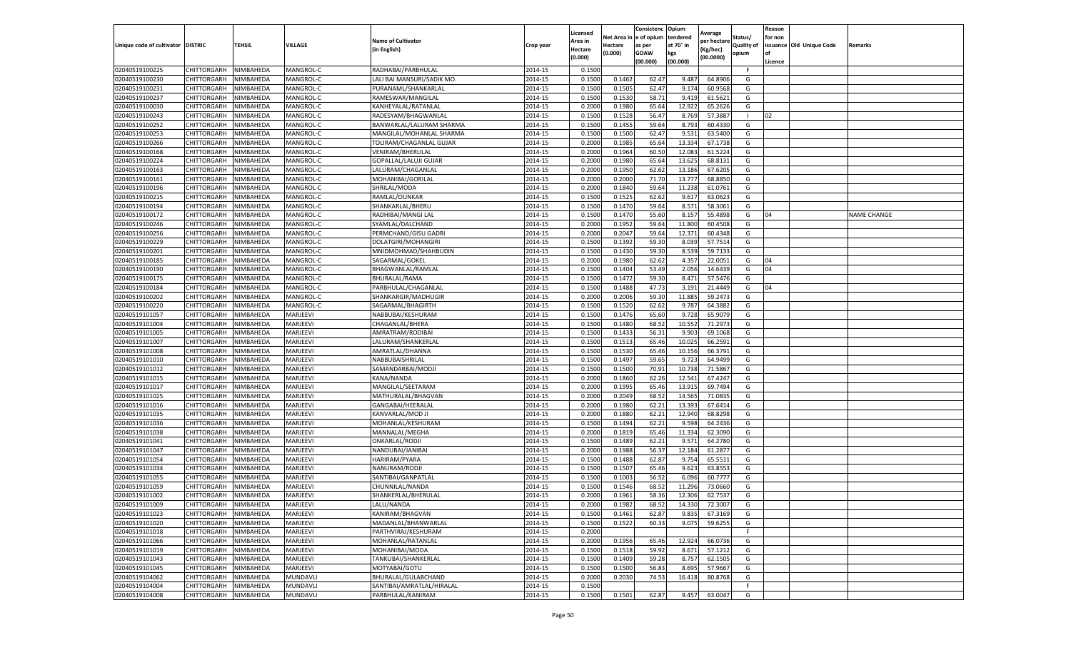| Unique code of cultivator | DISTRIC | TEHSIL | VILLAGE | Name of Cultivator (in English) | Crop year | Licensed Area in Hectare (0.000) | Net Area in Hectare (0.000) | Consistenc e of opium as per GOAW (00.000) | Opium tendered at 70˚ in kgs (00.000) | Average per hectare (Kg/hec) (00.0000) | Status/ Quality of opium | Reason for non issuance of Licence | Old Unique Code | Remarks |
|---|---|---|---|---|---|---|---|---|---|---|---|---|---|---|
| 02040519100225 | CHITTORGARH | NIMBAHEDA | MANGROL-C | RADHABAI/PARBHULAL | 2014-15 | 0.1500 | | | | | F | | | |
| 02040519100230 | CHITTORGARH | NIMBAHEDA | MANGROL-C | LALI BAI MANSURI/SADIK MO. | 2014-15 | 0.1500 | 0.1462 | 62.47 | 9.487 | 64.8906 | G | | | |
| 02040519100231 | CHITTORGARH | NIMBAHEDA | MANGROL-C | PURANAML/SHANKARLAL | 2014-15 | 0.1500 | 0.1505 | 62.47 | 9.174 | 60.9568 | G | | | |
| 02040519100237 | CHITTORGARH | NIMBAHEDA | MANGROL-C | RAMESWAR/MANGILAL | 2014-15 | 0.1500 | 0.1530 | 58.71 | 9.419 | 61.5621 | G | | | |
| 02040519100030 | CHITTORGARH | NIMBAHEDA | MANGROL-C | KANHEYALAL/RATANLAL | 2014-15 | 0.2000 | 0.1980 | 65.64 | 12.922 | 65.2626 | G | | | |
| 02040519100243 | CHITTORGARH | NIMBAHEDA | MANGROL-C | RADESYAM/BHAGWANLAL | 2014-15 | 0.1500 | 0.1528 | 56.47 | 8.769 | 57.3887 | I | 02 | | |
| 02040519100252 | CHITTORGARH | NIMBAHEDA | MANGROL-C | BANWARLAL/LALURAM SHARMA | 2014-15 | 0.1500 | 0.1455 | 59.64 | 8.793 | 60.4330 | G | | | |
| 02040519100253 | CHITTORGARH | NIMBAHEDA | MANGROL-C | MANGILAL/MOHANLAL SHARMA | 2014-15 | 0.1500 | 0.1500 | 62.47 | 9.531 | 63.5400 | G | | | |
| 02040519100266 | CHITTORGARH | NIMBAHEDA | MANGROL-C | TOLIRAM/CHAGANLAL GUJAR | 2014-15 | 0.2000 | 0.1985 | 65.64 | 13.334 | 67.1738 | G | | | |
| 02040519100168 | CHITTORGARH | NIMBAHEDA | MANGROL-C | VENIRAM/BHERULAL | 2014-15 | 0.2000 | 0.1964 | 60.50 | 12.083 | 61.5224 | G | | | |
| 02040519100224 | CHITTORGARH | NIMBAHEDA | MANGROL-C | GOPALLAL/LALUJI GUJAR | 2014-15 | 0.2000 | 0.1980 | 65.64 | 13.625 | 68.8131 | G | | | |
| 02040519100163 | CHITTORGARH | NIMBAHEDA | MANGROL-C | LALURAM/CHAGANLAL | 2014-15 | 0.2000 | 0.1950 | 62.62 | 13.186 | 67.6205 | G | | | |
| 02040519100161 | CHITTORGARH | NIMBAHEDA | MANGROL-C | MOHANIBAI/GORILAL | 2014-15 | 0.2000 | 0.2000 | 71.70 | 13.777 | 68.8850 | G | | | |
| 02040519100196 | CHITTORGARH | NIMBAHEDA | MANGROL-C | SHRILAL/MODA | 2014-15 | 0.2000 | 0.1840 | 59.64 | 11.238 | 61.0761 | G | | | |
| 02040519100215 | CHITTORGARH | NIMBAHEDA | MANGROL-C | RAMLAL/OUNKAR | 2014-15 | 0.1500 | 0.1525 | 62.62 | 9.617 | 63.0623 | G | | | |
| 02040519100194 | CHITTORGARH | NIMBAHEDA | MANGROL-C | SHANKARLAL/BHERU | 2014-15 | 0.1500 | 0.1470 | 59.64 | 8.571 | 58.3061 | G | | | |
| 02040519100172 | CHITTORGARH | NIMBAHEDA | MANGROL-C | RADHIBAI/MANGI LAL | 2014-15 | 0.1500 | 0.1470 | 55.60 | 8.157 | 55.4898 | G | 04 | | NAME CHANGE |
| 02040519100246 | CHITTORGARH | NIMBAHEDA | MANGROL-C | SYAMLAL/DALCHAND | 2014-15 | 0.2000 | 0.1952 | 59.64 | 11.800 | 60.4508 | G | | | |
| 02040519100256 | CHITTORGARH | NIMBAHEDA | MANGROL-C | PERMCHAND/GISU GADRI | 2014-15 | 0.2000 | 0.2047 | 59.64 | 12.371 | 60.4348 | G | | | |
| 02040519100229 | CHITTORGARH | NIMBAHEDA | MANGROL-C | DOLATGIRI/MOHANGIRI | 2014-15 | 0.1500 | 0.1392 | 59.30 | 8.039 | 57.7514 | G | | | |
| 02040519100201 | CHITTORGARH | NIMBAHEDA | MANGROL-C | MNIDMOHMAD/SHAHBUDIN | 2014-15 | 0.1500 | 0.1430 | 59.30 | 8.539 | 59.7133 | G | | | |
| 02040519100185 | CHITTORGARH | NIMBAHEDA | MANGROL-C | SAGARMAL/GOKEL | 2014-15 | 0.2000 | 0.1980 | 62.62 | 4.357 | 22.0051 | G | 04 | | |
| 02040519100190 | CHITTORGARH | NIMBAHEDA | MANGROL-C | BHAGWANLAL/RAMLAL | 2014-15 | 0.1500 | 0.1404 | 53.49 | 2.056 | 14.6439 | G | 04 | | |
| 02040519100175 | CHITTORGARH | NIMBAHEDA | MANGROL-C | BHURALAL/RAMA | 2014-15 | 0.1500 | 0.1472 | 59.30 | 8.471 | 57.5476 | G | | | |
| 02040519100184 | CHITTORGARH | NIMBAHEDA | MANGROL-C | PARBHULAL/CHAGANLAL | 2014-15 | 0.1500 | 0.1488 | 47.73 | 3.191 | 21.4449 | G | 04 | | |
| 02040519100202 | CHITTORGARH | NIMBAHEDA | MANGROL-C | SHANKARGIR/MADHUGIR | 2014-15 | 0.2000 | 0.2006 | 59.30 | 11.885 | 59.2473 | G | | | |
| 02040519100220 | CHITTORGARH | NIMBAHEDA | MANGROL-C | SAGARMAL/BHAGIRTH | 2014-15 | 0.1500 | 0.1520 | 62.62 | 9.787 | 64.3882 | G | | | |
| 02040519101057 | CHITTORGARH | NIMBAHEDA | MARJEEVI | NABBUBAI/KESHURAM | 2014-15 | 0.1500 | 0.1476 | 65.60 | 9.728 | 65.9079 | G | | | |
| 02040519101004 | CHITTORGARH | NIMBAHEDA | MARJEEVI | CHAGANLAL/BHERA | 2014-15 | 0.1500 | 0.1480 | 68.52 | 10.552 | 71.2973 | G | | | |
| 02040519101005 | CHITTORGARH | NIMBAHEDA | MARJEEVI | AMRATRAM/RODIBAI | 2014-15 | 0.1500 | 0.1433 | 56.31 | 9.903 | 69.1068 | G | | | |
| 02040519101007 | CHITTORGARH | NIMBAHEDA | MARJEEVI | LALURAM/SHANKERLAL | 2014-15 | 0.1500 | 0.1513 | 65.46 | 10.025 | 66.2591 | G | | | |
| 02040519101008 | CHITTORGARH | NIMBAHEDA | MARJEEVI | AMRATLAL/DHANNA | 2014-15 | 0.1500 | 0.1530 | 65.46 | 10.156 | 66.3791 | G | | | |
| 02040519101010 | CHITTORGARH | NIMBAHEDA | MARJEEVI | NABBUBAISHRILAL | 2014-15 | 0.1500 | 0.1497 | 59.65 | 9.723 | 64.9499 | G | | | |
| 02040519101012 | CHITTORGARH | NIMBAHEDA | MARJEEVI | SAMANDARBAI/MODJI | 2014-15 | 0.1500 | 0.1500 | 70.91 | 10.738 | 71.5867 | G | | | |
| 02040519101015 | CHITTORGARH | NIMBAHEDA | MARJEEVI | KANA/NANDA | 2014-15 | 0.2000 | 0.1860 | 62.26 | 12.541 | 67.4247 | G | | | |
| 02040519101017 | CHITTORGARH | NIMBAHEDA | MARJEEVI | MANGILAL/SEETARAM | 2014-15 | 0.2000 | 0.1995 | 65.46 | 13.915 | 69.7494 | G | | | |
| 02040519101025 | CHITTORGARH | NIMBAHEDA | MARJEEVI | MATHURALAL/BHAGVAN | 2014-15 | 0.2000 | 0.2049 | 68.52 | 14.565 | 71.0835 | G | | | |
| 02040519101016 | CHITTORGARH | NIMBAHEDA | MARJEEVI | GANGABAI/HEERALAL | 2014-15 | 0.2000 | 0.1980 | 62.21 | 13.393 | 67.6414 | G | | | |
| 02040519101035 | CHITTORGARH | NIMBAHEDA | MARJEEVI | KANVARLAL/MOD JI | 2014-15 | 0.2000 | 0.1880 | 62.21 | 12.940 | 68.8298 | G | | | |
| 02040519101036 | CHITTORGARH | NIMBAHEDA | MARJEEVI | MOHANLAL/KESHURAM | 2014-15 | 0.1500 | 0.1494 | 62.21 | 9.598 | 64.2436 | G | | | |
| 02040519101038 | CHITTORGARH | NIMBAHEDA | MARJEEVI | MANNALAL/MEGHA | 2014-15 | 0.2000 | 0.1819 | 65.46 | 11.334 | 62.3090 | G | | | |
| 02040519101041 | CHITTORGARH | NIMBAHEDA | MARJEEVI | ONKARLAL/RODJI | 2014-15 | 0.1500 | 0.1489 | 62.21 | 9.571 | 64.2780 | G | | | |
| 02040519101047 | CHITTORGARH | NIMBAHEDA | MARJEEVI | NANDUBAI/JANIBAI | 2014-15 | 0.2000 | 0.1988 | 56.37 | 12.184 | 61.2877 | G | | | |
| 02040519101054 | CHITTORGARH | NIMBAHEDA | MARJEEVI | HARIRAM/PYARA | 2014-15 | 0.1500 | 0.1488 | 62.87 | 9.754 | 65.5511 | G | | | |
| 02040519101034 | CHITTORGARH | NIMBAHEDA | MARJEEVI | NANURAM/RODJI | 2014-15 | 0.1500 | 0.1507 | 65.46 | 9.623 | 63.8553 | G | | | |
| 02040519101055 | CHITTORGARH | NIMBAHEDA | MARJEEVI | SANTIBAI/GANPATLAL | 2014-15 | 0.1500 | 0.1003 | 56.52 | 6.096 | 60.7777 | G | | | |
| 02040519101059 | CHITTORGARH | NIMBAHEDA | MARJEEVI | CHUNNILAL/NANDA | 2014-15 | 0.1500 | 0.1546 | 68.52 | 11.296 | 73.0660 | G | | | |
| 02040519101002 | CHITTORGARH | NIMBAHEDA | MARJEEVI | SHANKERLAL/BHERULAL | 2014-15 | 0.2000 | 0.1961 | 58.36 | 12.306 | 62.7537 | G | | | |
| 02040519101009 | CHITTORGARH | NIMBAHEDA | MARJEEVI | LALU/NANDA | 2014-15 | 0.2000 | 0.1982 | 68.52 | 14.330 | 72.3007 | G | | | |
| 02040519101023 | CHITTORGARH | NIMBAHEDA | MARJEEVI | KANIRAM/BHAGVAN | 2014-15 | 0.1500 | 0.1461 | 62.87 | 9.835 | 67.3169 | G | | | |
| 02040519101020 | CHITTORGARH | NIMBAHEDA | MARJEEVI | MADANLAL/BHANWARLAL | 2014-15 | 0.1500 | 0.1522 | 60.33 | 9.075 | 59.6255 | G | | | |
| 02040519101018 | CHITTORGARH | NIMBAHEDA | MARJEEVI | PARTHVIRAJ/KESHURAM | 2014-15 | 0.2000 | | | | | F | | | |
| 02040519101066 | CHITTORGARH | NIMBAHEDA | MARJEEVI | MOHANLAL/RATANLAL | 2014-15 | 0.2000 | 0.1956 | 65.46 | 12.924 | 66.0736 | G | | | |
| 02040519101019 | CHITTORGARH | NIMBAHEDA | MARJEEVI | MOHANIBAI/MODA | 2014-15 | 0.1500 | 0.1518 | 59.92 | 8.671 | 57.1212 | G | | | |
| 02040519101043 | CHITTORGARH | NIMBAHEDA | MARJEEVI | TANKUBAI/SHANKERLAL | 2014-15 | 0.1500 | 0.1409 | 59.28 | 8.757 | 62.1505 | G | | | |
| 02040519101045 | CHITTORGARH | NIMBAHEDA | MARJEEVI | MOTYABAI/GOTU | 2014-15 | 0.1500 | 0.1500 | 56.83 | 8.695 | 57.9667 | G | | | |
| 02040519104062 | CHITTORGARH | NIMBAHEDA | MUNDAVLI | BHURALAL/GULABCHAND | 2014-15 | 0.2000 | 0.2030 | 74.53 | 16.418 | 80.8768 | G | | | |
| 02040519104004 | CHITTORGARH | NIMBAHEDA | MUNDAVLI | SANTIBAI/AMRATLAL/HIRALAL | 2014-15 | 0.1500 | | | | | F | | | |
| 02040519104008 | CHITTORGARH | NIMBAHEDA | MUNDAVLI | PARBHULAL/KANIRAM | 2014-15 | 0.1500 | 0.1501 | 62.87 | 9.457 | 63.0047 | G | | | |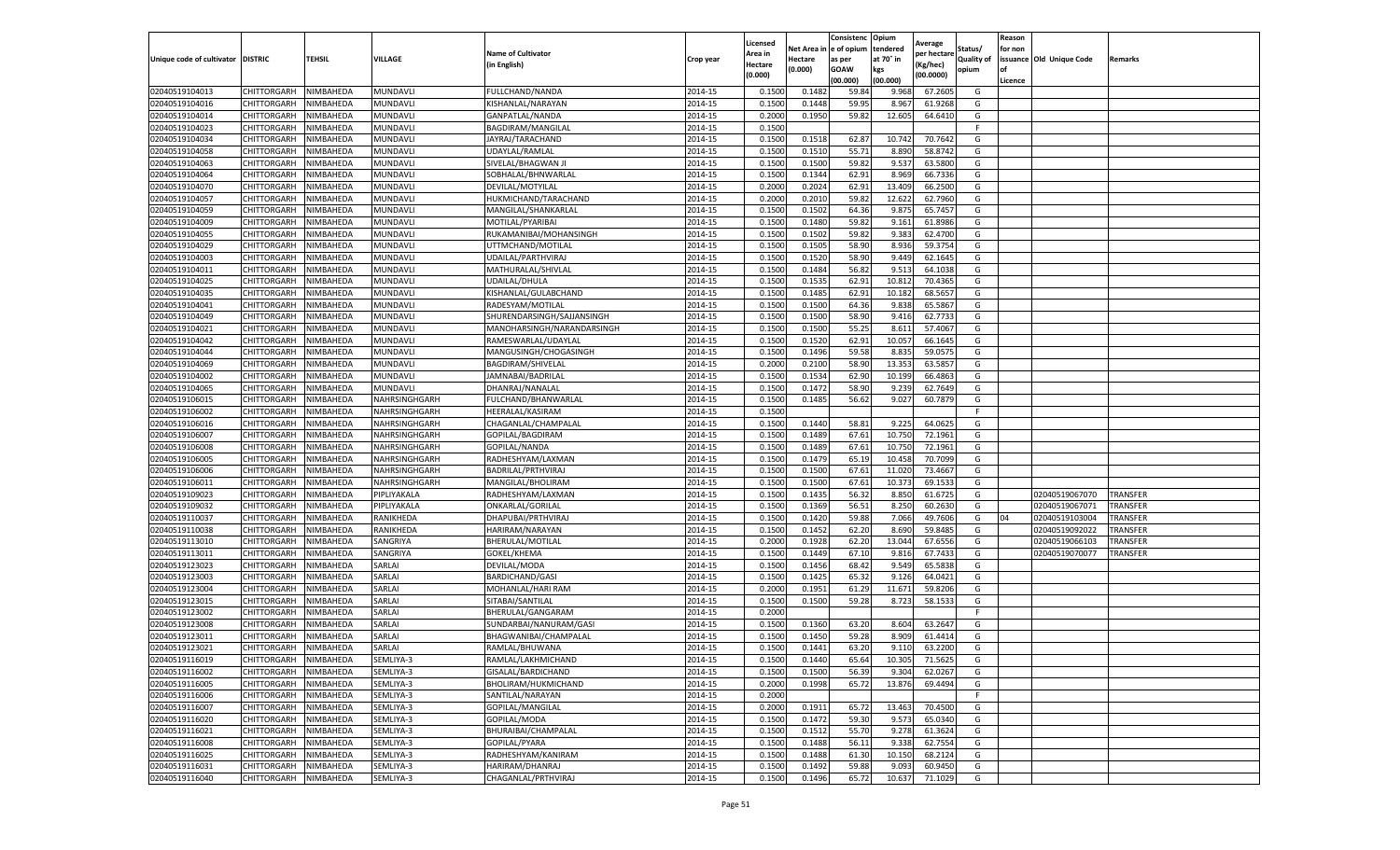| Unique code of cultivator | DISTRIC | TEHSIL | VILLAGE | Name of Cultivator (in English) | Crop year | Licensed Area in Hectare (0.000) | Net Area in Hectare (0.000) | Consistenc e of opium as per GOAW (00.000) | Opium tendered at 70° in kgs (00.000) | Average per hectare (Kg/hec) (00.0000) | Status/ Quality of opium | Reason for non issuance of Licence | Old Unique Code | Remarks |
|---|---|---|---|---|---|---|---|---|---|---|---|---|---|---|
| 02040519104013 | CHITTORGARH | NIMBAHEDA | MUNDAVLI | FULLCHAND/NANDA | 2014-15 | 0.1500 | 0.1482 | 59.84 | 9.968 | 67.2605 | G | | | |
| 02040519104016 | CHITTORGARH | NIMBAHEDA | MUNDAVLI | KISHANLAL/NARAYAN | 2014-15 | 0.1500 | 0.1448 | 59.95 | 8.967 | 61.9268 | G | | | |
| 02040519104014 | CHITTORGARH | NIMBAHEDA | MUNDAVLI | GANPATLAL/NANDA | 2014-15 | 0.2000 | 0.1950 | 59.82 | 12.605 | 64.6410 | G | | | |
| 02040519104023 | CHITTORGARH | NIMBAHEDA | MUNDAVLI | BAGDIRAM/MANGILAL | 2014-15 | 0.1500 | | | | | F | | | |
| 02040519104034 | CHITTORGARH | NIMBAHEDA | MUNDAVLI | JAYRAJ/TARACHAND | 2014-15 | 0.1500 | 0.1518 | 62.87 | 10.742 | 70.7642 | G | | | |
| 02040519104058 | CHITTORGARH | NIMBAHEDA | MUNDAVLI | UDAYLAL/RAMLAL | 2014-15 | 0.1500 | 0.1510 | 55.71 | 8.890 | 58.8742 | G | | | |
| 02040519104063 | CHITTORGARH | NIMBAHEDA | MUNDAVLI | SIVELAL/BHAGWAN JI | 2014-15 | 0.1500 | 0.1500 | 59.82 | 9.537 | 63.5800 | G | | | |
| 02040519104064 | CHITTORGARH | NIMBAHEDA | MUNDAVLI | SOBHALAL/BHNWARLAL | 2014-15 | 0.1500 | 0.1344 | 62.91 | 8.969 | 66.7336 | G | | | |
| 02040519104070 | CHITTORGARH | NIMBAHEDA | MUNDAVLI | DEVILAL/MOTYILAL | 2014-15 | 0.2000 | 0.2024 | 62.91 | 13.409 | 66.2500 | G | | | |
| 02040519104057 | CHITTORGARH | NIMBAHEDA | MUNDAVLI | HUKMICHAND/TARACHAND | 2014-15 | 0.2000 | 0.2010 | 59.82 | 12.622 | 62.7960 | G | | | |
| 02040519104059 | CHITTORGARH | NIMBAHEDA | MUNDAVLI | MANGILAL/SHANKARLAL | 2014-15 | 0.1500 | 0.1502 | 64.36 | 9.875 | 65.7457 | G | | | |
| 02040519104009 | CHITTORGARH | NIMBAHEDA | MUNDAVLI | MOTILAL/PYARIBAI | 2014-15 | 0.1500 | 0.1480 | 59.82 | 9.161 | 61.8986 | G | | | |
| 02040519104055 | CHITTORGARH | NIMBAHEDA | MUNDAVLI | RUKAMANIBAI/MOHANSINGH | 2014-15 | 0.1500 | 0.1502 | 59.82 | 9.383 | 62.4700 | G | | | |
| 02040519104029 | CHITTORGARH | NIMBAHEDA | MUNDAVLI | UTTMCHAND/MOTILAL | 2014-15 | 0.1500 | 0.1505 | 58.90 | 8.936 | 59.3754 | G | | | |
| 02040519104003 | CHITTORGARH | NIMBAHEDA | MUNDAVLI | UDAILAL/PARTHVIRAJ | 2014-15 | 0.1500 | 0.1520 | 58.90 | 9.449 | 62.1645 | G | | | |
| 02040519104011 | CHITTORGARH | NIMBAHEDA | MUNDAVLI | MATHURALAL/SHIVLAL | 2014-15 | 0.1500 | 0.1484 | 56.82 | 9.513 | 64.1038 | G | | | |
| 02040519104025 | CHITTORGARH | NIMBAHEDA | MUNDAVLI | UDAILAL/DHULA | 2014-15 | 0.1500 | 0.1535 | 62.91 | 10.812 | 70.4365 | G | | | |
| 02040519104035 | CHITTORGARH | NIMBAHEDA | MUNDAVLI | KISHANLAL/GULABCHAND | 2014-15 | 0.1500 | 0.1485 | 62.91 | 10.182 | 68.5657 | G | | | |
| 02040519104041 | CHITTORGARH | NIMBAHEDA | MUNDAVLI | RADESYAM/MOTILAL | 2014-15 | 0.1500 | 0.1500 | 64.36 | 9.838 | 65.5867 | G | | | |
| 02040519104049 | CHITTORGARH | NIMBAHEDA | MUNDAVLI | SHURENDARSINGH/SAJJANSINGH | 2014-15 | 0.1500 | 0.1500 | 58.90 | 9.416 | 62.7733 | G | | | |
| 02040519104021 | CHITTORGARH | NIMBAHEDA | MUNDAVLI | MANOHARSINGH/NARANDARSINGH | 2014-15 | 0.1500 | 0.1500 | 55.25 | 8.611 | 57.4067 | G | | | |
| 02040519104042 | CHITTORGARH | NIMBAHEDA | MUNDAVLI | RAMESWARLAL/UDAYLAL | 2014-15 | 0.1500 | 0.1520 | 62.91 | 10.057 | 66.1645 | G | | | |
| 02040519104044 | CHITTORGARH | NIMBAHEDA | MUNDAVLI | MANGUSINGH/CHOGASINGH | 2014-15 | 0.1500 | 0.1496 | 59.58 | 8.835 | 59.0575 | G | | | |
| 02040519104069 | CHITTORGARH | NIMBAHEDA | MUNDAVLI | BAGDIRAM/SHIVELAL | 2014-15 | 0.2000 | 0.2100 | 58.90 | 13.353 | 63.5857 | G | | | |
| 02040519104002 | CHITTORGARH | NIMBAHEDA | MUNDAVLI | JAMNABAI/BADRILAL | 2014-15 | 0.1500 | 0.1534 | 62.90 | 10.199 | 66.4863 | G | | | |
| 02040519104065 | CHITTORGARH | NIMBAHEDA | MUNDAVLI | DHANRAJ/NANALAL | 2014-15 | 0.1500 | 0.1472 | 58.90 | 9.239 | 62.7649 | G | | | |
| 02040519106015 | CHITTORGARH | NIMBAHEDA | NAHRSINGHGARH | FULCHAND/BHANWARLAL | 2014-15 | 0.1500 | 0.1485 | 56.62 | 9.027 | 60.7879 | G | | | |
| 02040519106002 | CHITTORGARH | NIMBAHEDA | NAHRSINGHGARH | HEERALAL/KASIRAM | 2014-15 | 0.1500 | | | | | F | | | |
| 02040519106016 | CHITTORGARH | NIMBAHEDA | NAHRSINGHGARH | CHAGANLAL/CHAMPALAL | 2014-15 | 0.1500 | 0.1440 | 58.81 | 9.225 | 64.0625 | G | | | |
| 02040519106007 | CHITTORGARH | NIMBAHEDA | NAHRSINGHGARH | GOPILAL/BAGDIRAM | 2014-15 | 0.1500 | 0.1489 | 67.61 | 10.750 | 72.1961 | G | | | |
| 02040519106008 | CHITTORGARH | NIMBAHEDA | NAHRSINGHGARH | GOPILAL/NANDA | 2014-15 | 0.1500 | 0.1489 | 67.61 | 10.750 | 72.1961 | G | | | |
| 02040519106005 | CHITTORGARH | NIMBAHEDA | NAHRSINGHGARH | RADHESHYAM/LAXMAN | 2014-15 | 0.1500 | 0.1479 | 65.19 | 10.458 | 70.7099 | G | | | |
| 02040519106006 | CHITTORGARH | NIMBAHEDA | NAHRSINGHGARH | BADRILAL/PRTHVIRAJ | 2014-15 | 0.1500 | 0.1500 | 67.61 | 11.020 | 73.4667 | G | | | |
| 02040519106011 | CHITTORGARH | NIMBAHEDA | NAHRSINGHGARH | MANGILAL/BHOLIRAM | 2014-15 | 0.1500 | 0.1500 | 67.61 | 10.373 | 69.1533 | G | | | |
| 02040519109023 | CHITTORGARH | NIMBAHEDA | PIPLIYAKALA | RADHESHYAM/LAXMAN | 2014-15 | 0.1500 | 0.1435 | 56.32 | 8.850 | 61.6725 | G | | 02040519067070 | TRANSFER |
| 02040519109032 | CHITTORGARH | NIMBAHEDA | PIPLIYAKALA | ONKARLAL/GORILAL | 2014-15 | 0.1500 | 0.1369 | 56.51 | 8.250 | 60.2630 | G | | 02040519067071 | TRANSFER |
| 02040519110037 | CHITTORGARH | NIMBAHEDA | RANIKHEDA | DHAPUBAI/PRTHVIRAJ | 2014-15 | 0.1500 | 0.1420 | 59.88 | 7.066 | 49.7606 | G | 04 | 02040519103004 | TRANSFER |
| 02040519110038 | CHITTORGARH | NIMBAHEDA | RANIKHEDA | HARIRAM/NARAYAN | 2014-15 | 0.1500 | 0.1452 | 62.20 | 8.690 | 59.8485 | G | | 02040519092022 | TRANSFER |
| 02040519113010 | CHITTORGARH | NIMBAHEDA | SANGRIYA | BHERULAL/MOTILAL | 2014-15 | 0.2000 | 0.1928 | 62.20 | 13.044 | 67.6556 | G | | 02040519066103 | TRANSFER |
| 02040519113011 | CHITTORGARH | NIMBAHEDA | SANGRIYA | GOKEL/KHEMA | 2014-15 | 0.1500 | 0.1449 | 67.10 | 9.816 | 67.7433 | G | | 02040519070077 | TRANSFER |
| 02040519123023 | CHITTORGARH | NIMBAHEDA | SARLAI | DEVILAL/MODA | 2014-15 | 0.1500 | 0.1456 | 68.42 | 9.549 | 65.5838 | G | | | |
| 02040519123003 | CHITTORGARH | NIMBAHEDA | SARLAI | BARDICHAND/GASI | 2014-15 | 0.1500 | 0.1425 | 65.32 | 9.126 | 64.0421 | G | | | |
| 02040519123004 | CHITTORGARH | NIMBAHEDA | SARLAI | MOHANLAL/HARI RAM | 2014-15 | 0.2000 | 0.1951 | 61.29 | 11.671 | 59.8206 | G | | | |
| 02040519123015 | CHITTORGARH | NIMBAHEDA | SARLAI | SITABAI/SANTILAL | 2014-15 | 0.1500 | 0.1500 | 59.28 | 8.723 | 58.1533 | G | | | |
| 02040519123002 | CHITTORGARH | NIMBAHEDA | SARLAI | BHERULAL/GANGARAM | 2014-15 | 0.2000 | | | | | F | | | |
| 02040519123008 | CHITTORGARH | NIMBAHEDA | SARLAI | SUNDARBAI/NANURAM/GASI | 2014-15 | 0.1500 | 0.1360 | 63.20 | 8.604 | 63.2647 | G | | | |
| 02040519123011 | CHITTORGARH | NIMBAHEDA | SARLAI | BHAGWANIBAI/CHAMPALAL | 2014-15 | 0.1500 | 0.1450 | 59.28 | 8.909 | 61.4414 | G | | | |
| 02040519123021 | CHITTORGARH | NIMBAHEDA | SARLAI | RAMLAL/BHUWANA | 2014-15 | 0.1500 | 0.1441 | 63.20 | 9.110 | 63.2200 | G | | | |
| 02040519116019 | CHITTORGARH | NIMBAHEDA | SEMLIYA-3 | RAMLAL/LAKHMICHAND | 2014-15 | 0.1500 | 0.1440 | 65.64 | 10.305 | 71.5625 | G | | | |
| 02040519116002 | CHITTORGARH | NIMBAHEDA | SEMLIYA-3 | GISALAL/BARDICHAND | 2014-15 | 0.1500 | 0.1500 | 56.39 | 9.304 | 62.0267 | G | | | |
| 02040519116005 | CHITTORGARH | NIMBAHEDA | SEMLIYA-3 | BHOLIRAM/HUKMICHAND | 2014-15 | 0.2000 | 0.1998 | 65.72 | 13.876 | 69.4494 | G | | | |
| 02040519116006 | CHITTORGARH | NIMBAHEDA | SEMLIYA-3 | SANTILAL/NARAYAN | 2014-15 | 0.2000 | | | | | F | | | |
| 02040519116007 | CHITTORGARH | NIMBAHEDA | SEMLIYA-3 | GOPILAL/MANGILAL | 2014-15 | 0.2000 | 0.1911 | 65.72 | 13.463 | 70.4500 | G | | | |
| 02040519116020 | CHITTORGARH | NIMBAHEDA | SEMLIYA-3 | GOPILAL/MODA | 2014-15 | 0.1500 | 0.1472 | 59.30 | 9.573 | 65.0340 | G | | | |
| 02040519116021 | CHITTORGARH | NIMBAHEDA | SEMLIYA-3 | BHURAIBAI/CHAMPALAL | 2014-15 | 0.1500 | 0.1512 | 55.70 | 9.278 | 61.3624 | G | | | |
| 02040519116008 | CHITTORGARH | NIMBAHEDA | SEMLIYA-3 | GOPILAL/PYARA | 2014-15 | 0.1500 | 0.1488 | 56.11 | 9.338 | 62.7554 | G | | | |
| 02040519116025 | CHITTORGARH | NIMBAHEDA | SEMLIYA-3 | RADHESHYAM/KANIRAM | 2014-15 | 0.1500 | 0.1488 | 61.30 | 10.150 | 68.2124 | G | | | |
| 02040519116031 | CHITTORGARH | NIMBAHEDA | SEMLIYA-3 | HARIRAM/DHANRAJ | 2014-15 | 0.1500 | 0.1492 | 59.88 | 9.093 | 60.9450 | G | | | |
| 02040519116040 | CHITTORGARH | NIMBAHEDA | SEMLIYA-3 | CHAGANLAL/PRTHVIRAJ | 2014-15 | 0.1500 | 0.1496 | 65.72 | 10.637 | 71.1029 | G | | | |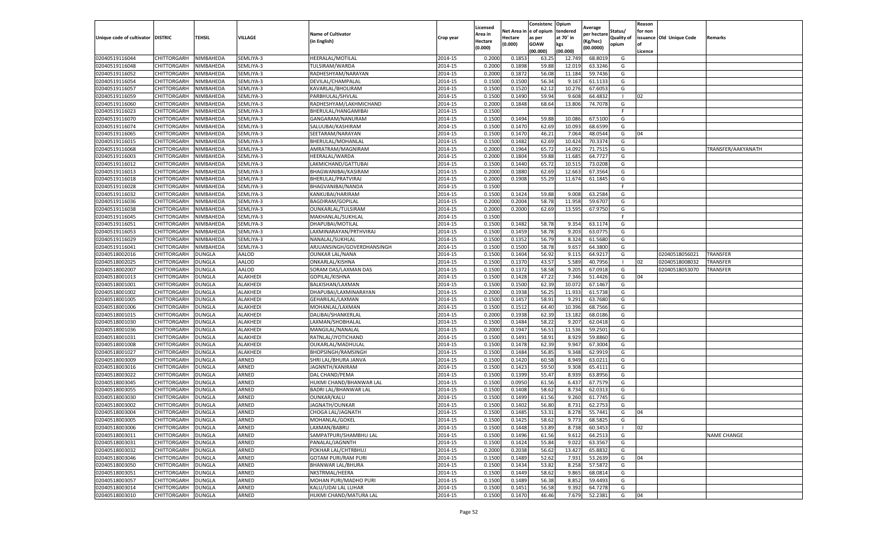| Unique code of cultivator | DISTRIC | TEHSIL | VILLAGE | Name of Cultivator (in English) | Crop year | Licensed Area in Hectare (0.000) | Net Area in Hectare (0.000) | Consistenc e of opium as per GOAW (00.000) | Opium tendered at 70° in kgs (00.000) | Average per hectare (Kg/hec) (00.0000) | Status/ Quality of opium | Reason for non issuance of Licence | Old Unique Code | Remarks |
|---|---|---|---|---|---|---|---|---|---|---|---|---|---|---|
| 02040519116044 | CHITTORGARH | NIMBAHEDA | SEMLIYA-3 | HEERALAL/MOTILAL | 2014-15 | 0.2000 | 0.1853 | 63.25 | 12.749 | 68.8019 | G | | | |
| 02040519116048 | CHITTORGARH | NIMBAHEDA | SEMLIYA-3 | TULSIRAM/WARDA | 2014-15 | 0.2000 | 0.1898 | 59.88 | 12.019 | 63.3246 | G | | | |
| 02040519116052 | CHITTORGARH | NIMBAHEDA | SEMLIYA-3 | RADHESHYAM/NARAYAN | 2014-15 | 0.2000 | 0.1872 | 56.08 | 11.184 | 59.7436 | G | | | |
| 02040519116054 | CHITTORGARH | NIMBAHEDA | SEMLIYA-3 | DEVILAL/CHAMPALAL | 2014-15 | 0.1500 | 0.1500 | 56.34 | 9.167 | 61.1133 | G | | | |
| 02040519116057 | CHITTORGARH | NIMBAHEDA | SEMLIYA-3 | KAVARLAL/BHOLIRAM | 2014-15 | 0.1500 | 0.1520 | 62.12 | 10.276 | 67.6053 | G | | | |
| 02040519116059 | CHITTORGARH | NIMBAHEDA | SEMLIYA-3 | PARBHULAL/SHVLAL | 2014-15 | 0.1500 | 0.1490 | 59.94 | 9.608 | 64.4832 | I | 02 | | |
| 02040519116060 | CHITTORGARH | NIMBAHEDA | SEMLIYA-3 | RADHESHYAM/LAKHMICHAND | 2014-15 | 0.2000 | 0.1848 | 68.64 | 13.806 | 74.7078 | G | | | |
| 02040519116023 | CHITTORGARH | NIMBAHEDA | SEMLIYA-3 | BHERULAL/HANGAMIBAI | 2014-15 | 0.1500 | | | | | F | | | |
| 02040519116070 | CHITTORGARH | NIMBAHEDA | SEMLIYA-3 | GANGARAM/NANURAM | 2014-15 | 0.1500 | 0.1494 | 59.88 | 10.086 | 67.5100 | G | | | |
| 02040519116074 | CHITTORGARH | NIMBAHEDA | SEMLIYA-3 | SALUUBAI/KASHIRAM | 2014-15 | 0.1500 | 0.1470 | 62.69 | 10.093 | 68.6599 | G | | | |
| 02040519116065 | CHITTORGARH | NIMBAHEDA | SEMLIYA-3 | SEETARAM/NARAYAN | 2014-15 | 0.1500 | 0.1470 | 46.21 | 7.064 | 48.0544 | G | 04 | | |
| 02040519116015 | CHITTORGARH | NIMBAHEDA | SEMLIYA-3 | BHERULAL/MOHANLAL | 2014-15 | 0.1500 | 0.1482 | 62.69 | 10.424 | 70.3374 | G | | | |
| 02040519116068 | CHITTORGARH | NIMBAHEDA | SEMLIYA-3 | AMRATRAM/MAGNIRAM | 2014-15 | 0.2000 | 0.1964 | 65.72 | 14.092 | 71.7515 | G | | | TRANSFER/AAKYANATH |
| 02040519116003 | CHITTORGARH | NIMBAHEDA | SEMLIYA-3 | HEERALAL/WARDA | 2014-15 | 0.2000 | 0.1804 | 59.88 | 11.685 | 64.7727 | G | | | |
| 02040519116012 | CHITTORGARH | NIMBAHEDA | SEMLIYA-3 | LAKMICHAND/GATTUBAI | 2014-15 | 0.1500 | 0.1440 | 65.72 | 10.515 | 73.0208 | G | | | |
| 02040519116013 | CHITTORGARH | NIMBAHEDA | SEMLIYA-3 | BHAGWANIBAI/KASIRAM | 2014-15 | 0.2000 | 0.1880 | 62.69 | 12.663 | 67.3564 | G | | | |
| 02040519116018 | CHITTORGARH | NIMBAHEDA | SEMLIYA-3 | BHERULAL/PRATVIRAJ | 2014-15 | 0.2000 | 0.1908 | 55.29 | 11.674 | 61.1845 | G | | | |
| 02040519116028 | CHITTORGARH | NIMBAHEDA | SEMLIYA-3 | BHAGVANIBAI/NANDA | 2014-15 | 0.1500 | | | | | F | | | |
| 02040519116032 | CHITTORGARH | NIMBAHEDA | SEMLIYA-3 | KANKUBAI/HARIRAM | 2014-15 | 0.1500 | 0.1424 | 59.88 | 9.008 | 63.2584 | G | | | |
| 02040519116036 | CHITTORGARH | NIMBAHEDA | SEMLIYA-3 | BAGDIRAM/GOPILAL | 2014-15 | 0.2000 | 0.2004 | 58.78 | 11.958 | 59.6707 | G | | | |
| 02040519116038 | CHITTORGARH | NIMBAHEDA | SEMLIYA-3 | OUNKARLAL/TULSIRAM | 2014-15 | 0.2000 | 0.2000 | 62.69 | 13.595 | 67.9750 | G | | | |
| 02040519116045 | CHITTORGARH | NIMBAHEDA | SEMLIYA-3 | MAKHANLAL/SUKHLAL | 2014-15 | 0.1500 | | | | | F | | | |
| 02040519116051 | CHITTORGARH | NIMBAHEDA | SEMLIYA-3 | DHAPUBAI/MOTILAL | 2014-15 | 0.1500 | 0.1482 | 58.78 | 9.354 | 63.1174 | G | | | |
| 02040519116053 | CHITTORGARH | NIMBAHEDA | SEMLIYA-3 | LAXMINARAYAN/PRTHVIRAJ | 2014-15 | 0.1500 | 0.1459 | 58.78 | 9.203 | 63.0775 | G | | | |
| 02040519116029 | CHITTORGARH | NIMBAHEDA | SEMLIYA-3 | NANALAL/SUKHLAL | 2014-15 | 0.1500 | 0.1352 | 56.79 | 8.324 | 61.5680 | G | | | |
| 02040519116041 | CHITTORGARH | NIMBAHEDA | SEMLIYA-3 | ARJUANSINGH/GOVERDHANSINGH | 2014-15 | 0.1500 | 0.1500 | 58.78 | 9.657 | 64.3800 | G | | | |
| 02040518002016 | CHITTORGARH | DUNGLA | AALOD | OUNKAR LAL/NANA | 2014-15 | 0.1500 | 0.1404 | 56.92 | 9.115 | 64.9217 | G | | 02040518056021 | TRANSFER |
| 02040518002025 | CHITTORGARH | DUNGLA | AALOD | ONKARLAL/KISHNA | 2014-15 | 0.1500 | 0.1370 | 43.57 | 5.589 | 40.7956 | I | 02 | 02040518008032 | TRANSFER |
| 02040518002007 | CHITTORGARH | DUNGLA | AALOD | SORAM DAS/LAXMAN DAS | 2014-15 | 0.1500 | 0.1372 | 58.58 | 9.205 | 67.0918 | G | | 02040518053070 | TRANSFER |
| 02040518001013 | CHITTORGARH | DUNGLA | ALAKHEDI | GOPILAL/KISHNA | 2014-15 | 0.1500 | 0.1428 | 47.22 | 7.346 | 51.4426 | G | 04 | | |
| 02040518001001 | CHITTORGARH | DUNGLA | ALAKHEDI | BALKISHAN/LAXMAN | 2014-15 | 0.1500 | 0.1500 | 62.39 | 10.072 | 67.1467 | G | | | |
| 02040518001002 | CHITTORGARH | DUNGLA | ALAKHEDI | DHAPUBAI/LAXMINARAYAN | 2014-15 | 0.2000 | 0.1938 | 56.25 | 11.933 | 61.5738 | G | | | |
| 02040518001005 | CHITTORGARH | DUNGLA | ALAKHEDI | GEHARILAL/LAXMAN | 2014-15 | 0.1500 | 0.1457 | 58.91 | 9.291 | 63.7680 | G | | | |
| 02040518001006 | CHITTORGARH | DUNGLA | ALAKHEDI | MOHANLAL/LAXMAN | 2014-15 | 0.1500 | 0.1512 | 64.40 | 10.396 | 68.7566 | G | | | |
| 02040518001015 | CHITTORGARH | DUNGLA | ALAKHEDI | DALIBAI/SHANKERLAL | 2014-15 | 0.2000 | 0.1938 | 62.39 | 13.182 | 68.0186 | G | | | |
| 02040518001030 | CHITTORGARH | DUNGLA | ALAKHEDI | LAXMAN/SHOBHALAL | 2014-15 | 0.1500 | 0.1484 | 58.22 | 9.207 | 62.0418 | G | | | |
| 02040518001036 | CHITTORGARH | DUNGLA | ALAKHEDI | MANGILAL/NANALAL | 2014-15 | 0.2000 | 0.1947 | 56.51 | 11.536 | 59.2501 | G | | | |
| 02040518001031 | CHITTORGARH | DUNGLA | ALAKHEDI | RATNLAL/JYOTICHAND | 2014-15 | 0.1500 | 0.1491 | 58.91 | 8.929 | 59.8860 | G | | | |
| 02040518001008 | CHITTORGARH | DUNGLA | ALAKHEDI | OUKARLAL/MADHULAL | 2014-15 | 0.1500 | 0.1478 | 62.39 | 9.947 | 67.3004 | G | | | |
| 02040518001027 | CHITTORGARH | DUNGLA | ALAKHEDI | BHOPSINGH/RAMSINGH | 2014-15 | 0.1500 | 0.1484 | 56.85 | 9.348 | 62.9919 | G | | | |
| 02040518003009 | CHITTORGARH | DUNGLA | ARNED | SHRI LAL/BHURA JANVA | 2014-15 | 0.1500 | 0.1420 | 60.58 | 8.949 | 63.0211 | G | | | |
| 02040518003016 | CHITTORGARH | DUNGLA | ARNED | JAGNNTH/KANIRAM | 2014-15 | 0.1500 | 0.1423 | 59.50 | 9.308 | 65.4111 | G | | | |
| 02040518003022 | CHITTORGARH | DUNGLA | ARNED | DAL CHAND/PEMA | 2014-15 | 0.1500 | 0.1399 | 55.47 | 8.939 | 63.8956 | G | | | |
| 02040518003045 | CHITTORGARH | DUNGLA | ARNED | HUKMI CHAND/BHANWAR LAL | 2014-15 | 0.1500 | 0.0950 | 61.56 | 6.437 | 67.7579 | G | | | |
| 02040518003055 | CHITTORGARH | DUNGLA | ARNED | BADRI LAL/BHANWAR LAL | 2014-15 | 0.1500 | 0.1408 | 58.62 | 8.734 | 62.0313 | G | | | |
| 02040518003030 | CHITTORGARH | DUNGLA | ARNED | OUNKAR/KALU | 2014-15 | 0.1500 | 0.1499 | 61.56 | 9.260 | 61.7745 | G | | | |
| 02040518003002 | CHITTORGARH | DUNGLA | ARNED | JAGNATH/OUNKAR | 2014-15 | 0.1500 | 0.1402 | 56.80 | 8.731 | 62.2753 | G | | | |
| 02040518003004 | CHITTORGARH | DUNGLA | ARNED | CHOGA LAL/JAGNATH | 2014-15 | 0.1500 | 0.1485 | 53.31 | 8.278 | 55.7441 | G | 04 | | |
| 02040518003005 | CHITTORGARH | DUNGLA | ARNED | MOHANLAL/GOKEL | 2014-15 | 0.1500 | 0.1425 | 58.62 | 9.773 | 68.5825 | G | | | |
| 02040518003006 | CHITTORGARH | DUNGLA | ARNED | LAXMAN/BABRU | 2014-15 | 0.1500 | 0.1448 | 53.89 | 8.738 | 60.3453 | I | 02 | | |
| 02040518003011 | CHITTORGARH | DUNGLA | ARNED | SAMPATPURI/SHAMBHU LAL | 2014-15 | 0.1500 | 0.1496 | 61.56 | 9.612 | 64.2513 | G | | | NAME CHANGE |
| 02040518003031 | CHITTORGARH | DUNGLA | ARNED | PANALAL/JAGNNTH | 2014-15 | 0.1500 | 0.1424 | 55.84 | 9.022 | 63.3567 | G | | | |
| 02040518003032 | CHITTORGARH | DUNGLA | ARNED | POKHAR LAL/CHTRBHUJ | 2014-15 | 0.2000 | 0.2038 | 56.62 | 13.427 | 65.8832 | G | | | |
| 02040518003046 | CHITTORGARH | DUNGLA | ARNED | GOTAM PURI/RAM PURI | 2014-15 | 0.1500 | 0.1489 | 52.62 | 7.931 | 53.2639 | G | 04 | | |
| 02040518003050 | CHITTORGARH | DUNGLA | ARNED | BHANWAR LAL/BHURA | 2014-15 | 0.1500 | 0.1434 | 53.82 | 8.258 | 57.5872 | G | | | |
| 02040518003051 | CHITTORGARH | DUNGLA | ARNED | NKSTRMAL/HEERA | 2014-15 | 0.1500 | 0.1449 | 58.62 | 9.865 | 68.0814 | G | | | |
| 02040518003057 | CHITTORGARH | DUNGLA | ARNED | MOHAN PURI/MADHO PURI | 2014-15 | 0.1500 | 0.1489 | 56.38 | 8.852 | 59.4493 | G | | | |
| 02040518003014 | CHITTORGARH | DUNGLA | ARNED | KALU/UDAI LAL LUHAR | 2014-15 | 0.1500 | 0.1451 | 56.58 | 9.392 | 64.7278 | G | | | |
| 02040518003010 | CHITTORGARH | DUNGLA | ARNED | HUKMI CHAND/MATURA LAL | 2014-15 | 0.1500 | 0.1470 | 46.46 | 7.679 | 52.2381 | G | 04 | | |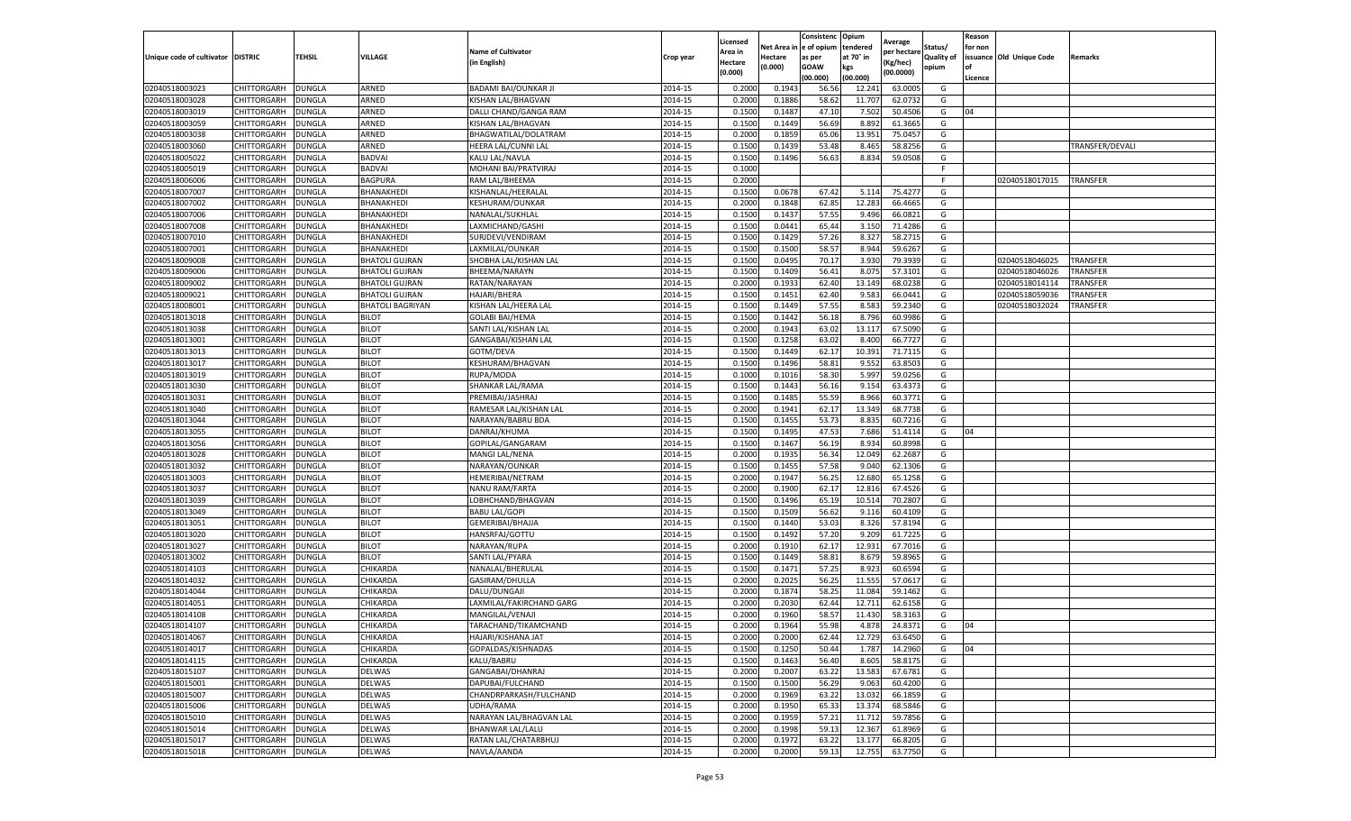| Unique code of cultivator | DISTRIC | TEHSIL | VILLAGE | Name of Cultivator (in English) | Crop year | Licensed Area in Hectare (0.000) | Net Area in Hectare (0.000) | Consistence of opium as per GOAW (00.000) | Opium tendered at 70° in kgs (00.000) | Average per hectare (Kg/hec) (00.0000) | Status/ Quality of opium | Reason for non issuance of Licence | Old Unique Code | Remarks |
|---|---|---|---|---|---|---|---|---|---|---|---|---|---|---|
| 02040518003023 | CHITTORGARH | DUNGLA | ARNED | BADAMI BAI/OUNKAR JI | 2014-15 | 0.2000 | 0.1943 | 56.56 | 12.241 | 63.0005 | G | | | |
| 02040518003028 | CHITTORGARH | DUNGLA | ARNED | KISHAN LAL/BHAGVAN | 2014-15 | 0.2000 | 0.1886 | 58.62 | 11.707 | 62.0732 | G | | | |
| 02040518003019 | CHITTORGARH | DUNGLA | ARNED | DALLI CHAND/GANGA RAM | 2014-15 | 0.1500 | 0.1487 | 47.10 | 7.502 | 50.4506 | G | 04 | | |
| 02040518003059 | CHITTORGARH | DUNGLA | ARNED | KISHAN LAL/BHAGVAN | 2014-15 | 0.1500 | 0.1449 | 56.69 | 8.892 | 61.3665 | G | | | |
| 02040518003038 | CHITTORGARH | DUNGLA | ARNED | BHAGWATILAL/DOLATRAM | 2014-15 | 0.2000 | 0.1859 | 65.06 | 13.951 | 75.0457 | G | | | |
| 02040518003060 | CHITTORGARH | DUNGLA | ARNED | HEERA LAL/CUNNI LAL | 2014-15 | 0.1500 | 0.1439 | 53.48 | 8.465 | 58.8256 | G | | | TRANSFER/DEVALI |
| 02040518005022 | CHITTORGARH | DUNGLA | BADVAI | KALU LAL/NAVLA | 2014-15 | 0.1500 | 0.1496 | 56.63 | 8.834 | 59.0508 | G | | | |
| 02040518005019 | CHITTORGARH | DUNGLA | BADVAI | MOHANI BAI/PRATVIRAJ | 2014-15 | 0.1000 | | | | | F | | | |
| 02040518006006 | CHITTORGARH | DUNGLA | BAGPURA | RAM LAL/BHEEMA | 2014-15 | 0.2000 | | | | | F | | 02040518017015 | TRANSFER |
| 02040518007007 | CHITTORGARH | DUNGLA | BHANAKHEDI | KISHANLAL/HEERALAL | 2014-15 | 0.1500 | 0.0678 | 67.42 | 5.114 | 75.4277 | G | | | |
| 02040518007002 | CHITTORGARH | DUNGLA | BHANAKHEDI | KESHURAM/OUNKAR | 2014-15 | 0.2000 | 0.1848 | 62.85 | 12.283 | 66.4665 | G | | | |
| 02040518007006 | CHITTORGARH | DUNGLA | BHANAKHEDI | NANALAL/SUKHLAL | 2014-15 | 0.1500 | 0.1437 | 57.55 | 9.496 | 66.0821 | G | | | |
| 02040518007008 | CHITTORGARH | DUNGLA | BHANAKHEDI | LAXMICHAND/GASHI | 2014-15 | 0.1500 | 0.0441 | 65.44 | 3.150 | 71.4286 | G | | | |
| 02040518007010 | CHITTORGARH | DUNGLA | BHANAKHEDI | SURJDEVI/VENDIRAM | 2014-15 | 0.1500 | 0.1429 | 57.26 | 8.327 | 58.2715 | G | | | |
| 02040518007001 | CHITTORGARH | DUNGLA | BHANAKHEDI | LAXMILAL/OUNKAR | 2014-15 | 0.1500 | 0.1500 | 58.57 | 8.944 | 59.6267 | G | | | |
| 02040518009008 | CHITTORGARH | DUNGLA | BHATOLI GUJRAN | SHOBHA LAL/KISHAN LAL | 2014-15 | 0.1500 | 0.0495 | 70.17 | 3.930 | 79.3939 | G | | 02040518046025 | TRANSFER |
| 02040518009006 | CHITTORGARH | DUNGLA | BHATOLI GUJRAN | BHEEMA/NARAYN | 2014-15 | 0.1500 | 0.1409 | 56.41 | 8.075 | 57.3101 | G | | 02040518046026 | TRANSFER |
| 02040518009002 | CHITTORGARH | DUNGLA | BHATOLI GUJRAN | RATAN/NARAYAN | 2014-15 | 0.2000 | 0.1933 | 62.40 | 13.149 | 68.0238 | G | | 02040518014114 | TRANSFER |
| 02040518009021 | CHITTORGARH | DUNGLA | BHATOLI GUJRAN | HAJARI/BHERA | 2014-15 | 0.1500 | 0.1451 | 62.40 | 9.583 | 66.0441 | G | | 02040518059036 | TRANSFER |
| 02040518008001 | CHITTORGARH | DUNGLA | BHATOLI BAGRIYAN | KISHAN LAL/HEERA LAL | 2014-15 | 0.1500 | 0.1449 | 57.55 | 8.583 | 59.2340 | G | | 02040518032024 | TRANSFER |
| 02040518013018 | CHITTORGARH | DUNGLA | BILOT | GOLABI BAI/HEMA | 2014-15 | 0.1500 | 0.1442 | 56.18 | 8.796 | 60.9986 | G | | | |
| 02040518013038 | CHITTORGARH | DUNGLA | BILOT | SANTI LAL/KISHAN LAL | 2014-15 | 0.2000 | 0.1943 | 63.02 | 13.117 | 67.5090 | G | | | |
| 02040518013001 | CHITTORGARH | DUNGLA | BILOT | GANGABAI/KISHAN LAL | 2014-15 | 0.1500 | 0.1258 | 63.02 | 8.400 | 66.7727 | G | | | |
| 02040518013013 | CHITTORGARH | DUNGLA | BILOT | GOTM/DEVA | 2014-15 | 0.1500 | 0.1449 | 62.17 | 10.391 | 71.7115 | G | | | |
| 02040518013017 | CHITTORGARH | DUNGLA | BILOT | KESHURAM/BHAGVAN | 2014-15 | 0.1500 | 0.1496 | 58.81 | 9.552 | 63.8503 | G | | | |
| 02040518013019 | CHITTORGARH | DUNGLA | BILOT | RUPA/MODA | 2014-15 | 0.1000 | 0.1016 | 58.30 | 5.997 | 59.0256 | G | | | |
| 02040518013030 | CHITTORGARH | DUNGLA | BILOT | SHANKAR LAL/RAMA | 2014-15 | 0.1500 | 0.1443 | 56.16 | 9.154 | 63.4373 | G | | | |
| 02040518013031 | CHITTORGARH | DUNGLA | BILOT | PREMIBAI/JASHRAJ | 2014-15 | 0.1500 | 0.1485 | 55.59 | 8.966 | 60.3771 | G | | | |
| 02040518013040 | CHITTORGARH | DUNGLA | BILOT | RAMESAR LAL/KISHAN LAL | 2014-15 | 0.2000 | 0.1941 | 62.17 | 13.349 | 68.7738 | G | | | |
| 02040518013044 | CHITTORGARH | DUNGLA | BILOT | NARAYAN/BABRU BDA | 2014-15 | 0.1500 | 0.1455 | 53.73 | 8.835 | 60.7216 | G | | | |
| 02040518013055 | CHITTORGARH | DUNGLA | BILOT | DANRAJ/KHUMA | 2014-15 | 0.1500 | 0.1495 | 47.53 | 7.686 | 51.4114 | G | 04 | | |
| 02040518013056 | CHITTORGARH | DUNGLA | BILOT | GOPILAL/GANGARAM | 2014-15 | 0.1500 | 0.1467 | 56.19 | 8.934 | 60.8998 | G | | | |
| 02040518013028 | CHITTORGARH | DUNGLA | BILOT | MANGI LAL/NENA | 2014-15 | 0.2000 | 0.1935 | 56.34 | 12.049 | 62.2687 | G | | | |
| 02040518013032 | CHITTORGARH | DUNGLA | BILOT | NARAYAN/OUNKAR | 2014-15 | 0.1500 | 0.1455 | 57.58 | 9.040 | 62.1306 | G | | | |
| 02040518013003 | CHITTORGARH | DUNGLA | BILOT | HEMERIBAI/NETRAM | 2014-15 | 0.2000 | 0.1947 | 56.25 | 12.680 | 65.1258 | G | | | |
| 02040518013037 | CHITTORGARH | DUNGLA | BILOT | NANU RAM/FARTA | 2014-15 | 0.2000 | 0.1900 | 62.17 | 12.816 | 67.4526 | G | | | |
| 02040518013039 | CHITTORGARH | DUNGLA | BILOT | LOBHCHAND/BHAGVAN | 2014-15 | 0.1500 | 0.1496 | 65.19 | 10.514 | 70.2807 | G | | | |
| 02040518013049 | CHITTORGARH | DUNGLA | BILOT | BABU LAL/GOPI | 2014-15 | 0.1500 | 0.1509 | 56.62 | 9.116 | 60.4109 | G | | | |
| 02040518013051 | CHITTORGARH | DUNGLA | BILOT | GEMERIBAI/BHAJJA | 2014-15 | 0.1500 | 0.1440 | 53.03 | 8.326 | 57.8194 | G | | | |
| 02040518013020 | CHITTORGARH | DUNGLA | BILOT | HANSRFAJ/GOTTU | 2014-15 | 0.1500 | 0.1492 | 57.20 | 9.209 | 61.7225 | G | | | |
| 02040518013027 | CHITTORGARH | DUNGLA | BILOT | NARAYAN/RUPA | 2014-15 | 0.2000 | 0.1910 | 62.17 | 12.931 | 67.7016 | G | | | |
| 02040518013002 | CHITTORGARH | DUNGLA | BILOT | SANTI LAL/PYARA | 2014-15 | 0.1500 | 0.1449 | 58.81 | 8.679 | 59.8965 | G | | | |
| 02040518014103 | CHITTORGARH | DUNGLA | CHIKARDA | NANALAL/BHERULAL | 2014-15 | 0.1500 | 0.1471 | 57.25 | 8.923 | 60.6594 | G | | | |
| 02040518014032 | CHITTORGARH | DUNGLA | CHIKARDA | GASIRAM/DHULLA | 2014-15 | 0.2000 | 0.2025 | 56.25 | 11.555 | 57.0617 | G | | | |
| 02040518014044 | CHITTORGARH | DUNGLA | CHIKARDA | DALU/DUNGAJI | 2014-15 | 0.2000 | 0.1874 | 58.25 | 11.084 | 59.1462 | G | | | |
| 02040518014051 | CHITTORGARH | DUNGLA | CHIKARDA | LAXMILAL/FAKIRCHAND GARG | 2014-15 | 0.2000 | 0.2030 | 62.44 | 12.711 | 62.6158 | G | | | |
| 02040518014108 | CHITTORGARH | DUNGLA | CHIKARDA | MANGILAL/VENAJI | 2014-15 | 0.2000 | 0.1960 | 58.57 | 11.430 | 58.3163 | G | | | |
| 02040518014107 | CHITTORGARH | DUNGLA | CHIKARDA | TARACHAND/TIKAMCHAND | 2014-15 | 0.2000 | 0.1964 | 55.98 | 4.878 | 24.8371 | G | 04 | | |
| 02040518014067 | CHITTORGARH | DUNGLA | CHIKARDA | HAJARI/KISHANA JAT | 2014-15 | 0.2000 | 0.2000 | 62.44 | 12.729 | 63.6450 | G | | | |
| 02040518014017 | CHITTORGARH | DUNGLA | CHIKARDA | GOPALDAS/KISHNADAS | 2014-15 | 0.1500 | 0.1250 | 50.44 | 1.787 | 14.2960 | G | 04 | | |
| 02040518014115 | CHITTORGARH | DUNGLA | CHIKARDA | KALU/BABRU | 2014-15 | 0.1500 | 0.1463 | 56.40 | 8.605 | 58.8175 | G | | | |
| 02040518015107 | CHITTORGARH | DUNGLA | DELWAS | GANGABAI/DHANRAJ | 2014-15 | 0.2000 | 0.2007 | 63.22 | 13.583 | 67.6781 | G | | | |
| 02040518015001 | CHITTORGARH | DUNGLA | DELWAS | DAPUBAI/FULCHAND | 2014-15 | 0.1500 | 0.1500 | 56.29 | 9.063 | 60.4200 | G | | | |
| 02040518015007 | CHITTORGARH | DUNGLA | DELWAS | CHANDRPARKASH/FULCHAND | 2014-15 | 0.2000 | 0.1969 | 63.22 | 13.032 | 66.1859 | G | | | |
| 02040518015006 | CHITTORGARH | DUNGLA | DELWAS | UDHA/RAMA | 2014-15 | 0.2000 | 0.1950 | 65.33 | 13.374 | 68.5846 | G | | | |
| 02040518015010 | CHITTORGARH | DUNGLA | DELWAS | NARAYAN LAL/BHAGVAN LAL | 2014-15 | 0.2000 | 0.1959 | 57.21 | 11.712 | 59.7856 | G | | | |
| 02040518015014 | CHITTORGARH | DUNGLA | DELWAS | BHANWAR LAL/LALU | 2014-15 | 0.2000 | 0.1998 | 59.13 | 12.367 | 61.8969 | G | | | |
| 02040518015017 | CHITTORGARH | DUNGLA | DELWAS | RATAN LAL/CHATARBHUJ | 2014-15 | 0.2000 | 0.1972 | 63.22 | 13.177 | 66.8205 | G | | | |
| 02040518015018 | CHITTORGARH | DUNGLA | DELWAS | NAVLA/AANDA | 2014-15 | 0.2000 | 0.2000 | 59.13 | 12.755 | 63.7750 | G | | | |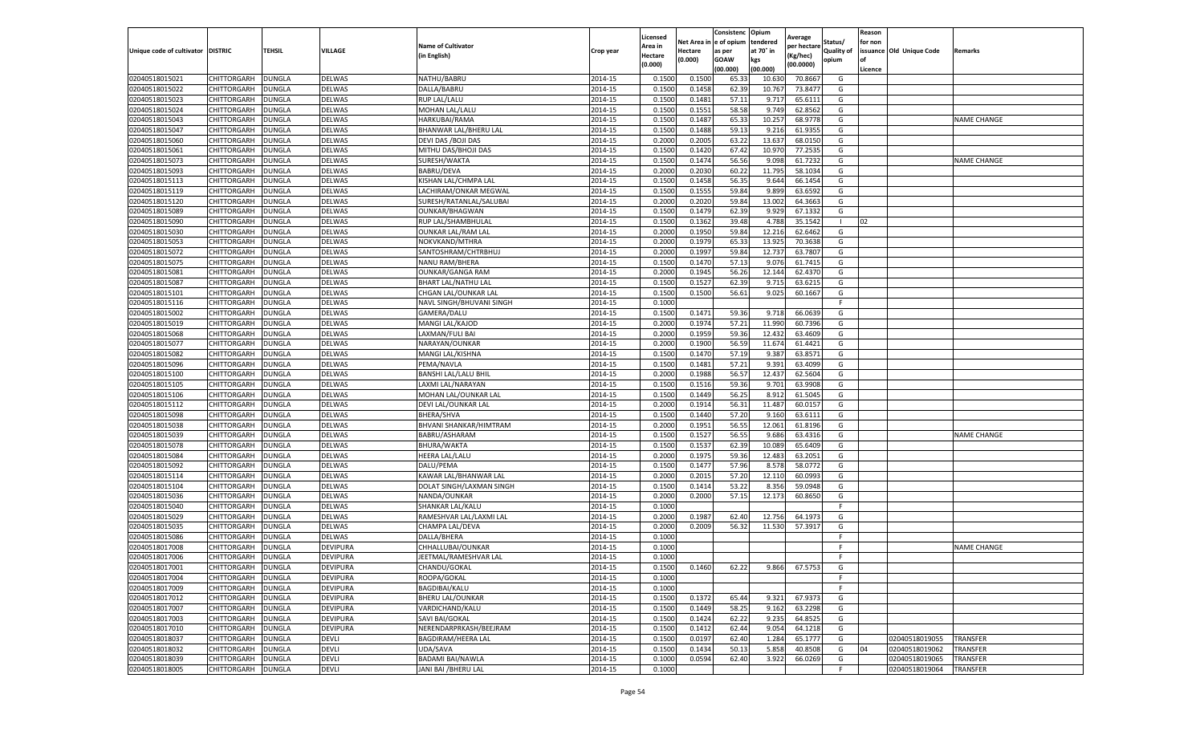| Unique code of cultivator | DISTRIC | TEHSIL | VILLAGE | Name of Cultivator (in English) | Crop year | Licensed Area in Hectare (0.000) | Net Area in Hectare (0.000) | Consistence of opium as per GOAW (00.000) | Opium tendered at 70° in kgs (00.000) | Average per hectare (Kg/hec) (00.0000) | Status/ Quality of opium | Reason for non issuance of Licence | Old Unique Code | Remarks |
|---|---|---|---|---|---|---|---|---|---|---|---|---|---|---|
| 02040518015021 | CHITTORGARH | DUNGLA | DELWAS | NATHU/BABRU | 2014-15 | 0.1500 | 0.1500 | 65.33 | 10.630 | 70.8667 | G | | | |
| 02040518015022 | CHITTORGARH | DUNGLA | DELWAS | DALLA/BABRU | 2014-15 | 0.1500 | 0.1458 | 62.39 | 10.767 | 73.8477 | G | | | |
| 02040518015023 | CHITTORGARH | DUNGLA | DELWAS | RUP LAL/LALU | 2014-15 | 0.1500 | 0.1481 | 57.11 | 9.717 | 65.6111 | G | | | |
| 02040518015024 | CHITTORGARH | DUNGLA | DELWAS | MOHAN LAL/LALU | 2014-15 | 0.1500 | 0.1551 | 58.58 | 9.749 | 62.8562 | G | | | |
| 02040518015043 | CHITTORGARH | DUNGLA | DELWAS | HARKUBAI/RAMA | 2014-15 | 0.1500 | 0.1487 | 65.33 | 10.257 | 68.9778 | G | | | NAME CHANGE |
| 02040518015047 | CHITTORGARH | DUNGLA | DELWAS | BHANWAR LAL/BHERU LAL | 2014-15 | 0.1500 | 0.1488 | 59.13 | 9.216 | 61.9355 | G | | | |
| 02040518015060 | CHITTORGARH | DUNGLA | DELWAS | DEVI DAS /BOJI DAS | 2014-15 | 0.2000 | 0.2005 | 63.22 | 13.637 | 68.0150 | G | | | |
| 02040518015061 | CHITTORGARH | DUNGLA | DELWAS | MITHU DAS/BHOJI DAS | 2014-15 | 0.1500 | 0.1420 | 67.42 | 10.970 | 77.2535 | G | | | |
| 02040518015073 | CHITTORGARH | DUNGLA | DELWAS | SURESH/WAKTA | 2014-15 | 0.1500 | 0.1474 | 56.56 | 9.098 | 61.7232 | G | | | NAME CHANGE |
| 02040518015093 | CHITTORGARH | DUNGLA | DELWAS | BABRU/DEVA | 2014-15 | 0.2000 | 0.2030 | 60.22 | 11.795 | 58.1034 | G | | | |
| 02040518015113 | CHITTORGARH | DUNGLA | DELWAS | KISHAN LAL/CHMPA LAL | 2014-15 | 0.1500 | 0.1458 | 56.35 | 9.644 | 66.1454 | G | | | |
| 02040518015119 | CHITTORGARH | DUNGLA | DELWAS | LACHIRAM/ONKAR MEGWAL | 2014-15 | 0.1500 | 0.1555 | 59.84 | 9.899 | 63.6592 | G | | | |
| 02040518015120 | CHITTORGARH | DUNGLA | DELWAS | SURESH/RATANLAL/SALUBAI | 2014-15 | 0.2000 | 0.2020 | 59.84 | 13.002 | 64.3663 | G | | | |
| 02040518015089 | CHITTORGARH | DUNGLA | DELWAS | OUNKAR/BHAGWAN | 2014-15 | 0.1500 | 0.1479 | 62.39 | 9.929 | 67.1332 | G | | | |
| 02040518015090 | CHITTORGARH | DUNGLA | DELWAS | RUP LAL/SHAMBHULAL | 2014-15 | 0.1500 | 0.1362 | 39.48 | 4.788 | 35.1542 | I | 02 | | |
| 02040518015030 | CHITTORGARH | DUNGLA | DELWAS | OUNKAR LAL/RAM LAL | 2014-15 | 0.2000 | 0.1950 | 59.84 | 12.216 | 62.6462 | G | | | |
| 02040518015053 | CHITTORGARH | DUNGLA | DELWAS | NOKVKAND/MTHRA | 2014-15 | 0.2000 | 0.1979 | 65.33 | 13.925 | 70.3638 | G | | | |
| 02040518015072 | CHITTORGARH | DUNGLA | DELWAS | SANTOSHRAM/CHTRBHUJ | 2014-15 | 0.2000 | 0.1997 | 59.84 | 12.737 | 63.7807 | G | | | |
| 02040518015075 | CHITTORGARH | DUNGLA | DELWAS | NANU RAM/BHERA | 2014-15 | 0.1500 | 0.1470 | 57.13 | 9.076 | 61.7415 | G | | | |
| 02040518015081 | CHITTORGARH | DUNGLA | DELWAS | OUNKAR/GANGA RAM | 2014-15 | 0.2000 | 0.1945 | 56.26 | 12.144 | 62.4370 | G | | | |
| 02040518015087 | CHITTORGARH | DUNGLA | DELWAS | BHART LAL/NATHU LAL | 2014-15 | 0.1500 | 0.1527 | 62.39 | 9.715 | 63.6215 | G | | | |
| 02040518015101 | CHITTORGARH | DUNGLA | DELWAS | CHGAN LAL/OUNKAR LAL | 2014-15 | 0.1500 | 0.1500 | 56.61 | 9.025 | 60.1667 | G | | | |
| 02040518015116 | CHITTORGARH | DUNGLA | DELWAS | NAVL SINGH/BHUVANI SINGH | 2014-15 | 0.1000 | | | | | F | | | |
| 02040518015002 | CHITTORGARH | DUNGLA | DELWAS | GAMERA/DALU | 2014-15 | 0.1500 | 0.1471 | 59.36 | 9.718 | 66.0639 | G | | | |
| 02040518015019 | CHITTORGARH | DUNGLA | DELWAS | MANGI LAL/KAJOD | 2014-15 | 0.2000 | 0.1974 | 57.21 | 11.990 | 60.7396 | G | | | |
| 02040518015068 | CHITTORGARH | DUNGLA | DELWAS | LAXMAN/FULI BAI | 2014-15 | 0.2000 | 0.1959 | 59.36 | 12.432 | 63.4609 | G | | | |
| 02040518015077 | CHITTORGARH | DUNGLA | DELWAS | NARAYAN/OUNKAR | 2014-15 | 0.2000 | 0.1900 | 56.59 | 11.674 | 61.4421 | G | | | |
| 02040518015082 | CHITTORGARH | DUNGLA | DELWAS | MANGI LAL/KISHNA | 2014-15 | 0.1500 | 0.1470 | 57.19 | 9.387 | 63.8571 | G | | | |
| 02040518015096 | CHITTORGARH | DUNGLA | DELWAS | PEMA/NAVLA | 2014-15 | 0.1500 | 0.1481 | 57.21 | 9.391 | 63.4099 | G | | | |
| 02040518015100 | CHITTORGARH | DUNGLA | DELWAS | BANSHI LAL/LALU BHIL | 2014-15 | 0.2000 | 0.1988 | 56.57 | 12.437 | 62.5604 | G | | | |
| 02040518015105 | CHITTORGARH | DUNGLA | DELWAS | LAXMI LAL/NARAYAN | 2014-15 | 0.1500 | 0.1516 | 59.36 | 9.701 | 63.9908 | G | | | |
| 02040518015106 | CHITTORGARH | DUNGLA | DELWAS | MOHAN LAL/OUNKAR LAL | 2014-15 | 0.1500 | 0.1449 | 56.25 | 8.912 | 61.5045 | G | | | |
| 02040518015112 | CHITTORGARH | DUNGLA | DELWAS | DEVI LAL/OUNKAR LAL | 2014-15 | 0.2000 | 0.1914 | 56.31 | 11.487 | 60.0157 | G | | | |
| 02040518015098 | CHITTORGARH | DUNGLA | DELWAS | BHERA/SHVA | 2014-15 | 0.1500 | 0.1440 | 57.20 | 9.160 | 63.6111 | G | | | |
| 02040518015038 | CHITTORGARH | DUNGLA | DELWAS | BHVANI SHANKAR/HIMTRAM | 2014-15 | 0.2000 | 0.1951 | 56.55 | 12.061 | 61.8196 | G | | | |
| 02040518015039 | CHITTORGARH | DUNGLA | DELWAS | BABRU/ASHARAM | 2014-15 | 0.1500 | 0.1527 | 56.55 | 9.686 | 63.4316 | G | | | NAME CHANGE |
| 02040518015078 | CHITTORGARH | DUNGLA | DELWAS | BHURA/WAKTA | 2014-15 | 0.1500 | 0.1537 | 62.39 | 10.089 | 65.6409 | G | | | |
| 02040518015084 | CHITTORGARH | DUNGLA | DELWAS | HEERA LAL/LALU | 2014-15 | 0.2000 | 0.1975 | 59.36 | 12.483 | 63.2051 | G | | | |
| 02040518015092 | CHITTORGARH | DUNGLA | DELWAS | DALU/PEMA | 2014-15 | 0.1500 | 0.1477 | 57.96 | 8.578 | 58.0772 | G | | | |
| 02040518015114 | CHITTORGARH | DUNGLA | DELWAS | KAWAR LAL/BHANWAR LAL | 2014-15 | 0.2000 | 0.2015 | 57.20 | 12.110 | 60.0993 | G | | | |
| 02040518015104 | CHITTORGARH | DUNGLA | DELWAS | DOLAT SINGH/LAXMAN SINGH | 2014-15 | 0.1500 | 0.1414 | 53.22 | 8.356 | 59.0948 | G | | | |
| 02040518015036 | CHITTORGARH | DUNGLA | DELWAS | NANDA/OUNKAR | 2014-15 | 0.2000 | 0.2000 | 57.15 | 12.173 | 60.8650 | G | | | |
| 02040518015040 | CHITTORGARH | DUNGLA | DELWAS | SHANKAR LAL/KALU | 2014-15 | 0.1000 | | | | | F | | | |
| 02040518015029 | CHITTORGARH | DUNGLA | DELWAS | RAMESHVAR LAL/LAXMI LAL | 2014-15 | 0.2000 | 0.1987 | 62.40 | 12.756 | 64.1973 | G | | | |
| 02040518015035 | CHITTORGARH | DUNGLA | DELWAS | CHAMPA LAL/DEVA | 2014-15 | 0.2000 | 0.2009 | 56.32 | 11.530 | 57.3917 | G | | | |
| 02040518015086 | CHITTORGARH | DUNGLA | DELWAS | DALLA/BHERA | 2014-15 | 0.1000 | | | | | F | | | |
| 02040518017008 | CHITTORGARH | DUNGLA | DEVIPURA | CHHALLUBAI/OUNKAR | 2014-15 | 0.1000 | | | | | F | | | NAME CHANGE |
| 02040518017006 | CHITTORGARH | DUNGLA | DEVIPURA | JEETMAL/RAMESHVAR LAL | 2014-15 | 0.1000 | | | | | F | | | |
| 02040518017001 | CHITTORGARH | DUNGLA | DEVIPURA | CHANDU/GOKAL | 2014-15 | 0.1500 | 0.1460 | 62.22 | 9.866 | 67.5753 | G | | | |
| 02040518017004 | CHITTORGARH | DUNGLA | DEVIPURA | ROOPA/GOKAL | 2014-15 | 0.1000 | | | | | F | | | |
| 02040518017009 | CHITTORGARH | DUNGLA | DEVIPURA | BAGDIBAI/KALU | 2014-15 | 0.1000 | | | | | F | | | |
| 02040518017012 | CHITTORGARH | DUNGLA | DEVIPURA | BHERU LAL/OUNKAR | 2014-15 | 0.1500 | 0.1372 | 65.44 | 9.321 | 67.9373 | G | | | |
| 02040518017007 | CHITTORGARH | DUNGLA | DEVIPURA | VARDICHAND/KALU | 2014-15 | 0.1500 | 0.1449 | 58.25 | 9.162 | 63.2298 | G | | | |
| 02040518017003 | CHITTORGARH | DUNGLA | DEVIPURA | SAVI BAI/GOKAL | 2014-15 | 0.1500 | 0.1424 | 62.22 | 9.235 | 64.8525 | G | | | |
| 02040518017010 | CHITTORGARH | DUNGLA | DEVIPURA | NERENDARPRKASH/BEEJRAM | 2014-15 | 0.1500 | 0.1412 | 62.44 | 9.054 | 64.1218 | G | | | |
| 02040518018037 | CHITTORGARH | DUNGLA | DEVLI | BAGDIRAM/HEERA LAL | 2014-15 | 0.1500 | 0.0197 | 62.40 | 1.284 | 65.1777 | G | | 02040518019055 | TRANSFER |
| 02040518018032 | CHITTORGARH | DUNGLA | DEVLI | UDA/SAVA | 2014-15 | 0.1500 | 0.1434 | 50.13 | 5.858 | 40.8508 | G | 04 | 02040518019062 | TRANSFER |
| 02040518018039 | CHITTORGARH | DUNGLA | DEVLI | BADAMI BAI/NAWLA | 2014-15 | 0.1000 | 0.0594 | 62.40 | 3.922 | 66.0269 | G | | 02040518019065 | TRANSFER |
| 02040518018005 | CHITTORGARH | DUNGLA | DEVLI | JANI BAI /BHERU LAL | 2014-15 | 0.1000 | | | | | F | | 02040518019064 | TRANSFER |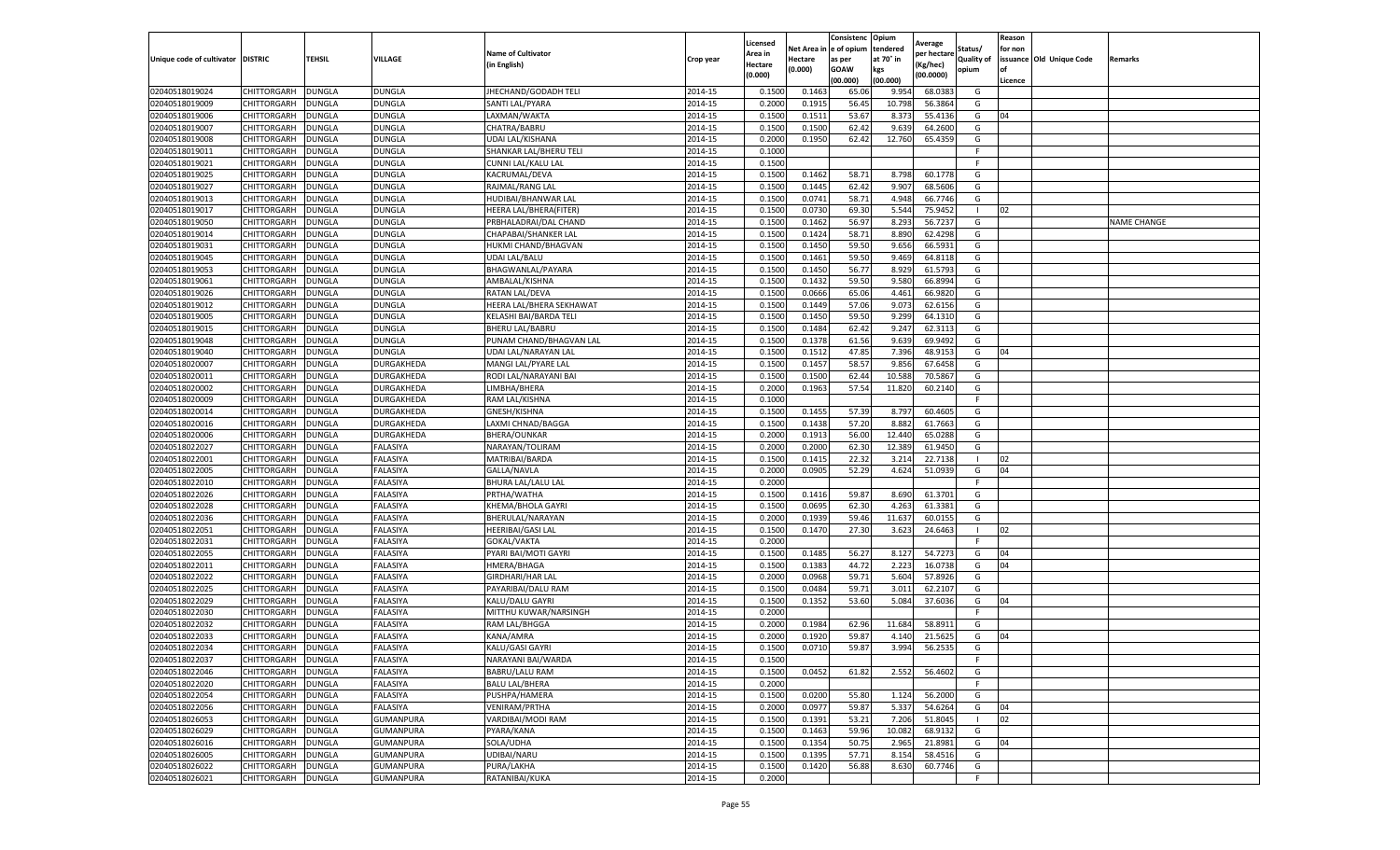| Unique code of cultivator | DISTRIC | TEHSIL | VILLAGE | Name of Cultivator (in English) | Crop year | Licensed Area in Hectare (0.000) | Net Area in Hectare (0.000) | Consistence of opium as per GOAW (00.000) | Opium tendered at 70° in kgs (00.000) | Average per hectare (Kg/hec) (00.0000) | Status/ Quality of opium | Reason for non issuance of Licence | Old Unique Code | Remarks |
|---|---|---|---|---|---|---|---|---|---|---|---|---|---|---|
| 02040518019024 | CHITTORGARH | DUNGLA | DUNGLA | JHECHAND/GODADH TELI | 2014-15 | 0.1500 | 0.1463 | 65.06 | 9.954 | 68.0383 | G | | | |
| 02040518019009 | CHITTORGARH | DUNGLA | DUNGLA | SANTI LAL/PYARA | 2014-15 | 0.2000 | 0.1915 | 56.45 | 10.798 | 56.3864 | G | | | |
| 02040518019006 | CHITTORGARH | DUNGLA | DUNGLA | LAXMAN/WAKTA | 2014-15 | 0.1500 | 0.1511 | 53.67 | 8.373 | 55.4136 | G | 04 | | |
| 02040518019007 | CHITTORGARH | DUNGLA | DUNGLA | CHATRA/BABRU | 2014-15 | 0.1500 | 0.1500 | 62.42 | 9.639 | 64.2600 | G | | | |
| 02040518019008 | CHITTORGARH | DUNGLA | DUNGLA | UDAI LAL/KISHANA | 2014-15 | 0.2000 | 0.1950 | 62.42 | 12.760 | 65.4359 | G | | | |
| 02040518019011 | CHITTORGARH | DUNGLA | DUNGLA | SHANKAR LAL/BHERU TELI | 2014-15 | 0.1000 | | | | | F | | | |
| 02040518019021 | CHITTORGARH | DUNGLA | DUNGLA | CUNNI LAL/KALU LAL | 2014-15 | 0.1500 | | | | | F | | | |
| 02040518019025 | CHITTORGARH | DUNGLA | DUNGLA | KACRUMAL/DEVA | 2014-15 | 0.1500 | 0.1462 | 58.71 | 8.798 | 60.1778 | G | | | |
| 02040518019027 | CHITTORGARH | DUNGLA | DUNGLA | RAJMAL/RANG LAL | 2014-15 | 0.1500 | 0.1445 | 62.42 | 9.907 | 68.5606 | G | | | |
| 02040518019013 | CHITTORGARH | DUNGLA | DUNGLA | HUDIBAI/BHANWAR LAL | 2014-15 | 0.1500 | 0.0741 | 58.71 | 4.948 | 66.7746 | G | | | |
| 02040518019017 | CHITTORGARH | DUNGLA | DUNGLA | HEERA LAL/BHERA(FITER) | 2014-15 | 0.1500 | 0.0730 | 69.30 | 5.544 | 75.9452 | I | 02 | | |
| 02040518019050 | CHITTORGARH | DUNGLA | DUNGLA | PRBHALADRAI/DAL CHAND | 2014-15 | 0.1500 | 0.1462 | 56.97 | 8.293 | 56.7237 | G | | | NAME CHANGE |
| 02040518019014 | CHITTORGARH | DUNGLA | DUNGLA | CHAPABAI/SHANKER LAL | 2014-15 | 0.1500 | 0.1424 | 58.71 | 8.890 | 62.4298 | G | | | |
| 02040518019031 | CHITTORGARH | DUNGLA | DUNGLA | HUKMI CHAND/BHAGVAN | 2014-15 | 0.1500 | 0.1450 | 59.50 | 9.656 | 66.5931 | G | | | |
| 02040518019045 | CHITTORGARH | DUNGLA | DUNGLA | UDAI LAL/BALU | 2014-15 | 0.1500 | 0.1461 | 59.50 | 9.469 | 64.8118 | G | | | |
| 02040518019053 | CHITTORGARH | DUNGLA | DUNGLA | BHAGWANLAL/PAYARA | 2014-15 | 0.1500 | 0.1450 | 56.77 | 8.929 | 61.5793 | G | | | |
| 02040518019061 | CHITTORGARH | DUNGLA | DUNGLA | AMBALAL/KISHNA | 2014-15 | 0.1500 | 0.1432 | 59.50 | 9.580 | 66.8994 | G | | | |
| 02040518019026 | CHITTORGARH | DUNGLA | DUNGLA | RATAN LAL/DEVA | 2014-15 | 0.1500 | 0.0666 | 65.06 | 4.461 | 66.9820 | G | | | |
| 02040518019012 | CHITTORGARH | DUNGLA | DUNGLA | HEERA LAL/BHERA SEKHAWAT | 2014-15 | 0.1500 | 0.1449 | 57.06 | 9.073 | 62.6156 | G | | | |
| 02040518019005 | CHITTORGARH | DUNGLA | DUNGLA | KELASHI BAI/BARDA TELI | 2014-15 | 0.1500 | 0.1450 | 59.50 | 9.299 | 64.1310 | G | | | |
| 02040518019015 | CHITTORGARH | DUNGLA | DUNGLA | BHERU LAL/BABRU | 2014-15 | 0.1500 | 0.1484 | 62.42 | 9.247 | 62.3113 | G | | | |
| 02040518019048 | CHITTORGARH | DUNGLA | DUNGLA | PUNAM CHAND/BHAGVAN LAL | 2014-15 | 0.1500 | 0.1378 | 61.56 | 9.639 | 69.9492 | G | | | |
| 02040518019040 | CHITTORGARH | DUNGLA | DUNGLA | UDAI LAL/NARAYAN LAL | 2014-15 | 0.1500 | 0.1512 | 47.85 | 7.396 | 48.9153 | G | 04 | | |
| 02040518020007 | CHITTORGARH | DUNGLA | DURGAKHEDA | MANGI LAL/PYARE LAL | 2014-15 | 0.1500 | 0.1457 | 58.57 | 9.856 | 67.6458 | G | | | |
| 02040518020011 | CHITTORGARH | DUNGLA | DURGAKHEDA | RODI LAL/NARAYANI BAI | 2014-15 | 0.1500 | 0.1500 | 62.44 | 10.588 | 70.5867 | G | | | |
| 02040518020002 | CHITTORGARH | DUNGLA | DURGAKHEDA | LIMBHA/BHERA | 2014-15 | 0.2000 | 0.1963 | 57.54 | 11.820 | 60.2140 | G | | | |
| 02040518020009 | CHITTORGARH | DUNGLA | DURGAKHEDA | RAM LAL/KISHNA | 2014-15 | 0.1000 | | | | | F | | | |
| 02040518020014 | CHITTORGARH | DUNGLA | DURGAKHEDA | GNESH/KISHNA | 2014-15 | 0.1500 | 0.1455 | 57.39 | 8.797 | 60.4605 | G | | | |
| 02040518020016 | CHITTORGARH | DUNGLA | DURGAKHEDA | LAXMI CHNAD/BAGGA | 2014-15 | 0.1500 | 0.1438 | 57.20 | 8.882 | 61.7663 | G | | | |
| 02040518020006 | CHITTORGARH | DUNGLA | DURGAKHEDA | BHERA/OUNKAR | 2014-15 | 0.2000 | 0.1913 | 56.00 | 12.440 | 65.0288 | G | | | |
| 02040518022027 | CHITTORGARH | DUNGLA | FALASIYA | NARAYAN/TOLIRAM | 2014-15 | 0.2000 | 0.2000 | 62.30 | 12.389 | 61.9450 | G | | | |
| 02040518022001 | CHITTORGARH | DUNGLA | FALASIYA | MATRIBAI/BARDA | 2014-15 | 0.1500 | 0.1415 | 22.32 | 3.214 | 22.7138 | I | 02 | | |
| 02040518022005 | CHITTORGARH | DUNGLA | FALASIYA | GALLA/NAVLA | 2014-15 | 0.2000 | 0.0905 | 52.29 | 4.624 | 51.0939 | G | 04 | | |
| 02040518022010 | CHITTORGARH | DUNGLA | FALASIYA | BHURA LAL/LALU LAL | 2014-15 | 0.2000 | | | | | F | | | |
| 02040518022026 | CHITTORGARH | DUNGLA | FALASIYA | PRTHA/WATHA | 2014-15 | 0.1500 | 0.1416 | 59.87 | 8.690 | 61.3701 | G | | | |
| 02040518022028 | CHITTORGARH | DUNGLA | FALASIYA | KHEMA/BHOLA GAYRI | 2014-15 | 0.1500 | 0.0695 | 62.30 | 4.263 | 61.3381 | G | | | |
| 02040518022036 | CHITTORGARH | DUNGLA | FALASIYA | BHERULAL/NARAYAN | 2014-15 | 0.2000 | 0.1939 | 59.46 | 11.637 | 60.0155 | G | | | |
| 02040518022051 | CHITTORGARH | DUNGLA | FALASIYA | HEERIBAI/GASI LAL | 2014-15 | 0.1500 | 0.1470 | 27.30 | 3.623 | 24.6463 | I | 02 | | |
| 02040518022031 | CHITTORGARH | DUNGLA | FALASIYA | GOKAL/VAKTA | 2014-15 | 0.2000 | | | | | F | | | |
| 02040518022055 | CHITTORGARH | DUNGLA | FALASIYA | PYARI BAI/MOTI GAYRI | 2014-15 | 0.1500 | 0.1485 | 56.27 | 8.127 | 54.7273 | G | 04 | | |
| 02040518022011 | CHITTORGARH | DUNGLA | FALASIYA | HMERA/BHAGA | 2014-15 | 0.1500 | 0.1383 | 44.72 | 2.223 | 16.0738 | G | 04 | | |
| 02040518022022 | CHITTORGARH | DUNGLA | FALASIYA | GIRDHARI/HAR LAL | 2014-15 | 0.2000 | 0.0968 | 59.71 | 5.604 | 57.8926 | G | | | |
| 02040518022025 | CHITTORGARH | DUNGLA | FALASIYA | PAYARIBAI/DALU RAM | 2014-15 | 0.1500 | 0.0484 | 59.71 | 3.011 | 62.2107 | G | | | |
| 02040518022029 | CHITTORGARH | DUNGLA | FALASIYA | KALU/DALU GAYRI | 2014-15 | 0.1500 | 0.1352 | 53.60 | 5.084 | 37.6036 | G | 04 | | |
| 02040518022030 | CHITTORGARH | DUNGLA | FALASIYA | MITTHU KUWAR/NARSINGH | 2014-15 | 0.2000 | | | | | F | | | |
| 02040518022032 | CHITTORGARH | DUNGLA | FALASIYA | RAM LAL/BHGGA | 2014-15 | 0.2000 | 0.1984 | 62.96 | 11.684 | 58.8911 | G | | | |
| 02040518022033 | CHITTORGARH | DUNGLA | FALASIYA | KANA/AMRA | 2014-15 | 0.2000 | 0.1920 | 59.87 | 4.140 | 21.5625 | G | 04 | | |
| 02040518022034 | CHITTORGARH | DUNGLA | FALASIYA | KALU/GASI GAYRI | 2014-15 | 0.1500 | 0.0710 | 59.87 | 3.994 | 56.2535 | G | | | |
| 02040518022037 | CHITTORGARH | DUNGLA | FALASIYA | NARAYANI BAI/WARDA | 2014-15 | 0.1500 | | | | | F | | | |
| 02040518022046 | CHITTORGARH | DUNGLA | FALASIYA | BABRU/LALU RAM | 2014-15 | 0.1500 | 0.0452 | 61.82 | 2.552 | 56.4602 | G | | | |
| 02040518022020 | CHITTORGARH | DUNGLA | FALASIYA | BALU LAL/BHERA | 2014-15 | 0.2000 | | | | | F | | | |
| 02040518022054 | CHITTORGARH | DUNGLA | FALASIYA | PUSHPA/HAMERA | 2014-15 | 0.1500 | 0.0200 | 55.80 | 1.124 | 56.2000 | G | | | |
| 02040518022056 | CHITTORGARH | DUNGLA | FALASIYA | VENIRAM/PRTHA | 2014-15 | 0.2000 | 0.0977 | 59.87 | 5.337 | 54.6264 | G | 04 | | |
| 02040518026053 | CHITTORGARH | DUNGLA | GUMANPURA | VARDIBAI/MODI RAM | 2014-15 | 0.1500 | 0.1391 | 53.21 | 7.206 | 51.8045 | I | 02 | | |
| 02040518026029 | CHITTORGARH | DUNGLA | GUMANPURA | PYARA/KANA | 2014-15 | 0.1500 | 0.1463 | 59.96 | 10.082 | 68.9132 | G | | | |
| 02040518026016 | CHITTORGARH | DUNGLA | GUMANPURA | SOLA/UDHA | 2014-15 | 0.1500 | 0.1354 | 50.75 | 2.965 | 21.8981 | G | 04 | | |
| 02040518026005 | CHITTORGARH | DUNGLA | GUMANPURA | UDIBAI/NARU | 2014-15 | 0.1500 | 0.1395 | 57.71 | 8.154 | 58.4516 | G | | | |
| 02040518026022 | CHITTORGARH | DUNGLA | GUMANPURA | PURA/LAKHA | 2014-15 | 0.1500 | 0.1420 | 56.88 | 8.630 | 60.7746 | G | | | |
| 02040518026021 | CHITTORGARH | DUNGLA | GUMANPURA | RATANIBAI/KUKA | 2014-15 | 0.2000 | | | | | F | | | |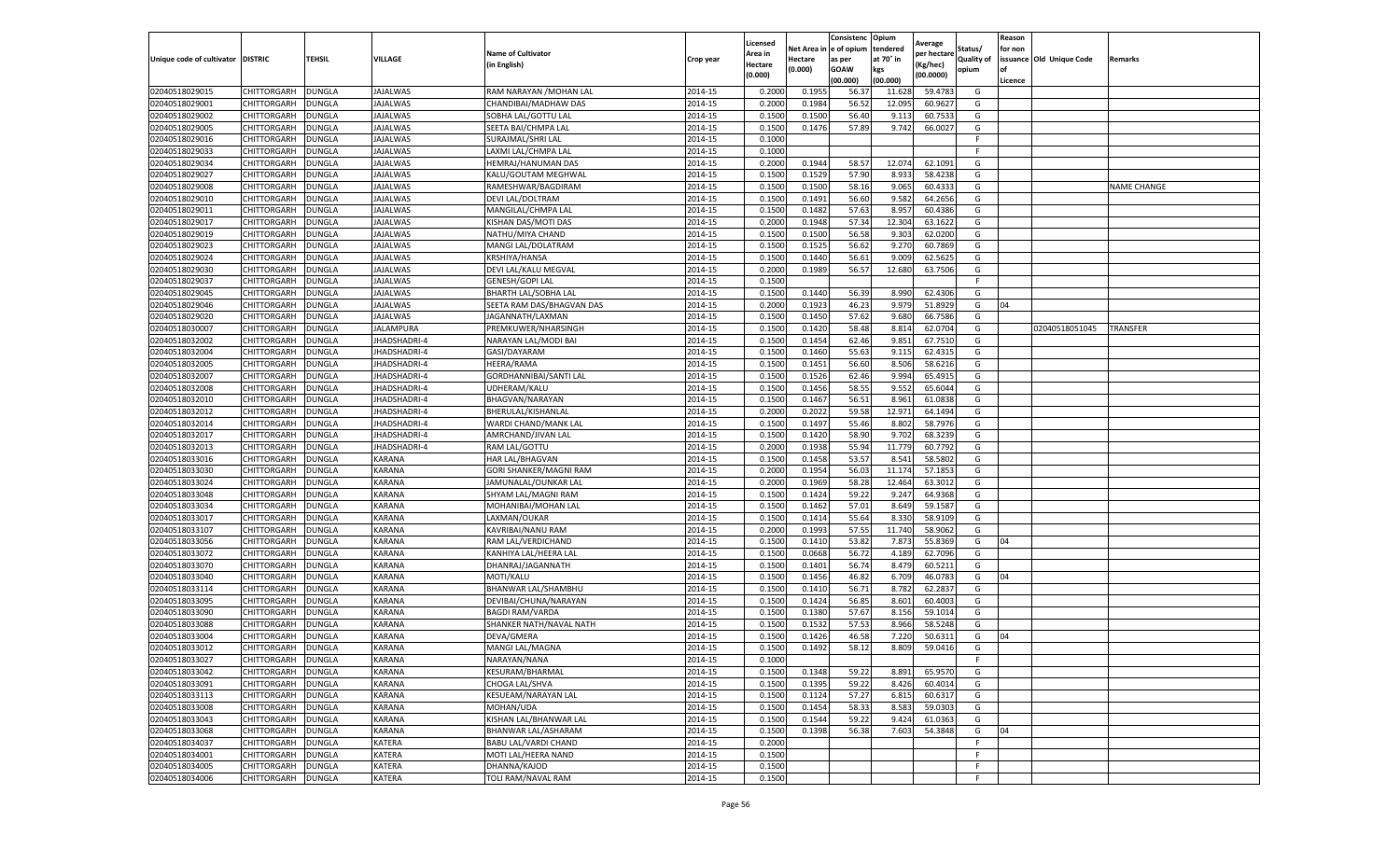| Unique code of cultivator | DISTRIC | TEHSIL | VILLAGE | Name of Cultivator (in English) | Crop year | Licensed Area in Hectare (0.000) | Net Area in Hectare (0.000) | Consistenc e of opium as per GOAW (00.000) | Opium tendered at 70° in kgs (00.000) | Average per hectare (Kg/hec) (00.0000) | Status/ Quality of opium | Reason for non issuance of Licence | Old Unique Code | Remarks |
|---|---|---|---|---|---|---|---|---|---|---|---|---|---|---|
| 02040518029015 | CHITTORGARH | DUNGLA | JAJALWAS | RAM NARAYAN /MOHAN LAL | 2014-15 | 0.2000 | 0.1955 | 56.37 | 11.628 | 59.4783 | G | | | |
| 02040518029001 | CHITTORGARH | DUNGLA | JAJALWAS | CHANDIBAI/MADHAW DAS | 2014-15 | 0.2000 | 0.1984 | 56.52 | 12.095 | 60.9627 | G | | | |
| 02040518029002 | CHITTORGARH | DUNGLA | JAJALWAS | SOBHA LAL/GOTTU LAL | 2014-15 | 0.1500 | 0.1500 | 56.40 | 9.113 | 60.7533 | G | | | |
| 02040518029005 | CHITTORGARH | DUNGLA | JAJALWAS | SEETA BAI/CHMPA LAL | 2014-15 | 0.1500 | 0.1476 | 57.89 | 9.742 | 66.0027 | G | | | |
| 02040518029016 | CHITTORGARH | DUNGLA | JAJALWAS | SURAJMAL/SHRI LAL | 2014-15 | 0.1000 | | | | | F | | | |
| 02040518029033 | CHITTORGARH | DUNGLA | JAJALWAS | LAXMI LAL/CHMPA LAL | 2014-15 | 0.1000 | | | | | F | | | |
| 02040518029034 | CHITTORGARH | DUNGLA | JAJALWAS | HEMRAJ/HANUMAN DAS | 2014-15 | 0.2000 | 0.1944 | 58.57 | 12.074 | 62.1091 | G | | | |
| 02040518029027 | CHITTORGARH | DUNGLA | JAJALWAS | KALU/GOUTAM MEGHWAL | 2014-15 | 0.1500 | 0.1529 | 57.90 | 8.933 | 58.4238 | G | | | |
| 02040518029008 | CHITTORGARH | DUNGLA | JAJALWAS | RAMESHWAR/BAGDIRAM | 2014-15 | 0.1500 | 0.1500 | 58.16 | 9.065 | 60.4333 | G | | | NAME CHANGE |
| 02040518029010 | CHITTORGARH | DUNGLA | JAJALWAS | DEVI LAL/DOLTRAM | 2014-15 | 0.1500 | 0.1491 | 56.60 | 9.582 | 64.2656 | G | | | |
| 02040518029011 | CHITTORGARH | DUNGLA | JAJALWAS | MANGILAL/CHMPA LAL | 2014-15 | 0.1500 | 0.1482 | 57.63 | 8.957 | 60.4386 | G | | | |
| 02040518029017 | CHITTORGARH | DUNGLA | JAJALWAS | KISHAN DAS/MOTI DAS | 2014-15 | 0.2000 | 0.1948 | 57.34 | 12.304 | 63.1622 | G | | | |
| 02040518029019 | CHITTORGARH | DUNGLA | JAJALWAS | NATHU/MIYA CHAND | 2014-15 | 0.1500 | 0.1500 | 56.58 | 9.303 | 62.0200 | G | | | |
| 02040518029023 | CHITTORGARH | DUNGLA | JAJALWAS | MANGI LAL/DOLATRAM | 2014-15 | 0.1500 | 0.1525 | 56.62 | 9.270 | 60.7869 | G | | | |
| 02040518029024 | CHITTORGARH | DUNGLA | JAJALWAS | KRSHIYA/HANSA | 2014-15 | 0.1500 | 0.1440 | 56.61 | 9.009 | 62.5625 | G | | | |
| 02040518029030 | CHITTORGARH | DUNGLA | JAJALWAS | DEVI LAL/KALU MEGVAL | 2014-15 | 0.2000 | 0.1989 | 56.57 | 12.680 | 63.7506 | G | | | |
| 02040518029037 | CHITTORGARH | DUNGLA | JAJALWAS | GENESH/GOPI LAL | 2014-15 | 0.1500 | | | | | F | | | |
| 02040518029045 | CHITTORGARH | DUNGLA | JAJALWAS | BHARTH LAL/SOBHA LAL | 2014-15 | 0.1500 | 0.1440 | 56.39 | 8.990 | 62.4306 | G | | | |
| 02040518029046 | CHITTORGARH | DUNGLA | JAJALWAS | SEETA RAM DAS/BHAGVAN DAS | 2014-15 | 0.2000 | 0.1923 | 46.23 | 9.979 | 51.8929 | G | 04 | | |
| 02040518029020 | CHITTORGARH | DUNGLA | JAJALWAS | JAGANNATH/LAXMAN | 2014-15 | 0.1500 | 0.1450 | 57.62 | 9.680 | 66.7586 | G | | | |
| 02040518030007 | CHITTORGARH | DUNGLA | JALAMPURA | PREMKUWER/NHARSINGH | 2014-15 | 0.1500 | 0.1420 | 58.48 | 8.814 | 62.0704 | G | | 02040518051045 | TRANSFER |
| 02040518032002 | CHITTORGARH | DUNGLA | JHADSHADRI-4 | NARAYAN LAL/MODI BAI | 2014-15 | 0.1500 | 0.1454 | 62.46 | 9.851 | 67.7510 | G | | | |
| 02040518032004 | CHITTORGARH | DUNGLA | JHADSHADRI-4 | GASI/DAYARAM | 2014-15 | 0.1500 | 0.1460 | 55.63 | 9.115 | 62.4315 | G | | | |
| 02040518032005 | CHITTORGARH | DUNGLA | JHADSHADRI-4 | HEERA/RAMA | 2014-15 | 0.1500 | 0.1451 | 56.60 | 8.506 | 58.6216 | G | | | |
| 02040518032007 | CHITTORGARH | DUNGLA | JHADSHADRI-4 | GORDHANNIBAI/SANTI LAL | 2014-15 | 0.1500 | 0.1526 | 62.46 | 9.994 | 65.4915 | G | | | |
| 02040518032008 | CHITTORGARH | DUNGLA | JHADSHADRI-4 | UDHERAM/KALU | 2014-15 | 0.1500 | 0.1456 | 58.55 | 9.552 | 65.6044 | G | | | |
| 02040518032010 | CHITTORGARH | DUNGLA | JHADSHADRI-4 | BHAGVAN/NARAYAN | 2014-15 | 0.1500 | 0.1467 | 56.51 | 8.961 | 61.0838 | G | | | |
| 02040518032012 | CHITTORGARH | DUNGLA | JHADSHADRI-4 | BHERULAL/KISHANLAL | 2014-15 | 0.2000 | 0.2022 | 59.58 | 12.971 | 64.1494 | G | | | |
| 02040518032014 | CHITTORGARH | DUNGLA | JHADSHADRI-4 | WARDI CHAND/MANK LAL | 2014-15 | 0.1500 | 0.1497 | 55.46 | 8.802 | 58.7976 | G | | | |
| 02040518032017 | CHITTORGARH | DUNGLA | JHADSHADRI-4 | AMRCHAND/JIVAN LAL | 2014-15 | 0.1500 | 0.1420 | 58.90 | 9.702 | 68.3239 | G | | | |
| 02040518032013 | CHITTORGARH | DUNGLA | JHADSHADRI-4 | RAM LAL/GOTTU | 2014-15 | 0.2000 | 0.1938 | 55.94 | 11.779 | 60.7792 | G | | | |
| 02040518033016 | CHITTORGARH | DUNGLA | KARANA | HAR LAL/BHAGVAN | 2014-15 | 0.1500 | 0.1458 | 53.57 | 8.541 | 58.5802 | G | | | |
| 02040518033030 | CHITTORGARH | DUNGLA | KARANA | GORI SHANKER/MAGNI RAM | 2014-15 | 0.2000 | 0.1954 | 56.03 | 11.174 | 57.1853 | G | | | |
| 02040518033024 | CHITTORGARH | DUNGLA | KARANA | JAMUNALAL/OUNKAR LAL | 2014-15 | 0.2000 | 0.1969 | 58.28 | 12.464 | 63.3012 | G | | | |
| 02040518033048 | CHITTORGARH | DUNGLA | KARANA | SHYAM LAL/MAGNI RAM | 2014-15 | 0.1500 | 0.1424 | 59.22 | 9.247 | 64.9368 | G | | | |
| 02040518033034 | CHITTORGARH | DUNGLA | KARANA | MOHANIBAI/MOHAN LAL | 2014-15 | 0.1500 | 0.1462 | 57.01 | 8.649 | 59.1587 | G | | | |
| 02040518033017 | CHITTORGARH | DUNGLA | KARANA | LAXMAN/OUKAR | 2014-15 | 0.1500 | 0.1414 | 55.64 | 8.330 | 58.9109 | G | | | |
| 02040518033107 | CHITTORGARH | DUNGLA | KARANA | KAVRIBAI/NANU RAM | 2014-15 | 0.2000 | 0.1993 | 57.55 | 11.740 | 58.9062 | G | | | |
| 02040518033056 | CHITTORGARH | DUNGLA | KARANA | RAM LAL/VERDICHAND | 2014-15 | 0.1500 | 0.1410 | 53.82 | 7.873 | 55.8369 | G | 04 | | |
| 02040518033072 | CHITTORGARH | DUNGLA | KARANA | KANHIYA LAL/HEERA LAL | 2014-15 | 0.1500 | 0.0668 | 56.72 | 4.189 | 62.7096 | G | | | |
| 02040518033070 | CHITTORGARH | DUNGLA | KARANA | DHANRAJ/JAGANNATH | 2014-15 | 0.1500 | 0.1401 | 56.74 | 8.479 | 60.5211 | G | | | |
| 02040518033040 | CHITTORGARH | DUNGLA | KARANA | MOTI/KALU | 2014-15 | 0.1500 | 0.1456 | 46.82 | 6.709 | 46.0783 | G | 04 | | |
| 02040518033114 | CHITTORGARH | DUNGLA | KARANA | BHANWAR LAL/SHAMBHU | 2014-15 | 0.1500 | 0.1410 | 56.71 | 8.782 | 62.2837 | G | | | |
| 02040518033095 | CHITTORGARH | DUNGLA | KARANA | DEVIBAI/CHUNA/NARAYAN | 2014-15 | 0.1500 | 0.1424 | 56.85 | 8.601 | 60.4003 | G | | | |
| 02040518033090 | CHITTORGARH | DUNGLA | KARANA | BAGDI RAM/VARDA | 2014-15 | 0.1500 | 0.1380 | 57.67 | 8.156 | 59.1014 | G | | | |
| 02040518033088 | CHITTORGARH | DUNGLA | KARANA | SHANKER NATH/NAVAL NATH | 2014-15 | 0.1500 | 0.1532 | 57.53 | 8.966 | 58.5248 | G | | | |
| 02040518033004 | CHITTORGARH | DUNGLA | KARANA | DEVA/GMERA | 2014-15 | 0.1500 | 0.1426 | 46.58 | 7.220 | 50.6311 | G | 04 | | |
| 02040518033012 | CHITTORGARH | DUNGLA | KARANA | MANGI LAL/MAGNA | 2014-15 | 0.1500 | 0.1492 | 58.12 | 8.809 | 59.0416 | G | | | |
| 02040518033027 | CHITTORGARH | DUNGLA | KARANA | NARAYAN/NANA | 2014-15 | 0.1000 | | | | | F | | | |
| 02040518033042 | CHITTORGARH | DUNGLA | KARANA | KESURAM/BHARMAL | 2014-15 | 0.1500 | 0.1348 | 59.22 | 8.891 | 65.9570 | G | | | |
| 02040518033091 | CHITTORGARH | DUNGLA | KARANA | CHOGA LAL/SHVA | 2014-15 | 0.1500 | 0.1395 | 59.22 | 8.426 | 60.4014 | G | | | |
| 02040518033113 | CHITTORGARH | DUNGLA | KARANA | KESUEAM/NARAYAN LAL | 2014-15 | 0.1500 | 0.1124 | 57.27 | 6.815 | 60.6317 | G | | | |
| 02040518033008 | CHITTORGARH | DUNGLA | KARANA | MOHAN/UDA | 2014-15 | 0.1500 | 0.1454 | 58.33 | 8.583 | 59.0303 | G | | | |
| 02040518033043 | CHITTORGARH | DUNGLA | KARANA | KISHAN LAL/BHANWAR LAL | 2014-15 | 0.1500 | 0.1544 | 59.22 | 9.424 | 61.0363 | G | | | |
| 02040518033068 | CHITTORGARH | DUNGLA | KARANA | BHANWAR LAL/ASHARAM | 2014-15 | 0.1500 | 0.1398 | 56.38 | 7.603 | 54.3848 | G | 04 | | |
| 02040518034037 | CHITTORGARH | DUNGLA | KATERA | BABU LAL/VARDI CHAND | 2014-15 | 0.2000 | | | | | F | | | |
| 02040518034001 | CHITTORGARH | DUNGLA | KATERA | MOTI LAL/HEERA NAND | 2014-15 | 0.1500 | | | | | F | | | |
| 02040518034005 | CHITTORGARH | DUNGLA | KATERA | DHANNA/KAJOD | 2014-15 | 0.1500 | | | | | F | | | |
| 02040518034006 | CHITTORGARH | DUNGLA | KATERA | TOLI RAM/NAVAL RAM | 2014-15 | 0.1500 | | | | | F | | | |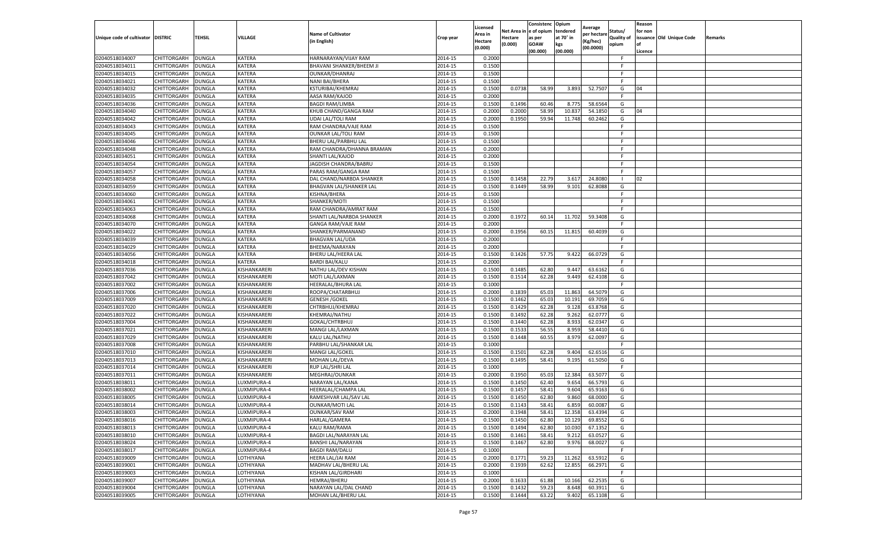| Unique code of cultivator | DISTRIC | TEHSIL | VILLAGE | Name of Cultivator (in English) | Crop year | Licensed Area in Hectare (0.000) | Net Area in Hectare (0.000) | Consistenc e of opium as per GOAW (00.000) | Opium tendered at 70° in kgs (00.000) | Average per hectare (Kg/hec) (00.0000) | Status/ Quality of opium | Reason for non issuance of Licence | Old Unique Code | Remarks |
|---|---|---|---|---|---|---|---|---|---|---|---|---|---|---|
| 02040518034007 | CHITTORGARH | DUNGLA | KATERA | HARNARAYAN/VIJAY RAM | 2014-15 | 0.2000 | | | | | F | | | |
| 02040518034011 | CHITTORGARH | DUNGLA | KATERA | BHAVANI SHANKER/BHEEM JI | 2014-15 | 0.1500 | | | | | F | | | |
| 02040518034015 | CHITTORGARH | DUNGLA | KATERA | OUNKAR/DHANRAJ | 2014-15 | 0.1500 | | | | | F | | | |
| 02040518034021 | CHITTORGARH | DUNGLA | KATERA | NANI BAI/BHERA | 2014-15 | 0.1500 | | | | | F | | | |
| 02040518034032 | CHITTORGARH | DUNGLA | KATERA | KSTURIBAI/KHEMRAJ | 2014-15 | 0.1500 | 0.0738 | 58.99 | 3.893 | 52.7507 | G | 04 | | |
| 02040518034035 | CHITTORGARH | DUNGLA | KATERA | AASA RAM/KAJOD | 2014-15 | 0.2000 | | | | | F | | | |
| 02040518034036 | CHITTORGARH | DUNGLA | KATERA | BAGDI RAM/LIMBA | 2014-15 | 0.1500 | 0.1496 | 60.46 | 8.775 | 58.6564 | G | | | |
| 02040518034040 | CHITTORGARH | DUNGLA | KATERA | KHUB CHAND/GANGA RAM | 2014-15 | 0.2000 | 0.2000 | 58.99 | 10.837 | 54.1850 | G | 04 | | |
| 02040518034042 | CHITTORGARH | DUNGLA | KATERA | UDAI LAL/TOLI RAM | 2014-15 | 0.2000 | 0.1950 | 59.94 | 11.748 | 60.2462 | G | | | |
| 02040518034043 | CHITTORGARH | DUNGLA | KATERA | RAM CHANDRA/VAJE RAM | 2014-15 | 0.1500 | | | | | F | | | |
| 02040518034045 | CHITTORGARH | DUNGLA | KATERA | OUNKAR LAL/TOLI RAM | 2014-15 | 0.1500 | | | | | F | | | |
| 02040518034046 | CHITTORGARH | DUNGLA | KATERA | BHERU LAL/PARBHU LAL | 2014-15 | 0.1500 | | | | | F | | | |
| 02040518034048 | CHITTORGARH | DUNGLA | KATERA | RAM CHANDRA/DHANNA BRAMAN | 2014-15 | 0.2000 | | | | | F | | | |
| 02040518034051 | CHITTORGARH | DUNGLA | KATERA | SHANTI LAL/KAJOD | 2014-15 | 0.2000 | | | | | F | | | |
| 02040518034054 | CHITTORGARH | DUNGLA | KATERA | JAGDISH CHANDRA/BABRU | 2014-15 | 0.1500 | | | | | F | | | |
| 02040518034057 | CHITTORGARH | DUNGLA | KATERA | PARAS RAM/GANGA RAM | 2014-15 | 0.1500 | | | | | F | | | |
| 02040518034058 | CHITTORGARH | DUNGLA | KATERA | DAL CHAND/NARBDA SHANKER | 2014-15 | 0.1500 | 0.1458 | 22.79 | 3.617 | 24.8080 | I | 02 | | |
| 02040518034059 | CHITTORGARH | DUNGLA | KATERA | BHAGVAN LAL/SHANKER LAL | 2014-15 | 0.1500 | 0.1449 | 58.99 | 9.101 | 62.8088 | G | | | |
| 02040518034060 | CHITTORGARH | DUNGLA | KATERA | KISHNA/BHERA | 2014-15 | 0.1500 | | | | | F | | | |
| 02040518034061 | CHITTORGARH | DUNGLA | KATERA | SHANKER/MOTI | 2014-15 | 0.1500 | | | | | F | | | |
| 02040518034063 | CHITTORGARH | DUNGLA | KATERA | RAM CHANDRA/AMRAT RAM | 2014-15 | 0.1500 | | | | | F | | | |
| 02040518034068 | CHITTORGARH | DUNGLA | KATERA | SHANTI LAL/NARBDA SHANKER | 2014-15 | 0.2000 | 0.1972 | 60.14 | 11.702 | 59.3408 | G | | | |
| 02040518034070 | CHITTORGARH | DUNGLA | KATERA | GANGA RAM/VAJE RAM | 2014-15 | 0.2000 | | | | | F | | | |
| 02040518034022 | CHITTORGARH | DUNGLA | KATERA | SHANKER/PARMANAND | 2014-15 | 0.2000 | 0.1956 | 60.15 | 11.815 | 60.4039 | G | | | |
| 02040518034039 | CHITTORGARH | DUNGLA | KATERA | BHAGVAN LAL/UDA | 2014-15 | 0.2000 | | | | | F | | | |
| 02040518034029 | CHITTORGARH | DUNGLA | KATERA | BHEEMA/NARAYAN | 2014-15 | 0.2000 | | | | | F | | | |
| 02040518034056 | CHITTORGARH | DUNGLA | KATERA | BHERU LAL/HEERA LAL | 2014-15 | 0.1500 | 0.1426 | 57.75 | 9.422 | 66.0729 | G | | | |
| 02040518034018 | CHITTORGARH | DUNGLA | KATERA | BARDI BAI/KALU | 2014-15 | 0.2000 | | | | | F | | | |
| 02040518037036 | CHITTORGARH | DUNGLA | KISHANKARERI | NATHU LAL/DEV KISHAN | 2014-15 | 0.1500 | 0.1485 | 62.80 | 9.447 | 63.6162 | G | | | |
| 02040518037042 | CHITTORGARH | DUNGLA | KISHANKARERI | MOTI LAL/LAXMAN | 2014-15 | 0.1500 | 0.1514 | 62.28 | 9.449 | 62.4108 | G | | | |
| 02040518037002 | CHITTORGARH | DUNGLA | KISHANKARERI | HEERALAL/BHURA LAL | 2014-15 | 0.1000 | | | | | F | | | |
| 02040518037006 | CHITTORGARH | DUNGLA | KISHANKARERI | ROOPA/CHATARBHUJ | 2014-15 | 0.2000 | 0.1839 | 65.03 | 11.863 | 64.5079 | G | | | |
| 02040518037009 | CHITTORGARH | DUNGLA | KISHANKARERI | GENESH /GOKEL | 2014-15 | 0.1500 | 0.1462 | 65.03 | 10.191 | 69.7059 | G | | | |
| 02040518037020 | CHITTORGARH | DUNGLA | KISHANKARERI | CHTRBHUJ/KHEMRAJ | 2014-15 | 0.1500 | 0.1429 | 62.28 | 9.128 | 63.8768 | G | | | |
| 02040518037022 | CHITTORGARH | DUNGLA | KISHANKARERI | KHEMRAJ/NATHU | 2014-15 | 0.1500 | 0.1492 | 62.28 | 9.262 | 62.0777 | G | | | |
| 02040518037004 | CHITTORGARH | DUNGLA | KISHANKARERI | GOKAL/CHTRBHUJ | 2014-15 | 0.1500 | 0.1440 | 62.28 | 8.933 | 62.0347 | G | | | |
| 02040518037021 | CHITTORGARH | DUNGLA | KISHANKARERI | MANGI LAL/LAXMAN | 2014-15 | 0.1500 | 0.1533 | 56.55 | 8.959 | 58.4410 | G | | | |
| 02040518037029 | CHITTORGARH | DUNGLA | KISHANKARERI | KALU LAL/NATHU | 2014-15 | 0.1500 | 0.1448 | 60.55 | 8.979 | 62.0097 | G | | | |
| 02040518037008 | CHITTORGARH | DUNGLA | KISHANKARERI | PARBHU LAL/SHANKAR LAL | 2014-15 | 0.1000 | | | | | F | | | |
| 02040518037010 | CHITTORGARH | DUNGLA | KISHANKARERI | MANGI LAL/GOKEL | 2014-15 | 0.1500 | 0.1501 | 62.28 | 9.404 | 62.6516 | G | | | |
| 02040518037013 | CHITTORGARH | DUNGLA | KISHANKARERI | MOHAN LAL/DEVA | 2014-15 | 0.1500 | 0.1495 | 58.41 | 9.195 | 61.5050 | G | | | |
| 02040518037014 | CHITTORGARH | DUNGLA | KISHANKARERI | RUP LAL/SHRI LAL | 2014-15 | 0.1000 | | | | | F | | | |
| 02040518037011 | CHITTORGARH | DUNGLA | KISHANKARERI | MEGHRAJ/OUNKAR | 2014-15 | 0.2000 | 0.1950 | 65.03 | 12.384 | 63.5077 | G | | | |
| 02040518038011 | CHITTORGARH | DUNGLA | LUXMIPURA-4 | NARAYAN LAL/KANA | 2014-15 | 0.1500 | 0.1450 | 62.40 | 9.654 | 66.5793 | G | | | |
| 02040518038002 | CHITTORGARH | DUNGLA | LUXMIPURA-4 | HEERALAL/CHAMPA LAL | 2014-15 | 0.1500 | 0.1457 | 58.41 | 9.604 | 65.9163 | G | | | |
| 02040518038005 | CHITTORGARH | DUNGLA | LUXMIPURA-4 | RAMESHVAR LAL/SAV LAL | 2014-15 | 0.1500 | 0.1450 | 62.80 | 9.860 | 68.0000 | G | | | |
| 02040518038014 | CHITTORGARH | DUNGLA | LUXMIPURA-4 | OUNKAR/MOTI LAL | 2014-15 | 0.1500 | 0.1143 | 58.41 | 6.859 | 60.0087 | G | | | |
| 02040518038003 | CHITTORGARH | DUNGLA | LUXMIPURA-4 | OUNKAR/SAV RAM | 2014-15 | 0.2000 | 0.1948 | 58.41 | 12.358 | 63.4394 | G | | | |
| 02040518038016 | CHITTORGARH | DUNGLA | LUXMIPURA-4 | HARLAL/GAMERA | 2014-15 | 0.1500 | 0.1450 | 62.80 | 10.129 | 69.8552 | G | | | |
| 02040518038013 | CHITTORGARH | DUNGLA | LUXMIPURA-4 | KALU RAM/RAMA | 2014-15 | 0.1500 | 0.1494 | 62.80 | 10.030 | 67.1352 | G | | | |
| 02040518038010 | CHITTORGARH | DUNGLA | LUXMIPURA-4 | BAGDI LAL/NARAYAN LAL | 2014-15 | 0.1500 | 0.1461 | 58.41 | 9.212 | 63.0527 | G | | | |
| 02040518038024 | CHITTORGARH | DUNGLA | LUXMIPURA-4 | BANSHI LAL/NARAYAN | 2014-15 | 0.1500 | 0.1467 | 62.80 | 9.976 | 68.0027 | G | | | |
| 02040518038017 | CHITTORGARH | DUNGLA | LUXMIPURA-4 | BAGDI RAM/DALU | 2014-15 | 0.1000 | | | | | F | | | |
| 02040518039009 | CHITTORGARH | DUNGLA | LOTHIYANA | HEERA LAL/JAI RAM | 2014-15 | 0.2000 | 0.1771 | 59.23 | 11.262 | 63.5912 | G | | | |
| 02040518039001 | CHITTORGARH | DUNGLA | LOTHIYANA | MADHAV LAL/BHERU LAL | 2014-15 | 0.2000 | 0.1939 | 62.62 | 12.855 | 66.2971 | G | | | |
| 02040518039003 | CHITTORGARH | DUNGLA | LOTHIYANA | KISHAN LAL/GIRDHARI | 2014-15 | 0.1000 | | | | | F | | | |
| 02040518039007 | CHITTORGARH | DUNGLA | LOTHIYANA | HEMRAJ/BHERU | 2014-15 | 0.2000 | 0.1633 | 61.88 | 10.166 | 62.2535 | G | | | |
| 02040518039004 | CHITTORGARH | DUNGLA | LOTHIYANA | NARAYAN LAL/DAL CHAND | 2014-15 | 0.1500 | 0.1432 | 59.23 | 8.648 | 60.3911 | G | | | |
| 02040518039005 | CHITTORGARH | DUNGLA | LOTHIYANA | MOHAN LAL/BHERU LAL | 2014-15 | 0.1500 | 0.1444 | 63.22 | 9.402 | 65.1108 | G | | | |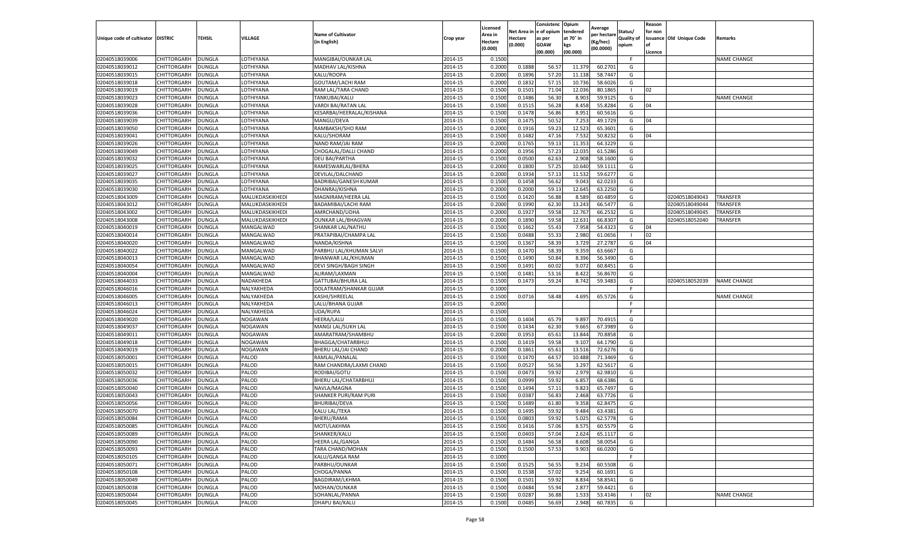| Unique code of cultivator | DISTRIC | TEHSIL | VILLAGE | Name of Cultivator (in English) | Crop year | Licensed Area in Hectare (0.000) | Net Area in Hectare (0.000) | Consistenc e of opium as per GOAW (00.000) | Opium tendered at 70° in kgs (00.000) | Average per hectare (Kg/hec) (00.0000) | Status/ Quality of opium | Reason for non issuance of Licence | Old Unique Code | Remarks |
|---|---|---|---|---|---|---|---|---|---|---|---|---|---|---|
| 02040518039006 | CHITTORGARH | DUNGLA | LOTHIYANA | MANGIBAI/OUNKAR LAL | 2014-15 | 0.1500 | | | | | F | | | NAME CHANGE |
| 02040518039012 | CHITTORGARH | DUNGLA | LOTHIYANA | MADHAV LAL/KISHNA | 2014-15 | 0.2000 | 0.1888 | 56.57 | 11.379 | 60.2701 | G | | | |
| 02040518039015 | CHITTORGARH | DUNGLA | LOTHIYANA | KALU/ROOPA | 2014-15 | 0.2000 | 0.1896 | 57.20 | 11.138 | 58.7447 | G | | | |
| 02040518039018 | CHITTORGARH | DUNGLA | LOTHIYANA | GOUTAM/LACHI RAM | 2014-15 | 0.2000 | 0.1832 | 57.15 | 10.736 | 58.6026 | G | | | |
| 02040518039019 | CHITTORGARH | DUNGLA | LOTHIYANA | RAM LAL/TARA CHAND | 2014-15 | 0.1500 | 0.1501 | 71.04 | 12.036 | 80.1865 | I | 02 | | |
| 02040518039023 | CHITTORGARH | DUNGLA | LOTHIYANA | TANKUBAI/KALU | 2014-15 | 0.1500 | 0.1486 | 56.30 | 8.903 | 59.9125 | G | | | NAME CHANGE |
| 02040518039028 | CHITTORGARH | DUNGLA | LOTHIYANA | VARDI BAI/RATAN LAL | 2014-15 | 0.1500 | 0.1515 | 56.28 | 8.458 | 55.8284 | G | 04 | | |
| 02040518039036 | CHITTORGARH | DUNGLA | LOTHIYANA | KESARBAI/HEERALAL/KISHANA | 2014-15 | 0.1500 | 0.1478 | 56.86 | 8.951 | 60.5616 | G | | | |
| 02040518039039 | CHITTORGARH | DUNGLA | LOTHIYANA | MANGU/DEVA | 2014-15 | 0.1500 | 0.1475 | 50.52 | 7.253 | 49.1729 | G | 04 | | |
| 02040518039050 | CHITTORGARH | DUNGLA | LOTHIYANA | RAMBAKSH/SHO RAM | 2014-15 | 0.2000 | 0.1916 | 59.23 | 12.523 | 65.3601 | G | | | |
| 02040518039041 | CHITTORGARH | DUNGLA | LOTHIYANA | KALU/SHORAM | 2014-15 | 0.1500 | 0.1482 | 47.16 | 7.532 | 50.8232 | G | 04 | | |
| 02040518039026 | CHITTORGARH | DUNGLA | LOTHIYANA | NAND RAM/JAI RAM | 2014-15 | 0.2000 | 0.1765 | 59.13 | 11.353 | 64.3229 | G | | | |
| 02040518039049 | CHITTORGARH | DUNGLA | LOTHIYANA | CHOGALAL/DALU CHAND | 2014-15 | 0.2000 | 0.1956 | 57.23 | 12.035 | 61.5286 | G | | | |
| 02040518039032 | CHITTORGARH | DUNGLA | LOTHIYANA | DEU BAI/PARTHA | 2014-15 | 0.1500 | 0.0500 | 62.63 | 2.908 | 58.1600 | G | | | |
| 02040518039025 | CHITTORGARH | DUNGLA | LOTHIYANA | RAMESWARLAL/BHERA | 2014-15 | 0.2000 | 0.1800 | 57.25 | 10.640 | 59.1111 | G | | | |
| 02040518039027 | CHITTORGARH | DUNGLA | LOTHIYANA | DEVILAL/DALCHAND | 2014-15 | 0.2000 | 0.1934 | 57.13 | 11.532 | 59.6277 | G | | | |
| 02040518039035 | CHITTORGARH | DUNGLA | LOTHIYANA | BADRIBAI/GANESH KUMAR | 2014-15 | 0.1500 | 0.1458 | 56.62 | 9.043 | 62.0233 | G | | | |
| 02040518039030 | CHITTORGARH | DUNGLA | LOTHIYANA | DHANRAJ/KISHNA | 2014-15 | 0.2000 | 0.2000 | 59.13 | 12.645 | 63.2250 | G | | | |
| 02040518043009 | CHITTORGARH | DUNGLA | MALUKDASKIKHEDI | MAGNIRAM/HEERA LAL | 2014-15 | 0.1500 | 0.1420 | 56.88 | 8.589 | 60.4859 | G | | 02040518049043 | TRANSFER |
| 02040518043012 | CHITTORGARH | DUNGLA | MALUKDASKIKHEDI | BADAMIBAI/LACHI RAM | 2014-15 | 0.2000 | 0.1990 | 62.30 | 13.243 | 66.5477 | G | | 02040518049044 | TRANSFER |
| 02040518043002 | CHITTORGARH | DUNGLA | MALUKDASKIKHEDI | AMRCHAND/UDHA | 2014-15 | 0.2000 | 0.1927 | 59.58 | 12.767 | 66.2532 | G | | 02040518049045 | TRANSFER |
| 02040518043008 | CHITTORGARH | DUNGLA | MALUKDASKIKHEDI | OUNKAR LAL/BHAGVAN | 2014-15 | 0.2000 | 0.1890 | 59.58 | 12.631 | 66.8307 | G | | 02040518052040 | TRANSFER |
| 02040518040019 | CHITTORGARH | DUNGLA | MANGALWAD | SHANKAR LAL/NATHU | 2014-15 | 0.1500 | 0.1462 | 55.43 | 7.958 | 54.4323 | G | 04 | | |
| 02040518040014 | CHITTORGARH | DUNGLA | MANGALWAD | PRATAPIBAI/CHAMPA LAL | 2014-15 | 0.1500 | 0.0488 | 55.33 | 2.980 | 61.0656 | I | 02 | | |
| 02040518040020 | CHITTORGARH | DUNGLA | MANGALWAD | NANDA/KISHNA | 2014-15 | 0.1500 | 0.1367 | 58.39 | 3.729 | 27.2787 | G | 04 | | |
| 02040518040022 | CHITTORGARH | DUNGLA | MANGALWAD | PARBHU LAL/KHUMAN SALVI | 2014-15 | 0.1500 | 0.1470 | 58.39 | 9.359 | 63.6667 | G | | | |
| 02040518040013 | CHITTORGARH | DUNGLA | MANGALWAD | BHANWAR LAL/KHUMAN | 2014-15 | 0.1500 | 0.1490 | 50.84 | 8.396 | 56.3490 | G | | | |
| 02040518040054 | CHITTORGARH | DUNGLA | MANGALWAD | DEVI SINGH/BAGH SINGH | 2014-15 | 0.1500 | 0.1491 | 60.02 | 9.072 | 60.8451 | G | | | |
| 02040518040004 | CHITTORGARH | DUNGLA | MANGALWAD | ALIRAM/LAXMAN | 2014-15 | 0.1500 | 0.1481 | 53.16 | 8.422 | 56.8670 | G | | | |
| 02040518044033 | CHITTORGARH | DUNGLA | NADAKHEDA | GATTUBAI/BHURA LAL | 2014-15 | 0.1500 | 0.1473 | 59.24 | 8.742 | 59.3483 | G | | 02040518052039 | NAME CHANGE |
| 02040518046016 | CHITTORGARH | DUNGLA | NALYAKHEDA | DOLATRAM/SHANKAR GUJAR | 2014-15 | 0.1000 | | | | | F | | | |
| 02040518046005 | CHITTORGARH | DUNGLA | NALYAKHEDA | KASHI/SHREELAL | 2014-15 | 0.1500 | 0.0716 | 58.48 | 4.695 | 65.5726 | G | | | NAME CHANGE |
| 02040518046013 | CHITTORGARH | DUNGLA | NALYAKHEDA | LALU/BHANA GUJAR | 2014-15 | 0.2000 | | | | | F | | | |
| 02040518046024 | CHITTORGARH | DUNGLA | NALYAKHEDA | UDA/RUPA | 2014-15 | 0.1500 | | | | | F | | | |
| 02040518049020 | CHITTORGARH | DUNGLA | NOGAWAN | HEERA/LALU | 2014-15 | 0.1500 | 0.1404 | 65.79 | 9.897 | 70.4915 | G | | | |
| 02040518049037 | CHITTORGARH | DUNGLA | NOGAWAN | MANGI LAL/SUKH LAL | 2014-15 | 0.1500 | 0.1434 | 62.30 | 9.665 | 67.3989 | G | | | |
| 02040518049011 | CHITTORGARH | DUNGLA | NOGAWAN | AMARATRAM/SHAMBHU | 2014-15 | 0.2000 | 0.1953 | 65.61 | 13.844 | 70.8858 | G | | | |
| 02040518049018 | CHITTORGARH | DUNGLA | NOGAWAN | BHAGGA/CHATARBHUJ | 2014-15 | 0.1500 | 0.1419 | 59.58 | 9.107 | 64.1790 | G | | | |
| 02040518049019 | CHITTORGARH | DUNGLA | NOGAWAN | BHERU LAL/JAI CHAND | 2014-15 | 0.2000 | 0.1861 | 65.61 | 13.516 | 72.6276 | G | | | |
| 02040518050001 | CHITTORGARH | DUNGLA | PALOD | RAMLAL/PANALAL | 2014-15 | 0.1500 | 0.1470 | 64.57 | 10.488 | 71.3469 | G | | | |
| 02040518050015 | CHITTORGARH | DUNGLA | PALOD | RAM CHANDRA/LAXMI CHAND | 2014-15 | 0.1500 | 0.0527 | 56.56 | 3.297 | 62.5617 | G | | | |
| 02040518050032 | CHITTORGARH | DUNGLA | PALOD | RODIBAI/GOTU | 2014-15 | 0.1500 | 0.0473 | 59.92 | 2.979 | 62.9810 | G | | | |
| 02040518050036 | CHITTORGARH | DUNGLA | PALOD | BHERU LAL/CHATARBHUJ | 2014-15 | 0.1500 | 0.0999 | 59.92 | 6.857 | 68.6386 | G | | | |
| 02040518050040 | CHITTORGARH | DUNGLA | PALOD | NAVLA/MAGNA | 2014-15 | 0.1500 | 0.1494 | 57.11 | 9.823 | 65.7497 | G | | | |
| 02040518050043 | CHITTORGARH | DUNGLA | PALOD | SHANKER PURI/RAM PURI | 2014-15 | 0.1500 | 0.0387 | 56.83 | 2.468 | 63.7726 | G | | | |
| 02040518050056 | CHITTORGARH | DUNGLA | PALOD | BHURIBAI/DEVA | 2014-15 | 0.1500 | 0.1489 | 61.80 | 9.358 | 62.8475 | G | | | |
| 02040518050070 | CHITTORGARH | DUNGLA | PALOD | KALU LAL/TEKA | 2014-15 | 0.1500 | 0.1495 | 59.92 | 9.484 | 63.4381 | G | | | |
| 02040518050084 | CHITTORGARH | DUNGLA | PALOD | BHERU/RAMA | 2014-15 | 0.1500 | 0.0803 | 59.92 | 5.025 | 62.5778 | G | | | |
| 02040518050085 | CHITTORGARH | DUNGLA | PALOD | MOTI/LAKHMA | 2014-15 | 0.1500 | 0.1416 | 57.06 | 8.575 | 60.5579 | G | | | |
| 02040518050089 | CHITTORGARH | DUNGLA | PALOD | SHANKER/KALU | 2014-15 | 0.1500 | 0.0403 | 57.04 | 2.624 | 65.1117 | G | | | |
| 02040518050090 | CHITTORGARH | DUNGLA | PALOD | HEERA LAL/GANGA | 2014-15 | 0.1500 | 0.1484 | 56.58 | 8.608 | 58.0054 | G | | | |
| 02040518050093 | CHITTORGARH | DUNGLA | PALOD | TARA CHAND/MOHAN | 2014-15 | 0.1500 | 0.1500 | 57.53 | 9.903 | 66.0200 | G | | | |
| 02040518050105 | CHITTORGARH | DUNGLA | PALOD | KALU/GANGA RAM | 2014-15 | 0.1000 | | | | | F | | | |
| 02040518050071 | CHITTORGARH | DUNGLA | PALOD | PARBHU/OUNKAR | 2014-15 | 0.1500 | 0.1525 | 56.55 | 9.234 | 60.5508 | G | | | |
| 02040518050108 | CHITTORGARH | DUNGLA | PALOD | CHOGA/PANNA | 2014-15 | 0.1500 | 0.1538 | 57.02 | 9.254 | 60.1691 | G | | | |
| 02040518050049 | CHITTORGARH | DUNGLA | PALOD | BAGDIRAM/LKHMA | 2014-15 | 0.1500 | 0.1501 | 59.92 | 8.834 | 58.8541 | G | | | |
| 02040518050038 | CHITTORGARH | DUNGLA | PALOD | MOHAN/OUNKAR | 2014-15 | 0.1500 | 0.0484 | 55.94 | 2.877 | 59.4421 | G | | | |
| 02040518050044 | CHITTORGARH | DUNGLA | PALOD | SOHANLAL/PANNA | 2014-15 | 0.1500 | 0.0287 | 36.88 | 1.533 | 53.4146 | I | 02 | | NAME CHANGE |
| 02040518050045 | CHITTORGARH | DUNGLA | PALOD | DHAPU BAI/KALU | 2014-15 | 0.1500 | 0.0485 | 56.69 | 2.948 | 60.7835 | G | | | |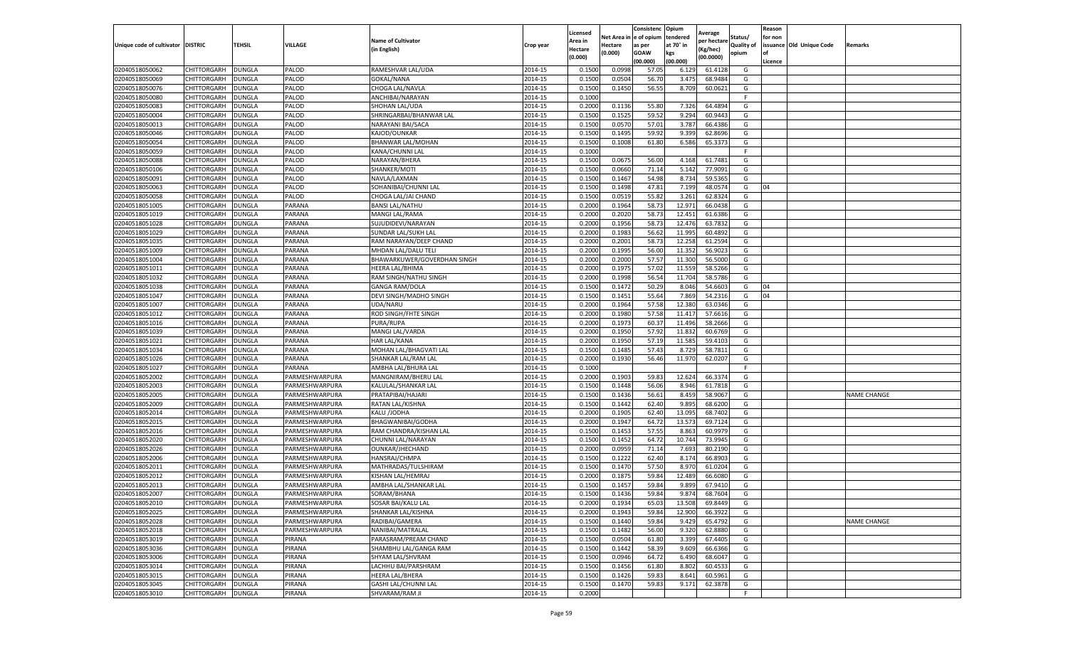| Unique code of cultivator | DISTRIC | TEHSIL | VILLAGE | Name of Cultivator (in English) | Crop year | Licensed Area in Hectare (0.000) | Net Area in Hectare (0.000) | Consistence of opium as per GOAW (00.000) | Opium tendered at 70° in kgs (00.000) | Average per hectare (Kg/hec) (00.0000) | Status/ Quality of opium | Reason for non issuance of Licence | Old Unique Code | Remarks |
|---|---|---|---|---|---|---|---|---|---|---|---|---|---|---|
| 02040518050062 | CHITTORGARH | DUNGLA | PALOD | RAMESHVAR LAL/UDA | 2014-15 | 0.1500 | 0.0998 | 57.05 | 6.129 | 61.4128 | G | | | |
| 02040518050069 | CHITTORGARH | DUNGLA | PALOD | GOKAL/NANA | 2014-15 | 0.1500 | 0.0504 | 56.70 | 3.475 | 68.9484 | G | | | |
| 02040518050076 | CHITTORGARH | DUNGLA | PALOD | CHOGA LAL/NAVLA | 2014-15 | 0.1500 | 0.1450 | 56.55 | 8.709 | 60.0621 | G | | | |
| 02040518050080 | CHITTORGARH | DUNGLA | PALOD | ANCHIBAI/NARAYAN | 2014-15 | 0.1000 | | | | | F | | | |
| 02040518050083 | CHITTORGARH | DUNGLA | PALOD | SHOHAN LAL/UDA | 2014-15 | 0.2000 | 0.1136 | 55.80 | 7.326 | 64.4894 | G | | | |
| 02040518050004 | CHITTORGARH | DUNGLA | PALOD | SHRINGARBAI/BHANWAR LAL | 2014-15 | 0.1500 | 0.1525 | 59.52 | 9.294 | 60.9443 | G | | | |
| 02040518050013 | CHITTORGARH | DUNGLA | PALOD | NARAYANI BAI/SACA | 2014-15 | 0.1500 | 0.0570 | 57.01 | 3.787 | 66.4386 | G | | | |
| 02040518050046 | CHITTORGARH | DUNGLA | PALOD | KAJOD/OUNKAR | 2014-15 | 0.1500 | 0.1495 | 59.92 | 9.399 | 62.8696 | G | | | |
| 02040518050054 | CHITTORGARH | DUNGLA | PALOD | BHANWAR LAL/MOHAN | 2014-15 | 0.1500 | 0.1008 | 61.80 | 6.586 | 65.3373 | G | | | |
| 02040518050059 | CHITTORGARH | DUNGLA | PALOD | KANA/CHUNNI LAL | 2014-15 | 0.1000 | | | | | F | | | |
| 02040518050088 | CHITTORGARH | DUNGLA | PALOD | NARAYAN/BHERA | 2014-15 | 0.1500 | 0.0675 | 56.00 | 4.168 | 61.7481 | G | | | |
| 02040518050106 | CHITTORGARH | DUNGLA | PALOD | SHANKER/MOTI | 2014-15 | 0.1500 | 0.0660 | 71.14 | 5.142 | 77.9091 | G | | | |
| 02040518050091 | CHITTORGARH | DUNGLA | PALOD | NAVLA/LAXMAN | 2014-15 | 0.1500 | 0.1467 | 54.98 | 8.734 | 59.5365 | G | | | |
| 02040518050063 | CHITTORGARH | DUNGLA | PALOD | SOHANIBAI/CHUNNI LAL | 2014-15 | 0.1500 | 0.1498 | 47.81 | 7.199 | 48.0574 | G | 04 | | |
| 02040518050058 | CHITTORGARH | DUNGLA | PALOD | CHOGA LAL/JAI CHAND | 2014-15 | 0.1500 | 0.0519 | 55.82 | 3.261 | 62.8324 | G | | | |
| 02040518051005 | CHITTORGARH | DUNGLA | PARANA | BANSI LAL/NATHU | 2014-15 | 0.2000 | 0.1964 | 58.73 | 12.971 | 66.0438 | G | | | |
| 02040518051019 | CHITTORGARH | DUNGLA | PARANA | MANGI LAL/RAMA | 2014-15 | 0.2000 | 0.2020 | 58.73 | 12.451 | 61.6386 | G | | | |
| 02040518051028 | CHITTORGARH | DUNGLA | PARANA | SUJUDIDEVI/NARAYAN | 2014-15 | 0.2000 | 0.1956 | 58.73 | 12.476 | 63.7832 | G | | | |
| 02040518051029 | CHITTORGARH | DUNGLA | PARANA | SUNDAR LAL/SUKH LAL | 2014-15 | 0.2000 | 0.1983 | 56.62 | 11.995 | 60.4892 | G | | | |
| 02040518051035 | CHITTORGARH | DUNGLA | PARANA | RAM NARAYAN/DEEP CHAND | 2014-15 | 0.2000 | 0.2001 | 58.73 | 12.258 | 61.2594 | G | | | |
| 02040518051009 | CHITTORGARH | DUNGLA | PARANA | MHDAN LAL/DALU TELI | 2014-15 | 0.2000 | 0.1995 | 56.00 | 11.352 | 56.9023 | G | | | |
| 02040518051004 | CHITTORGARH | DUNGLA | PARANA | BHAWARKUWER/GOVERDHAN SINGH | 2014-15 | 0.2000 | 0.2000 | 57.57 | 11.300 | 56.5000 | G | | | |
| 02040518051011 | CHITTORGARH | DUNGLA | PARANA | HEERA LAL/BHIMA | 2014-15 | 0.2000 | 0.1975 | 57.02 | 11.559 | 58.5266 | G | | | |
| 02040518051032 | CHITTORGARH | DUNGLA | PARANA | RAM SINGH/NATHU SINGH | 2014-15 | 0.2000 | 0.1998 | 56.54 | 11.704 | 58.5786 | G | | | |
| 02040518051038 | CHITTORGARH | DUNGLA | PARANA | GANGA RAM/DOLA | 2014-15 | 0.1500 | 0.1472 | 50.29 | 8.046 | 54.6603 | G | 04 | | |
| 02040518051047 | CHITTORGARH | DUNGLA | PARANA | DEVI SINGH/MADHO SINGH | 2014-15 | 0.1500 | 0.1451 | 55.64 | 7.869 | 54.2316 | G | 04 | | |
| 02040518051007 | CHITTORGARH | DUNGLA | PARANA | UDA/NARU | 2014-15 | 0.2000 | 0.1964 | 57.58 | 12.380 | 63.0346 | G | | | |
| 02040518051012 | CHITTORGARH | DUNGLA | PARANA | ROD SINGH/FHTE SINGH | 2014-15 | 0.2000 | 0.1980 | 57.58 | 11.417 | 57.6616 | G | | | |
| 02040518051016 | CHITTORGARH | DUNGLA | PARANA | PURA/RUPA | 2014-15 | 0.2000 | 0.1973 | 60.37 | 11.496 | 58.2666 | G | | | |
| 02040518051039 | CHITTORGARH | DUNGLA | PARANA | MANGI LAL/VARDA | 2014-15 | 0.2000 | 0.1950 | 57.92 | 11.832 | 60.6769 | G | | | |
| 02040518051021 | CHITTORGARH | DUNGLA | PARANA | HAR LAL/KANA | 2014-15 | 0.2000 | 0.1950 | 57.19 | 11.585 | 59.4103 | G | | | |
| 02040518051034 | CHITTORGARH | DUNGLA | PARANA | MOHAN LAL/BHAGVATI LAL | 2014-15 | 0.1500 | 0.1485 | 57.43 | 8.729 | 58.7811 | G | | | |
| 02040518051026 | CHITTORGARH | DUNGLA | PARANA | SHANKAR LAL/RAM LAL | 2014-15 | 0.2000 | 0.1930 | 56.46 | 11.970 | 62.0207 | G | | | |
| 02040518051027 | CHITTORGARH | DUNGLA | PARANA | AMBHA LAL/BHURA LAL | 2014-15 | 0.1000 | | | | | F | | | |
| 02040518052002 | CHITTORGARH | DUNGLA | PARMESHWARPURA | MANGNIRAM/BHERU LAL | 2014-15 | 0.2000 | 0.1903 | 59.83 | 12.624 | 66.3374 | G | | | |
| 02040518052003 | CHITTORGARH | DUNGLA | PARMESHWARPURA | KALULAL/SHANKAR LAL | 2014-15 | 0.1500 | 0.1448 | 56.06 | 8.946 | 61.7818 | G | | | |
| 02040518052005 | CHITTORGARH | DUNGLA | PARMESHWARPURA | PRATAPIBAI/HAJARI | 2014-15 | 0.1500 | 0.1436 | 56.61 | 8.459 | 58.9067 | G | | | NAME CHANGE |
| 02040518052009 | CHITTORGARH | DUNGLA | PARMESHWARPURA | RATAN LAL/KISHNA | 2014-15 | 0.1500 | 0.1442 | 62.40 | 9.895 | 68.6200 | G | | | |
| 02040518052014 | CHITTORGARH | DUNGLA | PARMESHWARPURA | KALU /JODHA | 2014-15 | 0.2000 | 0.1905 | 62.40 | 13.095 | 68.7402 | G | | | |
| 02040518052015 | CHITTORGARH | DUNGLA | PARMESHWARPURA | BHAGWANIBAI/GODHA | 2014-15 | 0.2000 | 0.1947 | 64.72 | 13.573 | 69.7124 | G | | | |
| 02040518052016 | CHITTORGARH | DUNGLA | PARMESHWARPURA | RAM CHANDRA/KISHAN LAL | 2014-15 | 0.1500 | 0.1453 | 57.55 | 8.863 | 60.9979 | G | | | |
| 02040518052020 | CHITTORGARH | DUNGLA | PARMESHWARPURA | CHUNNI LAL/NARAYAN | 2014-15 | 0.1500 | 0.1452 | 64.72 | 10.744 | 73.9945 | G | | | |
| 02040518052026 | CHITTORGARH | DUNGLA | PARMESHWARPURA | OUNKAR/JHECHAND | 2014-15 | 0.2000 | 0.0959 | 71.14 | 7.693 | 80.2190 | G | | | |
| 02040518052006 | CHITTORGARH | DUNGLA | PARMESHWARPURA | HANSRAJ/CHMPA | 2014-15 | 0.1500 | 0.1222 | 62.40 | 8.174 | 66.8903 | G | | | |
| 02040518052011 | CHITTORGARH | DUNGLA | PARMESHWARPURA | MATHRADAS/TULSHIRAM | 2014-15 | 0.1500 | 0.1470 | 57.50 | 8.970 | 61.0204 | G | | | |
| 02040518052012 | CHITTORGARH | DUNGLA | PARMESHWARPURA | KISHAN LAL/HEMRAJ | 2014-15 | 0.2000 | 0.1875 | 59.84 | 12.489 | 66.6080 | G | | | |
| 02040518052013 | CHITTORGARH | DUNGLA | PARMESHWARPURA | AMBHA LAL/SHANKAR LAL | 2014-15 | 0.1500 | 0.1457 | 59.84 | 9.899 | 67.9410 | G | | | |
| 02040518052007 | CHITTORGARH | DUNGLA | PARMESHWARPURA | SORAM/BHANA | 2014-15 | 0.1500 | 0.1436 | 59.84 | 9.874 | 68.7604 | G | | | |
| 02040518052010 | CHITTORGARH | DUNGLA | PARMESHWARPURA | SOSAR BAI/KALU LAL | 2014-15 | 0.2000 | 0.1934 | 65.03 | 13.508 | 69.8449 | G | | | |
| 02040518052025 | CHITTORGARH | DUNGLA | PARMESHWARPURA | SHANKAR LAL/KISHNA | 2014-15 | 0.2000 | 0.1943 | 59.84 | 12.900 | 66.3922 | G | | | |
| 02040518052028 | CHITTORGARH | DUNGLA | PARMESHWARPURA | RADIBAI/GAMERA | 2014-15 | 0.1500 | 0.1440 | 59.84 | 9.429 | 65.4792 | G | | | NAME CHANGE |
| 02040518052018 | CHITTORGARH | DUNGLA | PARMESHWARPURA | NANIBAI/MATRALAL | 2014-15 | 0.1500 | 0.1482 | 56.00 | 9.320 | 62.8880 | G | | | |
| 02040518053019 | CHITTORGARH | DUNGLA | PIRANA | PARASRAM/PREAM CHAND | 2014-15 | 0.1500 | 0.0504 | 61.80 | 3.399 | 67.4405 | G | | | |
| 02040518053036 | CHITTORGARH | DUNGLA | PIRANA | SHAMBHU LAL/GANGA RAM | 2014-15 | 0.1500 | 0.1442 | 58.39 | 9.609 | 66.6366 | G | | | |
| 02040518053006 | CHITTORGARH | DUNGLA | PIRANA | SHYAM LAL/SHVRAM | 2014-15 | 0.1500 | 0.0946 | 64.72 | 6.490 | 68.6047 | G | | | |
| 02040518053014 | CHITTORGARH | DUNGLA | PIRANA | LACHHU BAI/PARSHRAM | 2014-15 | 0.1500 | 0.1456 | 61.80 | 8.802 | 60.4533 | G | | | |
| 02040518053015 | CHITTORGARH | DUNGLA | PIRANA | HEERA LAL/BHERA | 2014-15 | 0.1500 | 0.1426 | 59.83 | 8.641 | 60.5961 | G | | | |
| 02040518053045 | CHITTORGARH | DUNGLA | PIRANA | GASHI LAL/CHUNNI LAL | 2014-15 | 0.1500 | 0.1470 | 59.83 | 9.171 | 62.3878 | G | | | |
| 02040518053010 | CHITTORGARH | DUNGLA | PIRANA | SHVARAM/RAM JI | 2014-15 | 0.2000 | | | | | F | | | |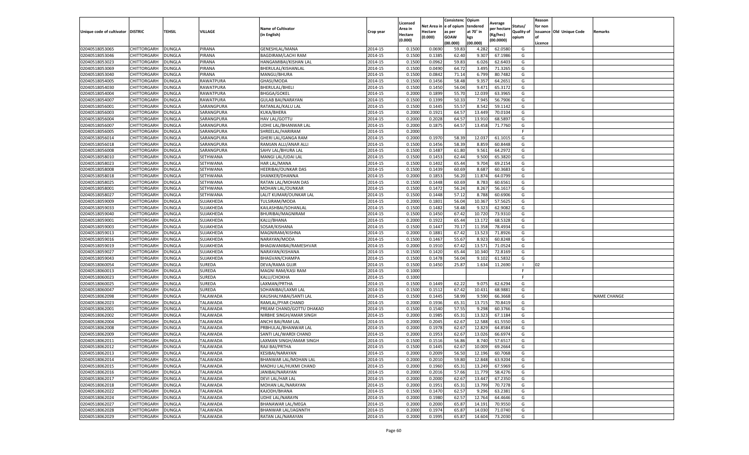| Unique code of cultivator | DISTRIC | TEHSIL | VILLAGE | Name of Cultivator (in English) | Crop year | Licensed Area in Hectare (0.000) | Net Area in Hectare (0.000) | Consistence of opium as per GOAW (00.000) | Opium tendered at 70° in kgs (00.000) | Average per hectare (Kg/hec) (00.0000) | Status/ Quality of opium | Reason for non issuance of Licence | Old Unique Code | Remarks |
|---|---|---|---|---|---|---|---|---|---|---|---|---|---|---|
| 02040518053065 | CHITTORGARH | DUNGLA | PIRANA | GENESHLAL/MANA | 2014-15 | 0.1500 | 0.0690 | 59.83 | 4.282 | 62.0580 | G | | | |
| 02040518053046 | CHITTORGARH | DUNGLA | PIRANA | BAGDIRAM/LACHI RAM | 2014-15 | 0.1500 | 0.1385 | 62.40 | 9.307 | 67.1986 | G | | | |
| 02040518053023 | CHITTORGARH | DUNGLA | PIRANA | HANGAMIBAI/KISHAN LAL | 2014-15 | 0.1500 | 0.0962 | 59.83 | 6.026 | 62.6403 | G | | | |
| 02040518053069 | CHITTORGARH | DUNGLA | PIRANA | BHERULAL/KISHANLAL | 2014-15 | 0.1500 | 0.0490 | 64.72 | 3.495 | 71.3265 | G | | | |
| 02040518053040 | CHITTORGARH | DUNGLA | PIRANA | MANGU/BHURA | 2014-15 | 0.1500 | 0.0842 | 71.14 | 6.799 | 80.7482 | G | | | |
| 02040518054005 | CHITTORGARH | DUNGLA | RAWATPURA | GHASI/MODA | 2014-15 | 0.1500 | 0.1456 | 58.48 | 9.357 | 64.2651 | G | | | |
| 02040518054030 | CHITTORGARH | DUNGLA | RAWATPURA | BHERULAL/BHELI | 2014-15 | 0.1500 | 0.1450 | 56.04 | 9.471 | 65.3172 | G | | | |
| 02040518054004 | CHITTORGARH | DUNGLA | RAWATPURA | BHGGA/GOKEL | 2014-15 | 0.2000 | 0.1899 | 55.70 | 12.039 | 63.3965 | G | | | |
| 02040518054007 | CHITTORGARH | DUNGLA | RAWATPURA | GULAB BAI/NARAYAN | 2014-15 | 0.1500 | 0.1399 | 50.33 | 7.945 | 56.7906 | G | | | |
| 02040518056001 | CHITTORGARH | DUNGLA | SARANGPURA | RATANLAL/KALU LAL | 2014-15 | 0.1500 | 0.1445 | 55.57 | 8.542 | 59.1142 | G | | | |
| 02040518056003 | CHITTORGARH | DUNGLA | SARANGPURA | KUKA/BHERA | 2014-15 | 0.2000 | 0.1921 | 64.57 | 13.449 | 70.0104 | G | | | |
| 02040518056004 | CHITTORGARH | DUNGLA | SARANGPURA | HAV LAL/GOTTU | 2014-15 | 0.2000 | 0.2028 | 64.57 | 13.910 | 68.5897 | G | | | |
| 02040518056007 | CHITTORGARH | DUNGLA | SARANGPURA | UDHE LAL/BHANWAR LAL | 2014-15 | 0.2000 | 0.1875 | 64.57 | 13.458 | 71.7760 | G | | | |
| 02040518056005 | CHITTORGARH | DUNGLA | SARANGPURA | SHREELAL/HARIRAM | 2014-15 | 0.2000 | | | | | F | | | |
| 02040518056014 | CHITTORGARH | DUNGLA | SARANGPURA | GHERI LAL/GANGA RAM | 2014-15 | 0.2000 | 0.1970 | 58.39 | 12.037 | 61.1015 | G | | | |
| 02040518056018 | CHITTORGARH | DUNGLA | SARANGPURA | RAMJAN ALLI/ANAR ALLI | 2014-15 | 0.1500 | 0.1456 | 58.39 | 8.859 | 60.8448 | G | | | |
| 02040518056008 | CHITTORGARH | DUNGLA | SARANGPURA | SAHV LAL/BHURA LAL | 2014-15 | 0.1500 | 0.1487 | 61.80 | 9.561 | 64.2972 | G | | | |
| 02040518058010 | CHITTORGARH | DUNGLA | SETHWANA | MANGI LAL/UDAI LAL | 2014-15 | 0.1500 | 0.1453 | 62.44 | 9.500 | 65.3820 | G | | | |
| 02040518058023 | CHITTORGARH | DUNGLA | SETHWANA | HAR LAL/MANA | 2014-15 | 0.1500 | 0.1402 | 65.44 | 9.704 | 69.2154 | G | | | |
| 02040518058008 | CHITTORGARH | DUNGLA | SETHWANA | HEERIBAI/OUNKAR DAS | 2014-15 | 0.1500 | 0.1439 | 60.69 | 8.687 | 60.3683 | G | | | |
| 02040518058018 | CHITTORGARH | DUNGLA | SETHWANA | SHANKER/DHANNA | 2014-15 | 0.2000 | 0.1853 | 56.20 | 11.874 | 64.0799 | G | | | |
| 02040518058025 | CHITTORGARH | DUNGLA | SETHWANA | RATAN LAL/MOHAN DAS | 2014-15 | 0.1500 | 0.1448 | 60.69 | 8.783 | 60.6561 | G | | | |
| 02040518058001 | CHITTORGARH | DUNGLA | SETHWANA | MOHAN LAL/OUNKAR | 2014-15 | 0.1500 | 0.1472 | 56.24 | 8.267 | 56.1617 | G | | | |
| 02040518058027 | CHITTORGARH | DUNGLA | SETHWANA | LALIT KUMAR/OUNKAR LAL | 2014-15 | 0.1500 | 0.1448 | 57.12 | 8.788 | 60.6906 | G | | | |
| 02040518059009 | CHITTORGARH | DUNGLA | SUJAKHEDA | TULSIRAM/MODA | 2014-15 | 0.2000 | 0.1801 | 56.04 | 10.367 | 57.5625 | G | | | |
| 02040518059033 | CHITTORGARH | DUNGLA | SUJAKHEDA | KAILASHBAI/SOHANLAL | 2014-15 | 0.1500 | 0.1482 | 58.48 | 9.323 | 62.9082 | G | | | |
| 02040518059040 | CHITTORGARH | DUNGLA | SUJAKHEDA | BHURIBAI/MAGNIRAM | 2014-15 | 0.1500 | 0.1450 | 67.42 | 10.720 | 73.9310 | G | | | |
| 02040518059001 | CHITTORGARH | DUNGLA | SUJAKHEDA | KALU/BHANA | 2014-15 | 0.2000 | 0.1922 | 65.44 | 13.172 | 68.5328 | G | | | |
| 02040518059003 | CHITTORGARH | DUNGLA | SUJAKHEDA | SOSAR/KISHANA | 2014-15 | 0.1500 | 0.1447 | 70.17 | 11.358 | 78.4934 | G | | | |
| 02040518059013 | CHITTORGARH | DUNGLA | SUJAKHEDA | MAGNIRAM/KISHNA | 2014-15 | 0.2000 | 0.1881 | 67.42 | 13.523 | 71.8926 | G | | | |
| 02040518059016 | CHITTORGARH | DUNGLA | SUJAKHEDA | NARAYAN/MODA | 2014-15 | 0.1500 | 0.1467 | 55.67 | 8.923 | 60.8248 | G | | | |
| 02040518059019 | CHITTORGARH | DUNGLA | SUJAKHEDA | BHAGWANIBAI/RAMESHVAR | 2014-15 | 0.2000 | 0.1910 | 67.42 | 13.571 | 71.0524 | G | | | |
| 02040518059027 | CHITTORGARH | DUNGLA | SUJAKHEDA | NARAYAN/KISHANA | 2014-15 | 0.1500 | 0.1420 | 65.44 | 10.340 | 72.8169 | G | | | |
| 02040518059043 | CHITTORGARH | DUNGLA | SUJAKHEDA | BHAGVAN/CHAMPA | 2014-15 | 0.1500 | 0.1478 | 56.04 | 9.102 | 61.5832 | G | | | |
| 02040518060054 | CHITTORGARH | DUNGLA | SUREDA | DEVA/RAMA GUJR | 2014-15 | 0.1500 | 0.1450 | 25.87 | 1.634 | 11.2690 | I | 02 | | |
| 02040518060013 | CHITTORGARH | DUNGLA | SUREDA | MAGNI RAM/KASI RAM | 2014-15 | 0.1000 | | | | | F | | | |
| 02040518060023 | CHITTORGARH | DUNGLA | SUREDA | KALU/CHOKHA | 2014-15 | 0.1000 | | | | | F | | | |
| 02040518060025 | CHITTORGARH | DUNGLA | SUREDA | LAXMAN/PRTHA | 2014-15 | 0.1500 | 0.1449 | 62.22 | 9.075 | 62.6294 | G | | | |
| 02040518060047 | CHITTORGARH | DUNGLA | SUREDA | SOHANIBAI/LAXMI LAL | 2014-15 | 0.1500 | 0.1512 | 67.42 | 10.431 | 68.9881 | G | | | |
| 02040518062098 | CHITTORGARH | DUNGLA | TALAWADA | KAUSHALYABAI/SANTI LAL | 2014-15 | 0.1500 | 0.1445 | 58.99 | 9.590 | 66.3668 | G | | | NAME CHANGE |
| 02040518062023 | CHITTORGARH | DUNGLA | TALAWADA | RAMLAL/PYAR CHAND | 2014-15 | 0.2000 | 0.1936 | 65.31 | 13.715 | 70.8419 | G | | | |
| 02040518062001 | CHITTORGARH | DUNGLA | TALAWADA | PREAM CHAND/GOTTU DHAKAD | 2014-15 | 0.1500 | 0.1540 | 57.55 | 9.298 | 60.3766 | G | | | |
| 02040518062002 | CHITTORGARH | DUNGLA | TALAWADA | NIRBHE SINGH/AMAR SINGH | 2014-15 | 0.2000 | 0.1985 | 65.31 | 13.323 | 67.1184 | G | | | |
| 02040518062004 | CHITTORGARH | DUNGLA | TALAWADA | ANCHI BAI/RAM LAL | 2014-15 | 0.2000 | 0.2045 | 62.67 | 12.588 | 61.5550 | G | | | |
| 02040518062008 | CHITTORGARH | DUNGLA | TALAWADA | PRBHULAL/BHANWAR LAL | 2014-15 | 0.2000 | 0.1978 | 62.67 | 12.829 | 64.8584 | G | | | |
| 02040518062009 | CHITTORGARH | DUNGLA | TALAWADA | SANTI LAL/WARDI CHAND | 2014-15 | 0.2000 | 0.1953 | 62.67 | 13.026 | 66.6974 | G | | | |
| 02040518062011 | CHITTORGARH | DUNGLA | TALAWADA | LAXMAN SINGH/AMAR SINGH | 2014-15 | 0.1500 | 0.1516 | 56.86 | 8.740 | 57.6517 | G | | | |
| 02040518062012 | CHITTORGARH | DUNGLA | TALAWADA | RAJI BAI/PRTHA | 2014-15 | 0.1500 | 0.1445 | 62.67 | 10.009 | 69.2664 | G | | | |
| 02040518062013 | CHITTORGARH | DUNGLA | TALAWADA | KESIBAI/NARAYAN | 2014-15 | 0.2000 | 0.2009 | 56.50 | 12.196 | 60.7068 | G | | | |
| 02040518062014 | CHITTORGARH | DUNGLA | TALAWADA | BHANWAR LAL/MOHAN LAL | 2014-15 | 0.2000 | 0.2010 | 59.80 | 12.848 | 63.9204 | G | | | |
| 02040518062015 | CHITTORGARH | DUNGLA | TALAWADA | MADHU LAL/HUKMI CHAND | 2014-15 | 0.2000 | 0.1960 | 65.31 | 13.249 | 67.5969 | G | | | |
| 02040518062016 | CHITTORGARH | DUNGLA | TALAWADA | JANIBAI/NARAYAN | 2014-15 | 0.2000 | 0.2016 | 57.66 | 11.779 | 58.4276 | G | | | |
| 02040518062017 | CHITTORGARH | DUNGLA | TALAWADA | DEVI LAL/HAR LAL | 2014-15 | 0.2000 | 0.2000 | 62.67 | 13.447 | 67.2350 | G | | | |
| 02040518062018 | CHITTORGARH | DUNGLA | TALAWADA | MOHAN LAL/NARAYAN | 2014-15 | 0.2000 | 0.1951 | 65.31 | 13.799 | 70.7278 | G | | | |
| 02040518062022 | CHITTORGARH | DUNGLA | TALAWADA | KAJODH/BHANA | 2014-15 | 0.1500 | 0.1470 | 62.57 | 9.296 | 63.2381 | G | | | |
| 02040518062024 | CHITTORGARH | DUNGLA | TALAWADA | UDHE LAL/NARAYN | 2014-15 | 0.2000 | 0.1980 | 62.57 | 12.764 | 64.4646 | G | | | |
| 02040518062027 | CHITTORGARH | DUNGLA | TALAWADA | BHANAWAR LAL/MEGA | 2014-15 | 0.2000 | 0.2000 | 65.87 | 14.191 | 70.9550 | G | | | |
| 02040518062028 | CHITTORGARH | DUNGLA | TALAWADA | BHANWAR LAL/JAGNNTH | 2014-15 | 0.2000 | 0.1974 | 65.87 | 14.030 | 71.0740 | G | | | |
| 02040518062029 | CHITTORGARH | DUNGLA | TALAWADA | RATAN LAL/NARAYAN | 2014-15 | 0.2000 | 0.1995 | 65.87 | 14.604 | 73.2030 | G | | | |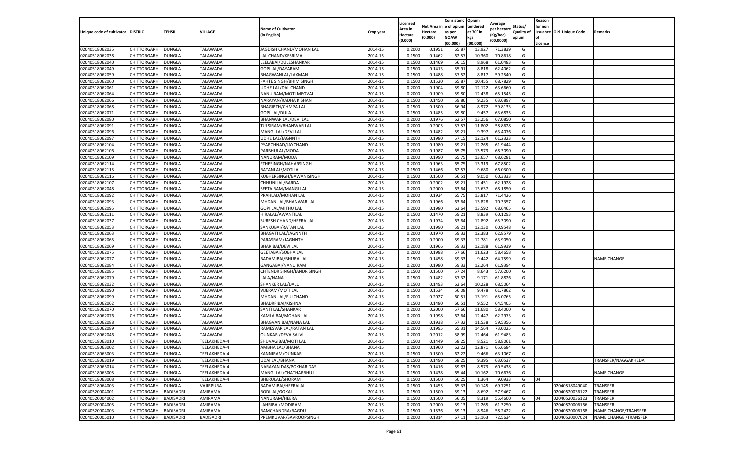| Unique code of cultivator | DISTRIC | TEHSIL | VILLAGE | Name of Cultivator (in English) | Crop year | Licensed Area in Hectare (0.000) | Net Area in Hectare (0.000) | Consistence of opium as per GOAW (00.000) | Opium tendered at 70° in kgs (00.000) | Average per hectare (Kg/hec) (00.0000) | Status/ Quality of opium | Reason for non issuance of Licence | Old Unique Code | Remarks |
|---|---|---|---|---|---|---|---|---|---|---|---|---|---|---|
| 02040518062035 | CHITTORGARH | DUNGLA | TALAWADA | JAGDISH CHAND/MOHAN LAL | 2014-15 | 0.2000 | 0.1951 | 65.87 | 13.927 | 71.3839 | G | | | |
| 02040518062038 | CHITTORGARH | DUNGLA | TALAWADA | LAL CHAND/KESRIMAL | 2014-15 | 0.1500 | 0.1462 | 62.57 | 10.360 | 70.8618 | G | | | |
| 02040518062040 | CHITTORGARH | DUNGLA | TALAWADA | LEELABAI/DULESHANKAR | 2014-15 | 0.1500 | 0.1469 | 56.15 | 8.968 | 61.0483 | G | | | |
| 02040518062049 | CHITTORGARH | DUNGLA | TALAWADA | GOPILAL/DAYARAM | 2014-15 | 0.1500 | 0.1413 | 55.91 | 8.818 | 62.4062 | G | | | |
| 02040518062059 | CHITTORGARH | DUNGLA | TALAWADA | BHAGWANLAL/LAXMAN | 2014-15 | 0.1500 | 0.1488 | 57.52 | 8.817 | 59.2540 | G | | | |
| 02040518062060 | CHITTORGARH | DUNGLA | TALAWADA | FAHTE SINGH/BHIM SINGH | 2014-15 | 0.1500 | 0.1520 | 65.87 | 10.455 | 68.7829 | G | | | |
| 02040518062061 | CHITTORGARH | DUNGLA | TALAWADA | UDHE LAL/DAL CHAND | 2014-15 | 0.2000 | 0.1904 | 59.80 | 12.122 | 63.6660 | G | | | |
| 02040518062064 | CHITTORGARH | DUNGLA | TALAWADA | NANU RAM/MOTI MEGVAL | 2014-15 | 0.2000 | 0.1909 | 59.80 | 12.438 | 65.1545 | G | | | |
| 02040518062066 | CHITTORGARH | DUNGLA | TALAWADA | NARAYAN/RADHA KISHAN | 2014-15 | 0.1500 | 0.1450 | 59.80 | 9.235 | 63.6897 | G | | | |
| 02040518062068 | CHITTORGARH | DUNGLA | TALAWADA | BHAGIRTH/CHMPA LAL | 2014-15 | 0.1500 | 0.1500 | 56.94 | 8.972 | 59.8133 | G | | | |
| 02040518062071 | CHITTORGARH | DUNGLA | TALAWADA | GOPI LAL/DULA | 2014-15 | 0.1500 | 0.1485 | 59.80 | 9.457 | 63.6835 | G | | | |
| 02040518062080 | CHITTORGARH | DUNGLA | TALAWADA | BHANWAR LAL/DEVI LAL | 2014-15 | 0.2000 | 0.1976 | 62.57 | 13.256 | 67.0850 | G | | | |
| 02040518062091 | CHITTORGARH | DUNGLA | TALAWADA | TULSIRAM/BHANWAR LAL | 2014-15 | 0.2000 | 0.2005 | 57.57 | 11.802 | 58.8628 | G | | | |
| 02040518062096 | CHITTORGARH | DUNGLA | TALAWADA | MANGI LAL/DEVI LAL | 2014-15 | 0.1500 | 0.1482 | 59.21 | 9.397 | 63.4076 | G | | | |
| 02040518062097 | CHITTORGARH | DUNGLA | TALAWADA | UDHE LAL/JAGNNTH | 2014-15 | 0.2000 | 0.1980 | 57.15 | 12.124 | 61.2323 | G | | | |
| 02040518062104 | CHITTORGARH | DUNGLA | TALAWADA | PYARCHNAD/JAYCHAND | 2014-15 | 0.2000 | 0.1980 | 59.21 | 12.265 | 61.9444 | G | | | |
| 02040518062106 | CHITTORGARH | DUNGLA | TALAWADA | PARBHULAL/MODA | 2014-15 | 0.2000 | 0.1987 | 65.75 | 13.573 | 68.3090 | G | | | |
| 02040518062109 | CHITTORGARH | DUNGLA | TALAWADA | NANURAM/MODA | 2014-15 | 0.2000 | 0.1990 | 65.75 | 13.657 | 68.6281 | G | | | |
| 02040518062114 | CHITTORGARH | DUNGLA | TALAWADA | FTHESINGH/NAHARSINGH | 2014-15 | 0.2000 | 0.1963 | 65.75 | 13.319 | 67.8502 | G | | | |
| 02040518062115 | CHITTORGARH | DUNGLA | TALAWADA | RATANLAL\MOTILAL | 2014-15 | 0.1500 | 0.1466 | 62.57 | 9.680 | 66.0300 | G | | | |
| 02040518062116 | CHITTORGARH | DUNGLA | TALAWADA | KUBHERSINGH/BAWANISINGH | 2014-15 | 0.1500 | 0.1500 | 56.51 | 9.050 | 60.3333 | G | | | |
| 02040518062107 | CHITTORGARH | DUNGLA | TALAWADA | CHHUNILAL/BARDA | 2014-15 | 0.2000 | 0.2002 | 59.21 | 12.451 | 62.1928 | G | | | |
| 02040518062048 | CHITTORGARH | DUNGLA | TALAWADA | SEETA RAM/MANGI LAL | 2014-15 | 0.2000 | 0.2000 | 63.64 | 13.637 | 68.1850 | G | | | |
| 02040518062092 | CHITTORGARH | DUNGLA | TALAWADA | PRAHLAD/MOHAN LAL | 2014-15 | 0.2000 | 0.1934 | 65.75 | 13.817 | 71.4426 | G | | | |
| 02040518062093 | CHITTORGARH | DUNGLA | TALAWADA | MHDAN LAL/BHANWAR LAL | 2014-15 | 0.2000 | 0.1966 | 63.64 | 13.828 | 70.3357 | G | | | |
| 02040518062095 | CHITTORGARH | DUNGLA | TALAWADA | GOPI LAL/MITHU LAL | 2014-15 | 0.2000 | 0.1980 | 63.64 | 13.592 | 68.6465 | G | | | |
| 02040518062111 | CHITTORGARH | DUNGLA | TALAWADA | HIRALAL/AWANTILAL | 2014-15 | 0.1500 | 0.1470 | 59.21 | 8.839 | 60.1293 | G | | | |
| 02040518062037 | CHITTORGARH | DUNGLA | TALAWADA | SURESH CHAND/HEERA LAL | 2014-15 | 0.2000 | 0.1974 | 63.64 | 12.892 | 65.3090 | G | | | |
| 02040518062053 | CHITTORGARH | DUNGLA | TALAWADA | SANKUBAI/RATAN LAL | 2014-15 | 0.2000 | 0.1990 | 59.21 | 12.130 | 60.9548 | G | | | |
| 02040518062063 | CHITTORGARH | DUNGLA | TALAWADA | BHAGVTI LAL/JAGNNTH | 2014-15 | 0.2000 | 0.1970 | 59.33 | 12.383 | 62.8579 | G | | | |
| 02040518062065 | CHITTORGARH | DUNGLA | TALAWADA | PARASRAM/JAGNNTH | 2014-15 | 0.2000 | 0.2000 | 59.33 | 12.781 | 63.9050 | G | | | |
| 02040518062069 | CHITTORGARH | DUNGLA | TALAWADA | BHARIBAI/DEVI LAL | 2014-15 | 0.2000 | 0.1966 | 59.33 | 12.188 | 61.9939 | G | | | |
| 02040518062075 | CHITTORGARH | DUNGLA | TALAWADA | GEETABAI/SOBHA LAL | 2014-15 | 0.2000 | 0.1988 | 57.66 | 11.623 | 58.4658 | G | | | |
| 02040518062077 | CHITTORGARH | DUNGLA | TALAWADA | BADAMIBAI/BHURA LAL | 2014-15 | 0.1500 | 0.1458 | 59.33 | 9.442 | 64.7599 | G | | | NAME CHANGE |
| 02040518062084 | CHITTORGARH | DUNGLA | TALAWADA | GANGABAI/NANU RAM | 2014-15 | 0.2000 | 0.1980 | 59.33 | 12.264 | 61.9394 | G | | | |
| 02040518062085 | CHITTORGARH | DUNGLA | TALAWADA | CHTENDR SINGH/IANDR SINGH | 2014-15 | 0.1500 | 0.1500 | 57.24 | 8.643 | 57.6200 | G | | | |
| 02040518062079 | CHITTORGARH | DUNGLA | TALAWADA | LALA/NANA | 2014-15 | 0.1500 | 0.1482 | 57.32 | 9.171 | 61.8826 | G | | | |
| 02040518062032 | CHITTORGARH | DUNGLA | TALAWADA | SHANKER LAL/DALU | 2014-15 | 0.1500 | 0.1493 | 63.64 | 10.228 | 68.5064 | G | | | |
| 02040518062090 | CHITTORGARH | DUNGLA | TALAWADA | VIJERAM/MOTI LAL | 2014-15 | 0.1500 | 0.1534 | 56.08 | 9.478 | 61.7862 | G | | | |
| 02040518062099 | CHITTORGARH | DUNGLA | TALAWADA | MHDAN LAL/FULCHAND | 2014-15 | 0.2000 | 0.2027 | 60.51 | 13.191 | 65.0765 | G | | | |
| 02040518062062 | CHITTORGARH | DUNGLA | TALAWADA | BHADRFIBAI/KISHNA | 2014-15 | 0.1500 | 0.1480 | 60.51 | 9.552 | 64.5405 | G | | | |
| 02040518062070 | CHITTORGARH | DUNGLA | TALAWADA | SANTI LAL/SHANKAR | 2014-15 | 0.2000 | 0.2000 | 57.66 | 11.680 | 58.4000 | G | | | |
| 02040518062076 | CHITTORGARH | DUNGLA | TALAWADA | KAMLA BAI/MOHAN LAL | 2014-15 | 0.2000 | 0.1998 | 62.64 | 12.447 | 62.2973 | G | | | |
| 02040518062088 | CHITTORGARH | DUNGLA | TALAWADA | BHAGVANIBAI/NANA LAL | 2014-15 | 0.2000 | 0.1938 | 57.32 | 11.538 | 59.5356 | G | | | |
| 02040518062089 | CHITTORGARH | DUNGLA | TALAWADA | RAMESVAR LAL/RATAN LAL | 2014-15 | 0.2000 | 0.1995 | 65.31 | 14.564 | 73.0025 | G | | | |
| 02040518062046 | CHITTORGARH | DUNGLA | TALAWADA | OUNKAR /DEVA SALVI | 2014-15 | 0.2000 | 0.2012 | 58.99 | 12.464 | 61.9483 | G | | | |
| 02040518063010 | CHITTORGARH | DUNGLA | TEELAKHEDA-4 | SHUVAGIBAI/MOTI LAL | 2014-15 | 0.1500 | 0.1449 | 58.25 | 8.521 | 58.8061 | G | | | |
| 02040518063002 | CHITTORGARH | DUNGLA | TEELAKHEDA-4 | AMBHA LAL/BHANA | 2014-15 | 0.2000 | 0.1960 | 62.22 | 12.871 | 65.6684 | G | | | |
| 02040518063003 | CHITTORGARH | DUNGLA | TEELAKHEDA-4 | KANNIRAM/OUNKAR | 2014-15 | 0.1500 | 0.1500 | 62.22 | 9.466 | 63.1067 | G | | | |
| 02040518063019 | CHITTORGARH | DUNGLA | TEELAKHEDA-4 | UDAI LAL/BHANA | 2014-15 | 0.1500 | 0.1490 | 58.25 | 9.395 | 63.0537 | G | | | TRANSFER/NAGGAKHEDA |
| 02040518063014 | CHITTORGARH | DUNGLA | TEELAKHEDA-4 | NARAYAN DAS/POKHAR DAS | 2014-15 | 0.1500 | 0.1416 | 59.83 | 8.573 | 60.5438 | G | | | |
| 02040518063005 | CHITTORGARH | DUNGLA | TEELAKHEDA-4 | MANGI LAL/CHATHARBHUJ | 2014-15 | 0.1500 | 0.1438 | 65.44 | 10.162 | 70.6676 | G | | | NAME CHANGE |
| 02040518063008 | CHITTORGARH | DUNGLA | TEELAKHEDA-4 | BHERULAL/SHORAM | 2014-15 | 0.1500 | 0.1500 | 50.25 | 1.364 | 9.0933 | G | 04 | | |
| 02040518064003 | CHITTORGARH | DUNGLA | VAJIRPURA | BADAMIBAI/HEERALAL | 2014-15 | 0.1500 | 0.1455 | 65.33 | 10.145 | 69.7251 | G | | 02040518049040 | TRANSFER |
| 02040520004001 | CHITTORGARH | BADISADRI | AMIRAMA | RODILAL/GOKAL | 2014-15 | 0.1500 | 0.1500 | 59.13 | 8.692 | 57.9467 | G | | 02040520036122 | TRANSFER |
| 02040520004002 | CHITTORGARH | BADISADRI | AMIRAMA | NANURAM/HEERA | 2014-15 | 0.1500 | 0.1500 | 56.05 | 8.319 | 55.4600 | G | 04 | 02040520036123 | TRANSFER |
| 02040520004005 | CHITTORGARH | BADISADRI | AMIRAMA | LAHRIBAI/MODIRAM | 2014-15 | 0.2000 | 0.2000 | 59.13 | 12.265 | 61.3250 | G | | 02040520006166 | TRANSFER |
| 02040520004003 | CHITTORGARH | BADISADRI | AMIRAMA | RAMCHANDRA/BAGDU | 2014-15 | 0.1500 | 0.1536 | 59.13 | 8.946 | 58.2422 | G | | 02040520006168 | NAME CHANGE/TRANSFER |
| 02040520005010 | CHITTORGARH | BADISADRI | BADISADRI | PREMKUVAR/SAVROOPSINGH | 2014-15 | 0.2000 | 0.1814 | 67.11 | 13.163 | 72.5634 | G | | 02040520007024 | NAME CHANGE /TRANSFER |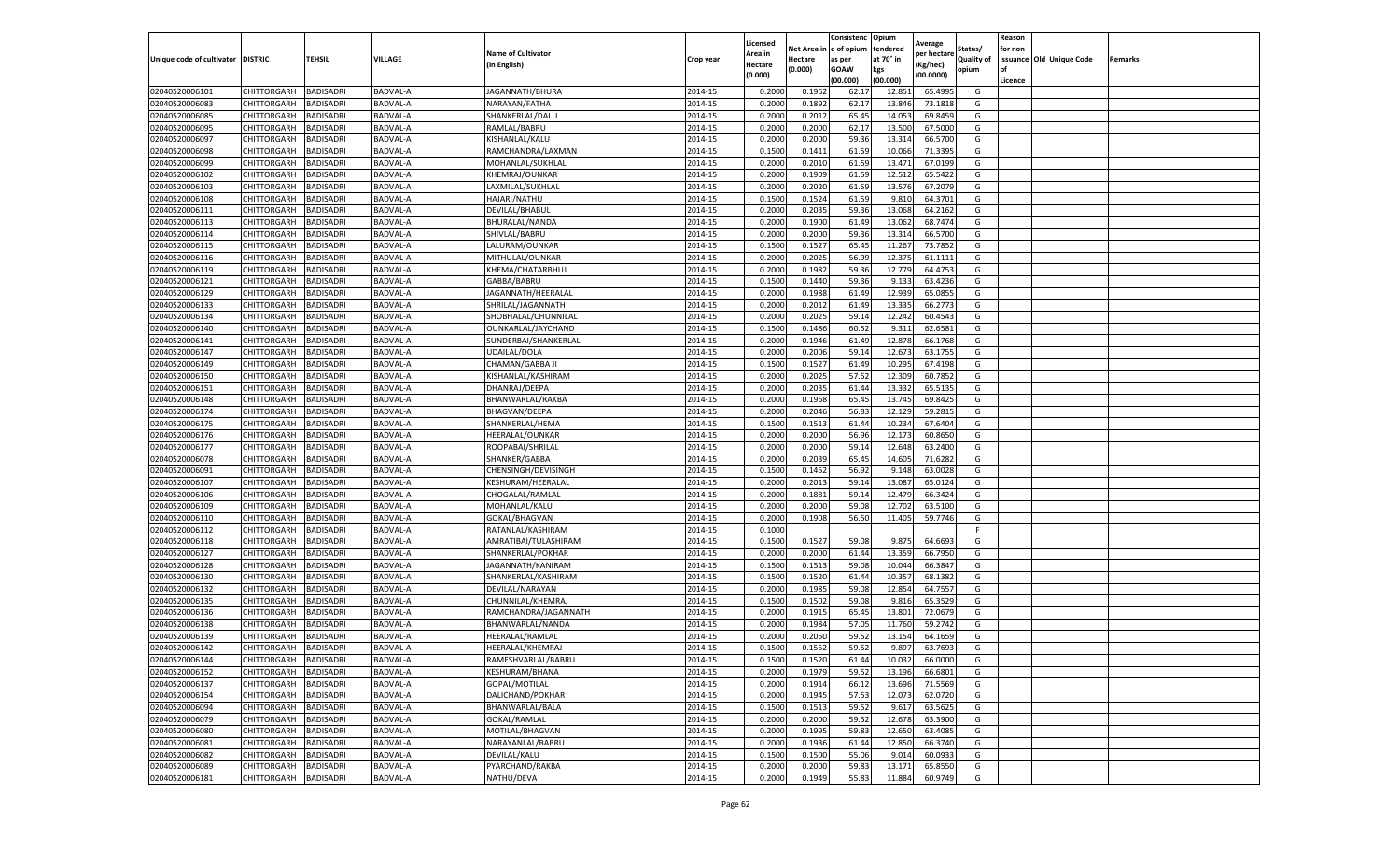| Unique code of cultivator | DISTRIC | TEHSIL | VILLAGE | Name of Cultivator (in English) | Crop year | Licensed Area in Hectare (0.000) | Net Area in Hectare (0.000) | Consistence of opium as per GOAW (00.000) | Opium tendered at 70° in kgs (00.000) | Average per hectare (Kg/hec) (00.0000) | Status/ Quality of opium | Reason for non issuance of Licence | Old Unique Code | Remarks |
|---|---|---|---|---|---|---|---|---|---|---|---|---|---|---|
| 02040520006101 | CHITTORGARH | BADISADRI | BADVAL-A | JAGANNATH/BHURA | 2014-15 | 0.2000 | 0.1962 | 62.17 | 12.851 | 65.4995 | G | | | |
| 02040520006083 | CHITTORGARH | BADISADRI | BADVAL-A | NARAYAN/FATHA | 2014-15 | 0.2000 | 0.1892 | 62.17 | 13.846 | 73.1818 | G | | | |
| 02040520006085 | CHITTORGARH | BADISADRI | BADVAL-A | SHANKERLAL/DALU | 2014-15 | 0.2000 | 0.2012 | 65.45 | 14.053 | 69.8459 | G | | | |
| 02040520006095 | CHITTORGARH | BADISADRI | BADVAL-A | RAMLAL/BABRU | 2014-15 | 0.2000 | 0.2000 | 62.17 | 13.500 | 67.5000 | G | | | |
| 02040520006097 | CHITTORGARH | BADISADRI | BADVAL-A | KISHANLAL/KALU | 2014-15 | 0.2000 | 0.2000 | 59.36 | 13.314 | 66.5700 | G | | | |
| 02040520006098 | CHITTORGARH | BADISADRI | BADVAL-A | RAMCHANDRA/LAXMAN | 2014-15 | 0.1500 | 0.1411 | 61.59 | 10.066 | 71.3395 | G | | | |
| 02040520006099 | CHITTORGARH | BADISADRI | BADVAL-A | MOHANLAL/SUKHLAL | 2014-15 | 0.2000 | 0.2010 | 61.59 | 13.471 | 67.0199 | G | | | |
| 02040520006102 | CHITTORGARH | BADISADRI | BADVAL-A | KHEMRAJ/OUNKAR | 2014-15 | 0.2000 | 0.1909 | 61.59 | 12.512 | 65.5422 | G | | | |
| 02040520006103 | CHITTORGARH | BADISADRI | BADVAL-A | LAXMILAL/SUKHLAL | 2014-15 | 0.2000 | 0.2020 | 61.59 | 13.576 | 67.2079 | G | | | |
| 02040520006108 | CHITTORGARH | BADISADRI | BADVAL-A | HAJARI/NATHU | 2014-15 | 0.1500 | 0.1524 | 61.59 | 9.810 | 64.3701 | G | | | |
| 02040520006111 | CHITTORGARH | BADISADRI | BADVAL-A | DEVILAL/BHABUL | 2014-15 | 0.2000 | 0.2035 | 59.36 | 13.068 | 64.2162 | G | | | |
| 02040520006113 | CHITTORGARH | BADISADRI | BADVAL-A | BHURALAL/NANDA | 2014-15 | 0.2000 | 0.1900 | 61.49 | 13.062 | 68.7474 | G | | | |
| 02040520006114 | CHITTORGARH | BADISADRI | BADVAL-A | SHIVLAL/BABRU | 2014-15 | 0.2000 | 0.2000 | 59.36 | 13.314 | 66.5700 | G | | | |
| 02040520006115 | CHITTORGARH | BADISADRI | BADVAL-A | LALURAM/OUNKAR | 2014-15 | 0.1500 | 0.1527 | 65.45 | 11.267 | 73.7852 | G | | | |
| 02040520006116 | CHITTORGARH | BADISADRI | BADVAL-A | MITHULAL/OUNKAR | 2014-15 | 0.2000 | 0.2025 | 56.99 | 12.375 | 61.1111 | G | | | |
| 02040520006119 | CHITTORGARH | BADISADRI | BADVAL-A | KHEMA/CHATARBHUJ | 2014-15 | 0.2000 | 0.1982 | 59.36 | 12.779 | 64.4753 | G | | | |
| 02040520006121 | CHITTORGARH | BADISADRI | BADVAL-A | GABBA/BABRU | 2014-15 | 0.1500 | 0.1440 | 59.36 | 9.133 | 63.4236 | G | | | |
| 02040520006129 | CHITTORGARH | BADISADRI | BADVAL-A | JAGANNATH/HEERALAL | 2014-15 | 0.2000 | 0.1988 | 61.49 | 12.939 | 65.0855 | G | | | |
| 02040520006133 | CHITTORGARH | BADISADRI | BADVAL-A | SHRILAL/JAGANNATH | 2014-15 | 0.2000 | 0.2012 | 61.49 | 13.335 | 66.2773 | G | | | |
| 02040520006134 | CHITTORGARH | BADISADRI | BADVAL-A | SHOBHALAL/CHUNNILAL | 2014-15 | 0.2000 | 0.2025 | 59.14 | 12.242 | 60.4543 | G | | | |
| 02040520006140 | CHITTORGARH | BADISADRI | BADVAL-A | OUNKARLAL/JAYCHAND | 2014-15 | 0.1500 | 0.1486 | 60.52 | 9.311 | 62.6581 | G | | | |
| 02040520006141 | CHITTORGARH | BADISADRI | BADVAL-A | SUNDERBAI/SHANKERLAL | 2014-15 | 0.2000 | 0.1946 | 61.49 | 12.878 | 66.1768 | G | | | |
| 02040520006147 | CHITTORGARH | BADISADRI | BADVAL-A | UDAILAL/DOLA | 2014-15 | 0.2000 | 0.2006 | 59.14 | 12.673 | 63.1755 | G | | | |
| 02040520006149 | CHITTORGARH | BADISADRI | BADVAL-A | CHAMAN/GABBA JI | 2014-15 | 0.1500 | 0.1527 | 61.49 | 10.295 | 67.4198 | G | | | |
| 02040520006150 | CHITTORGARH | BADISADRI | BADVAL-A | KISHANLAL/KASHIRAM | 2014-15 | 0.2000 | 0.2025 | 57.52 | 12.309 | 60.7852 | G | | | |
| 02040520006151 | CHITTORGARH | BADISADRI | BADVAL-A | DHANRAJ/DEEPA | 2014-15 | 0.2000 | 0.2035 | 61.44 | 13.332 | 65.5135 | G | | | |
| 02040520006148 | CHITTORGARH | BADISADRI | BADVAL-A | BHANWARLAL/RAKBA | 2014-15 | 0.2000 | 0.1968 | 65.45 | 13.745 | 69.8425 | G | | | |
| 02040520006174 | CHITTORGARH | BADISADRI | BADVAL-A | BHAGVAN/DEEPA | 2014-15 | 0.2000 | 0.2046 | 56.83 | 12.129 | 59.2815 | G | | | |
| 02040520006175 | CHITTORGARH | BADISADRI | BADVAL-A | SHANKERLAL/HEMA | 2014-15 | 0.1500 | 0.1513 | 61.44 | 10.234 | 67.6404 | G | | | |
| 02040520006176 | CHITTORGARH | BADISADRI | BADVAL-A | HEERALAL/OUNKAR | 2014-15 | 0.2000 | 0.2000 | 56.96 | 12.173 | 60.8650 | G | | | |
| 02040520006177 | CHITTORGARH | BADISADRI | BADVAL-A | ROOPABAI/SHRILAL | 2014-15 | 0.2000 | 0.2000 | 59.14 | 12.648 | 63.2400 | G | | | |
| 02040520006078 | CHITTORGARH | BADISADRI | BADVAL-A | SHANKER/GABBA | 2014-15 | 0.2000 | 0.2039 | 65.45 | 14.605 | 71.6282 | G | | | |
| 02040520006091 | CHITTORGARH | BADISADRI | BADVAL-A | CHENSINGH/DEVISINGH | 2014-15 | 0.1500 | 0.1452 | 56.92 | 9.148 | 63.0028 | G | | | |
| 02040520006107 | CHITTORGARH | BADISADRI | BADVAL-A | KESHURAM/HEERALAL | 2014-15 | 0.2000 | 0.2013 | 59.14 | 13.087 | 65.0124 | G | | | |
| 02040520006106 | CHITTORGARH | BADISADRI | BADVAL-A | CHOGALAL/RAMLAL | 2014-15 | 0.2000 | 0.1881 | 59.14 | 12.479 | 66.3424 | G | | | |
| 02040520006109 | CHITTORGARH | BADISADRI | BADVAL-A | MOHANLAL/KALU | 2014-15 | 0.2000 | 0.2000 | 59.08 | 12.702 | 63.5100 | G | | | |
| 02040520006110 | CHITTORGARH | BADISADRI | BADVAL-A | GOKAL/BHAGVAN | 2014-15 | 0.2000 | 0.1908 | 56.50 | 11.405 | 59.7746 | G | | | |
| 02040520006112 | CHITTORGARH | BADISADRI | BADVAL-A | RATANLAL/KASHIRAM | 2014-15 | 0.1000 | | | | | F | | | |
| 02040520006118 | CHITTORGARH | BADISADRI | BADVAL-A | AMRATIBAI/TULASHIRAM | 2014-15 | 0.1500 | 0.1527 | 59.08 | 9.875 | 64.6693 | G | | | |
| 02040520006127 | CHITTORGARH | BADISADRI | BADVAL-A | SHANKERLAL/POKHAR | 2014-15 | 0.2000 | 0.2000 | 61.44 | 13.359 | 66.7950 | G | | | |
| 02040520006128 | CHITTORGARH | BADISADRI | BADVAL-A | JAGANNATH/KANIRAM | 2014-15 | 0.1500 | 0.1513 | 59.08 | 10.044 | 66.3847 | G | | | |
| 02040520006130 | CHITTORGARH | BADISADRI | BADVAL-A | SHANKERLAL/KASHIRAM | 2014-15 | 0.1500 | 0.1520 | 61.44 | 10.357 | 68.1382 | G | | | |
| 02040520006132 | CHITTORGARH | BADISADRI | BADVAL-A | DEVILAL/NARAYAN | 2014-15 | 0.2000 | 0.1985 | 59.08 | 12.854 | 64.7557 | G | | | |
| 02040520006135 | CHITTORGARH | BADISADRI | BADVAL-A | CHUNNILAL/KHEMRAJ | 2014-15 | 0.1500 | 0.1502 | 59.08 | 9.816 | 65.3529 | G | | | |
| 02040520006136 | CHITTORGARH | BADISADRI | BADVAL-A | RAMCHANDRA/JAGANNATH | 2014-15 | 0.2000 | 0.1915 | 65.45 | 13.801 | 72.0679 | G | | | |
| 02040520006138 | CHITTORGARH | BADISADRI | BADVAL-A | BHANWARLAL/NANDA | 2014-15 | 0.2000 | 0.1984 | 57.05 | 11.760 | 59.2742 | G | | | |
| 02040520006139 | CHITTORGARH | BADISADRI | BADVAL-A | HEERALAL/RAMLAL | 2014-15 | 0.2000 | 0.2050 | 59.52 | 13.154 | 64.1659 | G | | | |
| 02040520006142 | CHITTORGARH | BADISADRI | BADVAL-A | HEERALAL/KHEMRAJ | 2014-15 | 0.1500 | 0.1552 | 59.52 | 9.897 | 63.7693 | G | | | |
| 02040520006144 | CHITTORGARH | BADISADRI | BADVAL-A | RAMESHVARLAL/BABRU | 2014-15 | 0.1500 | 0.1520 | 61.44 | 10.032 | 66.0000 | G | | | |
| 02040520006152 | CHITTORGARH | BADISADRI | BADVAL-A | KESHURAM/BHANA | 2014-15 | 0.2000 | 0.1979 | 59.52 | 13.196 | 66.6801 | G | | | |
| 02040520006137 | CHITTORGARH | BADISADRI | BADVAL-A | GOPAL/MOTILAL | 2014-15 | 0.2000 | 0.1914 | 66.12 | 13.696 | 71.5569 | G | | | |
| 02040520006154 | CHITTORGARH | BADISADRI | BADVAL-A | DALICHAND/POKHAR | 2014-15 | 0.2000 | 0.1945 | 57.53 | 12.073 | 62.0720 | G | | | |
| 02040520006094 | CHITTORGARH | BADISADRI | BADVAL-A | BHANWARLAL/BALA | 2014-15 | 0.1500 | 0.1513 | 59.52 | 9.617 | 63.5625 | G | | | |
| 02040520006079 | CHITTORGARH | BADISADRI | BADVAL-A | GOKAL/RAMLAL | 2014-15 | 0.2000 | 0.2000 | 59.52 | 12.678 | 63.3900 | G | | | |
| 02040520006080 | CHITTORGARH | BADISADRI | BADVAL-A | MOTILAL/BHAGVAN | 2014-15 | 0.2000 | 0.1995 | 59.83 | 12.650 | 63.4085 | G | | | |
| 02040520006081 | CHITTORGARH | BADISADRI | BADVAL-A | NARAYANLAL/BABRU | 2014-15 | 0.2000 | 0.1936 | 61.44 | 12.850 | 66.3740 | G | | | |
| 02040520006082 | CHITTORGARH | BADISADRI | BADVAL-A | DEVILAL/KALU | 2014-15 | 0.1500 | 0.1500 | 55.06 | 9.014 | 60.0933 | G | | | |
| 02040520006089 | CHITTORGARH | BADISADRI | BADVAL-A | PYARCHAND/RAKBA | 2014-15 | 0.2000 | 0.2000 | 59.83 | 13.171 | 65.8550 | G | | | |
| 02040520006181 | CHITTORGARH | BADISADRI | BADVAL-A | NATHU/DEVA | 2014-15 | 0.2000 | 0.1949 | 55.83 | 11.884 | 60.9749 | G | | | |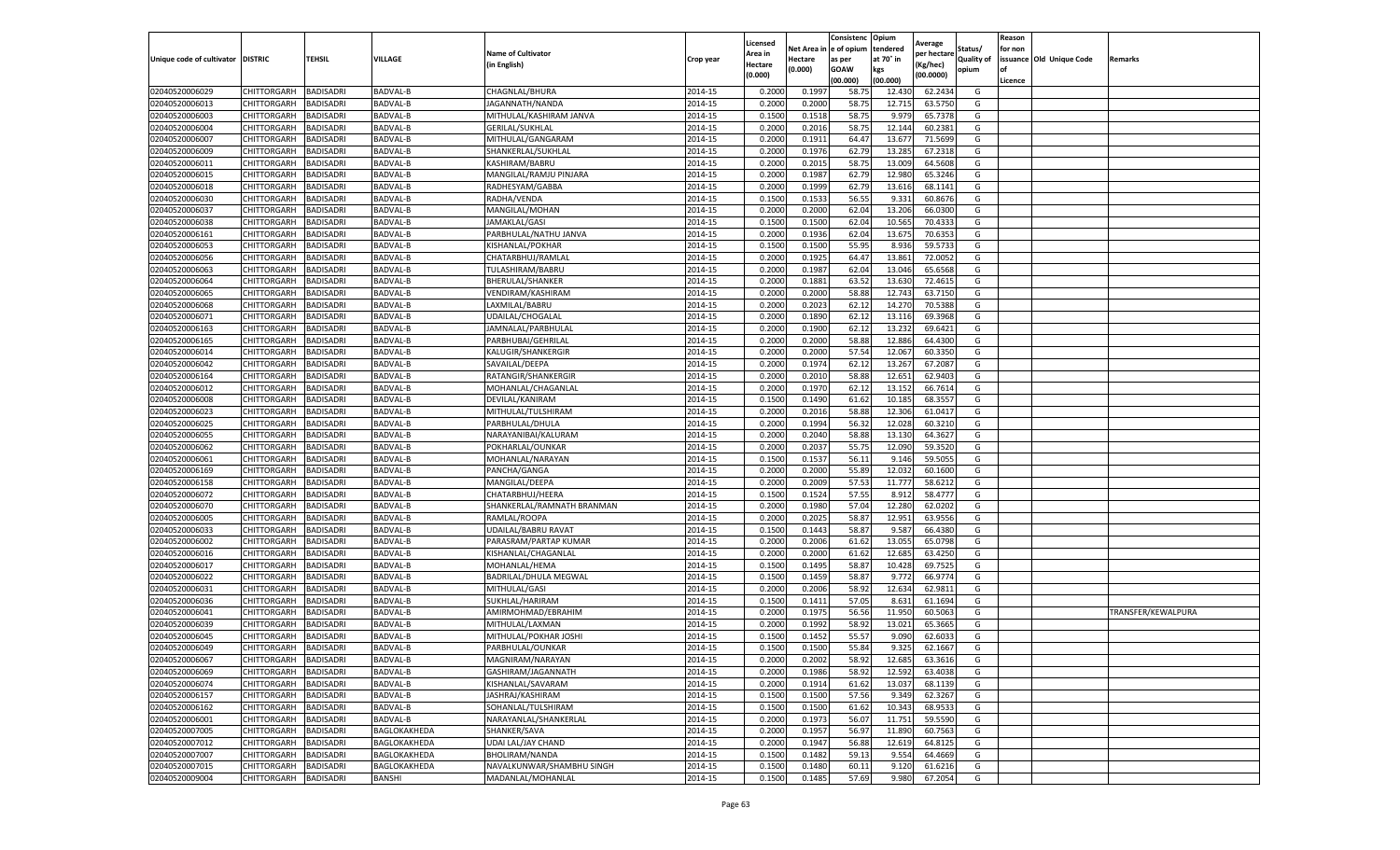| Unique code of cultivator | DISTRIC | TEHSIL | VILLAGE | Name of Cultivator (in English) | Crop year | Licensed Area in Hectare (0.000) | Net Area in Hectare (0.000) | Consistence of opium as per GOAW (00.000) | Opium tendered at 70° in kgs (00.000) | Average per hectare (Kg/hec) (00.0000) | Status/ Quality of opium | Reason for non issuance of Licence | Old Unique Code | Remarks |
|---|---|---|---|---|---|---|---|---|---|---|---|---|---|---|
| 02040520006029 | CHITTORGARH | BADISADRI | BADVAL-B | CHAGNLAL/BHURA | 2014-15 | 0.2000 | 0.1997 | 58.75 | 12.430 | 62.2434 | G | | | |
| 02040520006013 | CHITTORGARH | BADISADRI | BADVAL-B | JAGANNATH/NANDA | 2014-15 | 0.2000 | 0.2000 | 58.75 | 12.715 | 63.5750 | G | | | |
| 02040520006003 | CHITTORGARH | BADISADRI | BADVAL-B | MITHULAL/KASHIRAM JANVA | 2014-15 | 0.1500 | 0.1518 | 58.75 | 9.979 | 65.7378 | G | | | |
| 02040520006004 | CHITTORGARH | BADISADRI | BADVAL-B | GERILAL/SUKHLAL | 2014-15 | 0.2000 | 0.2016 | 58.75 | 12.144 | 60.2381 | G | | | |
| 02040520006007 | CHITTORGARH | BADISADRI | BADVAL-B | MITHULAL/GANGARAM | 2014-15 | 0.2000 | 0.1911 | 64.47 | 13.677 | 71.5699 | G | | | |
| 02040520006009 | CHITTORGARH | BADISADRI | BADVAL-B | SHANKERLAL/SUKHLAL | 2014-15 | 0.2000 | 0.1976 | 62.79 | 13.285 | 67.2318 | G | | | |
| 02040520006011 | CHITTORGARH | BADISADRI | BADVAL-B | KASHIRAM/BABRU | 2014-15 | 0.2000 | 0.2015 | 58.75 | 13.009 | 64.5608 | G | | | |
| 02040520006015 | CHITTORGARH | BADISADRI | BADVAL-B | MANGILAL/RAMJU PINJARA | 2014-15 | 0.2000 | 0.1987 | 62.79 | 12.980 | 65.3246 | G | | | |
| 02040520006018 | CHITTORGARH | BADISADRI | BADVAL-B | RADHESYAM/GABBA | 2014-15 | 0.2000 | 0.1999 | 62.79 | 13.616 | 68.1141 | G | | | |
| 02040520006030 | CHITTORGARH | BADISADRI | BADVAL-B | RADHA/VENDA | 2014-15 | 0.1500 | 0.1533 | 56.55 | 9.331 | 60.8676 | G | | | |
| 02040520006037 | CHITTORGARH | BADISADRI | BADVAL-B | MANGILAL/MOHAN | 2014-15 | 0.2000 | 0.2000 | 62.04 | 13.206 | 66.0300 | G | | | |
| 02040520006038 | CHITTORGARH | BADISADRI | BADVAL-B | JAMAKLAL/GASI | 2014-15 | 0.1500 | 0.1500 | 62.04 | 10.565 | 70.4333 | G | | | |
| 02040520006161 | CHITTORGARH | BADISADRI | BADVAL-B | PARBHULAL/NATHU JANVA | 2014-15 | 0.2000 | 0.1936 | 62.04 | 13.675 | 70.6353 | G | | | |
| 02040520006053 | CHITTORGARH | BADISADRI | BADVAL-B | KISHANLAL/POKHAR | 2014-15 | 0.1500 | 0.1500 | 55.95 | 8.936 | 59.5733 | G | | | |
| 02040520006056 | CHITTORGARH | BADISADRI | BADVAL-B | CHATARBHUJ/RAMLAL | 2014-15 | 0.2000 | 0.1925 | 64.47 | 13.861 | 72.0052 | G | | | |
| 02040520006063 | CHITTORGARH | BADISADRI | BADVAL-B | TULASHIRAM/BABRU | 2014-15 | 0.2000 | 0.1987 | 62.04 | 13.046 | 65.6568 | G | | | |
| 02040520006064 | CHITTORGARH | BADISADRI | BADVAL-B | BHERULAL/SHANKER | 2014-15 | 0.2000 | 0.1881 | 63.52 | 13.630 | 72.4615 | G | | | |
| 02040520006065 | CHITTORGARH | BADISADRI | BADVAL-B | VENDIRAM/KASHIRAM | 2014-15 | 0.2000 | 0.2000 | 58.88 | 12.743 | 63.7150 | G | | | |
| 02040520006068 | CHITTORGARH | BADISADRI | BADVAL-B | LAXMILAL/BABRU | 2014-15 | 0.2000 | 0.2023 | 62.12 | 14.270 | 70.5388 | G | | | |
| 02040520006071 | CHITTORGARH | BADISADRI | BADVAL-B | UDAILAL/CHOGALAL | 2014-15 | 0.2000 | 0.1890 | 62.12 | 13.116 | 69.3968 | G | | | |
| 02040520006163 | CHITTORGARH | BADISADRI | BADVAL-B | JAMNALAL/PARBHULAL | 2014-15 | 0.2000 | 0.1900 | 62.12 | 13.232 | 69.6421 | G | | | |
| 02040520006165 | CHITTORGARH | BADISADRI | BADVAL-B | PARBHUBAI/GEHRILAL | 2014-15 | 0.2000 | 0.2000 | 58.88 | 12.886 | 64.4300 | G | | | |
| 02040520006014 | CHITTORGARH | BADISADRI | BADVAL-B | KALUGIR/SHANKERGIR | 2014-15 | 0.2000 | 0.2000 | 57.54 | 12.067 | 60.3350 | G | | | |
| 02040520006042 | CHITTORGARH | BADISADRI | BADVAL-B | SAVAILAL/DEEPA | 2014-15 | 0.2000 | 0.1974 | 62.12 | 13.267 | 67.2087 | G | | | |
| 02040520006164 | CHITTORGARH | BADISADRI | BADVAL-B | RATANGIR/SHANKERGIR | 2014-15 | 0.2000 | 0.2010 | 58.88 | 12.651 | 62.9403 | G | | | |
| 02040520006012 | CHITTORGARH | BADISADRI | BADVAL-B | MOHANLAL/CHAGANLAL | 2014-15 | 0.2000 | 0.1970 | 62.12 | 13.152 | 66.7614 | G | | | |
| 02040520006008 | CHITTORGARH | BADISADRI | BADVAL-B | DEVILAL/KANIRAM | 2014-15 | 0.1500 | 0.1490 | 61.62 | 10.185 | 68.3557 | G | | | |
| 02040520006023 | CHITTORGARH | BADISADRI | BADVAL-B | MITHULAL/TULSHIRAM | 2014-15 | 0.2000 | 0.2016 | 58.88 | 12.306 | 61.0417 | G | | | |
| 02040520006025 | CHITTORGARH | BADISADRI | BADVAL-B | PARBHULAL/DHULA | 2014-15 | 0.2000 | 0.1994 | 56.32 | 12.028 | 60.3210 | G | | | |
| 02040520006055 | CHITTORGARH | BADISADRI | BADVAL-B | NARAYANIBAI/KALURAM | 2014-15 | 0.2000 | 0.2040 | 58.88 | 13.130 | 64.3627 | G | | | |
| 02040520006062 | CHITTORGARH | BADISADRI | BADVAL-B | POKHARLAL/OUNKAR | 2014-15 | 0.2000 | 0.2037 | 55.75 | 12.090 | 59.3520 | G | | | |
| 02040520006061 | CHITTORGARH | BADISADRI | BADVAL-B | MOHANLAL/NARAYAN | 2014-15 | 0.1500 | 0.1537 | 56.11 | 9.146 | 59.5055 | G | | | |
| 02040520006169 | CHITTORGARH | BADISADRI | BADVAL-B | PANCHA/GANGA | 2014-15 | 0.2000 | 0.2000 | 55.89 | 12.032 | 60.1600 | G | | | |
| 02040520006158 | CHITTORGARH | BADISADRI | BADVAL-B | MANGILAL/DEEPA | 2014-15 | 0.2000 | 0.2009 | 57.53 | 11.777 | 58.6212 | G | | | |
| 02040520006072 | CHITTORGARH | BADISADRI | BADVAL-B | CHATARBHUJ/HEERA | 2014-15 | 0.1500 | 0.1524 | 57.55 | 8.912 | 58.4777 | G | | | |
| 02040520006070 | CHITTORGARH | BADISADRI | BADVAL-B | SHANKERLAL/RAMNATH BRANMAN | 2014-15 | 0.2000 | 0.1980 | 57.04 | 12.280 | 62.0202 | G | | | |
| 02040520006005 | CHITTORGARH | BADISADRI | BADVAL-B | RAMLAL/ROOPA | 2014-15 | 0.2000 | 0.2025 | 58.87 | 12.951 | 63.9556 | G | | | |
| 02040520006033 | CHITTORGARH | BADISADRI | BADVAL-B | UDAILAL/BABRU RAVAT | 2014-15 | 0.1500 | 0.1443 | 58.87 | 9.587 | 66.4380 | G | | | |
| 02040520006002 | CHITTORGARH | BADISADRI | BADVAL-B | PARASRAM/PARTAP KUMAR | 2014-15 | 0.2000 | 0.2006 | 61.62 | 13.055 | 65.0798 | G | | | |
| 02040520006016 | CHITTORGARH | BADISADRI | BADVAL-B | KISHANLAL/CHAGANLAL | 2014-15 | 0.2000 | 0.2000 | 61.62 | 12.685 | 63.4250 | G | | | |
| 02040520006017 | CHITTORGARH | BADISADRI | BADVAL-B | MOHANLAL/HEMA | 2014-15 | 0.1500 | 0.1495 | 58.87 | 10.428 | 69.7525 | G | | | |
| 02040520006022 | CHITTORGARH | BADISADRI | BADVAL-B | BADRILAL/DHULA MEGWAL | 2014-15 | 0.1500 | 0.1459 | 58.87 | 9.772 | 66.9774 | G | | | |
| 02040520006031 | CHITTORGARH | BADISADRI | BADVAL-B | MITHULAL/GASI | 2014-15 | 0.2000 | 0.2006 | 58.92 | 12.634 | 62.9811 | G | | | |
| 02040520006036 | CHITTORGARH | BADISADRI | BADVAL-B | SUKHLAL/HARIRAM | 2014-15 | 0.1500 | 0.1411 | 57.05 | 8.631 | 61.1694 | G | | | |
| 02040520006041 | CHITTORGARH | BADISADRI | BADVAL-B | AMIRMOHMAD/EBRAHIM | 2014-15 | 0.2000 | 0.1975 | 56.56 | 11.950 | 60.5063 | G | | | TRANSFER/KEWALPURA |
| 02040520006039 | CHITTORGARH | BADISADRI | BADVAL-B | MITHULAL/LAXMAN | 2014-15 | 0.2000 | 0.1992 | 58.92 | 13.021 | 65.3665 | G | | | |
| 02040520006045 | CHITTORGARH | BADISADRI | BADVAL-B | MITHULAL/POKHAR JOSHI | 2014-15 | 0.1500 | 0.1452 | 55.57 | 9.090 | 62.6033 | G | | | |
| 02040520006049 | CHITTORGARH | BADISADRI | BADVAL-B | PARBHULAL/OUNKAR | 2014-15 | 0.1500 | 0.1500 | 55.84 | 9.325 | 62.1667 | G | | | |
| 02040520006067 | CHITTORGARH | BADISADRI | BADVAL-B | MAGNIRAM/NARAYAN | 2014-15 | 0.2000 | 0.2002 | 58.92 | 12.685 | 63.3616 | G | | | |
| 02040520006069 | CHITTORGARH | BADISADRI | BADVAL-B | GASHIRAM/JAGANNATH | 2014-15 | 0.2000 | 0.1986 | 58.92 | 12.592 | 63.4038 | G | | | |
| 02040520006074 | CHITTORGARH | BADISADRI | BADVAL-B | KISHANLAL/SAVARAM | 2014-15 | 0.2000 | 0.1914 | 61.62 | 13.037 | 68.1139 | G | | | |
| 02040520006157 | CHITTORGARH | BADISADRI | BADVAL-B | JASHRAJ/KASHIRAM | 2014-15 | 0.1500 | 0.1500 | 57.56 | 9.349 | 62.3267 | G | | | |
| 02040520006162 | CHITTORGARH | BADISADRI | BADVAL-B | SOHANLAL/TULSHIRAM | 2014-15 | 0.1500 | 0.1500 | 61.62 | 10.343 | 68.9533 | G | | | |
| 02040520006001 | CHITTORGARH | BADISADRI | BADVAL-B | NARAYANLAL/SHANKERLAL | 2014-15 | 0.2000 | 0.1973 | 56.07 | 11.751 | 59.5590 | G | | | |
| 02040520007005 | CHITTORGARH | BADISADRI | BAGLOKAKHEDA | SHANKER/SAVA | 2014-15 | 0.2000 | 0.1957 | 56.97 | 11.890 | 60.7563 | G | | | |
| 02040520007012 | CHITTORGARH | BADISADRI | BAGLOKAKHEDA | UDAI LAL/JAY CHAND | 2014-15 | 0.2000 | 0.1947 | 56.88 | 12.619 | 64.8125 | G | | | |
| 02040520007007 | CHITTORGARH | BADISADRI | BAGLOKAKHEDA | BHOLIRAM/NANDA | 2014-15 | 0.1500 | 0.1482 | 59.13 | 9.554 | 64.4669 | G | | | |
| 02040520007015 | CHITTORGARH | BADISADRI | BAGLOKAKHEDA | NAVALKUNWAR/SHAMBHU SINGH | 2014-15 | 0.1500 | 0.1480 | 60.11 | 9.120 | 61.6216 | G | | | |
| 02040520009004 | CHITTORGARH | BADISADRI | BANSHI | MADANLAL/MOHANLAL | 2014-15 | 0.1500 | 0.1485 | 57.69 | 9.980 | 67.2054 | G | | | |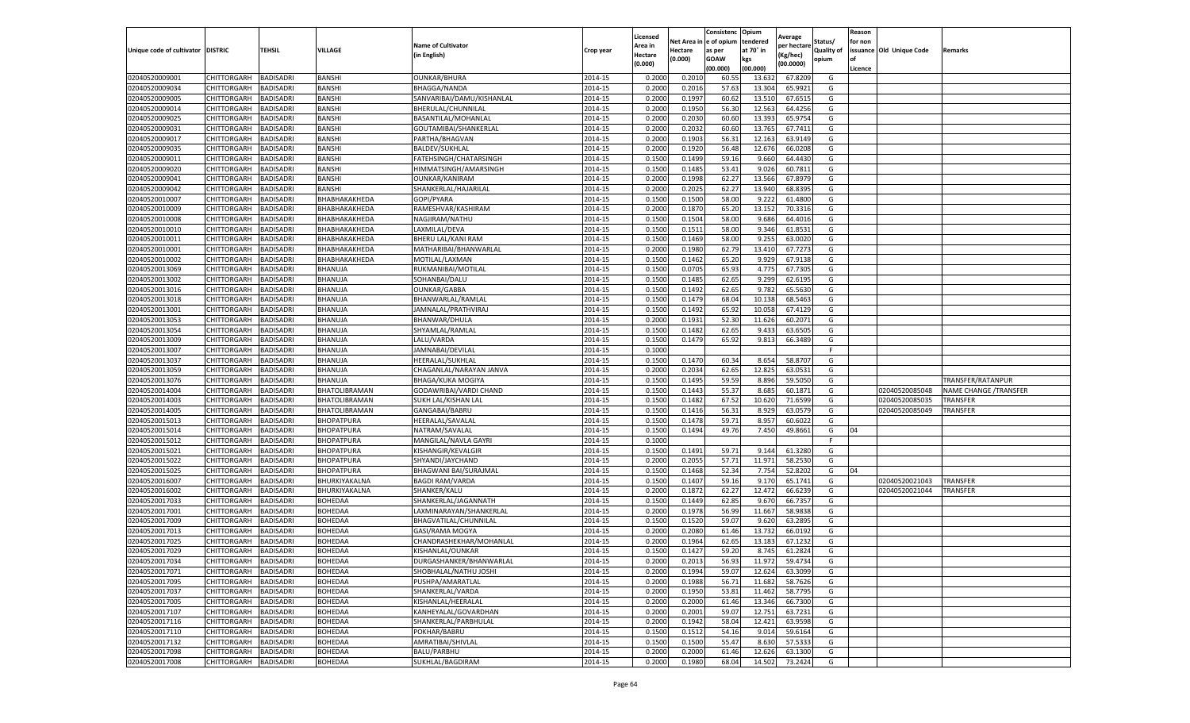| Unique code of cultivator | DISTRIC | TEHSIL | VILLAGE | Name of Cultivator (in English) | Crop year | Licensed Area in Hectare (0.000) | Net Area in Hectare (0.000) | Consistence of opium as per GOAW (00.000) | Opium tendered at 70° in kgs (00.000) | Average per hectare (Kg/hec) (00.0000) | Status/ Quality of opium | Reason for non issuance of Licence | Old Unique Code | Remarks |
|---|---|---|---|---|---|---|---|---|---|---|---|---|---|---|
| 02040520009001 | CHITTORGARH | BADISADRI | BANSHI | OUNKAR/BHURA | 2014-15 | 0.2000 | 0.2010 | 60.55 | 13.632 | 67.8209 | G | | | |
| 02040520009034 | CHITTORGARH | BADISADRI | BANSHI | BHAGGA/NANDA | 2014-15 | 0.2000 | 0.2016 | 57.63 | 13.304 | 65.9921 | G | | | |
| 02040520009005 | CHITTORGARH | BADISADRI | BANSHI | SANVARIBAI/DAMU/KISHANLAL | 2014-15 | 0.2000 | 0.1997 | 60.62 | 13.510 | 67.6515 | G | | | |
| 02040520009014 | CHITTORGARH | BADISADRI | BANSHI | BHERULAL/CHUNNILAL | 2014-15 | 0.2000 | 0.1950 | 56.30 | 12.563 | 64.4256 | G | | | |
| 02040520009025 | CHITTORGARH | BADISADRI | BANSHI | BASANTILAL/MOHANLAL | 2014-15 | 0.2000 | 0.2030 | 60.60 | 13.393 | 65.9754 | G | | | |
| 02040520009031 | CHITTORGARH | BADISADRI | BANSHI | GOUTAMIBAI/SHANKERLAL | 2014-15 | 0.2000 | 0.2032 | 60.60 | 13.765 | 67.7411 | G | | | |
| 02040520009017 | CHITTORGARH | BADISADRI | BANSHI | PARTHA/BHAGVAN | 2014-15 | 0.2000 | 0.1903 | 56.31 | 12.163 | 63.9149 | G | | | |
| 02040520009035 | CHITTORGARH | BADISADRI | BANSHI | BALDEV/SUKHLAL | 2014-15 | 0.2000 | 0.1920 | 56.48 | 12.676 | 66.0208 | G | | | |
| 02040520009011 | CHITTORGARH | BADISADRI | BANSHI | FATEHSINGH/CHATARSINGH | 2014-15 | 0.1500 | 0.1499 | 59.16 | 9.660 | 64.4430 | G | | | |
| 02040520009020 | CHITTORGARH | BADISADRI | BANSHI | HIMMATSINGH/AMARSINGH | 2014-15 | 0.1500 | 0.1485 | 53.41 | 9.026 | 60.7811 | G | | | |
| 02040520009041 | CHITTORGARH | BADISADRI | BANSHI | OUNKAR/KANIRAM | 2014-15 | 0.2000 | 0.1998 | 62.27 | 13.566 | 67.8979 | G | | | |
| 02040520009042 | CHITTORGARH | BADISADRI | BANSHI | SHANKERLAL/HAJARILAL | 2014-15 | 0.2000 | 0.2025 | 62.27 | 13.940 | 68.8395 | G | | | |
| 02040520010007 | CHITTORGARH | BADISADRI | BHABHAKAKHEDA | GOPI/PYARA | 2014-15 | 0.1500 | 0.1500 | 58.00 | 9.222 | 61.4800 | G | | | |
| 02040520010009 | CHITTORGARH | BADISADRI | BHABHAKAKHEDA | RAMESHVAR/KASHIRAM | 2014-15 | 0.2000 | 0.1870 | 65.20 | 13.152 | 70.3316 | G | | | |
| 02040520010008 | CHITTORGARH | BADISADRI | BHABHAKAKHEDA | NAGJIRAM/NATHU | 2014-15 | 0.1500 | 0.1504 | 58.00 | 9.686 | 64.4016 | G | | | |
| 02040520010010 | CHITTORGARH | BADISADRI | BHABHAKAKHEDA | LAXMILAL/DEVA | 2014-15 | 0.1500 | 0.1511 | 58.00 | 9.346 | 61.8531 | G | | | |
| 02040520010011 | CHITTORGARH | BADISADRI | BHABHAKAKHEDA | BHERU LAL/KANI RAM | 2014-15 | 0.1500 | 0.1469 | 58.00 | 9.255 | 63.0020 | G | | | |
| 02040520010001 | CHITTORGARH | BADISADRI | BHABHAKAKHEDA | MATHARIBAI/BHANWARLAL | 2014-15 | 0.2000 | 0.1980 | 62.79 | 13.410 | 67.7273 | G | | | |
| 02040520010002 | CHITTORGARH | BADISADRI | BHABHAKAKHEDA | MOTILAL/LAXMAN | 2014-15 | 0.1500 | 0.1462 | 65.20 | 9.929 | 67.9138 | G | | | |
| 02040520013069 | CHITTORGARH | BADISADRI | BHANUJA | RUKMANIBAI/MOTILAL | 2014-15 | 0.1500 | 0.0705 | 65.93 | 4.775 | 67.7305 | G | | | |
| 02040520013002 | CHITTORGARH | BADISADRI | BHANUJA | SOHANBAI/DALU | 2014-15 | 0.1500 | 0.1485 | 62.65 | 9.299 | 62.6195 | G | | | |
| 02040520013016 | CHITTORGARH | BADISADRI | BHANUJA | OUNKAR/GABBA | 2014-15 | 0.1500 | 0.1492 | 62.65 | 9.782 | 65.5630 | G | | | |
| 02040520013018 | CHITTORGARH | BADISADRI | BHANUJA | BHANWARLAL/RAMLAL | 2014-15 | 0.1500 | 0.1479 | 68.04 | 10.138 | 68.5463 | G | | | |
| 02040520013001 | CHITTORGARH | BADISADRI | BHANUJA | JAMNALAL/PRATHVIRAJ | 2014-15 | 0.1500 | 0.1492 | 65.92 | 10.058 | 67.4129 | G | | | |
| 02040520013053 | CHITTORGARH | BADISADRI | BHANUJA | BHANWAR/DHULA | 2014-15 | 0.2000 | 0.1931 | 52.30 | 11.626 | 60.2071 | G | | | |
| 02040520013054 | CHITTORGARH | BADISADRI | BHANUJA | SHYAMLAL/RAMLAL | 2014-15 | 0.1500 | 0.1482 | 62.65 | 9.433 | 63.6505 | G | | | |
| 02040520013009 | CHITTORGARH | BADISADRI | BHANUJA | LALU/VARDA | 2014-15 | 0.1500 | 0.1479 | 65.92 | 9.813 | 66.3489 | G | | | |
| 02040520013007 | CHITTORGARH | BADISADRI | BHANUJA | JAMNABAI/DEVILAL | 2014-15 | 0.1000 | | | | | F | | | |
| 02040520013037 | CHITTORGARH | BADISADRI | BHANUJA | HEERALAL/SUKHLAL | 2014-15 | 0.1500 | 0.1470 | 60.34 | 8.654 | 58.8707 | G | | | |
| 02040520013059 | CHITTORGARH | BADISADRI | BHANUJA | CHAGANLAL/NARAYAN JANVA | 2014-15 | 0.2000 | 0.2034 | 62.65 | 12.825 | 63.0531 | G | | | |
| 02040520013076 | CHITTORGARH | BADISADRI | BHANUJA | BHAGA/KUKA MOGIYA | 2014-15 | 0.1500 | 0.1495 | 59.59 | 8.896 | 59.5050 | G | | | TRANSFER/RATANPUR |
| 02040520014004 | CHITTORGARH | BADISADRI | BHATOLIBRAMAN | GODAWRIBAI/VARDI CHAND | 2014-15 | 0.1500 | 0.1443 | 55.37 | 8.685 | 60.1871 | G | | 02040520085048 | NAME CHANGE /TRANSFER |
| 02040520014003 | CHITTORGARH | BADISADRI | BHATOLIBRAMAN | SUKH LAL/KISHAN LAL | 2014-15 | 0.1500 | 0.1482 | 67.52 | 10.620 | 71.6599 | G | | 02040520085035 | TRANSFER |
| 02040520014005 | CHITTORGARH | BADISADRI | BHATOLIBRAMAN | GANGABAI/BABRU | 2014-15 | 0.1500 | 0.1416 | 56.31 | 8.929 | 63.0579 | G | | 02040520085049 | TRANSFER |
| 02040520015013 | CHITTORGARH | BADISADRI | BHOPATPURA | HEERALAL/SAVALAL | 2014-15 | 0.1500 | 0.1478 | 59.71 | 8.957 | 60.6022 | G | | | |
| 02040520015014 | CHITTORGARH | BADISADRI | BHOPATPURA | NATRAM/SAVALAL | 2014-15 | 0.1500 | 0.1494 | 49.76 | 7.450 | 49.8661 | G | 04 | | |
| 02040520015012 | CHITTORGARH | BADISADRI | BHOPATPURA | MANGILAL/NAVLA GAYRI | 2014-15 | 0.1000 | | | | | F | | | |
| 02040520015021 | CHITTORGARH | BADISADRI | BHOPATPURA | KISHANGIR/KEVALGIR | 2014-15 | 0.1500 | 0.1491 | 59.71 | 9.144 | 61.3280 | G | | | |
| 02040520015022 | CHITTORGARH | BADISADRI | BHOPATPURA | SHYANDI/JAYCHAND | 2014-15 | 0.2000 | 0.2055 | 57.71 | 11.971 | 58.2530 | G | | | |
| 02040520015025 | CHITTORGARH | BADISADRI | BHOPATPURA | BHAGWANI BAI/SURAJMAL | 2014-15 | 0.1500 | 0.1468 | 52.34 | 7.754 | 52.8202 | G | 04 | | |
| 02040520016007 | CHITTORGARH | BADISADRI | BHURKIYAKALNA | BAGDI RAM/VARDA | 2014-15 | 0.1500 | 0.1407 | 59.16 | 9.170 | 65.1741 | G | | 02040520021043 | TRANSFER |
| 02040520016002 | CHITTORGARH | BADISADRI | BHURKIYAKALNA | SHANKER/KALU | 2014-15 | 0.2000 | 0.1872 | 62.27 | 12.472 | 66.6239 | G | | 02040520021044 | TRANSFER |
| 02040520017033 | CHITTORGARH | BADISADRI | BOHEDAA | SHANKERLAL/JAGANNATH | 2014-15 | 0.1500 | 0.1449 | 62.85 | 9.670 | 66.7357 | G | | | |
| 02040520017001 | CHITTORGARH | BADISADRI | BOHEDAA | LAXMINARAYAN/SHANKERLAL | 2014-15 | 0.2000 | 0.1978 | 56.99 | 11.667 | 58.9838 | G | | | |
| 02040520017009 | CHITTORGARH | BADISADRI | BOHEDAA | BHAGVATILAL/CHUNNILAL | 2014-15 | 0.1500 | 0.1520 | 59.07 | 9.620 | 63.2895 | G | | | |
| 02040520017013 | CHITTORGARH | BADISADRI | BOHEDAA | GASI/RAMA MOGYA | 2014-15 | 0.2000 | 0.2080 | 61.46 | 13.732 | 66.0192 | G | | | |
| 02040520017025 | CHITTORGARH | BADISADRI | BOHEDAA | CHANDRASHEKHAR/MOHANLAL | 2014-15 | 0.2000 | 0.1964 | 62.65 | 13.183 | 67.1232 | G | | | |
| 02040520017029 | CHITTORGARH | BADISADRI | BOHEDAA | KISHANLAL/OUNKAR | 2014-15 | 0.1500 | 0.1427 | 59.20 | 8.745 | 61.2824 | G | | | |
| 02040520017034 | CHITTORGARH | BADISADRI | BOHEDAA | DURGASHANKER/BHANWARLAL | 2014-15 | 0.2000 | 0.2013 | 56.93 | 11.972 | 59.4734 | G | | | |
| 02040520017071 | CHITTORGARH | BADISADRI | BOHEDAA | SHOBHALAL/NATHU JOSHI | 2014-15 | 0.2000 | 0.1994 | 59.07 | 12.624 | 63.3099 | G | | | |
| 02040520017095 | CHITTORGARH | BADISADRI | BOHEDAA | PUSHPA/AMARATLAL | 2014-15 | 0.2000 | 0.1988 | 56.71 | 11.682 | 58.7626 | G | | | |
| 02040520017037 | CHITTORGARH | BADISADRI | BOHEDAA | SHANKERLAL/VARDA | 2014-15 | 0.2000 | 0.1950 | 53.81 | 11.462 | 58.7795 | G | | | |
| 02040520017005 | CHITTORGARH | BADISADRI | BOHEDAA | KISHANLAL/HEERALAL | 2014-15 | 0.2000 | 0.2000 | 61.46 | 13.346 | 66.7300 | G | | | |
| 02040520017107 | CHITTORGARH | BADISADRI | BOHEDAA | KANHEYALAL/GOVARDHAN | 2014-15 | 0.2000 | 0.2001 | 59.07 | 12.751 | 63.7231 | G | | | |
| 02040520017116 | CHITTORGARH | BADISADRI | BOHEDAA | SHANKERLAL/PARBHULAL | 2014-15 | 0.2000 | 0.1942 | 58.04 | 12.421 | 63.9598 | G | | | |
| 02040520017110 | CHITTORGARH | BADISADRI | BOHEDAA | POKHAR/BABRU | 2014-15 | 0.1500 | 0.1512 | 54.16 | 9.014 | 59.6164 | G | | | |
| 02040520017132 | CHITTORGARH | BADISADRI | BOHEDAA | AMRATIBAI/SHIVLAL | 2014-15 | 0.1500 | 0.1500 | 55.47 | 8.630 | 57.5333 | G | | | |
| 02040520017098 | CHITTORGARH | BADISADRI | BOHEDAA | BALU/PARBHU | 2014-15 | 0.2000 | 0.2000 | 61.46 | 12.626 | 63.1300 | G | | | |
| 02040520017008 | CHITTORGARH | BADISADRI | BOHEDAA | SUKHLAL/BAGDIRAM | 2014-15 | 0.2000 | 0.1980 | 68.04 | 14.502 | 73.2424 | G | | | |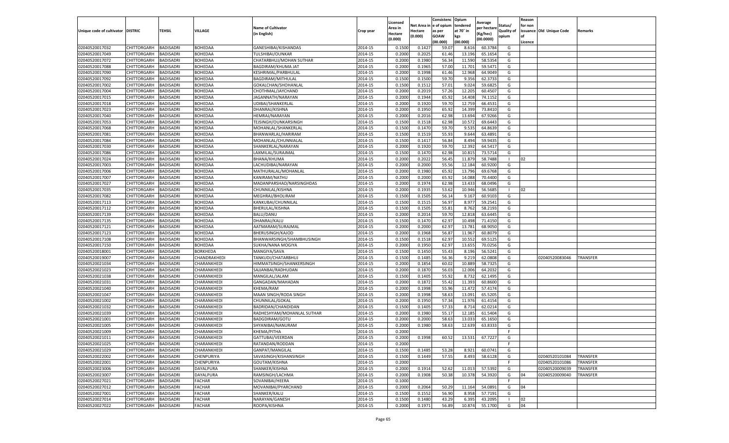| Unique code of cultivator | DISTRIC | TEHSIL | VILLAGE | Name of Cultivator (in English) | Crop year | Licensed Area in Hectare (0.000) | Net Area in Hectare (0.000) | Consistence of opium as per GOAW (00.000) | Opium tendered at 70° in kgs (00.000) | Average per hectare (Kg/hec) (00.0000) | Status/ Quality of opium | Reason for non issuance of Licence | Old Unique Code | Remarks |
|---|---|---|---|---|---|---|---|---|---|---|---|---|---|---|
| 02040520017032 | CHITTORGARH | BADISADRI | BOHEDAA | GANESHIBAI/KISHANDAS | 2014-15 | 0.1500 | 0.1427 | 59.07 | 8.616 | 60.3784 | G | | | |
| 02040520017049 | CHITTORGARH | BADISADRI | BOHEDAA | TULSHIBAI/OUNKAR | 2014-15 | 0.2000 | 0.2025 | 61.46 | 13.196 | 65.1654 | G | | | |
| 02040520017072 | CHITTORGARH | BADISADRI | BOHEDAA | CHATARBHUJ/MOHAN SUTHAR | 2014-15 | 0.2000 | 0.1980 | 56.34 | 11.590 | 58.5354 | G | | | |
| 02040520017088 | CHITTORGARH | BADISADRI | BOHEDAA | BAGDIRAM/KHUMA JAT | 2014-15 | 0.2000 | 0.1965 | 57.00 | 11.701 | 59.5471 | G | | | |
| 02040520017090 | CHITTORGARH | BADISADRI | BOHEDAA | KESHRIMAL/PARBHULAL | 2014-15 | 0.2000 | 0.1998 | 61.46 | 12.968 | 64.9049 | G | | | |
| 02040520017092 | CHITTORGARH | BADISADRI | BOHEDAA | BAGDIRAM/MITHULAL | 2014-15 | 0.1500 | 0.1500 | 59.70 | 9.356 | 62.3733 | G | | | |
| 02040520017002 | CHITTORGARH | BADISADRI | BOHEDAA | GOKALCHAN/SHOHANLAL | 2014-15 | 0.1500 | 0.1512 | 57.01 | 9.024 | 59.6825 | G | | | |
| 02040520017004 | CHITTORGARH | BADISADRI | BOHEDAA | CHOTHMAL/JAYCHAND | 2014-15 | 0.2000 | 0.2019 | 57.26 | 12.205 | 60.4507 | G | | | |
| 02040520017015 | CHITTORGARH | BADISADRI | BOHEDAA | JAGANNATH/NARAYAN | 2014-15 | 0.2000 | 0.1944 | 65.92 | 14.408 | 74.1152 | G | | | |
| 02040520017018 | CHITTORGARH | BADISADRI | BOHEDAA | UDIBAI/SHANKERLAL | 2014-15 | 0.2000 | 0.1920 | 59.70 | 12.759 | 66.4531 | G | | | |
| 02040520017023 | CHITTORGARH | BADISADRI | BOHEDAA | DHANRAJ/KISHNA | 2014-15 | 0.2000 | 0.1950 | 65.92 | 14.399 | 73.8410 | G | | | |
| 02040520017040 | CHITTORGARH | BADISADRI | BOHEDAA | HEMRAJ/NARAYAN | 2014-15 | 0.2000 | 0.2016 | 62.98 | 13.694 | 67.9266 | G | | | |
| 02040520017053 | CHITTORGARH | BADISADRI | BOHEDAA | TEJSINGH/OUNKARSINGH | 2014-15 | 0.1500 | 0.1518 | 62.98 | 10.572 | 69.6443 | G | | | |
| 02040520017068 | CHITTORGARH | BADISADRI | BOHEDAA | MOHANLAL/SHANKERLAL | 2014-15 | 0.1500 | 0.1470 | 59.70 | 9.535 | 64.8639 | G | | | |
| 02040520017081 | CHITTORGARH | BADISADRI | BOHEDAA | BHANWARLAL/HARIRAM | 2014-15 | 0.1500 | 0.1519 | 55.93 | 9.644 | 63.4891 | G | | | |
| 02040520017084 | CHITTORGARH | BADISADRI | BOHEDAA | MOHANLAL/CHUNNIALAL | 2014-15 | 0.1500 | 0.1417 | 56.84 | 8.494 | 59.9435 | G | | | |
| 02040520017030 | CHITTORGARH | BADISADRI | BOHEDAA | SHANKERLAL/NARAYAN | 2014-15 | 0.2000 | 0.1920 | 59.70 | 12.392 | 64.5417 | G | | | |
| 02040520017086 | CHITTORGARH | BADISADRI | BOHEDAA | LAXMILAL/SURAJMAL | 2014-15 | 0.1500 | 0.1470 | 62.98 | 10.815 | 73.5714 | G | | | |
| 02040520017024 | CHITTORGARH | BADISADRI | BOHEDAA | BHANA/KHUMA | 2014-15 | 0.2000 | 0.2022 | 56.45 | 11.879 | 58.7488 | I | 02 | | |
| 02040520017003 | CHITTORGARH | BADISADRI | BOHEDAA | LACHUDIBAI/NARAYAN | 2014-15 | 0.2000 | 0.2000 | 55.56 | 12.184 | 60.9200 | G | | | |
| 02040520017006 | CHITTORGARH | BADISADRI | BOHEDAA | MATHURALAL/MOHANLAL | 2014-15 | 0.2000 | 0.1980 | 65.92 | 13.796 | 69.6768 | G | | | |
| 02040520017007 | CHITTORGARH | BADISADRI | BOHEDAA | KANIRAM/NATHU | 2014-15 | 0.2000 | 0.2000 | 65.92 | 14.088 | 70.4400 | G | | | |
| 02040520017027 | CHITTORGARH | BADISADRI | BOHEDAA | MADANPARSHAD/NARSINGHDAS | 2014-15 | 0.2000 | 0.1974 | 62.98 | 13.433 | 68.0496 | G | | | |
| 02040520017035 | CHITTORGARH | BADISADRI | BOHEDAA | CHUNNILAL/KISHNA | 2014-15 | 0.2000 | 0.1935 | 53.62 | 10.946 | 56.5685 | I | 02 | | |
| 02040520017082 | CHITTORGARH | BADISADRI | BOHEDAA | MEGHRAJ/BHOLIRAM | 2014-15 | 0.1500 | 0.1505 | 56.14 | 9.167 | 60.9103 | G | | | |
| 02040520017113 | CHITTORGARH | BADISADRI | BOHEDAA | KANKUBAI/CHUNNILAL | 2014-15 | 0.1500 | 0.1515 | 56.97 | 8.977 | 59.2541 | G | | | |
| 02040520017112 | CHITTORGARH | BADISADRI | BOHEDAA | BHERULAL/KISHNA | 2014-15 | 0.1500 | 0.1505 | 55.81 | 8.762 | 58.2193 | G | | | |
| 02040520017139 | CHITTORGARH | BADISADRI | BOHEDAA | BALU/DANU | 2014-15 | 0.2000 | 0.2014 | 59.70 | 12.818 | 63.6445 | G | | | |
| 02040520017135 | CHITTORGARH | BADISADRI | BOHEDAA | DHANRAJ/KALU | 2014-15 | 0.1500 | 0.1470 | 62.97 | 10.498 | 71.4150 | G | | | |
| 02040520017121 | CHITTORGARH | BADISADRI | BOHEDAA | AATMARAM/SURAJMAL | 2014-15 | 0.2000 | 0.2000 | 62.97 | 13.781 | 68.9050 | G | | | |
| 02040520017123 | CHITTORGARH | BADISADRI | BOHEDAA | BHERUSINGH/KAJOD | 2014-15 | 0.2000 | 0.1968 | 56.87 | 11.967 | 60.8079 | G | | | |
| 02040520017108 | CHITTORGARH | BADISADRI | BOHEDAA | BHANWARSINGH/SHAMBHUSINGH | 2014-15 | 0.1500 | 0.1518 | 62.97 | 10.552 | 69.5125 | G | | | |
| 02040520017150 | CHITTORGARH | BADISADRI | BOHEDAA | SUKHA/NANA MOGIYA | 2014-15 | 0.2000 | 0.1950 | 62.97 | 13.655 | 70.0256 | G | | | |
| 02040520018001 | CHITTORGARH | BADISADRI | BORKHEDA | MANGIYA/SAVA | 2014-15 | 0.1500 | 0.1450 | 55.43 | 8.196 | 56.5241 | G | | | |
| 02040520019007 | CHITTORGARH | BADISADRI | CHANDRAKHEDI | TANKUDI/CHATARBHUJ | 2014-15 | 0.1500 | 0.1485 | 56.36 | 9.219 | 62.0808 | G | | 02040520083046 | TRANSFER |
| 02040520021034 | CHITTORGARH | BADISADRI | CHARANKHEDI | HIMMATSINGH/SHANKERSINGH | 2014-15 | 0.2000 | 0.1854 | 60.02 | 10.889 | 58.7325 | G | | | |
| 02040520021023 | CHITTORGARH | BADISADRI | CHARANKHEDI | SAJJANBAI/RADHUDAN | 2014-15 | 0.2000 | 0.1870 | 56.03 | 12.006 | 64.2032 | G | | | |
| 02040520021038 | CHITTORGARH | BADISADRI | CHARANKHEDI | MANGILAL/JALAM | 2014-15 | 0.1500 | 0.1405 | 55.92 | 8.732 | 62.1495 | G | | | |
| 02040520021031 | CHITTORGARH | BADISADRI | CHARANKHEDI | GANGADAN/MAHADAN | 2014-15 | 0.2000 | 0.1872 | 55.42 | 11.393 | 60.8600 | G | | | |
| 02040520021040 | CHITTORGARH | BADISADRI | CHARANKHEDI | KHEMA/RAM | 2014-15 | 0.2000 | 0.1998 | 55.96 | 11.472 | 57.4174 | G | | | |
| 02040520021047 | CHITTORGARH | BADISADRI | CHARANKHEDI | MAAN SINGH/RODA SINGH | 2014-15 | 0.2000 | 0.1998 | 58.63 | 13.091 | 65.5205 | G | | | |
| 02040520021002 | CHITTORGARH | BADISADRI | CHARANKHEDI | CHUNNILAL/GOKAL | 2014-15 | 0.2000 | 0.1950 | 57.34 | 11.976 | 61.4154 | G | | | |
| 02040520021032 | CHITTORGARH | BADISADRI | CHARANKHEDI | BADRIDAN/CHANDIDAN | 2014-15 | 0.1500 | 0.1405 | 57.33 | 8.714 | 62.0214 | G | | | |
| 02040520021039 | CHITTORGARH | BADISADRI | CHARANKHEDI | RADHESHYAM/MOHANLAL SUTHAR | 2014-15 | 0.2000 | 0.1980 | 55.17 | 12.185 | 61.5404 | G | | | |
| 02040520021001 | CHITTORGARH | BADISADRI | CHARANKHEDI | BADGDIRAM/GOTU | 2014-15 | 0.2000 | 0.2000 | 58.63 | 13.033 | 65.1650 | G | | | |
| 02040520021005 | CHITTORGARH | BADISADRI | CHARANKHEDI | SHYANIBAI/NANURAM | 2014-15 | 0.2000 | 0.1980 | 58.63 | 12.639 | 63.8333 | G | | | |
| 02040520021009 | CHITTORGARH | BADISADRI | CHARANKHEDI | KHEMA/PITHA | 2014-15 | 0.2000 | | | | | F | | | |
| 02040520021011 | CHITTORGARH | BADISADRI | CHARANKHEDI | GATTUBAI/VEERDAN | 2014-15 | 0.2000 | 0.1998 | 60.52 | 13.531 | 67.7227 | G | | | |
| 02040520021025 | CHITTORGARH | BADISADRI | CHARANKHEDI | RATANDAN/RODDAN | 2014-15 | 0.2000 | | | | | F | | | |
| 02040520021029 | CHITTORGARH | BADISADRI | CHARANKHEDI | GANPAT/MANGILAL | 2014-15 | 0.1500 | 0.1485 | 53.28 | 8.921 | 60.0741 | G | | | |
| 02040520022002 | CHITTORGARH | BADISADRI | CHENPURIYA | SAVASINGH/KISHANSINGH | 2014-15 | 0.1500 | 0.1449 | 57.55 | 8.493 | 58.6128 | G | | 02040520101084 | TRANSFER |
| 02040520022001 | CHITTORGARH | BADISADRI | CHENPURIYA | GOUTAM/KISHNA | 2014-15 | 0.2000 | | | | | F | | 02040520101086 | TRANSFER |
| 02040520023006 | CHITTORGARH | BADISADRI | DAYALPURA | SHANKER/KISHNA | 2014-15 | 0.2000 | 0.1914 | 52.62 | 11.013 | 57.5392 | G | | 02040520009039 | TRANSFER |
| 02040520023007 | CHITTORGARH | BADISADRI | DAYALPURA | RAMSINGH/LACHMA | 2014-15 | 0.2000 | 0.1908 | 50.38 | 10.378 | 54.3920 | G | 04 | 02040520009040 | TRANSFER |
| 02040520027021 | CHITTORGARH | BADISADRI | FACHAR | SOVANIBAI/HEERA | 2014-15 | 0.1000 | | | | | F | | | |
| 02040520027012 | CHITTORGARH | BADISADRI | FACHAR | MOVANIBAI/PYARCHAND | 2014-15 | 0.2000 | 0.2064 | 50.29 | 11.164 | 54.0891 | G | 04 | | |
| 02040520027001 | CHITTORGARH | BADISADRI | FACHAR | SHANKER/KALU | 2014-15 | 0.1500 | 0.1552 | 56.90 | 8.958 | 57.7191 | G | | | |
| 02040520027014 | CHITTORGARH | BADISADRI | FACHAR | NARAYAN/GANESH | 2014-15 | 0.1500 | 0.1480 | 43.29 | 6.395 | 43.2095 | I | 02 | | |
| 02040520027022 | CHITTORGARH | BADISADRI | FACHAR | ROOPA/KISHNA | 2014-15 | 0.2000 | 0.1971 | 56.89 | 10.874 | 55.1700 | G | 04 | | |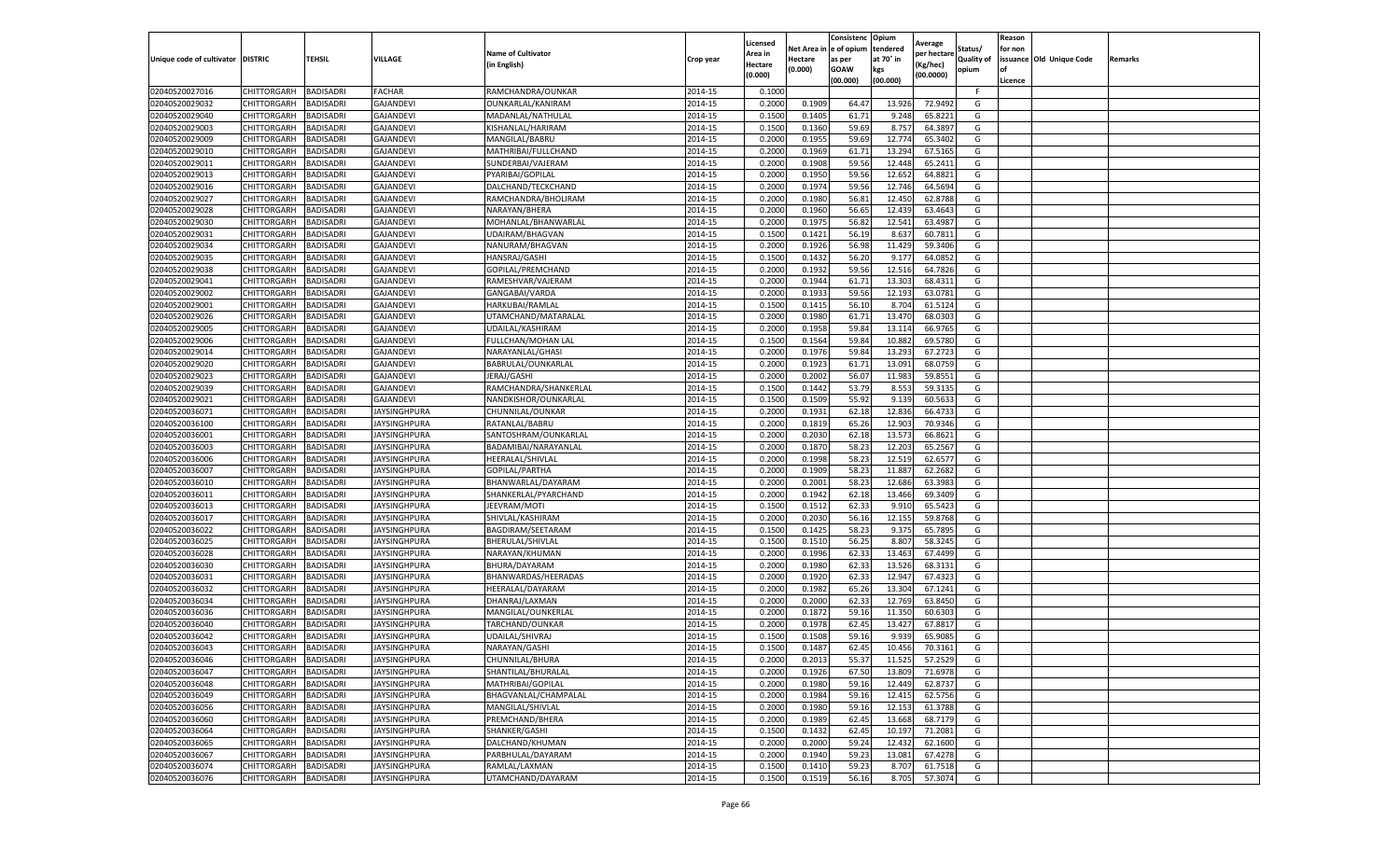| Unique code of cultivator | DISTRIC | TEHSIL | VILLAGE | Name of Cultivator (in English) | Crop year | Licensed Area in Hectare (0.000) | Net Area in Hectare (0.000) | Consistence of opium as per GOAW (00.000) | Opium tendered at 70° in kgs (00.000) | Average per hectare (Kg/hec) (00.0000) | Status/ Quality of opium | Reason for non issuance of Licence | Old Unique Code | Remarks |
|---|---|---|---|---|---|---|---|---|---|---|---|---|---|---|
| 02040520027016 | CHITTORGARH | BADISADRI | FACHAR | RAMCHANDRA/OUNKAR | 2014-15 | 0.1000 | | | | | F | | | |
| 02040520029032 | CHITTORGARH | BADISADRI | GAJANDEVI | OUNKARLAL/KANIRAM | 2014-15 | 0.2000 | 0.1909 | 64.47 | 13.926 | 72.9492 | G | | | |
| 02040520029040 | CHITTORGARH | BADISADRI | GAJANDEVI | MADANLAL/NATHULAL | 2014-15 | 0.1500 | 0.1405 | 61.71 | 9.248 | 65.8221 | G | | | |
| 02040520029003 | CHITTORGARH | BADISADRI | GAJANDEVI | KISHANLAL/HARIRAM | 2014-15 | 0.1500 | 0.1360 | 59.69 | 8.757 | 64.3897 | G | | | |
| 02040520029009 | CHITTORGARH | BADISADRI | GAJANDEVI | MANGILAL/BABRU | 2014-15 | 0.2000 | 0.1955 | 59.69 | 12.774 | 65.3402 | G | | | |
| 02040520029010 | CHITTORGARH | BADISADRI | GAJANDEVI | MATHRIBAI/FULLCHAND | 2014-15 | 0.2000 | 0.1969 | 61.71 | 13.294 | 67.5165 | G | | | |
| 02040520029011 | CHITTORGARH | BADISADRI | GAJANDEVI | SUNDERBAI/VAJERAM | 2014-15 | 0.2000 | 0.1908 | 59.56 | 12.448 | 65.2411 | G | | | |
| 02040520029013 | CHITTORGARH | BADISADRI | GAJANDEVI | PYARIBAI/GOPILAL | 2014-15 | 0.2000 | 0.1950 | 59.56 | 12.652 | 64.8821 | G | | | |
| 02040520029016 | CHITTORGARH | BADISADRI | GAJANDEVI | DALCHAND/TECKCHAND | 2014-15 | 0.2000 | 0.1974 | 59.56 | 12.746 | 64.5694 | G | | | |
| 02040520029027 | CHITTORGARH | BADISADRI | GAJANDEVI | RAMCHANDRA/BHOLIRAM | 2014-15 | 0.2000 | 0.1980 | 56.81 | 12.450 | 62.8788 | G | | | |
| 02040520029028 | CHITTORGARH | BADISADRI | GAJANDEVI | NARAYAN/BHERA | 2014-15 | 0.2000 | 0.1960 | 56.65 | 12.439 | 63.4643 | G | | | |
| 02040520029030 | CHITTORGARH | BADISADRI | GAJANDEVI | MOHANLAL/BHANWARLAL | 2014-15 | 0.2000 | 0.1975 | 56.82 | 12.541 | 63.4987 | G | | | |
| 02040520029031 | CHITTORGARH | BADISADRI | GAJANDEVI | UDAIRAM/BHAGVAN | 2014-15 | 0.1500 | 0.1421 | 56.19 | 8.637 | 60.7811 | G | | | |
| 02040520029034 | CHITTORGARH | BADISADRI | GAJANDEVI | NANURAM/BHAGVAN | 2014-15 | 0.2000 | 0.1926 | 56.98 | 11.429 | 59.3406 | G | | | |
| 02040520029035 | CHITTORGARH | BADISADRI | GAJANDEVI | HANSRAJ/GASHI | 2014-15 | 0.1500 | 0.1432 | 56.20 | 9.177 | 64.0852 | G | | | |
| 02040520029038 | CHITTORGARH | BADISADRI | GAJANDEVI | GOPILAL/PREMCHAND | 2014-15 | 0.2000 | 0.1932 | 59.56 | 12.516 | 64.7826 | G | | | |
| 02040520029041 | CHITTORGARH | BADISADRI | GAJANDEVI | RAMESHVAR/VAJERAM | 2014-15 | 0.2000 | 0.1944 | 61.71 | 13.303 | 68.4311 | G | | | |
| 02040520029002 | CHITTORGARH | BADISADRI | GAJANDEVI | GANGABAI/VARDA | 2014-15 | 0.2000 | 0.1933 | 59.56 | 12.193 | 63.0781 | G | | | |
| 02040520029001 | CHITTORGARH | BADISADRI | GAJANDEVI | HARKUBAI/RAMLAL | 2014-15 | 0.1500 | 0.1415 | 56.10 | 8.704 | 61.5124 | G | | | |
| 02040520029026 | CHITTORGARH | BADISADRI | GAJANDEVI | UTAMCHAND/MATARALAL | 2014-15 | 0.2000 | 0.1980 | 61.71 | 13.470 | 68.0303 | G | | | |
| 02040520029005 | CHITTORGARH | BADISADRI | GAJANDEVI | UDAILAL/KASHIRAM | 2014-15 | 0.2000 | 0.1958 | 59.84 | 13.114 | 66.9765 | G | | | |
| 02040520029006 | CHITTORGARH | BADISADRI | GAJANDEVI | FULLCHAN/MOHAN LAL | 2014-15 | 0.1500 | 0.1564 | 59.84 | 10.882 | 69.5780 | G | | | |
| 02040520029014 | CHITTORGARH | BADISADRI | GAJANDEVI | NARAYANLAL/GHASI | 2014-15 | 0.2000 | 0.1976 | 59.84 | 13.293 | 67.2723 | G | | | |
| 02040520029020 | CHITTORGARH | BADISADRI | GAJANDEVI | BABRULAL/OUNKARLAL | 2014-15 | 0.2000 | 0.1923 | 61.71 | 13.091 | 68.0759 | G | | | |
| 02040520029023 | CHITTORGARH | BADISADRI | GAJANDEVI | JERAJ/GASHI | 2014-15 | 0.2000 | 0.2002 | 56.07 | 11.983 | 59.8551 | G | | | |
| 02040520029039 | CHITTORGARH | BADISADRI | GAJANDEVI | RAMCHANDRA/SHANKERLAL | 2014-15 | 0.1500 | 0.1442 | 53.79 | 8.553 | 59.3135 | G | | | |
| 02040520029021 | CHITTORGARH | BADISADRI | GAJANDEVI | NANDKISHOR/OUNKARLAL | 2014-15 | 0.1500 | 0.1509 | 55.92 | 9.139 | 60.5633 | G | | | |
| 02040520036071 | CHITTORGARH | BADISADRI | JAYSINGHPURA | CHUNNILAL/OUNKAR | 2014-15 | 0.2000 | 0.1931 | 62.18 | 12.836 | 66.4733 | G | | | |
| 02040520036100 | CHITTORGARH | BADISADRI | JAYSINGHPURA | RATANLAL/BABRU | 2014-15 | 0.2000 | 0.1819 | 65.26 | 12.903 | 70.9346 | G | | | |
| 02040520036001 | CHITTORGARH | BADISADRI | JAYSINGHPURA | SANTOSHRAM/OUNKARLAL | 2014-15 | 0.2000 | 0.2030 | 62.18 | 13.573 | 66.8621 | G | | | |
| 02040520036003 | CHITTORGARH | BADISADRI | JAYSINGHPURA | BADAMIBAI/NARAYANLAL | 2014-15 | 0.2000 | 0.1870 | 58.23 | 12.203 | 65.2567 | G | | | |
| 02040520036006 | CHITTORGARH | BADISADRI | JAYSINGHPURA | HEERALAL/SHIVLAL | 2014-15 | 0.2000 | 0.1998 | 58.23 | 12.519 | 62.6577 | G | | | |
| 02040520036007 | CHITTORGARH | BADISADRI | JAYSINGHPURA | GOPILAL/PARTHA | 2014-15 | 0.2000 | 0.1909 | 58.23 | 11.887 | 62.2682 | G | | | |
| 02040520036010 | CHITTORGARH | BADISADRI | JAYSINGHPURA | BHANWARLAL/DAYARAM | 2014-15 | 0.2000 | 0.2001 | 58.23 | 12.686 | 63.3983 | G | | | |
| 02040520036011 | CHITTORGARH | BADISADRI | JAYSINGHPURA | SHANKERLAL/PYARCHAND | 2014-15 | 0.2000 | 0.1942 | 62.18 | 13.466 | 69.3409 | G | | | |
| 02040520036013 | CHITTORGARH | BADISADRI | JAYSINGHPURA | JEEVRAM/MOTI | 2014-15 | 0.1500 | 0.1512 | 62.33 | 9.910 | 65.5423 | G | | | |
| 02040520036017 | CHITTORGARH | BADISADRI | JAYSINGHPURA | SHIVLAL/KASHIRAM | 2014-15 | 0.2000 | 0.2030 | 56.16 | 12.155 | 59.8768 | G | | | |
| 02040520036022 | CHITTORGARH | BADISADRI | JAYSINGHPURA | BAGDIRAM/SEETARAM | 2014-15 | 0.1500 | 0.1425 | 58.23 | 9.375 | 65.7895 | G | | | |
| 02040520036025 | CHITTORGARH | BADISADRI | JAYSINGHPURA | BHERULAL/SHIVLAL | 2014-15 | 0.1500 | 0.1510 | 56.25 | 8.807 | 58.3245 | G | | | |
| 02040520036028 | CHITTORGARH | BADISADRI | JAYSINGHPURA | NARAYAN/KHUMAN | 2014-15 | 0.2000 | 0.1996 | 62.33 | 13.463 | 67.4499 | G | | | |
| 02040520036030 | CHITTORGARH | BADISADRI | JAYSINGHPURA | BHURA/DAYARAM | 2014-15 | 0.2000 | 0.1980 | 62.33 | 13.526 | 68.3131 | G | | | |
| 02040520036031 | CHITTORGARH | BADISADRI | JAYSINGHPURA | BHANWARDAS/HEERADAS | 2014-15 | 0.2000 | 0.1920 | 62.33 | 12.947 | 67.4323 | G | | | |
| 02040520036032 | CHITTORGARH | BADISADRI | JAYSINGHPURA | HEERALAL/DAYARAM | 2014-15 | 0.2000 | 0.1982 | 65.26 | 13.304 | 67.1241 | G | | | |
| 02040520036034 | CHITTORGARH | BADISADRI | JAYSINGHPURA | DHANRAJ/LAXMAN | 2014-15 | 0.2000 | 0.2000 | 62.33 | 12.769 | 63.8450 | G | | | |
| 02040520036036 | CHITTORGARH | BADISADRI | JAYSINGHPURA | MANGILAL/OUNKERLAL | 2014-15 | 0.2000 | 0.1872 | 59.16 | 11.350 | 60.6303 | G | | | |
| 02040520036040 | CHITTORGARH | BADISADRI | JAYSINGHPURA | TARCHAND/OUNKAR | 2014-15 | 0.2000 | 0.1978 | 62.45 | 13.427 | 67.8817 | G | | | |
| 02040520036042 | CHITTORGARH | BADISADRI | JAYSINGHPURA | UDAILAL/SHIVRAJ | 2014-15 | 0.1500 | 0.1508 | 59.16 | 9.939 | 65.9085 | G | | | |
| 02040520036043 | CHITTORGARH | BADISADRI | JAYSINGHPURA | NARAYAN/GASHI | 2014-15 | 0.1500 | 0.1487 | 62.45 | 10.456 | 70.3161 | G | | | |
| 02040520036046 | CHITTORGARH | BADISADRI | JAYSINGHPURA | CHUNNILAL/BHURA | 2014-15 | 0.2000 | 0.2013 | 55.37 | 11.525 | 57.2529 | G | | | |
| 02040520036047 | CHITTORGARH | BADISADRI | JAYSINGHPURA | SHANTILAL/BHURALAL | 2014-15 | 0.2000 | 0.1926 | 67.50 | 13.809 | 71.6978 | G | | | |
| 02040520036048 | CHITTORGARH | BADISADRI | JAYSINGHPURA | MATHRIBAI/GOPILAL | 2014-15 | 0.2000 | 0.1980 | 59.16 | 12.449 | 62.8737 | G | | | |
| 02040520036049 | CHITTORGARH | BADISADRI | JAYSINGHPURA | BHAGVANLAL/CHAMPALAL | 2014-15 | 0.2000 | 0.1984 | 59.16 | 12.415 | 62.5756 | G | | | |
| 02040520036056 | CHITTORGARH | BADISADRI | JAYSINGHPURA | MANGILAL/SHIVLAL | 2014-15 | 0.2000 | 0.1980 | 59.16 | 12.153 | 61.3788 | G | | | |
| 02040520036060 | CHITTORGARH | BADISADRI | JAYSINGHPURA | PREMCHAND/BHERA | 2014-15 | 0.2000 | 0.1989 | 62.45 | 13.668 | 68.7179 | G | | | |
| 02040520036064 | CHITTORGARH | BADISADRI | JAYSINGHPURA | SHANKER/GASHI | 2014-15 | 0.1500 | 0.1432 | 62.45 | 10.197 | 71.2081 | G | | | |
| 02040520036065 | CHITTORGARH | BADISADRI | JAYSINGHPURA | DALCHAND/KHUMAN | 2014-15 | 0.2000 | 0.2000 | 59.24 | 12.432 | 62.1600 | G | | | |
| 02040520036067 | CHITTORGARH | BADISADRI | JAYSINGHPURA | PARBHULAL/DAYARAM | 2014-15 | 0.2000 | 0.1940 | 59.23 | 13.081 | 67.4278 | G | | | |
| 02040520036074 | CHITTORGARH | BADISADRI | JAYSINGHPURA | RAMLAL/LAXMAN | 2014-15 | 0.1500 | 0.1410 | 59.23 | 8.707 | 61.7518 | G | | | |
| 02040520036076 | CHITTORGARH | BADISADRI | JAYSINGHPURA | UTAMCHAND/DAYARAM | 2014-15 | 0.1500 | 0.1519 | 56.16 | 8.705 | 57.3074 | G | | | |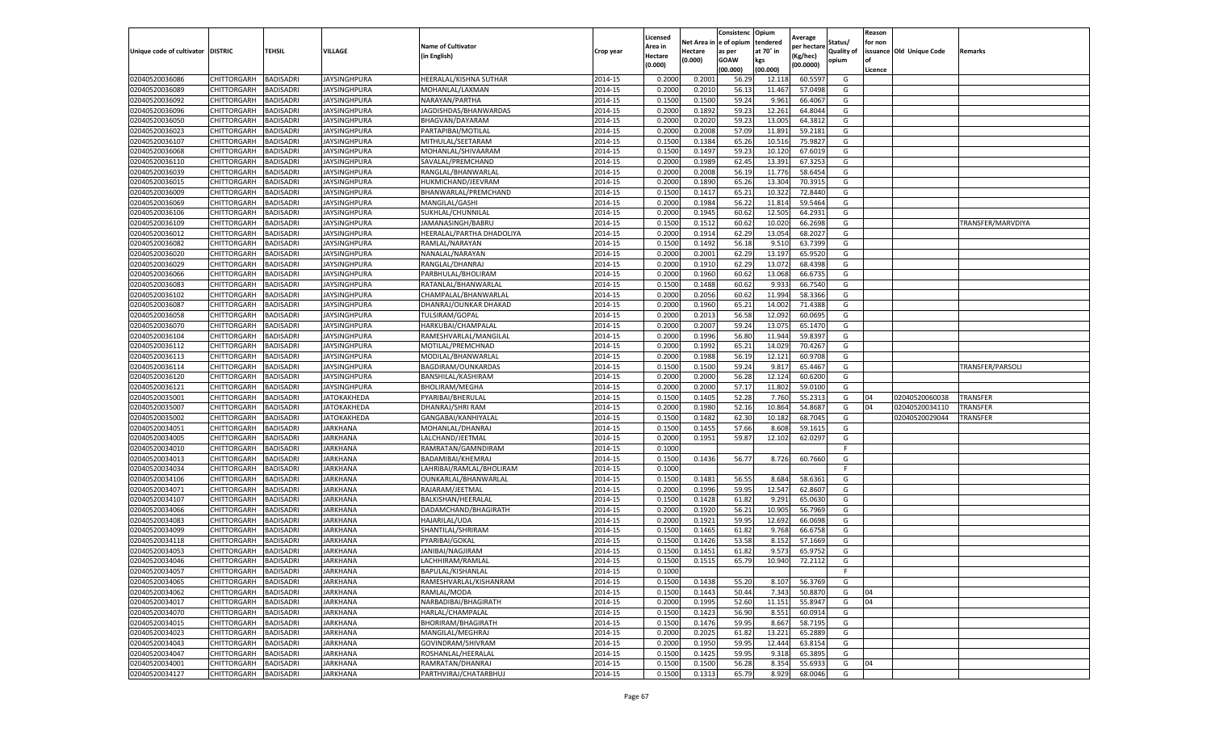| Unique code of cultivator | DISTRIC | TEHSIL | VILLAGE | Name of Cultivator (in English) | Crop year | Licensed Area in Hectare (0.000) | Net Area in Hectare (0.000) | Consistenc e of opium as per GOAW (00.000) | Opium tendered at 70° in kgs (00.000) | Average per hectare (Kg/hec) (00.0000) | Status/ Quality of opium | Reason for non issuance of Licence | Old Unique Code | Remarks |
|---|---|---|---|---|---|---|---|---|---|---|---|---|---|---|
| 02040520036086 | CHITTORGARH | BADISADRI | JAYSINGHPURA | HEERALAL/KISHNA SUTHAR | 2014-15 | 0.2000 | 0.2001 | 56.29 | 12.118 | 60.5597 | G | | | |
| 02040520036089 | CHITTORGARH | BADISADRI | JAYSINGHPURA | MOHANLAL/LAXMAN | 2014-15 | 0.2000 | 0.2010 | 56.13 | 11.467 | 57.0498 | G | | | |
| 02040520036092 | CHITTORGARH | BADISADRI | JAYSINGHPURA | NARAYAN/PARTHA | 2014-15 | 0.1500 | 0.1500 | 59.24 | 9.961 | 66.4067 | G | | | |
| 02040520036096 | CHITTORGARH | BADISADRI | JAYSINGHPURA | JAGDISHDAS/BHANWARDAS | 2014-15 | 0.2000 | 0.1892 | 59.23 | 12.261 | 64.8044 | G | | | |
| 02040520036050 | CHITTORGARH | BADISADRI | JAYSINGHPURA | BHAGVAN/DAYARAM | 2014-15 | 0.2000 | 0.2020 | 59.23 | 13.005 | 64.3812 | G | | | |
| 02040520036023 | CHITTORGARH | BADISADRI | JAYSINGHPURA | PARTAPIBAI/MOTILAL | 2014-15 | 0.2000 | 0.2008 | 57.09 | 11.891 | 59.2181 | G | | | |
| 02040520036107 | CHITTORGARH | BADISADRI | JAYSINGHPURA | MITHULAL/SEETARAM | 2014-15 | 0.1500 | 0.1384 | 65.26 | 10.516 | 75.9827 | G | | | |
| 02040520036068 | CHITTORGARH | BADISADRI | JAYSINGHPURA | MOHANLAL/SHIVAARAM | 2014-15 | 0.1500 | 0.1497 | 59.23 | 10.120 | 67.6019 | G | | | |
| 02040520036110 | CHITTORGARH | BADISADRI | JAYSINGHPURA | SAVALAL/PREMCHAND | 2014-15 | 0.2000 | 0.1989 | 62.45 | 13.391 | 67.3253 | G | | | |
| 02040520036039 | CHITTORGARH | BADISADRI | JAYSINGHPURA | RANGLAL/BHANWARLAL | 2014-15 | 0.2000 | 0.2008 | 56.19 | 11.776 | 58.6454 | G | | | |
| 02040520036015 | CHITTORGARH | BADISADRI | JAYSINGHPURA | HUKMICHAND/JEEVRAM | 2014-15 | 0.2000 | 0.1890 | 65.26 | 13.304 | 70.3915 | G | | | |
| 02040520036009 | CHITTORGARH | BADISADRI | JAYSINGHPURA | BHANWARLAL/PREMCHAND | 2014-15 | 0.1500 | 0.1417 | 65.21 | 10.322 | 72.8440 | G | | | |
| 02040520036069 | CHITTORGARH | BADISADRI | JAYSINGHPURA | MANGILAL/GASHI | 2014-15 | 0.2000 | 0.1984 | 56.22 | 11.814 | 59.5464 | G | | | |
| 02040520036106 | CHITTORGARH | BADISADRI | JAYSINGHPURA | SUKHLAL/CHUNNILAL | 2014-15 | 0.2000 | 0.1945 | 60.62 | 12.505 | 64.2931 | G | | | |
| 02040520036109 | CHITTORGARH | BADISADRI | JAYSINGHPURA | JAMANASINGH/BABRU | 2014-15 | 0.1500 | 0.1512 | 60.62 | 10.020 | 66.2698 | G | | | TRANSFER/MARVDIYA |
| 02040520036012 | CHITTORGARH | BADISADRI | JAYSINGHPURA | HEERALAL/PARTHA DHADOLIYA | 2014-15 | 0.2000 | 0.1914 | 62.29 | 13.054 | 68.2027 | G | | | |
| 02040520036082 | CHITTORGARH | BADISADRI | JAYSINGHPURA | RAMLAL/NARAYAN | 2014-15 | 0.1500 | 0.1492 | 56.18 | 9.510 | 63.7399 | G | | | |
| 02040520036020 | CHITTORGARH | BADISADRI | JAYSINGHPURA | NANALAL/NARAYAN | 2014-15 | 0.2000 | 0.2001 | 62.29 | 13.197 | 65.9520 | G | | | |
| 02040520036029 | CHITTORGARH | BADISADRI | JAYSINGHPURA | RANGLAL/DHANRAJ | 2014-15 | 0.2000 | 0.1910 | 62.29 | 13.072 | 68.4398 | G | | | |
| 02040520036066 | CHITTORGARH | BADISADRI | JAYSINGHPURA | PARBHULAL/BHOLIRAM | 2014-15 | 0.2000 | 0.1960 | 60.62 | 13.068 | 66.6735 | G | | | |
| 02040520036083 | CHITTORGARH | BADISADRI | JAYSINGHPURA | RATANLAL/BHANWARLAL | 2014-15 | 0.1500 | 0.1488 | 60.62 | 9.933 | 66.7540 | G | | | |
| 02040520036102 | CHITTORGARH | BADISADRI | JAYSINGHPURA | CHAMPALAL/BHANWARLAL | 2014-15 | 0.2000 | 0.2056 | 60.62 | 11.994 | 58.3366 | G | | | |
| 02040520036087 | CHITTORGARH | BADISADRI | JAYSINGHPURA | DHANRAJ/OUNKAR DHAKAD | 2014-15 | 0.2000 | 0.1960 | 65.21 | 14.002 | 71.4388 | G | | | |
| 02040520036058 | CHITTORGARH | BADISADRI | JAYSINGHPURA | TULSIRAM/GOPAL | 2014-15 | 0.2000 | 0.2013 | 56.58 | 12.092 | 60.0695 | G | | | |
| 02040520036070 | CHITTORGARH | BADISADRI | JAYSINGHPURA | HARKUBAI/CHAMPALAL | 2014-15 | 0.2000 | 0.2007 | 59.24 | 13.075 | 65.1470 | G | | | |
| 02040520036104 | CHITTORGARH | BADISADRI | JAYSINGHPURA | RAMESHVARLAL/MANGILAL | 2014-15 | 0.2000 | 0.1996 | 56.80 | 11.944 | 59.8397 | G | | | |
| 02040520036112 | CHITTORGARH | BADISADRI | JAYSINGHPURA | MOTILAL/PREMCHNAD | 2014-15 | 0.2000 | 0.1992 | 65.21 | 14.029 | 70.4267 | G | | | |
| 02040520036113 | CHITTORGARH | BADISADRI | JAYSINGHPURA | MODILAL/BHANWARLAL | 2014-15 | 0.2000 | 0.1988 | 56.19 | 12.121 | 60.9708 | G | | | |
| 02040520036114 | CHITTORGARH | BADISADRI | JAYSINGHPURA | BAGDIRAM/OUNKARDAS | 2014-15 | 0.1500 | 0.1500 | 59.24 | 9.817 | 65.4467 | G | | | TRANSFER/PARSOLI |
| 02040520036120 | CHITTORGARH | BADISADRI | JAYSINGHPURA | BANSHILAL/KASHIRAM | 2014-15 | 0.2000 | 0.2000 | 56.28 | 12.124 | 60.6200 | G | | | |
| 02040520036121 | CHITTORGARH | BADISADRI | JAYSINGHPURA | BHOLIRAM/MEGHA | 2014-15 | 0.2000 | 0.2000 | 57.17 | 11.802 | 59.0100 | G | | | |
| 02040520035001 | CHITTORGARH | BADISADRI | JATOKAKHEDA | PYARIBAI/BHERULAL | 2014-15 | 0.1500 | 0.1405 | 52.28 | 7.760 | 55.2313 | G | 04 | 02040520060038 | TRANSFER |
| 02040520035007 | CHITTORGARH | BADISADRI | JATOKAKHEDA | DHANRAJ/SHRI RAM | 2014-15 | 0.2000 | 0.1980 | 52.16 | 10.864 | 54.8687 | G | 04 | 02040520034110 | TRANSFER |
| 02040520035002 | CHITTORGARH | BADISADRI | JATOKAKHEDA | GANGABAI/KANHIYALAL | 2014-15 | 0.1500 | 0.1482 | 62.30 | 10.182 | 68.7045 | G | | 02040520029044 | TRANSFER |
| 02040520034051 | CHITTORGARH | BADISADRI | JARKHANA | MOHANLAL/DHANRAJ | 2014-15 | 0.1500 | 0.1455 | 57.66 | 8.608 | 59.1615 | G | | | |
| 02040520034005 | CHITTORGARH | BADISADRI | JARKHANA | LALCHAND/JEETMAL | 2014-15 | 0.2000 | 0.1951 | 59.87 | 12.102 | 62.0297 | G | | | |
| 02040520034010 | CHITTORGARH | BADISADRI | JARKHANA | RAMRATAN/GAMNDIRAM | 2014-15 | 0.1000 | | | | | F | | | |
| 02040520034013 | CHITTORGARH | BADISADRI | JARKHANA | BADAMIBAI/KHEMRAJ | 2014-15 | 0.1500 | 0.1436 | 56.77 | 8.726 | 60.7660 | G | | | |
| 02040520034034 | CHITTORGARH | BADISADRI | JARKHANA | LAHRIBAI/RAMLAL/BHOLIRAM | 2014-15 | 0.1000 | | | | | F | | | |
| 02040520034106 | CHITTORGARH | BADISADRI | JARKHANA | OUNKARLAL/BHANWARLAL | 2014-15 | 0.1500 | 0.1481 | 56.55 | 8.684 | 58.6361 | G | | | |
| 02040520034071 | CHITTORGARH | BADISADRI | JARKHANA | RAJARAM/JEETMAL | 2014-15 | 0.2000 | 0.1996 | 59.95 | 12.547 | 62.8607 | G | | | |
| 02040520034107 | CHITTORGARH | BADISADRI | JARKHANA | BALKISHAN/HEERALAL | 2014-15 | 0.1500 | 0.1428 | 61.82 | 9.291 | 65.0630 | G | | | |
| 02040520034066 | CHITTORGARH | BADISADRI | JARKHANA | DADAMCHAND/BHAGIRATH | 2014-15 | 0.2000 | 0.1920 | 56.21 | 10.905 | 56.7969 | G | | | |
| 02040520034083 | CHITTORGARH | BADISADRI | JARKHANA | HAJARILAL/UDA | 2014-15 | 0.2000 | 0.1921 | 59.95 | 12.692 | 66.0698 | G | | | |
| 02040520034099 | CHITTORGARH | BADISADRI | JARKHANA | SHANTILAL/SHRIRAM | 2014-15 | 0.1500 | 0.1465 | 61.82 | 9.768 | 66.6758 | G | | | |
| 02040520034118 | CHITTORGARH | BADISADRI | JARKHANA | PYARIBAI/GOKAL | 2014-15 | 0.1500 | 0.1426 | 53.58 | 8.152 | 57.1669 | G | | | |
| 02040520034053 | CHITTORGARH | BADISADRI | JARKHANA | JANIBAI/NAGJIRAM | 2014-15 | 0.1500 | 0.1451 | 61.82 | 9.573 | 65.9752 | G | | | |
| 02040520034046 | CHITTORGARH | BADISADRI | JARKHANA | LACHHIRAM/RAMLAL | 2014-15 | 0.1500 | 0.1515 | 65.79 | 10.940 | 72.2112 | G | | | |
| 02040520034057 | CHITTORGARH | BADISADRI | JARKHANA | BAPULAL/KISHANLAL | 2014-15 | 0.1000 | | | | | F | | | |
| 02040520034065 | CHITTORGARH | BADISADRI | JARKHANA | RAMESHVARLAL/KISHANRAM | 2014-15 | 0.1500 | 0.1438 | 55.20 | 8.107 | 56.3769 | G | | | |
| 02040520034062 | CHITTORGARH | BADISADRI | JARKHANA | RAMLAL/MODA | 2014-15 | 0.1500 | 0.1443 | 50.44 | 7.343 | 50.8870 | G | 04 | | |
| 02040520034017 | CHITTORGARH | BADISADRI | JARKHANA | NARBADIBAI/BHAGIRATH | 2014-15 | 0.2000 | 0.1995 | 52.60 | 11.151 | 55.8947 | G | 04 | | |
| 02040520034070 | CHITTORGARH | BADISADRI | JARKHANA | HARLAL/CHAMPALAL | 2014-15 | 0.1500 | 0.1423 | 56.90 | 8.551 | 60.0914 | G | | | |
| 02040520034015 | CHITTORGARH | BADISADRI | JARKHANA | BHORIRAM/BHAGIRATH | 2014-15 | 0.1500 | 0.1476 | 59.95 | 8.667 | 58.7195 | G | | | |
| 02040520034023 | CHITTORGARH | BADISADRI | JARKHANA | MANGILAL/MEGHRAJ | 2014-15 | 0.2000 | 0.2025 | 61.82 | 13.221 | 65.2889 | G | | | |
| 02040520034043 | CHITTORGARH | BADISADRI | JARKHANA | GOVINDRAM/SHIVRAM | 2014-15 | 0.2000 | 0.1950 | 59.95 | 12.444 | 63.8154 | G | | | |
| 02040520034047 | CHITTORGARH | BADISADRI | JARKHANA | ROSHANLAL/HEERALAL | 2014-15 | 0.1500 | 0.1425 | 59.95 | 9.318 | 65.3895 | G | | | |
| 02040520034001 | CHITTORGARH | BADISADRI | JARKHANA | RAMRATAN/DHANRAJ | 2014-15 | 0.1500 | 0.1500 | 56.28 | 8.354 | 55.6933 | G | 04 | | |
| 02040520034127 | CHITTORGARH | BADISADRI | JARKHANA | PARTHVIRAJ/CHATARBHUJ | 2014-15 | 0.1500 | 0.1313 | 65.79 | 8.929 | 68.0046 | G | | | |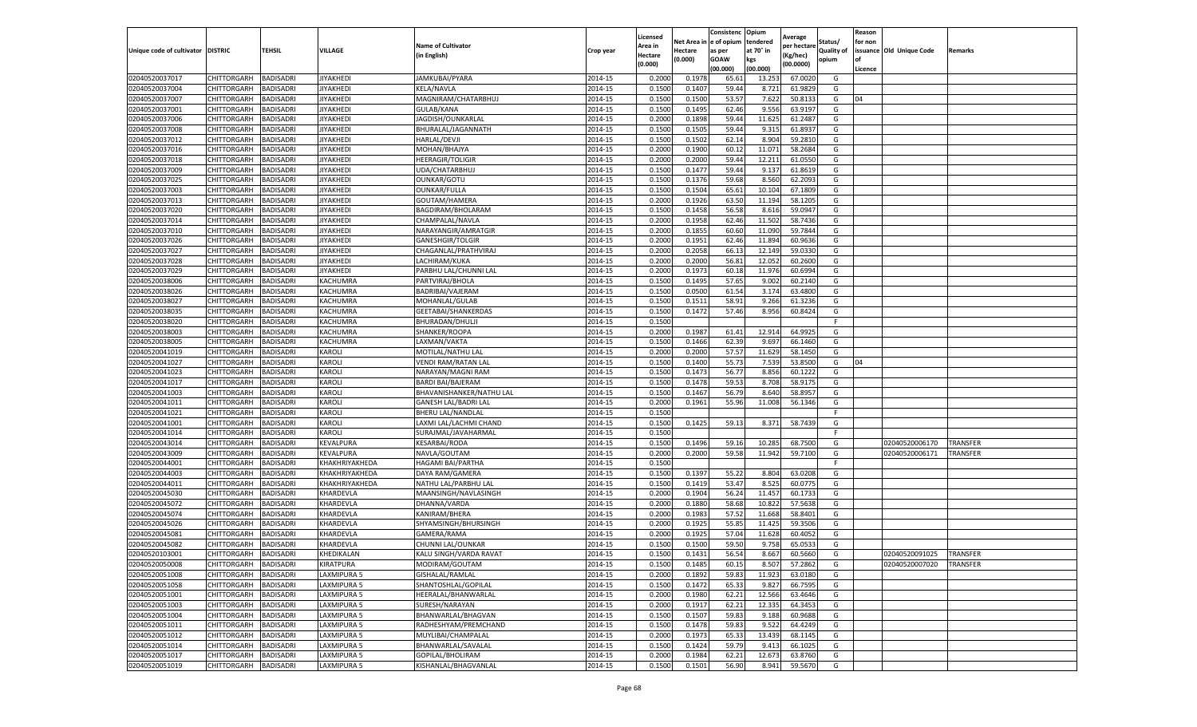| Unique code of cultivator | DISTRIC | TEHSIL | VILLAGE | Name of Cultivator (in English) | Crop year | Licensed Area in Hectare (0.000) | Net Area in Hectare (0.000) | Consistence of opium as per GOAW (00.000) | Opium tendered at 70° in kgs (00.000) | Average per hectare (Kg/hec) (00.0000) | Status/ Quality of opium | Reason for non issuance of Licence | Old Unique Code | Remarks |
|---|---|---|---|---|---|---|---|---|---|---|---|---|---|---|
| 02040520037017 | CHITTORGARH | BADISADRI | JIYAKHEDI | JAMKUBAI/PYARA | 2014-15 | 0.2000 | 0.1978 | 65.61 | 13.253 | 67.0020 | G | | | |
| 02040520037004 | CHITTORGARH | BADISADRI | JIYAKHEDI | KELA/NAVLA | 2014-15 | 0.1500 | 0.1407 | 59.44 | 8.721 | 61.9829 | G | | | |
| 02040520037007 | CHITTORGARH | BADISADRI | JIYAKHEDI | MAGNIRAM/CHATARBHUJ | 2014-15 | 0.1500 | 0.1500 | 53.57 | 7.622 | 50.8133 | G | 04 | | |
| 02040520037001 | CHITTORGARH | BADISADRI | JIYAKHEDI | GULAB/KANA | 2014-15 | 0.1500 | 0.1495 | 62.46 | 9.556 | 63.9197 | G | | | |
| 02040520037006 | CHITTORGARH | BADISADRI | JIYAKHEDI | JAGDISH/OUNKARLAL | 2014-15 | 0.2000 | 0.1898 | 59.44 | 11.625 | 61.2487 | G | | | |
| 02040520037008 | CHITTORGARH | BADISADRI | JIYAKHEDI | BHURALAL/JAGANNATH | 2014-15 | 0.1500 | 0.1505 | 59.44 | 9.315 | 61.8937 | G | | | |
| 02040520037012 | CHITTORGARH | BADISADRI | JIYAKHEDI | HARLAL/DEVJI | 2014-15 | 0.1500 | 0.1502 | 62.14 | 8.904 | 59.2810 | G | | | |
| 02040520037016 | CHITTORGARH | BADISADRI | JIYAKHEDI | MOHAN/BHAJYA | 2014-15 | 0.2000 | 0.1900 | 60.12 | 11.071 | 58.2684 | G | | | |
| 02040520037018 | CHITTORGARH | BADISADRI | JIYAKHEDI | HEERAGIR/TOLIGIR | 2014-15 | 0.2000 | 0.2000 | 59.44 | 12.211 | 61.0550 | G | | | |
| 02040520037009 | CHITTORGARH | BADISADRI | JIYAKHEDI | UDA/CHATARBHUJ | 2014-15 | 0.1500 | 0.1477 | 59.44 | 9.137 | 61.8619 | G | | | |
| 02040520037025 | CHITTORGARH | BADISADRI | JIYAKHEDI | OUNKAR/GOTU | 2014-15 | 0.1500 | 0.1376 | 59.68 | 8.560 | 62.2093 | G | | | |
| 02040520037003 | CHITTORGARH | BADISADRI | JIYAKHEDI | OUNKAR/FULLA | 2014-15 | 0.1500 | 0.1504 | 65.61 | 10.104 | 67.1809 | G | | | |
| 02040520037013 | CHITTORGARH | BADISADRI | JIYAKHEDI | GOUTAM/HAMERA | 2014-15 | 0.2000 | 0.1926 | 63.50 | 11.194 | 58.1205 | G | | | |
| 02040520037020 | CHITTORGARH | BADISADRI | JIYAKHEDI | BAGDIRAM/BHOLARAM | 2014-15 | 0.1500 | 0.1458 | 56.58 | 8.616 | 59.0947 | G | | | |
| 02040520037014 | CHITTORGARH | BADISADRI | JIYAKHEDI | CHAMPALAL/NAVLA | 2014-15 | 0.2000 | 0.1958 | 62.46 | 11.502 | 58.7436 | G | | | |
| 02040520037010 | CHITTORGARH | BADISADRI | JIYAKHEDI | NARAYANGIR/AMRATGIR | 2014-15 | 0.2000 | 0.1855 | 60.60 | 11.090 | 59.7844 | G | | | |
| 02040520037026 | CHITTORGARH | BADISADRI | JIYAKHEDI | GANESHGIR/TOLGIR | 2014-15 | 0.2000 | 0.1951 | 62.46 | 11.894 | 60.9636 | G | | | |
| 02040520037027 | CHITTORGARH | BADISADRI | JIYAKHEDI | CHAGANLAL/PRATHVIRAJ | 2014-15 | 0.2000 | 0.2058 | 66.13 | 12.149 | 59.0330 | G | | | |
| 02040520037028 | CHITTORGARH | BADISADRI | JIYAKHEDI | LACHIRAM/KUKA | 2014-15 | 0.2000 | 0.2000 | 56.81 | 12.052 | 60.2600 | G | | | |
| 02040520037029 | CHITTORGARH | BADISADRI | JIYAKHEDI | PARBHU LAL/CHUNNI LAL | 2014-15 | 0.2000 | 0.1973 | 60.18 | 11.976 | 60.6994 | G | | | |
| 02040520038006 | CHITTORGARH | BADISADRI | KACHUMRA | PARTVIRAJ/BHOLA | 2014-15 | 0.1500 | 0.1495 | 57.65 | 9.002 | 60.2140 | G | | | |
| 02040520038026 | CHITTORGARH | BADISADRI | KACHUMRA | BADRIBAI/VAJERAM | 2014-15 | 0.1500 | 0.0500 | 61.54 | 3.174 | 63.4800 | G | | | |
| 02040520038027 | CHITTORGARH | BADISADRI | KACHUMRA | MOHANLAL/GULAB | 2014-15 | 0.1500 | 0.1511 | 58.91 | 9.266 | 61.3236 | G | | | |
| 02040520038035 | CHITTORGARH | BADISADRI | KACHUMRA | GEETABAI/SHANKERDAS | 2014-15 | 0.1500 | 0.1472 | 57.46 | 8.956 | 60.8424 | G | | | |
| 02040520038020 | CHITTORGARH | BADISADRI | KACHUMRA | BHURADAN/DHULJI | 2014-15 | 0.1500 | | | | | F | | | |
| 02040520038003 | CHITTORGARH | BADISADRI | KACHUMRA | SHANKER/ROOPA | 2014-15 | 0.2000 | 0.1987 | 61.41 | 12.914 | 64.9925 | G | | | |
| 02040520038005 | CHITTORGARH | BADISADRI | KACHUMRA | LAXMAN/VAKTA | 2014-15 | 0.1500 | 0.1466 | 62.39 | 9.697 | 66.1460 | G | | | |
| 02040520041019 | CHITTORGARH | BADISADRI | KAROLI | MOTILAL/NATHU LAL | 2014-15 | 0.2000 | 0.2000 | 57.57 | 11.629 | 58.1450 | G | | | |
| 02040520041027 | CHITTORGARH | BADISADRI | KAROLI | VENDI RAM/RATAN LAL | 2014-15 | 0.1500 | 0.1400 | 55.73 | 7.539 | 53.8500 | G | 04 | | |
| 02040520041023 | CHITTORGARH | BADISADRI | KAROLI | NARAYAN/MAGNI RAM | 2014-15 | 0.1500 | 0.1473 | 56.77 | 8.856 | 60.1222 | G | | | |
| 02040520041017 | CHITTORGARH | BADISADRI | KAROLI | BARDI BAI/BAJERAM | 2014-15 | 0.1500 | 0.1478 | 59.53 | 8.708 | 58.9175 | G | | | |
| 02040520041003 | CHITTORGARH | BADISADRI | KAROLI | BHAVANISHANKER/NATHU LAL | 2014-15 | 0.1500 | 0.1467 | 56.79 | 8.640 | 58.8957 | G | | | |
| 02040520041011 | CHITTORGARH | BADISADRI | KAROLI | GANESH LAL/BADRI LAL | 2014-15 | 0.2000 | 0.1961 | 55.96 | 11.008 | 56.1346 | G | | | |
| 02040520041021 | CHITTORGARH | BADISADRI | KAROLI | BHERU LAL/NANDLAL | 2014-15 | 0.1500 | | | | | F | | | |
| 02040520041001 | CHITTORGARH | BADISADRI | KAROLI | LAXMI LAL/LACHMI CHAND | 2014-15 | 0.1500 | 0.1425 | 59.13 | 8.371 | 58.7439 | G | | | |
| 02040520041014 | CHITTORGARH | BADISADRI | KAROLI | SURAJMAL/JAVAHARMAL | 2014-15 | 0.1500 | | | | | F | | | |
| 02040520043014 | CHITTORGARH | BADISADRI | KEVALPURA | KESARBAI/RODA | 2014-15 | 0.1500 | 0.1496 | 59.16 | 10.285 | 68.7500 | G | | 02040520006170 | TRANSFER |
| 02040520043009 | CHITTORGARH | BADISADRI | KEVALPURA | NAVLA/GOUTAM | 2014-15 | 0.2000 | 0.2000 | 59.58 | 11.942 | 59.7100 | G | | 02040520006171 | TRANSFER |
| 02040520044001 | CHITTORGARH | BADISADRI | KHAKHRIYAKHEDA | HAGAMI BAI/PARTHA | 2014-15 | 0.1500 | | | | | F | | | |
| 02040520044003 | CHITTORGARH | BADISADRI | KHAKHRIYAKHEDA | DAYA RAM/GAMERA | 2014-15 | 0.1500 | 0.1397 | 55.22 | 8.804 | 63.0208 | G | | | |
| 02040520044011 | CHITTORGARH | BADISADRI | KHAKHRIYAKHEDA | NATHU LAL/PARBHU LAL | 2014-15 | 0.1500 | 0.1419 | 53.47 | 8.525 | 60.0775 | G | | | |
| 02040520045030 | CHITTORGARH | BADISADRI | KHARDEVLA | MAANSINGH/NAVLASINGH | 2014-15 | 0.2000 | 0.1904 | 56.24 | 11.457 | 60.1733 | G | | | |
| 02040520045072 | CHITTORGARH | BADISADRI | KHARDEVLA | DHANNA/VARDA | 2014-15 | 0.2000 | 0.1880 | 58.68 | 10.822 | 57.5638 | G | | | |
| 02040520045074 | CHITTORGARH | BADISADRI | KHARDEVLA | KANIRAM/BHERA | 2014-15 | 0.2000 | 0.1983 | 57.52 | 11.668 | 58.8401 | G | | | |
| 02040520045026 | CHITTORGARH | BADISADRI | KHARDEVLA | SHYAMSINGH/BHURSINGH | 2014-15 | 0.2000 | 0.1925 | 55.85 | 11.425 | 59.3506 | G | | | |
| 02040520045081 | CHITTORGARH | BADISADRI | KHARDEVLA | GAMERA/RAMA | 2014-15 | 0.2000 | 0.1925 | 57.04 | 11.628 | 60.4052 | G | | | |
| 02040520045082 | CHITTORGARH | BADISADRI | KHARDEVLA | CHUNNI LAL/OUNKAR | 2014-15 | 0.1500 | 0.1500 | 59.50 | 9.758 | 65.0533 | G | | | |
| 02040520103001 | CHITTORGARH | BADISADRI | KHEDIKALAN | KALU SINGH/VARDA RAVAT | 2014-15 | 0.1500 | 0.1431 | 56.54 | 8.667 | 60.5660 | G | | 02040520091025 | TRANSFER |
| 02040520050008 | CHITTORGARH | BADISADRI | KIRATPURA | MODIRAM/GOUTAM | 2014-15 | 0.1500 | 0.1485 | 60.15 | 8.507 | 57.2862 | G | | 02040520007020 | TRANSFER |
| 02040520051008 | CHITTORGARH | BADISADRI | LAXMIPURA 5 | GISHALAL/RAMLAL | 2014-15 | 0.2000 | 0.1892 | 59.83 | 11.923 | 63.0180 | G | | | |
| 02040520051058 | CHITTORGARH | BADISADRI | LAXMIPURA 5 | SHANTOSHLAL/GOPILAL | 2014-15 | 0.1500 | 0.1472 | 65.33 | 9.827 | 66.7595 | G | | | |
| 02040520051001 | CHITTORGARH | BADISADRI | LAXMIPURA 5 | HEERALAL/BHANWARLAL | 2014-15 | 0.2000 | 0.1980 | 62.21 | 12.566 | 63.4646 | G | | | |
| 02040520051003 | CHITTORGARH | BADISADRI | LAXMIPURA 5 | SURESH/NARAYAN | 2014-15 | 0.2000 | 0.1917 | 62.21 | 12.335 | 64.3453 | G | | | |
| 02040520051004 | CHITTORGARH | BADISADRI | LAXMIPURA 5 | BHANWARLAL/BHAGVAN | 2014-15 | 0.1500 | 0.1507 | 59.83 | 9.188 | 60.9688 | G | | | |
| 02040520051011 | CHITTORGARH | BADISADRI | LAXMIPURA 5 | RADHESHYAM/PREMCHAND | 2014-15 | 0.1500 | 0.1478 | 59.83 | 9.522 | 64.4249 | G | | | |
| 02040520051012 | CHITTORGARH | BADISADRI | LAXMIPURA 5 | MUYLIBAI/CHAMPALAL | 2014-15 | 0.2000 | 0.1973 | 65.33 | 13.439 | 68.1145 | G | | | |
| 02040520051014 | CHITTORGARH | BADISADRI | LAXMIPURA 5 | BHANWARLAL/SAVALAL | 2014-15 | 0.1500 | 0.1424 | 59.79 | 9.413 | 66.1025 | G | | | |
| 02040520051017 | CHITTORGARH | BADISADRI | LAXMIPURA 5 | GOPILAL/BHOLIRAM | 2014-15 | 0.2000 | 0.1984 | 62.21 | 12.673 | 63.8760 | G | | | |
| 02040520051019 | CHITTORGARH | BADISADRI | LAXMIPURA 5 | KISHANLAL/BHAGVANLAL | 2014-15 | 0.1500 | 0.1501 | 56.90 | 8.941 | 59.5670 | G | | | |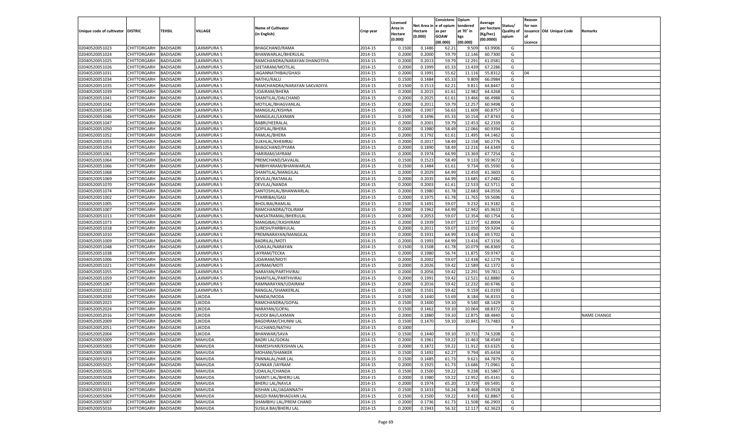| Unique code of cultivator | DISTRIC | TEHSIL | VILLAGE | Name of Cultivator (in English) | Crop year | Licensed Area in Hectare (0.000) | Net Area in Hectare (0.000) | Consistenc e of opium as per GOAW (00.000) | Opium tendered at 70° in kgs (00.000) | Average per hectare (Kg/hec) (00.0000) | Status/ Quality of opium | Reason for non issuance of Licence | Old Unique Code | Remarks |
|---|---|---|---|---|---|---|---|---|---|---|---|---|---|---|
| 02040520051023 | CHITTORGARH | BADISADRI | LAXMIPURA 5 | BHAGCHAND/RAMA | 2014-15 | 0.1500 | 0.1486 | 62.21 | 9.509 | 63.9906 | G | | | |
| 02040520051024 | CHITTORGARH | BADISADRI | LAXMIPURA 5 | BHANWARLAL/BHERULAL | 2014-15 | 0.2000 | 0.2000 | 59.79 | 12.146 | 60.7300 | G | | | |
| 02040520051025 | CHITTORGARH | BADISADRI | LAXMIPURA 5 | RAMCHANDRA/NARAYAN DHANOTIYA | 2014-15 | 0.2000 | 0.2013 | 59.79 | 12.291 | 61.0581 | G | | | |
| 02040520051026 | CHITTORGARH | BADISADRI | LAXMIPURA 5 | SEETARAM/MOTILAL | 2014-15 | 0.2000 | 0.1999 | 65.33 | 13.439 | 67.2286 | G | | | |
| 02040520051031 | CHITTORGARH | BADISADRI | LAXMIPURA 5 | JAGANNATHIBAI/GHASI | 2014-15 | 0.2000 | 0.1991 | 55.62 | 11.116 | 55.8312 | G | 04 | | |
| 02040520051034 | CHITTORGARH | BADISADRI | LAXMIPURA 5 | NATHU/KALU | 2014-15 | 0.1500 | 0.1484 | 65.33 | 9.809 | 66.0984 | G | | | |
| 02040520051035 | CHITTORGARH | BADISADRI | LAXMIPURA 5 | RAMCHANDRA/NARAYAN SAKVADIYA | 2014-15 | 0.1500 | 0.1513 | 62.21 | 9.811 | 64.8447 | G | | | |
| 02040520051039 | CHITTORGARH | BADISADRI | LAXMIPURA 5 | UDAIRAM/BHERA | 2014-15 | 0.2000 | 0.2015 | 61.61 | 12.982 | 64.4268 | G | | | |
| 02040520051041 | CHITTORGARH | BADISADRI | LAXMIPURA 5 | SHANTILAL/DALCHAND | 2014-15 | 0.2000 | 0.2025 | 61.61 | 13.466 | 66.4988 | G | | | |
| 02040520051042 | CHITTORGARH | BADISADRI | LAXMIPURA 5 | MOTILAL/BHAGVANLAL | 2014-15 | 0.2000 | 0.2011 | 59.79 | 12.257 | 60.9498 | G | | | |
| 02040520051045 | CHITTORGARH | BADISADRI | LAXMIPURA 5 | MANGILAL/KISHNA | 2014-15 | 0.2000 | 0.1907 | 56.63 | 11.609 | 60.8757 | G | | | |
| 02040520051046 | CHITTORGARH | BADISADRI | LAXMIPURA 5 | MANGILAL/LAXMAN | 2014-15 | 0.1500 | 0.1496 | 65.33 | 10.154 | 67.8743 | G | | | |
| 02040520051047 | CHITTORGARH | BADISADRI | LAXMIPURA 5 | BABRI/HEERALAL | 2014-15 | 0.2000 | 0.2001 | 59.79 | 12.453 | 62.2339 | G | | | |
| 02040520051050 | CHITTORGARH | BADISADRI | LAXMIPURA 5 | GOPILAL/BHERA | 2014-15 | 0.2000 | 0.1980 | 58.49 | 12.066 | 60.9394 | G | | | |
| 02040520051052 | CHITTORGARH | BADISADRI | LAXMIPURA 5 | RAMLAL/BHERA | 2014-15 | 0.2000 | 0.1792 | 61.61 | 11.495 | 64.1462 | G | | | |
| 02040520051053 | CHITTORGARH | BADISADRI | LAXMIPURA 5 | SUKHLAL/KHEMRAJ | 2014-15 | 0.2000 | 0.2017 | 58.49 | 12.158 | 60.2776 | G | | | |
| 02040520051054 | CHITTORGARH | BADISADRI | LAXMIPURA 5 | BHAGCHAND/PYARA | 2014-15 | 0.2000 | 0.1890 | 58.49 | 12.216 | 64.6349 | G | | | |
| 02040520051061 | CHITTORGARH | BADISADRI | LAXMIPURA 5 | HARIRAM/JAYRAM | 2014-15 | 0.2000 | 0.1974 | 64.99 | 13.369 | 67.7254 | G | | | |
| 02040520051064 | CHITTORGARH | BADISADRI | LAXMIPURA 5 | PREMCHAND/SAVALAL | 2014-15 | 0.1500 | 0.1523 | 58.49 | 9.133 | 59.9672 | G | | | |
| 02040520051066 | CHITTORGARH | BADISADRI | LAXMIPURA 5 | NIRBHYARAM/BHANWARLAL | 2014-15 | 0.1500 | 0.1484 | 61.61 | 9.734 | 65.5930 | G | | | |
| 02040520051068 | CHITTORGARH | BADISADRI | LAXMIPURA 5 | SHANTILAL/MANGILAL | 2014-15 | 0.2000 | 0.2029 | 64.99 | 12.450 | 61.3603 | G | | | |
| 02040520051069 | CHITTORGARH | BADISADRI | LAXMIPURA 5 | DEVILAL/RATANLAL | 2014-15 | 0.2000 | 0.2035 | 64.99 | 13.685 | 67.2482 | G | | | |
| 02040520051070 | CHITTORGARH | BADISADRI | LAXMIPURA 5 | DEVILAL/NANDA | 2014-15 | 0.2000 | 0.2003 | 61.61 | 12.533 | 62.5711 | G | | | |
| 02040520051074 | CHITTORGARH | BADISADRI | LAXMIPURA 5 | SANTOSHLAL/BHANWARLAL | 2014-15 | 0.2000 | 0.1980 | 61.78 | 12.683 | 64.0556 | G | | | |
| 02040520051002 | CHITTORGARH | BADISADRI | LAXMIPURA 5 | PYARRIBAI/GASI | 2014-15 | 0.2000 | 0.1975 | 61.78 | 11.765 | 59.5696 | G | | | |
| 02040520051005 | CHITTORGARH | BADISADRI | LAXMIPURA 5 | BHOLIBAI/RAMLAL | 2014-15 | 0.1500 | 0.1491 | 59.07 | 9.232 | 61.9182 | G | | | |
| 02040520051007 | CHITTORGARH | BADISADRI | LAXMIPURA 5 | RAMCHANDRA/TOLIRAM | 2014-15 | 0.2000 | 0.1962 | 64.99 | 12.942 | 65.9633 | G | | | |
| 02040520051013 | CHITTORGARH | BADISADRI | LAXMIPURA 5 | NAKSATRAMAL/BHERULAL | 2014-15 | 0.2000 | 0.2053 | 59.07 | 12.354 | 60.1754 | G | | | |
| 02040520051073 | CHITTORGARH | BADISADRI | LAXMIPURA 5 | MANGIBAI//KASHIRAM | 2014-15 | 0.2000 | 0.1939 | 59.07 | 12.177 | 62.8004 | G | | | |
| 02040520051018 | CHITTORGARH | BADISADRI | LAXMIPURA 5 | SURESH/PARBHULAL | 2014-15 | 0.2000 | 0.2011 | 59.07 | 12.050 | 59.9204 | G | | | |
| 02040520051010 | CHITTORGARH | BADISADRI | LAXMIPURA 5 | PREMNARAYAN/MANGILAL | 2014-15 | 0.2000 | 0.1931 | 64.99 | 13.434 | 69.5702 | G | | | |
| 02040520051009 | CHITTORGARH | BADISADRI | LAXMIPURA 5 | BADRILAL/MOTI | 2014-15 | 0.2000 | 0.1993 | 64.99 | 13.416 | 67.3156 | G | | | |
| 02040520051048 | CHITTORGARH | BADISADRI | LAXMIPURA 5 | UDAILAL/NARAYAN | 2014-15 | 0.1500 | 0.1508 | 61.78 | 10.079 | 66.8369 | G | | | |
| 02040520051038 | CHITTORGARH | BADISADRI | LAXMIPURA 5 | JAYRAM/TECKA | 2014-15 | 0.2000 | 0.1980 | 56.74 | 11.875 | 59.9747 | G | | | |
| 02040520051006 | CHITTORGARH | BADISADRI | LAXMIPURA 5 | UDAIRAM/MOTI | 2014-15 | 0.2000 | 0.2002 | 59.07 | 12.438 | 62.1279 | G | | | |
| 02040520051021 | CHITTORGARH | BADISADRI | LAXMIPURA 5 | JAYRAM/MOTI | 2014-15 | 0.2000 | 0.2026 | 59.42 | 12.589 | 62.1372 | G | | | |
| 02040520051055 | CHITTORGARH | BADISADRI | LAXMIPURA 5 | NARAYAN/PARTHVIRAJ | 2014-15 | 0.2000 | 0.2056 | 59.42 | 12.291 | 59.7811 | G | | | |
| 02040520051059 | CHITTORGARH | BADISADRI | LAXMIPURA 5 | SHANTILAL/PARTHVIRAJ | 2014-15 | 0.2000 | 0.1991 | 59.42 | 12.521 | 62.8880 | G | | | |
| 02040520051067 | CHITTORGARH | BADISADRI | LAXMIPURA 5 | RAMNARAYAN/UDAIRAM | 2014-15 | 0.2000 | 0.2016 | 59.42 | 12.232 | 60.6746 | G | | | |
| 02040520051022 | CHITTORGARH | BADISADRI | LAXMIPURA 5 | RANGLAL/SHANKERLAL | 2014-15 | 0.1500 | 0.1501 | 59.42 | 9.159 | 61.0193 | G | | | |
| 02040520052030 | CHITTORGARH | BADISADRI | LIKODA | NANDA/MODA | 2014-15 | 0.1500 | 0.1440 | 53.69 | 8.184 | 56.8333 | G | | | |
| 02040520052023 | CHITTORGARH | BADISADRI | LIKODA | RAMCHANDRA/GOPAL | 2014-15 | 0.1500 | 0.1400 | 59.10 | 9.540 | 68.1429 | G | | | |
| 02040520052024 | CHITTORGARH | BADISADRI | LIKODA | NARAYAN/GOPAL | 2014-15 | 0.1500 | 0.1462 | 59.10 | 10.064 | 68.8372 | G | | | |
| 02040520052016 | CHITTORGARH | BADISADRI | LIKODA | HUDDI BAI/LAXMAN | 2014-15 | 0.2000 | 0.1880 | 59.10 | 12.875 | 68.4840 | G | | | NAME CHANGE |
| 02040520052009 | CHITTORGARH | BADISADRI | LIKODA | BAGDIRAM/CHUNNI LAL | 2014-15 | 0.1500 | 0.1470 | 59.10 | 10.841 | 73.7483 | G | | | |
| 02040520052051 | CHITTORGARH | BADISADRI | LIKODA | FLLCHAND/NATHU | 2014-15 | 0.1000 | | | | | F | | | |
| 02040520052004 | CHITTORGARH | BADISADRI | LIKODA | BHANWAR/SAVA | 2014-15 | 0.1500 | 0.1440 | 59.10 | 10.731 | 74.5208 | G | | | |
| 02040520055009 | CHITTORGARH | BADISADRI | MAHUDA | BADRI LAL/GOKAL | 2014-15 | 0.2000 | 0.1961 | 59.22 | 11.463 | 58.4549 | G | | | |
| 02040520055003 | CHITTORGARH | BADISADRI | MAHUDA | RAMESHVAR/KISHAN LAL | 2014-15 | 0.2000 | 0.1872 | 59.22 | 11.912 | 63.6325 | G | | | |
| 02040520055008 | CHITTORGARH | BADISADRI | MAHUDA | MOHANI/SHANKER | 2014-15 | 0.1500 | 0.1492 | 62.27 | 9.794 | 65.6434 | G | | | |
| 02040520055013 | CHITTORGARH | BADISADRI | MAHUDA | PANNALAL/HAR LAL | 2014-15 | 0.1500 | 0.1485 | 61.73 | 9.621 | 64.7879 | G | | | |
| 02040520055025 | CHITTORGARH | BADISADRI | MAHUDA | OUNKAR /JAYRAM | 2014-15 | 0.2000 | 0.1925 | 61.73 | 13.686 | 71.0961 | G | | | |
| 02040520055026 | CHITTORGARH | BADISADRI | MAHUDA | UDAILAL/CHANDA | 2014-15 | 0.1500 | 0.1500 | 59.22 | 9.238 | 61.5867 | G | | | |
| 02040520055028 | CHITTORGARH | BADISADRI | MAHUDA | SHANTI LAL/BHERU LAL | 2014-15 | 0.2000 | 0.1980 | 59.22 | 12.952 | 65.4141 | G | | | |
| 02040520055031 | CHITTORGARH | BADISADRI | MAHUDA | BHERU LAL/NAVLA | 2014-15 | 0.2000 | 0.1974 | 65.20 | 13.729 | 69.5491 | G | | | |
| 02040520055014 | CHITTORGARH | BADISADRI | MAHUDA | KISHAN LAL/JAGANNATH | 2014-15 | 0.1500 | 0.1433 | 56.24 | 8.468 | 59.0928 | G | | | |
| 02040520055004 | CHITTORGARH | BADISADRI | MAHUDA | BAGDI RAM/BHAGVAN LAL | 2014-15 | 0.1500 | 0.1500 | 59.22 | 9.433 | 62.8867 | G | | | |
| 02040520055007 | CHITTORGARH | BADISADRI | MAHUDA | SHAMBHU LAL/PREM CHAND | 2014-15 | 0.2000 | 0.1736 | 61.73 | 11.508 | 66.2903 | G | | | |
| 02040520055016 | CHITTORGARH | BADISADRI | MAHUDA | SUSILA BAI/BHERU LAL | 2014-15 | 0.2000 | 0.1943 | 56.32 | 12.117 | 62.3623 | G | | | |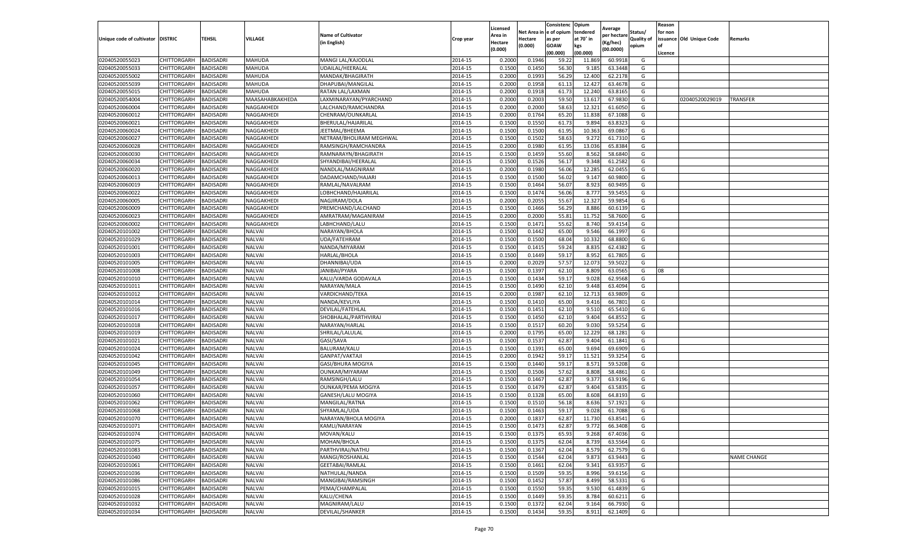| Unique code of cultivator | DISTRIC | TEHSIL | VILLAGE | Name of Cultivator (in English) | Crop year | Licensed Area in Hectare (0.000) | Net Area in Hectare (0.000) | Consistenc e of opium as per GOAW (00.000) | Opium tendered at 70° in kgs (00.000) | Average per hectare (Kg/hec) (00.0000) | Status/ Quality of opium | Reason for non issuance of Licence | Old Unique Code | Remarks |
|---|---|---|---|---|---|---|---|---|---|---|---|---|---|---|
| 02040520055023 | CHITTORGARH | BADISADRI | MAHUDA | MANGI LAL/KAJODLAL | 2014-15 | 0.2000 | 0.1946 | 59.22 | 11.869 | 60.9918 | G | | | |
| 02040520055033 | CHITTORGARH | BADISADRI | MAHUDA | UDAILAL/HEERALAL | 2014-15 | 0.1500 | 0.1450 | 56.30 | 9.185 | 63.3448 | G | | | |
| 02040520055002 | CHITTORGARH | BADISADRI | MAHUDA | MANDAK/BHAGIRATH | 2014-15 | 0.2000 | 0.1993 | 56.29 | 12.400 | 62.2178 | G | | | |
| 02040520055039 | CHITTORGARH | BADISADRI | MAHUDA | DHAPUBAI/MANGILAL | 2014-15 | 0.2000 | 0.1958 | 61.13 | 12.427 | 63.4678 | G | | | |
| 02040520055015 | CHITTORGARH | BADISADRI | MAHUDA | RATAN LAL/LAXMAN | 2014-15 | 0.2000 | 0.1918 | 61.73 | 12.240 | 63.8165 | G | | | |
| 02040520054004 | CHITTORGARH | BADISADRI | MAASAHABKAKHEDA | LAXMINARAYAN/PYARCHAND | 2014-15 | 0.2000 | 0.2003 | 59.50 | 13.617 | 67.9830 | G | | 02040520029019 | TRANSFER |
| 02040520060004 | CHITTORGARH | BADISADRI | NAGGAKHEDI | LALCHAND/RAMCHANDRA | 2014-15 | 0.2000 | 0.2000 | 58.63 | 12.321 | 61.6050 | G | | | |
| 02040520060012 | CHITTORGARH | BADISADRI | NAGGAKHEDI | CHENRAM/OUNKARLAL | 2014-15 | 0.2000 | 0.1764 | 65.20 | 11.838 | 67.1088 | G | | | |
| 02040520060021 | CHITTORGARH | BADISADRI | NAGGAKHEDI | BHERULAL/HAJARILAL | 2014-15 | 0.1500 | 0.1550 | 61.73 | 9.894 | 63.8323 | G | | | |
| 02040520060024 | CHITTORGARH | BADISADRI | NAGGAKHEDI | JEETMAL/BHEEMA | 2014-15 | 0.1500 | 0.1500 | 61.95 | 10.363 | 69.0867 | G | | | |
| 02040520060027 | CHITTORGARH | BADISADRI | NAGGAKHEDI | NETRAM/BHOLIRAM MEGHWAL | 2014-15 | 0.1500 | 0.1502 | 58.63 | 9.272 | 61.7310 | G | | | |
| 02040520060028 | CHITTORGARH | BADISADRI | NAGGAKHEDI | RAMSINGH/RAMCHANDRA | 2014-15 | 0.2000 | 0.1980 | 61.95 | 13.036 | 65.8384 | G | | | |
| 02040520060030 | CHITTORGARH | BADISADRI | NAGGAKHEDI | RAMNARAYN/BHAGIRATH | 2014-15 | 0.1500 | 0.1459 | 55.60 | 8.562 | 58.6840 | G | | | |
| 02040520060034 | CHITTORGARH | BADISADRI | NAGGAKHEDI | SHYANDIBAI/HEERALAL | 2014-15 | 0.1500 | 0.1526 | 56.17 | 9.348 | 61.2582 | G | | | |
| 02040520060020 | CHITTORGARH | BADISADRI | NAGGAKHEDI | NANDLAL/MAGNIRAM | 2014-15 | 0.2000 | 0.1980 | 56.06 | 12.285 | 62.0455 | G | | | |
| 02040520060013 | CHITTORGARH | BADISADRI | NAGGAKHEDI | DADAMCHAND/HAJARI | 2014-15 | 0.1500 | 0.1500 | 56.02 | 9.147 | 60.9800 | G | | | |
| 02040520060019 | CHITTORGARH | BADISADRI | NAGGAKHEDI | RAMLAL/NAVALRAM | 2014-15 | 0.1500 | 0.1464 | 56.07 | 8.923 | 60.9495 | G | | | |
| 02040520060022 | CHITTORGARH | BADISADRI | NAGGAKHEDI | LOBHCHAND/HAJARILAL | 2014-15 | 0.1500 | 0.1474 | 56.06 | 8.777 | 59.5455 | G | | | |
| 02040520060005 | CHITTORGARH | BADISADRI | NAGGAKHEDI | NAGJIRAM/DOLA | 2014-15 | 0.2000 | 0.2055 | 55.67 | 12.327 | 59.9854 | G | | | |
| 02040520060009 | CHITTORGARH | BADISADRI | NAGGAKHEDI | PREMCHAND/LALCHAND | 2014-15 | 0.1500 | 0.1466 | 56.29 | 8.886 | 60.6139 | G | | | |
| 02040520060023 | CHITTORGARH | BADISADRI | NAGGAKHEDI | AMRATRAM/MAGANIRAM | 2014-15 | 0.2000 | 0.2000 | 55.81 | 11.752 | 58.7600 | G | | | |
| 02040520060002 | CHITTORGARH | BADISADRI | NAGGAKHEDI | LABHCHAND/LALU | 2014-15 | 0.1500 | 0.1471 | 55.62 | 8.740 | 59.4154 | G | | | |
| 02040520101002 | CHITTORGARH | BADISADRI | NALVAI | NARAYAN/BHOLA | 2014-15 | 0.1500 | 0.1442 | 65.00 | 9.546 | 66.1997 | G | | | |
| 02040520101029 | CHITTORGARH | BADISADRI | NALVAI | UDA/FATEHRAM | 2014-15 | 0.1500 | 0.1500 | 68.04 | 10.332 | 68.8800 | G | | | |
| 02040520101001 | CHITTORGARH | BADISADRI | NALVAI | NANDA/MIYARAM | 2014-15 | 0.1500 | 0.1415 | 59.24 | 8.835 | 62.4382 | G | | | |
| 02040520101003 | CHITTORGARH | BADISADRI | NALVAI | HARLAL/BHOLA | 2014-15 | 0.1500 | 0.1449 | 59.17 | 8.952 | 61.7805 | G | | | |
| 02040520101005 | CHITTORGARH | BADISADRI | NALVAI | DHANNIBAI/UDA | 2014-15 | 0.2000 | 0.2029 | 57.57 | 12.073 | 59.5022 | G | | | |
| 02040520101008 | CHITTORGARH | BADISADRI | NALVAI | JANIBAI/PYARA | 2014-15 | 0.1500 | 0.1397 | 62.10 | 8.809 | 63.0565 | G | 08 | | |
| 02040520101010 | CHITTORGARH | BADISADRI | NALVAI | KALU/VARDA GODAVALA | 2014-15 | 0.1500 | 0.1434 | 59.17 | 9.028 | 62.9568 | G | | | |
| 02040520101011 | CHITTORGARH | BADISADRI | NALVAI | NARAYAN/MALA | 2014-15 | 0.1500 | 0.1490 | 62.10 | 9.448 | 63.4094 | G | | | |
| 02040520101012 | CHITTORGARH | BADISADRI | NALVAI | VARDICHAND/TEKA | 2014-15 | 0.2000 | 0.1987 | 62.10 | 12.713 | 63.9809 | G | | | |
| 02040520101014 | CHITTORGARH | BADISADRI | NALVAI | NANDA/KEVLIYA | 2014-15 | 0.1500 | 0.1410 | 65.00 | 9.416 | 66.7801 | G | | | |
| 02040520101016 | CHITTORGARH | BADISADRI | NALVAI | DEVILAL/FATEHLAL | 2014-15 | 0.1500 | 0.1451 | 62.10 | 9.510 | 65.5410 | G | | | |
| 02040520101017 | CHITTORGARH | BADISADRI | NALVAI | SHOBHALAL/PARTHVIRAJ | 2014-15 | 0.1500 | 0.1450 | 62.10 | 9.404 | 64.8552 | G | | | |
| 02040520101018 | CHITTORGARH | BADISADRI | NALVAI | NARAYAN/HARLAL | 2014-15 | 0.1500 | 0.1517 | 60.20 | 9.030 | 59.5254 | G | | | |
| 02040520101019 | CHITTORGARH | BADISADRI | NALVAI | SHRILAL/LALULAL | 2014-15 | 0.2000 | 0.1795 | 65.00 | 12.229 | 68.1281 | G | | | |
| 02040520101021 | CHITTORGARH | BADISADRI | NALVAI | GASI/SAVA | 2014-15 | 0.1500 | 0.1537 | 62.87 | 9.404 | 61.1841 | G | | | |
| 02040520101024 | CHITTORGARH | BADISADRI | NALVAI | BALURAM/KALU | 2014-15 | 0.1500 | 0.1391 | 65.00 | 9.694 | 69.6909 | G | | | |
| 02040520101042 | CHITTORGARH | BADISADRI | NALVAI | GANPAT/VAKTAJI | 2014-15 | 0.2000 | 0.1942 | 59.17 | 11.521 | 59.3254 | G | | | |
| 02040520101045 | CHITTORGARH | BADISADRI | NALVAI | GASI/BHURA MOGIYA | 2014-15 | 0.1500 | 0.1440 | 59.17 | 8.571 | 59.5208 | G | | | |
| 02040520101049 | CHITTORGARH | BADISADRI | NALVAI | OUNKAR/MIYARAM | 2014-15 | 0.1500 | 0.1506 | 57.62 | 8.808 | 58.4861 | G | | | |
| 02040520101054 | CHITTORGARH | BADISADRI | NALVAI | RAMSINGH/LALU | 2014-15 | 0.1500 | 0.1467 | 62.87 | 9.377 | 63.9196 | G | | | |
| 02040520101057 | CHITTORGARH | BADISADRI | NALVAI | OUNKAR/PEMA MOGIYA | 2014-15 | 0.1500 | 0.1479 | 62.87 | 9.404 | 63.5835 | G | | | |
| 02040520101060 | CHITTORGARH | BADISADRI | NALVAI | GANESH/LALU MOGIYA | 2014-15 | 0.1500 | 0.1328 | 65.00 | 8.608 | 64.8193 | G | | | |
| 02040520101062 | CHITTORGARH | BADISADRI | NALVAI | MANGILAL/RATNA | 2014-15 | 0.1500 | 0.1510 | 56.18 | 8.636 | 57.1921 | G | | | |
| 02040520101068 | CHITTORGARH | BADISADRI | NALVAI | SHYAMLAL/UDA | 2014-15 | 0.1500 | 0.1463 | 59.17 | 9.028 | 61.7088 | G | | | |
| 02040520101070 | CHITTORGARH | BADISADRI | NALVAI | NARAYAN/BHOLA MOGIYA | 2014-15 | 0.2000 | 0.1837 | 62.87 | 11.730 | 63.8541 | G | | | |
| 02040520101071 | CHITTORGARH | BADISADRI | NALVAI | KAMLI/NARAYAN | 2014-15 | 0.1500 | 0.1473 | 62.87 | 9.772 | 66.3408 | G | | | |
| 02040520101074 | CHITTORGARH | BADISADRI | NALVAI | MOVAN/KALU | 2014-15 | 0.1500 | 0.1375 | 65.93 | 9.268 | 67.4036 | G | | | |
| 02040520101075 | CHITTORGARH | BADISADRI | NALVAI | MOHAN/BHOLA | 2014-15 | 0.1500 | 0.1375 | 62.04 | 8.739 | 63.5564 | G | | | |
| 02040520101083 | CHITTORGARH | BADISADRI | NALVAI | PARTHVIRAJ/NATHU | 2014-15 | 0.1500 | 0.1367 | 62.04 | 8.579 | 62.7579 | G | | | |
| 02040520101040 | CHITTORGARH | BADISADRI | NALVAI | MANGI/ROSHANLAL | 2014-15 | 0.1500 | 0.1544 | 62.04 | 9.873 | 63.9443 | G | | | NAME CHANGE |
| 02040520101061 | CHITTORGARH | BADISADRI | NALVAI | GEETABAI/RAMLAL | 2014-15 | 0.1500 | 0.1461 | 62.04 | 9.341 | 63.9357 | G | | | |
| 02040520101036 | CHITTORGARH | BADISADRI | NALVAI | NATHULAL/NANDA | 2014-15 | 0.1500 | 0.1509 | 59.35 | 8.996 | 59.6156 | G | | | |
| 02040520101086 | CHITTORGARH | BADISADRI | NALVAI | MANGIBAI/RAMSINGH | 2014-15 | 0.1500 | 0.1452 | 57.87 | 8.499 | 58.5331 | G | | | |
| 02040520101015 | CHITTORGARH | BADISADRI | NALVAI | PEMA/CHAMPALAL | 2014-15 | 0.1500 | 0.1550 | 59.35 | 9.530 | 61.4839 | G | | | |
| 02040520101028 | CHITTORGARH | BADISADRI | NALVAI | KALU/CHENA | 2014-15 | 0.1500 | 0.1449 | 59.35 | 8.784 | 60.6211 | G | | | |
| 02040520101032 | CHITTORGARH | BADISADRI | NALVAI | MAGNIRAM/LALU | 2014-15 | 0.1500 | 0.1372 | 62.04 | 9.164 | 66.7930 | G | | | |
| 02040520101034 | CHITTORGARH | BADISADRI | NALVAI | DEVILAL/SHANKER | 2014-15 | 0.1500 | 0.1434 | 59.35 | 8.911 | 62.1409 | G | | | |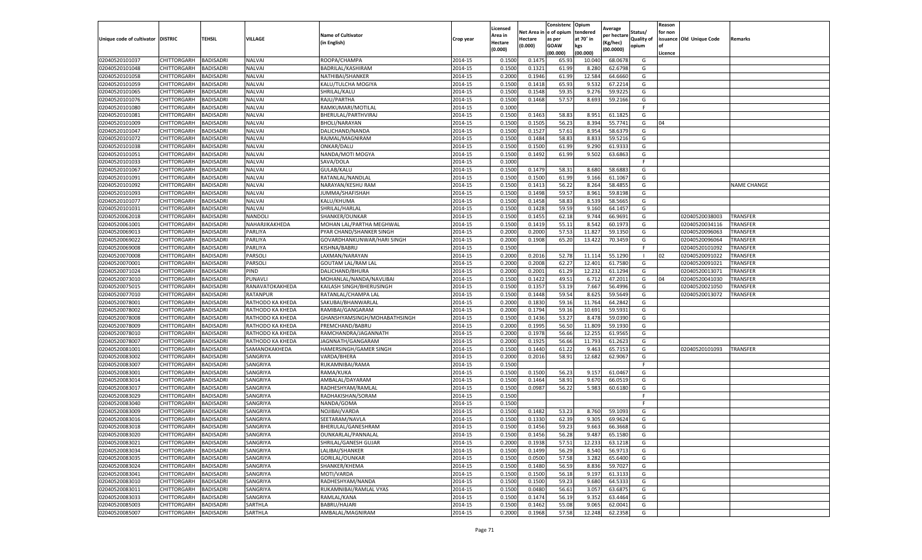| Unique code of cultivator | DISTRIC | TEHSIL | VILLAGE | Name of Cultivator (in English) | Crop year | Licensed Area in Hectare (0.000) | Net Area in Hectare (0.000) | Consistence of opium as per GOAW (00.000) | Opium tendered at 70° in kgs (00.000) | Average per hectare (Kg/hec) (00.0000) | Status/ Quality of opium | Reason for non issuance of Licence | Old Unique Code | Remarks |
|---|---|---|---|---|---|---|---|---|---|---|---|---|---|---|
| 02040520101037 | CHITTORGARH | BADISADRI | NALVAI | ROOPA/CHAMPA | 2014-15 | 0.1500 | 0.1475 | 65.93 | 10.040 | 68.0678 | G | | | |
| 02040520101048 | CHITTORGARH | BADISADRI | NALVAI | BADRILAL/KASHIRAM | 2014-15 | 0.1500 | 0.1321 | 61.99 | 8.280 | 62.6798 | G | | | |
| 02040520101058 | CHITTORGARH | BADISADRI | NALVAI | NATHIBAI/SHANKER | 2014-15 | 0.2000 | 0.1946 | 61.99 | 12.584 | 64.6660 | G | | | |
| 02040520101059 | CHITTORGARH | BADISADRI | NALVAI | KALU/TULCHA MOGIYA | 2014-15 | 0.1500 | 0.1418 | 65.93 | 9.532 | 67.2214 | G | | | |
| 02040520101065 | CHITTORGARH | BADISADRI | NALVAI | SHRILAL/KALU | 2014-15 | 0.1500 | 0.1548 | 59.35 | 9.276 | 59.9225 | G | | | |
| 02040520101076 | CHITTORGARH | BADISADRI | NALVAI | RAJU/PARTHA | 2014-15 | 0.1500 | 0.1468 | 57.57 | 8.693 | 59.2166 | G | | | |
| 02040520101080 | CHITTORGARH | BADISADRI | NALVAI | RAMKUMARI/MOTILAL | 2014-15 | 0.1000 | | | | | F | | | |
| 02040520101081 | CHITTORGARH | BADISADRI | NALVAI | BHERULAL/PARTHVIRAJ | 2014-15 | 0.1500 | 0.1463 | 58.83 | 8.951 | 61.1825 | G | | | |
| 02040520101009 | CHITTORGARH | BADISADRI | NALVAI | BHOLI/NARAYAN | 2014-15 | 0.1500 | 0.1505 | 56.23 | 8.394 | 55.7741 | G | 04 | | |
| 02040520101047 | CHITTORGARH | BADISADRI | NALVAI | DALICHAND/NANDA | 2014-15 | 0.1500 | 0.1527 | 57.61 | 8.954 | 58.6379 | G | | | |
| 02040520101072 | CHITTORGARH | BADISADRI | NALVAI | RAJMAL/MAGNIRAM | 2014-15 | 0.1500 | 0.1484 | 58.83 | 8.833 | 59.5216 | G | | | |
| 02040520101038 | CHITTORGARH | BADISADRI | NALVAI | ONKAR/DALU | 2014-15 | 0.1500 | 0.1500 | 61.99 | 9.290 | 61.9333 | G | | | |
| 02040520101051 | CHITTORGARH | BADISADRI | NALVAI | NANDA/MOTI MOGYA | 2014-15 | 0.1500 | 0.1492 | 61.99 | 9.502 | 63.6863 | G | | | |
| 02040520101033 | CHITTORGARH | BADISADRI | NALVAI | SAVA/DOLA | 2014-15 | 0.1000 | | | | | F | | | |
| 02040520101067 | CHITTORGARH | BADISADRI | NALVAI | GULAB/KALU | 2014-15 | 0.1500 | 0.1479 | 58.31 | 8.680 | 58.6883 | G | | | |
| 02040520101091 | CHITTORGARH | BADISADRI | NALVAI | RATANLAL/NANDLAL | 2014-15 | 0.1500 | 0.1500 | 61.99 | 9.166 | 61.1067 | G | | | |
| 02040520101092 | CHITTORGARH | BADISADRI | NALVAI | NARAYAN/KESHU RAM | 2014-15 | 0.1500 | 0.1413 | 56.22 | 8.264 | 58.4855 | G | | | NAME CHANGE |
| 02040520101093 | CHITTORGARH | BADISADRI | NALVAI | JUMMA/SHAFISHAH | 2014-15 | 0.1500 | 0.1498 | 59.57 | 8.961 | 59.8198 | G | | | |
| 02040520101077 | CHITTORGARH | BADISADRI | NALVAI | KALU/KHUMA | 2014-15 | 0.1500 | 0.1458 | 58.83 | 8.539 | 58.5665 | G | | | |
| 02040520101031 | CHITTORGARH | BADISADRI | NALVAI | SHRILAL/HARLAL | 2014-15 | 0.1500 | 0.1428 | 59.59 | 9.160 | 64.1457 | G | | | |
| 02040520062018 | CHITTORGARH | BADISADRI | NANDOLI | SHANKER/OUNKAR | 2014-15 | 0.1500 | 0.1455 | 62.18 | 9.744 | 66.9691 | G | | 02040520038003 | TRANSFER |
| 02040520061001 | CHITTORGARH | BADISADRI | NAHARJIKAKHEDA | MOHAN LAL/PARTHA MEGHWAL | 2014-15 | 0.1500 | 0.1419 | 55.11 | 8.542 | 60.1973 | G | | 02040520034116 | TRANSFER |
| 02040520069013 | CHITTORGARH | BADISADRI | PARLIYA | PYAR CHAND/SHANKER SINGH | 2014-15 | 0.2000 | 0.2000 | 57.53 | 11.827 | 59.1350 | G | | 02040520096063 | TRANSFER |
| 02040520069022 | CHITTORGARH | BADISADRI | PARLIYA | GOVARDHANKUNWAR/HARI SINGH | 2014-15 | 0.2000 | 0.1908 | 65.20 | 13.422 | 70.3459 | G | | 02040520096064 | TRANSFER |
| 02040520069008 | CHITTORGARH | BADISADRI | PARLIYA | KISHNA/BABRU | 2014-15 | 0.1500 | | | | | F | | 02040520101092 | TRANSFER |
| 02040520070008 | CHITTORGARH | BADISADRI | PARSOLI | LAXMAN/NARAYAN | 2014-15 | 0.2000 | 0.2016 | 52.78 | 11.114 | 55.1290 | I | 02 | 02040520091022 | TRANSFER |
| 02040520070001 | CHITTORGARH | BADISADRI | PARSOLI | GOUTAM LAL/RAM LAL | 2014-15 | 0.2000 | 0.2008 | 62.27 | 12.401 | 61.7580 | G | | 02040520091021 | TRANSFER |
| 02040520071024 | CHITTORGARH | BADISADRI | PIND | DALICHAND/BHURA | 2014-15 | 0.2000 | 0.2001 | 61.29 | 12.232 | 61.1294 | G | | 02040520013071 | TRANSFER |
| 02040520073010 | CHITTORGARH | BADISADRI | PUNAVLI | MOHANLAL/NANDA/NAVLIBAI | 2014-15 | 0.1500 | 0.1422 | 49.51 | 6.712 | 47.2011 | G | 04 | 02040520041030 | TRANSFER |
| 02040520075015 | CHITTORGARH | BADISADRI | RANAVATOKAKHEDA | KAILASH SINGH/BHERUSINGH | 2014-15 | 0.1500 | 0.1357 | 53.19 | 7.667 | 56.4996 | G | | 02040520021050 | TRANSFER |
| 02040520077010 | CHITTORGARH | BADISADRI | RATANPUR | RATANLAL/CHAMPA LAL | 2014-15 | 0.1500 | 0.1448 | 59.54 | 8.625 | 59.5649 | G | | 02040520013072 | TRANSFER |
| 02040520078001 | CHITTORGARH | BADISADRI | RATHODO KA KHEDA | SAKUBAI/BHANWARLAL | 2014-15 | 0.2000 | 0.1830 | 59.16 | 11.764 | 64.2842 | G | | | |
| 02040520078002 | CHITTORGARH | BADISADRI | RATHODO KA KHEDA | RAMIBAI/GANGARAM | 2014-15 | 0.2000 | 0.1794 | 59.16 | 10.691 | 59.5931 | G | | | |
| 02040520078008 | CHITTORGARH | BADISADRI | RATHODO KA KHEDA | GHANSHYAMSINGH/MOHABATHSINGH | 2014-15 | 0.1500 | 0.1436 | 53.27 | 8.478 | 59.0390 | G | | | |
| 02040520078009 | CHITTORGARH | BADISADRI | RATHODO KA KHEDA | PREMCHAND/BABRU | 2014-15 | 0.2000 | 0.1995 | 56.50 | 11.809 | 59.1930 | G | | | |
| 02040520078010 | CHITTORGARH | BADISADRI | RATHODO KA KHEDA | RAMCHANDRA/JAGANNATH | 2014-15 | 0.2000 | 0.1978 | 56.66 | 12.255 | 61.9565 | G | | | |
| 02040520078007 | CHITTORGARH | BADISADRI | RATHODO KA KHEDA | JAGNNATH/GANGARAM | 2014-15 | 0.2000 | 0.1925 | 56.66 | 11.793 | 61.2623 | G | | | |
| 02040520081001 | CHITTORGARH | BADISADRI | SAMANOKAKHEDA | HAMERSINGH/GAMER SINGH | 2014-15 | 0.1500 | 0.1440 | 61.22 | 9.463 | 65.7153 | G | | 02040520101093 | TRANSFER |
| 02040520083002 | CHITTORGARH | BADISADRI | SANGRIYA | VARDA/BHERA | 2014-15 | 0.2000 | 0.2016 | 58.91 | 12.682 | 62.9067 | G | | | |
| 02040520083007 | CHITTORGARH | BADISADRI | SANGRIYA | RUKAMNIBAI/RAMA | 2014-15 | 0.1500 | | | | | F | | | |
| 02040520083001 | CHITTORGARH | BADISADRI | SANGRIYA | RAMA/KUKA | 2014-15 | 0.1500 | 0.1500 | 56.23 | 9.157 | 61.0467 | G | | | |
| 02040520083014 | CHITTORGARH | BADISADRI | SANGRIYA | AMBALAL/DAYARAM | 2014-15 | 0.1500 | 0.1464 | 58.91 | 9.670 | 66.0519 | G | | | |
| 02040520083017 | CHITTORGARH | BADISADRI | SANGRIYA | RADHESHYAM/RAMLAL | 2014-15 | 0.1500 | 0.0987 | 56.22 | 5.983 | 60.6180 | G | | | |
| 02040520083029 | CHITTORGARH | BADISADRI | SANGRIYA | RADHAKISHAN/SORAM | 2014-15 | 0.1500 | | | | | F | | | |
| 02040520083040 | CHITTORGARH | BADISADRI | SANGRIYA | NANDA/GOMA | 2014-15 | 0.1500 | | | | | F | | | |
| 02040520083009 | CHITTORGARH | BADISADRI | SANGRIYA | NOJIBAI/VARDA | 2014-15 | 0.1500 | 0.1482 | 53.23 | 8.760 | 59.1093 | G | | | |
| 02040520083016 | CHITTORGARH | BADISADRI | SANGRIYA | SEETARAM/NAVLA | 2014-15 | 0.1500 | 0.1330 | 62.39 | 9.305 | 69.9624 | G | | | |
| 02040520083018 | CHITTORGARH | BADISADRI | SANGRIYA | BHERULAL/GANESHRAM | 2014-15 | 0.1500 | 0.1456 | 59.23 | 9.663 | 66.3668 | G | | | |
| 02040520083020 | CHITTORGARH | BADISADRI | SANGRIYA | OUNKARLAL/PANNALAL | 2014-15 | 0.1500 | 0.1456 | 56.28 | 9.487 | 65.1580 | G | | | |
| 02040520083021 | CHITTORGARH | BADISADRI | SANGRIYA | SHRILAL/GANESH GUJAR | 2014-15 | 0.2000 | 0.1938 | 57.51 | 12.233 | 63.1218 | G | | | |
| 02040520083034 | CHITTORGARH | BADISADRI | SANGRIYA | LALIBAI/SHANKER | 2014-15 | 0.1500 | 0.1499 | 56.29 | 8.540 | 56.9713 | G | | | |
| 02040520083035 | CHITTORGARH | BADISADRI | SANGRIYA | GORILAL/OUNKAR | 2014-15 | 0.1500 | 0.0500 | 57.58 | 3.282 | 65.6400 | G | | | |
| 02040520083024 | CHITTORGARH | BADISADRI | SANGRIYA | SHANKER/KHEMA | 2014-15 | 0.1500 | 0.1480 | 56.59 | 8.836 | 59.7027 | G | | | |
| 02040520083041 | CHITTORGARH | BADISADRI | SANGRIYA | MOTI/VARDA | 2014-15 | 0.1500 | 0.1500 | 56.18 | 9.197 | 61.3133 | G | | | |
| 02040520083010 | CHITTORGARH | BADISADRI | SANGRIYA | RADHESHYAM/NANDA | 2014-15 | 0.1500 | 0.1500 | 59.23 | 9.680 | 64.5333 | G | | | |
| 02040520083011 | CHITTORGARH | BADISADRI | SANGRIYA | RUKAMNIBAI/RAMLAL VYAS | 2014-15 | 0.1500 | 0.0480 | 56.61 | 3.057 | 63.6875 | G | | | |
| 02040520083033 | CHITTORGARH | BADISADRI | SANGRIYA | RAMLAL/KANA | 2014-15 | 0.1500 | 0.1474 | 56.19 | 9.352 | 63.4464 | G | | | |
| 02040520085003 | CHITTORGARH | BADISADRI | SARTHLA | BABRU/HAJARI | 2014-15 | 0.1500 | 0.1462 | 55.08 | 9.065 | 62.0041 | G | | | |
| 02040520085007 | CHITTORGARH | BADISADRI | SARTHLA | AMBALAL/MAGNIRAM | 2014-15 | 0.2000 | 0.1968 | 57.58 | 12.248 | 62.2358 | G | | | |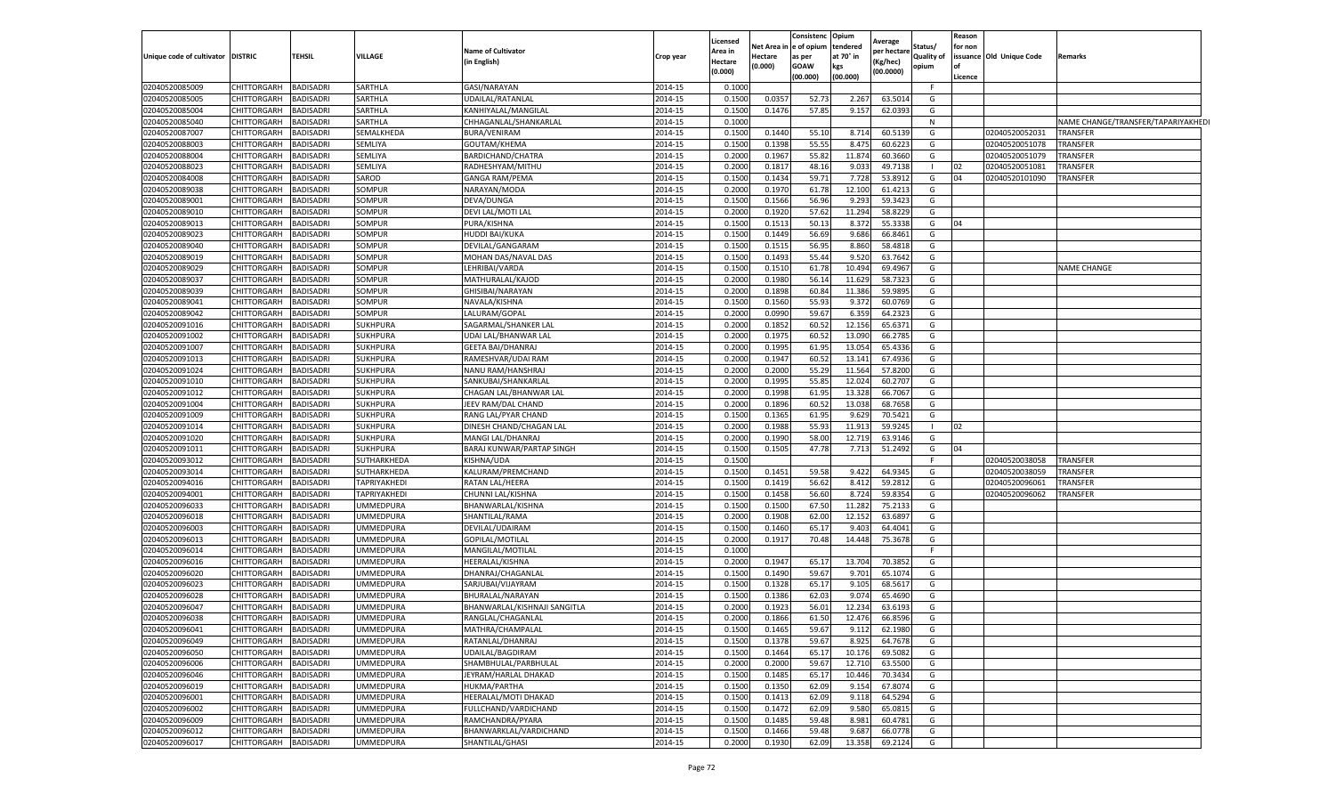| Unique code of cultivator | DISTRIC | TEHSIL | VILLAGE | Name of Cultivator (in English) | Crop year | Licensed Area in Hectare (0.000) | Net Area in Hectare (0.000) | Consistenc e of opium as per GOAW (00.000) | Opium tendered at 70° in kgs (00.000) | Average per hectare (Kg/hec) (00.0000) | Status/ Quality of opium | Reason for non issuance of Licence | Old Unique Code | Remarks |
|---|---|---|---|---|---|---|---|---|---|---|---|---|---|---|
| 02040520085009 | CHITTORGARH | BADISADRI | SARTHLA | GASI/NARAYAN | 2014-15 | 0.1000 | | | | | F | | | |
| 02040520085005 | CHITTORGARH | BADISADRI | SARTHLA | UDAILAL/RATANLAL | 2014-15 | 0.1500 | 0.0357 | 52.73 | 2.267 | 63.5014 | G | | | |
| 02040520085004 | CHITTORGARH | BADISADRI | SARTHLA | KANHIYALAL/MANGILAL | 2014-15 | 0.1500 | 0.1476 | 57.85 | 9.157 | 62.0393 | G | | | |
| 02040520085040 | CHITTORGARH | BADISADRI | SARTHLA | CHHAGANLAL/SHANKARLAL | 2014-15 | 0.1000 | | | | | N | | | NAME CHANGE/TRANSFER/TAPARIYAKHEDI |
| 02040520087007 | CHITTORGARH | BADISADRI | SEMALKHEDA | BURA/VENIRAM | 2014-15 | 0.1500 | 0.1440 | 55.10 | 8.714 | 60.5139 | G | | 02040520052031 | TRANSFER |
| 02040520088003 | CHITTORGARH | BADISADRI | SEMLIYA | GOUTAM/KHEMA | 2014-15 | 0.1500 | 0.1398 | 55.55 | 8.475 | 60.6223 | G | | 02040520051078 | TRANSFER |
| 02040520088004 | CHITTORGARH | BADISADRI | SEMLIYA | BARDICHAND/CHATRA | 2014-15 | 0.2000 | 0.1967 | 55.82 | 11.874 | 60.3660 | G | | 02040520051079 | TRANSFER |
| 02040520088023 | CHITTORGARH | BADISADRI | SEMLIYA | RADHESHYAM/MITHU | 2014-15 | 0.2000 | 0.1817 | 48.16 | 9.033 | 49.7138 | I | 02 | 02040520051081 | TRANSFER |
| 02040520084008 | CHITTORGARH | BADISADRI | SAROD | GANGA RAM/PEMA | 2014-15 | 0.1500 | 0.1434 | 59.71 | 7.728 | 53.8912 | G | 04 | 02040520101090 | TRANSFER |
| 02040520089038 | CHITTORGARH | BADISADRI | SOMPUR | NARAYAN/MODA | 2014-15 | 0.2000 | 0.1970 | 61.78 | 12.100 | 61.4213 | G | | | |
| 02040520089001 | CHITTORGARH | BADISADRI | SOMPUR | DEVA/DUNGA | 2014-15 | 0.1500 | 0.1566 | 56.96 | 9.293 | 59.3423 | G | | | |
| 02040520089010 | CHITTORGARH | BADISADRI | SOMPUR | DEVI LAL/MOTI LAL | 2014-15 | 0.2000 | 0.1920 | 57.62 | 11.294 | 58.8229 | G | | | |
| 02040520089013 | CHITTORGARH | BADISADRI | SOMPUR | PURA/KISHNA | 2014-15 | 0.1500 | 0.1513 | 50.13 | 8.372 | 55.3338 | G | 04 | | |
| 02040520089023 | CHITTORGARH | BADISADRI | SOMPUR | HUDDI BAI/KUKA | 2014-15 | 0.1500 | 0.1449 | 56.69 | 9.686 | 66.8461 | G | | | |
| 02040520089040 | CHITTORGARH | BADISADRI | SOMPUR | DEVILAL/GANGARAM | 2014-15 | 0.1500 | 0.1515 | 56.95 | 8.860 | 58.4818 | G | | | |
| 02040520089019 | CHITTORGARH | BADISADRI | SOMPUR | MOHAN DAS/NAVAL DAS | 2014-15 | 0.1500 | 0.1493 | 55.44 | 9.520 | 63.7642 | G | | | |
| 02040520089029 | CHITTORGARH | BADISADRI | SOMPUR | LEHRIBAI/VARDA | 2014-15 | 0.1500 | 0.1510 | 61.78 | 10.494 | 69.4967 | G | | | NAME CHANGE |
| 02040520089037 | CHITTORGARH | BADISADRI | SOMPUR | MATHURALAL/KAJOD | 2014-15 | 0.2000 | 0.1980 | 56.14 | 11.629 | 58.7323 | G | | | |
| 02040520089039 | CHITTORGARH | BADISADRI | SOMPUR | GHISIBAI/NARAYAN | 2014-15 | 0.2000 | 0.1898 | 60.84 | 11.386 | 59.9895 | G | | | |
| 02040520089041 | CHITTORGARH | BADISADRI | SOMPUR | NAVALA/KISHNA | 2014-15 | 0.1500 | 0.1560 | 55.93 | 9.372 | 60.0769 | G | | | |
| 02040520089042 | CHITTORGARH | BADISADRI | SOMPUR | LALURAM/GOPAL | 2014-15 | 0.2000 | 0.0990 | 59.67 | 6.359 | 64.2323 | G | | | |
| 02040520091016 | CHITTORGARH | BADISADRI | SUKHPURA | SAGARMAL/SHANKER LAL | 2014-15 | 0.2000 | 0.1852 | 60.52 | 12.156 | 65.6371 | G | | | |
| 02040520091002 | CHITTORGARH | BADISADRI | SUKHPURA | UDAI LAL/BHANWAR LAL | 2014-15 | 0.2000 | 0.1975 | 60.52 | 13.090 | 66.2785 | G | | | |
| 02040520091007 | CHITTORGARH | BADISADRI | SUKHPURA | GEETA BAI/DHANRAJ | 2014-15 | 0.2000 | 0.1995 | 61.95 | 13.054 | 65.4336 | G | | | |
| 02040520091013 | CHITTORGARH | BADISADRI | SUKHPURA | RAMESHVAR/UDAI RAM | 2014-15 | 0.2000 | 0.1947 | 60.52 | 13.141 | 67.4936 | G | | | |
| 02040520091024 | CHITTORGARH | BADISADRI | SUKHPURA | NANU RAM/HANSHRAJ | 2014-15 | 0.2000 | 0.2000 | 55.29 | 11.564 | 57.8200 | G | | | |
| 02040520091010 | CHITTORGARH | BADISADRI | SUKHPURA | SANKUBAI/SHANKARLAL | 2014-15 | 0.2000 | 0.1995 | 55.85 | 12.024 | 60.2707 | G | | | |
| 02040520091012 | CHITTORGARH | BADISADRI | SUKHPURA | CHAGAN LAL/BHANWAR LAL | 2014-15 | 0.2000 | 0.1998 | 61.95 | 13.328 | 66.7067 | G | | | |
| 02040520091004 | CHITTORGARH | BADISADRI | SUKHPURA | JEEV RAM/DAL CHAND | 2014-15 | 0.2000 | 0.1896 | 60.52 | 13.038 | 68.7658 | G | | | |
| 02040520091009 | CHITTORGARH | BADISADRI | SUKHPURA | RANG LAL/PYAR CHAND | 2014-15 | 0.1500 | 0.1365 | 61.95 | 9.629 | 70.5421 | G | | | |
| 02040520091014 | CHITTORGARH | BADISADRI | SUKHPURA | DINESH CHAND/CHAGAN LAL | 2014-15 | 0.2000 | 0.1988 | 55.93 | 11.913 | 59.9245 | I | 02 | | |
| 02040520091020 | CHITTORGARH | BADISADRI | SUKHPURA | MANGI LAL/DHANRAJ | 2014-15 | 0.2000 | 0.1990 | 58.00 | 12.719 | 63.9146 | G | | | |
| 02040520091011 | CHITTORGARH | BADISADRI | SUKHPURA | BARAJ KUNWAR/PARTAP SINGH | 2014-15 | 0.1500 | 0.1505 | 47.78 | 7.713 | 51.2492 | G | 04 | | |
| 02040520093012 | CHITTORGARH | BADISADRI | SUTHARKHEDA | KISHNA/UDA | 2014-15 | 0.1500 | | | | | F | | 02040520038058 | TRANSFER |
| 02040520093014 | CHITTORGARH | BADISADRI | SUTHARKHEDA | KALURAM/PREMCHAND | 2014-15 | 0.1500 | 0.1451 | 59.58 | 9.422 | 64.9345 | G | | 02040520038059 | TRANSFER |
| 02040520094016 | CHITTORGARH | BADISADRI | TAPRIYAKHEDI | RATAN LAL/HEERA | 2014-15 | 0.1500 | 0.1419 | 56.62 | 8.412 | 59.2812 | G | | 02040520096061 | TRANSFER |
| 02040520094001 | CHITTORGARH | BADISADRI | TAPRIYAKHEDI | CHUNNI LAL/KISHNA | 2014-15 | 0.1500 | 0.1458 | 56.60 | 8.724 | 59.8354 | G | | 02040520096062 | TRANSFER |
| 02040520096033 | CHITTORGARH | BADISADRI | UMMEDPURA | BHANWARLAL/KISHNA | 2014-15 | 0.1500 | 0.1500 | 67.50 | 11.282 | 75.2133 | G | | | |
| 02040520096018 | CHITTORGARH | BADISADRI | UMMEDPURA | SHANTILAL/RAMA | 2014-15 | 0.2000 | 0.1908 | 62.00 | 12.152 | 63.6897 | G | | | |
| 02040520096003 | CHITTORGARH | BADISADRI | UMMEDPURA | DEVILAL/UDAIRAM | 2014-15 | 0.1500 | 0.1460 | 65.17 | 9.403 | 64.4041 | G | | | |
| 02040520096013 | CHITTORGARH | BADISADRI | UMMEDPURA | GOPILAL/MOTILAL | 2014-15 | 0.2000 | 0.1917 | 70.48 | 14.448 | 75.3678 | G | | | |
| 02040520096014 | CHITTORGARH | BADISADRI | UMMEDPURA | MANGILAL/MOTILAL | 2014-15 | 0.1000 | | | | | F | | | |
| 02040520096016 | CHITTORGARH | BADISADRI | UMMEDPURA | HEERALAL/KISHNA | 2014-15 | 0.2000 | 0.1947 | 65.17 | 13.704 | 70.3852 | G | | | |
| 02040520096020 | CHITTORGARH | BADISADRI | UMMEDPURA | DHANRAJ/CHAGANLAL | 2014-15 | 0.1500 | 0.1490 | 59.67 | 9.701 | 65.1074 | G | | | |
| 02040520096023 | CHITTORGARH | BADISADRI | UMMEDPURA | SARJUBAI/VIJAYRAM | 2014-15 | 0.1500 | 0.1328 | 65.17 | 9.105 | 68.5617 | G | | | |
| 02040520096028 | CHITTORGARH | BADISADRI | UMMEDPURA | BHURALAL/NARAYAN | 2014-15 | 0.1500 | 0.1386 | 62.03 | 9.074 | 65.4690 | G | | | |
| 02040520096047 | CHITTORGARH | BADISADRI | UMMEDPURA | BHANWARLAL/KISHNAJI SANGITLA | 2014-15 | 0.2000 | 0.1923 | 56.01 | 12.234 | 63.6193 | G | | | |
| 02040520096038 | CHITTORGARH | BADISADRI | UMMEDPURA | RANGLAL/CHAGANLAL | 2014-15 | 0.2000 | 0.1866 | 61.50 | 12.476 | 66.8596 | G | | | |
| 02040520096041 | CHITTORGARH | BADISADRI | UMMEDPURA | MATHRA/CHAMPALAL | 2014-15 | 0.1500 | 0.1465 | 59.67 | 9.112 | 62.1980 | G | | | |
| 02040520096049 | CHITTORGARH | BADISADRI | UMMEDPURA | RATANLAL/DHANRAJ | 2014-15 | 0.1500 | 0.1378 | 59.67 | 8.925 | 64.7678 | G | | | |
| 02040520096050 | CHITTORGARH | BADISADRI | UMMEDPURA | UDAILAL/BAGDIRAM | 2014-15 | 0.1500 | 0.1464 | 65.17 | 10.176 | 69.5082 | G | | | |
| 02040520096006 | CHITTORGARH | BADISADRI | UMMEDPURA | SHAMBHULAL/PARBHULAL | 2014-15 | 0.2000 | 0.2000 | 59.67 | 12.710 | 63.5500 | G | | | |
| 02040520096046 | CHITTORGARH | BADISADRI | UMMEDPURA | JEYRAM/HARLAL DHAKAD | 2014-15 | 0.1500 | 0.1485 | 65.17 | 10.446 | 70.3434 | G | | | |
| 02040520096019 | CHITTORGARH | BADISADRI | UMMEDPURA | HUKMA/PARTHA | 2014-15 | 0.1500 | 0.1350 | 62.09 | 9.154 | 67.8074 | G | | | |
| 02040520096001 | CHITTORGARH | BADISADRI | UMMEDPURA | HEERALAL/MOTI DHAKAD | 2014-15 | 0.1500 | 0.1413 | 62.09 | 9.118 | 64.5294 | G | | | |
| 02040520096002 | CHITTORGARH | BADISADRI | UMMEDPURA | FULLCHAND/VARDICHAND | 2014-15 | 0.1500 | 0.1472 | 62.09 | 9.580 | 65.0815 | G | | | |
| 02040520096009 | CHITTORGARH | BADISADRI | UMMEDPURA | RAMCHANDRA/PYARA | 2014-15 | 0.1500 | 0.1485 | 59.48 | 8.981 | 60.4781 | G | | | |
| 02040520096012 | CHITTORGARH | BADISADRI | UMMEDPURA | BHANWARKLAL/VARDICHAND | 2014-15 | 0.1500 | 0.1466 | 59.48 | 9.687 | 66.0778 | G | | | |
| 02040520096017 | CHITTORGARH | BADISADRI | UMMEDPURA | SHANTILAL/GHASI | 2014-15 | 0.2000 | 0.1930 | 62.09 | 13.358 | 69.2124 | G | | | |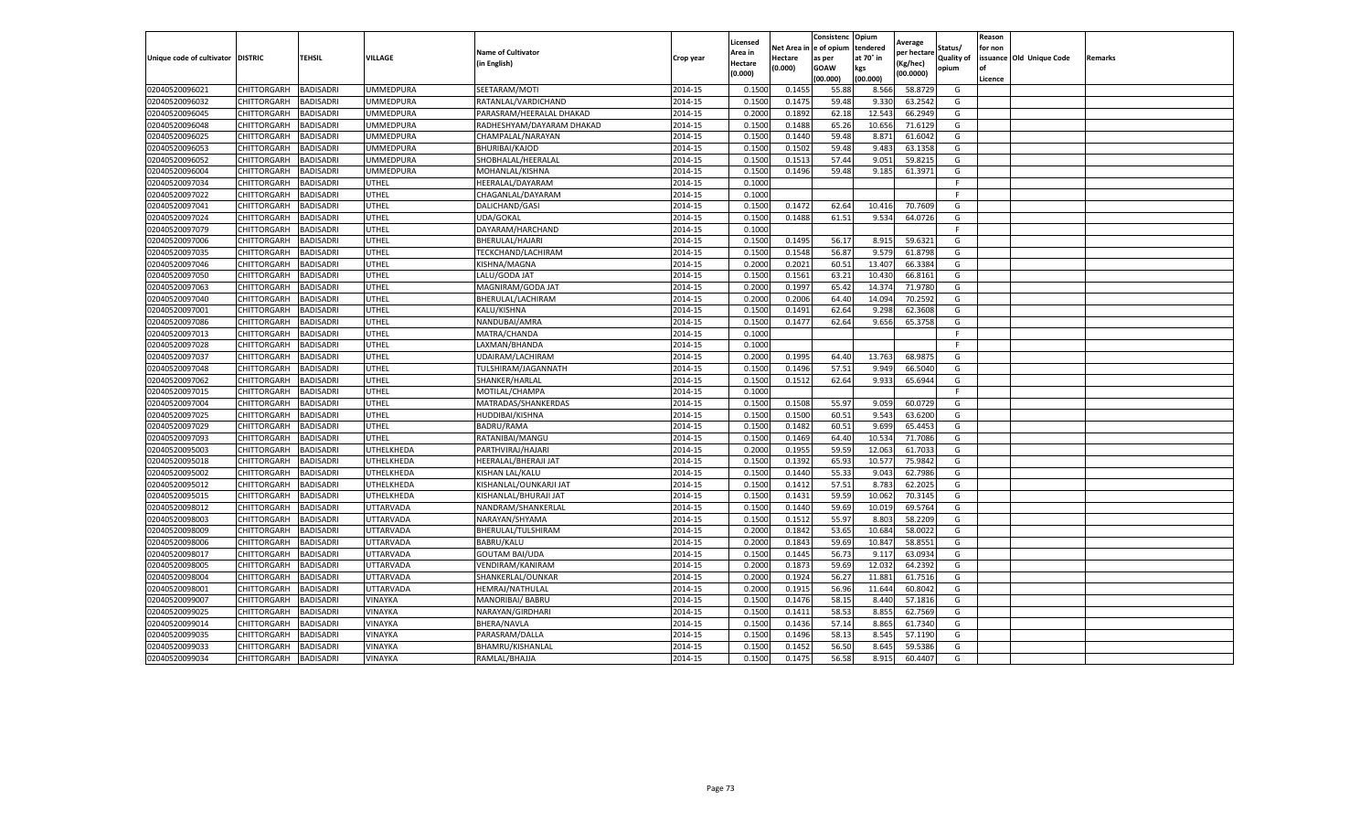| Unique code of cultivator | DISTRIC | TEHSIL | VILLAGE | Name of Cultivator (in English) | Crop year | Licensed Area in Hectare (0.000) | Net Area in Hectare (0.000) | Consistence of opium as per GOAW (00.000) | Opium tendered at 70° in kgs (00.000) | Average per hectare (Kg/hec) (00.0000) | Status/ Quality of opium | Reason for non issuance of Licence | Old Unique Code | Remarks |
|---|---|---|---|---|---|---|---|---|---|---|---|---|---|---|
| 02040520096021 | CHITTORGARH | BADISADRI | UMMEDPURA | SEETARAM/MOTI | 2014-15 | 0.1500 | 0.1455 | 55.88 | 8.566 | 58.8729 | G | | | |
| 02040520096032 | CHITTORGARH | BADISADRI | UMMEDPURA | RATANLAL/VARDICHAND | 2014-15 | 0.1500 | 0.1475 | 59.48 | 9.330 | 63.2542 | G | | | |
| 02040520096045 | CHITTORGARH | BADISADRI | UMMEDPURA | PARASRAM/HEERALAL DHAKAD | 2014-15 | 0.2000 | 0.1892 | 62.18 | 12.543 | 66.2949 | G | | | |
| 02040520096048 | CHITTORGARH | BADISADRI | UMMEDPURA | RADHESHYAM/DAYARAM DHAKAD | 2014-15 | 0.1500 | 0.1488 | 65.26 | 10.656 | 71.6129 | G | | | |
| 02040520096025 | CHITTORGARH | BADISADRI | UMMEDPURA | CHAMPALAL/NARAYAN | 2014-15 | 0.1500 | 0.1440 | 59.48 | 8.871 | 61.6042 | G | | | |
| 02040520096053 | CHITTORGARH | BADISADRI | UMMEDPURA | BHURIBAI/KAJOD | 2014-15 | 0.1500 | 0.1502 | 59.48 | 9.483 | 63.1358 | G | | | |
| 02040520096052 | CHITTORGARH | BADISADRI | UMMEDPURA | SHOBHALAL/HEERALAL | 2014-15 | 0.1500 | 0.1513 | 57.44 | 9.051 | 59.8215 | G | | | |
| 02040520096004 | CHITTORGARH | BADISADRI | UMMEDPURA | MOHANLAL/KISHNA | 2014-15 | 0.1500 | 0.1496 | 59.48 | 9.185 | 61.3971 | G | | | |
| 02040520097034 | CHITTORGARH | BADISADRI | UTHEL | HEERALAL/DAYARAM | 2014-15 | 0.1000 | | | | | F | | | |
| 02040520097022 | CHITTORGARH | BADISADRI | UTHEL | CHAGANLAL/DAYARAM | 2014-15 | 0.1000 | | | | | F | | | |
| 02040520097041 | CHITTORGARH | BADISADRI | UTHEL | DALICHAND/GASI | 2014-15 | 0.1500 | 0.1472 | 62.64 | 10.416 | 70.7609 | G | | | |
| 02040520097024 | CHITTORGARH | BADISADRI | UTHEL | UDA/GOKAL | 2014-15 | 0.1500 | 0.1488 | 61.51 | 9.534 | 64.0726 | G | | | |
| 02040520097079 | CHITTORGARH | BADISADRI | UTHEL | DAYARAM/HARCHAND | 2014-15 | 0.1000 | | | | | F | | | |
| 02040520097006 | CHITTORGARH | BADISADRI | UTHEL | BHERULAL/HAJARI | 2014-15 | 0.1500 | 0.1495 | 56.17 | 8.915 | 59.6321 | G | | | |
| 02040520097035 | CHITTORGARH | BADISADRI | UTHEL | TECKCHAND/LACHIRAM | 2014-15 | 0.1500 | 0.1548 | 56.87 | 9.579 | 61.8798 | G | | | |
| 02040520097046 | CHITTORGARH | BADISADRI | UTHEL | KISHNA/MAGNA | 2014-15 | 0.2000 | 0.2021 | 60.51 | 13.407 | 66.3384 | G | | | |
| 02040520097050 | CHITTORGARH | BADISADRI | UTHEL | LALU/GODA JAT | 2014-15 | 0.1500 | 0.1561 | 63.21 | 10.430 | 66.8161 | G | | | |
| 02040520097063 | CHITTORGARH | BADISADRI | UTHEL | MAGNIRAM/GODA JAT | 2014-15 | 0.2000 | 0.1997 | 65.42 | 14.374 | 71.9780 | G | | | |
| 02040520097040 | CHITTORGARH | BADISADRI | UTHEL | BHERULAL/LACHIRAM | 2014-15 | 0.2000 | 0.2006 | 64.40 | 14.094 | 70.2592 | G | | | |
| 02040520097001 | CHITTORGARH | BADISADRI | UTHEL | KALU/KISHNA | 2014-15 | 0.1500 | 0.1491 | 62.64 | 9.298 | 62.3608 | G | | | |
| 02040520097086 | CHITTORGARH | BADISADRI | UTHEL | NANDUBAI/AMRA | 2014-15 | 0.1500 | 0.1477 | 62.64 | 9.656 | 65.3758 | G | | | |
| 02040520097013 | CHITTORGARH | BADISADRI | UTHEL | MATRA/CHANDA | 2014-15 | 0.1000 | | | | | F | | | |
| 02040520097028 | CHITTORGARH | BADISADRI | UTHEL | LAXMAN/BHANDA | 2014-15 | 0.1000 | | | | | F | | | |
| 02040520097037 | CHITTORGARH | BADISADRI | UTHEL | UDAIRAM/LACHIRAM | 2014-15 | 0.2000 | 0.1995 | 64.40 | 13.763 | 68.9875 | G | | | |
| 02040520097048 | CHITTORGARH | BADISADRI | UTHEL | TULSHIRAM/JAGANNATH | 2014-15 | 0.1500 | 0.1496 | 57.51 | 9.949 | 66.5040 | G | | | |
| 02040520097062 | CHITTORGARH | BADISADRI | UTHEL | SHANKER/HARLAL | 2014-15 | 0.1500 | 0.1512 | 62.64 | 9.933 | 65.6944 | G | | | |
| 02040520097015 | CHITTORGARH | BADISADRI | UTHEL | MOTILAL/CHAMPA | 2014-15 | 0.1000 | | | | | F | | | |
| 02040520097004 | CHITTORGARH | BADISADRI | UTHEL | MATRADAS/SHANKERDAS | 2014-15 | 0.1500 | 0.1508 | 55.97 | 9.059 | 60.0729 | G | | | |
| 02040520097025 | CHITTORGARH | BADISADRI | UTHEL | HUDDIBAI/KISHNA | 2014-15 | 0.1500 | 0.1500 | 60.51 | 9.543 | 63.6200 | G | | | |
| 02040520097029 | CHITTORGARH | BADISADRI | UTHEL | BADRU/RAMA | 2014-15 | 0.1500 | 0.1482 | 60.51 | 9.699 | 65.4453 | G | | | |
| 02040520097093 | CHITTORGARH | BADISADRI | UTHEL | RATANIBAI/MANGU | 2014-15 | 0.1500 | 0.1469 | 64.40 | 10.534 | 71.7086 | G | | | |
| 02040520095003 | CHITTORGARH | BADISADRI | UTHELKHEDA | PARTHVIRAJ/HAJARI | 2014-15 | 0.2000 | 0.1955 | 59.59 | 12.063 | 61.7033 | G | | | |
| 02040520095018 | CHITTORGARH | BADISADRI | UTHELKHEDA | HEERALAL/BHERAJI JAT | 2014-15 | 0.1500 | 0.1392 | 65.93 | 10.577 | 75.9842 | G | | | |
| 02040520095002 | CHITTORGARH | BADISADRI | UTHELKHEDA | KISHAN LAL/KALU | 2014-15 | 0.1500 | 0.1440 | 55.33 | 9.043 | 62.7986 | G | | | |
| 02040520095012 | CHITTORGARH | BADISADRI | UTHELKHEDA | KISHANLAL/OUNKARJI JAT | 2014-15 | 0.1500 | 0.1412 | 57.51 | 8.783 | 62.2025 | G | | | |
| 02040520095015 | CHITTORGARH | BADISADRI | UTHELKHEDA | KISHANLAL/BHURAJI JAT | 2014-15 | 0.1500 | 0.1431 | 59.59 | 10.062 | 70.3145 | G | | | |
| 02040520098012 | CHITTORGARH | BADISADRI | UTTARVADA | NANDRAM/SHANKERLAL | 2014-15 | 0.1500 | 0.1440 | 59.69 | 10.019 | 69.5764 | G | | | |
| 02040520098003 | CHITTORGARH | BADISADRI | UTTARVADA | NARAYAN/SHYAMA | 2014-15 | 0.1500 | 0.1512 | 55.97 | 8.803 | 58.2209 | G | | | |
| 02040520098009 | CHITTORGARH | BADISADRI | UTTARVADA | BHERULAL/TULSHIRAM | 2014-15 | 0.2000 | 0.1842 | 53.65 | 10.684 | 58.0022 | G | | | |
| 02040520098006 | CHITTORGARH | BADISADRI | UTTARVADA | BABRU/KALU | 2014-15 | 0.2000 | 0.1843 | 59.69 | 10.847 | 58.8551 | G | | | |
| 02040520098017 | CHITTORGARH | BADISADRI | UTTARVADA | GOUTAM BAI/UDA | 2014-15 | 0.1500 | 0.1445 | 56.73 | 9.117 | 63.0934 | G | | | |
| 02040520098005 | CHITTORGARH | BADISADRI | UTTARVADA | VENDIRAM/KANIRAM | 2014-15 | 0.2000 | 0.1873 | 59.69 | 12.032 | 64.2392 | G | | | |
| 02040520098004 | CHITTORGARH | BADISADRI | UTTARVADA | SHANKERLAL/OUNKAR | 2014-15 | 0.2000 | 0.1924 | 56.27 | 11.881 | 61.7516 | G | | | |
| 02040520098001 | CHITTORGARH | BADISADRI | UTTARVADA | HEMRAJ/NATHULAL | 2014-15 | 0.2000 | 0.1915 | 56.96 | 11.644 | 60.8042 | G | | | |
| 02040520099007 | CHITTORGARH | BADISADRI | VINAYKA | MANORIBAI/ BABRU | 2014-15 | 0.1500 | 0.1476 | 58.15 | 8.440 | 57.1816 | G | | | |
| 02040520099025 | CHITTORGARH | BADISADRI | VINAYKA | NARAYAN/GIRDHARI | 2014-15 | 0.1500 | 0.1411 | 58.53 | 8.855 | 62.7569 | G | | | |
| 02040520099014 | CHITTORGARH | BADISADRI | VINAYKA | BHERA/NAVLA | 2014-15 | 0.1500 | 0.1436 | 57.14 | 8.865 | 61.7340 | G | | | |
| 02040520099035 | CHITTORGARH | BADISADRI | VINAYKA | PARASRAM/DALLA | 2014-15 | 0.1500 | 0.1496 | 58.13 | 8.545 | 57.1190 | G | | | |
| 02040520099033 | CHITTORGARH | BADISADRI | VINAYKA | BHAMRU/KISHANLAL | 2014-15 | 0.1500 | 0.1452 | 56.50 | 8.645 | 59.5386 | G | | | |
| 02040520099034 | CHITTORGARH | BADISADRI | VINAYKA | RAMLAL/BHAJJA | 2014-15 | 0.1500 | 0.1475 | 56.58 | 8.915 | 60.4407 | G | | | |